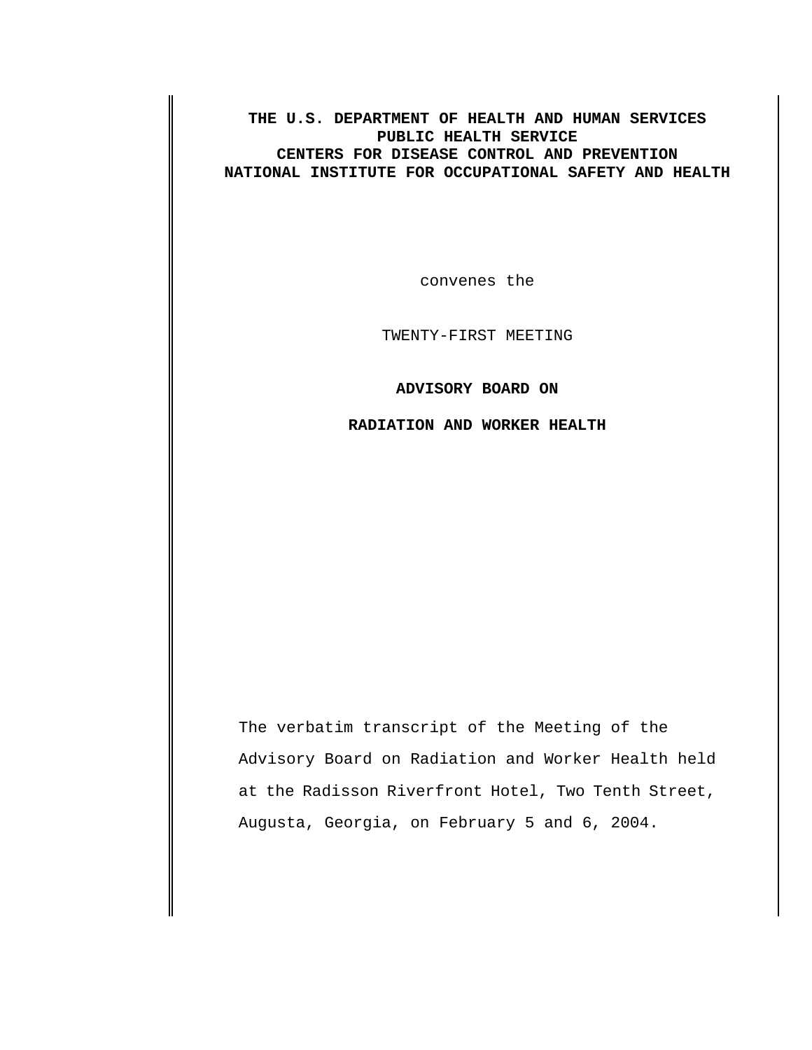**THE U.S. DEPARTMENT OF HEALTH AND HUMAN SERVICES**
**PUBLIC HEALTH SERVICE**
**CENTERS FOR DISEASE CONTROL AND PREVENTION**
**NATIONAL INSTITUTE FOR OCCUPATIONAL SAFETY AND HEALTH**

convenes the

TWENTY-FIRST MEETING

# ADVISORY BOARD ON

# RADIATION AND WORKER HEALTH

The verbatim transcript of the Meeting of the Advisory Board on Radiation and Worker Health held at the Radisson Riverfront Hotel, Two Tenth Street, Augusta, Georgia, on February 5 and 6, 2004.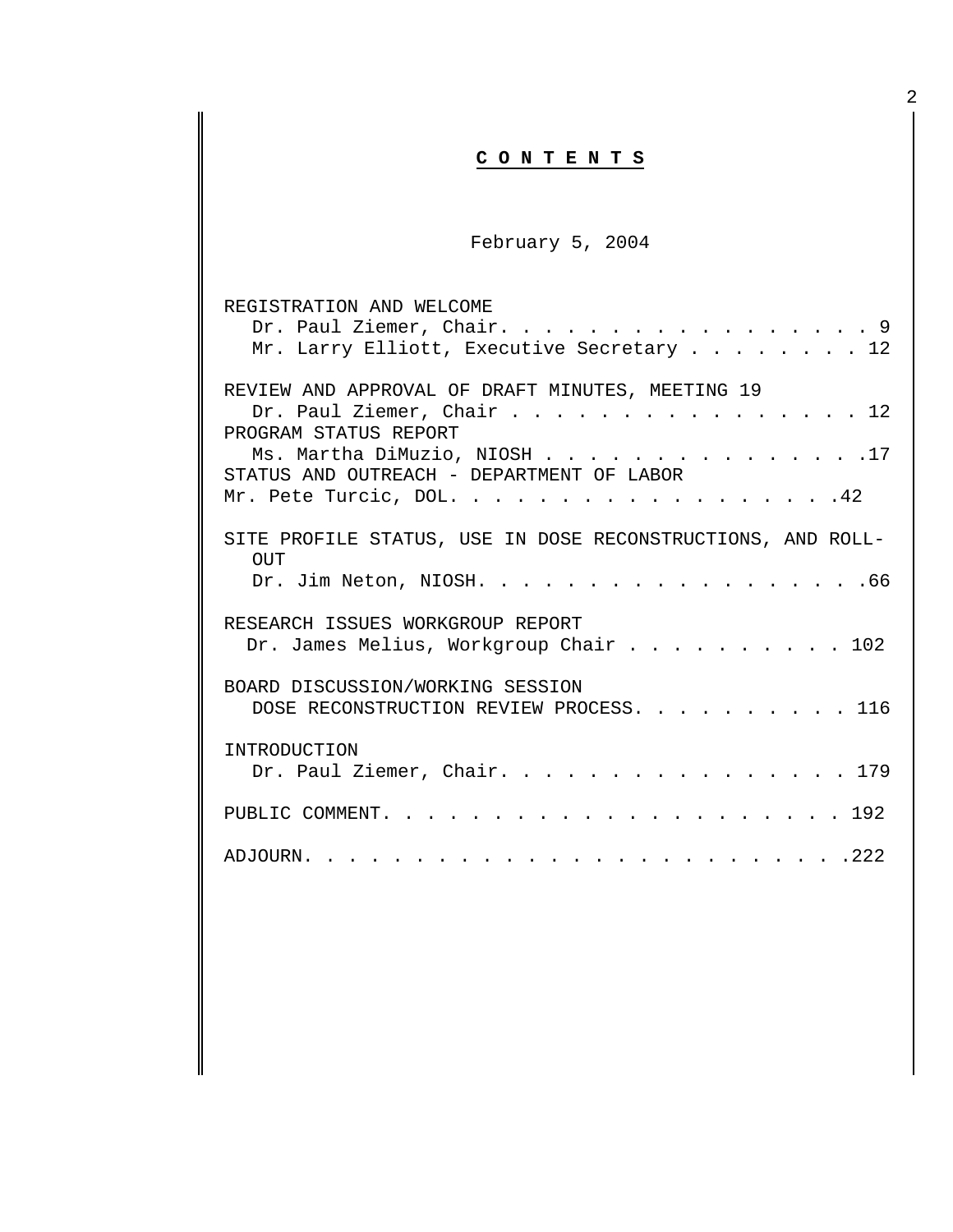# CONTENTS

February 5, 2004

REGISTRATION AND WELCOME
Dr. Paul Ziemer, Chair. . . . . . . . . . . . . . . . . . 9
Mr. Larry Elliott, Executive Secretary . . . . . . . . 12

REVIEW AND APPROVAL OF DRAFT MINUTES, MEETING 19
Dr. Paul Ziemer, Chair . . . . . . . . . . . . . . . . 12

PROGRAM STATUS REPORT
Ms. Martha DiMuzio, NIOSH . . . . . . . . . . . . . . .17

STATUS AND OUTREACH - DEPARTMENT OF LABOR
Mr. Pete Turcic, DOL. . . . . . . . . . . . . . . . . .42

SITE PROFILE STATUS, USE IN DOSE RECONSTRUCTIONS, AND ROLL-OUT
Dr. Jim Neton, NIOSH. . . . . . . . . . . . . . . . . .66

RESEARCH ISSUES WORKGROUP REPORT
Dr. James Melius, Workgroup Chair . . . . . . . . . . 102

BOARD DISCUSSION/WORKING SESSION
DOSE RECONSTRUCTION REVIEW PROCESS. . . . . . . . . . 116

INTRODUCTION
Dr. Paul Ziemer, Chair. . . . . . . . . . . . . . . . 179

PUBLIC COMMENT. . . . . . . . . . . . . . . . . . . . . 192

ADJOURN. . . . . . . . . . . . . . . . . . . . . . . . .222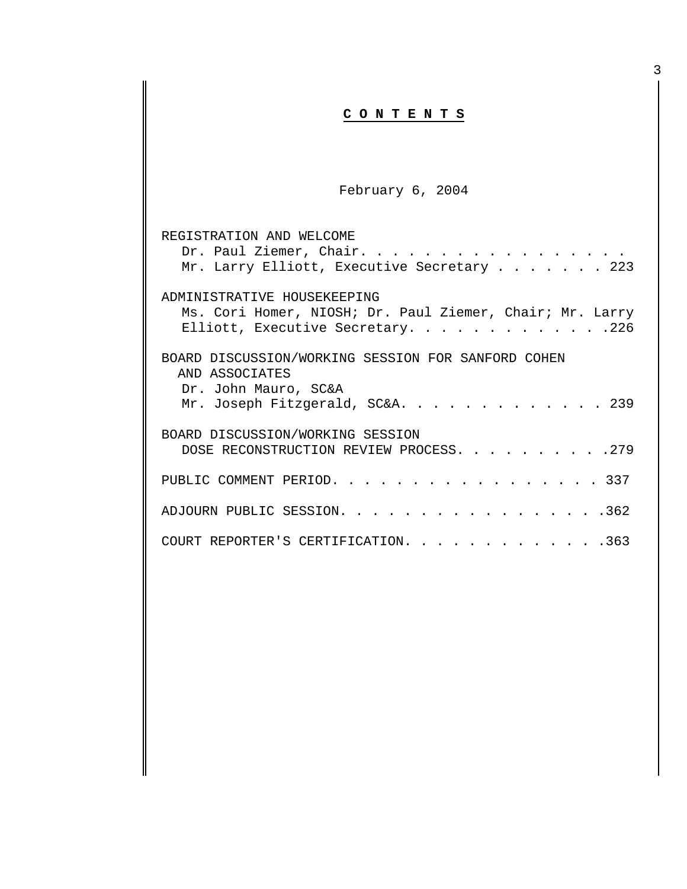# CONTENTS

February 6, 2004

REGISTRATION AND WELCOME
Dr. Paul Ziemer, Chair. . . . . . . . . . . . . . . . . .
Mr. Larry Elliott, Executive Secretary . . . . . . . 223

ADMINISTRATIVE HOUSEKEEPING
Ms. Cori Homer, NIOSH; Dr. Paul Ziemer, Chair; Mr. Larry Elliott, Executive Secretary. . . . . . . . . . . . .226

BOARD DISCUSSION/WORKING SESSION FOR SANFORD COHEN AND ASSOCIATES
Dr. John Mauro, SC&A
Mr. Joseph Fitzgerald, SC&A. . . . . . . . . . . . . 239

BOARD DISCUSSION/WORKING SESSION
DOSE RECONSTRUCTION REVIEW PROCESS. . . . . . . . . .279

PUBLIC COMMENT PERIOD. . . . . . . . . . . . . . . . . 337

ADJOURN PUBLIC SESSION. . . . . . . . . . . . . . . . .362

COURT REPORTER'S CERTIFICATION. . . . . . . . . . . . .363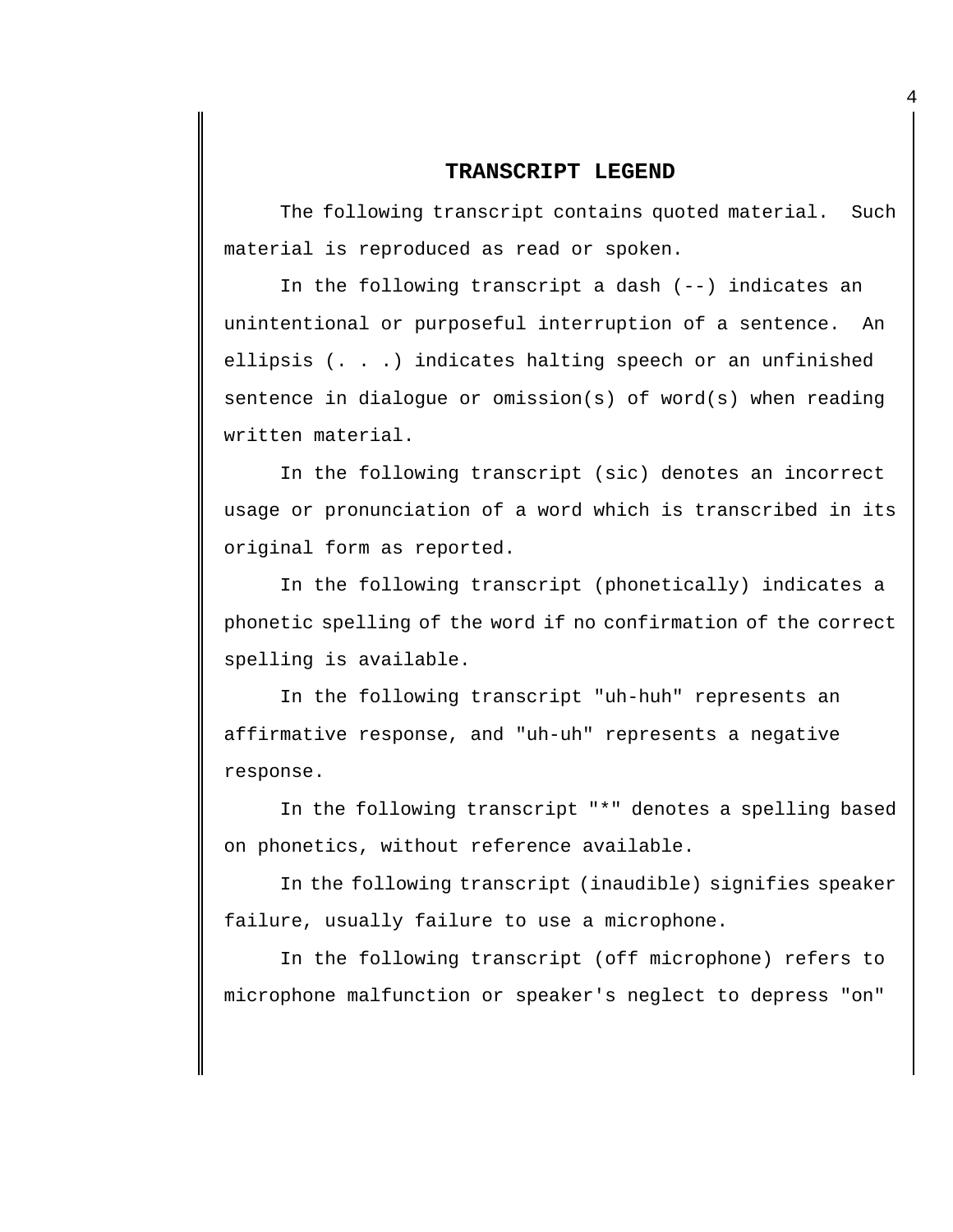## TRANSCRIPT LEGEND

The following transcript contains quoted material. Such material is reproduced as read or spoken.

In the following transcript a dash (--) indicates an unintentional or purposeful interruption of a sentence. An ellipsis (. . .) indicates halting speech or an unfinished sentence in dialogue or omission(s) of word(s) when reading written material.

In the following transcript (sic) denotes an incorrect usage or pronunciation of a word which is transcribed in its original form as reported.

In the following transcript (phonetically) indicates a phonetic spelling of the word if no confirmation of the correct spelling is available.

In the following transcript "uh-huh" represents an affirmative response, and "uh-uh" represents a negative response.

In the following transcript "*" denotes a spelling based on phonetics, without reference available.

In the following transcript (inaudible) signifies speaker failure, usually failure to use a microphone.

In the following transcript (off microphone) refers to microphone malfunction or speaker's neglect to depress "on"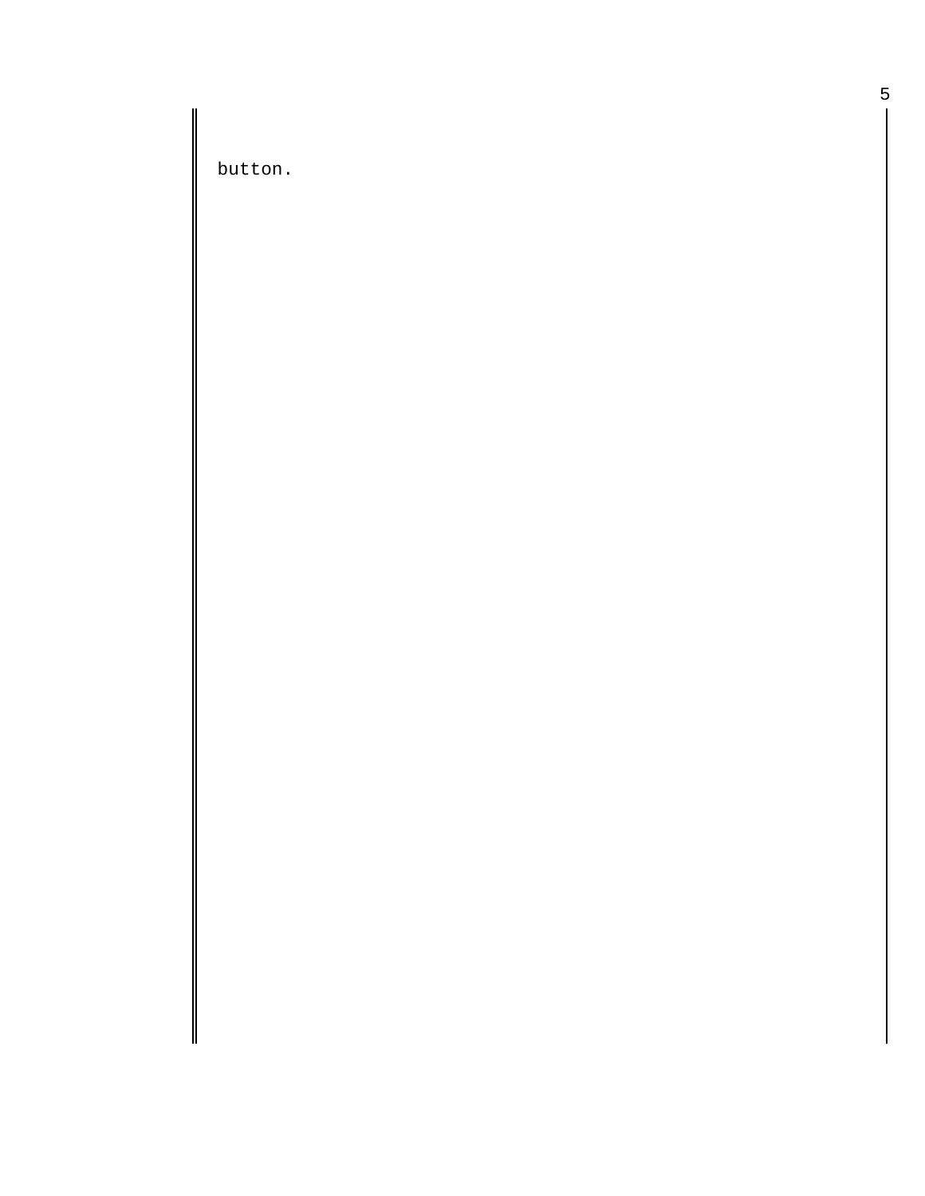button.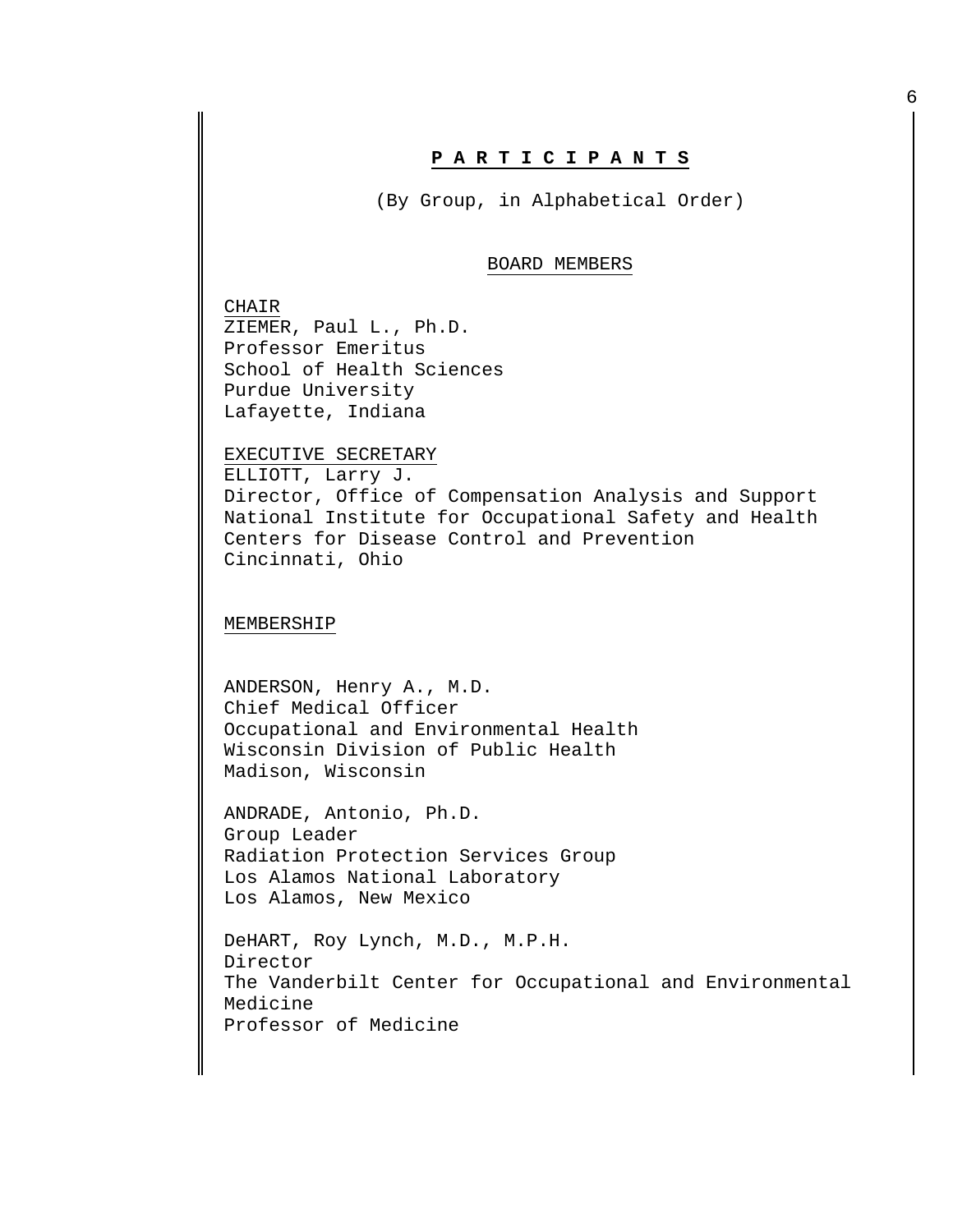# P A R T I C I P A N T S

(By Group, in Alphabetical Order)

## BOARD MEMBERS

CHAIR
ZIEMER, Paul L., Ph.D.
Professor Emeritus
School of Health Sciences
Purdue University
Lafayette, Indiana

EXECUTIVE SECRETARY
ELLIOTT, Larry J.
Director, Office of Compensation Analysis and Support
National Institute for Occupational Safety and Health
Centers for Disease Control and Prevention
Cincinnati, Ohio

MEMBERSHIP

ANDERSON, Henry A., M.D.
Chief Medical Officer
Occupational and Environmental Health
Wisconsin Division of Public Health
Madison, Wisconsin

ANDRADE, Antonio, Ph.D.
Group Leader
Radiation Protection Services Group
Los Alamos National Laboratory
Los Alamos, New Mexico

DeHART, Roy Lynch, M.D., M.P.H.
Director
The Vanderbilt Center for Occupational and Environmental Medicine
Professor of Medicine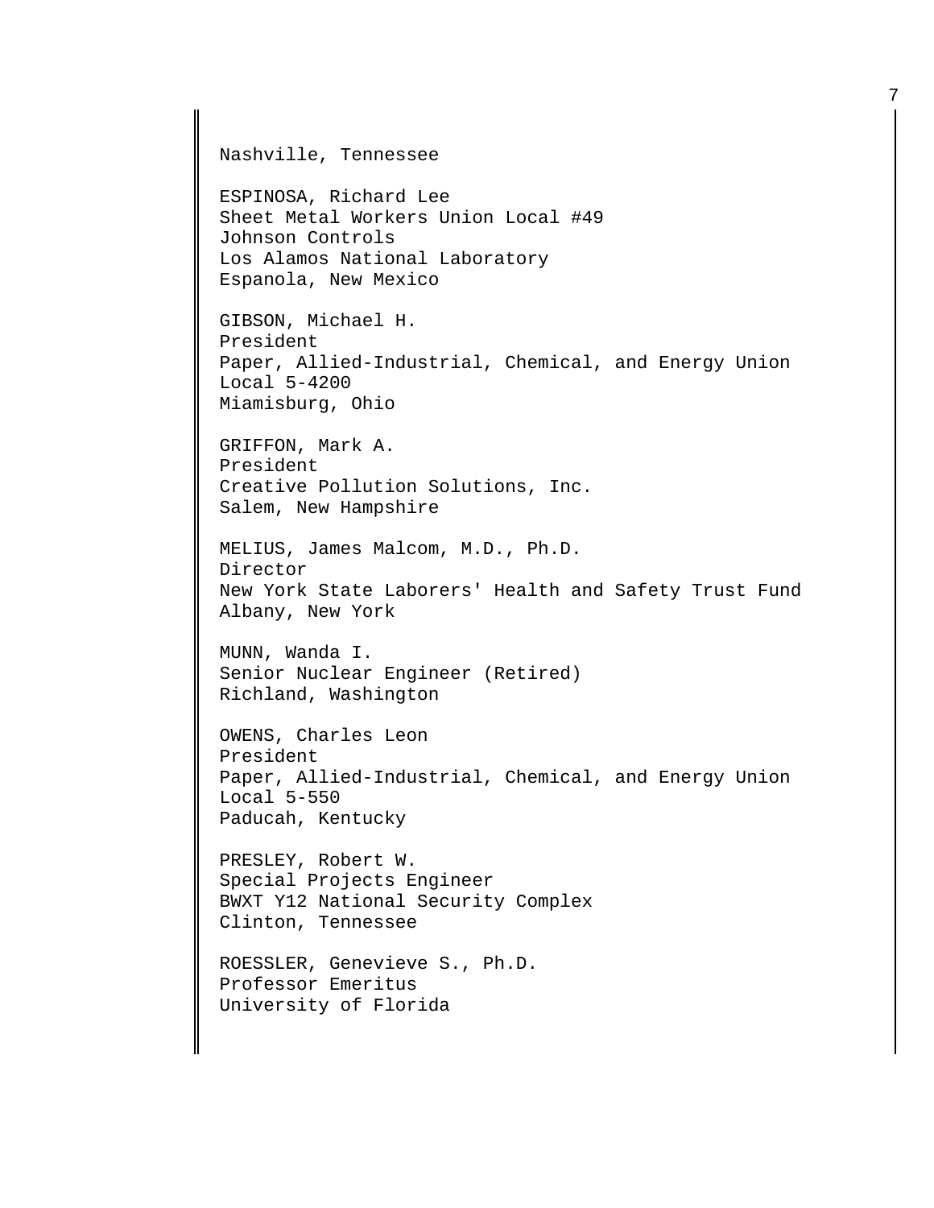Nashville, Tennessee

ESPINOSA, Richard Lee
Sheet Metal Workers Union Local #49
Johnson Controls
Los Alamos National Laboratory
Espanola, New Mexico

GIBSON, Michael H.
President
Paper, Allied-Industrial, Chemical, and Energy Union
Local 5-4200
Miamisburg, Ohio

GRIFFON, Mark A.
President
Creative Pollution Solutions, Inc.
Salem, New Hampshire

MELIUS, James Malcom, M.D., Ph.D.
Director
New York State Laborers' Health and Safety Trust Fund
Albany, New York

MUNN, Wanda I.
Senior Nuclear Engineer (Retired)
Richland, Washington

OWENS, Charles Leon
President
Paper, Allied-Industrial, Chemical, and Energy Union
Local 5-550
Paducah, Kentucky

PRESLEY, Robert W.
Special Projects Engineer
BWXT Y12 National Security Complex
Clinton, Tennessee

ROESSLER, Genevieve S., Ph.D.
Professor Emeritus
University of Florida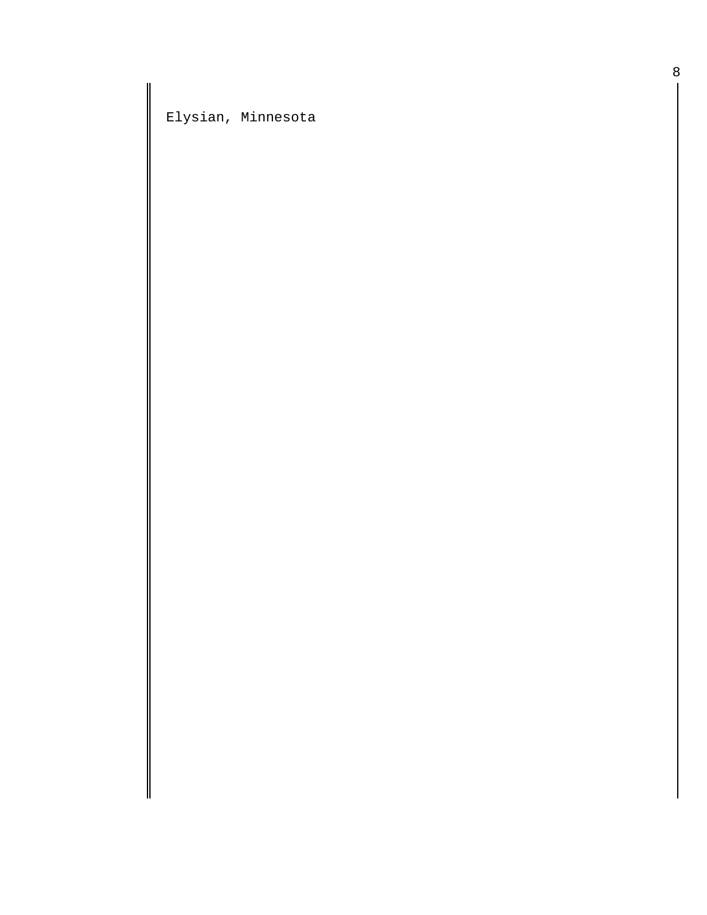Elysian, Minnesota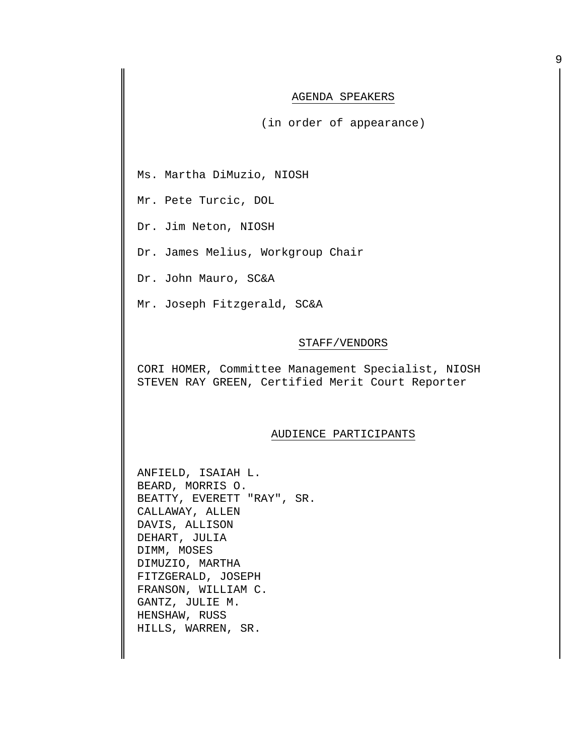## AGENDA SPEAKERS

(in order of appearance)

Ms. Martha DiMuzio, NIOSH

Mr. Pete Turcic, DOL

Dr. Jim Neton, NIOSH

Dr. James Melius, Workgroup Chair

Dr. John Mauro, SC&A

Mr. Joseph Fitzgerald, SC&A

## STAFF/VENDORS

CORI HOMER, Committee Management Specialist, NIOSH
STEVEN RAY GREEN, Certified Merit Court Reporter

## AUDIENCE PARTICIPANTS

ANFIELD, ISAIAH L.
BEARD, MORRIS O.
BEATTY, EVERETT "RAY", SR.
CALLAWAY, ALLEN
DAVIS, ALLISON
DEHART, JULIA
DIMM, MOSES
DIMUZIO, MARTHA
FITZGERALD, JOSEPH
FRANSON, WILLIAM C.
GANTZ, JULIE M.
HENSHAW, RUSS
HILLS, WARREN, SR.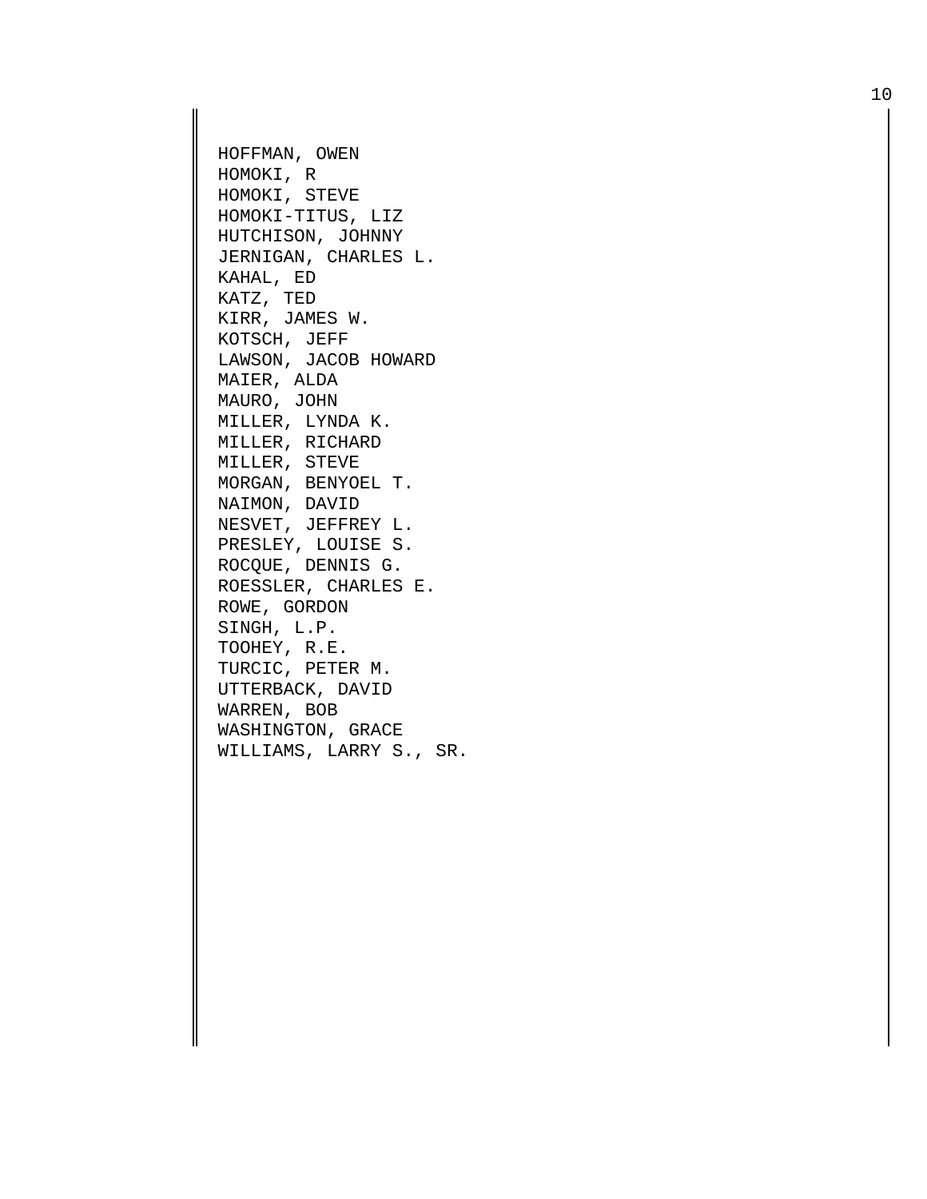HOFFMAN, OWEN
HOMOKI, R
HOMOKI, STEVE
HOMOKI-TITUS, LIZ
HUTCHISON, JOHNNY
JERNIGAN, CHARLES L.
KAHAL, ED
KATZ, TED
KIRR, JAMES W.
KOTSCH, JEFF
LAWSON, JACOB HOWARD
MAIER, ALDA
MAURO, JOHN
MILLER, LYNDA K.
MILLER, RICHARD
MILLER, STEVE
MORGAN, BENYOEL T.
NAIMON, DAVID
NESVET, JEFFREY L.
PRESLEY, LOUISE S.
ROCQUE, DENNIS G.
ROESSLER, CHARLES E.
ROWE, GORDON
SINGH, L.P.
TOOHEY, R.E.
TURCIC, PETER M.
UTTERBACK, DAVID
WARREN, BOB
WASHINGTON, GRACE
WILLIAMS, LARRY S., SR.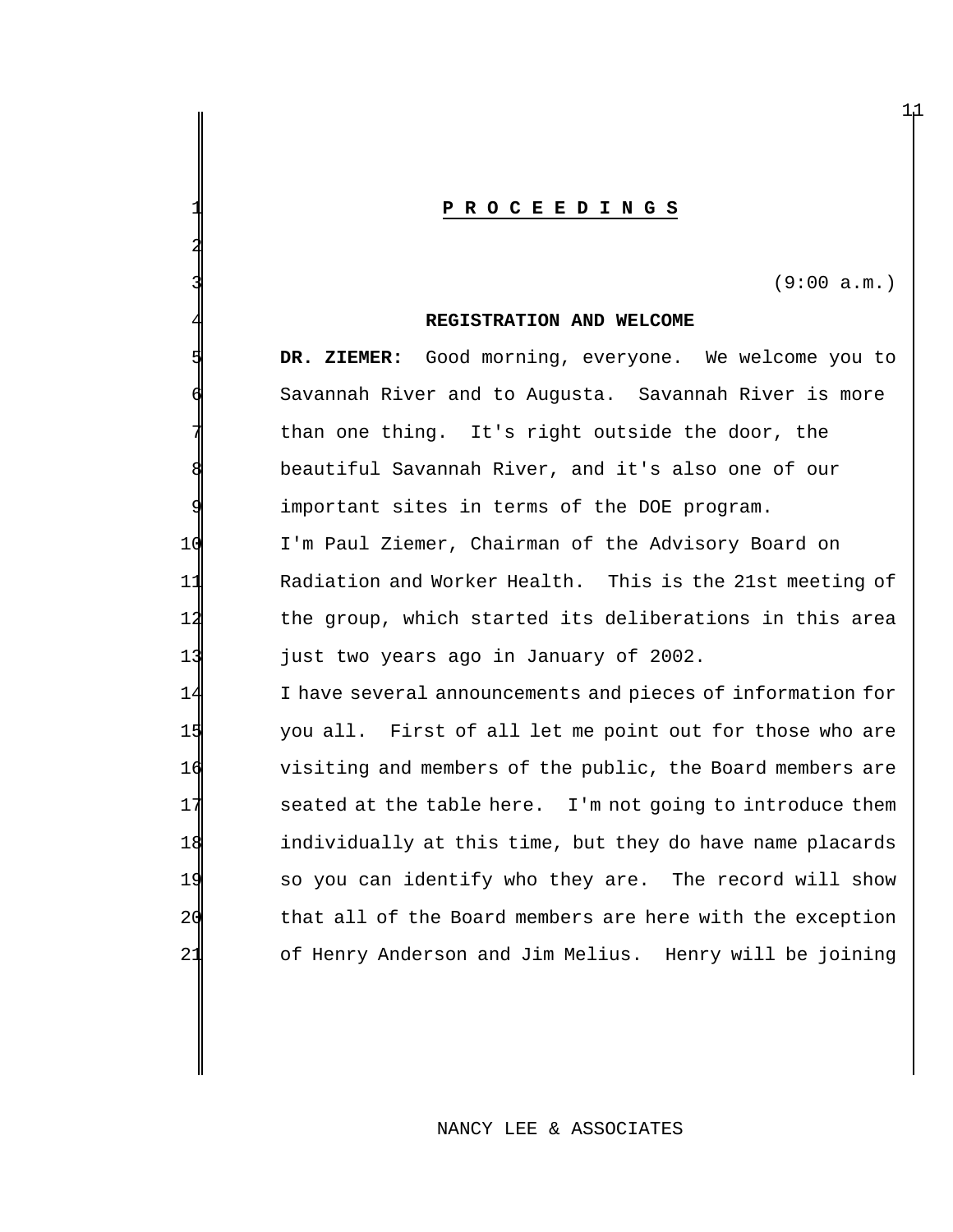**P R O C E E D I N G S**

(9:00 a.m.)

**REGISTRATION AND WELCOME**

**DR. ZIEMER:** Good morning, everyone. We welcome you to Savannah River and to Augusta. Savannah River is more than one thing. It's right outside the door, the beautiful Savannah River, and it's also one of our important sites in terms of the DOE program.

I'm Paul Ziemer, Chairman of the Advisory Board on Radiation and Worker Health. This is the 21st meeting of the group, which started its deliberations in this area just two years ago in January of 2002.

I have several announcements and pieces of information for you all. First of all let me point out for those who are visiting and members of the public, the Board members are seated at the table here. I'm not going to introduce them individually at this time, but they do have name placards so you can identify who they are. The record will show that all of the Board members are here with the exception of Henry Anderson and Jim Melius. Henry will be joining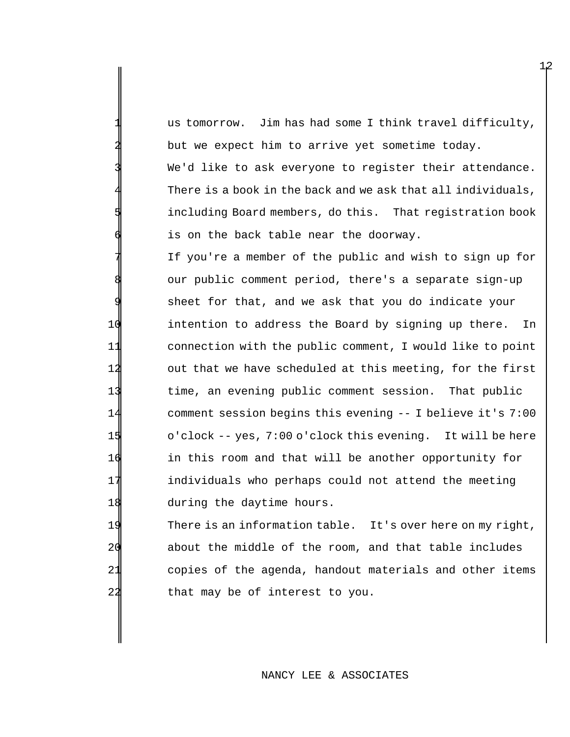us tomorrow. Jim has had some I think travel difficulty, but we expect him to arrive yet sometime today.

We'd like to ask everyone to register their attendance. There is a book in the back and we ask that all individuals, including Board members, do this. That registration book is on the back table near the doorway.

If you're a member of the public and wish to sign up for our public comment period, there's a separate sign-up sheet for that, and we ask that you do indicate your intention to address the Board by signing up there. In connection with the public comment, I would like to point out that we have scheduled at this meeting, for the first time, an evening public comment session. That public comment session begins this evening -- I believe it's 7:00 o'clock -- yes, 7:00 o'clock this evening. It will be here in this room and that will be another opportunity for individuals who perhaps could not attend the meeting during the daytime hours.

There is an information table. It's over here on my right, about the middle of the room, and that table includes copies of the agenda, handout materials and other items that may be of interest to you.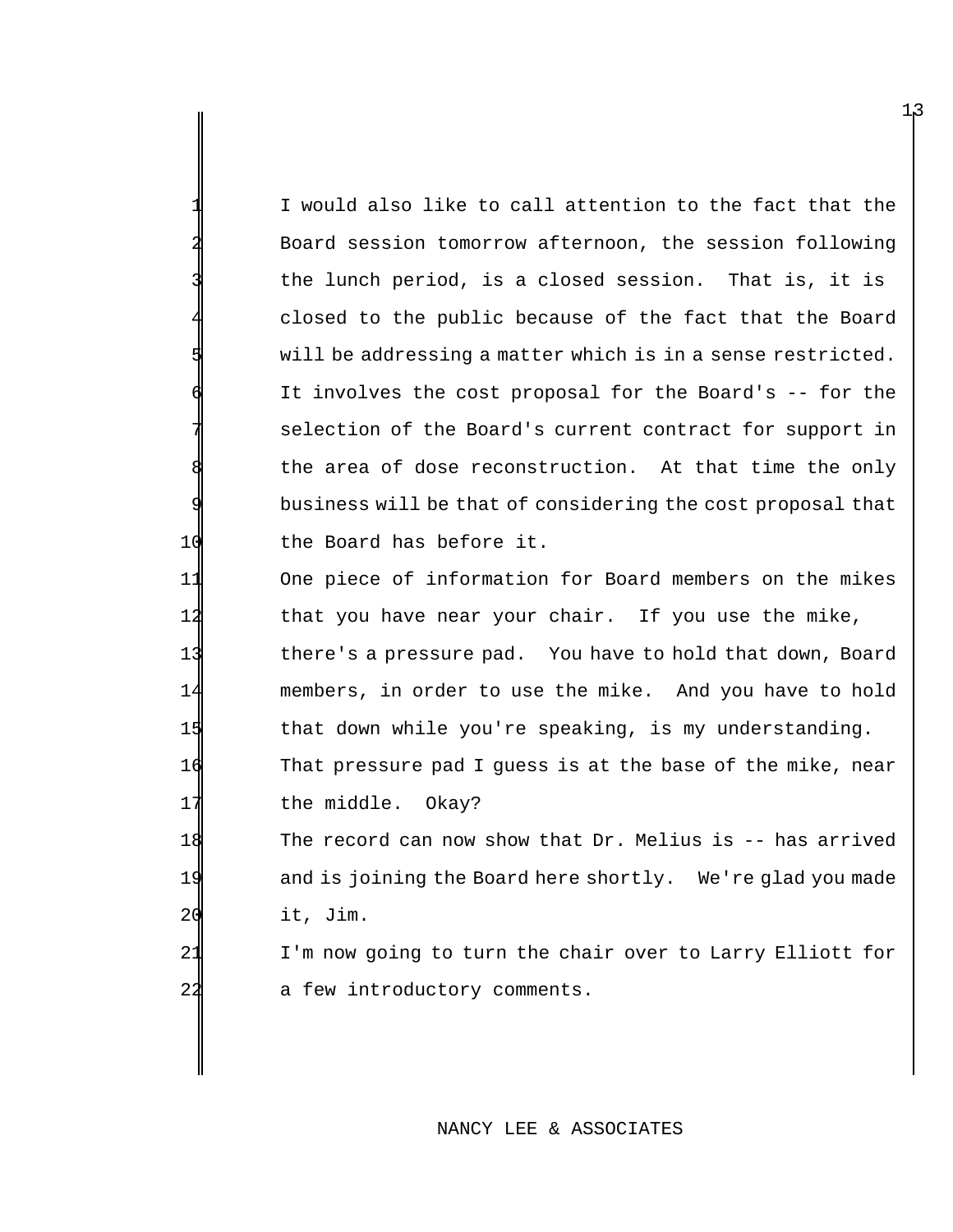I would also like to call attention to the fact that the Board session tomorrow afternoon, the session following the lunch period, is a closed session. That is, it is closed to the public because of the fact that the Board will be addressing a matter which is in a sense restricted. It involves the cost proposal for the Board's -- for the selection of the Board's current contract for support in the area of dose reconstruction. At that time the only business will be that of considering the cost proposal that the Board has before it.

One piece of information for Board members on the mikes that you have near your chair. If you use the mike, there's a pressure pad. You have to hold that down, Board members, in order to use the mike. And you have to hold that down while you're speaking, is my understanding. That pressure pad I guess is at the base of the mike, near the middle. Okay?

The record can now show that Dr. Melius is -- has arrived and is joining the Board here shortly. We're glad you made it, Jim.

I'm now going to turn the chair over to Larry Elliott for a few introductory comments.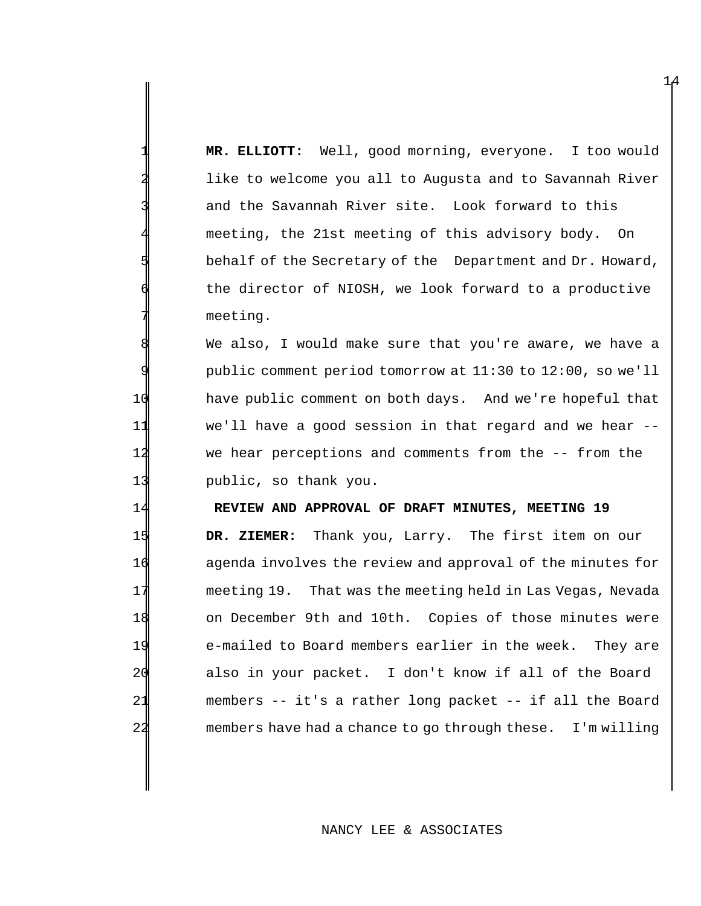**MR. ELLIOTT:** Well, good morning, everyone. I too would like to welcome you all to Augusta and to Savannah River and the Savannah River site. Look forward to this meeting, the 21st meeting of this advisory body. On behalf of the Secretary of the Department and Dr. Howard, the director of NIOSH, we look forward to a productive meeting.

We also, I would make sure that you're aware, we have a public comment period tomorrow at 11:30 to 12:00, so we'll have public comment on both days. And we're hopeful that we'll have a good session in that regard and we hear -- we hear perceptions and comments from the -- from the public, so thank you.

**REVIEW AND APPROVAL OF DRAFT MINUTES, MEETING 19**

**DR. ZIEMER:** Thank you, Larry. The first item on our agenda involves the review and approval of the minutes for meeting 19. That was the meeting held in Las Vegas, Nevada on December 9th and 10th. Copies of those minutes were e-mailed to Board members earlier in the week. They are also in your packet. I don't know if all of the Board members -- it's a rather long packet -- if all the Board members have had a chance to go through these. I'm willing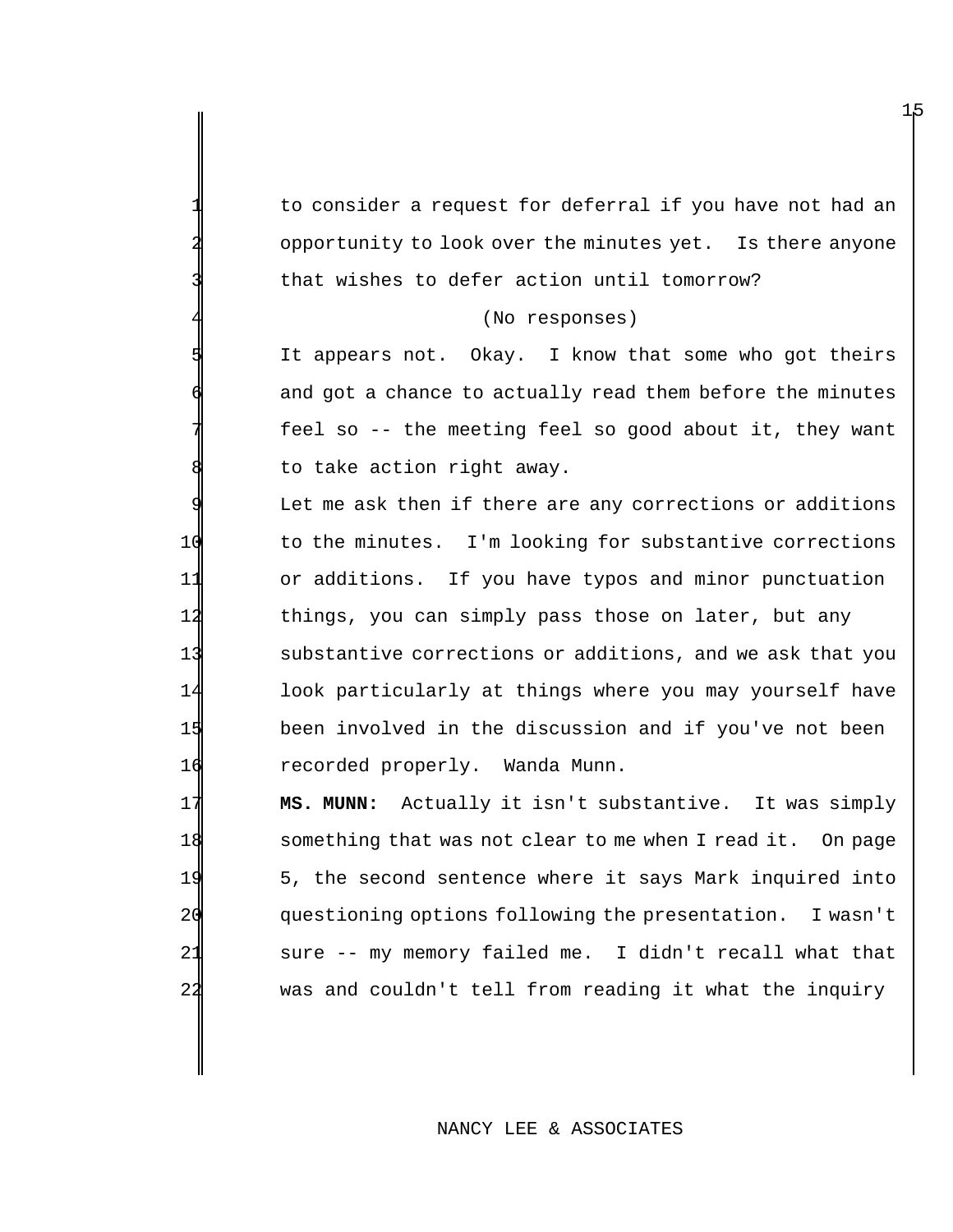to consider a request for deferral if you have not had an opportunity to look over the minutes yet. Is there anyone that wishes to defer action until tomorrow?

(No responses)

It appears not. Okay. I know that some who got theirs and got a chance to actually read them before the minutes feel so -- the meeting feel so good about it, they want to take action right away.

Let me ask then if there are any corrections or additions to the minutes. I'm looking for substantive corrections or additions. If you have typos and minor punctuation things, you can simply pass those on later, but any substantive corrections or additions, and we ask that you look particularly at things where you may yourself have been involved in the discussion and if you've not been recorded properly. Wanda Munn.

**MS. MUNN:** Actually it isn't substantive. It was simply something that was not clear to me when I read it. On page 5, the second sentence where it says Mark inquired into questioning options following the presentation. I wasn't sure -- my memory failed me. I didn't recall what that was and couldn't tell from reading it what the inquiry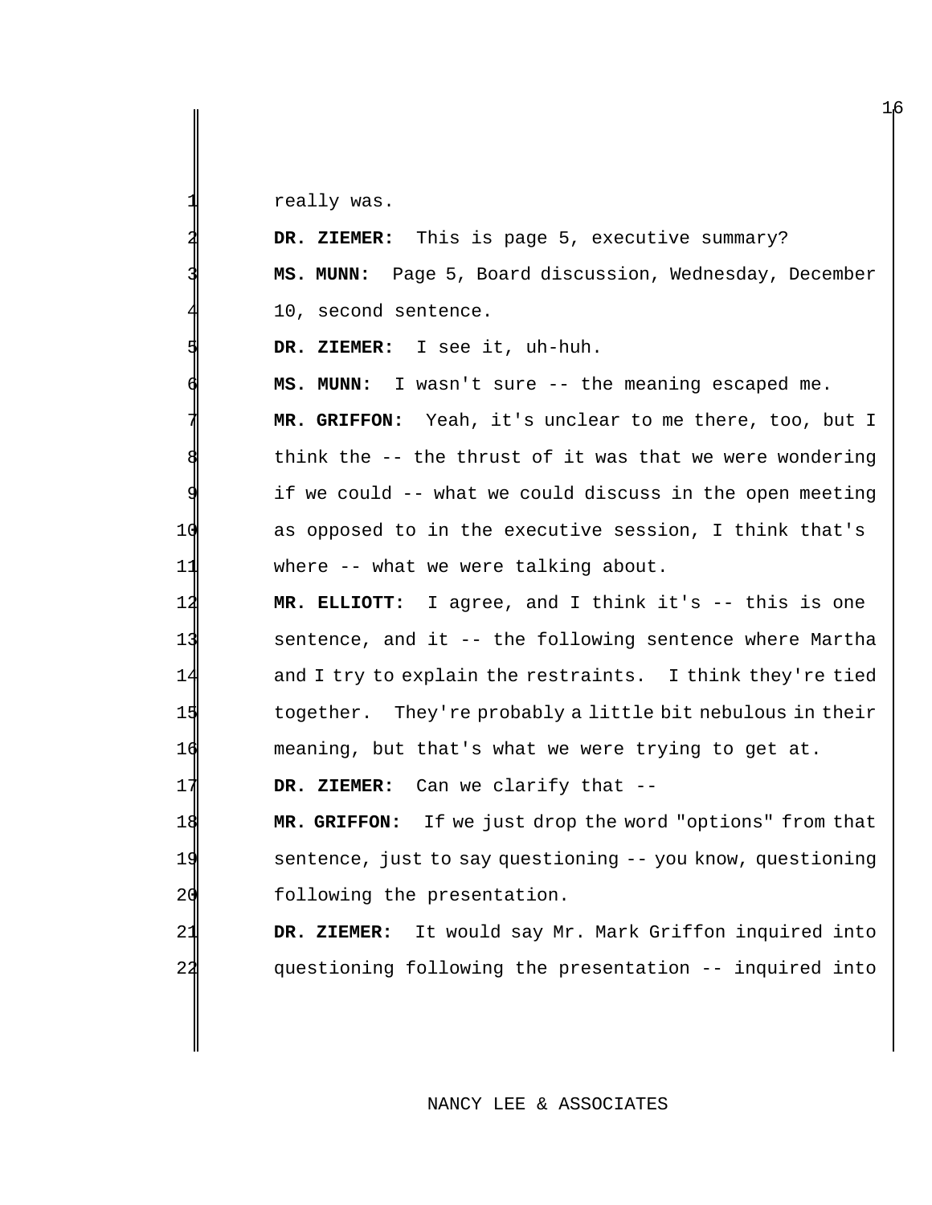really was.

**DR. ZIEMER:** This is page 5, executive summary?

**MS. MUNN:** Page 5, Board discussion, Wednesday, December 10, second sentence.

**DR. ZIEMER:** I see it, uh-huh.

**MS. MUNN:** I wasn't sure -- the meaning escaped me.

**MR. GRIFFON:** Yeah, it's unclear to me there, too, but I think the -- the thrust of it was that we were wondering if we could -- what we could discuss in the open meeting as opposed to in the executive session, I think that's where -- what we were talking about.

**MR. ELLIOTT:** I agree, and I think it's -- this is one sentence, and it -- the following sentence where Martha and I try to explain the restraints. I think they're tied together. They're probably a little bit nebulous in their meaning, but that's what we were trying to get at.

**DR. ZIEMER:** Can we clarify that --

**MR. GRIFFON:** If we just drop the word "options" from that sentence, just to say questioning -- you know, questioning following the presentation.

**DR. ZIEMER:** It would say Mr. Mark Griffon inquired into questioning following the presentation -- inquired into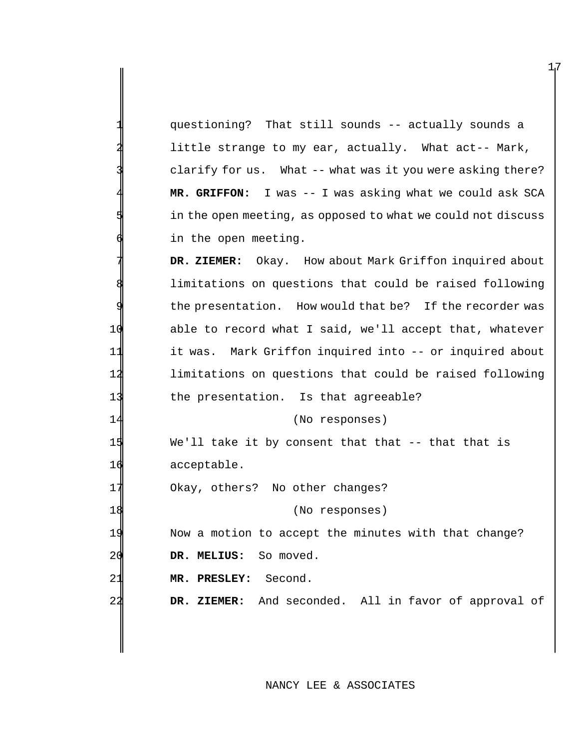questioning? That still sounds -- actually sounds a little strange to my ear, actually. What act-- Mark, clarify for us. What -- what was it you were asking there?

**MR. GRIFFON:** I was -- I was asking what we could ask SCA in the open meeting, as opposed to what we could not discuss in the open meeting.

**DR. ZIEMER:** Okay. How about Mark Griffon inquired about limitations on questions that could be raised following the presentation. How would that be? If the recorder was able to record what I said, we'll accept that, whatever it was. Mark Griffon inquired into -- or inquired about limitations on questions that could be raised following the presentation. Is that agreeable?

(No responses)

We'll take it by consent that that -- that that is acceptable.

Okay, others? No other changes?

(No responses)

Now a motion to accept the minutes with that change?

**DR. MELIUS:** So moved.

**MR. PRESLEY:** Second.

**DR. ZIEMER:** And seconded. All in favor of approval of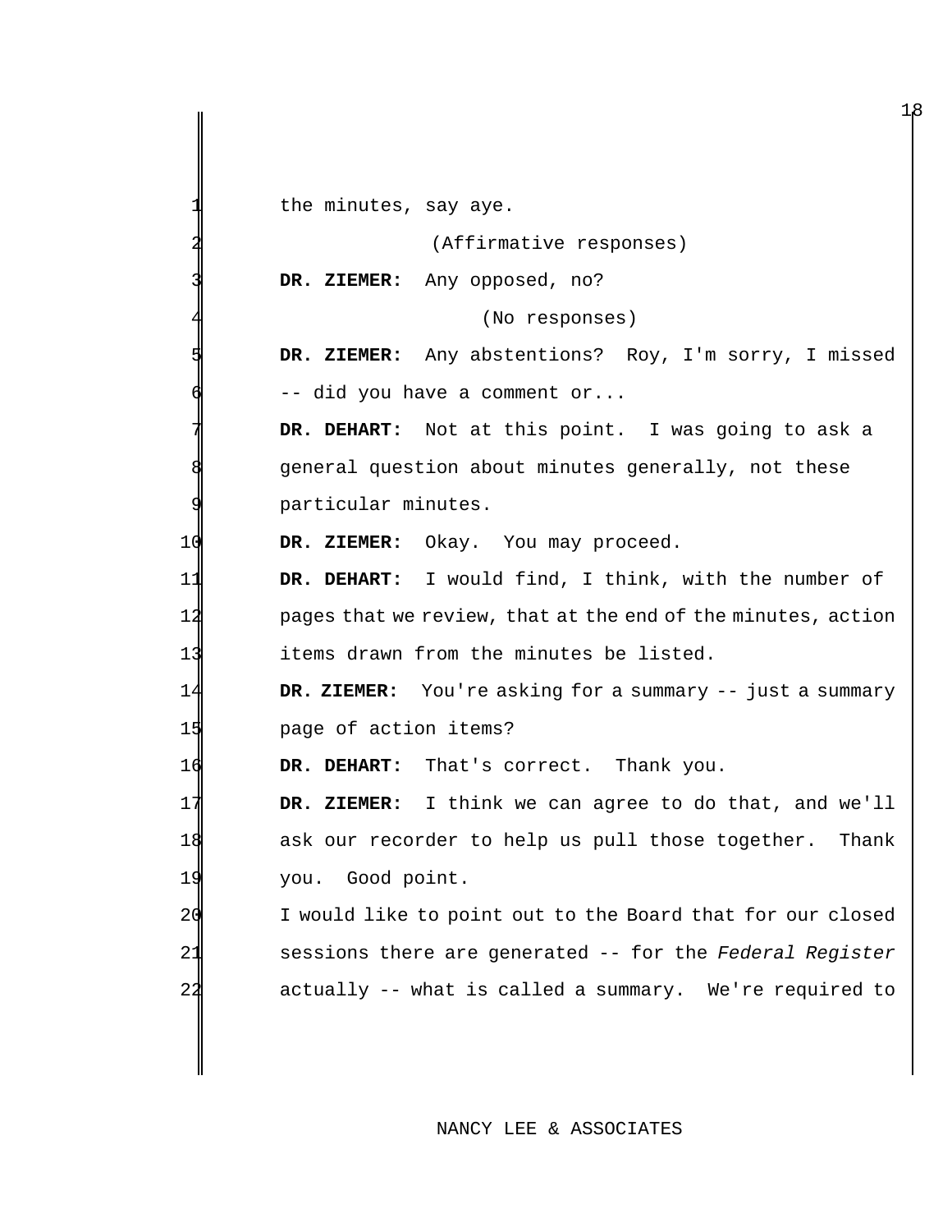the minutes, say aye.

(Affirmative responses)

**DR. ZIEMER:** Any opposed, no?

(No responses)

**DR. ZIEMER:** Any abstentions? Roy, I'm sorry, I missed -- did you have a comment or...

**DR. DEHART:** Not at this point. I was going to ask a general question about minutes generally, not these particular minutes.

**DR. ZIEMER:** Okay. You may proceed.

**DR. DEHART:** I would find, I think, with the number of pages that we review, that at the end of the minutes, action items drawn from the minutes be listed.

**DR. ZIEMER:** You're asking for a summary -- just a summary page of action items?

**DR. DEHART:** That's correct. Thank you.

**DR. ZIEMER:** I think we can agree to do that, and we'll ask our recorder to help us pull those together. Thank you. Good point.

I would like to point out to the Board that for our closed sessions there are generated -- for the *Federal Register* actually -- what is called a summary. We're required to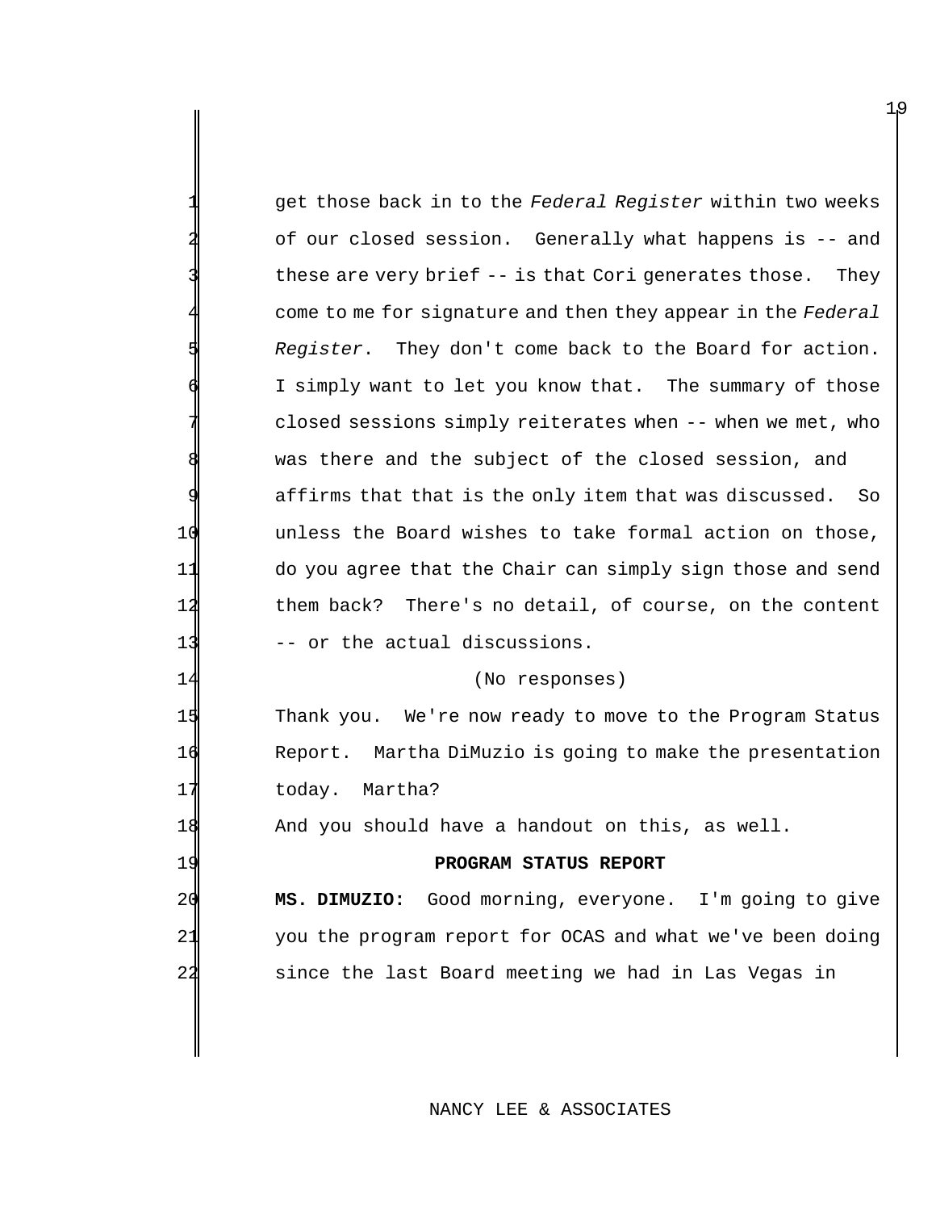get those back in to the *Federal Register* within two weeks of our closed session. Generally what happens is -- and these are very brief -- is that Cori generates those. They come to me for signature and then they appear in the *Federal Register*. They don't come back to the Board for action. I simply want to let you know that. The summary of those closed sessions simply reiterates when -- when we met, who was there and the subject of the closed session, and affirms that that is the only item that was discussed. So unless the Board wishes to take formal action on those, do you agree that the Chair can simply sign those and send them back? There's no detail, of course, on the content -- or the actual discussions.

(No responses)

Thank you. We're now ready to move to the Program Status Report. Martha DiMuzio is going to make the presentation today. Martha?

And you should have a handout on this, as well.

## PROGRAM STATUS REPORT

**MS. DIMUZIO:** Good morning, everyone. I'm going to give you the program report for OCAS and what we've been doing since the last Board meeting we had in Las Vegas in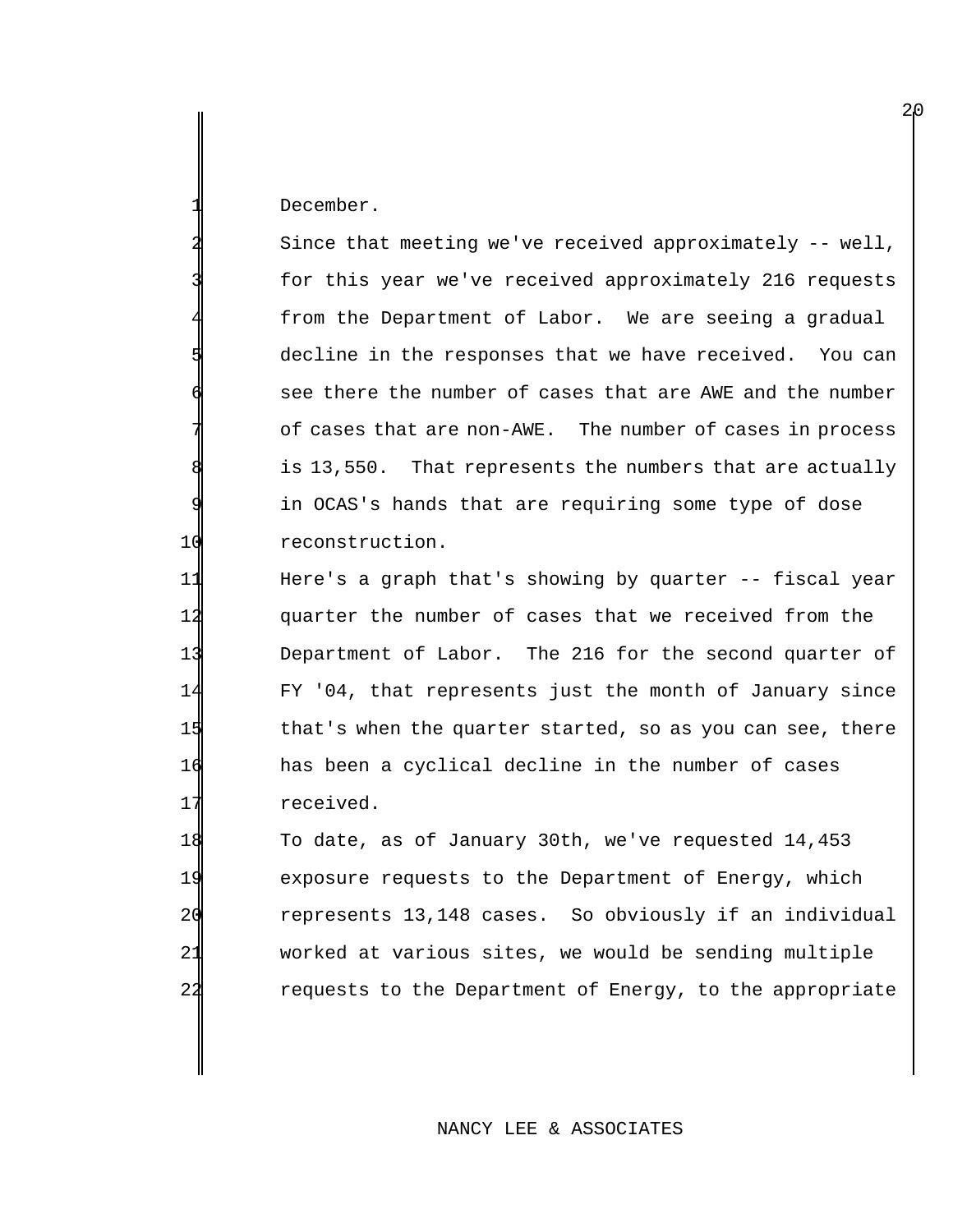December.

Since that meeting we've received approximately -- well, for this year we've received approximately 216 requests from the Department of Labor. We are seeing a gradual decline in the responses that we have received. You can see there the number of cases that are AWE and the number of cases that are non-AWE. The number of cases in process is 13,550. That represents the numbers that are actually in OCAS's hands that are requiring some type of dose reconstruction.

Here's a graph that's showing by quarter -- fiscal year quarter the number of cases that we received from the Department of Labor. The 216 for the second quarter of FY '04, that represents just the month of January since that's when the quarter started, so as you can see, there has been a cyclical decline in the number of cases received.

To date, as of January 30th, we've requested 14,453 exposure requests to the Department of Energy, which represents 13,148 cases. So obviously if an individual worked at various sites, we would be sending multiple requests to the Department of Energy, to the appropriate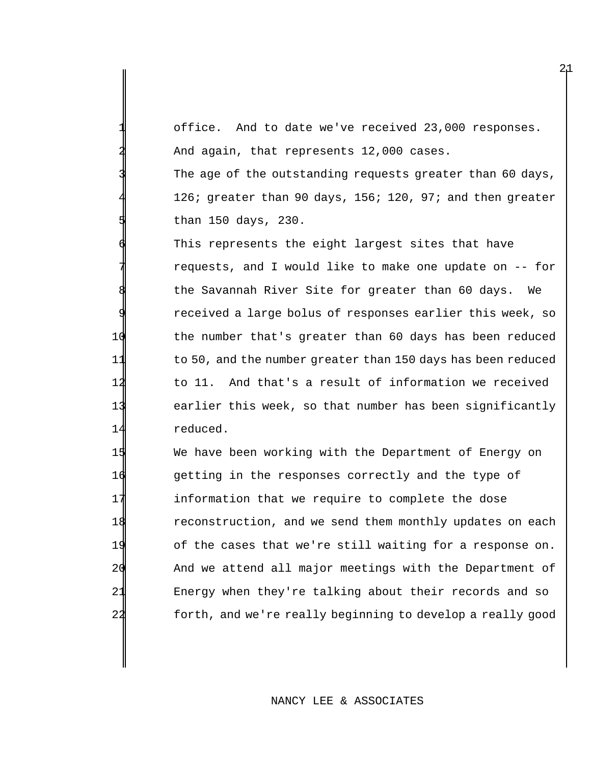office. And to date we've received 23,000 responses. And again, that represents 12,000 cases.

The age of the outstanding requests greater than 60 days, 126; greater than 90 days, 156; 120, 97; and then greater than 150 days, 230.

This represents the eight largest sites that have requests, and I would like to make one update on -- for the Savannah River Site for greater than 60 days. We received a large bolus of responses earlier this week, so the number that's greater than 60 days has been reduced to 50, and the number greater than 150 days has been reduced to 11. And that's a result of information we received earlier this week, so that number has been significantly reduced.

We have been working with the Department of Energy on getting in the responses correctly and the type of information that we require to complete the dose reconstruction, and we send them monthly updates on each of the cases that we're still waiting for a response on. And we attend all major meetings with the Department of Energy when they're talking about their records and so forth, and we're really beginning to develop a really good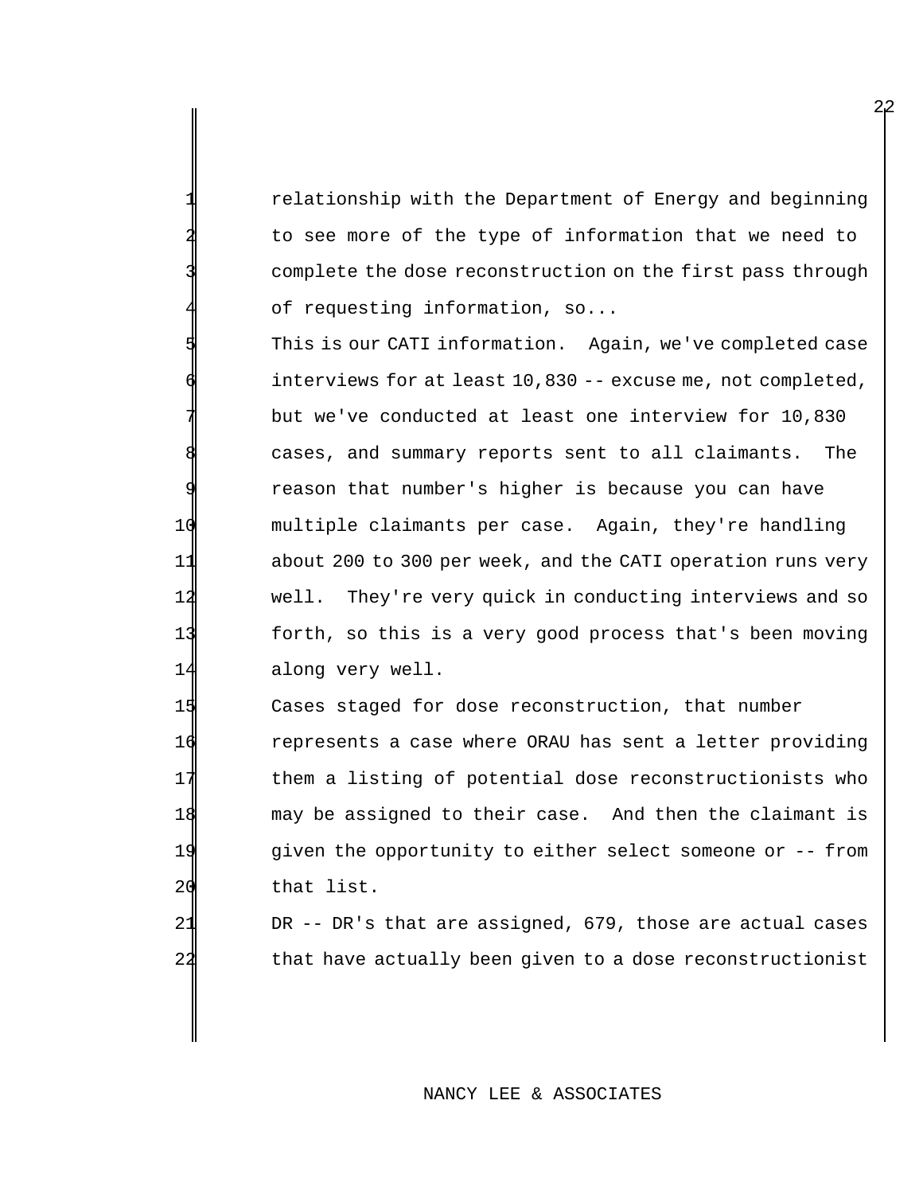relationship with the Department of Energy and beginning to see more of the type of information that we need to complete the dose reconstruction on the first pass through of requesting information, so...

This is our CATI information. Again, we've completed case interviews for at least 10,830 -- excuse me, not completed, but we've conducted at least one interview for 10,830 cases, and summary reports sent to all claimants. The reason that number's higher is because you can have multiple claimants per case. Again, they're handling about 200 to 300 per week, and the CATI operation runs very well. They're very quick in conducting interviews and so forth, so this is a very good process that's been moving along very well.

Cases staged for dose reconstruction, that number represents a case where ORAU has sent a letter providing them a listing of potential dose reconstructionists who may be assigned to their case. And then the claimant is given the opportunity to either select someone or -- from that list.

DR -- DR's that are assigned, 679, those are actual cases that have actually been given to a dose reconstructionist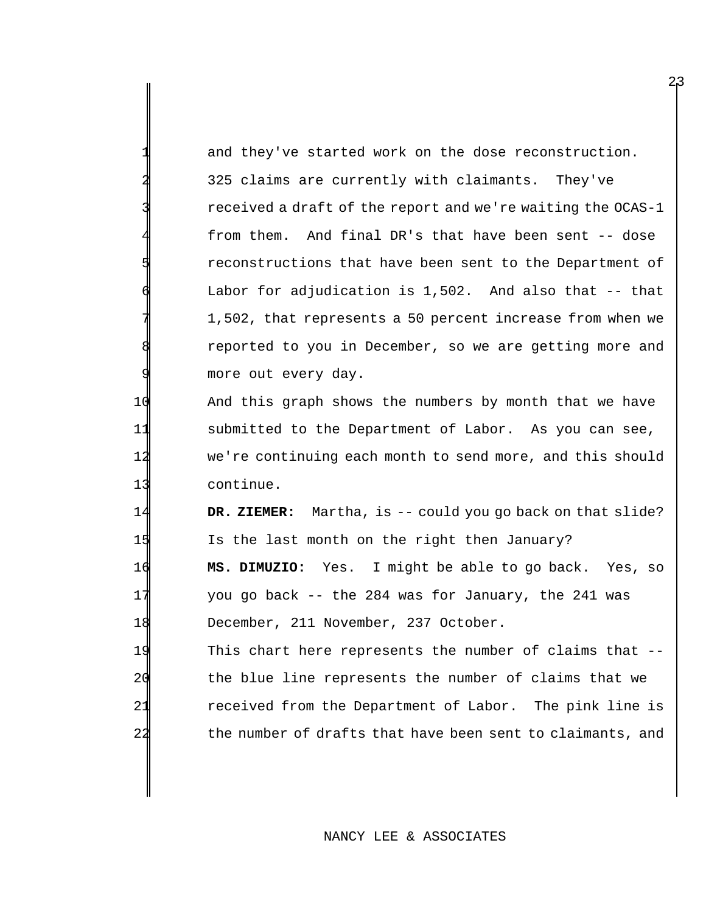and they've started work on the dose reconstruction. 325 claims are currently with claimants. They've received a draft of the report and we're waiting the OCAS-1 from them. And final DR's that have been sent -- dose reconstructions that have been sent to the Department of Labor for adjudication is 1,502. And also that -- that 1,502, that represents a 50 percent increase from when we reported to you in December, so we are getting more and more out every day.

And this graph shows the numbers by month that we have submitted to the Department of Labor. As you can see, we're continuing each month to send more, and this should continue.

**DR. ZIEMER:** Martha, is -- could you go back on that slide? Is the last month on the right then January?

**MS. DIMUZIO:** Yes. I might be able to go back. Yes, so you go back -- the 284 was for January, the 241 was December, 211 November, 237 October.

This chart here represents the number of claims that -- the blue line represents the number of claims that we received from the Department of Labor. The pink line is the number of drafts that have been sent to claimants, and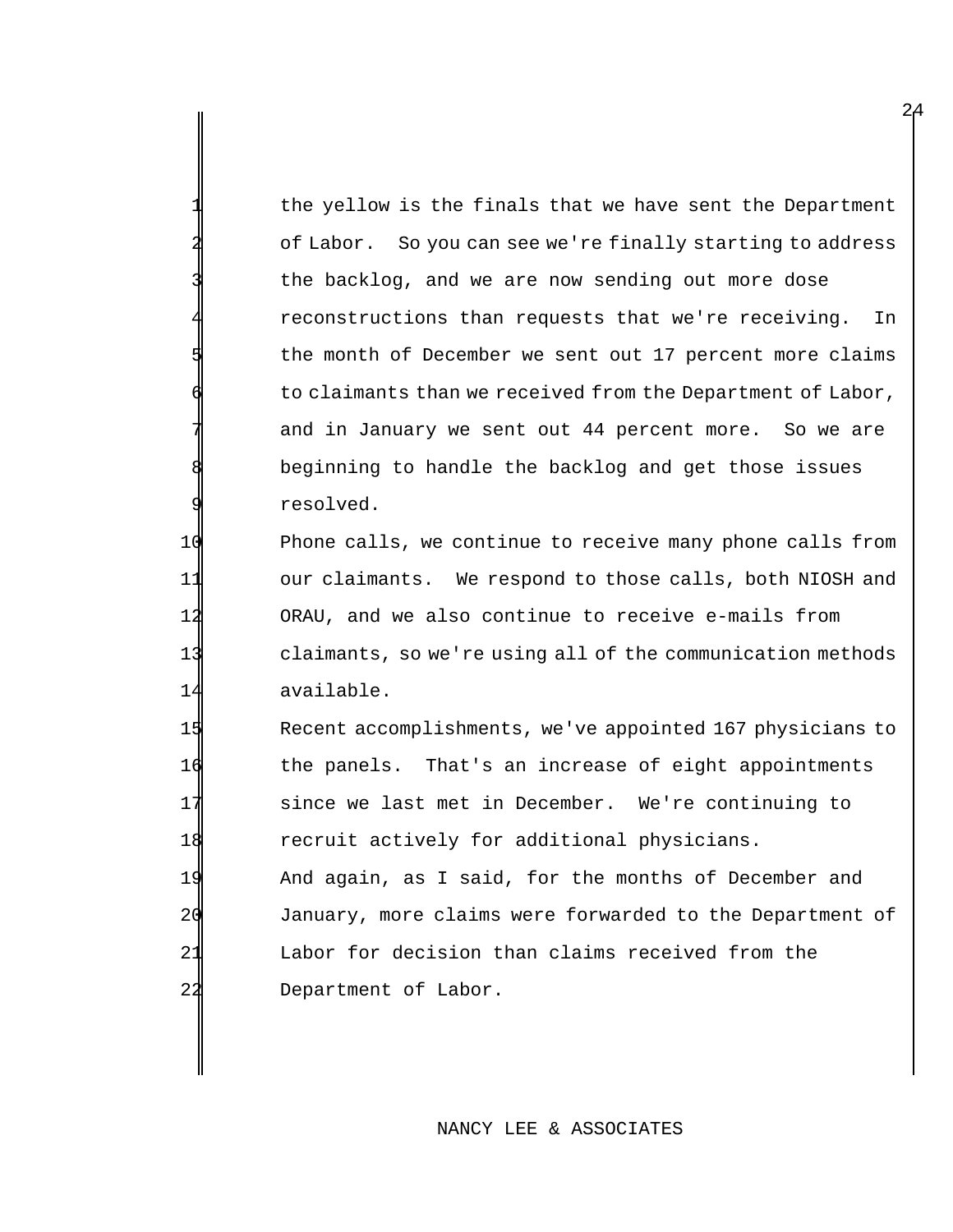the yellow is the finals that we have sent the Department of Labor. So you can see we're finally starting to address the backlog, and we are now sending out more dose reconstructions than requests that we're receiving. In the month of December we sent out 17 percent more claims to claimants than we received from the Department of Labor, and in January we sent out 44 percent more. So we are beginning to handle the backlog and get those issues resolved.

Phone calls, we continue to receive many phone calls from our claimants. We respond to those calls, both NIOSH and ORAU, and we also continue to receive e-mails from claimants, so we're using all of the communication methods available.

Recent accomplishments, we've appointed 167 physicians to the panels. That's an increase of eight appointments since we last met in December. We're continuing to recruit actively for additional physicians.

And again, as I said, for the months of December and January, more claims were forwarded to the Department of Labor for decision than claims received from the Department of Labor.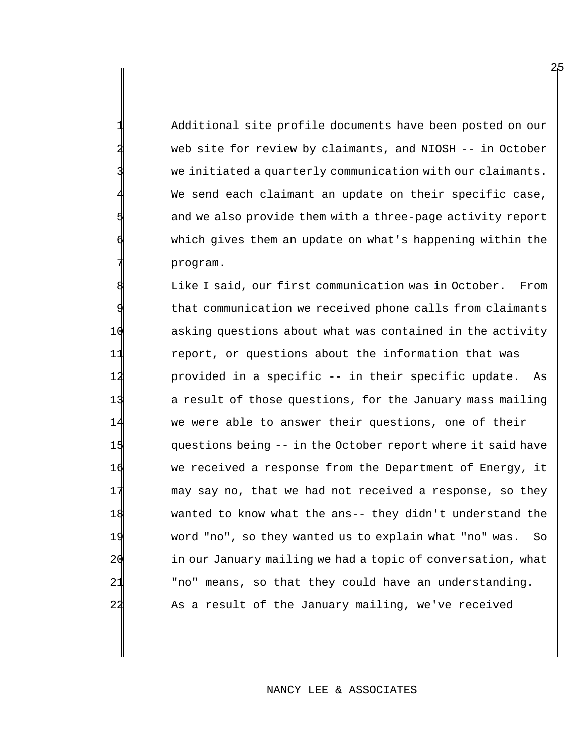Additional site profile documents have been posted on our web site for review by claimants, and NIOSH -- in October we initiated a quarterly communication with our claimants. We send each claimant an update on their specific case, and we also provide them with a three-page activity report which gives them an update on what's happening within the program.

Like I said, our first communication was in October. From that communication we received phone calls from claimants asking questions about what was contained in the activity report, or questions about the information that was provided in a specific -- in their specific update. As a result of those questions, for the January mass mailing we were able to answer their questions, one of their questions being -- in the October report where it said have we received a response from the Department of Energy, it may say no, that we had not received a response, so they wanted to know what the ans-- they didn't understand the word "no", so they wanted us to explain what "no" was. So in our January mailing we had a topic of conversation, what "no" means, so that they could have an understanding.

As a result of the January mailing, we've received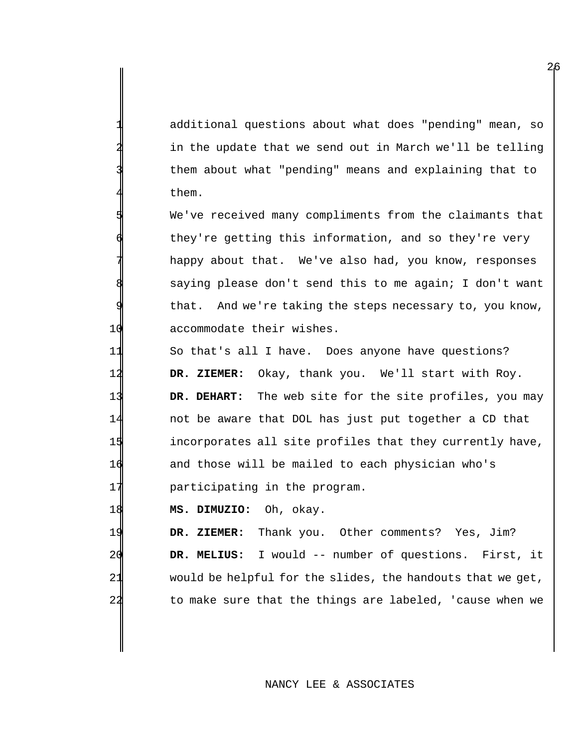additional questions about what does "pending" mean, so in the update that we send out in March we'll be telling them about what "pending" means and explaining that to them.

We've received many compliments from the claimants that they're getting this information, and so they're very happy about that. We've also had, you know, responses saying please don't send this to me again; I don't want that. And we're taking the steps necessary to, you know, accommodate their wishes.

So that's all I have. Does anyone have questions?

**DR. ZIEMER:** Okay, thank you. We'll start with Roy.

**DR. DEHART:** The web site for the site profiles, you may not be aware that DOL has just put together a CD that incorporates all site profiles that they currently have, and those will be mailed to each physician who's participating in the program.

**MS. DIMUZIO:** Oh, okay.

**DR. ZIEMER:** Thank you. Other comments? Yes, Jim?

**DR. MELIUS:** I would -- number of questions. First, it would be helpful for the slides, the handouts that we get, to make sure that the things are labeled, 'cause when we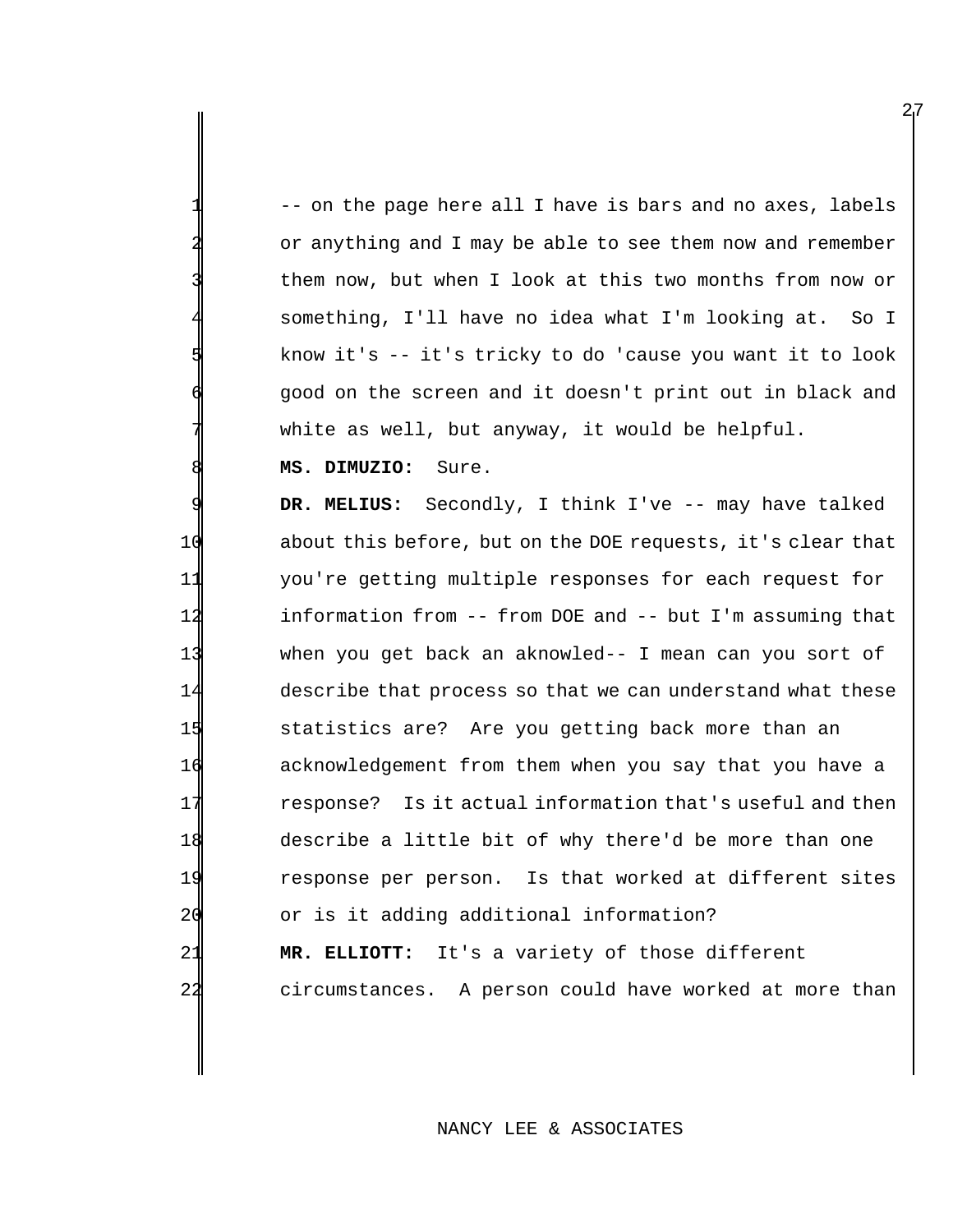-- on the page here all I have is bars and no axes, labels or anything and I may be able to see them now and remember them now, but when I look at this two months from now or something, I'll have no idea what I'm looking at. So I know it's -- it's tricky to do 'cause you want it to look good on the screen and it doesn't print out in black and white as well, but anyway, it would be helpful.

**MS. DIMUZIO:** Sure.

**DR. MELIUS:** Secondly, I think I've -- may have talked about this before, but on the DOE requests, it's clear that you're getting multiple responses for each request for information from -- from DOE and -- but I'm assuming that when you get back an aknowled-- I mean can you sort of describe that process so that we can understand what these statistics are? Are you getting back more than an acknowledgement from them when you say that you have a response? Is it actual information that's useful and then describe a little bit of why there'd be more than one response per person. Is that worked at different sites or is it adding additional information?

**MR. ELLIOTT:** It's a variety of those different circumstances. A person could have worked at more than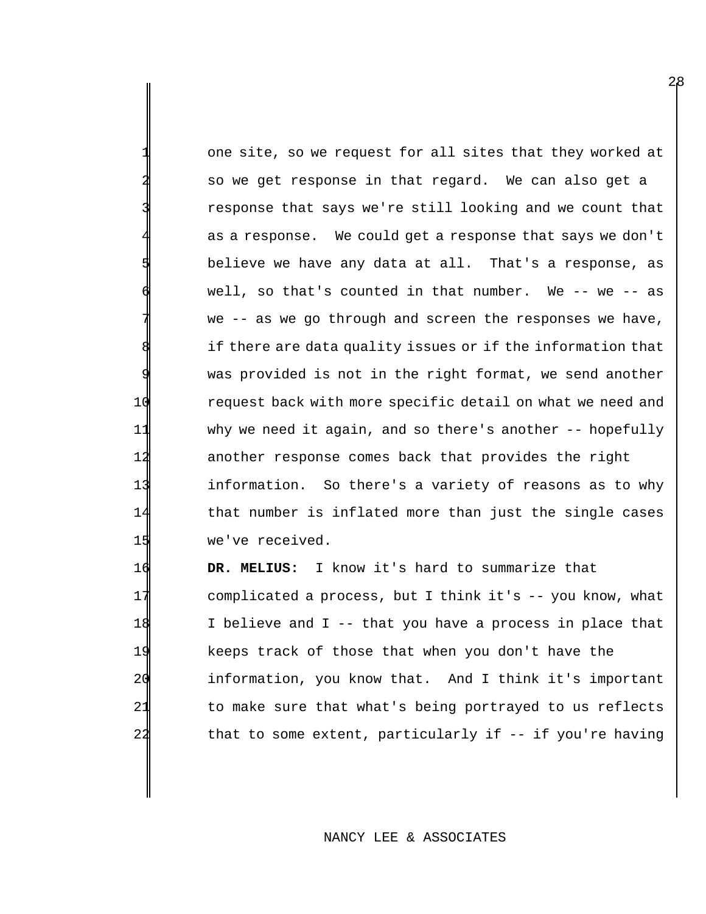one site, so we request for all sites that they worked at so we get response in that regard. We can also get a response that says we're still looking and we count that as a response. We could get a response that says we don't believe we have any data at all. That's a response, as well, so that's counted in that number. We -- we -- as we -- as we go through and screen the responses we have, if there are data quality issues or if the information that was provided is not in the right format, we send another request back with more specific detail on what we need and why we need it again, and so there's another -- hopefully another response comes back that provides the right information. So there's a variety of reasons as to why that number is inflated more than just the single cases we've received.

**DR. MELIUS:** I know it's hard to summarize that complicated a process, but I think it's -- you know, what I believe and I -- that you have a process in place that keeps track of those that when you don't have the information, you know that. And I think it's important to make sure that what's being portrayed to us reflects that to some extent, particularly if -- if you're having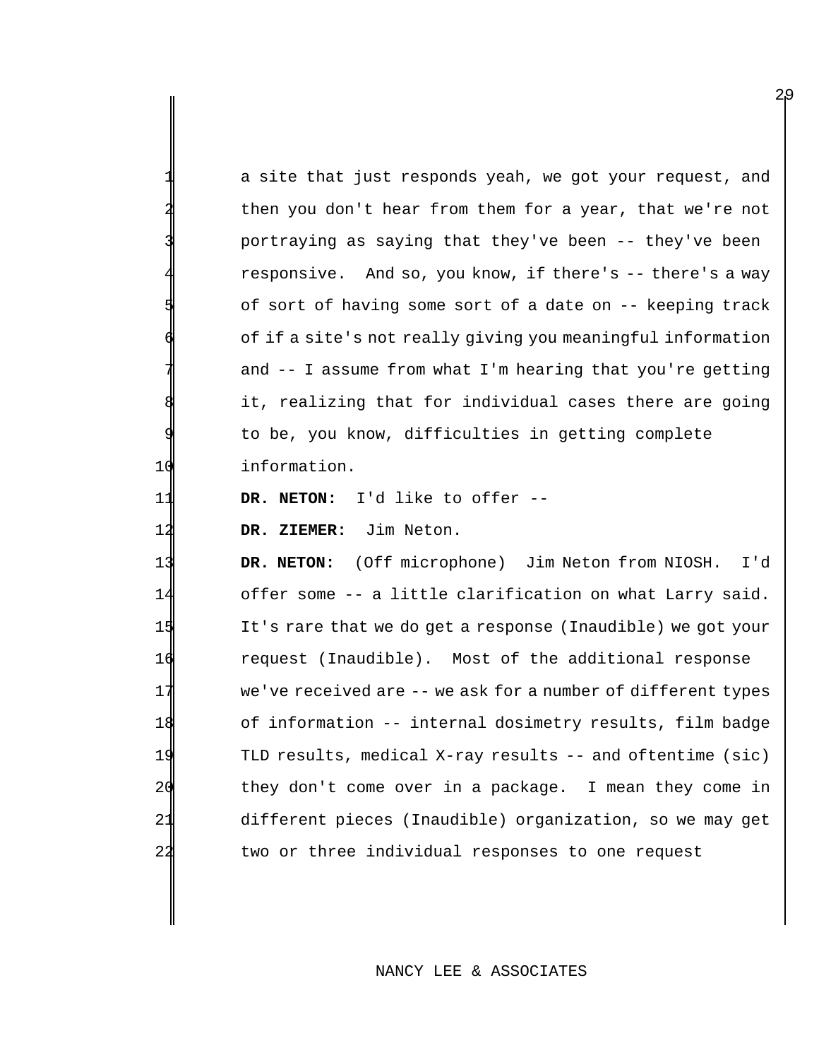a site that just responds yeah, we got your request, and then you don't hear from them for a year, that we're not portraying as saying that they've been -- they've been responsive. And so, you know, if there's -- there's a way of sort of having some sort of a date on -- keeping track of if a site's not really giving you meaningful information and -- I assume from what I'm hearing that you're getting it, realizing that for individual cases there are going to be, you know, difficulties in getting complete information.

**DR. NETON:** I'd like to offer --

**DR. ZIEMER:** Jim Neton.

**DR. NETON:** (Off microphone) Jim Neton from NIOSH. I'd offer some -- a little clarification on what Larry said. It's rare that we do get a response (Inaudible) we got your request (Inaudible). Most of the additional response we've received are -- we ask for a number of different types of information -- internal dosimetry results, film badge TLD results, medical X-ray results -- and oftentime (sic) they don't come over in a package. I mean they come in different pieces (Inaudible) organization, so we may get two or three individual responses to one request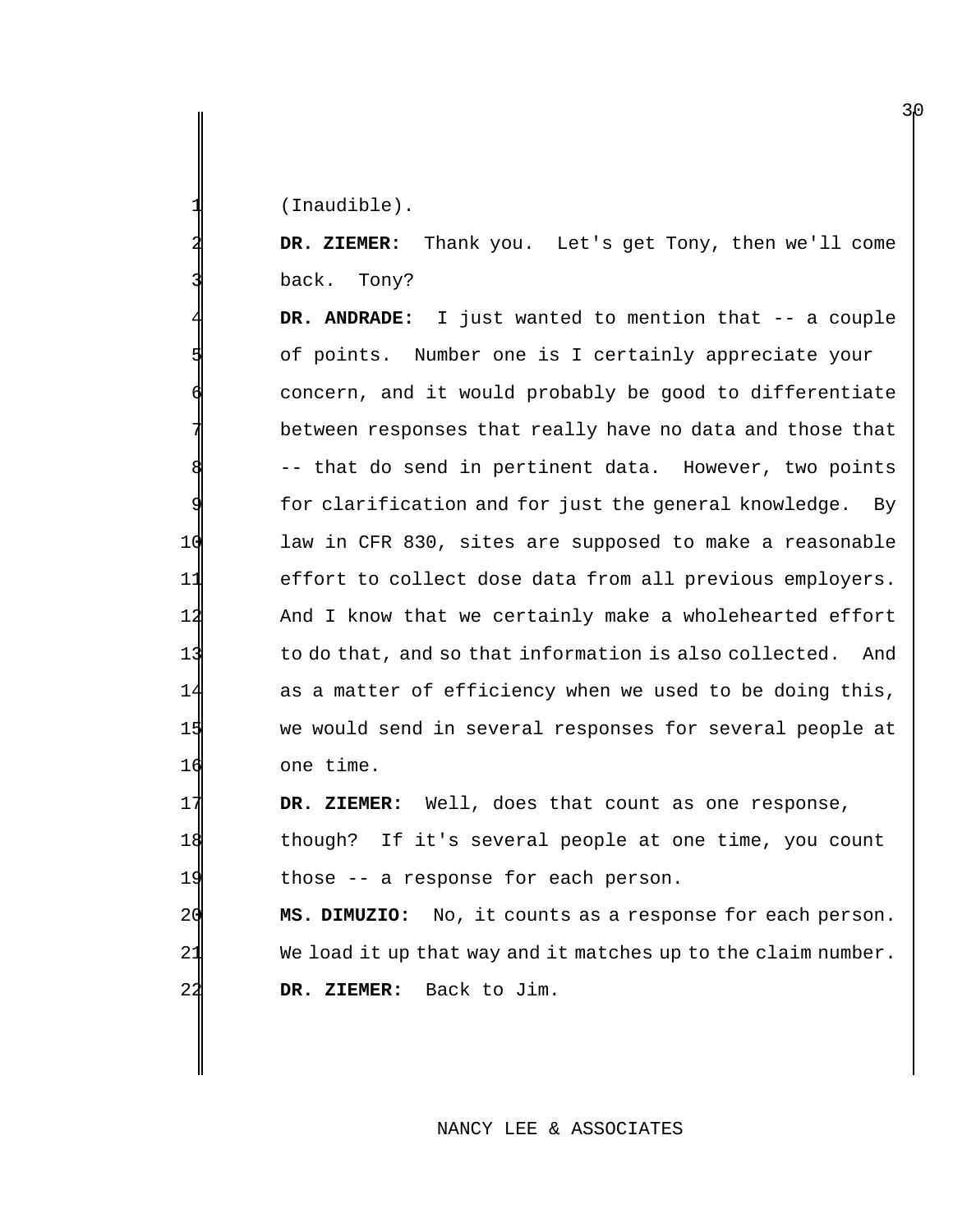(Inaudible).

**DR. ZIEMER:** Thank you. Let's get Tony, then we'll come back. Tony?

**DR. ANDRADE:** I just wanted to mention that -- a couple of points. Number one is I certainly appreciate your concern, and it would probably be good to differentiate between responses that really have no data and those that -- that do send in pertinent data. However, two points for clarification and for just the general knowledge. By law in CFR 830, sites are supposed to make a reasonable effort to collect dose data from all previous employers. And I know that we certainly make a wholehearted effort to do that, and so that information is also collected. And as a matter of efficiency when we used to be doing this, we would send in several responses for several people at one time.

**DR. ZIEMER:** Well, does that count as one response, though? If it's several people at one time, you count those -- a response for each person.

**MS. DIMUZIO:** No, it counts as a response for each person. We load it up that way and it matches up to the claim number.

**DR. ZIEMER:** Back to Jim.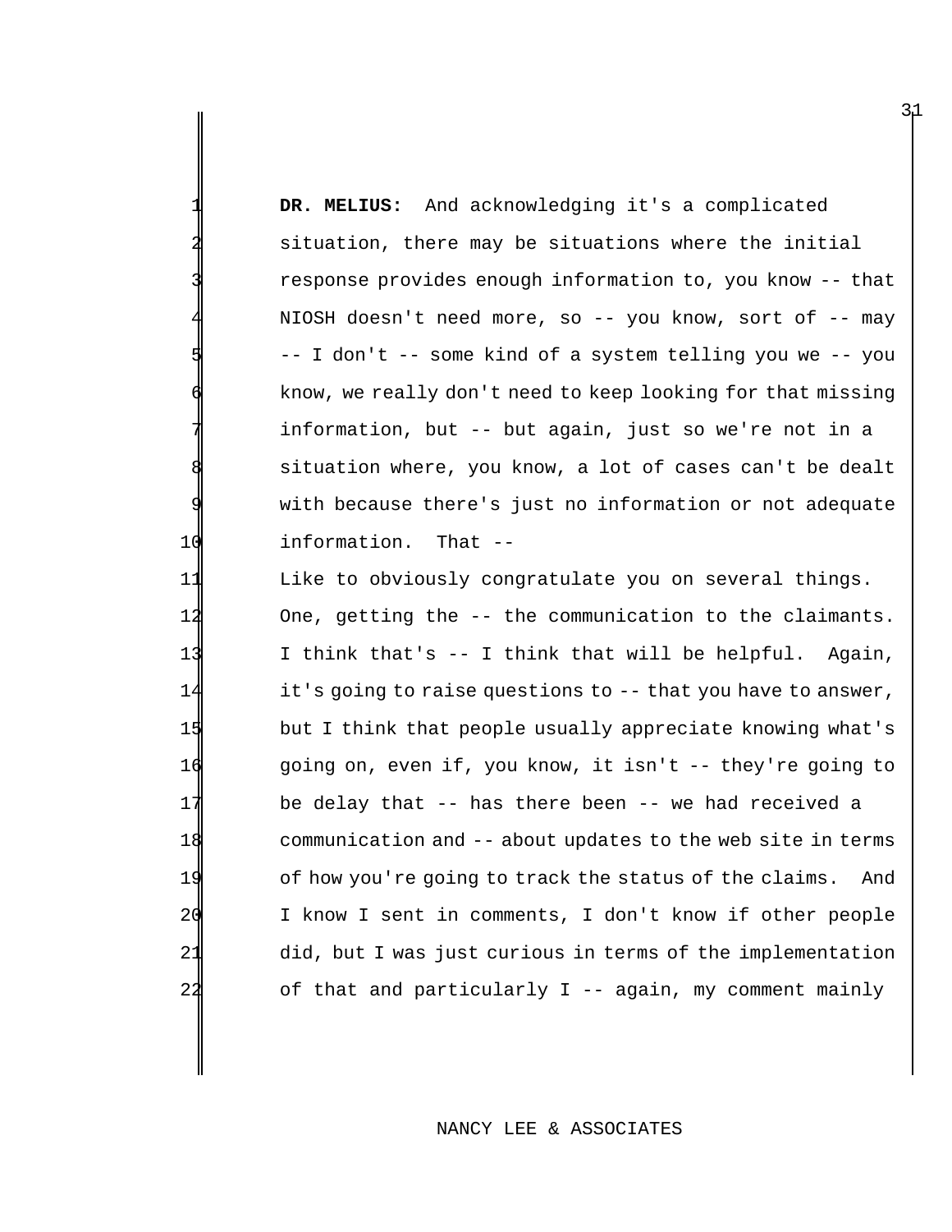**DR. MELIUS:** And acknowledging it's a complicated situation, there may be situations where the initial response provides enough information to, you know -- that NIOSH doesn't need more, so -- you know, sort of -- may -- I don't -- some kind of a system telling you we -- you know, we really don't need to keep looking for that missing information, but -- but again, just so we're not in a situation where, you know, a lot of cases can't be dealt with because there's just no information or not adequate information. That --

Like to obviously congratulate you on several things. One, getting the -- the communication to the claimants. I think that's -- I think that will be helpful. Again, it's going to raise questions to -- that you have to answer, but I think that people usually appreciate knowing what's going on, even if, you know, it isn't -- they're going to be delay that -- has there been -- we had received a communication and -- about updates to the web site in terms of how you're going to track the status of the claims. And I know I sent in comments, I don't know if other people did, but I was just curious in terms of the implementation of that and particularly I -- again, my comment mainly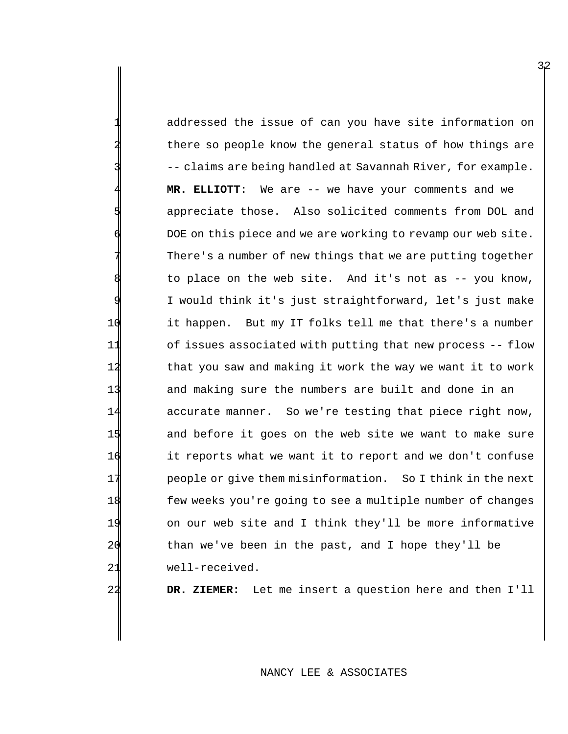addressed the issue of can you have site information on there so people know the general status of how things are -- claims are being handled at Savannah River, for example.

**MR. ELLIOTT:** We are -- we have your comments and we appreciate those. Also solicited comments from DOL and DOE on this piece and we are working to revamp our web site. There's a number of new things that we are putting together to place on the web site. And it's not as -- you know, I would think it's just straightforward, let's just make it happen. But my IT folks tell me that there's a number of issues associated with putting that new process -- flow that you saw and making it work the way we want it to work and making sure the numbers are built and done in an accurate manner. So we're testing that piece right now, and before it goes on the web site we want to make sure it reports what we want it to report and we don't confuse people or give them misinformation. So I think in the next few weeks you're going to see a multiple number of changes on our web site and I think they'll be more informative than we've been in the past, and I hope they'll be well-received.

**DR. ZIEMER:** Let me insert a question here and then I'll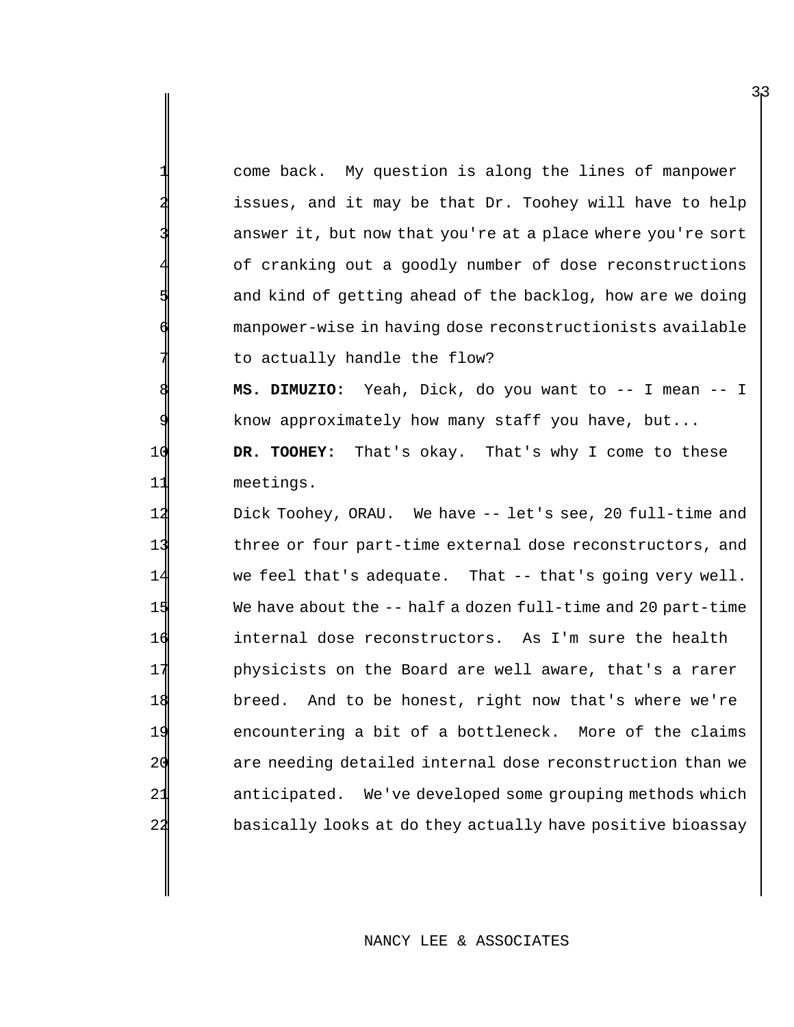come back. My question is along the lines of manpower issues, and it may be that Dr. Toohey will have to help answer it, but now that you're at a place where you're sort of cranking out a goodly number of dose reconstructions and kind of getting ahead of the backlog, how are we doing manpower-wise in having dose reconstructionists available to actually handle the flow?

**MS. DIMUZIO:** Yeah, Dick, do you want to -- I mean -- I know approximately how many staff you have, but...

**DR. TOOHEY:** That's okay. That's why I come to these meetings.

Dick Toohey, ORAU. We have -- let's see, 20 full-time and three or four part-time external dose reconstructors, and we feel that's adequate. That -- that's going very well. We have about the -- half a dozen full-time and 20 part-time internal dose reconstructors. As I'm sure the health physicists on the Board are well aware, that's a rarer breed. And to be honest, right now that's where we're encountering a bit of a bottleneck. More of the claims are needing detailed internal dose reconstruction than we anticipated. We've developed some grouping methods which basically looks at do they actually have positive bioassay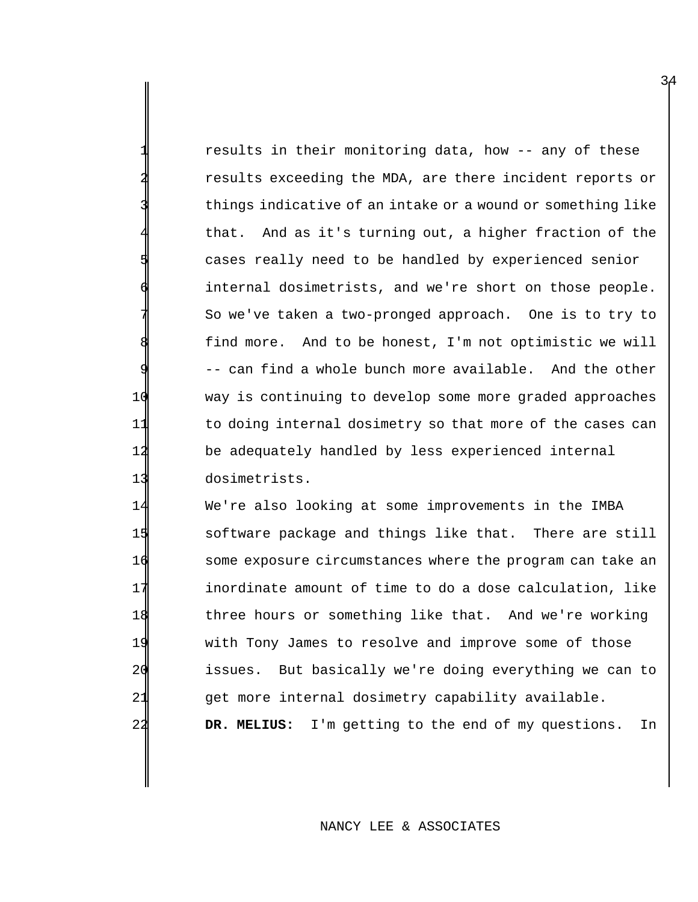results in their monitoring data, how -- any of these results exceeding the MDA, are there incident reports or things indicative of an intake or a wound or something like that. And as it's turning out, a higher fraction of the cases really need to be handled by experienced senior internal dosimetrists, and we're short on those people. So we've taken a two-pronged approach. One is to try to find more. And to be honest, I'm not optimistic we will -- can find a whole bunch more available. And the other way is continuing to develop some more graded approaches to doing internal dosimetry so that more of the cases can be adequately handled by less experienced internal dosimetrists.

We're also looking at some improvements in the IMBA software package and things like that. There are still some exposure circumstances where the program can take an inordinate amount of time to do a dose calculation, like three hours or something like that. And we're working with Tony James to resolve and improve some of those issues. But basically we're doing everything we can to get more internal dosimetry capability available.

**DR. MELIUS:** I'm getting to the end of my questions. In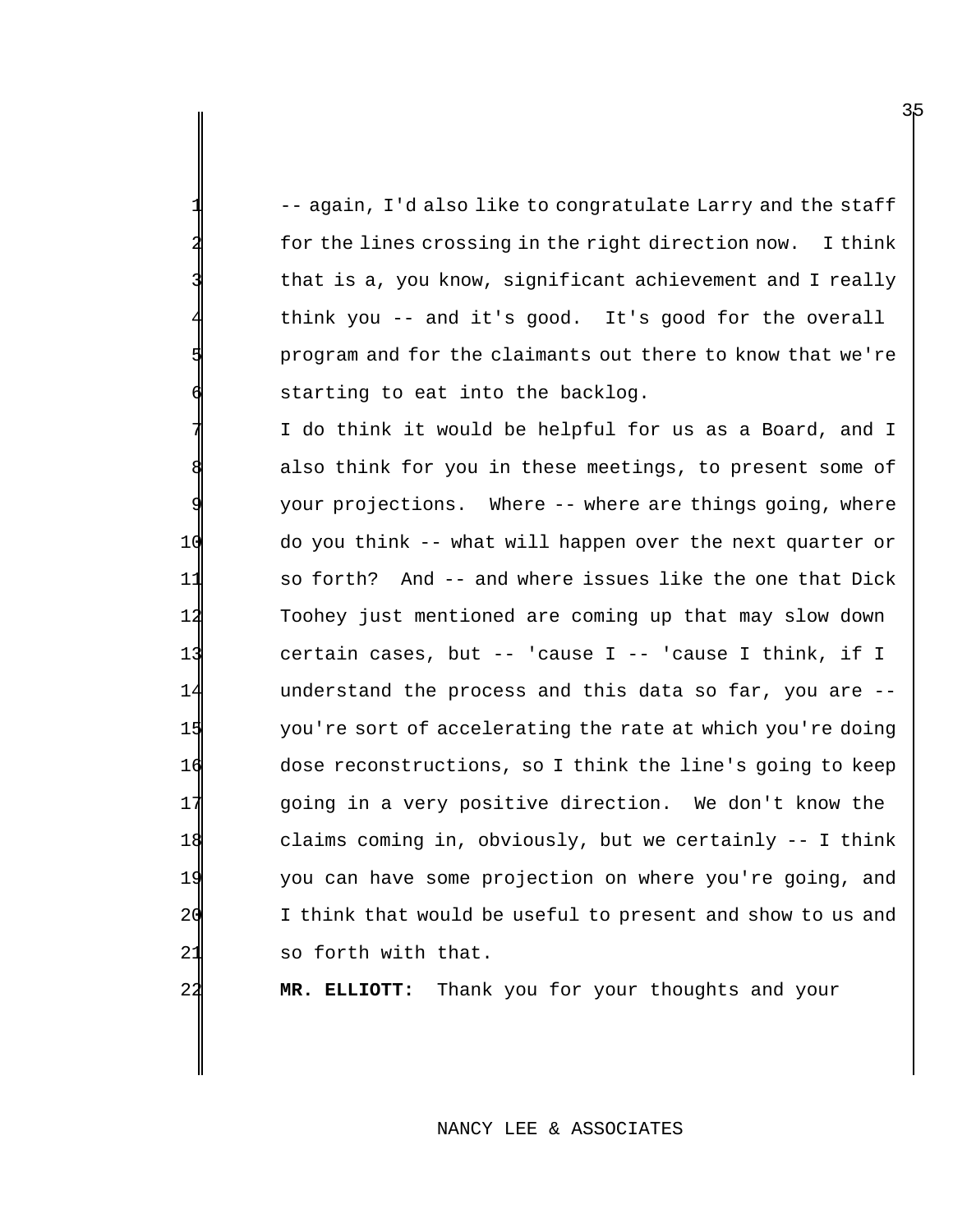-- again, I'd also like to congratulate Larry and the staff for the lines crossing in the right direction now. I think that is a, you know, significant achievement and I really think you -- and it's good. It's good for the overall program and for the claimants out there to know that we're starting to eat into the backlog.

I do think it would be helpful for us as a Board, and I also think for you in these meetings, to present some of your projections. Where -- where are things going, where do you think -- what will happen over the next quarter or so forth? And -- and where issues like the one that Dick Toohey just mentioned are coming up that may slow down certain cases, but -- 'cause I -- 'cause I think, if I understand the process and this data so far, you are -- you're sort of accelerating the rate at which you're doing dose reconstructions, so I think the line's going to keep going in a very positive direction. We don't know the claims coming in, obviously, but we certainly -- I think you can have some projection on where you're going, and I think that would be useful to present and show to us and so forth with that.

**MR. ELLIOTT:** Thank you for your thoughts and your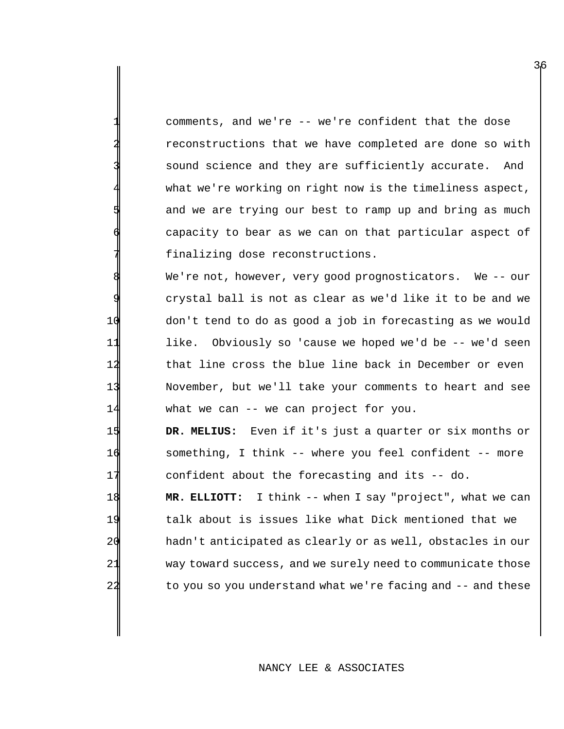comments, and we're -- we're confident that the dose reconstructions that we have completed are done so with sound science and they are sufficiently accurate. And what we're working on right now is the timeliness aspect, and we are trying our best to ramp up and bring as much capacity to bear as we can on that particular aspect of finalizing dose reconstructions.

We're not, however, very good prognosticators. We -- our crystal ball is not as clear as we'd like it to be and we don't tend to do as good a job in forecasting as we would like. Obviously so 'cause we hoped we'd be -- we'd seen that line cross the blue line back in December or even November, but we'll take your comments to heart and see what we can -- we can project for you.

**DR. MELIUS:** Even if it's just a quarter or six months or something, I think -- where you feel confident -- more confident about the forecasting and its -- do.

**MR. ELLIOTT:** I think -- when I say "project", what we can talk about is issues like what Dick mentioned that we hadn't anticipated as clearly or as well, obstacles in our way toward success, and we surely need to communicate those to you so you understand what we're facing and -- and these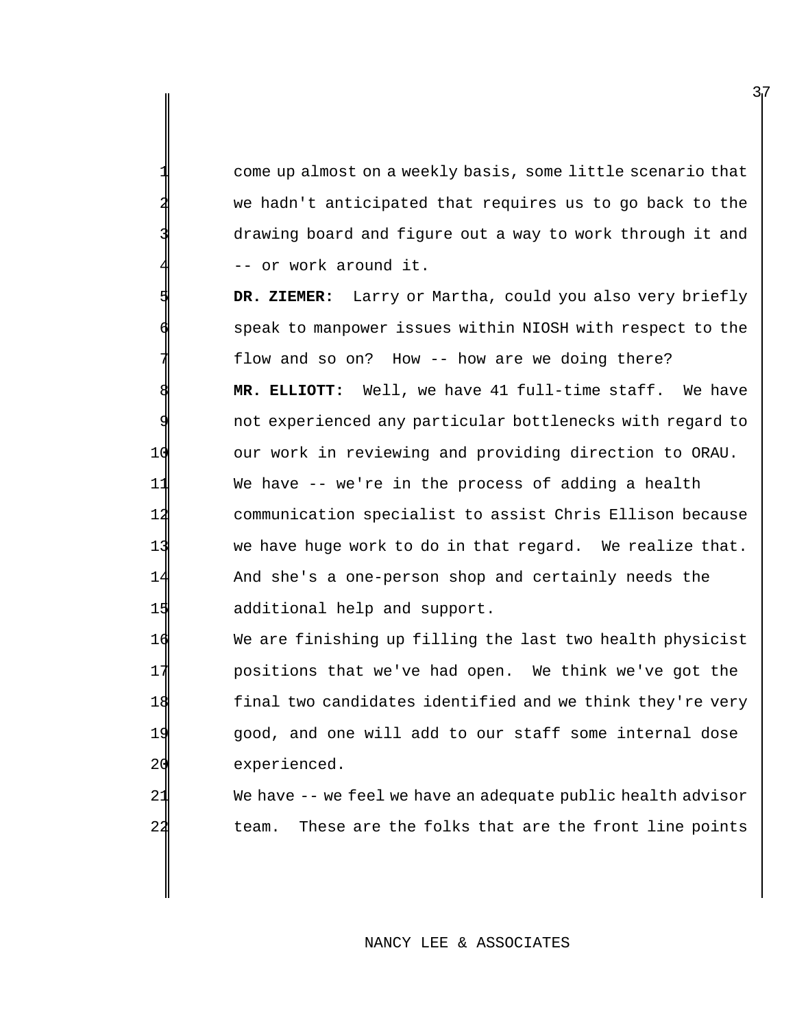come up almost on a weekly basis, some little scenario that we hadn't anticipated that requires us to go back to the drawing board and figure out a way to work through it and -- or work around it.

**DR. ZIEMER:** Larry or Martha, could you also very briefly speak to manpower issues within NIOSH with respect to the flow and so on? How -- how are we doing there?

**MR. ELLIOTT:** Well, we have 41 full-time staff. We have not experienced any particular bottlenecks with regard to our work in reviewing and providing direction to ORAU. We have -- we're in the process of adding a health communication specialist to assist Chris Ellison because we have huge work to do in that regard. We realize that. And she's a one-person shop and certainly needs the additional help and support.

We are finishing up filling the last two health physicist positions that we've had open. We think we've got the final two candidates identified and we think they're very good, and one will add to our staff some internal dose experienced.

We have -- we feel we have an adequate public health advisor team. These are the folks that are the front line points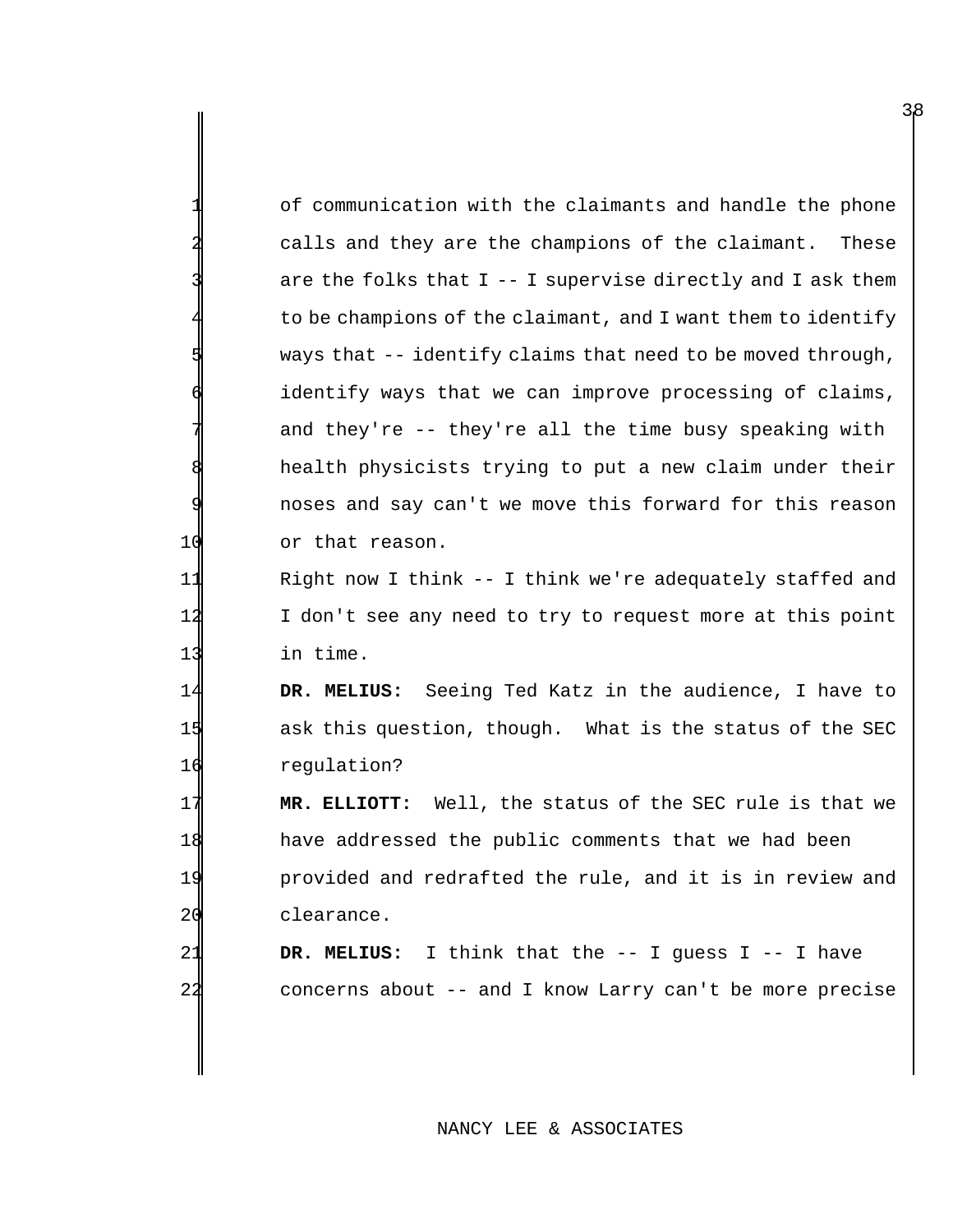of communication with the claimants and handle the phone calls and they are the champions of the claimant. These are the folks that I -- I supervise directly and I ask them to be champions of the claimant, and I want them to identify ways that -- identify claims that need to be moved through, identify ways that we can improve processing of claims, and they're -- they're all the time busy speaking with health physicists trying to put a new claim under their noses and say can't we move this forward for this reason or that reason.

Right now I think -- I think we're adequately staffed and I don't see any need to try to request more at this point in time.

**DR. MELIUS:** Seeing Ted Katz in the audience, I have to ask this question, though. What is the status of the SEC regulation?

**MR. ELLIOTT:** Well, the status of the SEC rule is that we have addressed the public comments that we had been provided and redrafted the rule, and it is in review and clearance.

**DR. MELIUS:** I think that the -- I guess I -- I have concerns about -- and I know Larry can't be more precise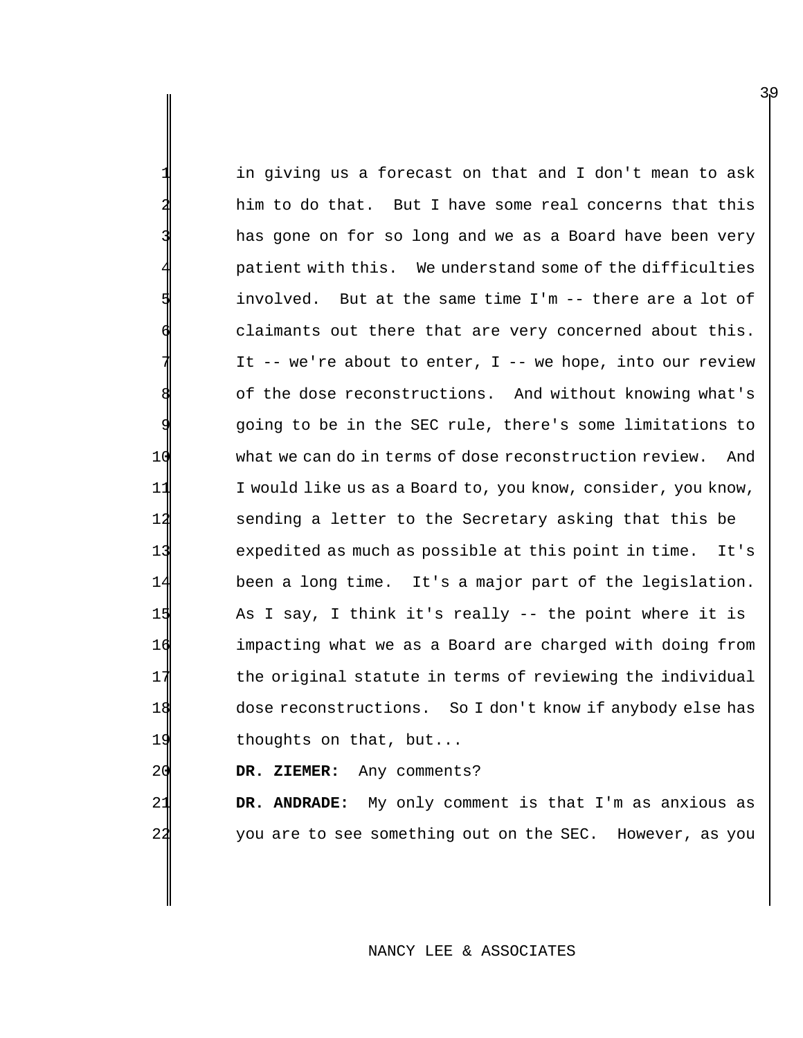in giving us a forecast on that and I don't mean to ask him to do that. But I have some real concerns that this has gone on for so long and we as a Board have been very patient with this. We understand some of the difficulties involved. But at the same time I'm -- there are a lot of claimants out there that are very concerned about this. It -- we're about to enter, I -- we hope, into our review of the dose reconstructions. And without knowing what's going to be in the SEC rule, there's some limitations to what we can do in terms of dose reconstruction review. And I would like us as a Board to, you know, consider, you know, sending a letter to the Secretary asking that this be expedited as much as possible at this point in time. It's been a long time. It's a major part of the legislation. As I say, I think it's really -- the point where it is impacting what we as a Board are charged with doing from the original statute in terms of reviewing the individual dose reconstructions. So I don't know if anybody else has thoughts on that, but...

**DR. ZIEMER:** Any comments?

**DR. ANDRADE:** My only comment is that I'm as anxious as you are to see something out on the SEC. However, as you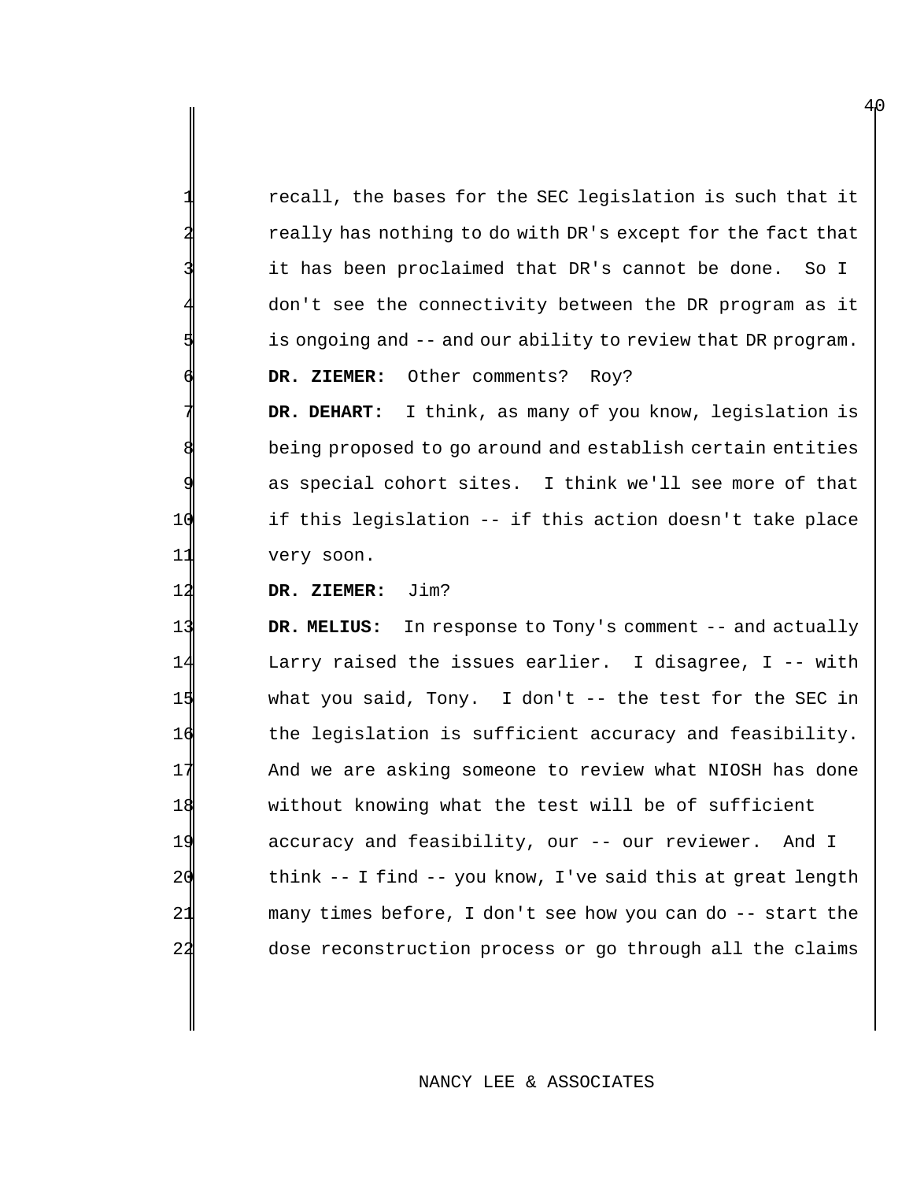recall, the bases for the SEC legislation is such that it really has nothing to do with DR's except for the fact that it has been proclaimed that DR's cannot be done. So I don't see the connectivity between the DR program as it is ongoing and -- and our ability to review that DR program.

**DR. ZIEMER:** Other comments? Roy?

**DR. DEHART:** I think, as many of you know, legislation is being proposed to go around and establish certain entities as special cohort sites. I think we'll see more of that if this legislation -- if this action doesn't take place very soon.

**DR. ZIEMER:** Jim?

**DR. MELIUS:** In response to Tony's comment -- and actually Larry raised the issues earlier. I disagree, I -- with what you said, Tony. I don't -- the test for the SEC in the legislation is sufficient accuracy and feasibility. And we are asking someone to review what NIOSH has done without knowing what the test will be of sufficient accuracy and feasibility, our -- our reviewer. And I think -- I find -- you know, I've said this at great length many times before, I don't see how you can do -- start the dose reconstruction process or go through all the claims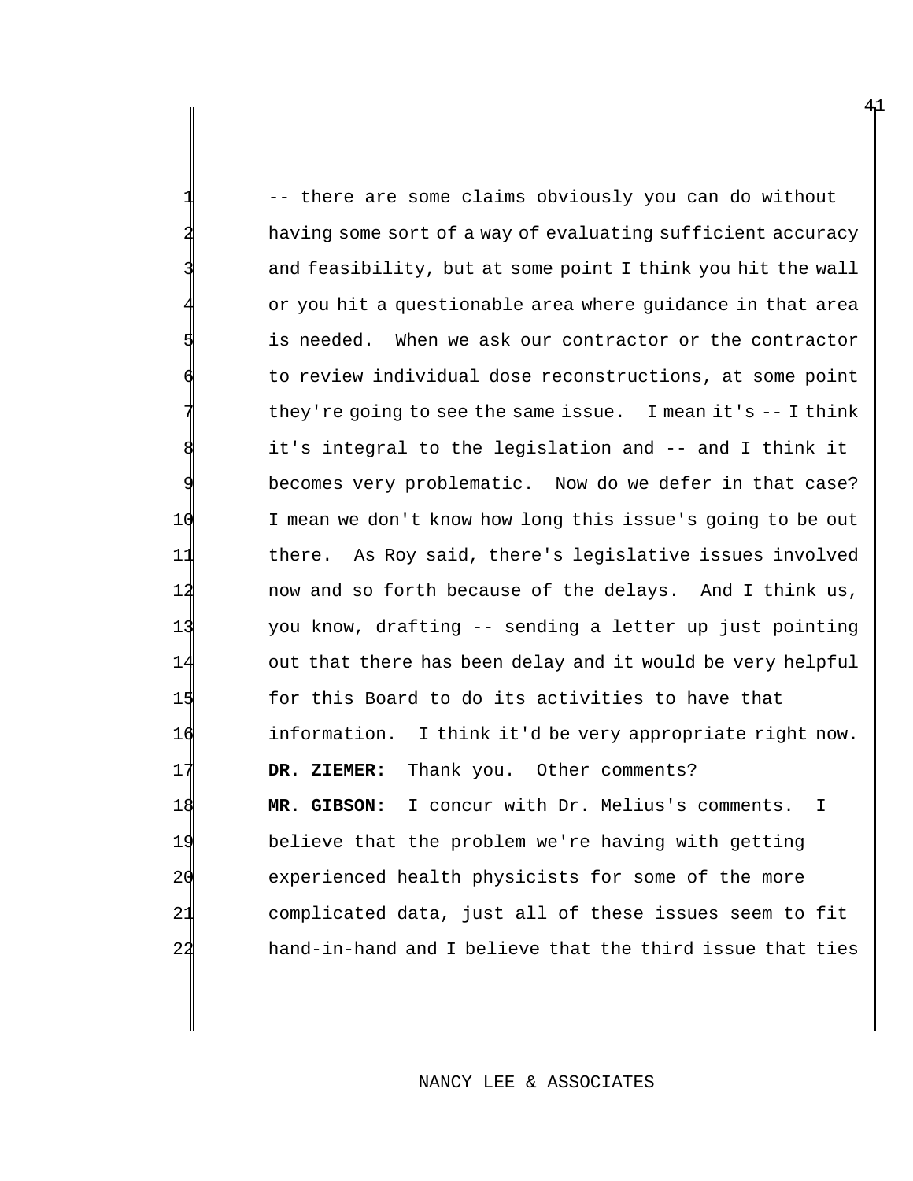-- there are some claims obviously you can do without having some sort of a way of evaluating sufficient accuracy and feasibility, but at some point I think you hit the wall or you hit a questionable area where guidance in that area is needed. When we ask our contractor or the contractor to review individual dose reconstructions, at some point they're going to see the same issue. I mean it's -- I think it's integral to the legislation and -- and I think it becomes very problematic. Now do we defer in that case? I mean we don't know how long this issue's going to be out there. As Roy said, there's legislative issues involved now and so forth because of the delays. And I think us, you know, drafting -- sending a letter up just pointing out that there has been delay and it would be very helpful for this Board to do its activities to have that information. I think it'd be very appropriate right now.

**DR. ZIEMER:** Thank you. Other comments?

**MR. GIBSON:** I concur with Dr. Melius's comments. I believe that the problem we're having with getting experienced health physicists for some of the more complicated data, just all of these issues seem to fit hand-in-hand and I believe that the third issue that ties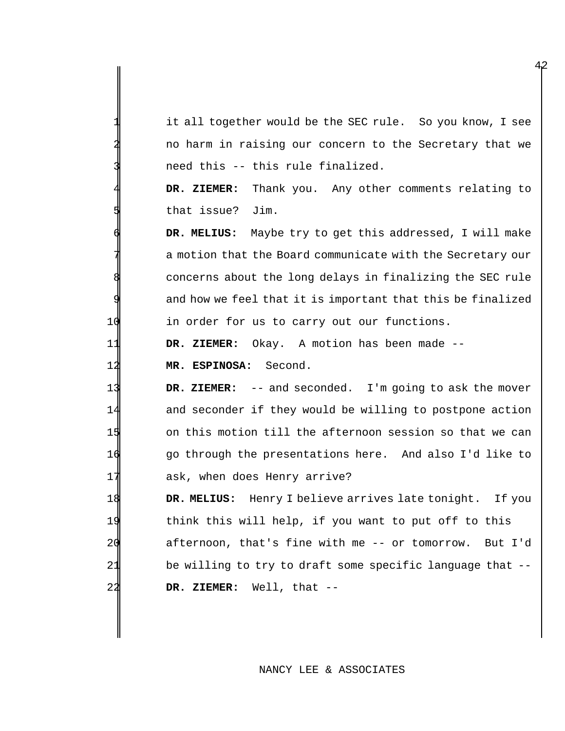it all together would be the SEC rule. So you know, I see no harm in raising our concern to the Secretary that we need this -- this rule finalized.

**DR. ZIEMER:** Thank you. Any other comments relating to that issue? Jim.

**DR. MELIUS:** Maybe try to get this addressed, I will make a motion that the Board communicate with the Secretary our concerns about the long delays in finalizing the SEC rule and how we feel that it is important that this be finalized in order for us to carry out our functions.

**DR. ZIEMER:** Okay. A motion has been made --

**MR. ESPINOSA:** Second.

**DR. ZIEMER:** -- and seconded. I'm going to ask the mover and seconder if they would be willing to postpone action on this motion till the afternoon session so that we can go through the presentations here. And also I'd like to ask, when does Henry arrive?

**DR. MELIUS:** Henry I believe arrives late tonight. If you think this will help, if you want to put off to this afternoon, that's fine with me -- or tomorrow. But I'd be willing to try to draft some specific language that --

**DR. ZIEMER:** Well, that --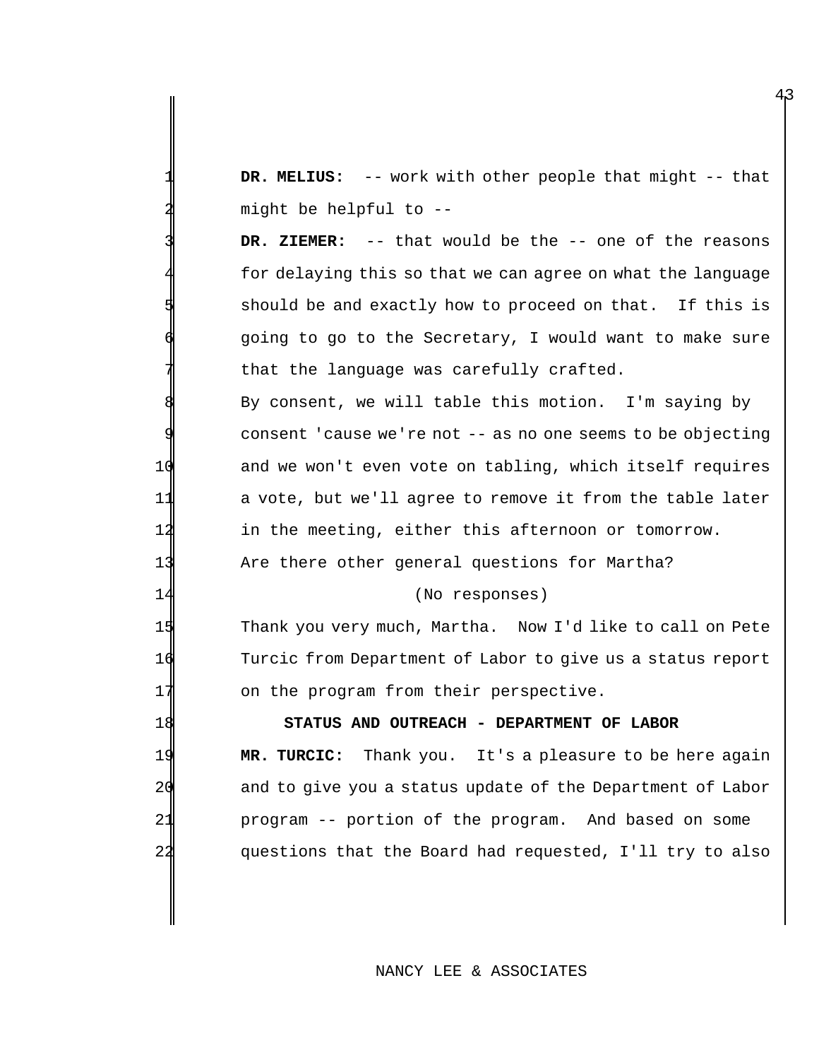**DR. MELIUS:** -- work with other people that might -- that might be helpful to --

**DR. ZIEMER:** -- that would be the -- one of the reasons for delaying this so that we can agree on what the language should be and exactly how to proceed on that. If this is going to go to the Secretary, I would want to make sure that the language was carefully crafted.

By consent, we will table this motion. I'm saying by consent 'cause we're not -- as no one seems to be objecting and we won't even vote on tabling, which itself requires a vote, but we'll agree to remove it from the table later in the meeting, either this afternoon or tomorrow.

Are there other general questions for Martha?

(No responses)

Thank you very much, Martha. Now I'd like to call on Pete Turcic from Department of Labor to give us a status report on the program from their perspective.

**STATUS AND OUTREACH - DEPARTMENT OF LABOR**

**MR. TURCIC:** Thank you. It's a pleasure to be here again and to give you a status update of the Department of Labor program -- portion of the program. And based on some questions that the Board had requested, I'll try to also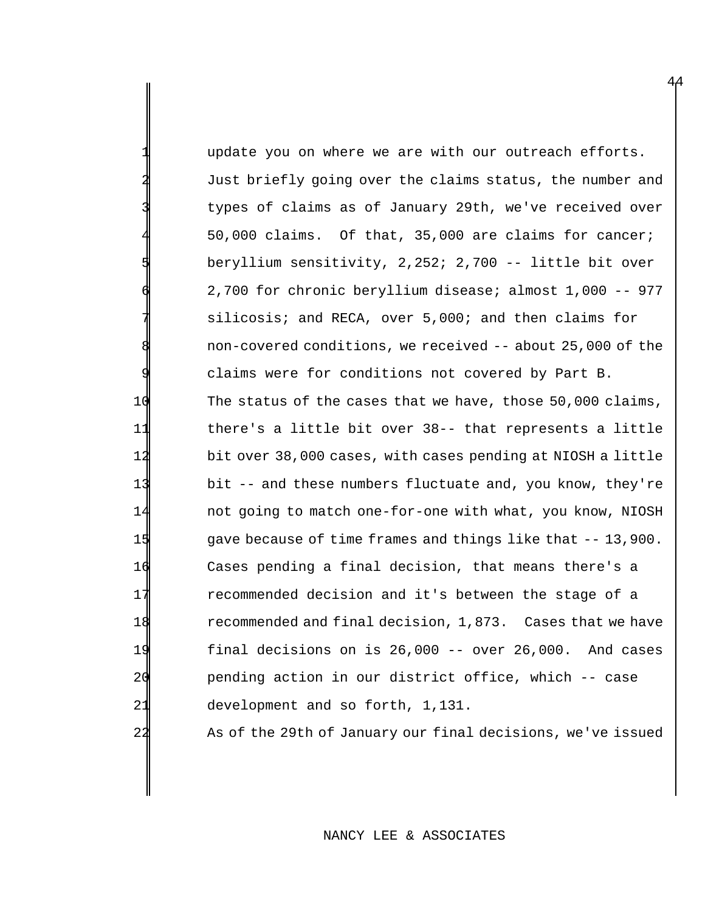update you on where we are with our outreach efforts.
Just briefly going over the claims status, the number and types of claims as of January 29th, we've received over 50,000 claims. Of that, 35,000 are claims for cancer; beryllium sensitivity, 2,252; 2,700 -- little bit over 2,700 for chronic beryllium disease; almost 1,000 -- 977 silicosis; and RECA, over 5,000; and then claims for non-covered conditions, we received -- about 25,000 of the claims were for conditions not covered by Part B.

The status of the cases that we have, those 50,000 claims, there's a little bit over 38-- that represents a little bit over 38,000 cases, with cases pending at NIOSH a little bit -- and these numbers fluctuate and, you know, they're not going to match one-for-one with what, you know, NIOSH gave because of time frames and things like that -- 13,900. Cases pending a final decision, that means there's a recommended decision and it's between the stage of a recommended and final decision, 1,873. Cases that we have final decisions on is 26,000 -- over 26,000. And cases pending action in our district office, which -- case development and so forth, 1,131.

As of the 29th of January our final decisions, we've issued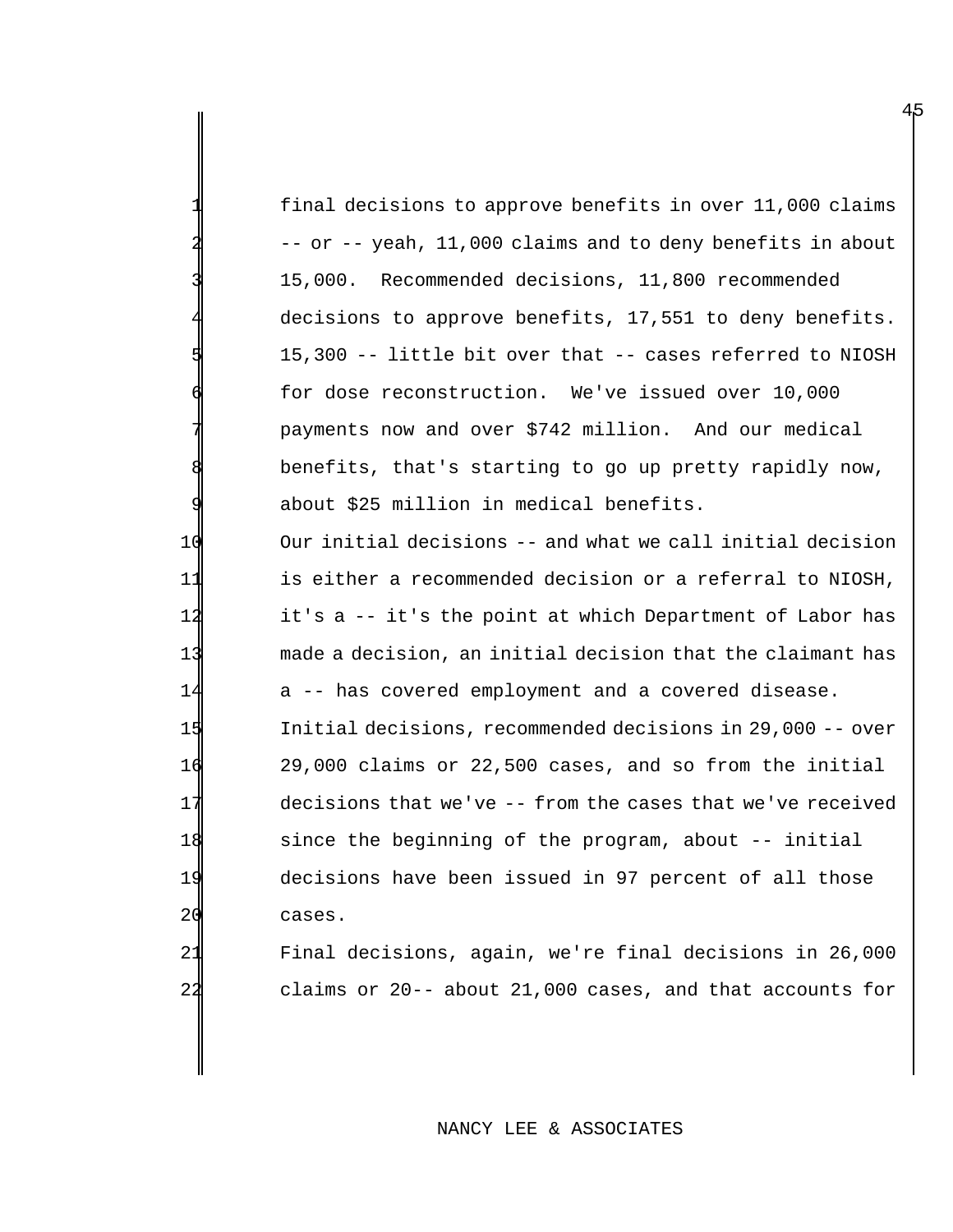final decisions to approve benefits in over 11,000 claims -- or -- yeah, 11,000 claims and to deny benefits in about 15,000. Recommended decisions, 11,800 recommended decisions to approve benefits, 17,551 to deny benefits. 15,300 -- little bit over that -- cases referred to NIOSH for dose reconstruction. We've issued over 10,000 payments now and over $742 million. And our medical benefits, that's starting to go up pretty rapidly now, about $25 million in medical benefits.

Our initial decisions -- and what we call initial decision is either a recommended decision or a referral to NIOSH, it's a -- it's the point at which Department of Labor has made a decision, an initial decision that the claimant has a -- has covered employment and a covered disease.

Initial decisions, recommended decisions in 29,000 -- over 29,000 claims or 22,500 cases, and so from the initial decisions that we've -- from the cases that we've received since the beginning of the program, about -- initial decisions have been issued in 97 percent of all those cases.

Final decisions, again, we're final decisions in 26,000 claims or 20-- about 21,000 cases, and that accounts for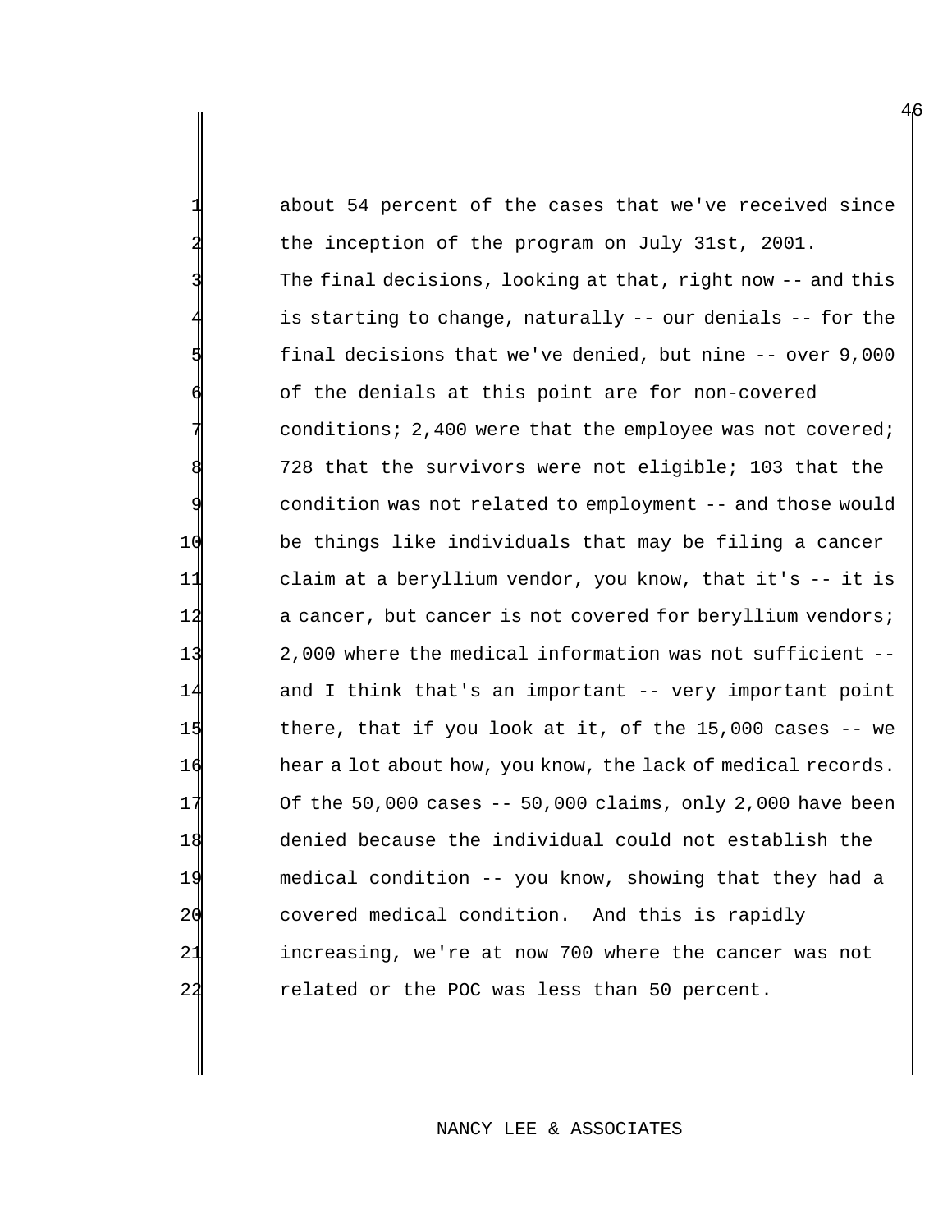about 54 percent of the cases that we've received since the inception of the program on July 31st, 2001.

The final decisions, looking at that, right now -- and this is starting to change, naturally -- our denials -- for the final decisions that we've denied, but nine -- over 9,000 of the denials at this point are for non-covered conditions; 2,400 were that the employee was not covered; 728 that the survivors were not eligible; 103 that the condition was not related to employment -- and those would be things like individuals that may be filing a cancer claim at a beryllium vendor, you know, that it's -- it is a cancer, but cancer is not covered for beryllium vendors; 2,000 where the medical information was not sufficient -- and I think that's an important -- very important point there, that if you look at it, of the 15,000 cases -- we hear a lot about how, you know, the lack of medical records. Of the 50,000 cases -- 50,000 claims, only 2,000 have been denied because the individual could not establish the medical condition -- you know, showing that they had a covered medical condition. And this is rapidly increasing, we're at now 700 where the cancer was not related or the POC was less than 50 percent.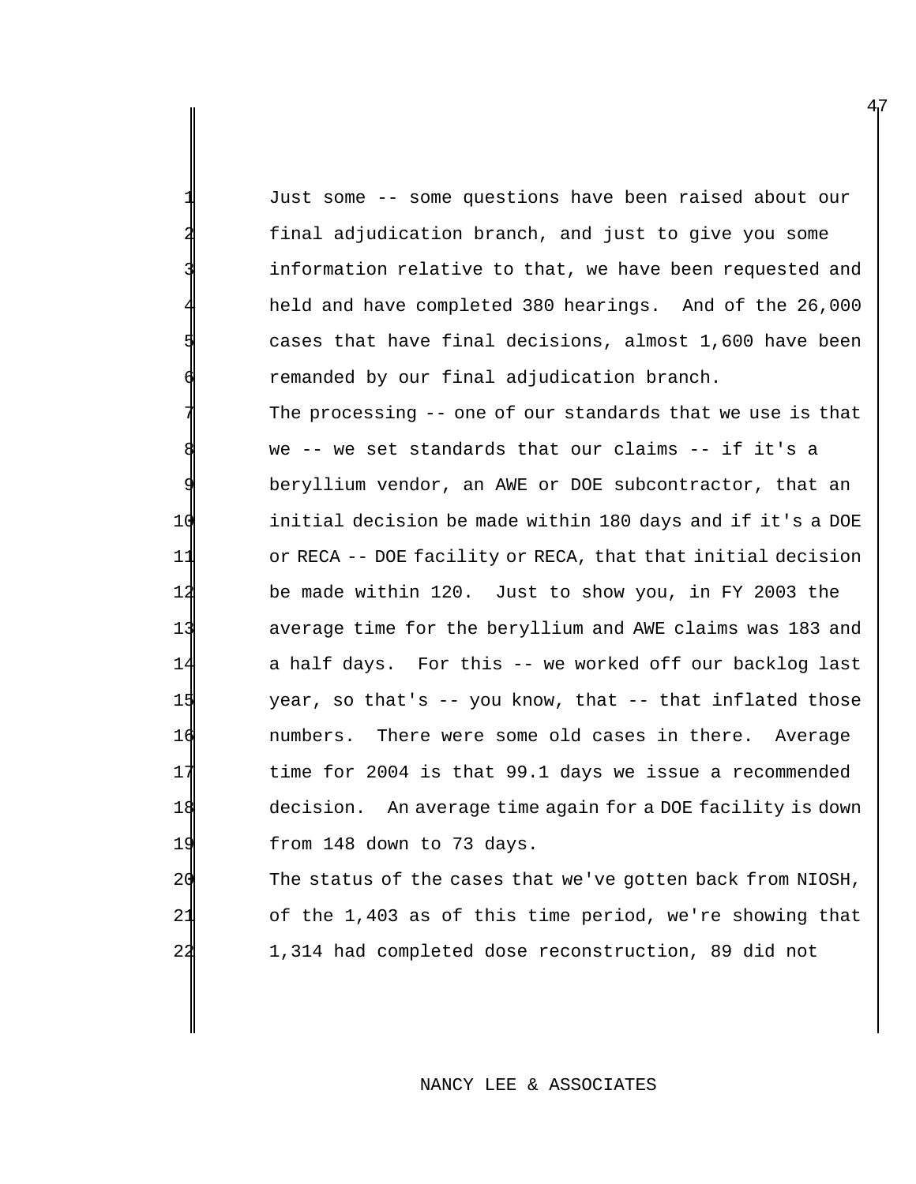Just some -- some questions have been raised about our final adjudication branch, and just to give you some information relative to that, we have been requested and held and have completed 380 hearings. And of the 26,000 cases that have final decisions, almost 1,600 have been remanded by our final adjudication branch.

The processing -- one of our standards that we use is that we -- we set standards that our claims -- if it's a beryllium vendor, an AWE or DOE subcontractor, that an initial decision be made within 180 days and if it's a DOE or RECA -- DOE facility or RECA, that that initial decision be made within 120. Just to show you, in FY 2003 the average time for the beryllium and AWE claims was 183 and a half days. For this -- we worked off our backlog last year, so that's -- you know, that -- that inflated those numbers. There were some old cases in there. Average time for 2004 is that 99.1 days we issue a recommended decision. An average time again for a DOE facility is down from 148 down to 73 days.

The status of the cases that we've gotten back from NIOSH, of the 1,403 as of this time period, we're showing that 1,314 had completed dose reconstruction, 89 did not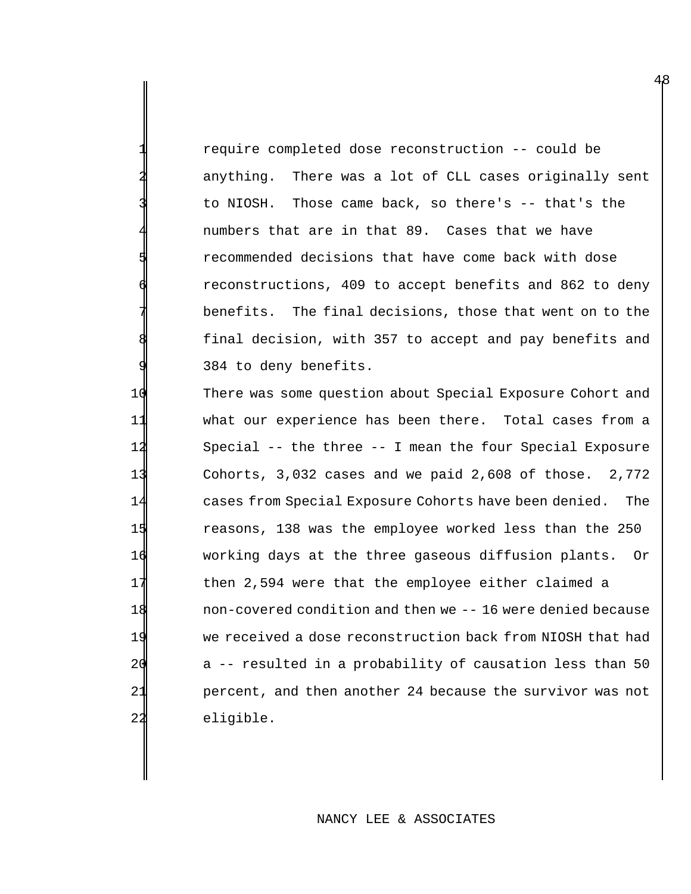require completed dose reconstruction -- could be anything. There was a lot of CLL cases originally sent to NIOSH. Those came back, so there's -- that's the numbers that are in that 89. Cases that we have recommended decisions that have come back with dose reconstructions, 409 to accept benefits and 862 to deny benefits. The final decisions, those that went on to the final decision, with 357 to accept and pay benefits and 384 to deny benefits.

There was some question about Special Exposure Cohort and what our experience has been there. Total cases from a Special -- the three -- I mean the four Special Exposure Cohorts, 3,032 cases and we paid 2,608 of those. 2,772 cases from Special Exposure Cohorts have been denied. The reasons, 138 was the employee worked less than the 250 working days at the three gaseous diffusion plants. Or then 2,594 were that the employee either claimed a non-covered condition and then we -- 16 were denied because we received a dose reconstruction back from NIOSH that had a -- resulted in a probability of causation less than 50 percent, and then another 24 because the survivor was not eligible.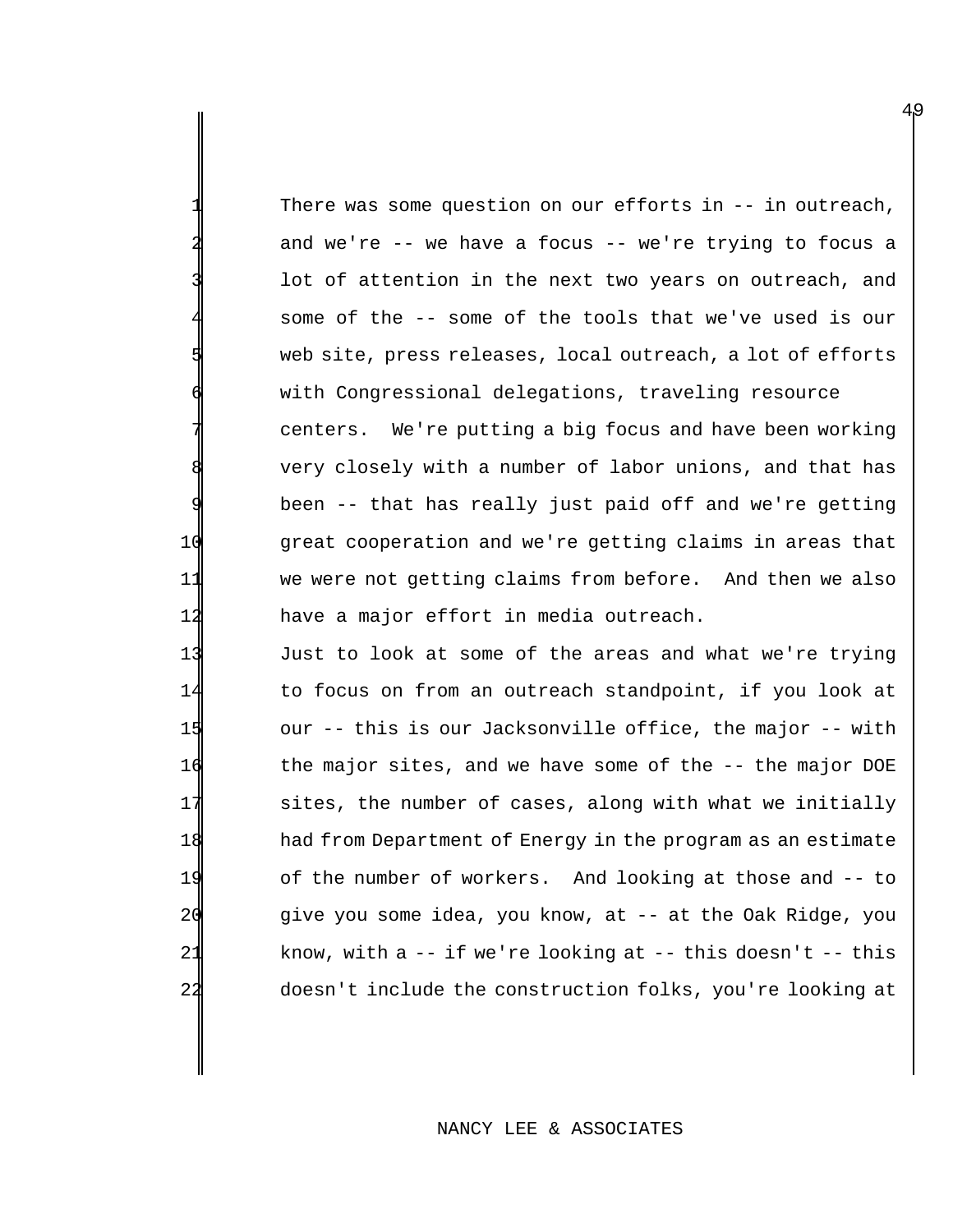There was some question on our efforts in -- in outreach, and we're -- we have a focus -- we're trying to focus a lot of attention in the next two years on outreach, and some of the -- some of the tools that we've used is our web site, press releases, local outreach, a lot of efforts with Congressional delegations, traveling resource centers. We're putting a big focus and have been working very closely with a number of labor unions, and that has been -- that has really just paid off and we're getting great cooperation and we're getting claims in areas that we were not getting claims from before. And then we also have a major effort in media outreach.

Just to look at some of the areas and what we're trying to focus on from an outreach standpoint, if you look at our -- this is our Jacksonville office, the major -- with the major sites, and we have some of the -- the major DOE sites, the number of cases, along with what we initially had from Department of Energy in the program as an estimate of the number of workers. And looking at those and -- to give you some idea, you know, at -- at the Oak Ridge, you know, with a -- if we're looking at -- this doesn't -- this doesn't include the construction folks, you're looking at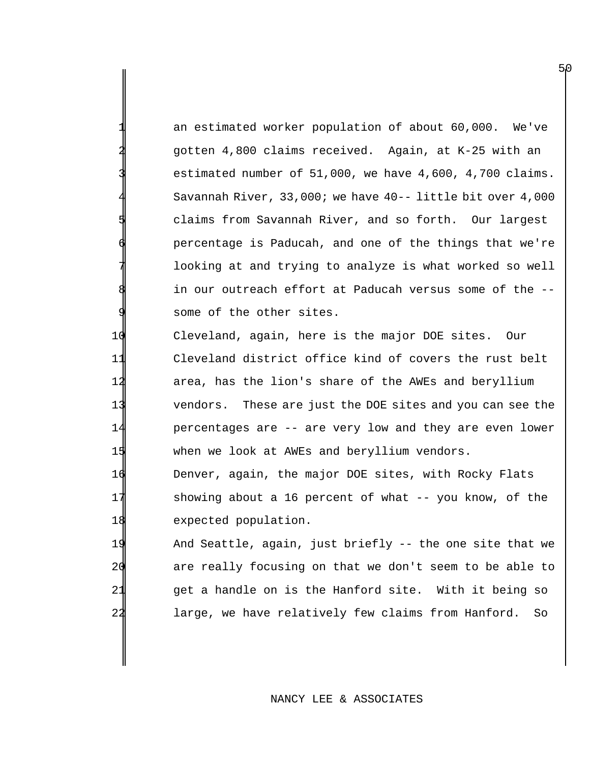an estimated worker population of about 60,000. We've gotten 4,800 claims received. Again, at K-25 with an estimated number of 51,000, we have 4,600, 4,700 claims. Savannah River, 33,000; we have 40-- little bit over 4,000 claims from Savannah River, and so forth. Our largest percentage is Paducah, and one of the things that we're looking at and trying to analyze is what worked so well in our outreach effort at Paducah versus some of the -- some of the other sites.

Cleveland, again, here is the major DOE sites. Our Cleveland district office kind of covers the rust belt area, has the lion's share of the AWEs and beryllium vendors. These are just the DOE sites and you can see the percentages are -- are very low and they are even lower when we look at AWEs and beryllium vendors.

Denver, again, the major DOE sites, with Rocky Flats showing about a 16 percent of what -- you know, of the expected population.

And Seattle, again, just briefly -- the one site that we are really focusing on that we don't seem to be able to get a handle on is the Hanford site. With it being so large, we have relatively few claims from Hanford. So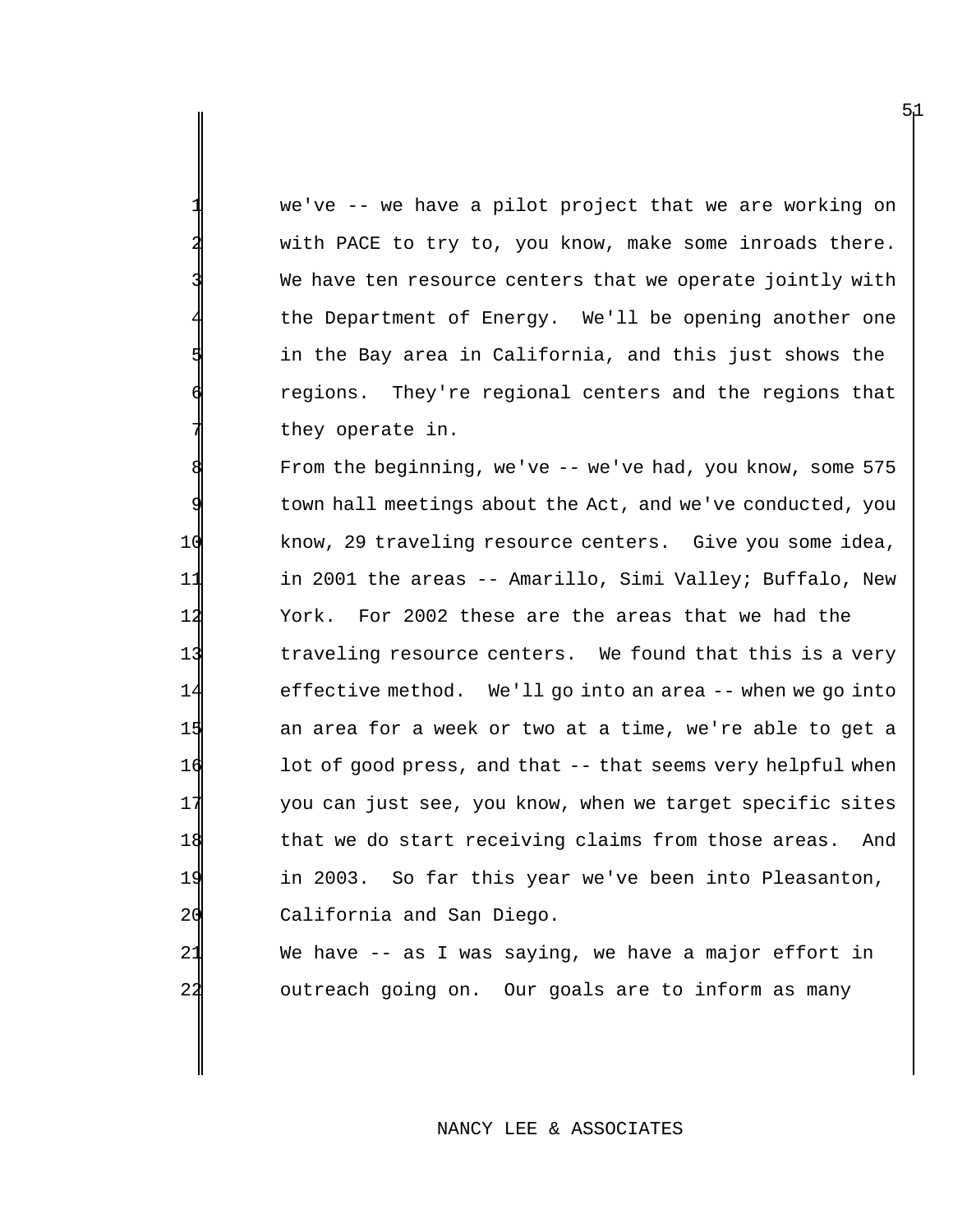we've -- we have a pilot project that we are working on with PACE to try to, you know, make some inroads there. We have ten resource centers that we operate jointly with the Department of Energy. We'll be opening another one in the Bay area in California, and this just shows the regions. They're regional centers and the regions that they operate in.

From the beginning, we've -- we've had, you know, some 575 town hall meetings about the Act, and we've conducted, you know, 29 traveling resource centers. Give you some idea, in 2001 the areas -- Amarillo, Simi Valley; Buffalo, New York. For 2002 these are the areas that we had the traveling resource centers. We found that this is a very effective method. We'll go into an area -- when we go into an area for a week or two at a time, we're able to get a lot of good press, and that -- that seems very helpful when you can just see, you know, when we target specific sites that we do start receiving claims from those areas. And in 2003. So far this year we've been into Pleasanton, California and San Diego.

We have -- as I was saying, we have a major effort in outreach going on. Our goals are to inform as many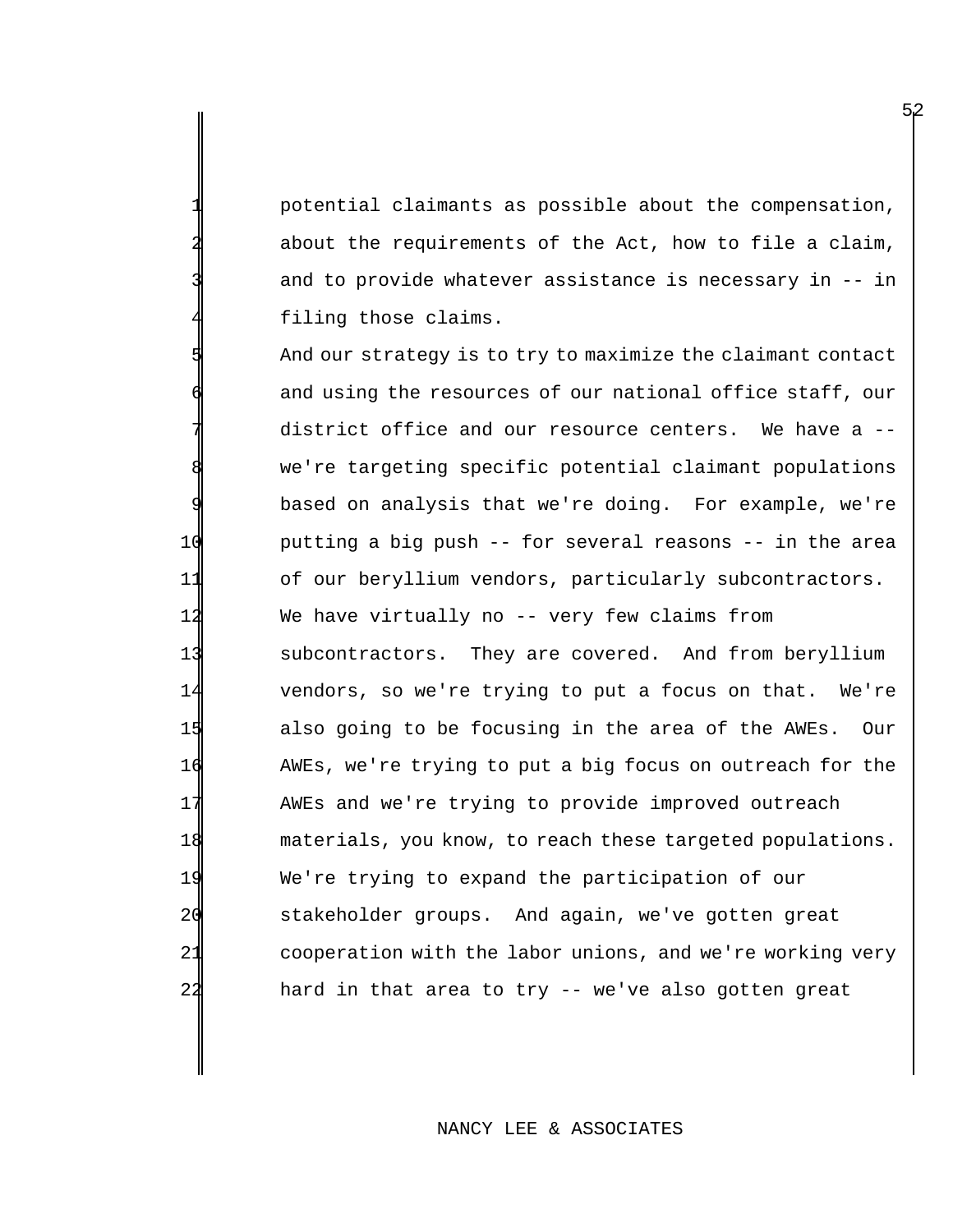potential claimants as possible about the compensation, about the requirements of the Act, how to file a claim, and to provide whatever assistance is necessary in -- in filing those claims.

And our strategy is to try to maximize the claimant contact and using the resources of our national office staff, our district office and our resource centers. We have a -- we're targeting specific potential claimant populations based on analysis that we're doing. For example, we're putting a big push -- for several reasons -- in the area of our beryllium vendors, particularly subcontractors. We have virtually no -- very few claims from subcontractors. They are covered. And from beryllium vendors, so we're trying to put a focus on that. We're also going to be focusing in the area of the AWEs. Our AWEs, we're trying to put a big focus on outreach for the AWEs and we're trying to provide improved outreach materials, you know, to reach these targeted populations. We're trying to expand the participation of our stakeholder groups. And again, we've gotten great cooperation with the labor unions, and we're working very hard in that area to try -- we've also gotten great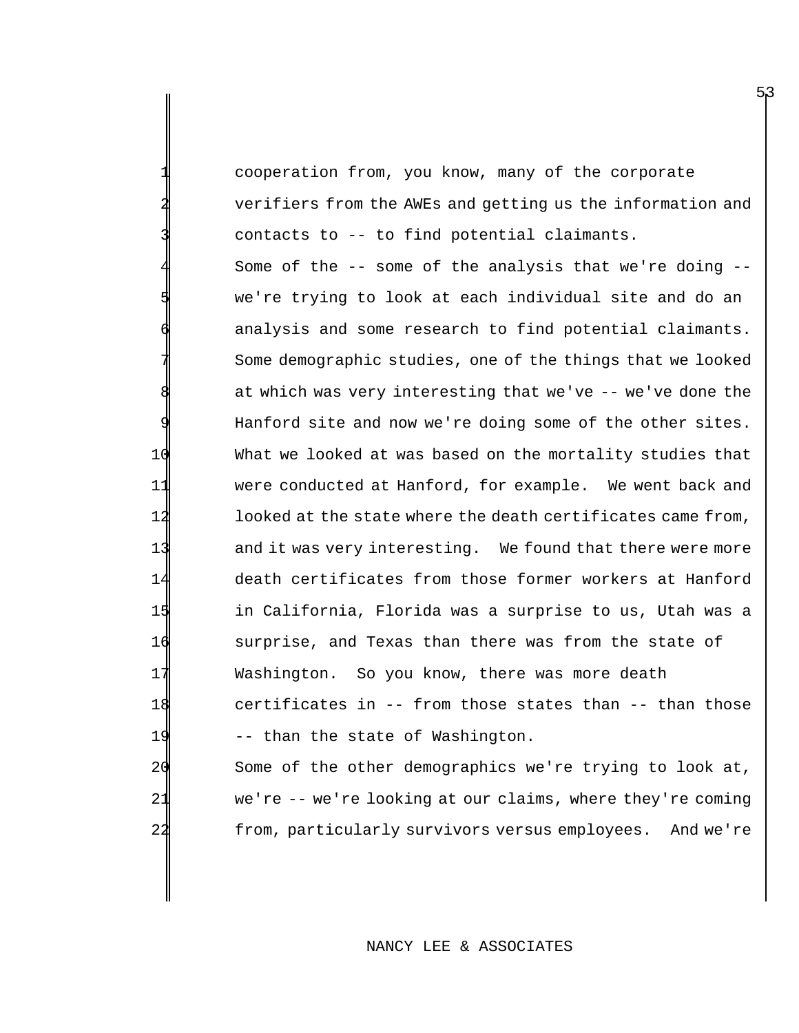cooperation from, you know, many of the corporate verifiers from the AWEs and getting us the information and contacts to -- to find potential claimants.

Some of the -- some of the analysis that we're doing -- we're trying to look at each individual site and do an analysis and some research to find potential claimants. Some demographic studies, one of the things that we looked at which was very interesting that we've -- we've done the Hanford site and now we're doing some of the other sites. What we looked at was based on the mortality studies that were conducted at Hanford, for example. We went back and looked at the state where the death certificates came from, and it was very interesting. We found that there were more death certificates from those former workers at Hanford in California, Florida was a surprise to us, Utah was a surprise, and Texas than there was from the state of Washington. So you know, there was more death certificates in -- from those states than -- than those -- than the state of Washington.

Some of the other demographics we're trying to look at, we're -- we're looking at our claims, where they're coming from, particularly survivors versus employees. And we're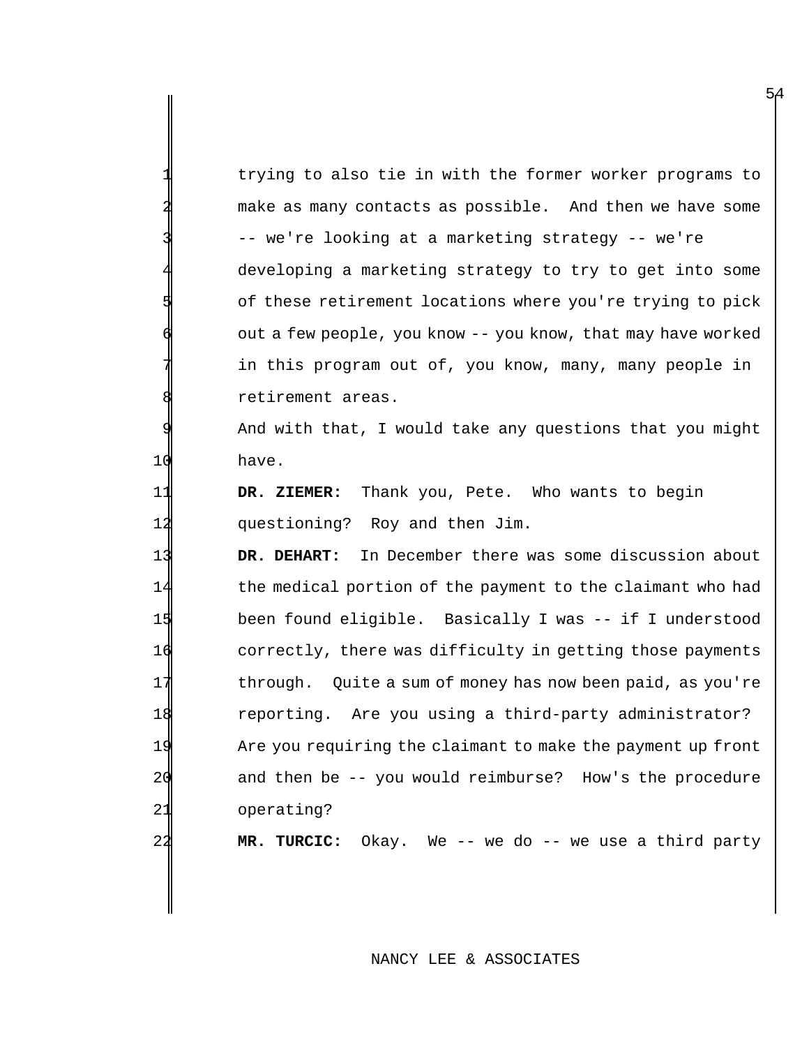trying to also tie in with the former worker programs to make as many contacts as possible. And then we have some -- we're looking at a marketing strategy -- we're developing a marketing strategy to try to get into some of these retirement locations where you're trying to pick out a few people, you know -- you know, that may have worked in this program out of, you know, many, many people in retirement areas.

And with that, I would take any questions that you might have.

**DR. ZIEMER:** Thank you, Pete. Who wants to begin questioning? Roy and then Jim.

**DR. DEHART:** In December there was some discussion about the medical portion of the payment to the claimant who had been found eligible. Basically I was -- if I understood correctly, there was difficulty in getting those payments through. Quite a sum of money has now been paid, as you're reporting. Are you using a third-party administrator? Are you requiring the claimant to make the payment up front and then be -- you would reimburse? How's the procedure operating?

**MR. TURCIC:** Okay. We -- we do -- we use a third party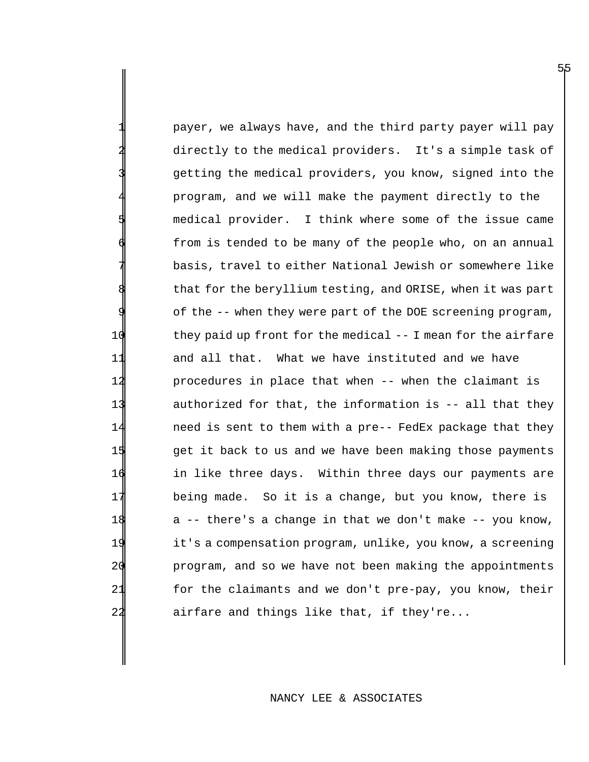payer, we always have, and the third party payer will pay directly to the medical providers. It's a simple task of getting the medical providers, you know, signed into the program, and we will make the payment directly to the medical provider. I think where some of the issue came from is tended to be many of the people who, on an annual basis, travel to either National Jewish or somewhere like that for the beryllium testing, and ORISE, when it was part of the -- when they were part of the DOE screening program, they paid up front for the medical -- I mean for the airfare and all that. What we have instituted and we have procedures in place that when -- when the claimant is authorized for that, the information is -- all that they need is sent to them with a pre-- FedEx package that they get it back to us and we have been making those payments in like three days. Within three days our payments are being made. So it is a change, but you know, there is a -- there's a change in that we don't make -- you know, it's a compensation program, unlike, you know, a screening program, and so we have not been making the appointments for the claimants and we don't pre-pay, you know, their airfare and things like that, if they're...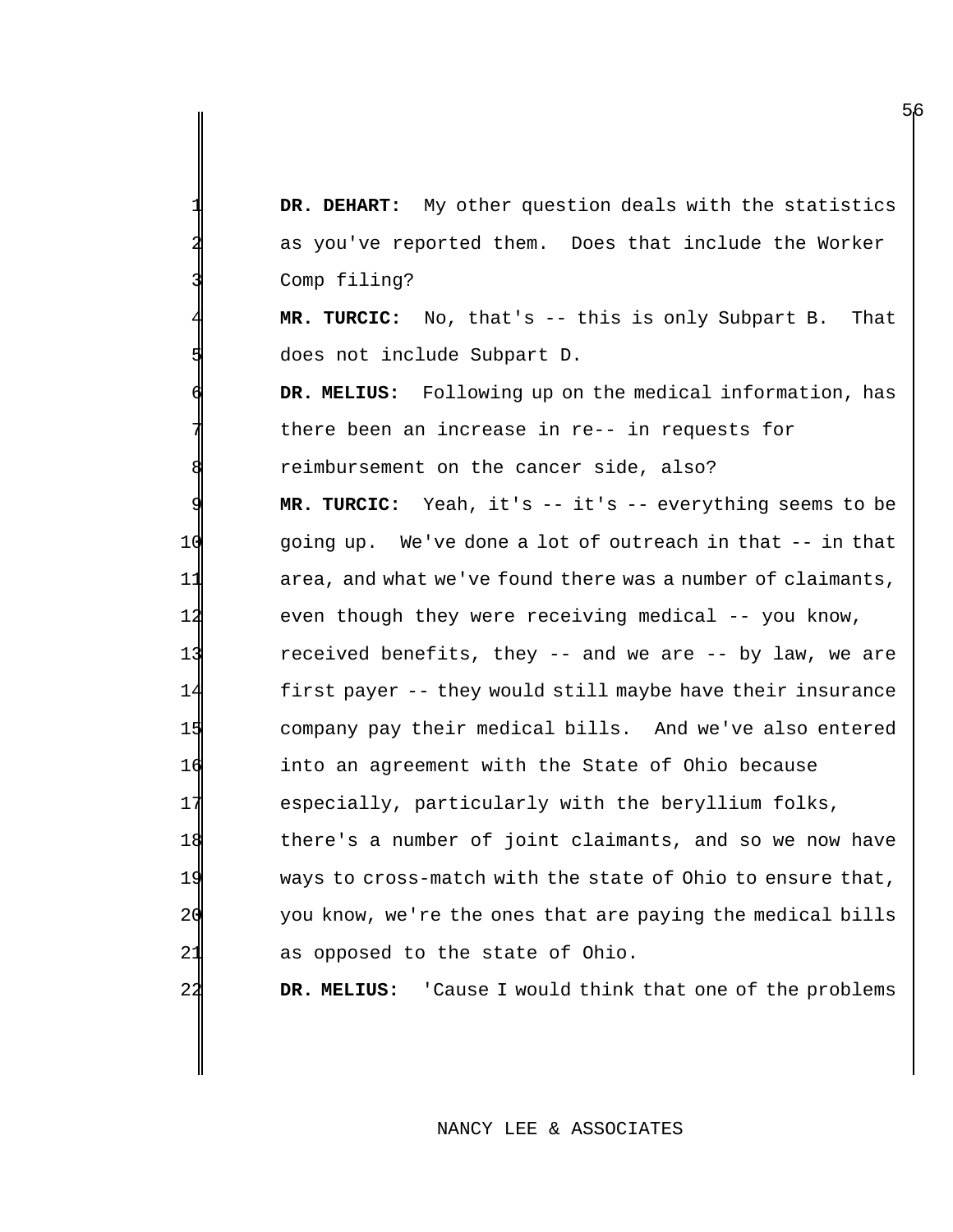**DR. DEHART:** My other question deals with the statistics as you've reported them. Does that include the Worker Comp filing?

**MR. TURCIC:** No, that's -- this is only Subpart B. That does not include Subpart D.

**DR. MELIUS:** Following up on the medical information, has there been an increase in re-- in requests for reimbursement on the cancer side, also?

**MR. TURCIC:** Yeah, it's -- it's -- everything seems to be going up. We've done a lot of outreach in that -- in that area, and what we've found there was a number of claimants, even though they were receiving medical -- you know, received benefits, they -- and we are -- by law, we are first payer -- they would still maybe have their insurance company pay their medical bills. And we've also entered into an agreement with the State of Ohio because especially, particularly with the beryllium folks, there's a number of joint claimants, and so we now have ways to cross-match with the state of Ohio to ensure that, you know, we're the ones that are paying the medical bills as opposed to the state of Ohio.

**DR. MELIUS:** 'Cause I would think that one of the problems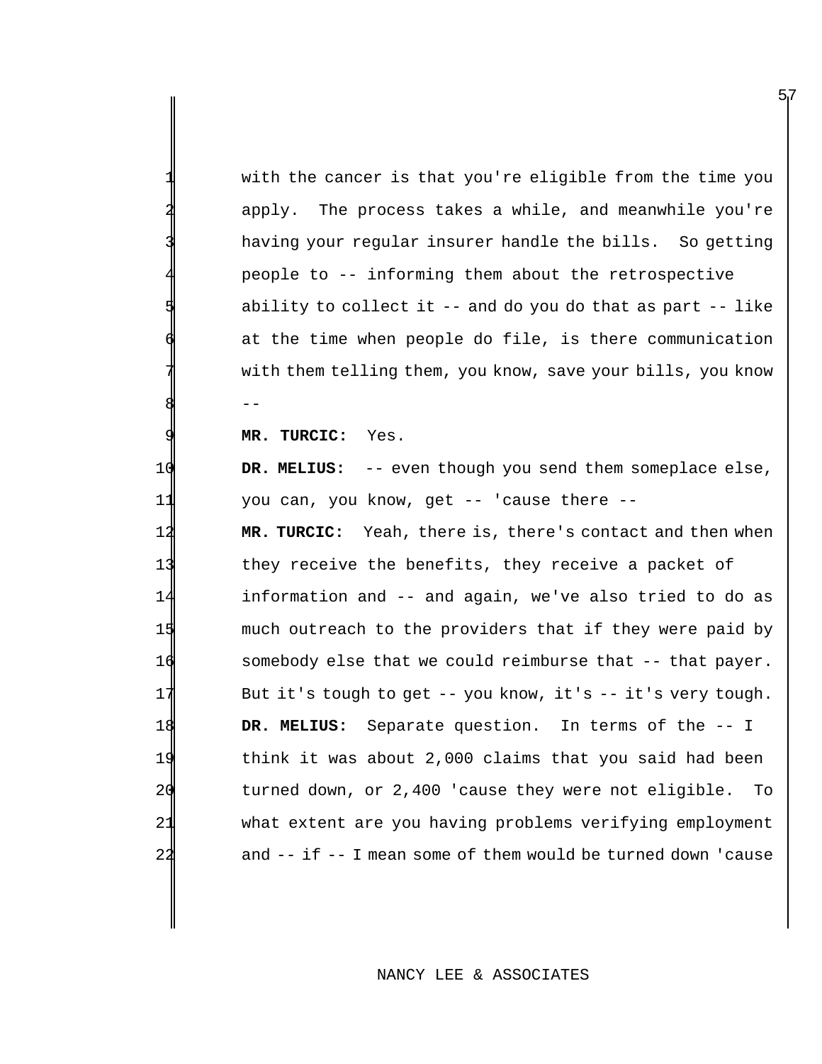with the cancer is that you're eligible from the time you apply. The process takes a while, and meanwhile you're having your regular insurer handle the bills. So getting people to -- informing them about the retrospective ability to collect it -- and do you do that as part -- like at the time when people do file, is there communication with them telling them, you know, save your bills, you know --

**MR. TURCIC:** Yes.

**DR. MELIUS:** -- even though you send them someplace else, you can, you know, get -- 'cause there --

**MR. TURCIC:** Yeah, there is, there's contact and then when they receive the benefits, they receive a packet of information and -- and again, we've also tried to do as much outreach to the providers that if they were paid by somebody else that we could reimburse that -- that payer. But it's tough to get -- you know, it's -- it's very tough.

**DR. MELIUS:** Separate question. In terms of the -- I think it was about 2,000 claims that you said had been turned down, or 2,400 'cause they were not eligible. To what extent are you having problems verifying employment and -- if -- I mean some of them would be turned down 'cause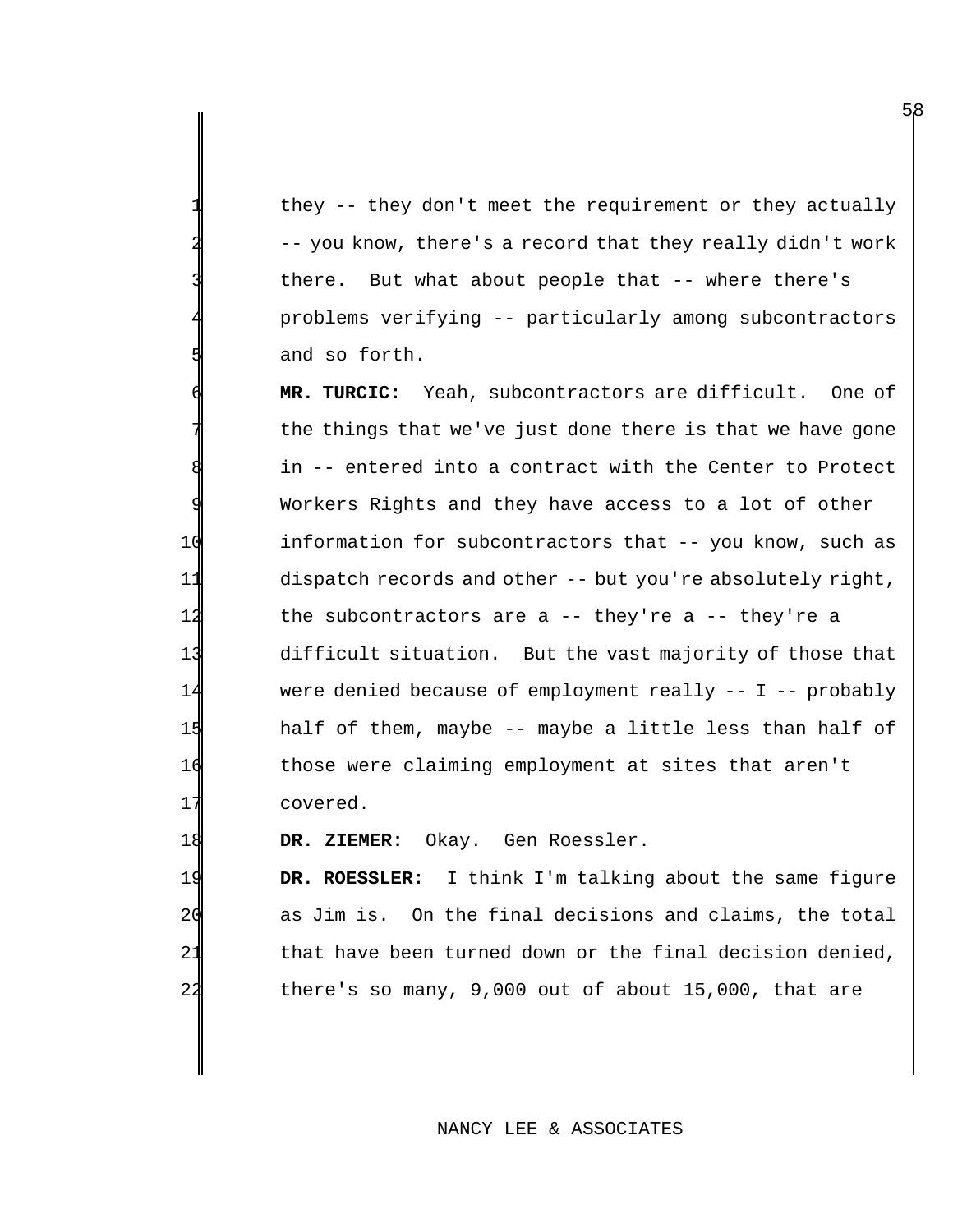they -- they don't meet the requirement or they actually -- you know, there's a record that they really didn't work there. But what about people that -- where there's problems verifying -- particularly among subcontractors and so forth.

**MR. TURCIC:** Yeah, subcontractors are difficult. One of the things that we've just done there is that we have gone in -- entered into a contract with the Center to Protect Workers Rights and they have access to a lot of other information for subcontractors that -- you know, such as dispatch records and other -- but you're absolutely right, the subcontractors are a -- they're a -- they're a difficult situation. But the vast majority of those that were denied because of employment really -- I -- probably half of them, maybe -- maybe a little less than half of those were claiming employment at sites that aren't covered.

**DR. ZIEMER:** Okay. Gen Roessler.

**DR. ROESSLER:** I think I'm talking about the same figure as Jim is. On the final decisions and claims, the total that have been turned down or the final decision denied, there's so many, 9,000 out of about 15,000, that are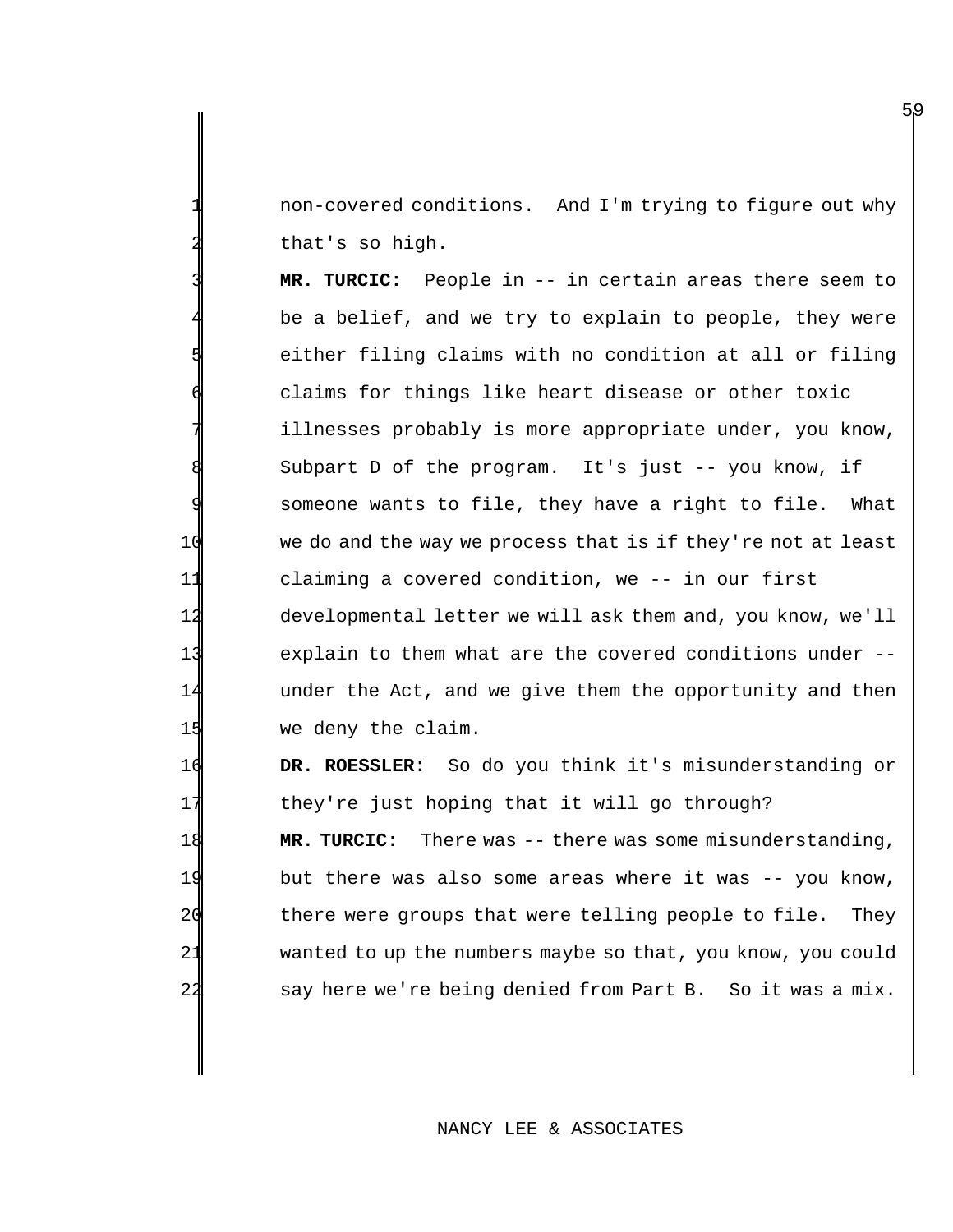non-covered conditions. And I'm trying to figure out why that's so high.

**MR. TURCIC:** People in -- in certain areas there seem to be a belief, and we try to explain to people, they were either filing claims with no condition at all or filing claims for things like heart disease or other toxic illnesses probably is more appropriate under, you know, Subpart D of the program. It's just -- you know, if someone wants to file, they have a right to file. What we do and the way we process that is if they're not at least claiming a covered condition, we -- in our first developmental letter we will ask them and, you know, we'll explain to them what are the covered conditions under -- under the Act, and we give them the opportunity and then we deny the claim.

**DR. ROESSLER:** So do you think it's misunderstanding or they're just hoping that it will go through?

**MR. TURCIC:** There was -- there was some misunderstanding, but there was also some areas where it was -- you know, there were groups that were telling people to file. They wanted to up the numbers maybe so that, you know, you could say here we're being denied from Part B. So it was a mix.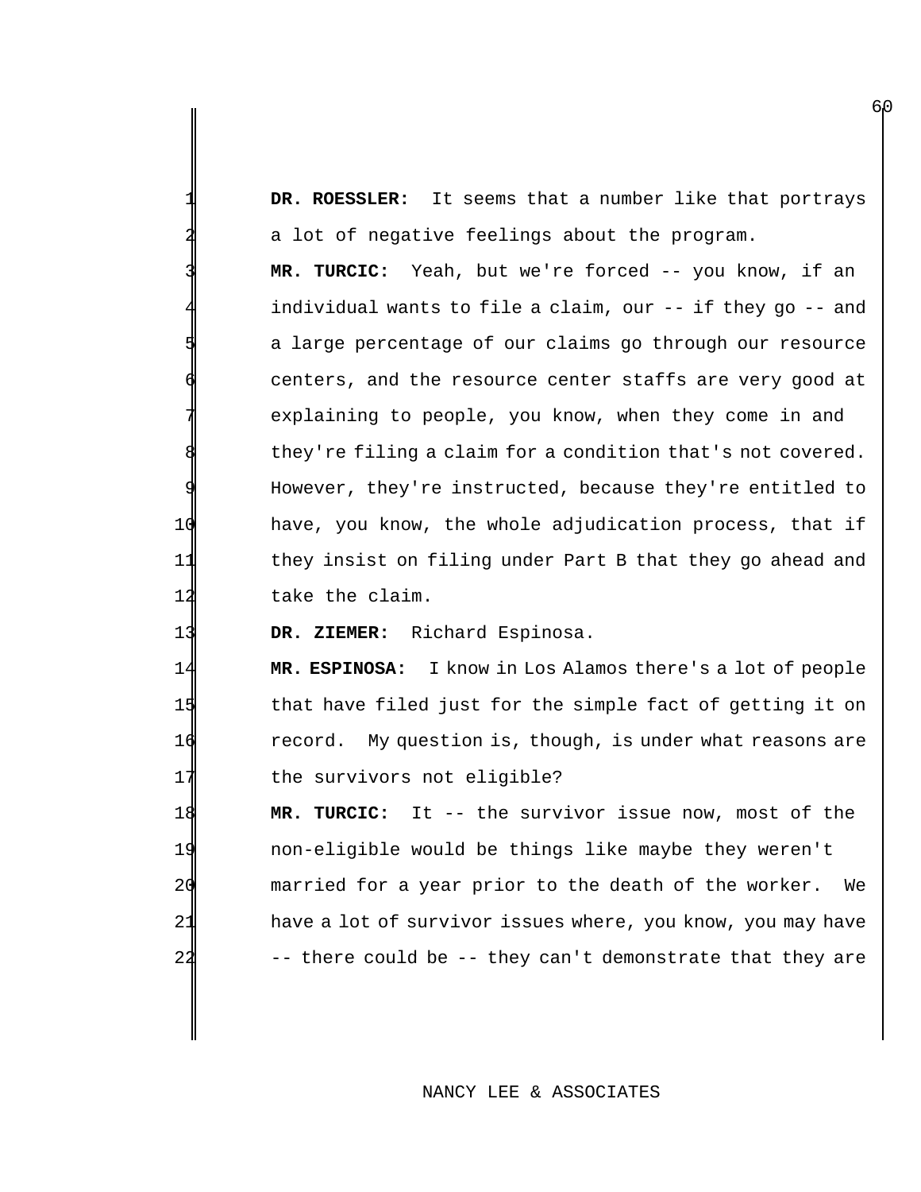**DR. ROESSLER:** It seems that a number like that portrays a lot of negative feelings about the program.

**MR. TURCIC:** Yeah, but we're forced -- you know, if an individual wants to file a claim, our -- if they go -- and a large percentage of our claims go through our resource centers, and the resource center staffs are very good at explaining to people, you know, when they come in and they're filing a claim for a condition that's not covered. However, they're instructed, because they're entitled to have, you know, the whole adjudication process, that if they insist on filing under Part B that they go ahead and take the claim.

**DR. ZIEMER:** Richard Espinosa.

**MR. ESPINOSA:** I know in Los Alamos there's a lot of people that have filed just for the simple fact of getting it on record. My question is, though, is under what reasons are the survivors not eligible?

**MR. TURCIC:** It -- the survivor issue now, most of the non-eligible would be things like maybe they weren't married for a year prior to the death of the worker. We have a lot of survivor issues where, you know, you may have -- there could be -- they can't demonstrate that they are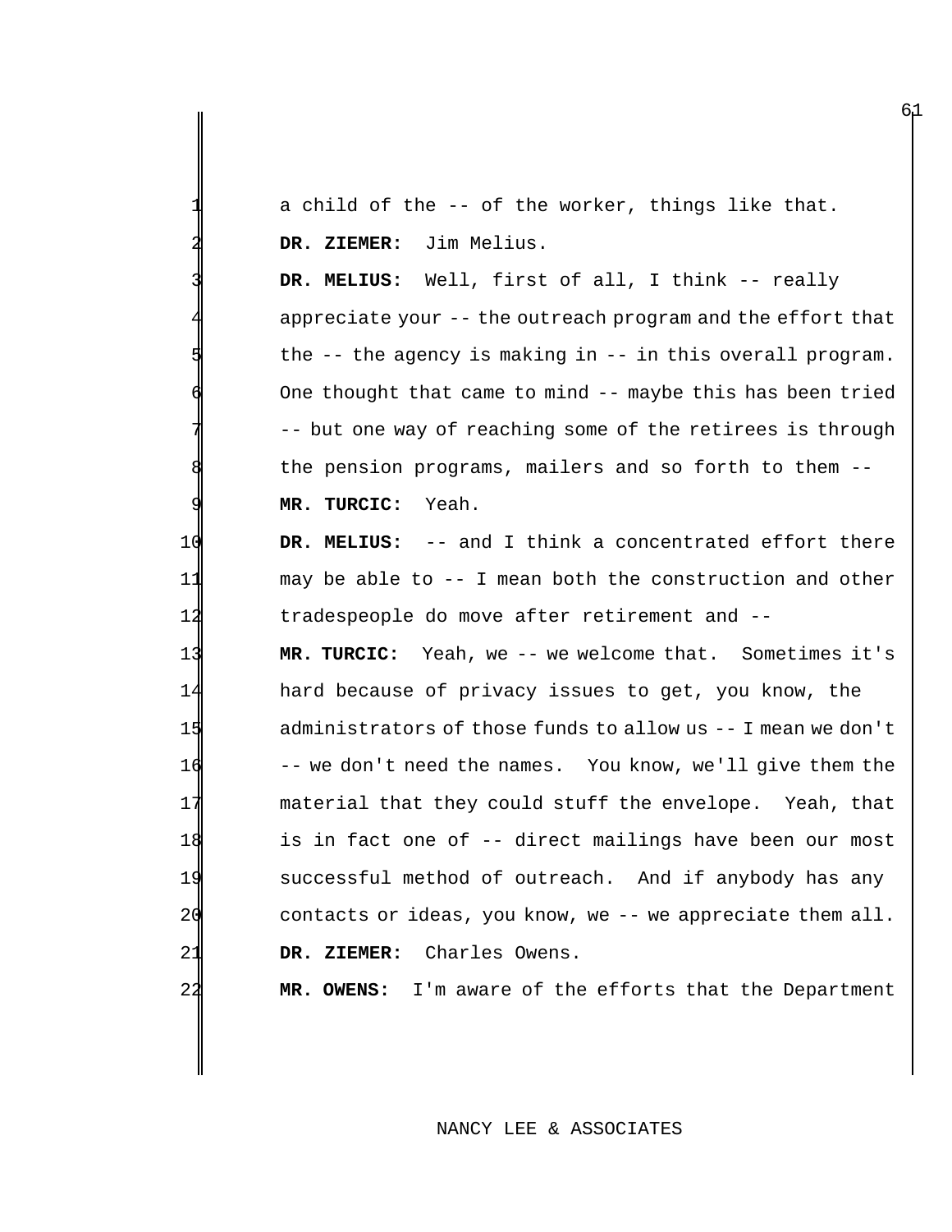a child of the -- of the worker, things like that.

**DR. ZIEMER:** Jim Melius.

**DR. MELIUS:** Well, first of all, I think -- really appreciate your -- the outreach program and the effort that the -- the agency is making in -- in this overall program. One thought that came to mind -- maybe this has been tried -- but one way of reaching some of the retirees is through the pension programs, mailers and so forth to them --

**MR. TURCIC:** Yeah.

**DR. MELIUS:** -- and I think a concentrated effort there may be able to -- I mean both the construction and other tradespeople do move after retirement and --

**MR. TURCIC:** Yeah, we -- we welcome that. Sometimes it's hard because of privacy issues to get, you know, the administrators of those funds to allow us -- I mean we don't -- we don't need the names. You know, we'll give them the material that they could stuff the envelope. Yeah, that is in fact one of -- direct mailings have been our most successful method of outreach. And if anybody has any contacts or ideas, you know, we -- we appreciate them all.

**DR. ZIEMER:** Charles Owens.

**MR. OWENS:** I'm aware of the efforts that the Department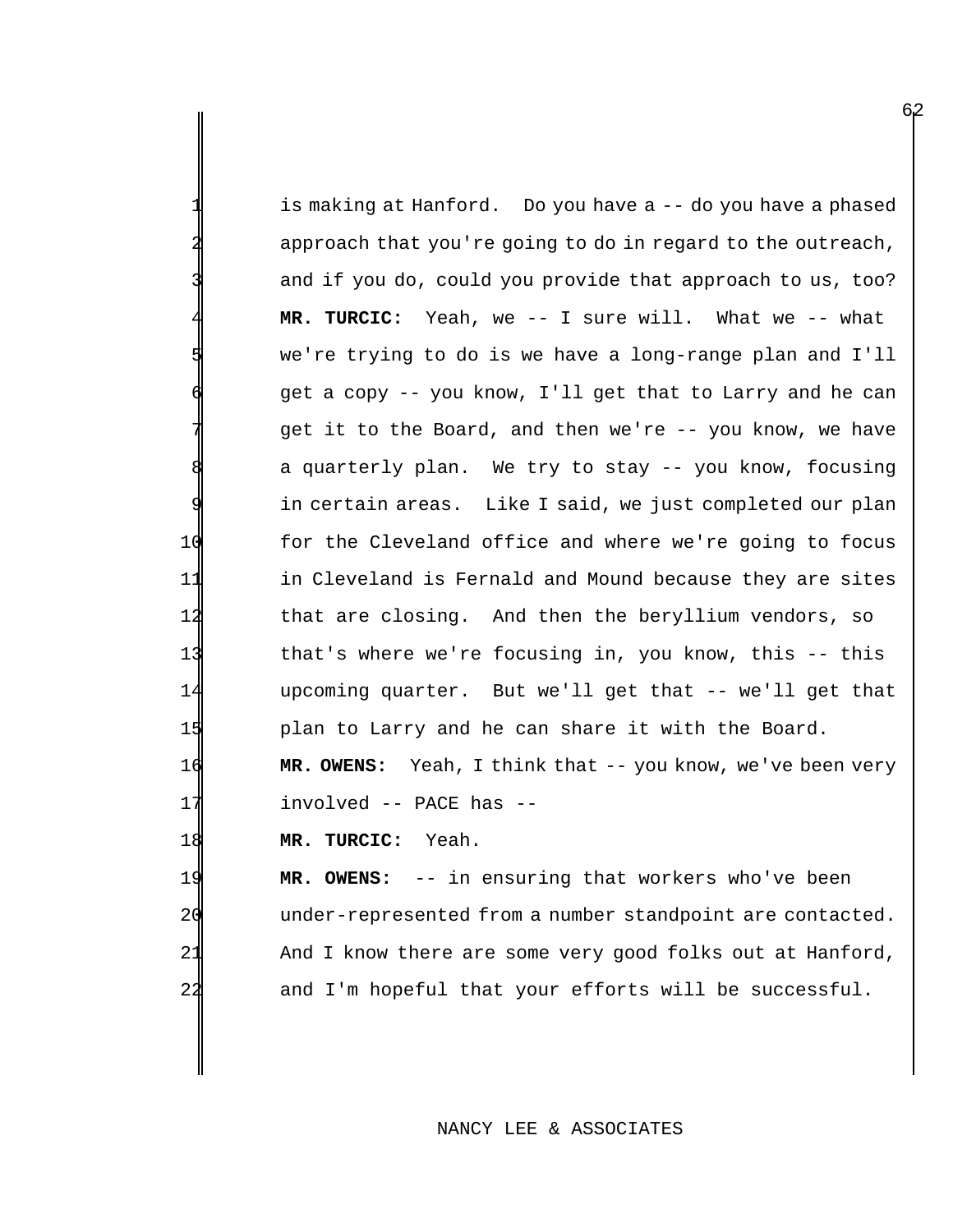is making at Hanford. Do you have a -- do you have a phased approach that you're going to do in regard to the outreach, and if you do, could you provide that approach to us, too?

**MR. TURCIC:** Yeah, we -- I sure will. What we -- what we're trying to do is we have a long-range plan and I'll get a copy -- you know, I'll get that to Larry and he can get it to the Board, and then we're -- you know, we have a quarterly plan. We try to stay -- you know, focusing in certain areas. Like I said, we just completed our plan for the Cleveland office and where we're going to focus in Cleveland is Fernald and Mound because they are sites that are closing. And then the beryllium vendors, so that's where we're focusing in, you know, this -- this upcoming quarter. But we'll get that -- we'll get that plan to Larry and he can share it with the Board.

**MR. OWENS:** Yeah, I think that -- you know, we've been very involved -- PACE has --

**MR. TURCIC:** Yeah.

**MR. OWENS:** -- in ensuring that workers who've been under-represented from a number standpoint are contacted. And I know there are some very good folks out at Hanford, and I'm hopeful that your efforts will be successful.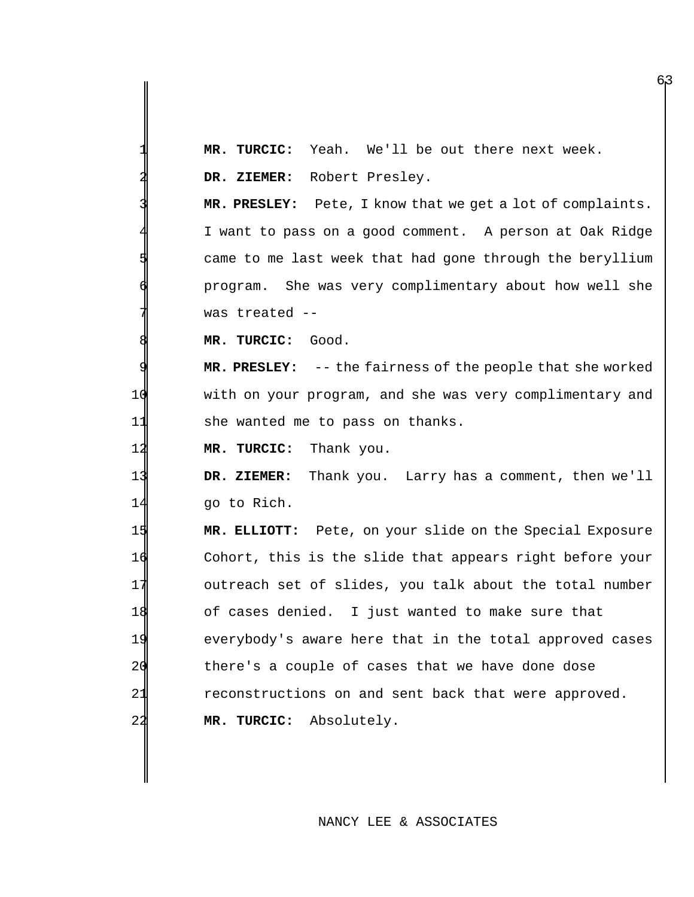**MR. TURCIC:** Yeah. We'll be out there next week.

**DR. ZIEMER:** Robert Presley.

**MR. PRESLEY:** Pete, I know that we get a lot of complaints. I want to pass on a good comment. A person at Oak Ridge came to me last week that had gone through the beryllium program. She was very complimentary about how well she was treated --

**MR. TURCIC:** Good.

**MR. PRESLEY:** -- the fairness of the people that she worked with on your program, and she was very complimentary and she wanted me to pass on thanks.

**MR. TURCIC:** Thank you.

**DR. ZIEMER:** Thank you. Larry has a comment, then we'll go to Rich.

**MR. ELLIOTT:** Pete, on your slide on the Special Exposure Cohort, this is the slide that appears right before your outreach set of slides, you talk about the total number of cases denied. I just wanted to make sure that everybody's aware here that in the total approved cases there's a couple of cases that we have done dose reconstructions on and sent back that were approved.

**MR. TURCIC:** Absolutely.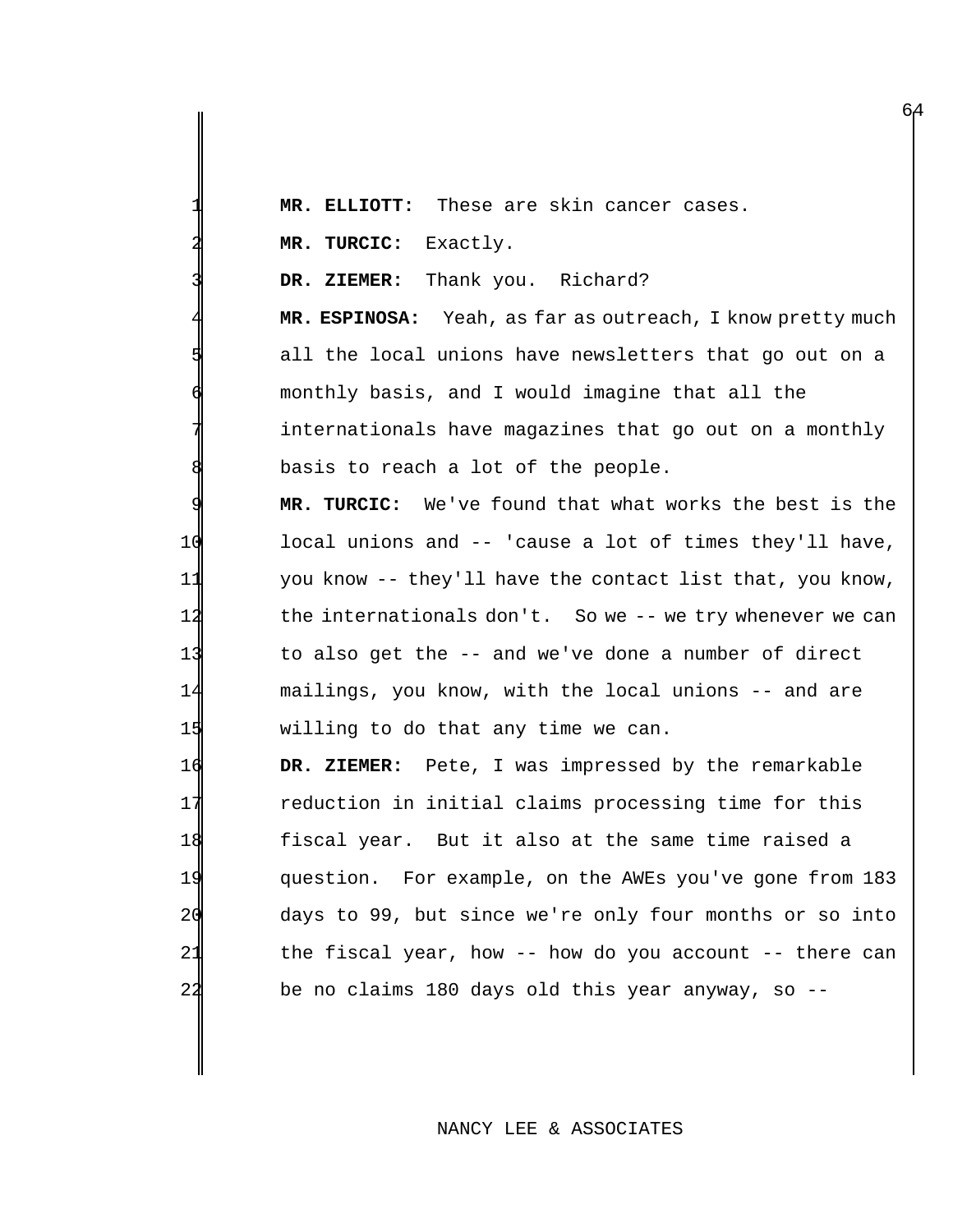**MR. ELLIOTT:** These are skin cancer cases.

**MR. TURCIC:** Exactly.

**DR. ZIEMER:** Thank you. Richard?

**MR. ESPINOSA:** Yeah, as far as outreach, I know pretty much all the local unions have newsletters that go out on a monthly basis, and I would imagine that all the internationals have magazines that go out on a monthly basis to reach a lot of the people.

**MR. TURCIC:** We've found that what works the best is the local unions and -- 'cause a lot of times they'll have, you know -- they'll have the contact list that, you know, the internationals don't. So we -- we try whenever we can to also get the -- and we've done a number of direct mailings, you know, with the local unions -- and are willing to do that any time we can.

**DR. ZIEMER:** Pete, I was impressed by the remarkable reduction in initial claims processing time for this fiscal year. But it also at the same time raised a question. For example, on the AWEs you've gone from 183 days to 99, but since we're only four months or so into the fiscal year, how -- how do you account -- there can be no claims 180 days old this year anyway, so --

NANCY LEE & ASSOCIATES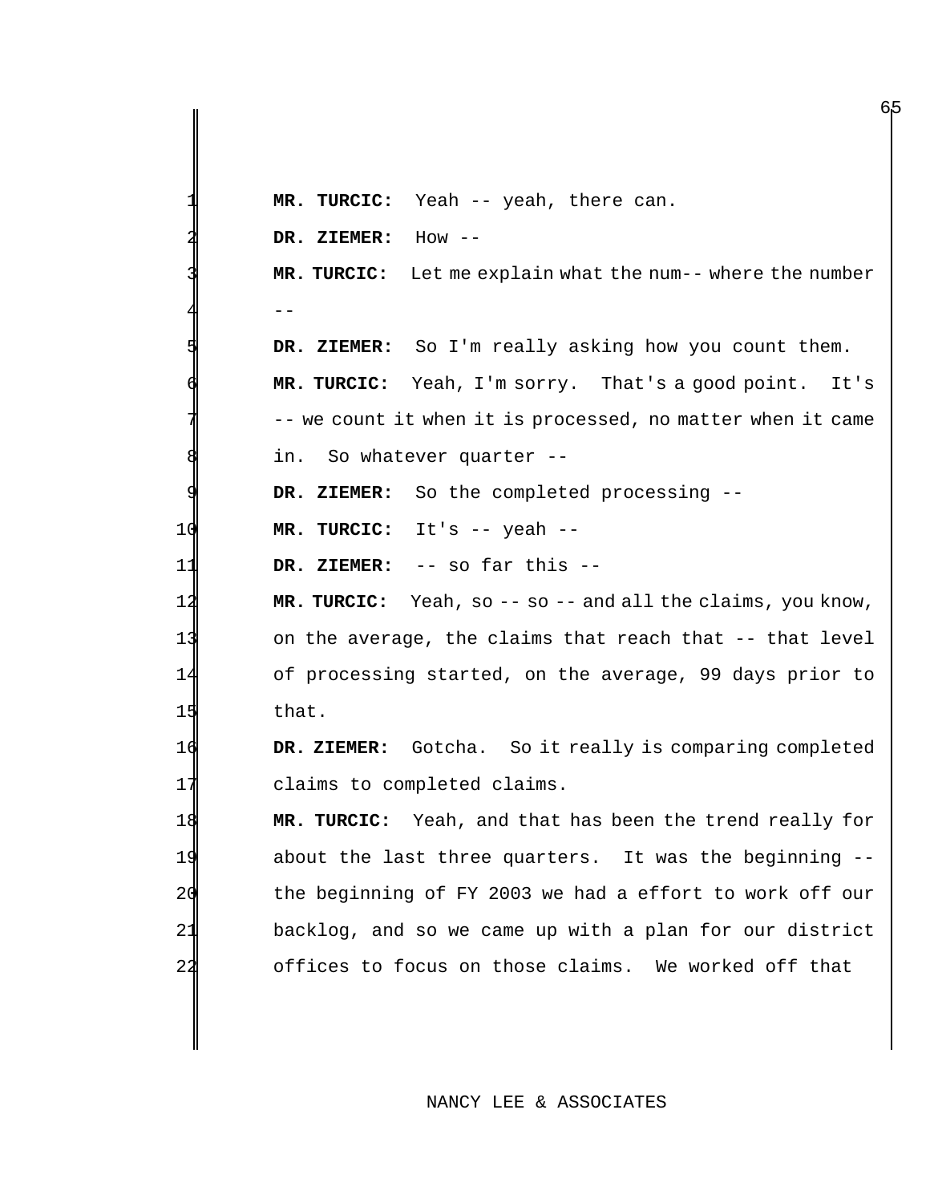**MR. TURCIC:** Yeah -- yeah, there can.

**DR. ZIEMER:** How --

**MR. TURCIC:** Let me explain what the num-- where the number --

**DR. ZIEMER:** So I'm really asking how you count them.

**MR. TURCIC:** Yeah, I'm sorry. That's a good point. It's -- we count it when it is processed, no matter when it came in. So whatever quarter --

**DR. ZIEMER:** So the completed processing --

**MR. TURCIC:** It's -- yeah --

**DR. ZIEMER:** -- so far this --

**MR. TURCIC:** Yeah, so -- so -- and all the claims, you know, on the average, the claims that reach that -- that level of processing started, on the average, 99 days prior to that.

**DR. ZIEMER:** Gotcha. So it really is comparing completed claims to completed claims.

**MR. TURCIC:** Yeah, and that has been the trend really for about the last three quarters. It was the beginning -- the beginning of FY 2003 we had a effort to work off our backlog, and so we came up with a plan for our district offices to focus on those claims. We worked off that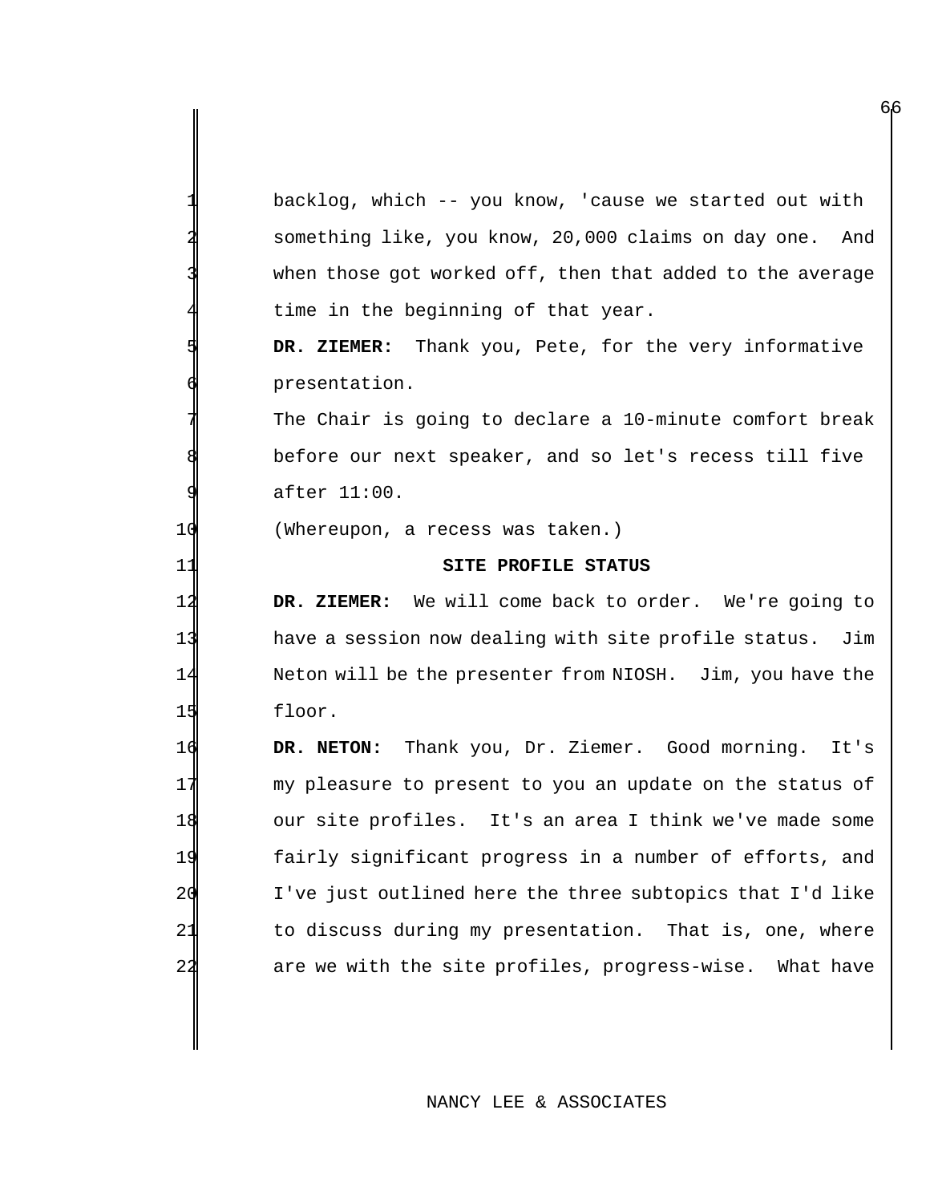backlog, which -- you know, 'cause we started out with something like, you know, 20,000 claims on day one. And when those got worked off, then that added to the average time in the beginning of that year.

**DR. ZIEMER:** Thank you, Pete, for the very informative presentation.

The Chair is going to declare a 10-minute comfort break before our next speaker, and so let's recess till five after 11:00.

(Whereupon, a recess was taken.)

## SITE PROFILE STATUS

**DR. ZIEMER:** We will come back to order. We're going to have a session now dealing with site profile status. Jim Neton will be the presenter from NIOSH. Jim, you have the floor.

**DR. NETON:** Thank you, Dr. Ziemer. Good morning. It's my pleasure to present to you an update on the status of our site profiles. It's an area I think we've made some fairly significant progress in a number of efforts, and I've just outlined here the three subtopics that I'd like to discuss during my presentation. That is, one, where are we with the site profiles, progress-wise. What have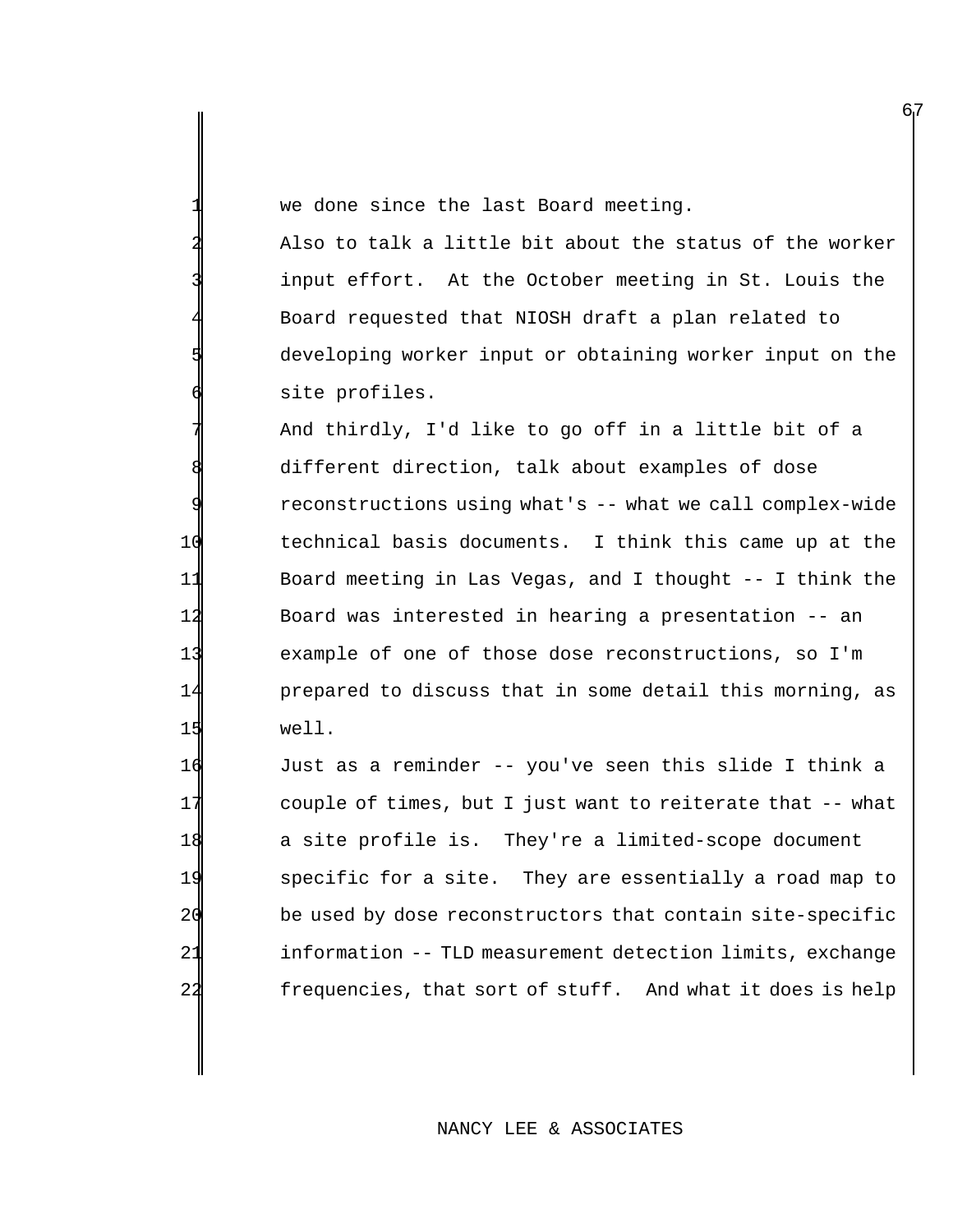we done since the last Board meeting.

Also to talk a little bit about the status of the worker input effort. At the October meeting in St. Louis the Board requested that NIOSH draft a plan related to developing worker input or obtaining worker input on the site profiles.

And thirdly, I'd like to go off in a little bit of a different direction, talk about examples of dose reconstructions using what's -- what we call complex-wide technical basis documents. I think this came up at the Board meeting in Las Vegas, and I thought -- I think the Board was interested in hearing a presentation -- an example of one of those dose reconstructions, so I'm prepared to discuss that in some detail this morning, as well.

Just as a reminder -- you've seen this slide I think a couple of times, but I just want to reiterate that -- what a site profile is. They're a limited-scope document specific for a site. They are essentially a road map to be used by dose reconstructors that contain site-specific information -- TLD measurement detection limits, exchange frequencies, that sort of stuff. And what it does is help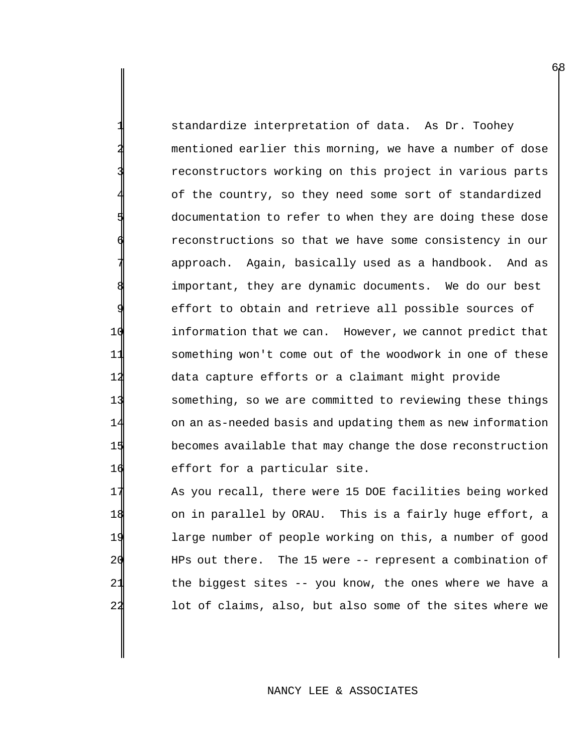standardize interpretation of data. As Dr. Toohey mentioned earlier this morning, we have a number of dose reconstructors working on this project in various parts of the country, so they need some sort of standardized documentation to refer to when they are doing these dose reconstructions so that we have some consistency in our approach. Again, basically used as a handbook. And as important, they are dynamic documents. We do our best effort to obtain and retrieve all possible sources of information that we can. However, we cannot predict that something won't come out of the woodwork in one of these data capture efforts or a claimant might provide something, so we are committed to reviewing these things on an as-needed basis and updating them as new information becomes available that may change the dose reconstruction effort for a particular site.

As you recall, there were 15 DOE facilities being worked on in parallel by ORAU. This is a fairly huge effort, a large number of people working on this, a number of good HPs out there. The 15 were -- represent a combination of the biggest sites -- you know, the ones where we have a lot of claims, also, but also some of the sites where we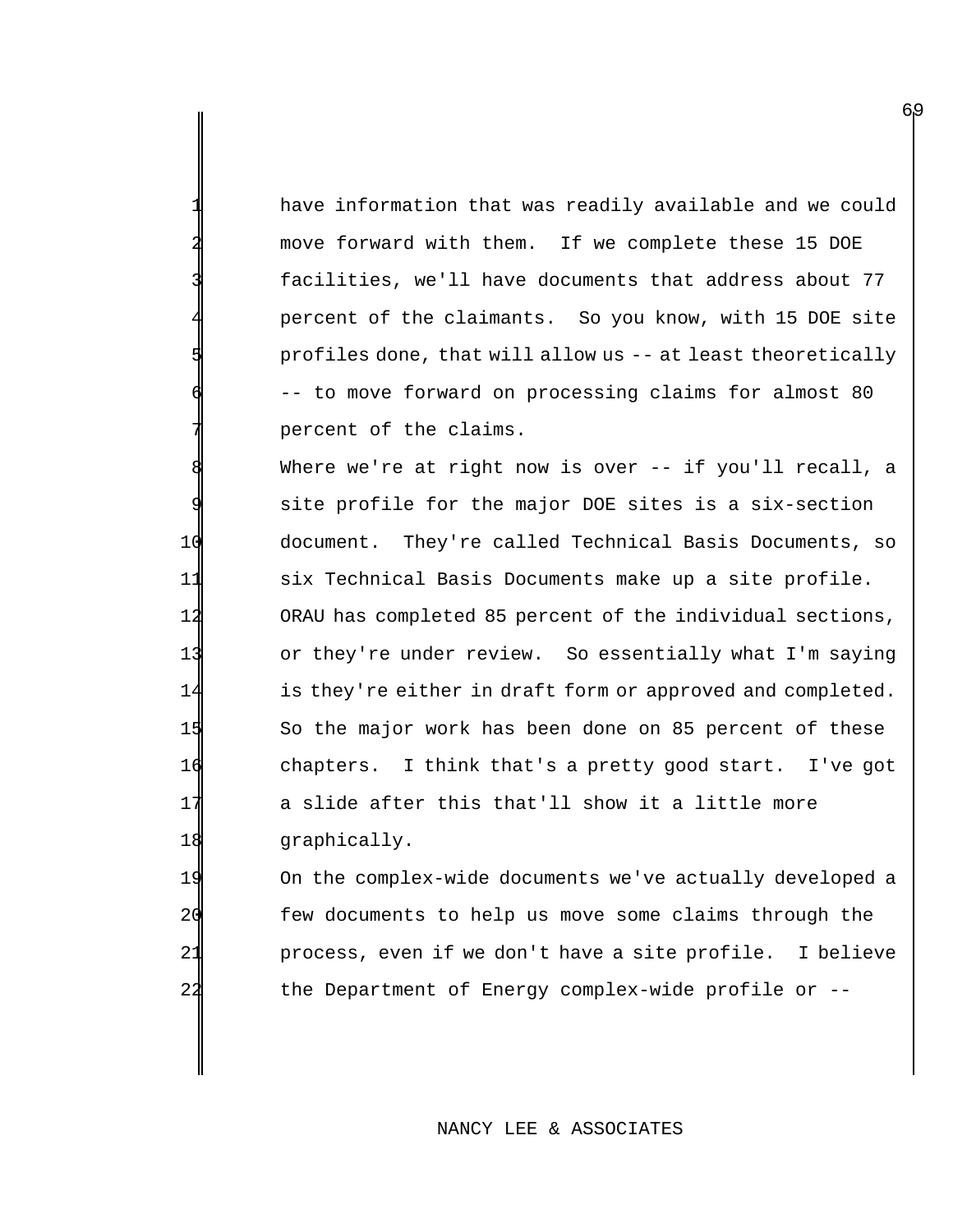have information that was readily available and we could move forward with them. If we complete these 15 DOE facilities, we'll have documents that address about 77 percent of the claimants. So you know, with 15 DOE site profiles done, that will allow us -- at least theoretically -- to move forward on processing claims for almost 80 percent of the claims.

Where we're at right now is over -- if you'll recall, a site profile for the major DOE sites is a six-section document. They're called Technical Basis Documents, so six Technical Basis Documents make up a site profile. ORAU has completed 85 percent of the individual sections, or they're under review. So essentially what I'm saying is they're either in draft form or approved and completed. So the major work has been done on 85 percent of these chapters. I think that's a pretty good start. I've got a slide after this that'll show it a little more graphically.

On the complex-wide documents we've actually developed a few documents to help us move some claims through the process, even if we don't have a site profile. I believe the Department of Energy complex-wide profile or --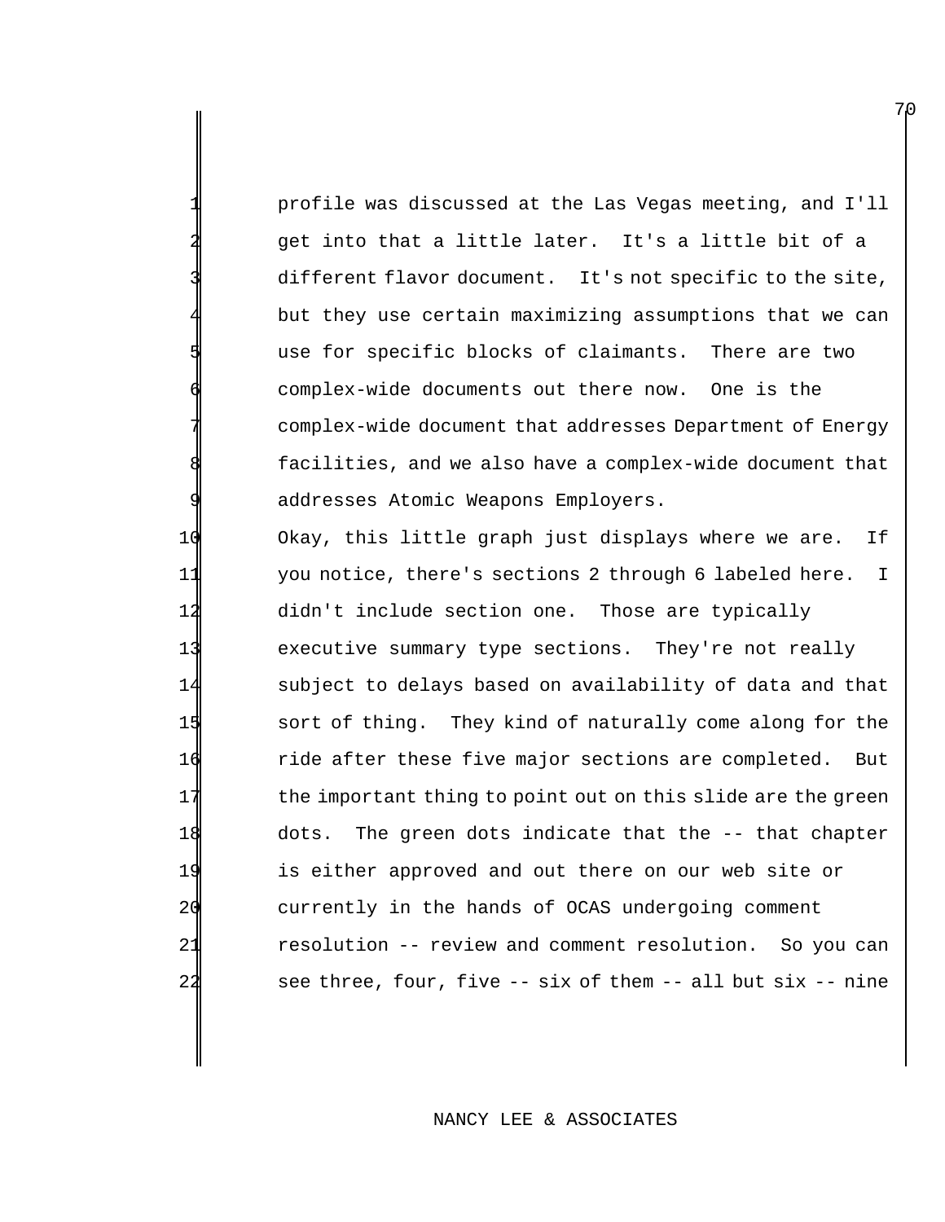profile was discussed at the Las Vegas meeting, and I'll get into that a little later. It's a little bit of a different flavor document. It's not specific to the site, but they use certain maximizing assumptions that we can use for specific blocks of claimants. There are two complex-wide documents out there now. One is the complex-wide document that addresses Department of Energy facilities, and we also have a complex-wide document that addresses Atomic Weapons Employers.

Okay, this little graph just displays where we are. If you notice, there's sections 2 through 6 labeled here. I didn't include section one. Those are typically executive summary type sections. They're not really subject to delays based on availability of data and that sort of thing. They kind of naturally come along for the ride after these five major sections are completed. But the important thing to point out on this slide are the green dots. The green dots indicate that the -- that chapter is either approved and out there on our web site or currently in the hands of OCAS undergoing comment resolution -- review and comment resolution. So you can see three, four, five -- six of them -- all but six -- nine

NANCY LEE & ASSOCIATES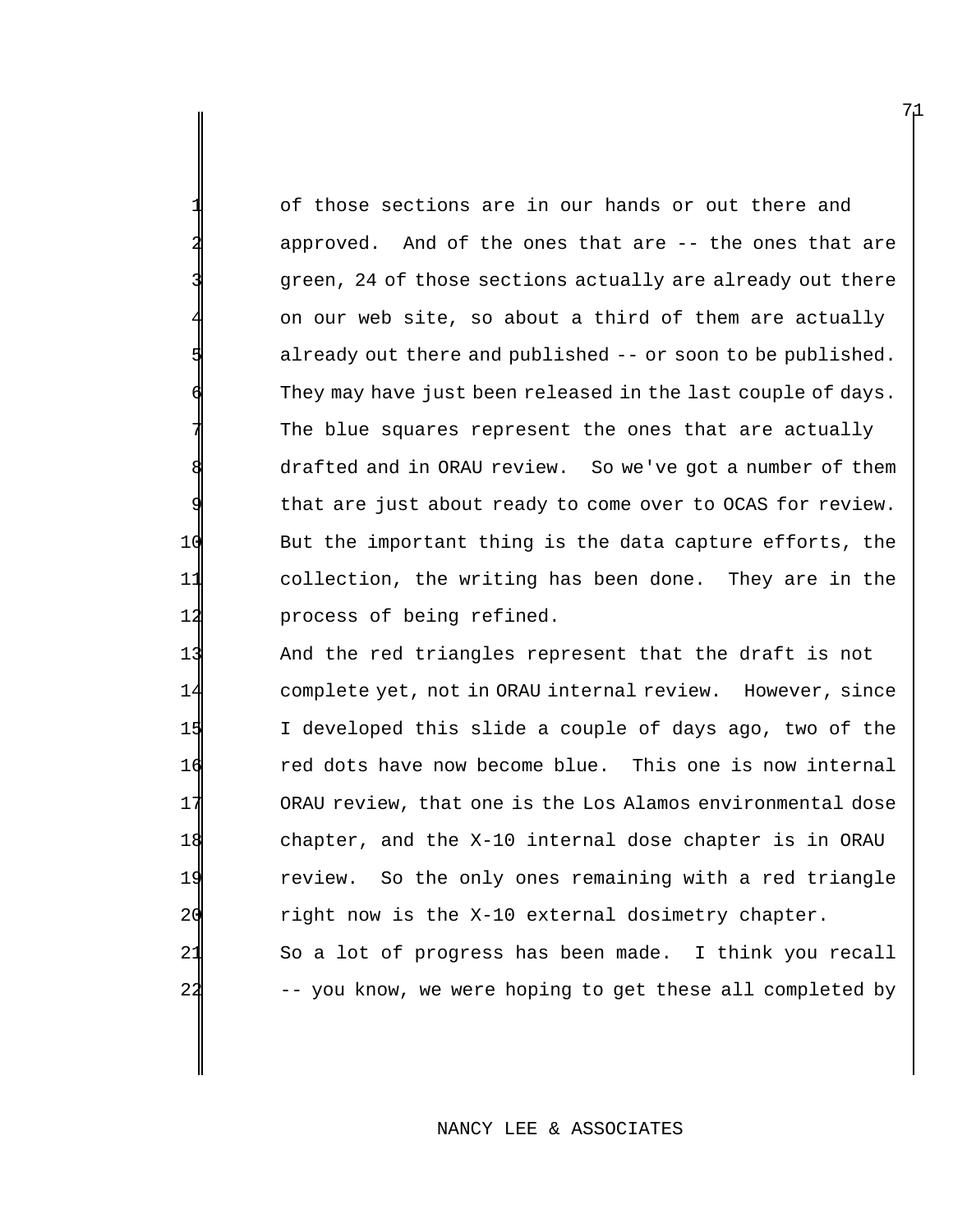of those sections are in our hands or out there and approved. And of the ones that are -- the ones that are green, 24 of those sections actually are already out there on our web site, so about a third of them are actually already out there and published -- or soon to be published. They may have just been released in the last couple of days. The blue squares represent the ones that are actually drafted and in ORAU review. So we've got a number of them that are just about ready to come over to OCAS for review. But the important thing is the data capture efforts, the collection, the writing has been done. They are in the process of being refined.

And the red triangles represent that the draft is not complete yet, not in ORAU internal review. However, since I developed this slide a couple of days ago, two of the red dots have now become blue. This one is now internal ORAU review, that one is the Los Alamos environmental dose chapter, and the X-10 internal dose chapter is in ORAU review. So the only ones remaining with a red triangle right now is the X-10 external dosimetry chapter.

So a lot of progress has been made. I think you recall -- you know, we were hoping to get these all completed by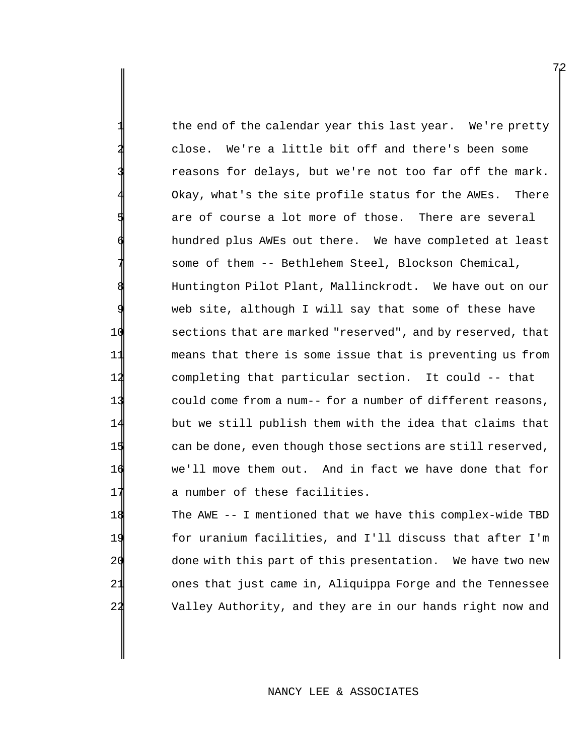the end of the calendar year this last year. We're pretty close. We're a little bit off and there's been some reasons for delays, but we're not too far off the mark. Okay, what's the site profile status for the AWEs. There are of course a lot more of those. There are several hundred plus AWEs out there. We have completed at least some of them -- Bethlehem Steel, Blockson Chemical, Huntington Pilot Plant, Mallinckrodt. We have out on our web site, although I will say that some of these have sections that are marked "reserved", and by reserved, that means that there is some issue that is preventing us from completing that particular section. It could -- that could come from a num-- for a number of different reasons, but we still publish them with the idea that claims that can be done, even though those sections are still reserved, we'll move them out. And in fact we have done that for a number of these facilities.

The AWE -- I mentioned that we have this complex-wide TBD for uranium facilities, and I'll discuss that after I'm done with this part of this presentation. We have two new ones that just came in, Aliquippa Forge and the Tennessee Valley Authority, and they are in our hands right now and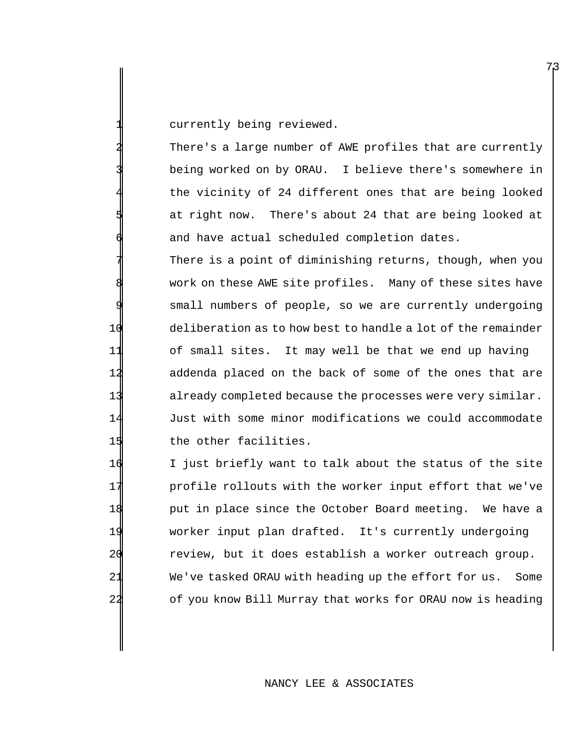currently being reviewed.

There's a large number of AWE profiles that are currently being worked on by ORAU. I believe there's somewhere in the vicinity of 24 different ones that are being looked at right now. There's about 24 that are being looked at and have actual scheduled completion dates.

There is a point of diminishing returns, though, when you work on these AWE site profiles. Many of these sites have small numbers of people, so we are currently undergoing deliberation as to how best to handle a lot of the remainder of small sites. It may well be that we end up having addenda placed on the back of some of the ones that are already completed because the processes were very similar. Just with some minor modifications we could accommodate the other facilities.

I just briefly want to talk about the status of the site profile rollouts with the worker input effort that we've put in place since the October Board meeting. We have a worker input plan drafted. It's currently undergoing review, but it does establish a worker outreach group. We've tasked ORAU with heading up the effort for us. Some of you know Bill Murray that works for ORAU now is heading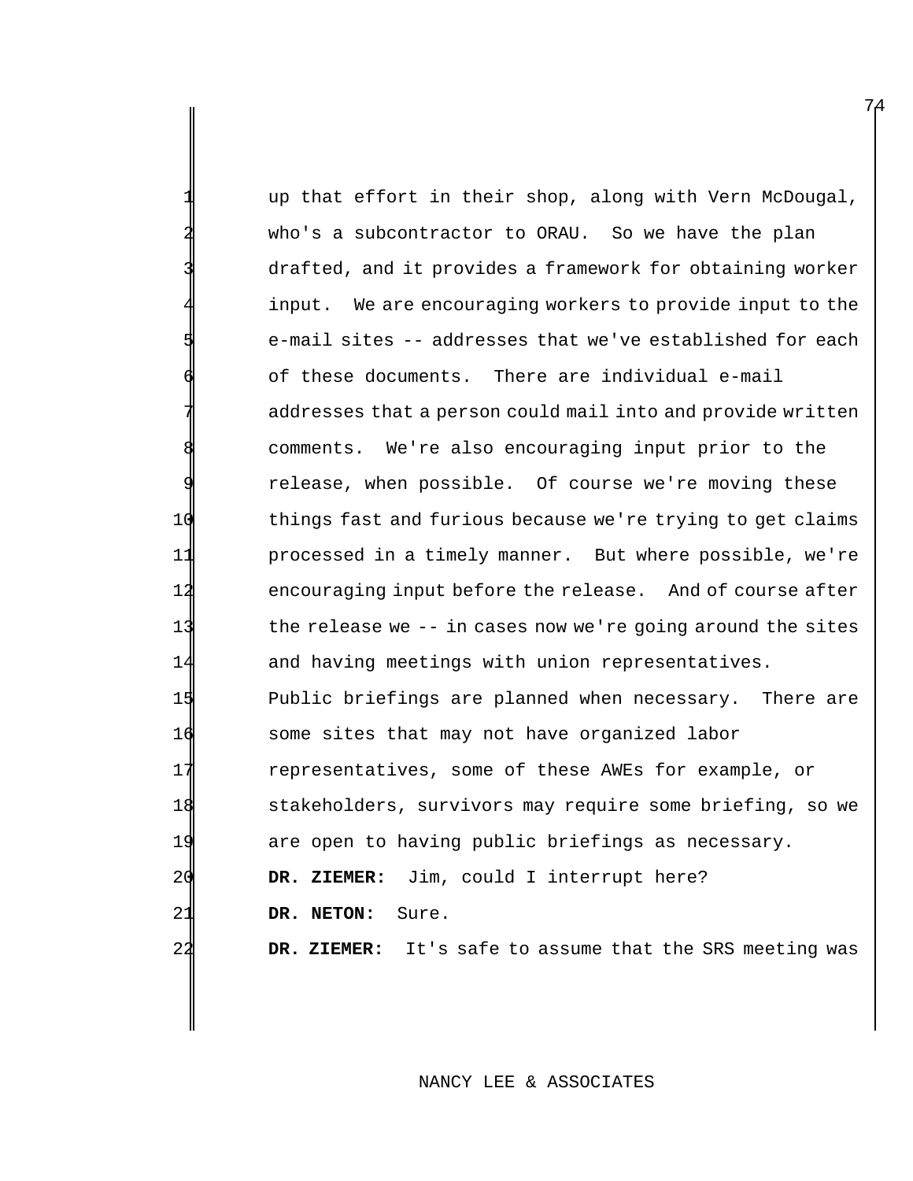up that effort in their shop, along with Vern McDougal, who's a subcontractor to ORAU. So we have the plan drafted, and it provides a framework for obtaining worker input. We are encouraging workers to provide input to the e-mail sites -- addresses that we've established for each of these documents. There are individual e-mail addresses that a person could mail into and provide written comments. We're also encouraging input prior to the release, when possible. Of course we're moving these things fast and furious because we're trying to get claims processed in a timely manner. But where possible, we're encouraging input before the release. And of course after the release we -- in cases now we're going around the sites and having meetings with union representatives. Public briefings are planned when necessary. There are some sites that may not have organized labor representatives, some of these AWEs for example, or stakeholders, survivors may require some briefing, so we are open to having public briefings as necessary.

**DR. ZIEMER:** Jim, could I interrupt here?

**DR. NETON:** Sure.

**DR. ZIEMER:** It's safe to assume that the SRS meeting was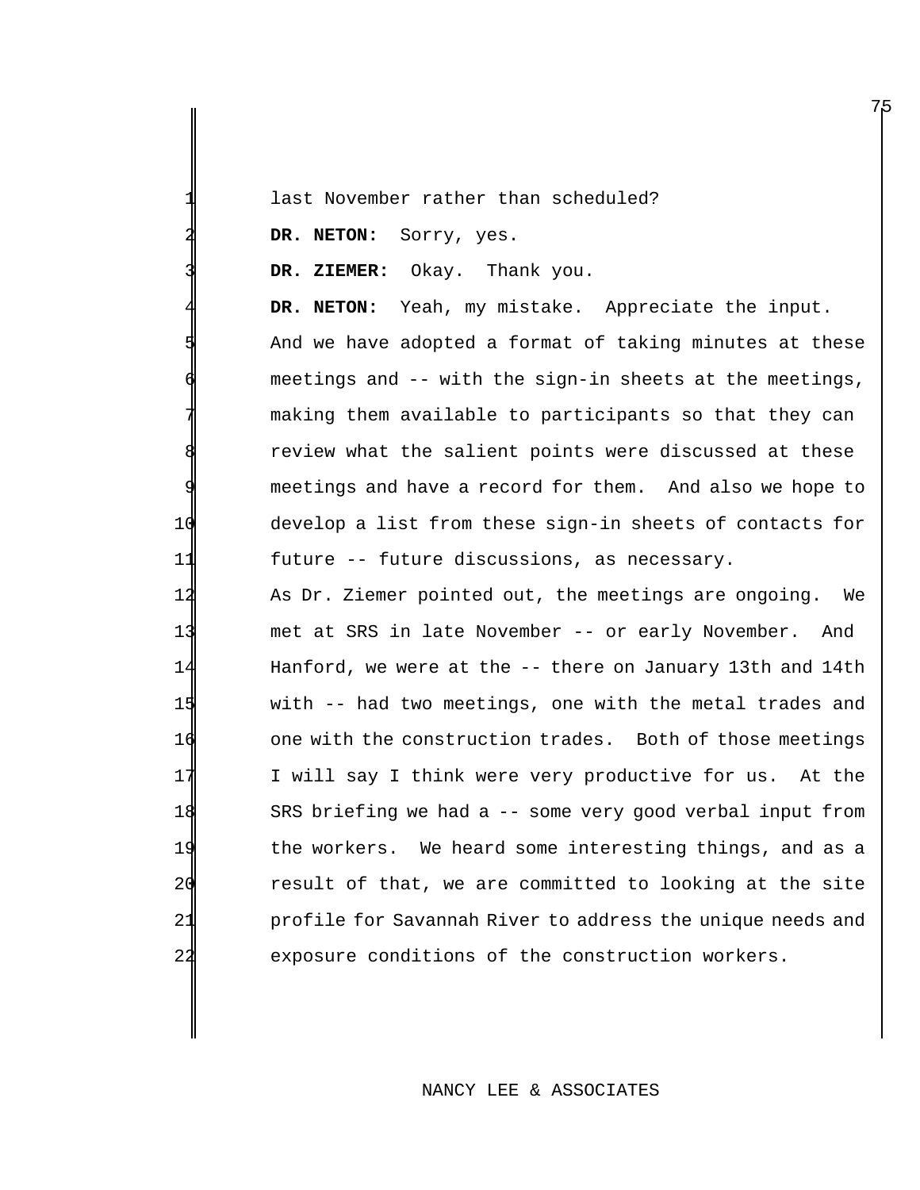last November rather than scheduled?

**DR. NETON:** Sorry, yes.

**DR. ZIEMER:** Okay. Thank you.

**DR. NETON:** Yeah, my mistake. Appreciate the input. And we have adopted a format of taking minutes at these meetings and -- with the sign-in sheets at the meetings, making them available to participants so that they can review what the salient points were discussed at these meetings and have a record for them. And also we hope to develop a list from these sign-in sheets of contacts for future -- future discussions, as necessary.

As Dr. Ziemer pointed out, the meetings are ongoing. We met at SRS in late November -- or early November. And Hanford, we were at the -- there on January 13th and 14th with -- had two meetings, one with the metal trades and one with the construction trades. Both of those meetings I will say I think were very productive for us. At the SRS briefing we had a -- some very good verbal input from the workers. We heard some interesting things, and as a result of that, we are committed to looking at the site profile for Savannah River to address the unique needs and exposure conditions of the construction workers.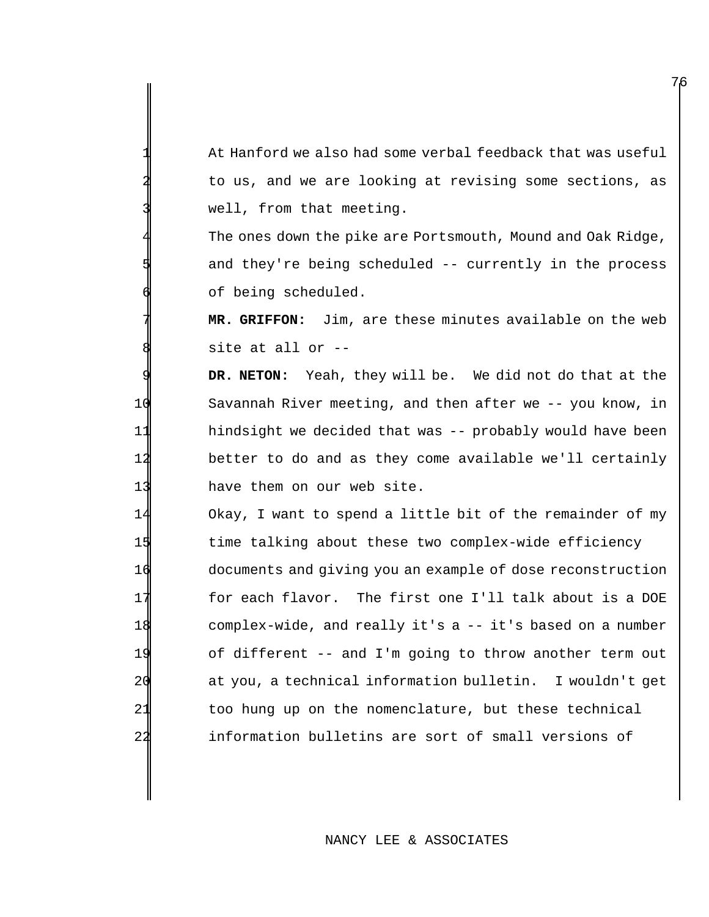At Hanford we also had some verbal feedback that was useful to us, and we are looking at revising some sections, as well, from that meeting.

The ones down the pike are Portsmouth, Mound and Oak Ridge, and they're being scheduled -- currently in the process of being scheduled.

**MR. GRIFFON:** Jim, are these minutes available on the web site at all or --

**DR. NETON:** Yeah, they will be. We did not do that at the Savannah River meeting, and then after we -- you know, in hindsight we decided that was -- probably would have been better to do and as they come available we'll certainly have them on our web site.

Okay, I want to spend a little bit of the remainder of my time talking about these two complex-wide efficiency documents and giving you an example of dose reconstruction for each flavor. The first one I'll talk about is a DOE complex-wide, and really it's a -- it's based on a number of different -- and I'm going to throw another term out at you, a technical information bulletin. I wouldn't get too hung up on the nomenclature, but these technical information bulletins are sort of small versions of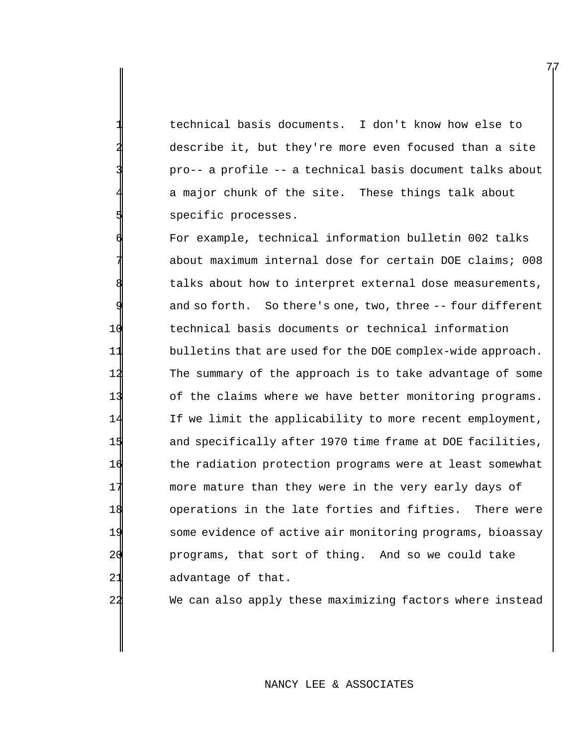technical basis documents. I don't know how else to describe it, but they're more even focused than a site pro-- a profile -- a technical basis document talks about a major chunk of the site. These things talk about specific processes.

For example, technical information bulletin 002 talks about maximum internal dose for certain DOE claims; 008 talks about how to interpret external dose measurements, and so forth. So there's one, two, three -- four different technical basis documents or technical information bulletins that are used for the DOE complex-wide approach.

The summary of the approach is to take advantage of some of the claims where we have better monitoring programs. If we limit the applicability to more recent employment, and specifically after 1970 time frame at DOE facilities, the radiation protection programs were at least somewhat more mature than they were in the very early days of operations in the late forties and fifties. There were some evidence of active air monitoring programs, bioassay programs, that sort of thing. And so we could take advantage of that.

We can also apply these maximizing factors where instead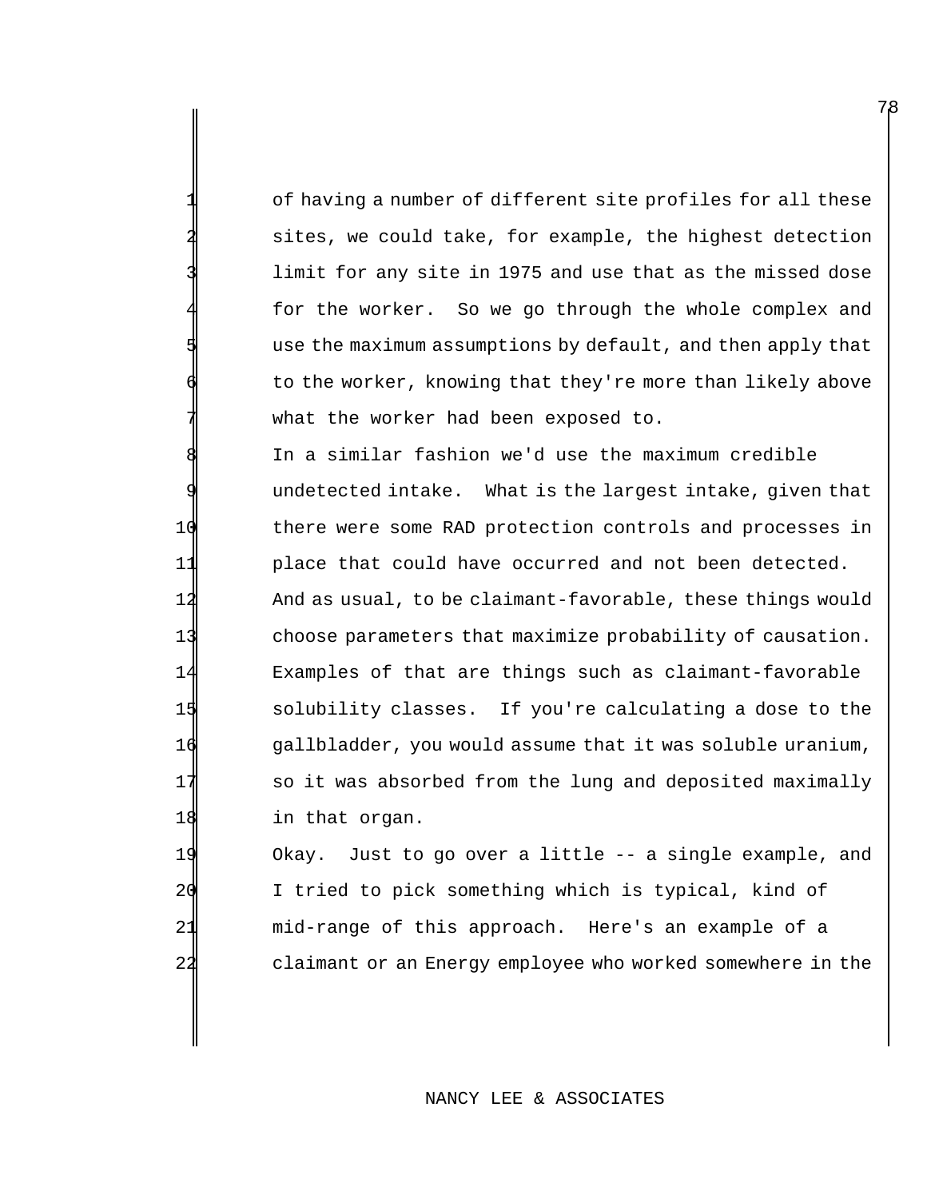of having a number of different site profiles for all these sites, we could take, for example, the highest detection limit for any site in 1975 and use that as the missed dose for the worker. So we go through the whole complex and use the maximum assumptions by default, and then apply that to the worker, knowing that they're more than likely above what the worker had been exposed to.

In a similar fashion we'd use the maximum credible undetected intake. What is the largest intake, given that there were some RAD protection controls and processes in place that could have occurred and not been detected. And as usual, to be claimant-favorable, these things would choose parameters that maximize probability of causation. Examples of that are things such as claimant-favorable solubility classes. If you're calculating a dose to the gallbladder, you would assume that it was soluble uranium, so it was absorbed from the lung and deposited maximally in that organ.

Okay. Just to go over a little -- a single example, and I tried to pick something which is typical, kind of mid-range of this approach. Here's an example of a claimant or an Energy employee who worked somewhere in the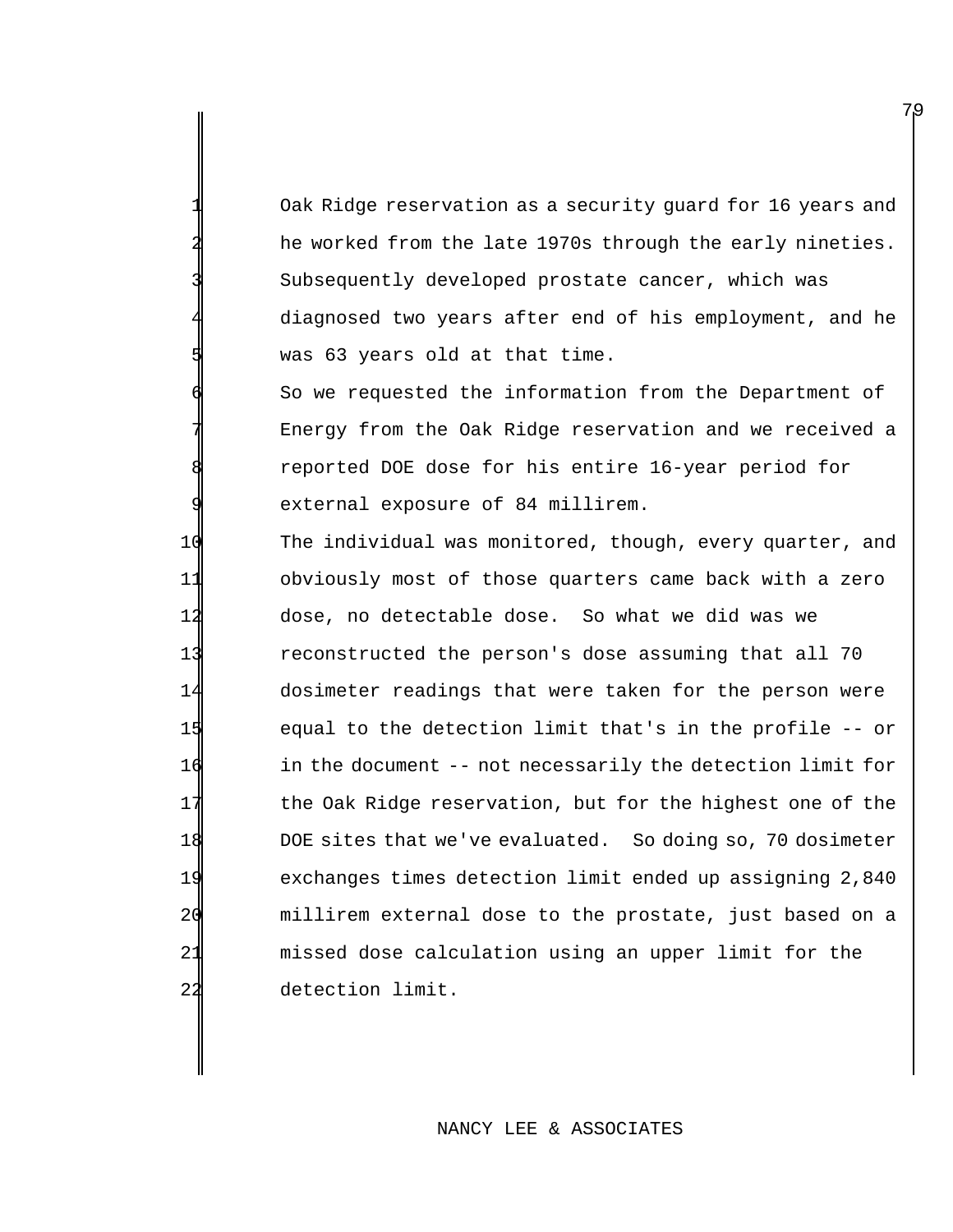Oak Ridge reservation as a security guard for 16 years and he worked from the late 1970s through the early nineties. Subsequently developed prostate cancer, which was diagnosed two years after end of his employment, and he was 63 years old at that time.

So we requested the information from the Department of Energy from the Oak Ridge reservation and we received a reported DOE dose for his entire 16-year period for external exposure of 84 millirem.

The individual was monitored, though, every quarter, and obviously most of those quarters came back with a zero dose, no detectable dose. So what we did was we reconstructed the person's dose assuming that all 70 dosimeter readings that were taken for the person were equal to the detection limit that's in the profile -- or in the document -- not necessarily the detection limit for the Oak Ridge reservation, but for the highest one of the DOE sites that we've evaluated. So doing so, 70 dosimeter exchanges times detection limit ended up assigning 2,840 millirem external dose to the prostate, just based on a missed dose calculation using an upper limit for the detection limit.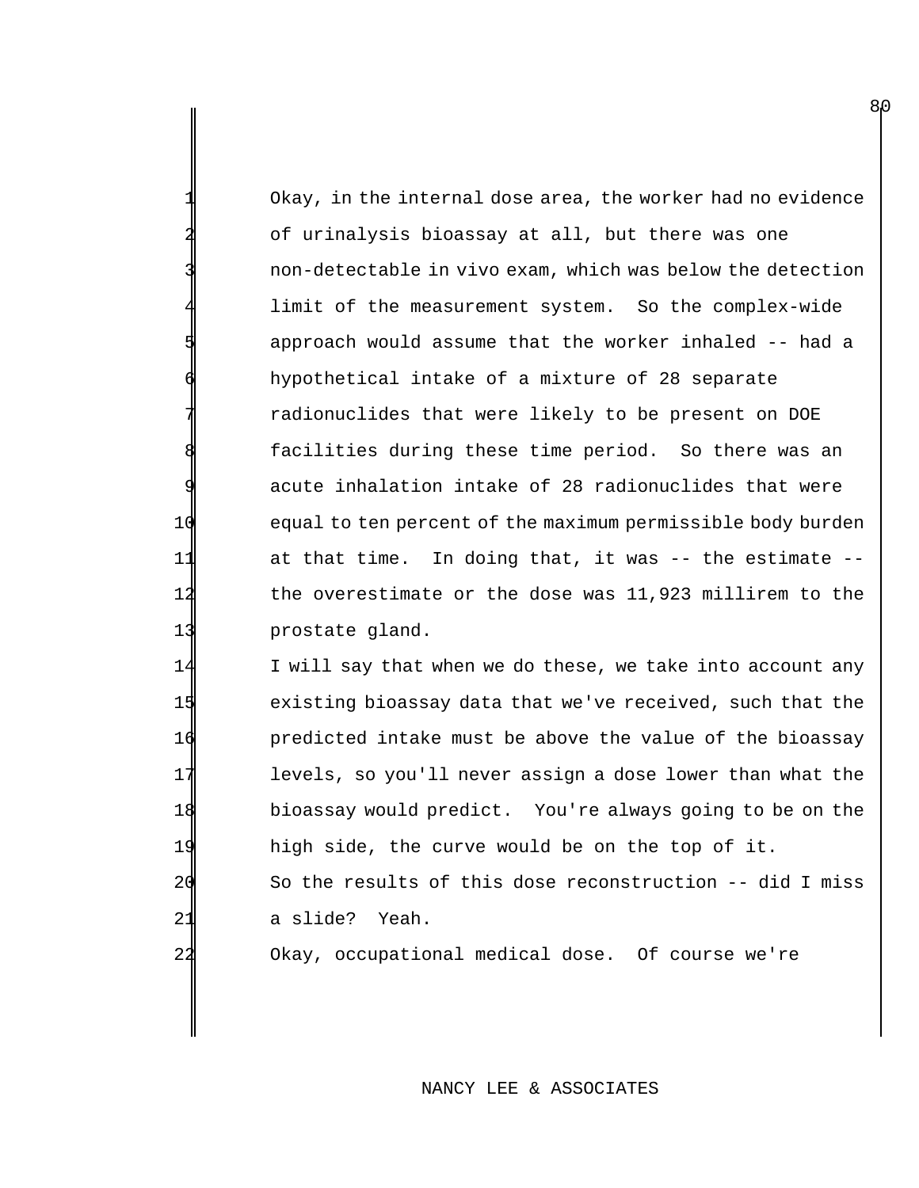Okay, in the internal dose area, the worker had no evidence of urinalysis bioassay at all, but there was one non-detectable in vivo exam, which was below the detection limit of the measurement system. So the complex-wide approach would assume that the worker inhaled -- had a hypothetical intake of a mixture of 28 separate radionuclides that were likely to be present on DOE facilities during these time period. So there was an acute inhalation intake of 28 radionuclides that were equal to ten percent of the maximum permissible body burden at that time. In doing that, it was -- the estimate -- the overestimate or the dose was 11,923 millirem to the prostate gland.

I will say that when we do these, we take into account any existing bioassay data that we've received, such that the predicted intake must be above the value of the bioassay levels, so you'll never assign a dose lower than what the bioassay would predict. You're always going to be on the high side, the curve would be on the top of it.

So the results of this dose reconstruction -- did I miss a slide? Yeah.

Okay, occupational medical dose. Of course we're

NANCY LEE & ASSOCIATES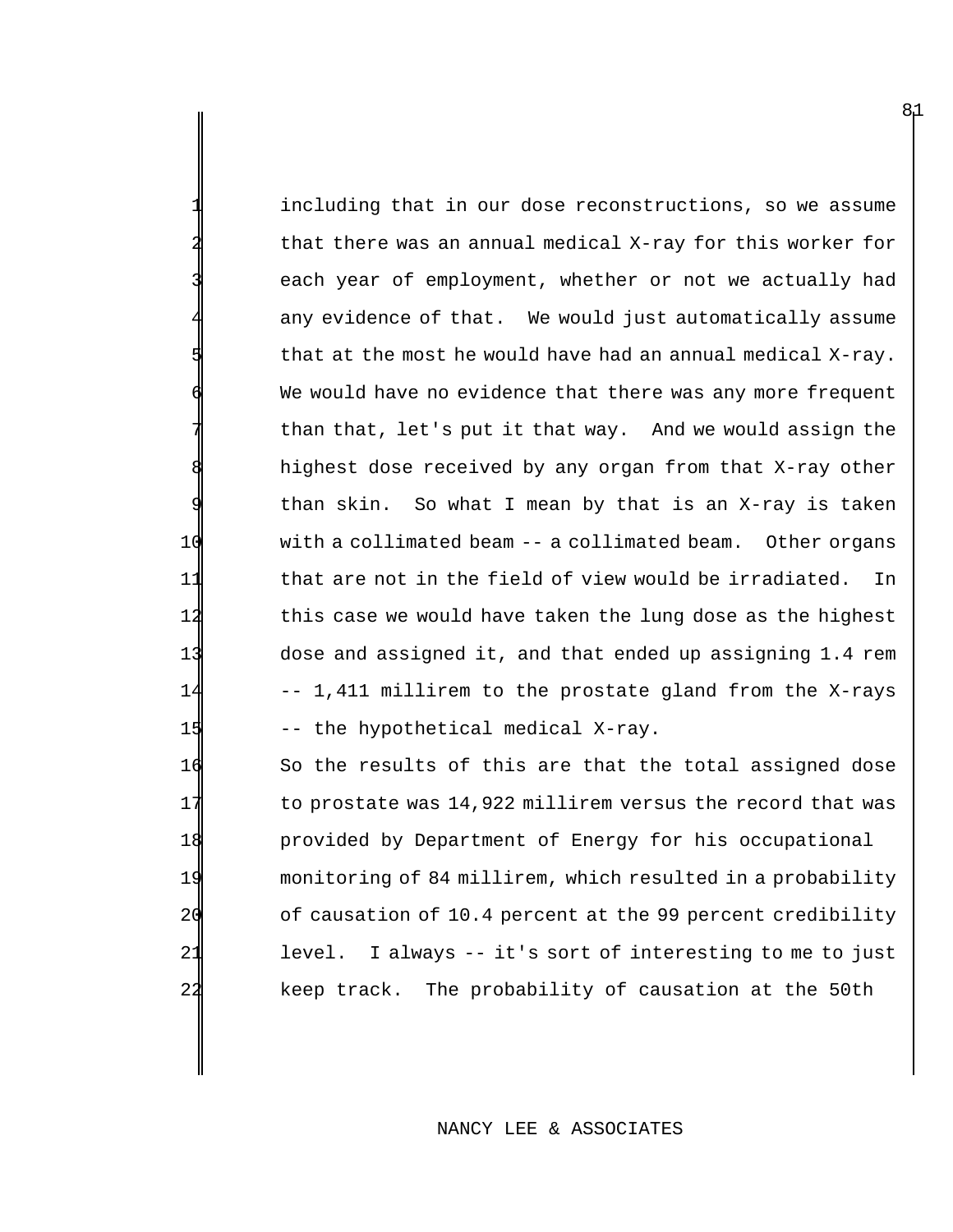including that in our dose reconstructions, so we assume that there was an annual medical X-ray for this worker for each year of employment, whether or not we actually had any evidence of that. We would just automatically assume that at the most he would have had an annual medical X-ray. We would have no evidence that there was any more frequent than that, let's put it that way. And we would assign the highest dose received by any organ from that X-ray other than skin. So what I mean by that is an X-ray is taken with a collimated beam -- a collimated beam. Other organs that are not in the field of view would be irradiated. In this case we would have taken the lung dose as the highest dose and assigned it, and that ended up assigning 1.4 rem -- 1,411 millirem to the prostate gland from the X-rays -- the hypothetical medical X-ray.

So the results of this are that the total assigned dose to prostate was 14,922 millirem versus the record that was provided by Department of Energy for his occupational monitoring of 84 millirem, which resulted in a probability of causation of 10.4 percent at the 99 percent credibility level. I always -- it's sort of interesting to me to just keep track. The probability of causation at the 50th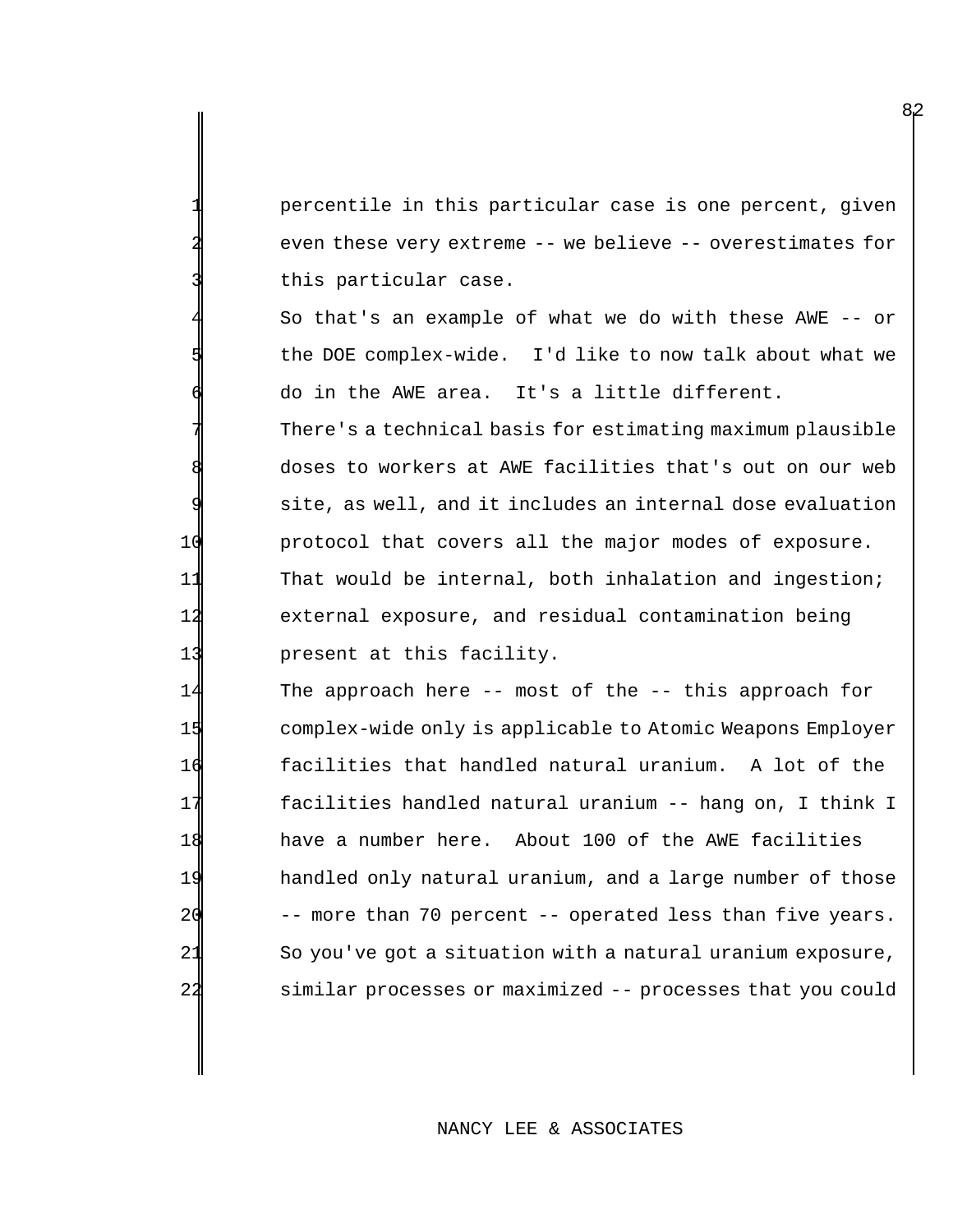percentile in this particular case is one percent, given even these very extreme -- we believe -- overestimates for this particular case.

So that's an example of what we do with these AWE -- or the DOE complex-wide. I'd like to now talk about what we do in the AWE area. It's a little different.

There's a technical basis for estimating maximum plausible doses to workers at AWE facilities that's out on our web site, as well, and it includes an internal dose evaluation protocol that covers all the major modes of exposure. That would be internal, both inhalation and ingestion; external exposure, and residual contamination being present at this facility.

The approach here -- most of the -- this approach for complex-wide only is applicable to Atomic Weapons Employer facilities that handled natural uranium. A lot of the facilities handled natural uranium -- hang on, I think I have a number here. About 100 of the AWE facilities handled only natural uranium, and a large number of those -- more than 70 percent -- operated less than five years. So you've got a situation with a natural uranium exposure, similar processes or maximized -- processes that you could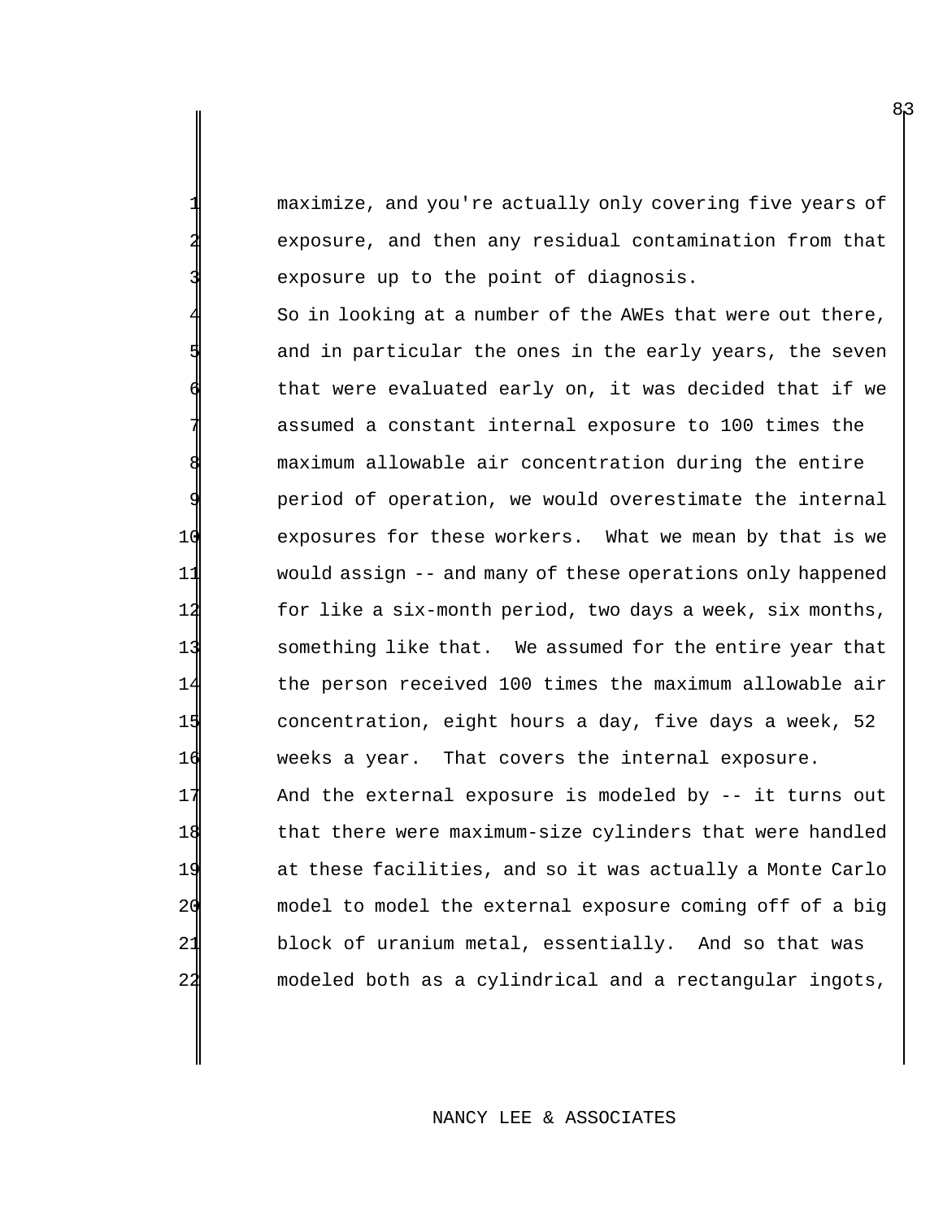maximize, and you're actually only covering five years of exposure, and then any residual contamination from that exposure up to the point of diagnosis.

So in looking at a number of the AWEs that were out there, and in particular the ones in the early years, the seven that were evaluated early on, it was decided that if we assumed a constant internal exposure to 100 times the maximum allowable air concentration during the entire period of operation, we would overestimate the internal exposures for these workers. What we mean by that is we would assign -- and many of these operations only happened for like a six-month period, two days a week, six months, something like that. We assumed for the entire year that the person received 100 times the maximum allowable air concentration, eight hours a day, five days a week, 52 weeks a year. That covers the internal exposure.

And the external exposure is modeled by -- it turns out that there were maximum-size cylinders that were handled at these facilities, and so it was actually a Monte Carlo model to model the external exposure coming off of a big block of uranium metal, essentially. And so that was modeled both as a cylindrical and a rectangular ingots,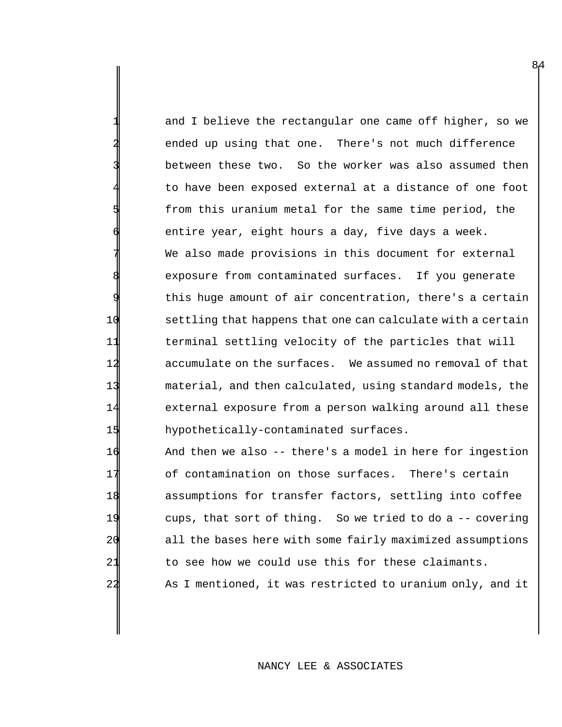and I believe the rectangular one came off higher, so we ended up using that one. There's not much difference between these two. So the worker was also assumed then to have been exposed external at a distance of one foot from this uranium metal for the same time period, the entire year, eight hours a day, five days a week.

We also made provisions in this document for external exposure from contaminated surfaces. If you generate this huge amount of air concentration, there's a certain settling that happens that one can calculate with a certain terminal settling velocity of the particles that will accumulate on the surfaces. We assumed no removal of that material, and then calculated, using standard models, the external exposure from a person walking around all these hypothetically-contaminated surfaces.

And then we also -- there's a model in here for ingestion of contamination on those surfaces. There's certain assumptions for transfer factors, settling into coffee cups, that sort of thing. So we tried to do a -- covering all the bases here with some fairly maximized assumptions to see how we could use this for these claimants.

As I mentioned, it was restricted to uranium only, and it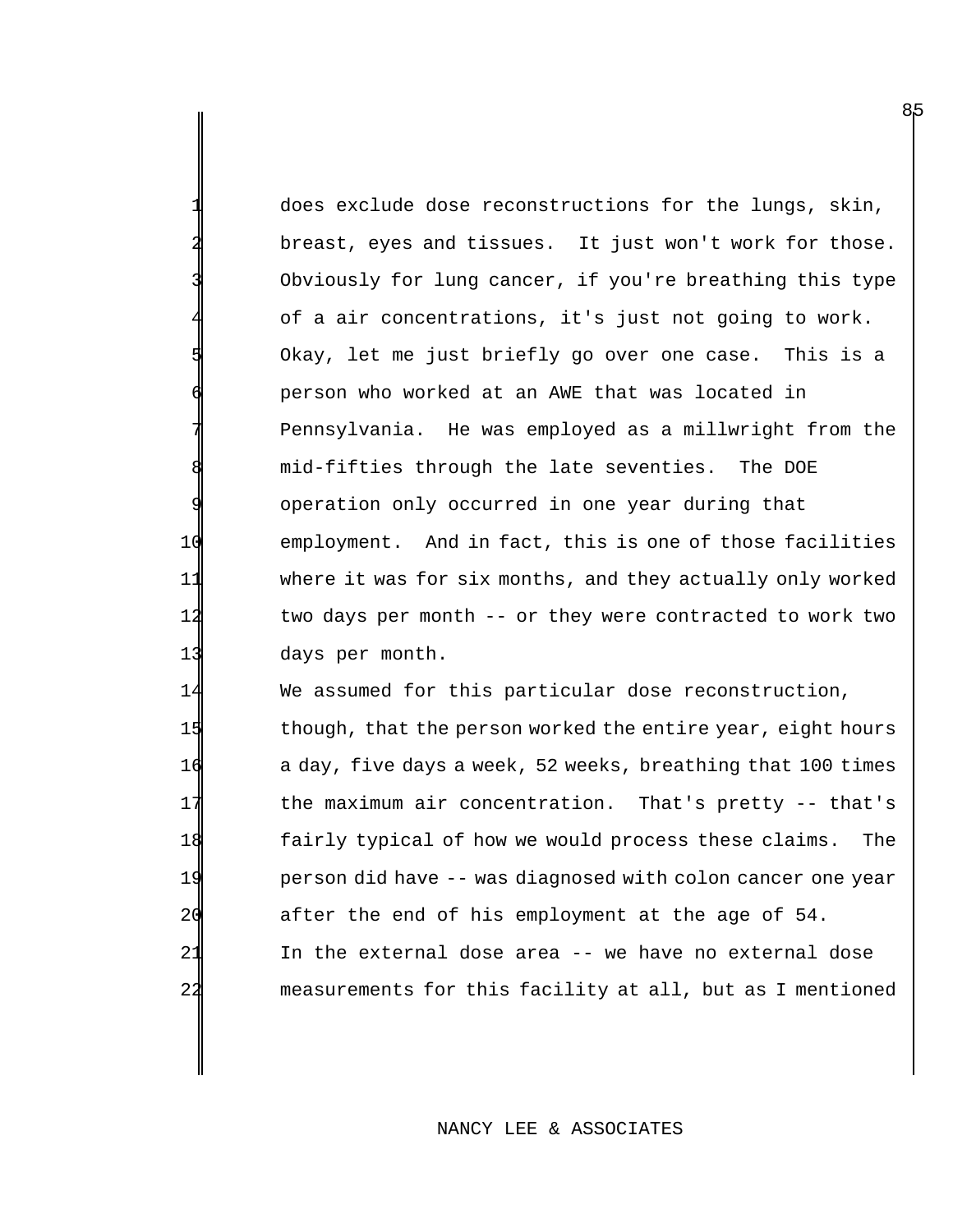does exclude dose reconstructions for the lungs, skin, breast, eyes and tissues. It just won't work for those. Obviously for lung cancer, if you're breathing this type of a air concentrations, it's just not going to work. Okay, let me just briefly go over one case. This is a person who worked at an AWE that was located in Pennsylvania. He was employed as a millwright from the mid-fifties through the late seventies. The DOE operation only occurred in one year during that employment. And in fact, this is one of those facilities where it was for six months, and they actually only worked two days per month -- or they were contracted to work two days per month.

We assumed for this particular dose reconstruction, though, that the person worked the entire year, eight hours a day, five days a week, 52 weeks, breathing that 100 times the maximum air concentration. That's pretty -- that's fairly typical of how we would process these claims. The person did have -- was diagnosed with colon cancer one year after the end of his employment at the age of 54.

In the external dose area -- we have no external dose measurements for this facility at all, but as I mentioned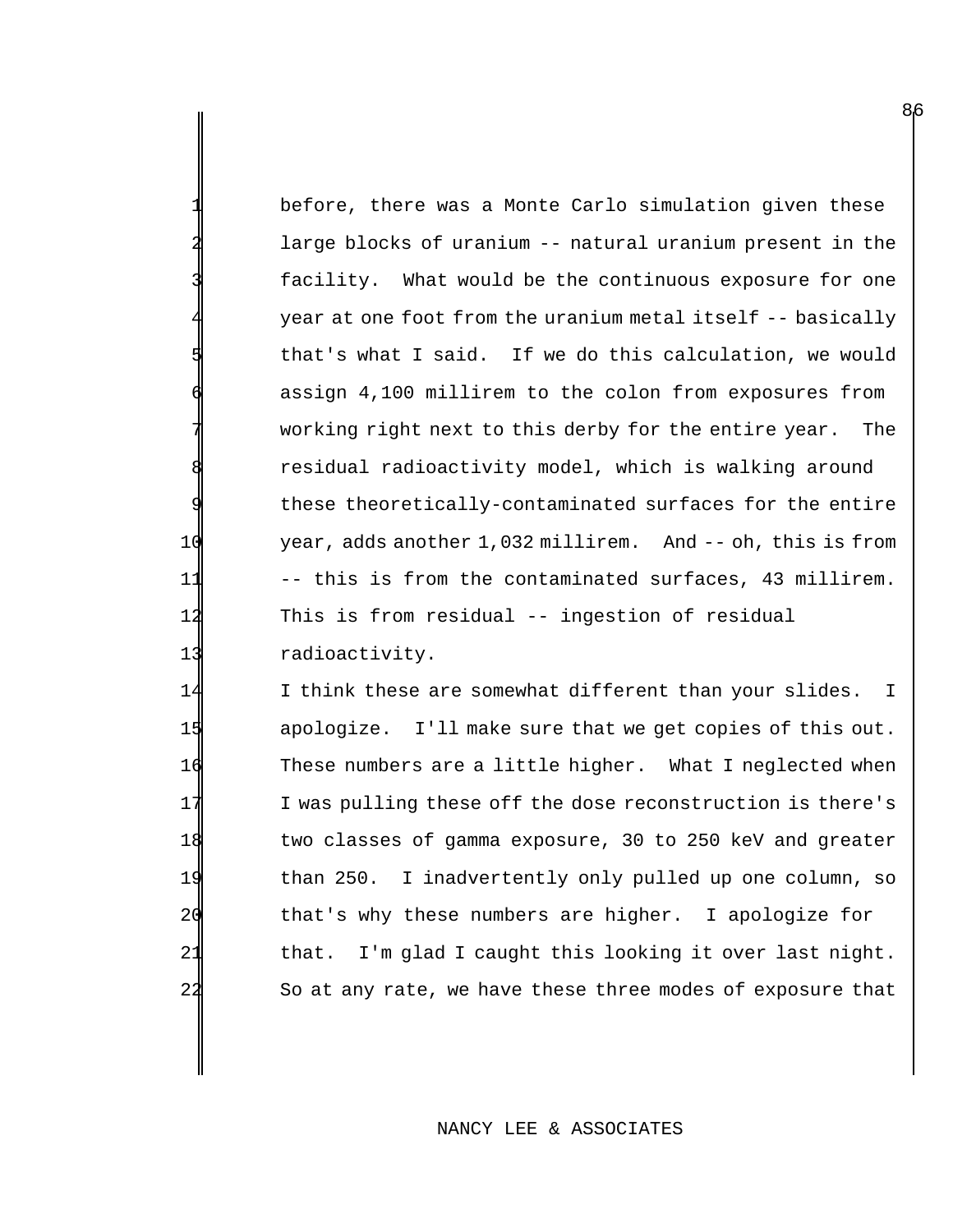before, there was a Monte Carlo simulation given these large blocks of uranium -- natural uranium present in the facility. What would be the continuous exposure for one year at one foot from the uranium metal itself -- basically that's what I said. If we do this calculation, we would assign 4,100 millirem to the colon from exposures from working right next to this derby for the entire year. The residual radioactivity model, which is walking around these theoretically-contaminated surfaces for the entire year, adds another 1,032 millirem. And -- oh, this is from -- this is from the contaminated surfaces, 43 millirem. This is from residual -- ingestion of residual radioactivity.

I think these are somewhat different than your slides. I apologize. I'll make sure that we get copies of this out. These numbers are a little higher. What I neglected when I was pulling these off the dose reconstruction is there's two classes of gamma exposure, 30 to 250 keV and greater than 250. I inadvertently only pulled up one column, so that's why these numbers are higher. I apologize for that. I'm glad I caught this looking it over last night. So at any rate, we have these three modes of exposure that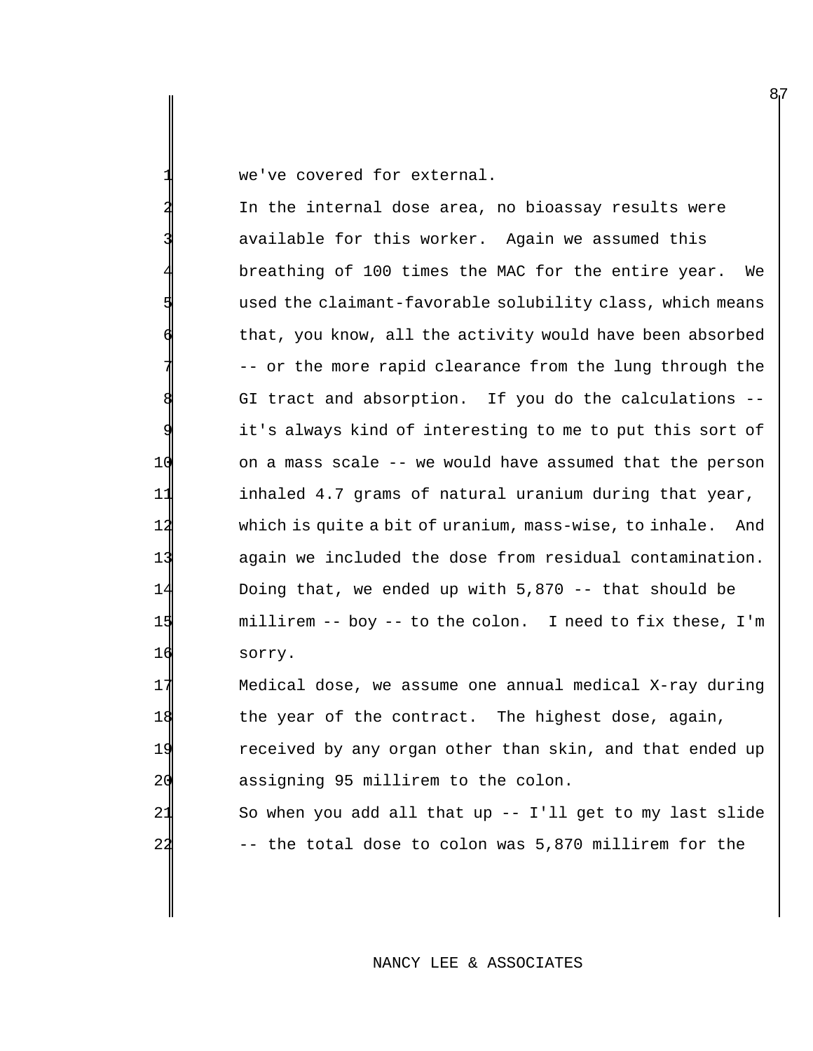we've covered for external.

In the internal dose area, no bioassay results were available for this worker. Again we assumed this breathing of 100 times the MAC for the entire year. We used the claimant-favorable solubility class, which means that, you know, all the activity would have been absorbed -- or the more rapid clearance from the lung through the GI tract and absorption. If you do the calculations -- it's always kind of interesting to me to put this sort of on a mass scale -- we would have assumed that the person inhaled 4.7 grams of natural uranium during that year, which is quite a bit of uranium, mass-wise, to inhale. And again we included the dose from residual contamination. Doing that, we ended up with 5,870 -- that should be millirem -- boy -- to the colon. I need to fix these, I'm sorry.

Medical dose, we assume one annual medical X-ray during the year of the contract. The highest dose, again, received by any organ other than skin, and that ended up assigning 95 millirem to the colon.

So when you add all that up -- I'll get to my last slide -- the total dose to colon was 5,870 millirem for the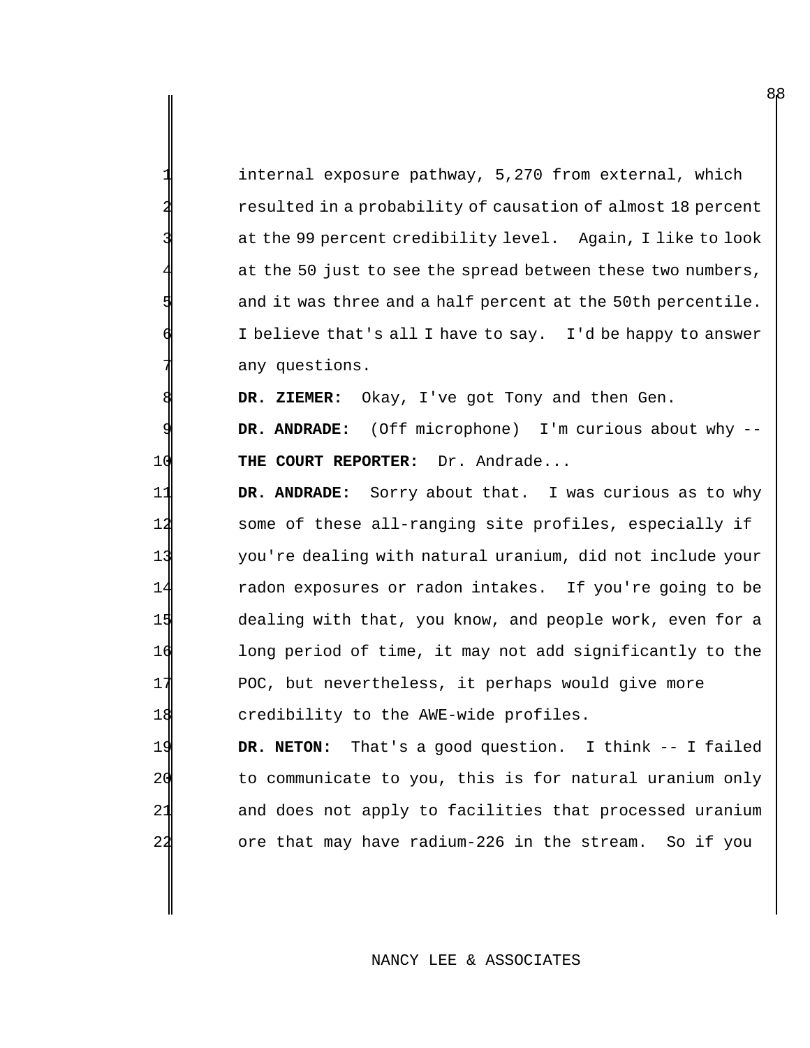internal exposure pathway, 5,270 from external, which resulted in a probability of causation of almost 18 percent at the 99 percent credibility level. Again, I like to look at the 50 just to see the spread between these two numbers, and it was three and a half percent at the 50th percentile. I believe that's all I have to say. I'd be happy to answer any questions.

**DR. ZIEMER:** Okay, I've got Tony and then Gen.

**DR. ANDRADE:** (Off microphone) I'm curious about why --

**THE COURT REPORTER:** Dr. Andrade...

**DR. ANDRADE:** Sorry about that. I was curious as to why some of these all-ranging site profiles, especially if you're dealing with natural uranium, did not include your radon exposures or radon intakes. If you're going to be dealing with that, you know, and people work, even for a long period of time, it may not add significantly to the POC, but nevertheless, it perhaps would give more credibility to the AWE-wide profiles.

**DR. NETON:** That's a good question. I think -- I failed to communicate to you, this is for natural uranium only and does not apply to facilities that processed uranium ore that may have radium-226 in the stream. So if you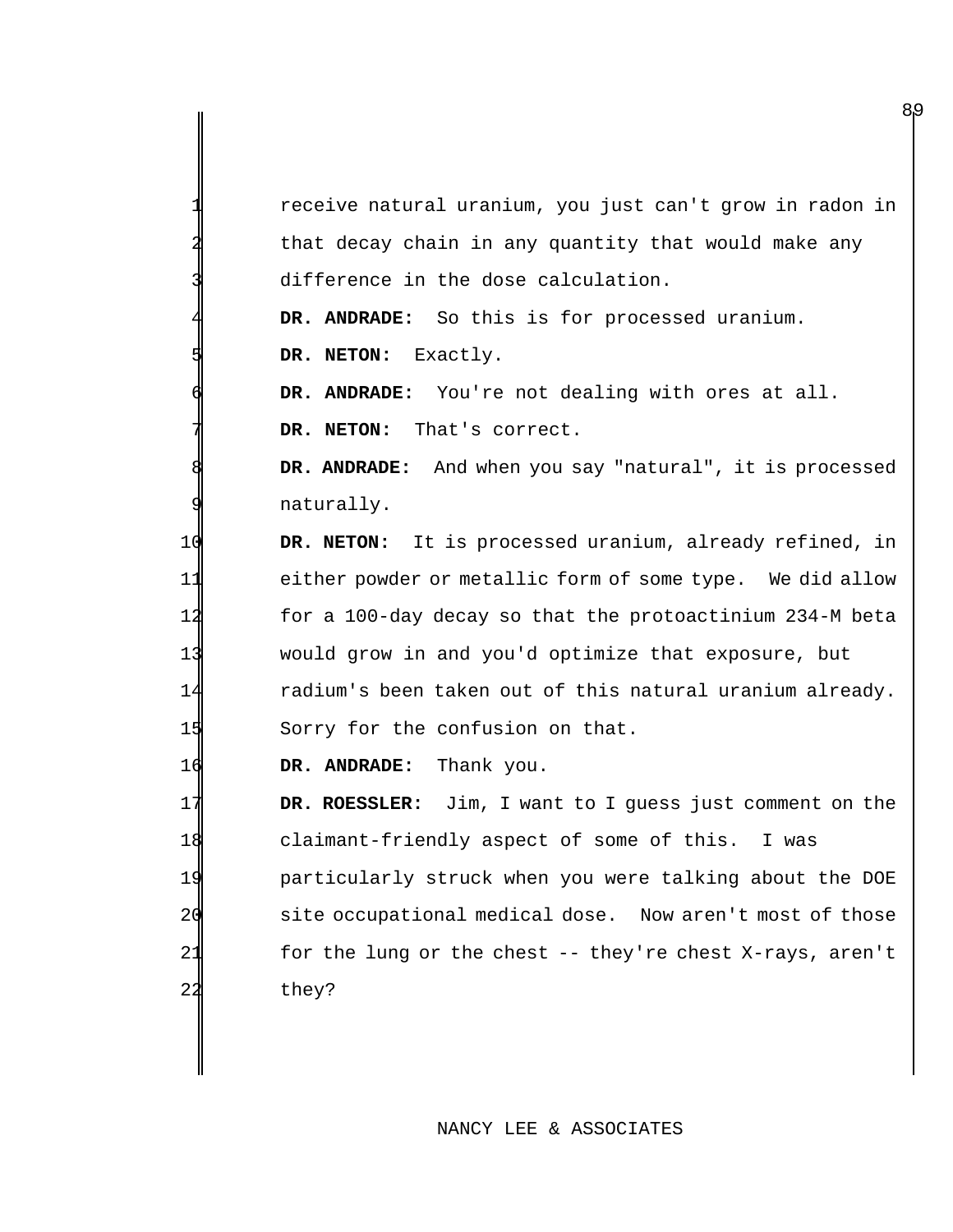receive natural uranium, you just can't grow in radon in that decay chain in any quantity that would make any difference in the dose calculation.

**DR. ANDRADE:** So this is for processed uranium.

**DR. NETON:** Exactly.

**DR. ANDRADE:** You're not dealing with ores at all.

**DR. NETON:** That's correct.

**DR. ANDRADE:** And when you say "natural", it is processed naturally.

**DR. NETON:** It is processed uranium, already refined, in either powder or metallic form of some type. We did allow for a 100-day decay so that the protoactinium 234-M beta would grow in and you'd optimize that exposure, but radium's been taken out of this natural uranium already. Sorry for the confusion on that.

**DR. ANDRADE:** Thank you.

**DR. ROESSLER:** Jim, I want to I guess just comment on the claimant-friendly aspect of some of this. I was particularly struck when you were talking about the DOE site occupational medical dose. Now aren't most of those for the lung or the chest -- they're chest X-rays, aren't they?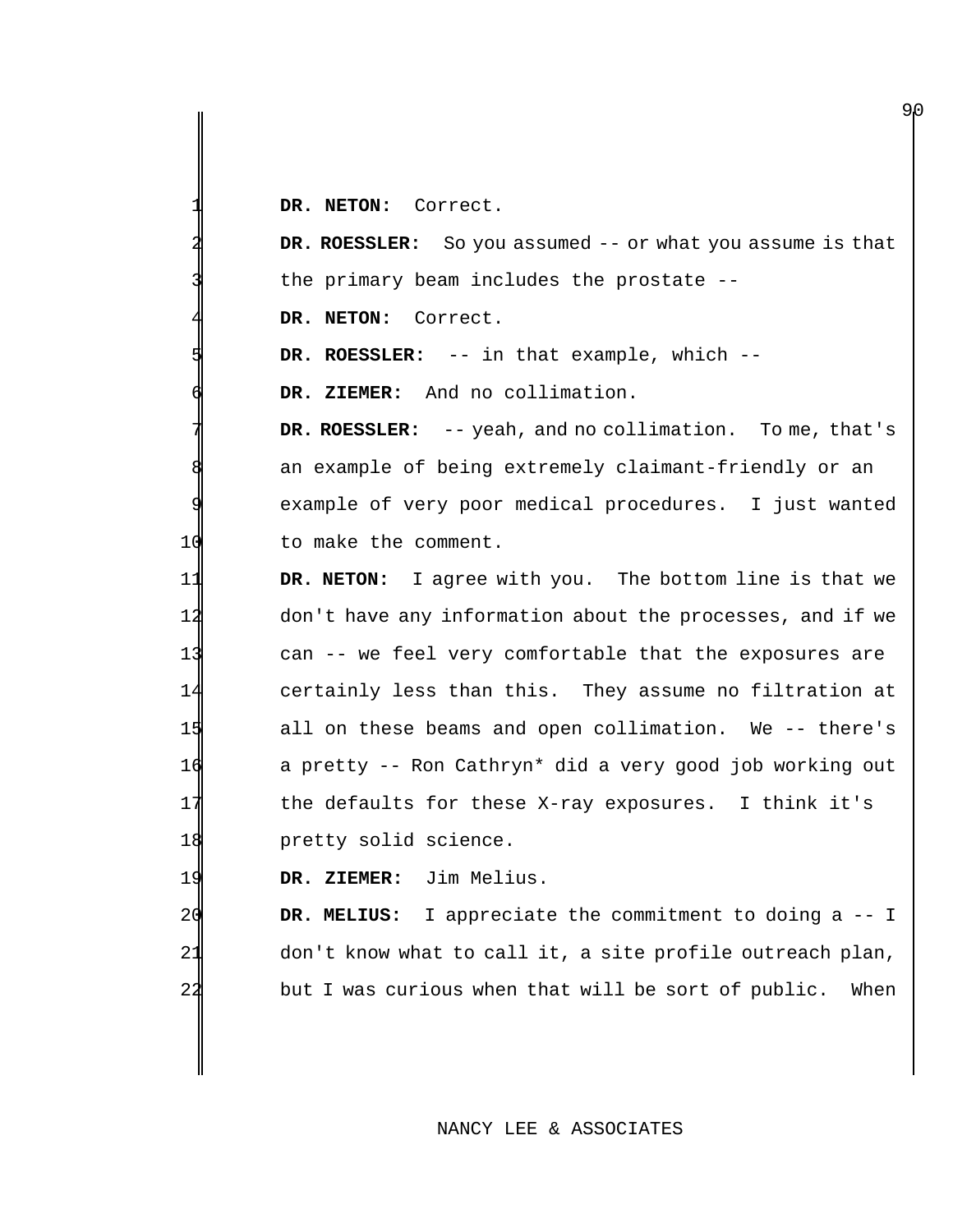**DR. NETON:** Correct.

**DR. ROESSLER:** So you assumed -- or what you assume is that the primary beam includes the prostate --

**DR. NETON:** Correct.

**DR. ROESSLER:** -- in that example, which --

**DR. ZIEMER:** And no collimation.

**DR. ROESSLER:** -- yeah, and no collimation. To me, that's an example of being extremely claimant-friendly or an example of very poor medical procedures. I just wanted to make the comment.

**DR. NETON:** I agree with you. The bottom line is that we don't have any information about the processes, and if we can -- we feel very comfortable that the exposures are certainly less than this. They assume no filtration at all on these beams and open collimation. We -- there's a pretty -- Ron Cathryn* did a very good job working out the defaults for these X-ray exposures. I think it's pretty solid science.

**DR. ZIEMER:** Jim Melius.

**DR. MELIUS:** I appreciate the commitment to doing a -- I don't know what to call it, a site profile outreach plan, but I was curious when that will be sort of public. When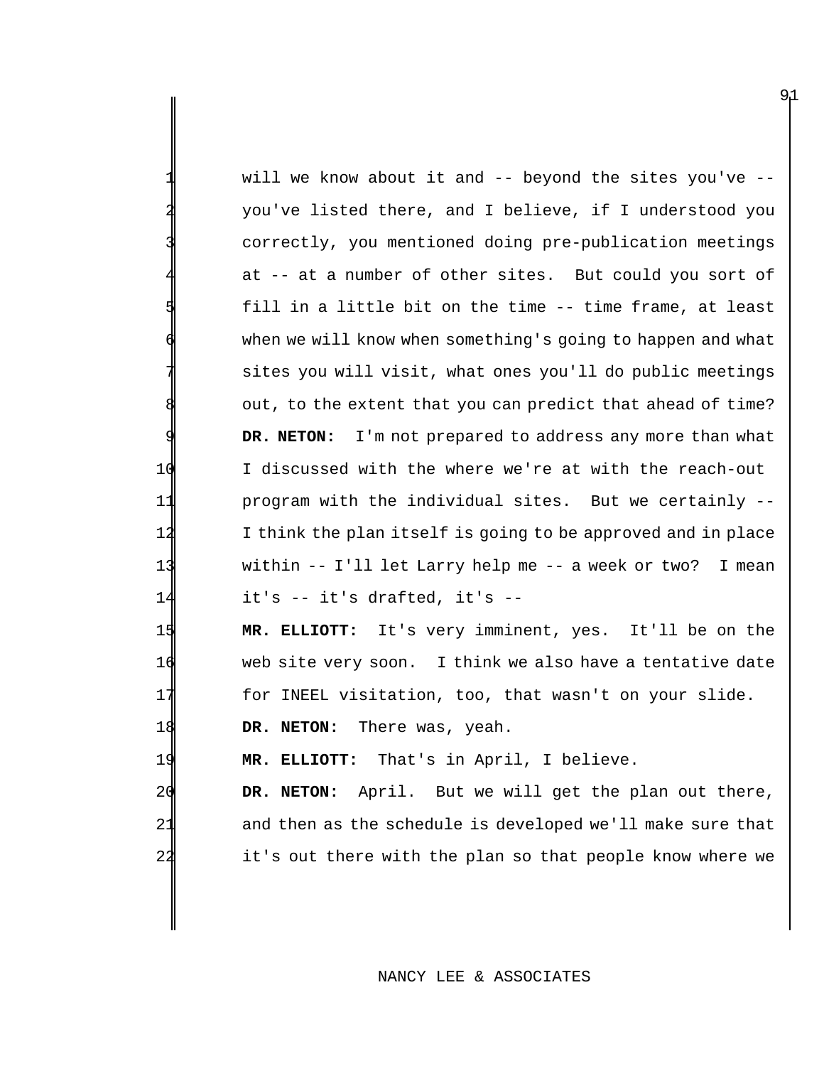will we know about it and -- beyond the sites you've -- you've listed there, and I believe, if I understood you correctly, you mentioned doing pre-publication meetings at -- at a number of other sites. But could you sort of fill in a little bit on the time -- time frame, at least when we will know when something's going to happen and what sites you will visit, what ones you'll do public meetings out, to the extent that you can predict that ahead of time?

**DR. NETON:** I'm not prepared to address any more than what I discussed with the where we're at with the reach-out program with the individual sites. But we certainly -- I think the plan itself is going to be approved and in place within -- I'll let Larry help me -- a week or two? I mean it's -- it's drafted, it's --

**MR. ELLIOTT:** It's very imminent, yes. It'll be on the web site very soon. I think we also have a tentative date for INEEL visitation, too, that wasn't on your slide.

**DR. NETON:** There was, yeah.

**MR. ELLIOTT:** That's in April, I believe.

**DR. NETON:** April. But we will get the plan out there, and then as the schedule is developed we'll make sure that it's out there with the plan so that people know where we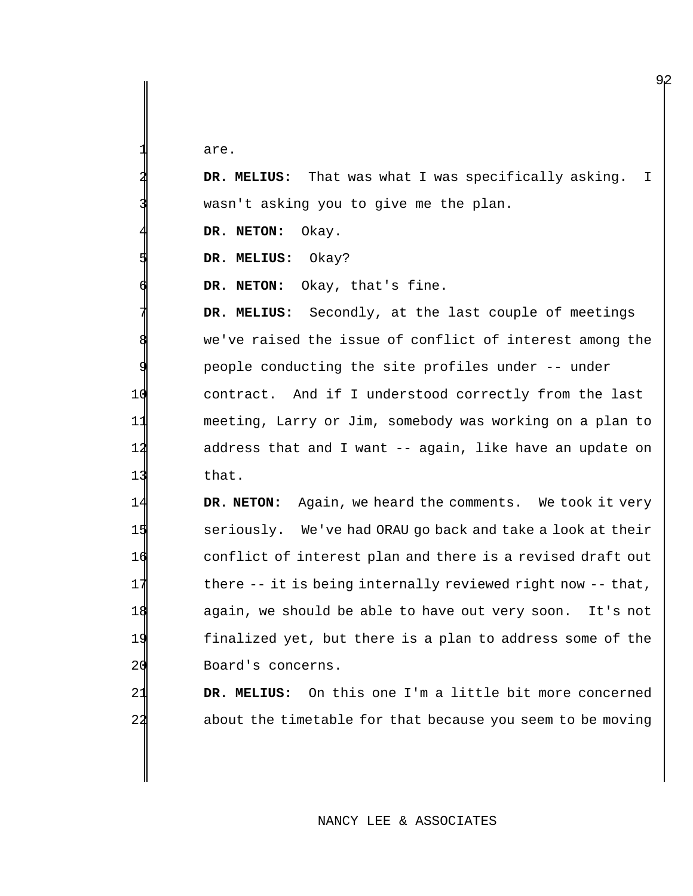are.

**DR. MELIUS:** That was what I was specifically asking. I wasn't asking you to give me the plan.

**DR. NETON:** Okay.

**DR. MELIUS:** Okay?

**DR. NETON:** Okay, that's fine.

**DR. MELIUS:** Secondly, at the last couple of meetings we've raised the issue of conflict of interest among the people conducting the site profiles under -- under contract. And if I understood correctly from the last meeting, Larry or Jim, somebody was working on a plan to address that and I want -- again, like have an update on that.

**DR. NETON:** Again, we heard the comments. We took it very seriously. We've had ORAU go back and take a look at their conflict of interest plan and there is a revised draft out there -- it is being internally reviewed right now -- that, again, we should be able to have out very soon. It's not finalized yet, but there is a plan to address some of the Board's concerns.

**DR. MELIUS:** On this one I'm a little bit more concerned about the timetable for that because you seem to be moving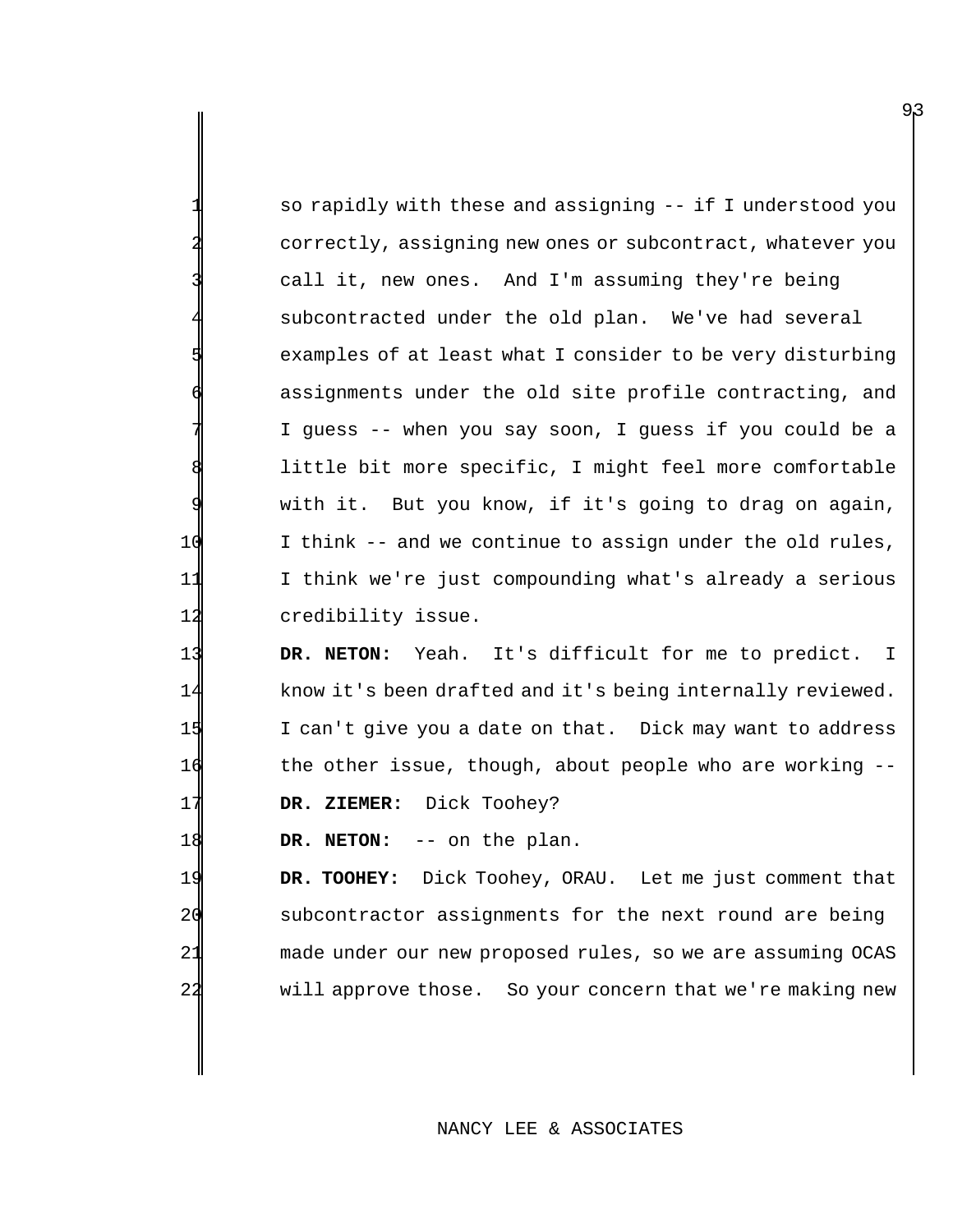so rapidly with these and assigning -- if I understood you correctly, assigning new ones or subcontract, whatever you call it, new ones. And I'm assuming they're being subcontracted under the old plan. We've had several examples of at least what I consider to be very disturbing assignments under the old site profile contracting, and I guess -- when you say soon, I guess if you could be a little bit more specific, I might feel more comfortable with it. But you know, if it's going to drag on again, I think -- and we continue to assign under the old rules, I think we're just compounding what's already a serious credibility issue.

**DR. NETON:** Yeah. It's difficult for me to predict. I know it's been drafted and it's being internally reviewed. I can't give you a date on that. Dick may want to address the other issue, though, about people who are working --

**DR. ZIEMER:** Dick Toohey?

**DR. NETON:** -- on the plan.

**DR. TOOHEY:** Dick Toohey, ORAU. Let me just comment that subcontractor assignments for the next round are being made under our new proposed rules, so we are assuming OCAS will approve those. So your concern that we're making new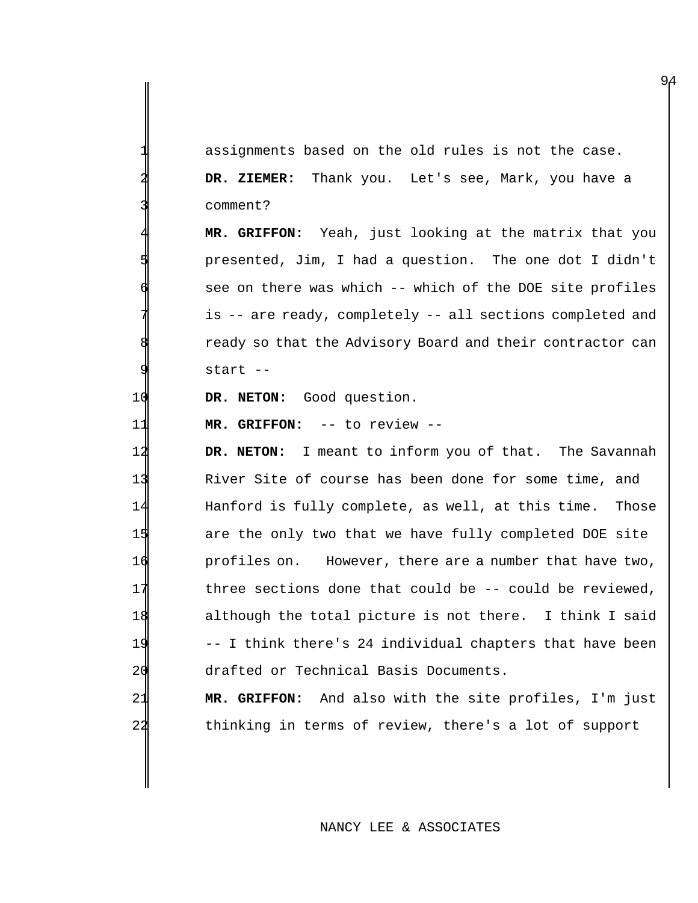assignments based on the old rules is not the case.

**DR. ZIEMER:** Thank you. Let's see, Mark, you have a comment?

**MR. GRIFFON:** Yeah, just looking at the matrix that you presented, Jim, I had a question. The one dot I didn't see on there was which -- which of the DOE site profiles is -- are ready, completely -- all sections completed and ready so that the Advisory Board and their contractor can start --

**DR. NETON:** Good question.

**MR. GRIFFON:** -- to review --

**DR. NETON:** I meant to inform you of that. The Savannah River Site of course has been done for some time, and Hanford is fully complete, as well, at this time. Those are the only two that we have fully completed DOE site profiles on. However, there are a number that have two, three sections done that could be -- could be reviewed, although the total picture is not there. I think I said -- I think there's 24 individual chapters that have been drafted or Technical Basis Documents.

**MR. GRIFFON:** And also with the site profiles, I'm just thinking in terms of review, there's a lot of support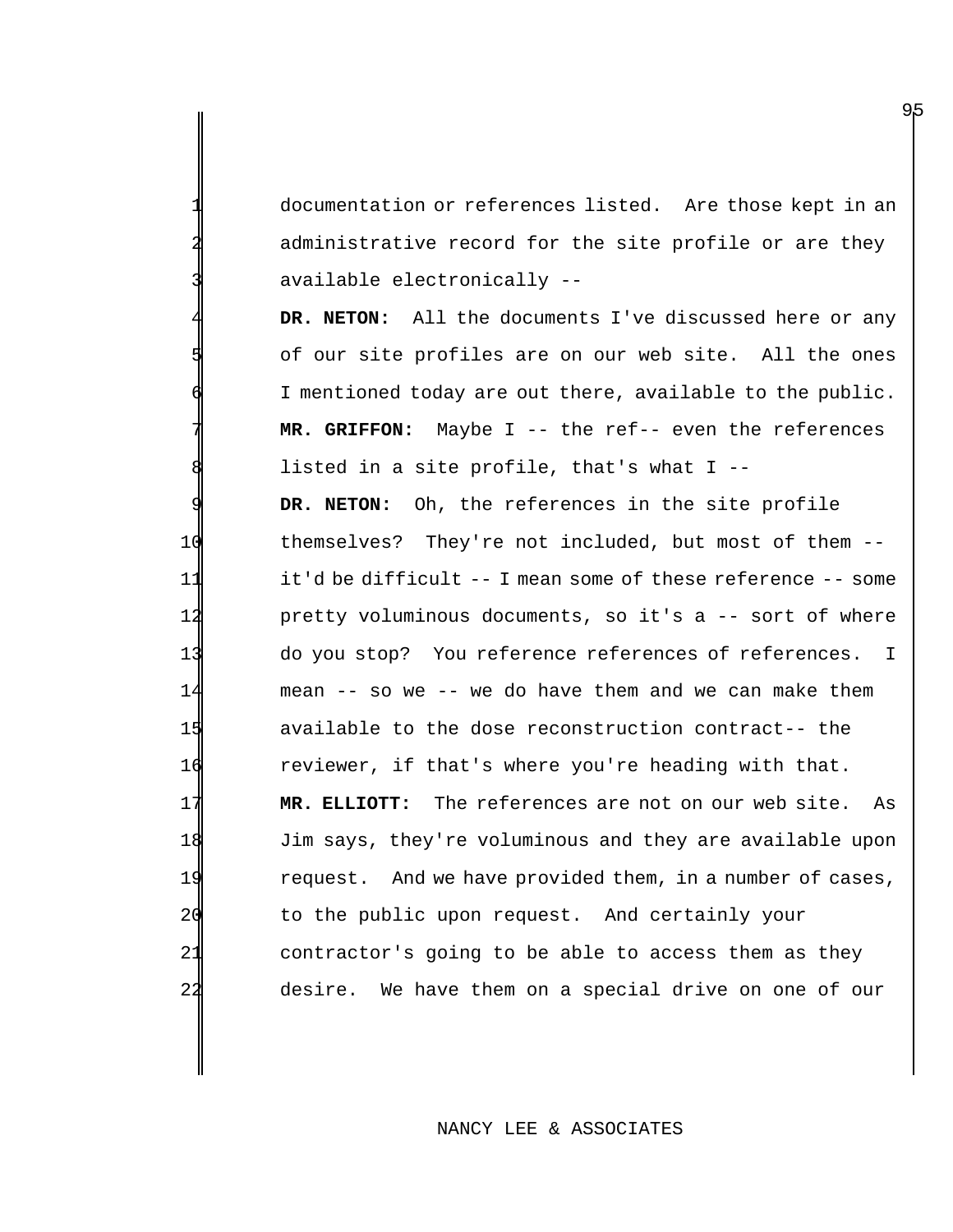documentation or references listed. Are those kept in an administrative record for the site profile or are they available electronically --

**DR. NETON:** All the documents I've discussed here or any of our site profiles are on our web site. All the ones I mentioned today are out there, available to the public.

**MR. GRIFFON:** Maybe I -- the ref-- even the references listed in a site profile, that's what I --

**DR. NETON:** Oh, the references in the site profile themselves? They're not included, but most of them -- it'd be difficult -- I mean some of these reference -- some pretty voluminous documents, so it's a -- sort of where do you stop? You reference references of references. I mean -- so we -- we do have them and we can make them available to the dose reconstruction contract-- the reviewer, if that's where you're heading with that.

**MR. ELLIOTT:** The references are not on our web site. As Jim says, they're voluminous and they are available upon request. And we have provided them, in a number of cases, to the public upon request. And certainly your contractor's going to be able to access them as they desire. We have them on a special drive on one of our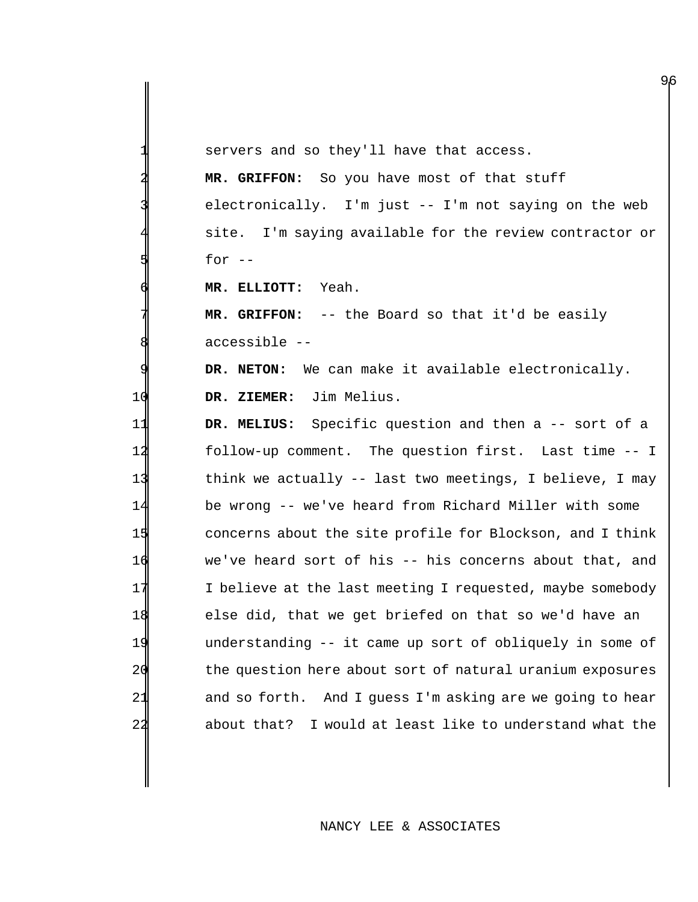servers and so they'll have that access.

**MR. GRIFFON:** So you have most of that stuff electronically. I'm just -- I'm not saying on the web site. I'm saying available for the review contractor or for --

**MR. ELLIOTT:** Yeah.

**MR. GRIFFON:** -- the Board so that it'd be easily accessible --

**DR. NETON:** We can make it available electronically.

**DR. ZIEMER:** Jim Melius.

**DR. MELIUS:** Specific question and then a -- sort of a follow-up comment. The question first. Last time -- I think we actually -- last two meetings, I believe, I may be wrong -- we've heard from Richard Miller with some concerns about the site profile for Blockson, and I think we've heard sort of his -- his concerns about that, and I believe at the last meeting I requested, maybe somebody else did, that we get briefed on that so we'd have an understanding -- it came up sort of obliquely in some of the question here about sort of natural uranium exposures and so forth. And I guess I'm asking are we going to hear about that? I would at least like to understand what the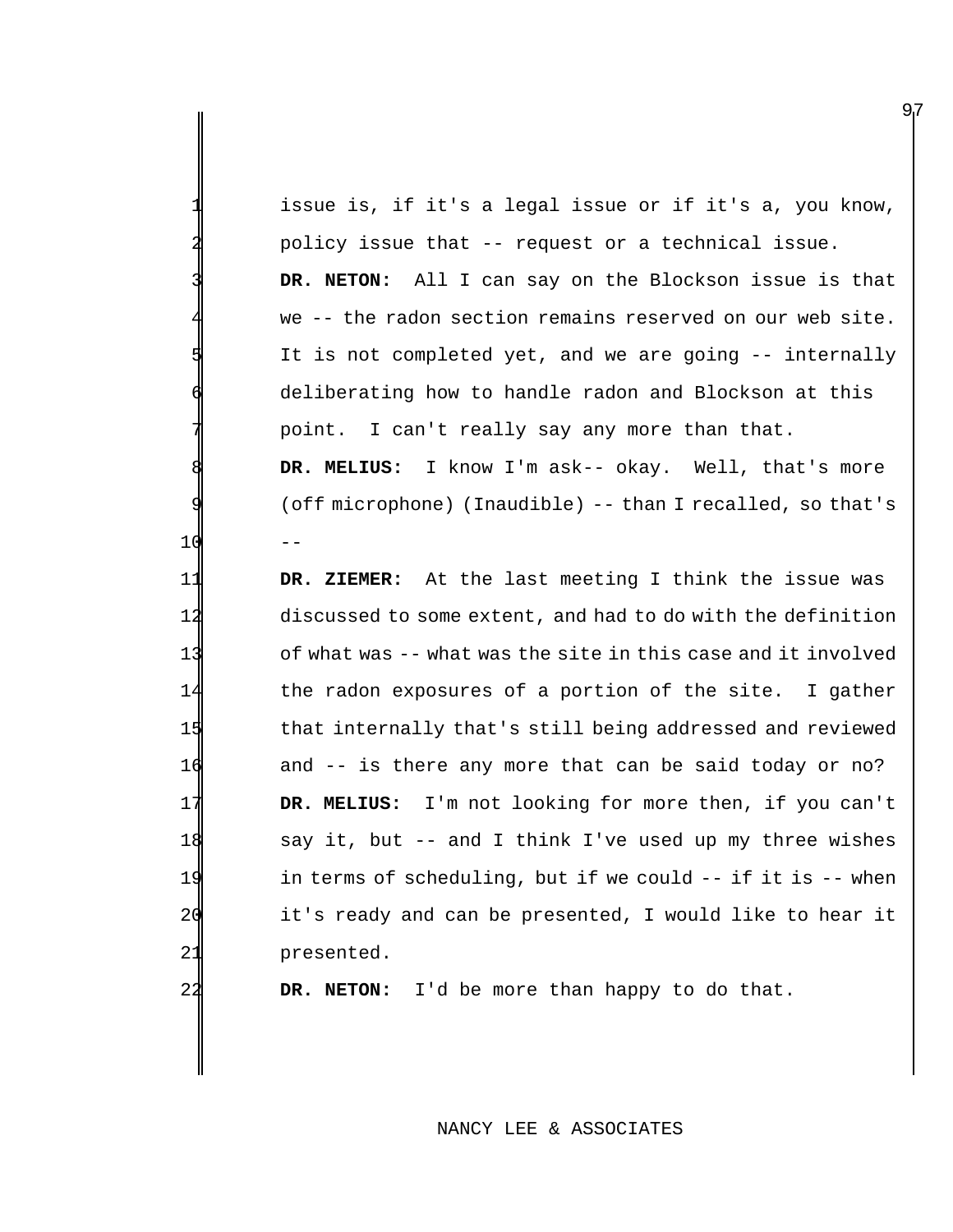issue is, if it's a legal issue or if it's a, you know, policy issue that -- request or a technical issue.

**DR. NETON:** All I can say on the Blockson issue is that we -- the radon section remains reserved on our web site. It is not completed yet, and we are going -- internally deliberating how to handle radon and Blockson at this point. I can't really say any more than that.

**DR. MELIUS:** I know I'm ask-- okay. Well, that's more (off microphone) (Inaudible) -- than I recalled, so that's --

**DR. ZIEMER:** At the last meeting I think the issue was discussed to some extent, and had to do with the definition of what was -- what was the site in this case and it involved the radon exposures of a portion of the site. I gather that internally that's still being addressed and reviewed and -- is there any more that can be said today or no?

**DR. MELIUS:** I'm not looking for more then, if you can't say it, but -- and I think I've used up my three wishes in terms of scheduling, but if we could -- if it is -- when it's ready and can be presented, I would like to hear it presented.

**DR. NETON:** I'd be more than happy to do that.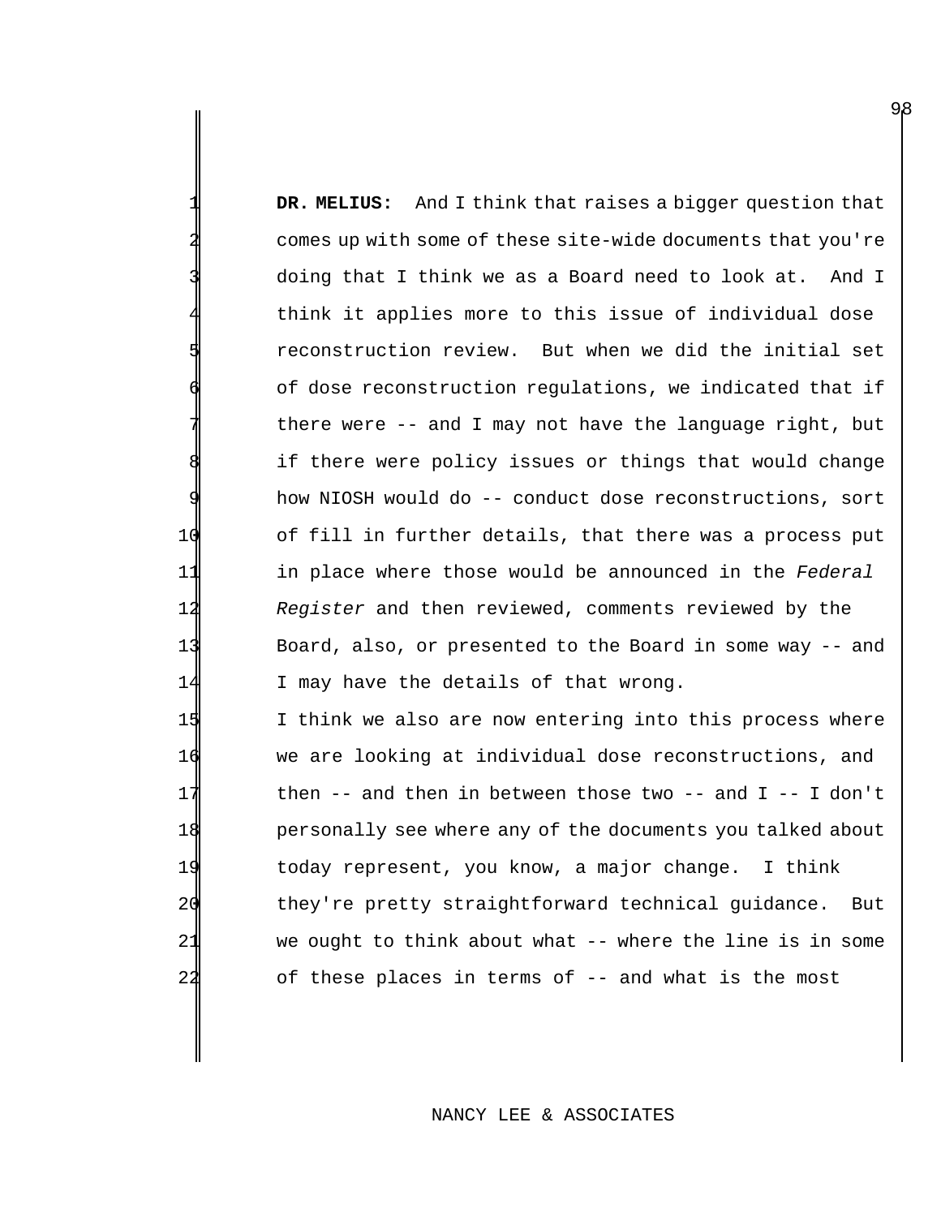**DR. MELIUS:** And I think that raises a bigger question that comes up with some of these site-wide documents that you're doing that I think we as a Board need to look at. And I think it applies more to this issue of individual dose reconstruction review. But when we did the initial set of dose reconstruction regulations, we indicated that if there were -- and I may not have the language right, but if there were policy issues or things that would change how NIOSH would do -- conduct dose reconstructions, sort of fill in further details, that there was a process put in place where those would be announced in the *Federal Register* and then reviewed, comments reviewed by the Board, also, or presented to the Board in some way -- and I may have the details of that wrong.

I think we also are now entering into this process where we are looking at individual dose reconstructions, and then -- and then in between those two -- and I -- I don't personally see where any of the documents you talked about today represent, you know, a major change. I think they're pretty straightforward technical guidance. But we ought to think about what -- where the line is in some of these places in terms of -- and what is the most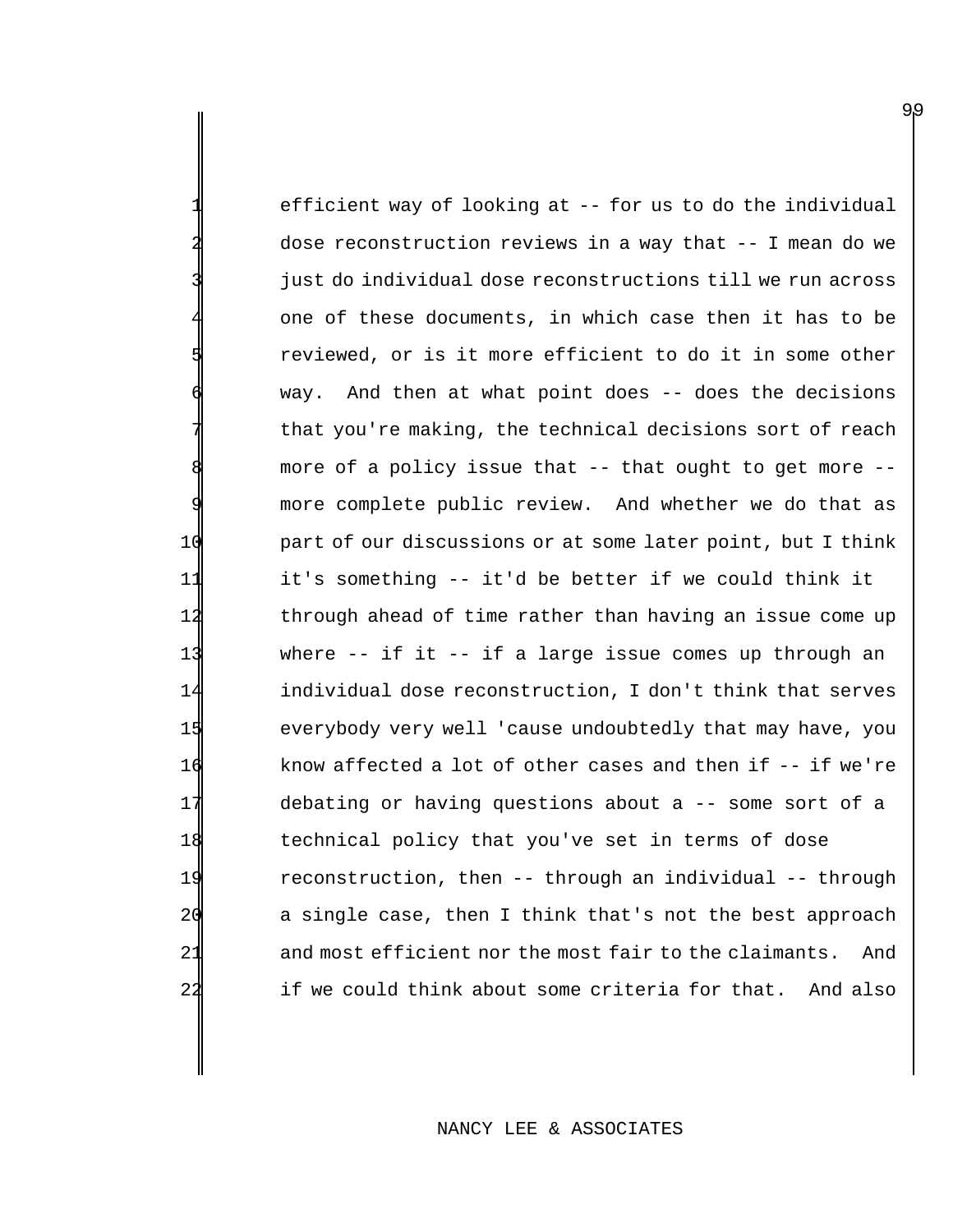efficient way of looking at -- for us to do the individual dose reconstruction reviews in a way that -- I mean do we just do individual dose reconstructions till we run across one of these documents, in which case then it has to be reviewed, or is it more efficient to do it in some other way. And then at what point does -- does the decisions that you're making, the technical decisions sort of reach more of a policy issue that -- that ought to get more -- more complete public review. And whether we do that as part of our discussions or at some later point, but I think it's something -- it'd be better if we could think it through ahead of time rather than having an issue come up where -- if it -- if a large issue comes up through an individual dose reconstruction, I don't think that serves everybody very well 'cause undoubtedly that may have, you know affected a lot of other cases and then if -- if we're debating or having questions about a -- some sort of a technical policy that you've set in terms of dose reconstruction, then -- through an individual -- through a single case, then I think that's not the best approach and most efficient nor the most fair to the claimants. And if we could think about some criteria for that. And also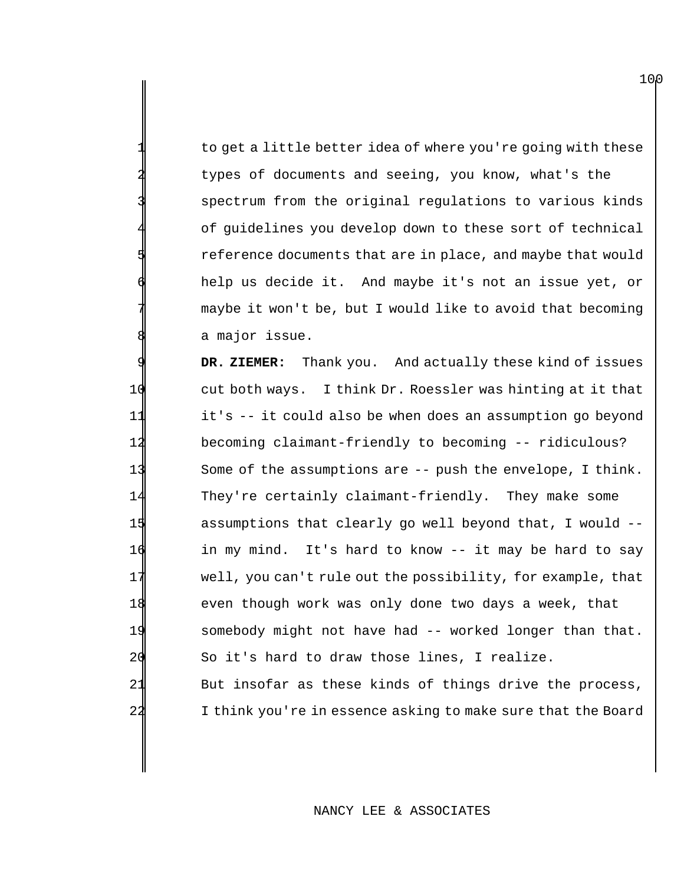to get a little better idea of where you're going with these types of documents and seeing, you know, what's the spectrum from the original regulations to various kinds of guidelines you develop down to these sort of technical reference documents that are in place, and maybe that would help us decide it. And maybe it's not an issue yet, or maybe it won't be, but I would like to avoid that becoming a major issue.

**DR. ZIEMER:** Thank you. And actually these kind of issues cut both ways. I think Dr. Roessler was hinting at it that it's -- it could also be when does an assumption go beyond becoming claimant-friendly to becoming -- ridiculous? Some of the assumptions are -- push the envelope, I think. They're certainly claimant-friendly. They make some assumptions that clearly go well beyond that, I would -- in my mind. It's hard to know -- it may be hard to say well, you can't rule out the possibility, for example, that even though work was only done two days a week, that somebody might not have had -- worked longer than that. So it's hard to draw those lines, I realize.

But insofar as these kinds of things drive the process, I think you're in essence asking to make sure that the Board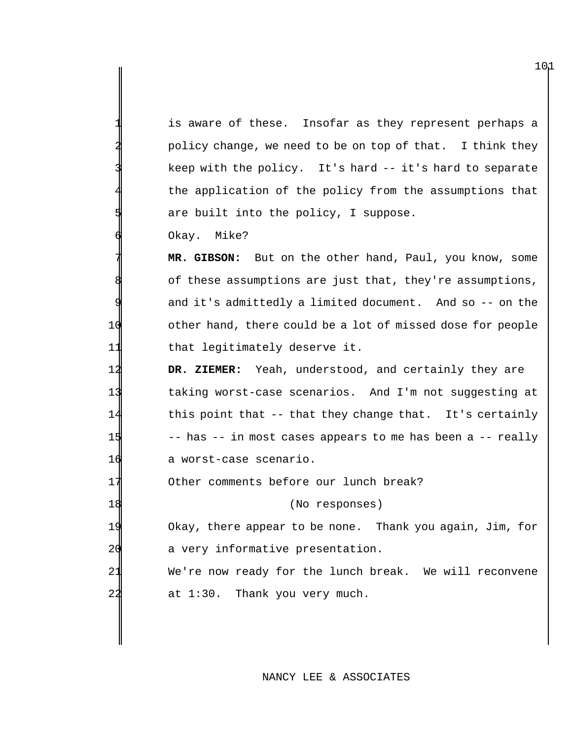is aware of these. Insofar as they represent perhaps a policy change, we need to be on top of that. I think they keep with the policy. It's hard -- it's hard to separate the application of the policy from the assumptions that are built into the policy, I suppose.

Okay. Mike?

**MR. GIBSON:** But on the other hand, Paul, you know, some of these assumptions are just that, they're assumptions, and it's admittedly a limited document. And so -- on the other hand, there could be a lot of missed dose for people that legitimately deserve it.

**DR. ZIEMER:** Yeah, understood, and certainly they are taking worst-case scenarios. And I'm not suggesting at this point that -- that they change that. It's certainly -- has -- in most cases appears to me has been a -- really a worst-case scenario.

Other comments before our lunch break?

(No responses)

Okay, there appear to be none. Thank you again, Jim, for a very informative presentation.

We're now ready for the lunch break. We will reconvene at 1:30. Thank you very much.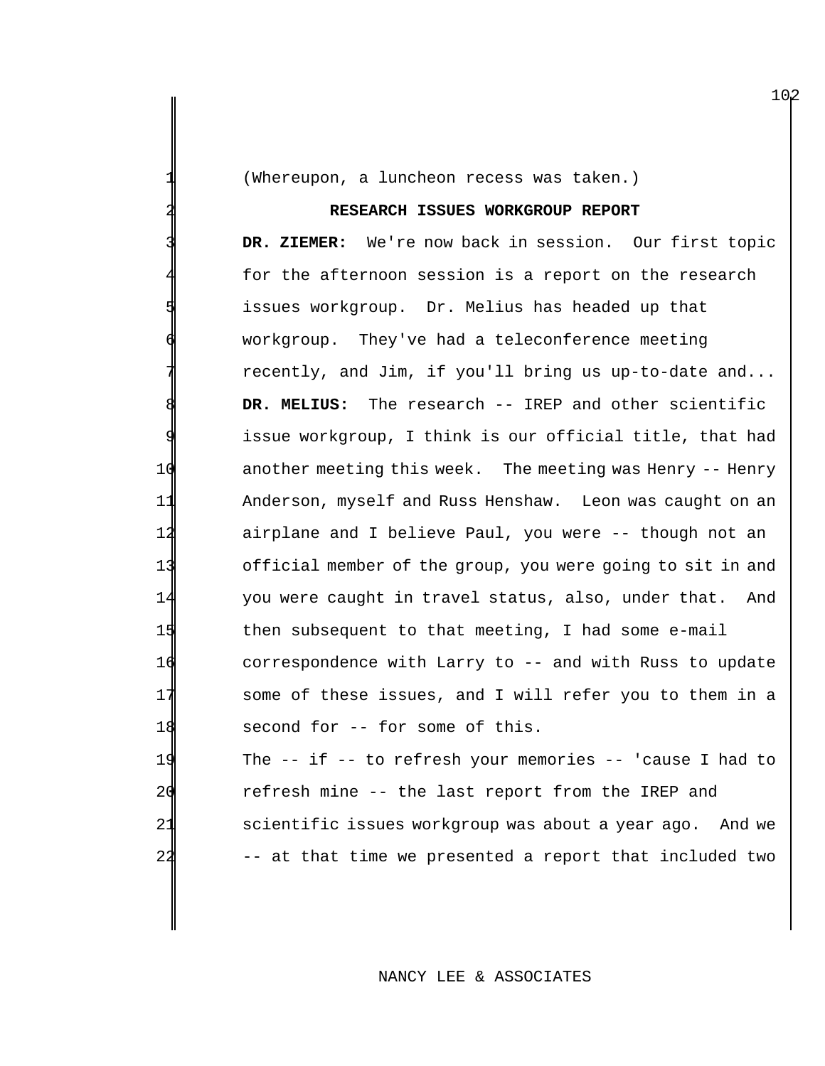(Whereupon, a luncheon recess was taken.)

## RESEARCH ISSUES WORKGROUP REPORT

**DR. ZIEMER:** We're now back in session. Our first topic for the afternoon session is a report on the research issues workgroup. Dr. Melius has headed up that workgroup. They've had a teleconference meeting recently, and Jim, if you'll bring us up-to-date and...

**DR. MELIUS:** The research -- IREP and other scientific issue workgroup, I think is our official title, that had another meeting this week. The meeting was Henry -- Henry Anderson, myself and Russ Henshaw. Leon was caught on an airplane and I believe Paul, you were -- though not an official member of the group, you were going to sit in and you were caught in travel status, also, under that. And then subsequent to that meeting, I had some e-mail correspondence with Larry to -- and with Russ to update some of these issues, and I will refer you to them in a second for -- for some of this.

The -- if -- to refresh your memories -- 'cause I had to refresh mine -- the last report from the IREP and scientific issues workgroup was about a year ago. And we -- at that time we presented a report that included two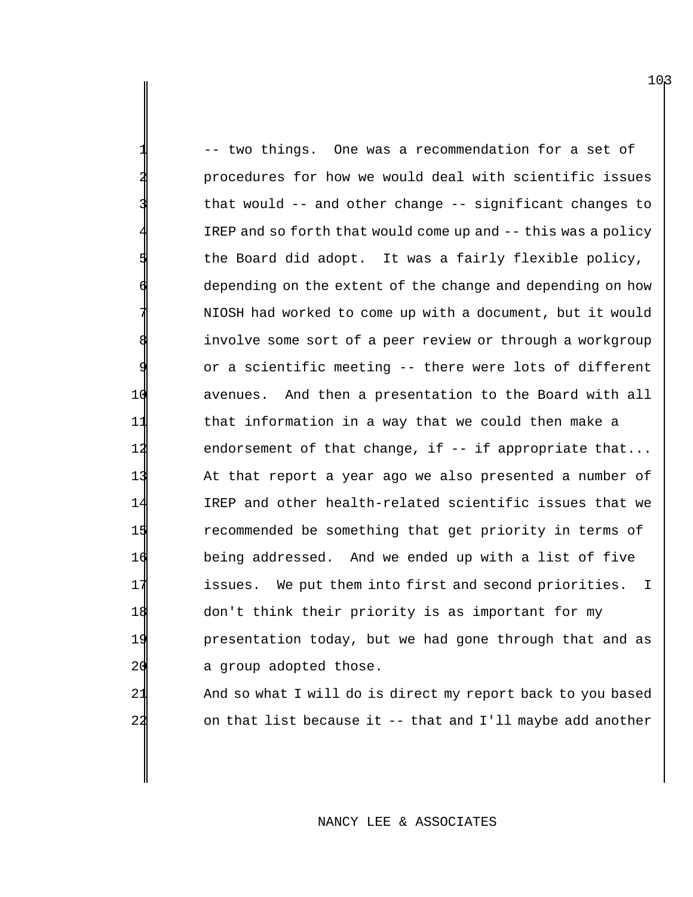-- two things. One was a recommendation for a set of procedures for how we would deal with scientific issues that would -- and other change -- significant changes to IREP and so forth that would come up and -- this was a policy the Board did adopt. It was a fairly flexible policy, depending on the extent of the change and depending on how NIOSH had worked to come up with a document, but it would involve some sort of a peer review or through a workgroup or a scientific meeting -- there were lots of different avenues. And then a presentation to the Board with all that information in a way that we could then make a endorsement of that change, if -- if appropriate that... At that report a year ago we also presented a number of IREP and other health-related scientific issues that we recommended be something that get priority in terms of being addressed. And we ended up with a list of five issues. We put them into first and second priorities. I don't think their priority is as important for my presentation today, but we had gone through that and as a group adopted those.

And so what I will do is direct my report back to you based on that list because it -- that and I'll maybe add another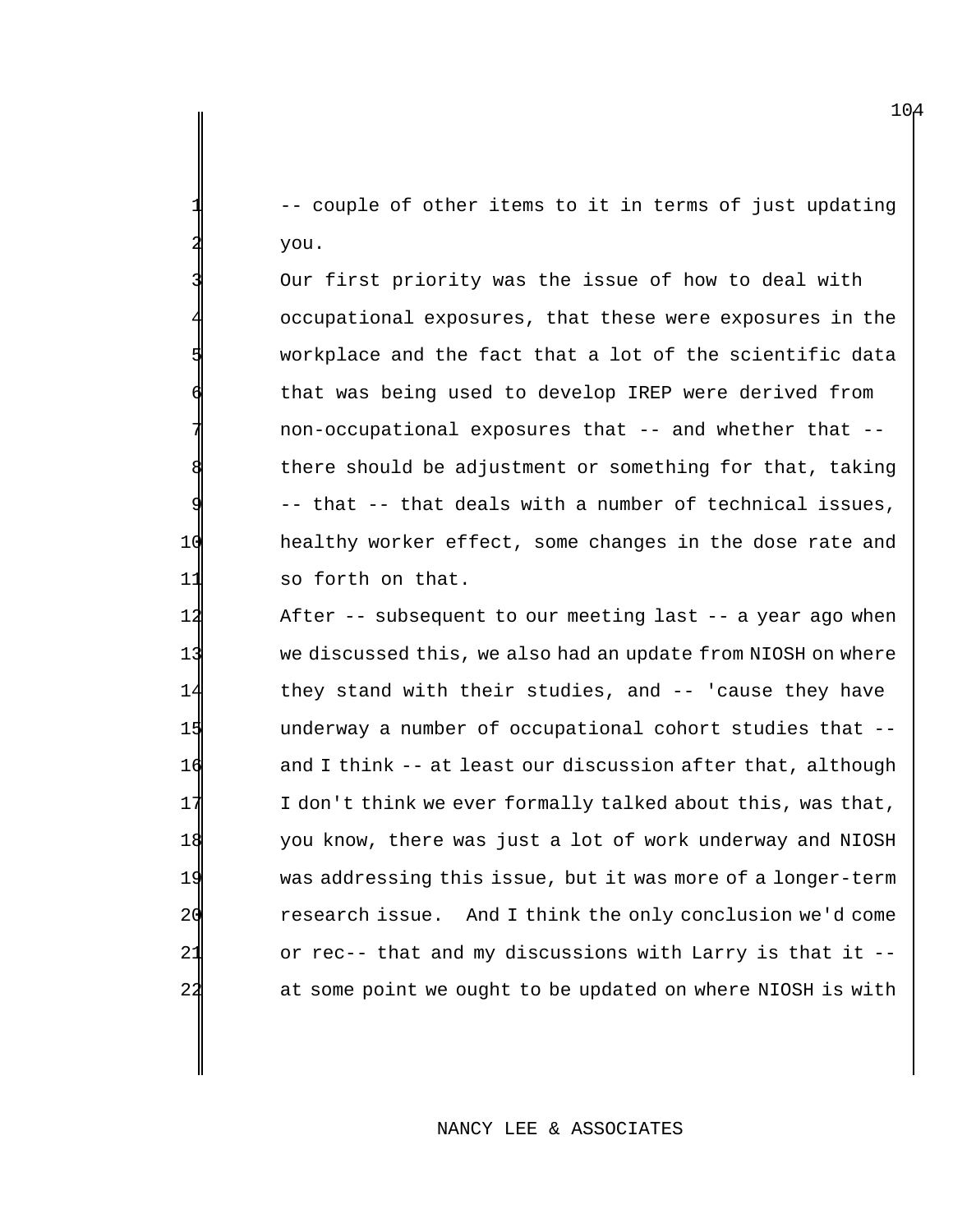-- couple of other items to it in terms of just updating you.

Our first priority was the issue of how to deal with occupational exposures, that these were exposures in the workplace and the fact that a lot of the scientific data that was being used to develop IREP were derived from non-occupational exposures that -- and whether that -- there should be adjustment or something for that, taking -- that -- that deals with a number of technical issues, healthy worker effect, some changes in the dose rate and so forth on that.

After -- subsequent to our meeting last -- a year ago when we discussed this, we also had an update from NIOSH on where they stand with their studies, and -- 'cause they have underway a number of occupational cohort studies that -- and I think -- at least our discussion after that, although I don't think we ever formally talked about this, was that, you know, there was just a lot of work underway and NIOSH was addressing this issue, but it was more of a longer-term research issue. And I think the only conclusion we'd come or rec-- that and my discussions with Larry is that it -- at some point we ought to be updated on where NIOSH is with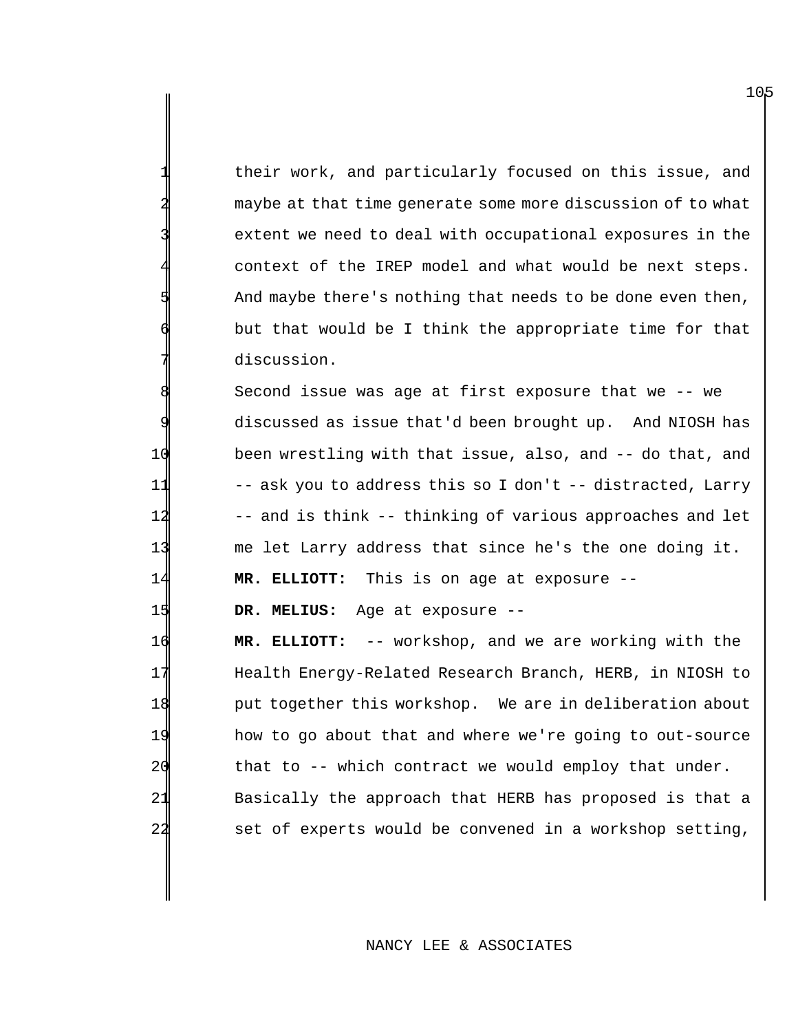their work, and particularly focused on this issue, and maybe at that time generate some more discussion of to what extent we need to deal with occupational exposures in the context of the IREP model and what would be next steps. And maybe there's nothing that needs to be done even then, but that would be I think the appropriate time for that discussion.

Second issue was age at first exposure that we -- we discussed as issue that'd been brought up. And NIOSH has been wrestling with that issue, also, and -- do that, and -- ask you to address this so I don't -- distracted, Larry -- and is think -- thinking of various approaches and let me let Larry address that since he's the one doing it.

**MR. ELLIOTT:** This is on age at exposure --

**DR. MELIUS:** Age at exposure --

**MR. ELLIOTT:** -- workshop, and we are working with the Health Energy-Related Research Branch, HERB, in NIOSH to put together this workshop. We are in deliberation about how to go about that and where we're going to out-source that to -- which contract we would employ that under. Basically the approach that HERB has proposed is that a set of experts would be convened in a workshop setting,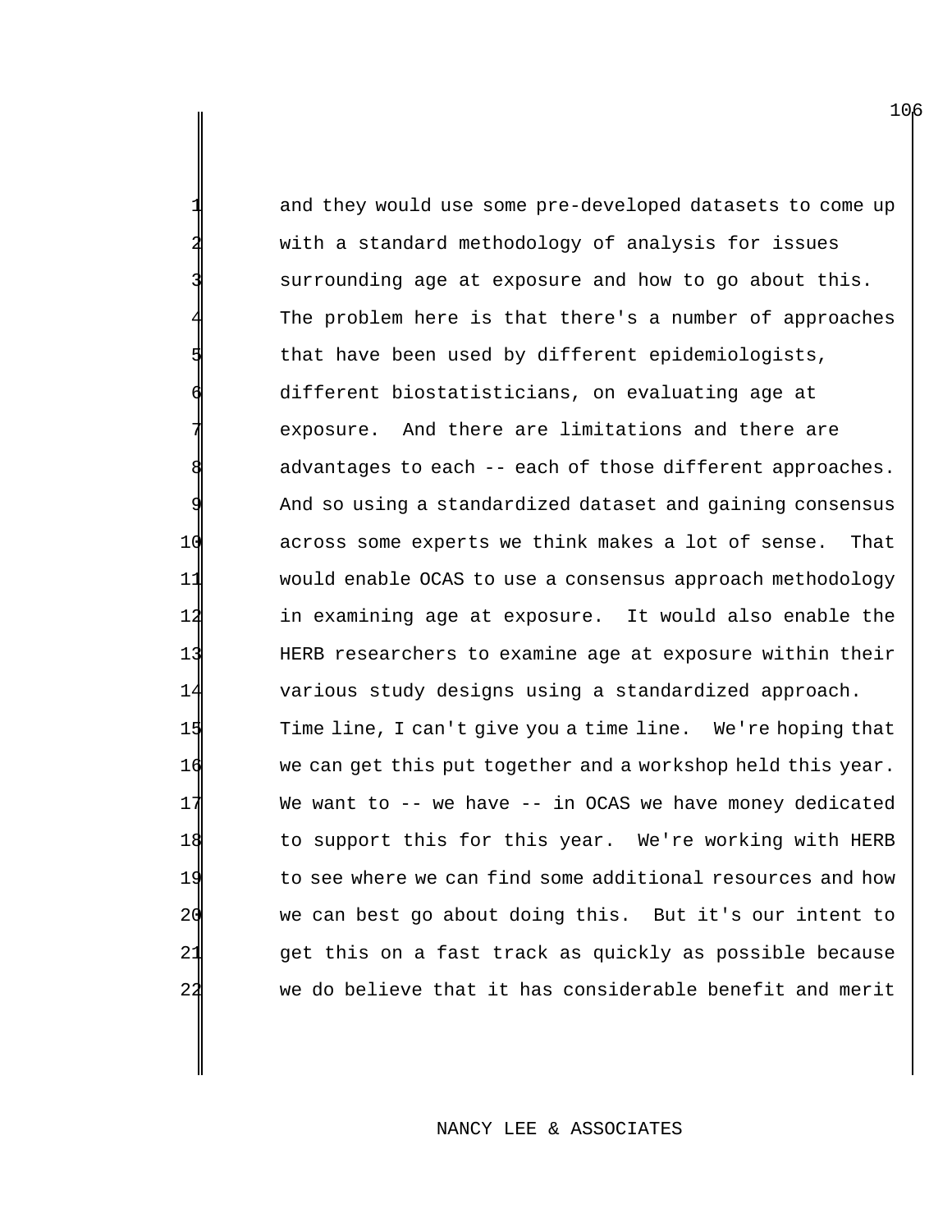and they would use some pre-developed datasets to come up with a standard methodology of analysis for issues surrounding age at exposure and how to go about this. The problem here is that there's a number of approaches that have been used by different epidemiologists, different biostatisticians, on evaluating age at exposure. And there are limitations and there are advantages to each -- each of those different approaches. And so using a standardized dataset and gaining consensus across some experts we think makes a lot of sense. That would enable OCAS to use a consensus approach methodology in examining age at exposure. It would also enable the HERB researchers to examine age at exposure within their various study designs using a standardized approach. Time line, I can't give you a time line. We're hoping that we can get this put together and a workshop held this year. We want to -- we have -- in OCAS we have money dedicated to support this for this year. We're working with HERB to see where we can find some additional resources and how we can best go about doing this. But it's our intent to get this on a fast track as quickly as possible because we do believe that it has considerable benefit and merit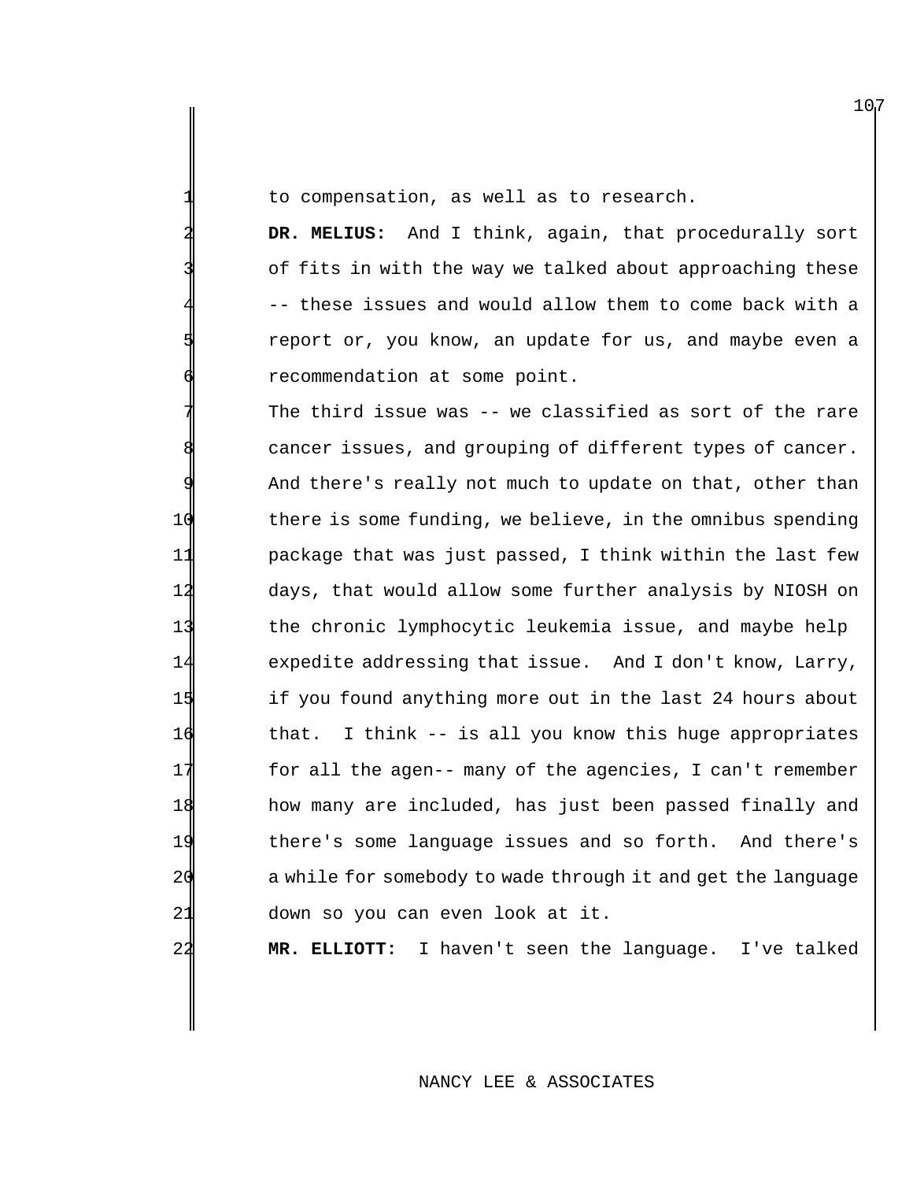to compensation, as well as to research.

**DR. MELIUS:** And I think, again, that procedurally sort of fits in with the way we talked about approaching these -- these issues and would allow them to come back with a report or, you know, an update for us, and maybe even a recommendation at some point.

The third issue was -- we classified as sort of the rare cancer issues, and grouping of different types of cancer. And there's really not much to update on that, other than there is some funding, we believe, in the omnibus spending package that was just passed, I think within the last few days, that would allow some further analysis by NIOSH on the chronic lymphocytic leukemia issue, and maybe help expedite addressing that issue. And I don't know, Larry, if you found anything more out in the last 24 hours about that. I think -- is all you know this huge appropriates for all the agen-- many of the agencies, I can't remember how many are included, has just been passed finally and there's some language issues and so forth. And there's a while for somebody to wade through it and get the language down so you can even look at it.

**MR. ELLIOTT:** I haven't seen the language. I've talked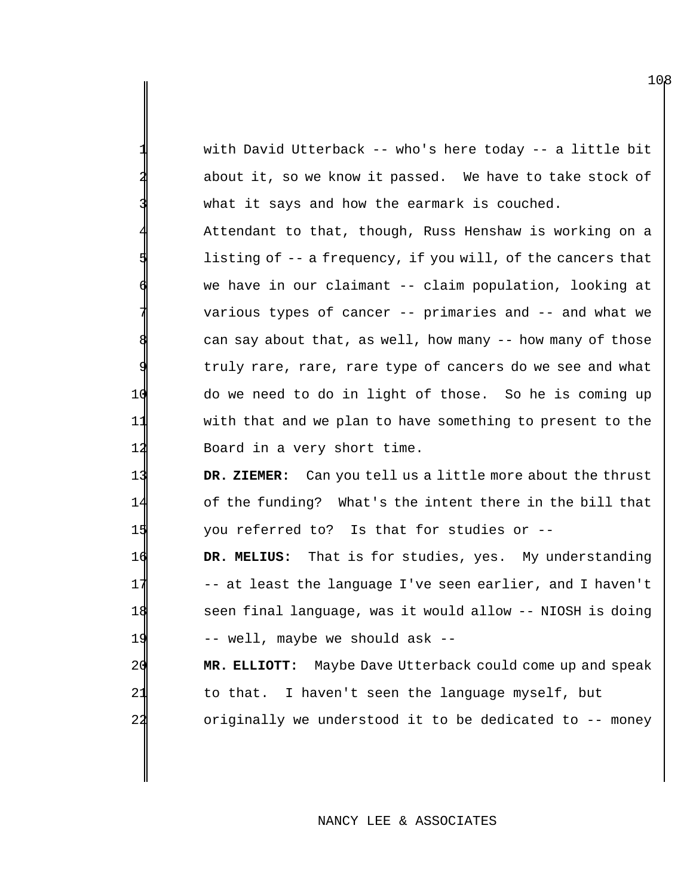with David Utterback -- who's here today -- a little bit about it, so we know it passed. We have to take stock of what it says and how the earmark is couched. Attendant to that, though, Russ Henshaw is working on a listing of -- a frequency, if you will, of the cancers that we have in our claimant -- claim population, looking at various types of cancer -- primaries and -- and what we can say about that, as well, how many -- how many of those truly rare, rare, rare type of cancers do we see and what do we need to do in light of those. So he is coming up with that and we plan to have something to present to the Board in a very short time.

**DR. ZIEMER:** Can you tell us a little more about the thrust of the funding? What's the intent there in the bill that you referred to? Is that for studies or --

**DR. MELIUS:** That is for studies, yes. My understanding -- at least the language I've seen earlier, and I haven't seen final language, was it would allow -- NIOSH is doing -- well, maybe we should ask --

**MR. ELLIOTT:** Maybe Dave Utterback could come up and speak to that. I haven't seen the language myself, but originally we understood it to be dedicated to -- money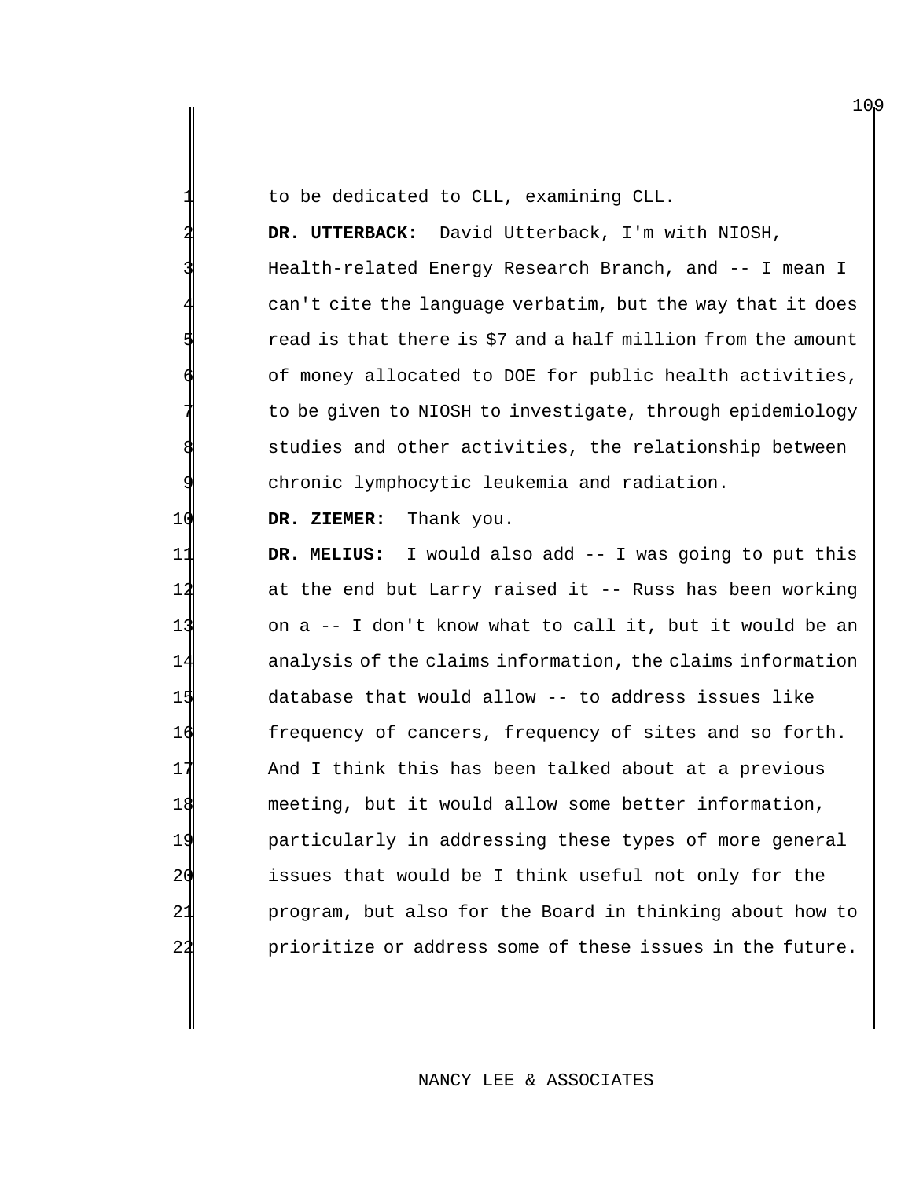to be dedicated to CLL, examining CLL.

**DR. UTTERBACK:** David Utterback, I'm with NIOSH, Health-related Energy Research Branch, and -- I mean I can't cite the language verbatim, but the way that it does read is that there is $7 and a half million from the amount of money allocated to DOE for public health activities, to be given to NIOSH to investigate, through epidemiology studies and other activities, the relationship between chronic lymphocytic leukemia and radiation.

**DR. ZIEMER:** Thank you.

**DR. MELIUS:** I would also add -- I was going to put this at the end but Larry raised it -- Russ has been working on a -- I don't know what to call it, but it would be an analysis of the claims information, the claims information database that would allow -- to address issues like frequency of cancers, frequency of sites and so forth. And I think this has been talked about at a previous meeting, but it would allow some better information, particularly in addressing these types of more general issues that would be I think useful not only for the program, but also for the Board in thinking about how to prioritize or address some of these issues in the future.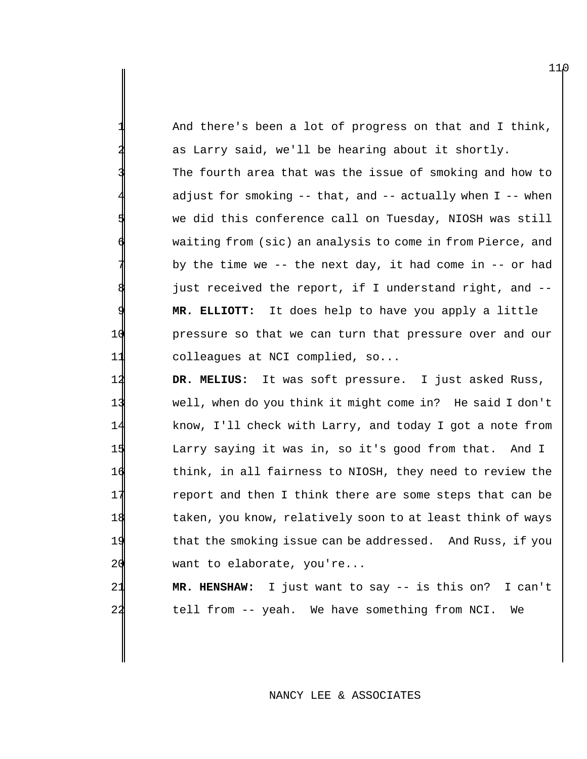And there's been a lot of progress on that and I think, as Larry said, we'll be hearing about it shortly. The fourth area that was the issue of smoking and how to adjust for smoking -- that, and -- actually when I -- when we did this conference call on Tuesday, NIOSH was still waiting from (sic) an analysis to come in from Pierce, and by the time we -- the next day, it had come in -- or had just received the report, if I understand right, and --

**MR. ELLIOTT:** It does help to have you apply a little pressure so that we can turn that pressure over and our colleagues at NCI complied, so...

**DR. MELIUS:** It was soft pressure. I just asked Russ, well, when do you think it might come in? He said I don't know, I'll check with Larry, and today I got a note from Larry saying it was in, so it's good from that. And I think, in all fairness to NIOSH, they need to review the report and then I think there are some steps that can be taken, you know, relatively soon to at least think of ways that the smoking issue can be addressed. And Russ, if you want to elaborate, you're...

**MR. HENSHAW:** I just want to say -- is this on? I can't tell from -- yeah. We have something from NCI. We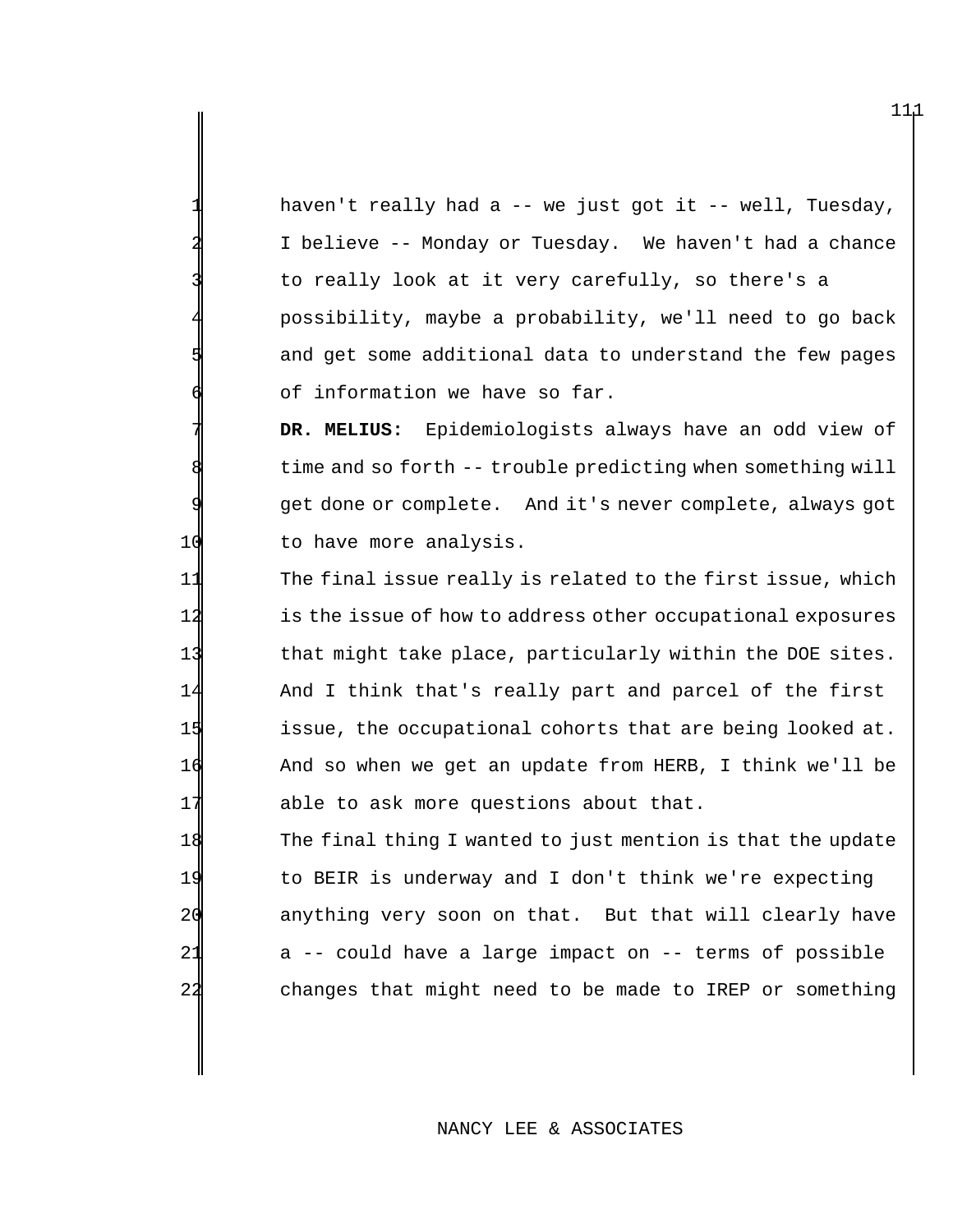haven't really had a -- we just got it -- well, Tuesday, I believe -- Monday or Tuesday. We haven't had a chance to really look at it very carefully, so there's a possibility, maybe a probability, we'll need to go back and get some additional data to understand the few pages of information we have so far.

**DR. MELIUS:** Epidemiologists always have an odd view of time and so forth -- trouble predicting when something will get done or complete. And it's never complete, always got to have more analysis.

The final issue really is related to the first issue, which is the issue of how to address other occupational exposures that might take place, particularly within the DOE sites. And I think that's really part and parcel of the first issue, the occupational cohorts that are being looked at. And so when we get an update from HERB, I think we'll be able to ask more questions about that.

The final thing I wanted to just mention is that the update to BEIR is underway and I don't think we're expecting anything very soon on that. But that will clearly have a -- could have a large impact on -- terms of possible changes that might need to be made to IREP or something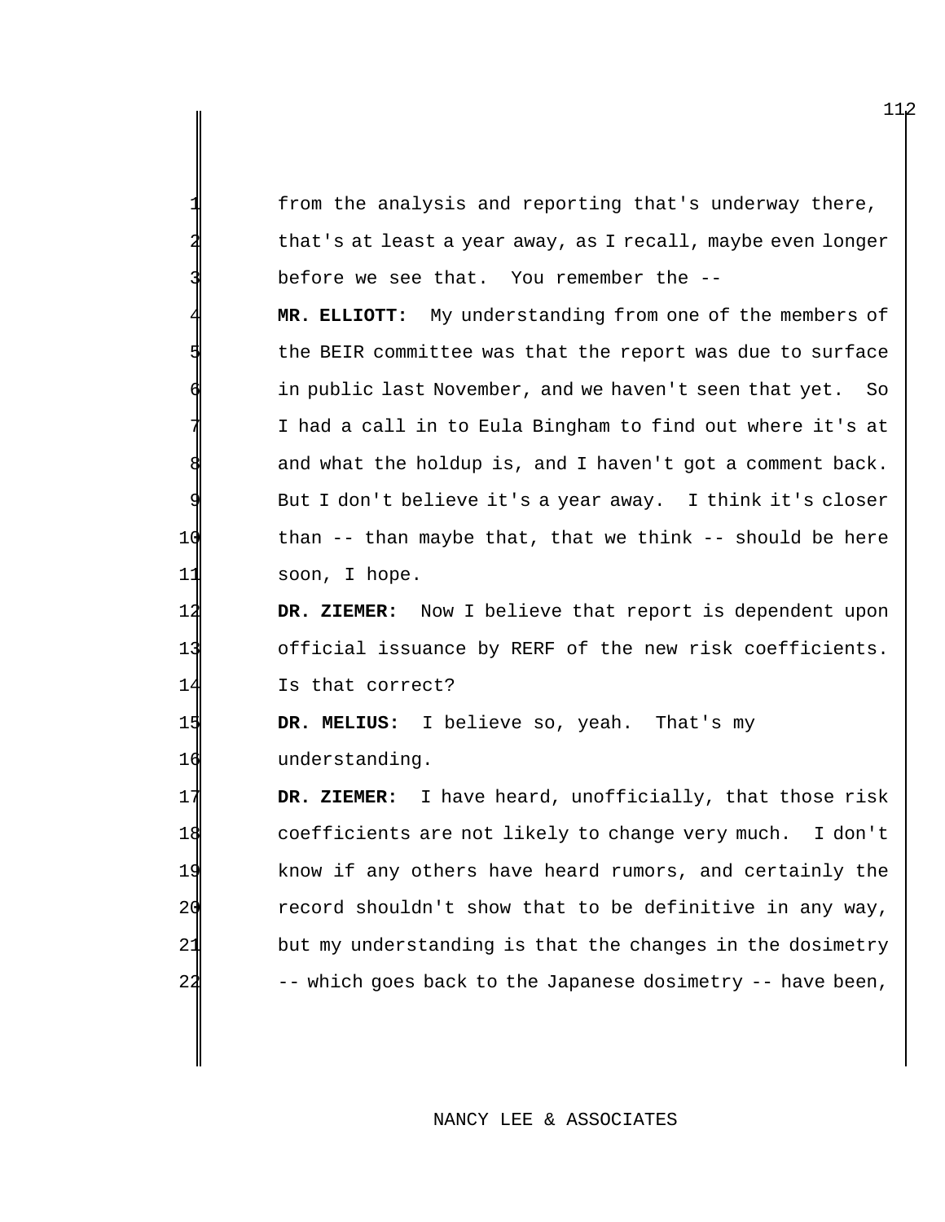from the analysis and reporting that's underway there, that's at least a year away, as I recall, maybe even longer before we see that. You remember the --

**MR. ELLIOTT:** My understanding from one of the members of the BEIR committee was that the report was due to surface in public last November, and we haven't seen that yet. So I had a call in to Eula Bingham to find out where it's at and what the holdup is, and I haven't got a comment back. But I don't believe it's a year away. I think it's closer than -- than maybe that, that we think -- should be here soon, I hope.

**DR. ZIEMER:** Now I believe that report is dependent upon official issuance by RERF of the new risk coefficients. Is that correct?

**DR. MELIUS:** I believe so, yeah. That's my understanding.

**DR. ZIEMER:** I have heard, unofficially, that those risk coefficients are not likely to change very much. I don't know if any others have heard rumors, and certainly the record shouldn't show that to be definitive in any way, but my understanding is that the changes in the dosimetry -- which goes back to the Japanese dosimetry -- have been,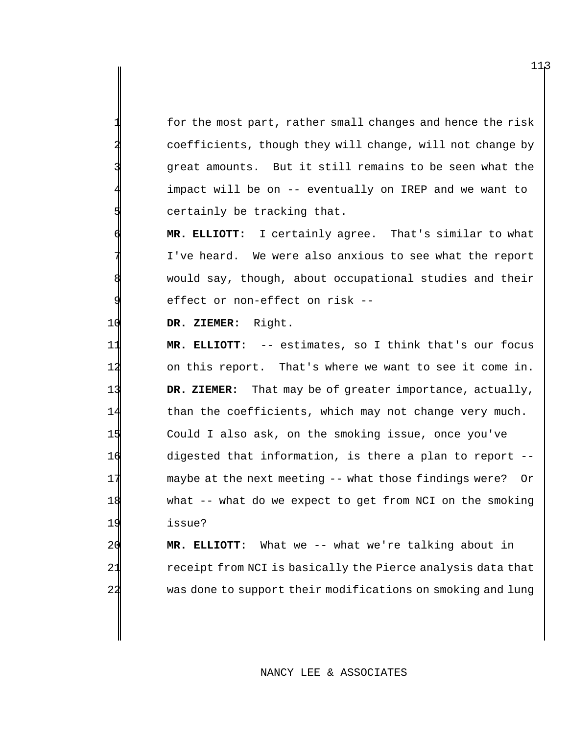for the most part, rather small changes and hence the risk coefficients, though they will change, will not change by great amounts. But it still remains to be seen what the impact will be on -- eventually on IREP and we want to certainly be tracking that.

**MR. ELLIOTT:** I certainly agree. That's similar to what I've heard. We were also anxious to see what the report would say, though, about occupational studies and their effect or non-effect on risk --

**DR. ZIEMER:** Right.

**MR. ELLIOTT:** -- estimates, so I think that's our focus on this report. That's where we want to see it come in.

**DR. ZIEMER:** That may be of greater importance, actually, than the coefficients, which may not change very much. Could I also ask, on the smoking issue, once you've digested that information, is there a plan to report -- maybe at the next meeting -- what those findings were? Or what -- what do we expect to get from NCI on the smoking issue?

**MR. ELLIOTT:** What we -- what we're talking about in receipt from NCI is basically the Pierce analysis data that was done to support their modifications on smoking and lung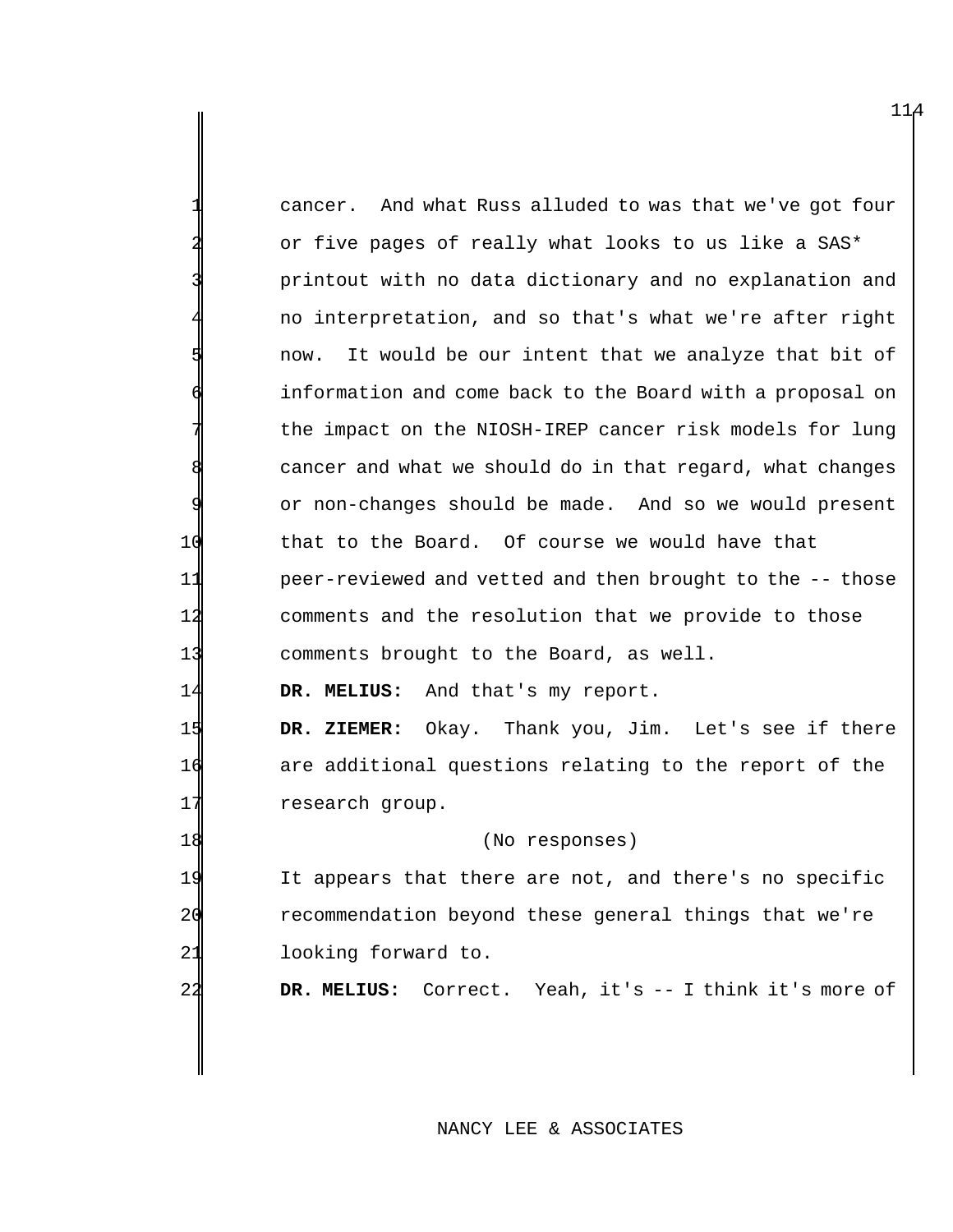cancer. And what Russ alluded to was that we've got four or five pages of really what looks to us like a SAS* printout with no data dictionary and no explanation and no interpretation, and so that's what we're after right now. It would be our intent that we analyze that bit of information and come back to the Board with a proposal on the impact on the NIOSH-IREP cancer risk models for lung cancer and what we should do in that regard, what changes or non-changes should be made. And so we would present that to the Board. Of course we would have that peer-reviewed and vetted and then brought to the -- those comments and the resolution that we provide to those comments brought to the Board, as well.

**DR. MELIUS:** And that's my report.

**DR. ZIEMER:** Okay. Thank you, Jim. Let's see if there are additional questions relating to the report of the research group.

(No responses)

It appears that there are not, and there's no specific recommendation beyond these general things that we're looking forward to.

**DR. MELIUS:** Correct. Yeah, it's -- I think it's more of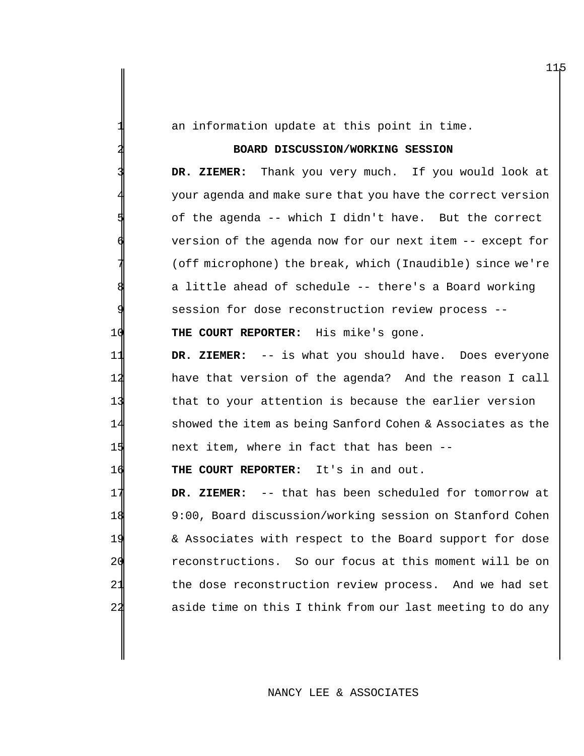an information update at this point in time.

## BOARD DISCUSSION/WORKING SESSION

**DR. ZIEMER:** Thank you very much. If you would look at your agenda and make sure that you have the correct version of the agenda -- which I didn't have. But the correct version of the agenda now for our next item -- except for (off microphone) the break, which (Inaudible) since we're a little ahead of schedule -- there's a Board working session for dose reconstruction review process --

**THE COURT REPORTER:** His mike's gone.

**DR. ZIEMER:** -- is what you should have. Does everyone have that version of the agenda? And the reason I call that to your attention is because the earlier version showed the item as being Sanford Cohen & Associates as the next item, where in fact that has been --

**THE COURT REPORTER:** It's in and out.

**DR. ZIEMER:** -- that has been scheduled for tomorrow at 9:00, Board discussion/working session on Stanford Cohen & Associates with respect to the Board support for dose reconstructions. So our focus at this moment will be on the dose reconstruction review process. And we had set aside time on this I think from our last meeting to do any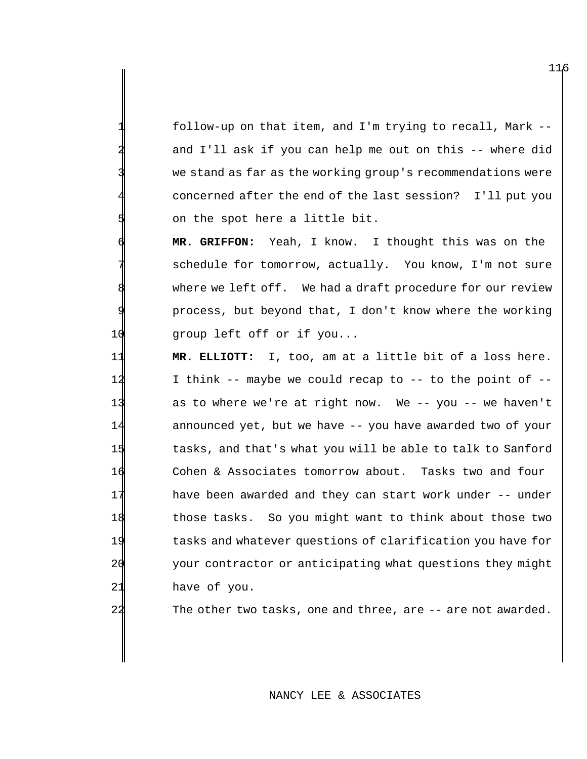follow-up on that item, and I'm trying to recall, Mark -- and I'll ask if you can help me out on this -- where did we stand as far as the working group's recommendations were concerned after the end of the last session? I'll put you on the spot here a little bit.

**MR. GRIFFON:** Yeah, I know. I thought this was on the schedule for tomorrow, actually. You know, I'm not sure where we left off. We had a draft procedure for our review process, but beyond that, I don't know where the working group left off or if you...

**MR. ELLIOTT:** I, too, am at a little bit of a loss here. I think -- maybe we could recap to -- to the point of -- as to where we're at right now. We -- you -- we haven't announced yet, but we have -- you have awarded two of your tasks, and that's what you will be able to talk to Sanford Cohen & Associates tomorrow about. Tasks two and four have been awarded and they can start work under -- under those tasks. So you might want to think about those two tasks and whatever questions of clarification you have for your contractor or anticipating what questions they might have of you.

The other two tasks, one and three, are -- are not awarded.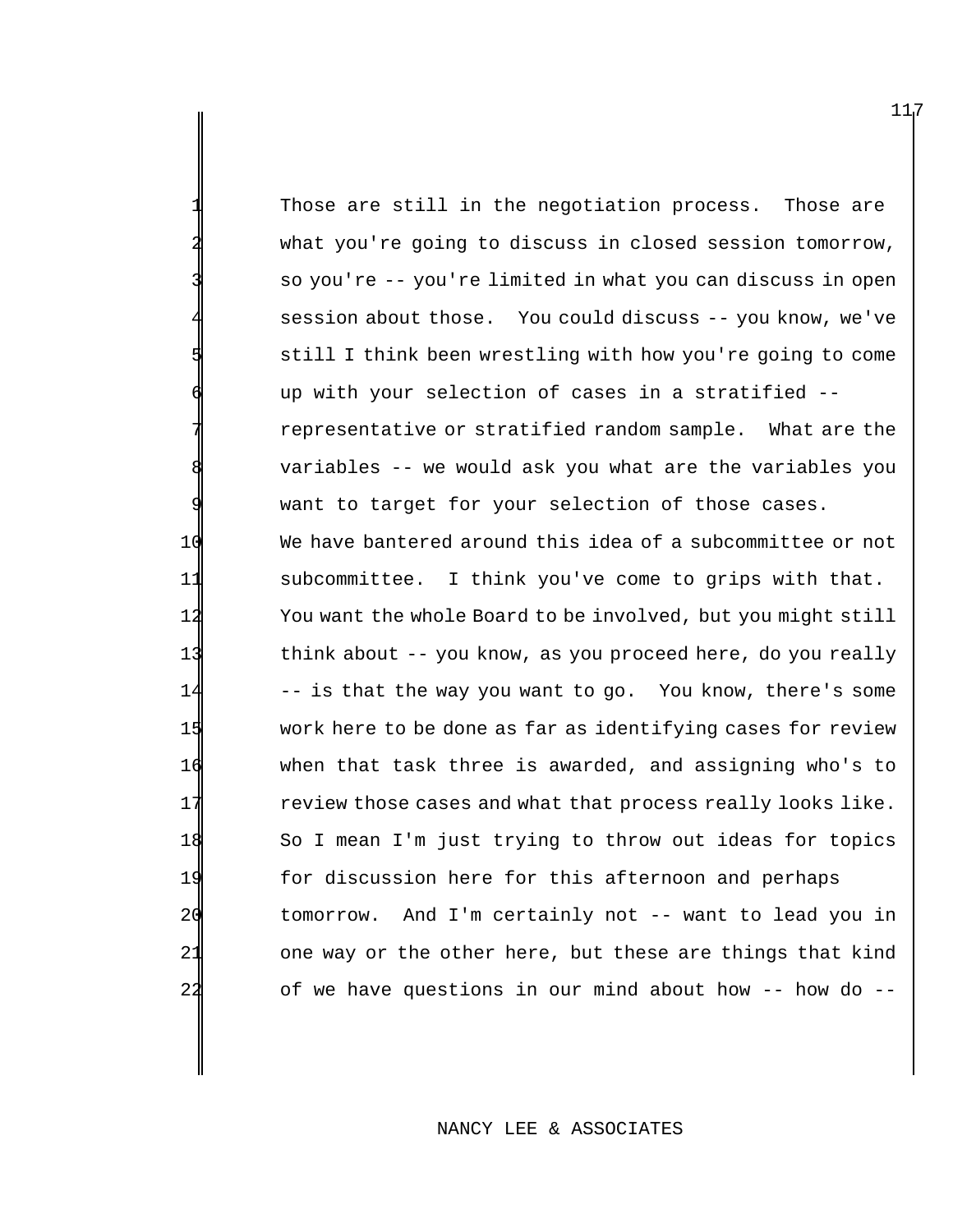Those are still in the negotiation process. Those are what you're going to discuss in closed session tomorrow, so you're -- you're limited in what you can discuss in open session about those. You could discuss -- you know, we've still I think been wrestling with how you're going to come up with your selection of cases in a stratified -- representative or stratified random sample. What are the variables -- we would ask you what are the variables you want to target for your selection of those cases. We have bantered around this idea of a subcommittee or not subcommittee. I think you've come to grips with that. You want the whole Board to be involved, but you might still think about -- you know, as you proceed here, do you really -- is that the way you want to go. You know, there's some work here to be done as far as identifying cases for review when that task three is awarded, and assigning who's to review those cases and what that process really looks like. So I mean I'm just trying to throw out ideas for topics for discussion here for this afternoon and perhaps tomorrow. And I'm certainly not -- want to lead you in one way or the other here, but these are things that kind of we have questions in our mind about how -- how do --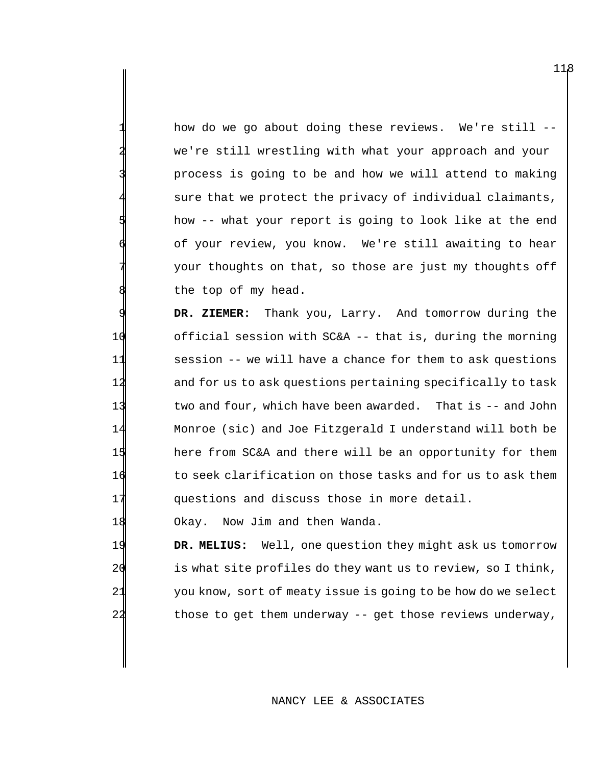how do we go about doing these reviews. We're still -- we're still wrestling with what your approach and your process is going to be and how we will attend to making sure that we protect the privacy of individual claimants, how -- what your report is going to look like at the end of your review, you know. We're still awaiting to hear your thoughts on that, so those are just my thoughts off the top of my head.

**DR. ZIEMER:** Thank you, Larry. And tomorrow during the official session with SC&A -- that is, during the morning session -- we will have a chance for them to ask questions and for us to ask questions pertaining specifically to task two and four, which have been awarded. That is -- and John Monroe (sic) and Joe Fitzgerald I understand will both be here from SC&A and there will be an opportunity for them to seek clarification on those tasks and for us to ask them questions and discuss those in more detail.

Okay. Now Jim and then Wanda.

**DR. MELIUS:** Well, one question they might ask us tomorrow is what site profiles do they want us to review, so I think, you know, sort of meaty issue is going to be how do we select those to get them underway -- get those reviews underway,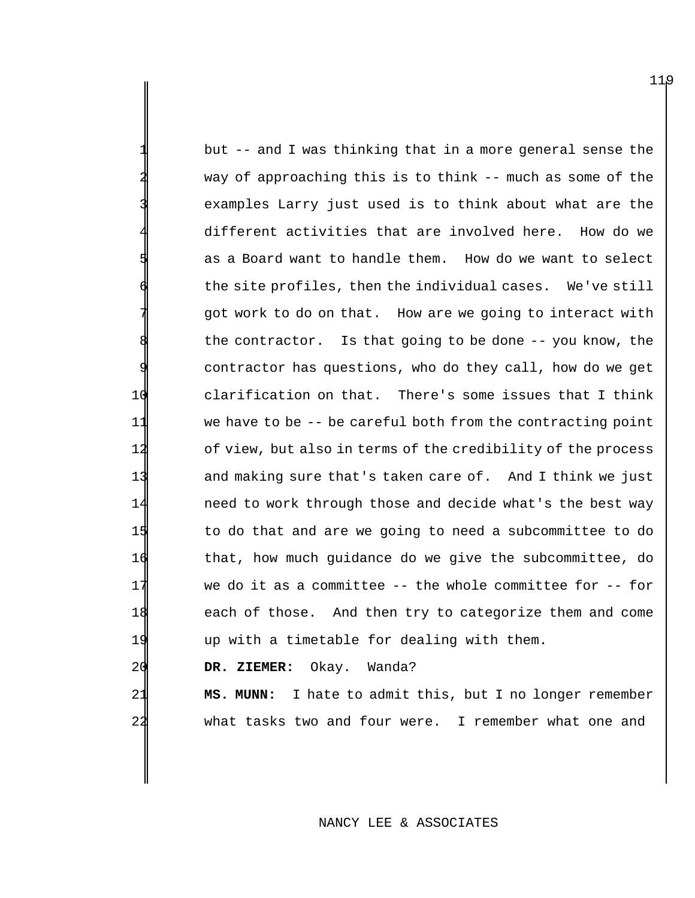but -- and I was thinking that in a more general sense the way of approaching this is to think -- much as some of the examples Larry just used is to think about what are the different activities that are involved here. How do we as a Board want to handle them. How do we want to select the site profiles, then the individual cases. We've still got work to do on that. How are we going to interact with the contractor. Is that going to be done -- you know, the contractor has questions, who do they call, how do we get clarification on that. There's some issues that I think we have to be -- be careful both from the contracting point of view, but also in terms of the credibility of the process and making sure that's taken care of. And I think we just need to work through those and decide what's the best way to do that and are we going to need a subcommittee to do that, how much guidance do we give the subcommittee, do we do it as a committee -- the whole committee for -- for each of those. And then try to categorize them and come up with a timetable for dealing with them.

**DR. ZIEMER:** Okay. Wanda?

**MS. MUNN:** I hate to admit this, but I no longer remember what tasks two and four were. I remember what one and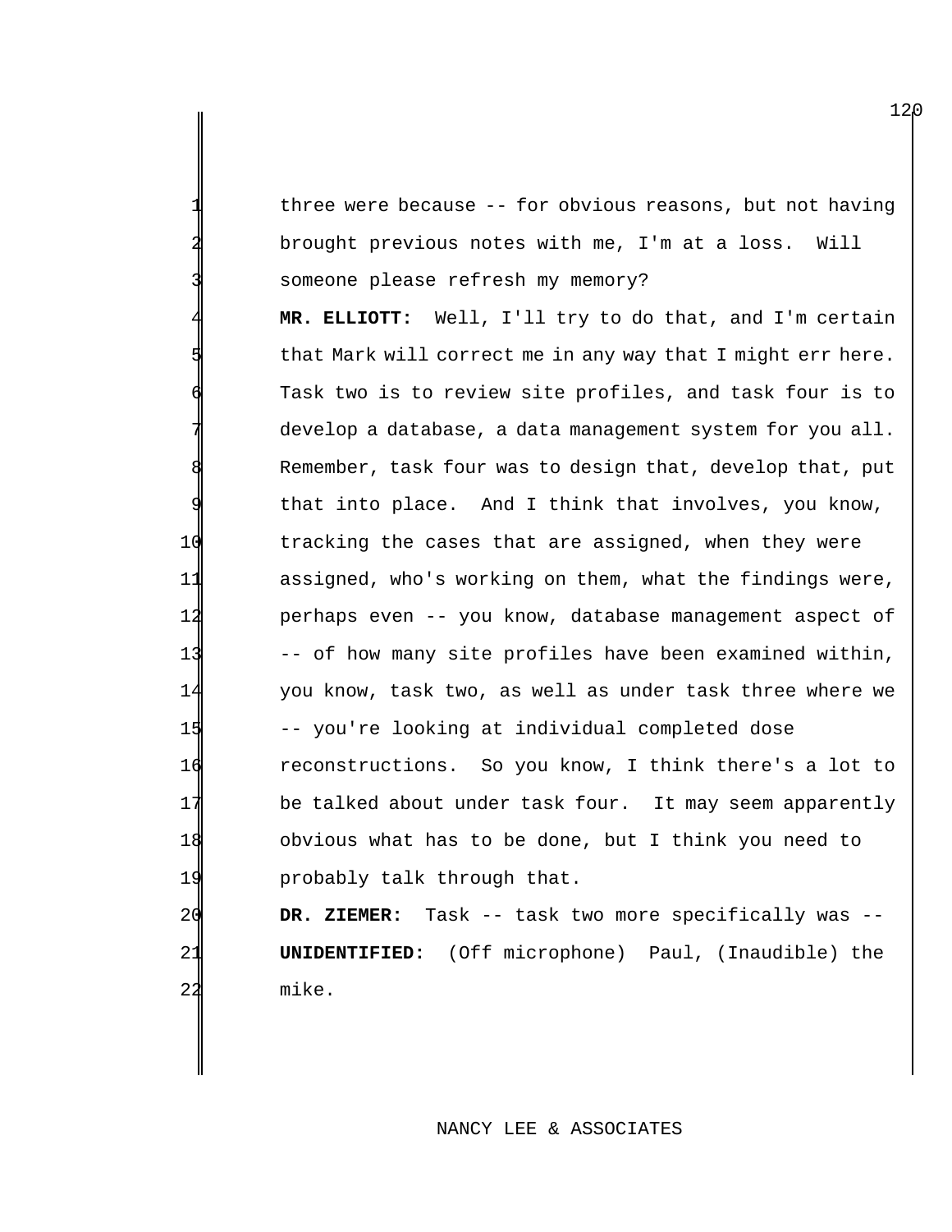three were because -- for obvious reasons, but not having brought previous notes with me, I'm at a loss. Will someone please refresh my memory?

**MR. ELLIOTT:** Well, I'll try to do that, and I'm certain that Mark will correct me in any way that I might err here. Task two is to review site profiles, and task four is to develop a database, a data management system for you all. Remember, task four was to design that, develop that, put that into place. And I think that involves, you know, tracking the cases that are assigned, when they were assigned, who's working on them, what the findings were, perhaps even -- you know, database management aspect of -- of how many site profiles have been examined within, you know, task two, as well as under task three where we -- you're looking at individual completed dose reconstructions. So you know, I think there's a lot to be talked about under task four. It may seem apparently obvious what has to be done, but I think you need to probably talk through that.

**DR. ZIEMER:** Task -- task two more specifically was --

**UNIDENTIFIED:** (Off microphone) Paul, (Inaudible) the mike.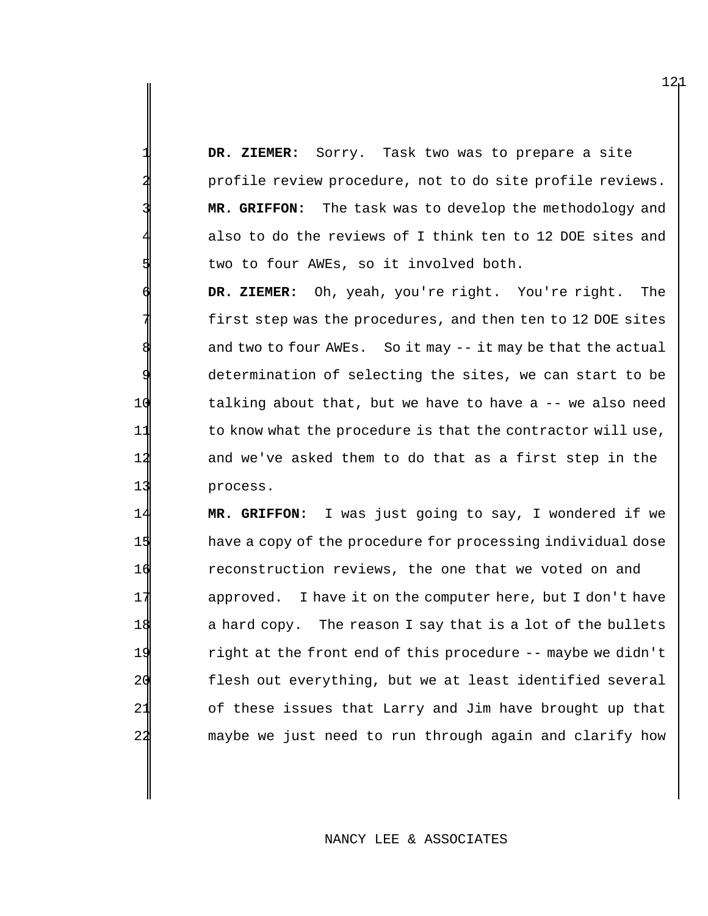**DR. ZIEMER:** Sorry. Task two was to prepare a site profile review procedure, not to do site profile reviews.

**MR. GRIFFON:** The task was to develop the methodology and also to do the reviews of I think ten to 12 DOE sites and two to four AWEs, so it involved both.

**DR. ZIEMER:** Oh, yeah, you're right. You're right. The first step was the procedures, and then ten to 12 DOE sites and two to four AWEs. So it may -- it may be that the actual determination of selecting the sites, we can start to be talking about that, but we have to have a -- we also need to know what the procedure is that the contractor will use, and we've asked them to do that as a first step in the process.

**MR. GRIFFON:** I was just going to say, I wondered if we have a copy of the procedure for processing individual dose reconstruction reviews, the one that we voted on and approved. I have it on the computer here, but I don't have a hard copy. The reason I say that is a lot of the bullets right at the front end of this procedure -- maybe we didn't flesh out everything, but we at least identified several of these issues that Larry and Jim have brought up that maybe we just need to run through again and clarify how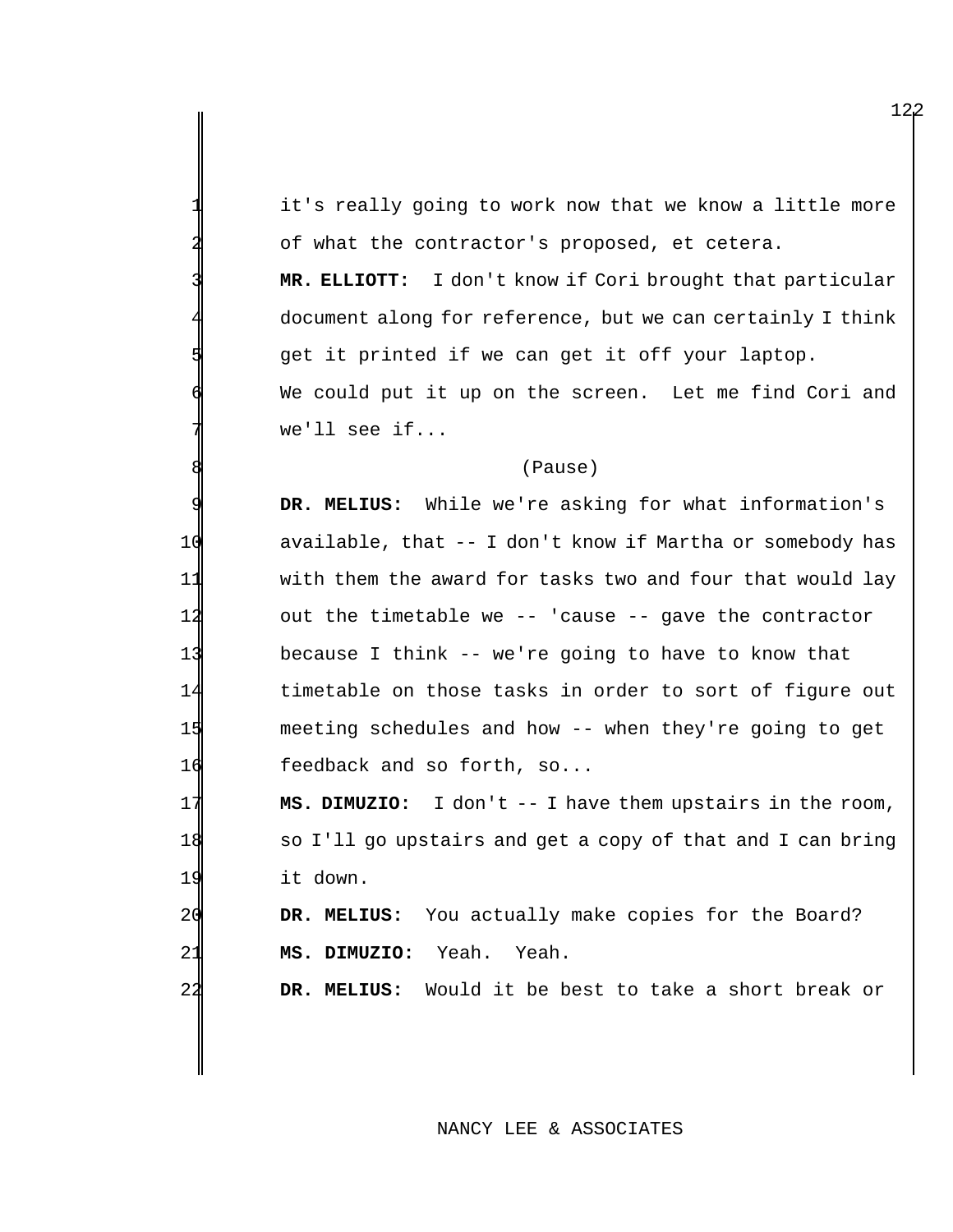it's really going to work now that we know a little more of what the contractor's proposed, et cetera.

**MR. ELLIOTT:** I don't know if Cori brought that particular document along for reference, but we can certainly I think get it printed if we can get it off your laptop. We could put it up on the screen. Let me find Cori and we'll see if...

(Pause)

**DR. MELIUS:** While we're asking for what information's available, that -- I don't know if Martha or somebody has with them the award for tasks two and four that would lay out the timetable we -- 'cause -- gave the contractor because I think -- we're going to have to know that timetable on those tasks in order to sort of figure out meeting schedules and how -- when they're going to get feedback and so forth, so...

**MS. DIMUZIO:** I don't -- I have them upstairs in the room, so I'll go upstairs and get a copy of that and I can bring it down.

**DR. MELIUS:** You actually make copies for the Board?

**MS. DIMUZIO:** Yeah. Yeah.

**DR. MELIUS:** Would it be best to take a short break or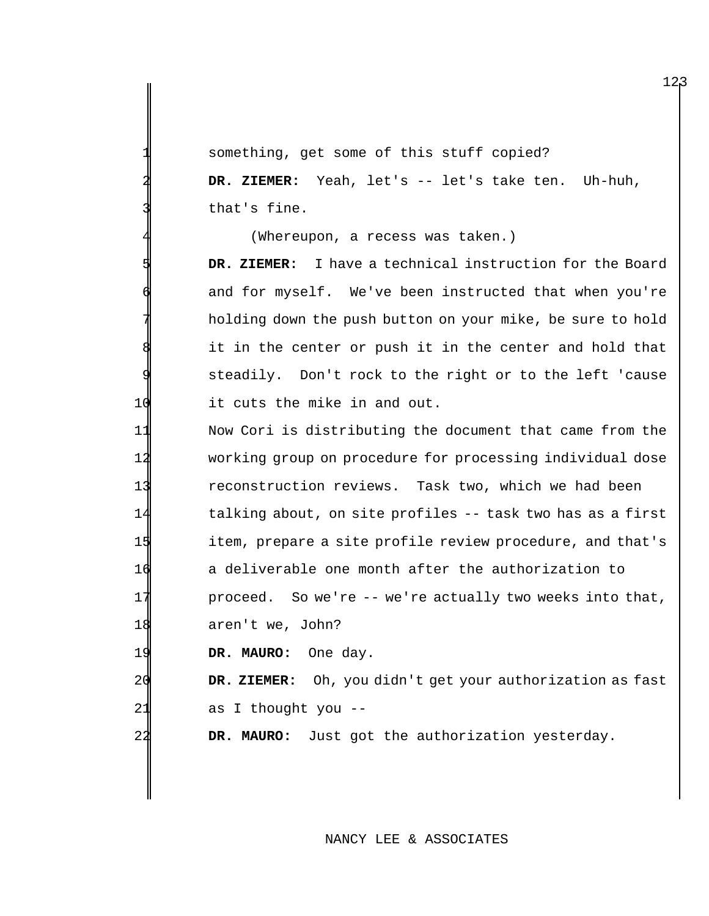something, get some of this stuff copied?

**DR. ZIEMER:** Yeah, let's -- let's take ten. Uh-huh, that's fine.

(Whereupon, a recess was taken.)

**DR. ZIEMER:** I have a technical instruction for the Board and for myself. We've been instructed that when you're holding down the push button on your mike, be sure to hold it in the center or push it in the center and hold that steadily. Don't rock to the right or to the left 'cause it cuts the mike in and out.

Now Cori is distributing the document that came from the working group on procedure for processing individual dose reconstruction reviews. Task two, which we had been talking about, on site profiles -- task two has as a first item, prepare a site profile review procedure, and that's a deliverable one month after the authorization to proceed. So we're -- we're actually two weeks into that, aren't we, John?

**DR. MAURO:** One day.

**DR. ZIEMER:** Oh, you didn't get your authorization as fast as I thought you --

**DR. MAURO:** Just got the authorization yesterday.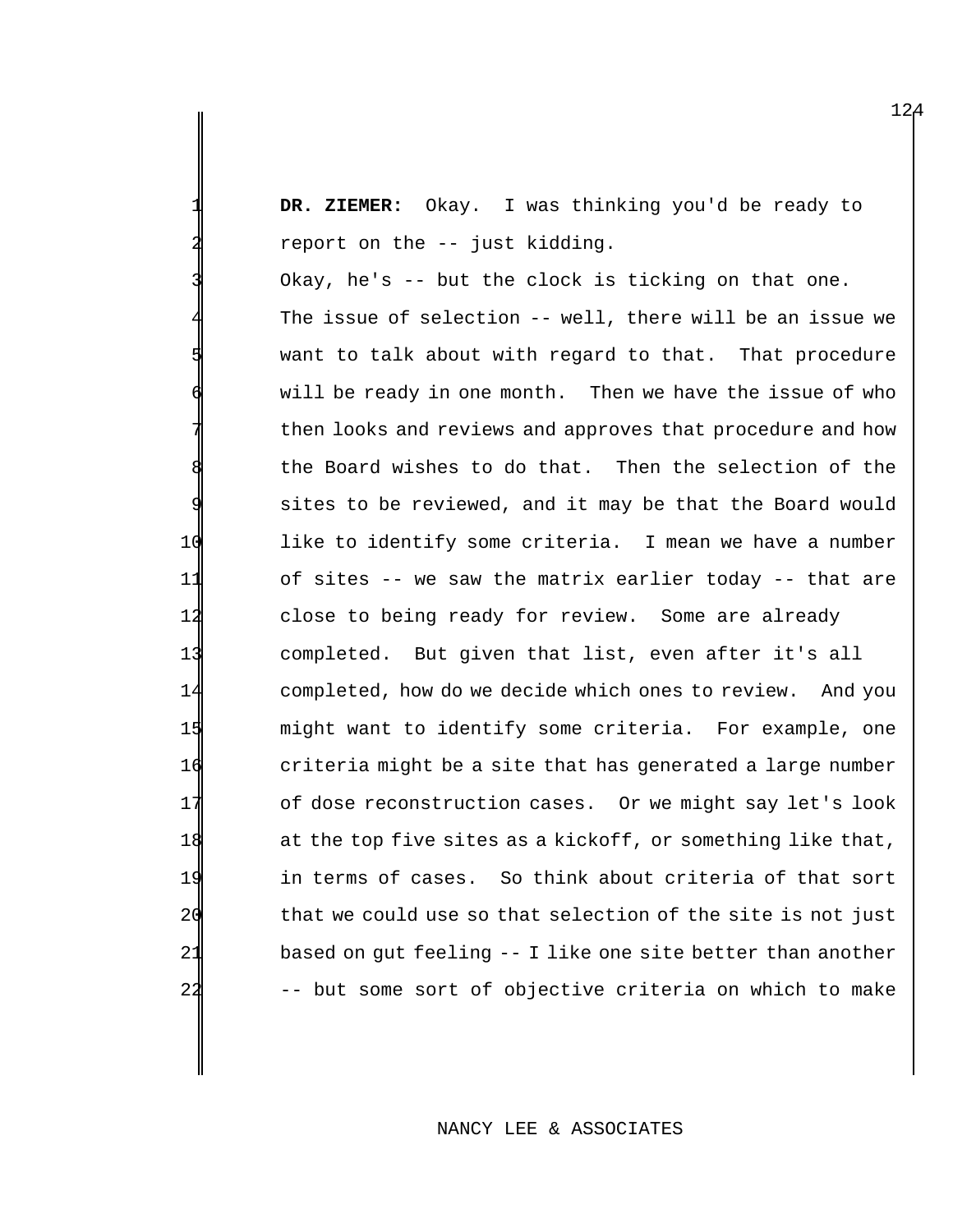**DR. ZIEMER:** Okay. I was thinking you'd be ready to report on the -- just kidding.

Okay, he's -- but the clock is ticking on that one. The issue of selection -- well, there will be an issue we want to talk about with regard to that. That procedure will be ready in one month. Then we have the issue of who then looks and reviews and approves that procedure and how the Board wishes to do that. Then the selection of the sites to be reviewed, and it may be that the Board would like to identify some criteria. I mean we have a number of sites -- we saw the matrix earlier today -- that are close to being ready for review. Some are already completed. But given that list, even after it's all completed, how do we decide which ones to review. And you might want to identify some criteria. For example, one criteria might be a site that has generated a large number of dose reconstruction cases. Or we might say let's look at the top five sites as a kickoff, or something like that, in terms of cases. So think about criteria of that sort that we could use so that selection of the site is not just based on gut feeling -- I like one site better than another -- but some sort of objective criteria on which to make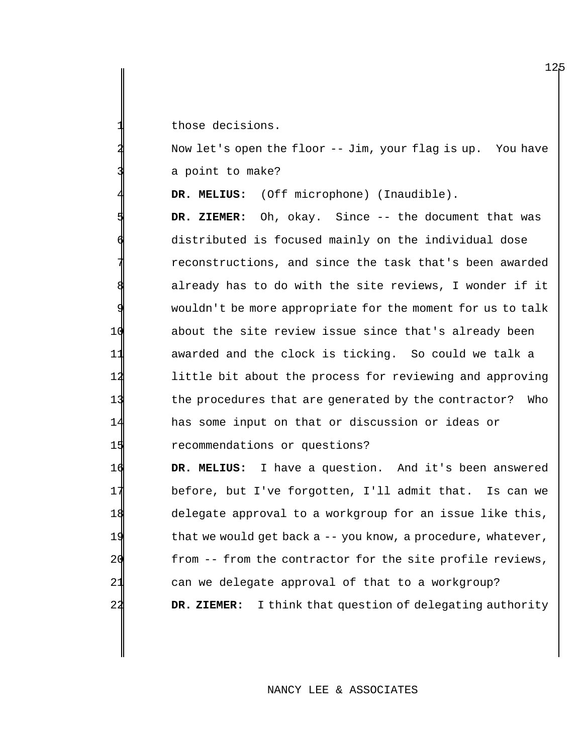those decisions.

Now let's open the floor -- Jim, your flag is up. You have a point to make?

**DR. MELIUS:** (Off microphone) (Inaudible).

**DR. ZIEMER:** Oh, okay. Since -- the document that was distributed is focused mainly on the individual dose reconstructions, and since the task that's been awarded already has to do with the site reviews, I wonder if it wouldn't be more appropriate for the moment for us to talk about the site review issue since that's already been awarded and the clock is ticking. So could we talk a little bit about the process for reviewing and approving the procedures that are generated by the contractor? Who has some input on that or discussion or ideas or recommendations or questions?

**DR. MELIUS:** I have a question. And it's been answered before, but I've forgotten, I'll admit that. Is can we delegate approval to a workgroup for an issue like this, that we would get back a -- you know, a procedure, whatever, from -- from the contractor for the site profile reviews, can we delegate approval of that to a workgroup?

**DR. ZIEMER:** I think that question of delegating authority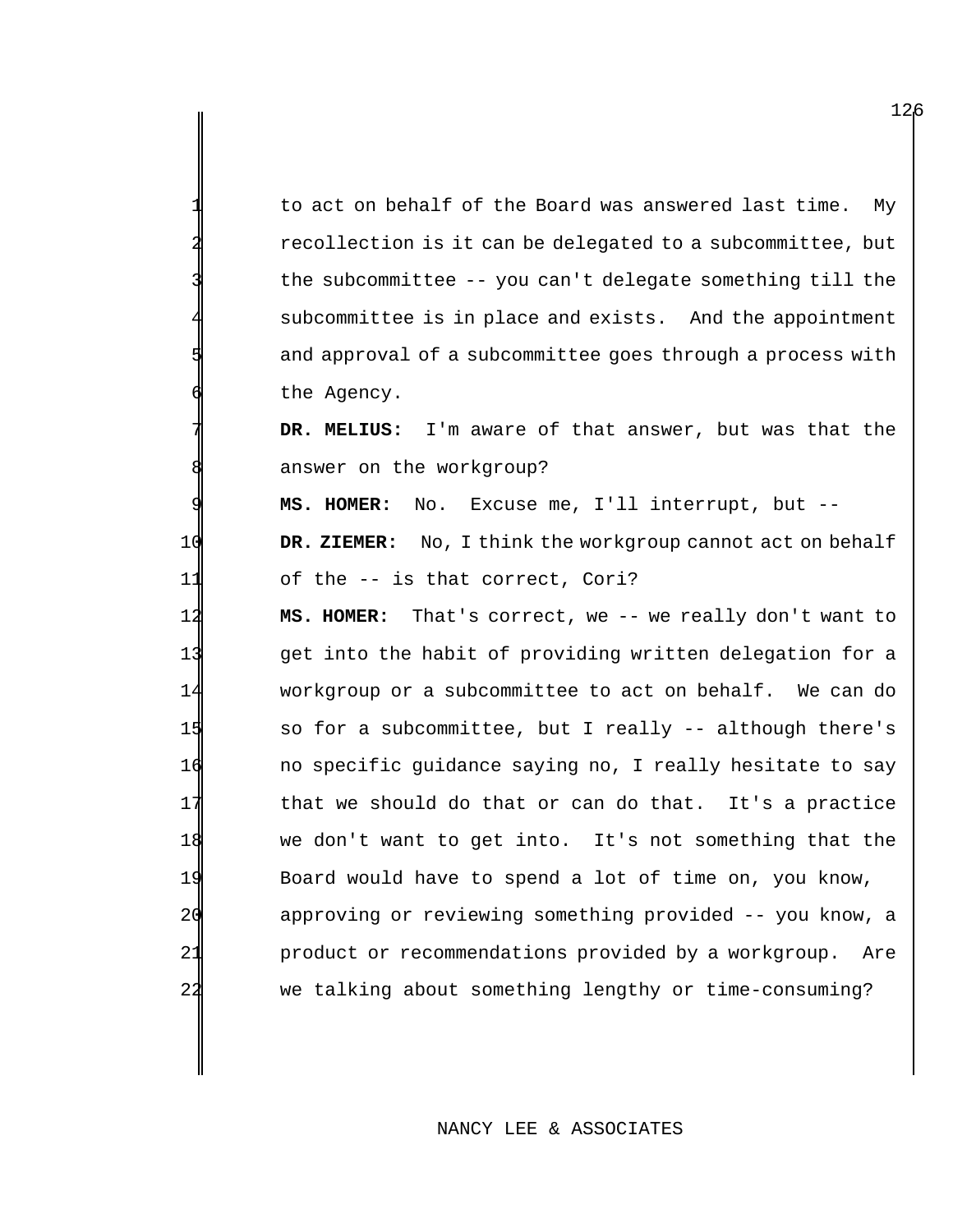to act on behalf of the Board was answered last time. My recollection is it can be delegated to a subcommittee, but the subcommittee -- you can't delegate something till the subcommittee is in place and exists. And the appointment and approval of a subcommittee goes through a process with the Agency.

**DR. MELIUS:** I'm aware of that answer, but was that the answer on the workgroup?

**MS. HOMER:** No. Excuse me, I'll interrupt, but --

**DR. ZIEMER:** No, I think the workgroup cannot act on behalf of the -- is that correct, Cori?

**MS. HOMER:** That's correct, we -- we really don't want to get into the habit of providing written delegation for a workgroup or a subcommittee to act on behalf. We can do so for a subcommittee, but I really -- although there's no specific guidance saying no, I really hesitate to say that we should do that or can do that. It's a practice we don't want to get into. It's not something that the Board would have to spend a lot of time on, you know, approving or reviewing something provided -- you know, a product or recommendations provided by a workgroup. Are we talking about something lengthy or time-consuming?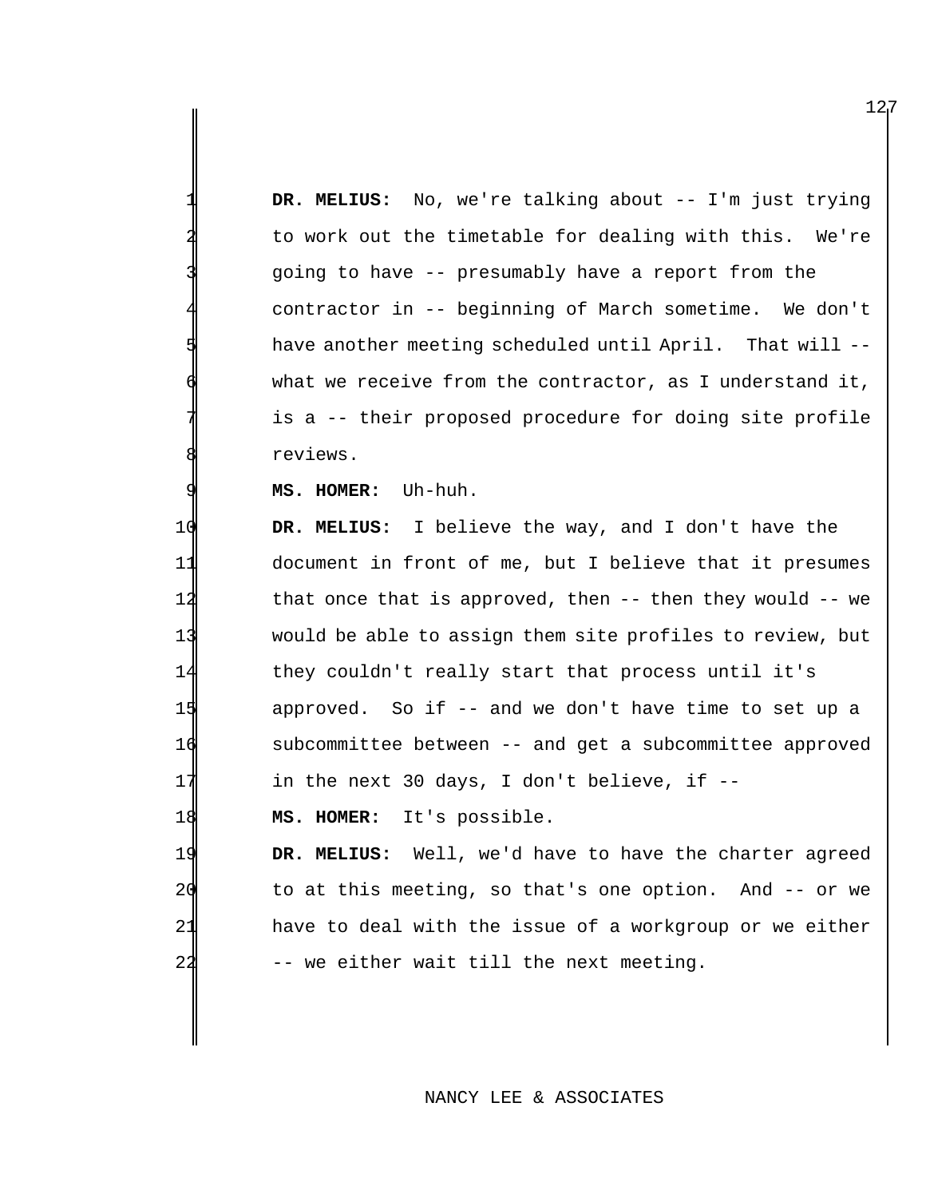**DR. MELIUS:** No, we're talking about -- I'm just trying to work out the timetable for dealing with this. We're going to have -- presumably have a report from the contractor in -- beginning of March sometime. We don't have another meeting scheduled until April. That will -- what we receive from the contractor, as I understand it, is a -- their proposed procedure for doing site profile reviews.

**MS. HOMER:** Uh-huh.

**DR. MELIUS:** I believe the way, and I don't have the document in front of me, but I believe that it presumes that once that is approved, then -- then they would -- we would be able to assign them site profiles to review, but they couldn't really start that process until it's approved. So if -- and we don't have time to set up a subcommittee between -- and get a subcommittee approved in the next 30 days, I don't believe, if --

**MS. HOMER:** It's possible.

**DR. MELIUS:** Well, we'd have to have the charter agreed to at this meeting, so that's one option. And -- or we have to deal with the issue of a workgroup or we either -- we either wait till the next meeting.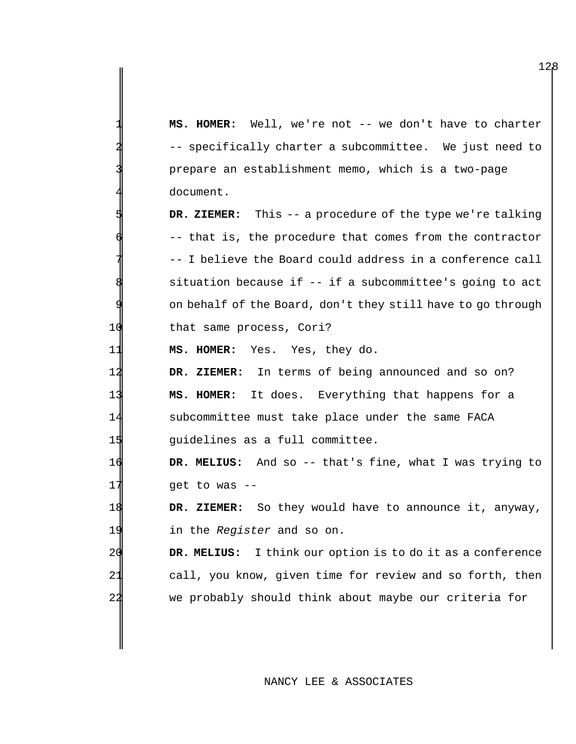**MS. HOMER:** Well, we're not -- we don't have to charter -- specifically charter a subcommittee. We just need to prepare an establishment memo, which is a two-page document.

**DR. ZIEMER:** This -- a procedure of the type we're talking -- that is, the procedure that comes from the contractor -- I believe the Board could address in a conference call situation because if -- if a subcommittee's going to act on behalf of the Board, don't they still have to go through that same process, Cori?

**MS. HOMER:** Yes. Yes, they do.

**DR. ZIEMER:** In terms of being announced and so on?

**MS. HOMER:** It does. Everything that happens for a subcommittee must take place under the same FACA guidelines as a full committee.

**DR. MELIUS:** And so -- that's fine, what I was trying to get to was --

**DR. ZIEMER:** So they would have to announce it, anyway, in the *Register* and so on.

**DR. MELIUS:** I think our option is to do it as a conference call, you know, given time for review and so forth, then we probably should think about maybe our criteria for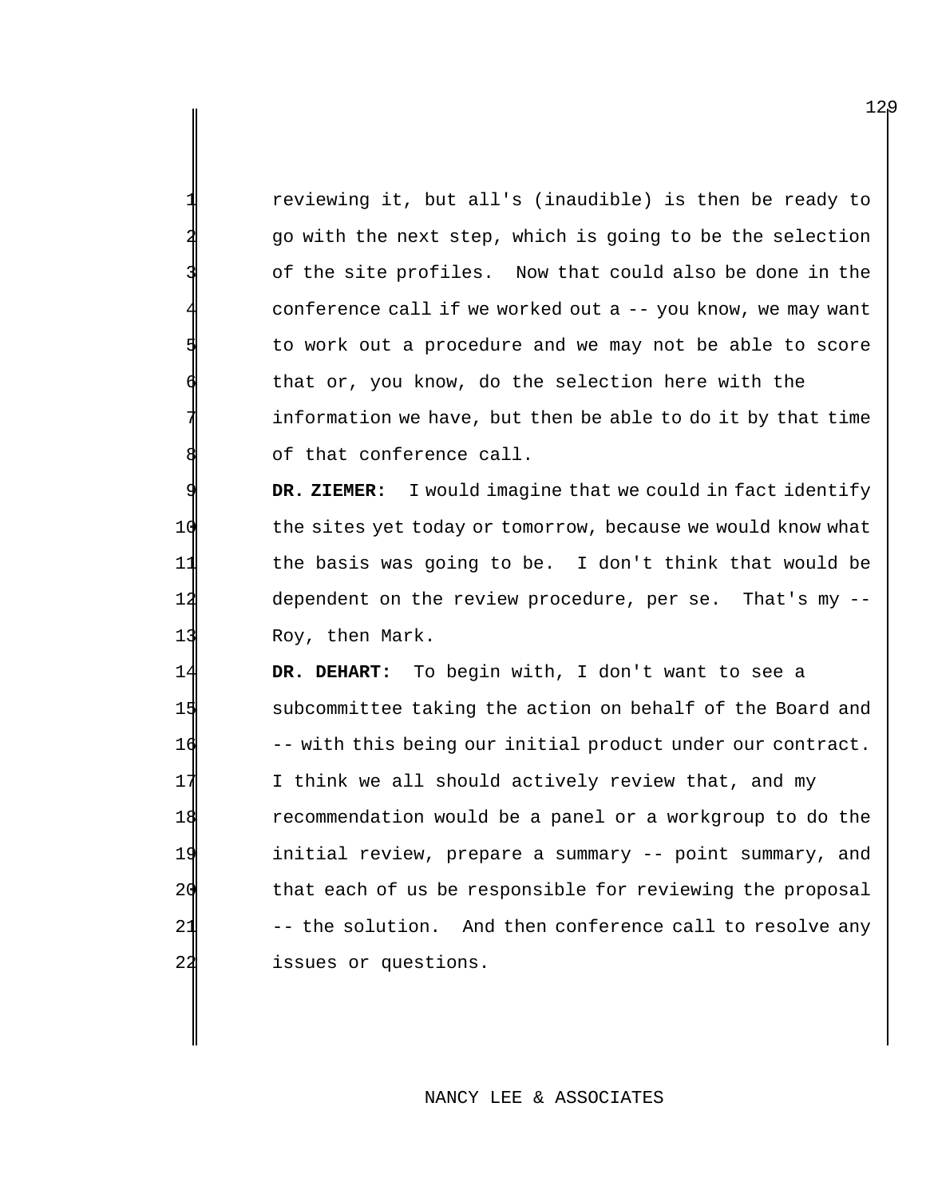reviewing it, but all's (inaudible) is then be ready to go with the next step, which is going to be the selection of the site profiles. Now that could also be done in the conference call if we worked out a -- you know, we may want to work out a procedure and we may not be able to score that or, you know, do the selection here with the information we have, but then be able to do it by that time of that conference call.

**DR. ZIEMER:** I would imagine that we could in fact identify the sites yet today or tomorrow, because we would know what the basis was going to be. I don't think that would be dependent on the review procedure, per se. That's my -- Roy, then Mark.

**DR. DEHART:** To begin with, I don't want to see a subcommittee taking the action on behalf of the Board and -- with this being our initial product under our contract. I think we all should actively review that, and my recommendation would be a panel or a workgroup to do the initial review, prepare a summary -- point summary, and that each of us be responsible for reviewing the proposal -- the solution. And then conference call to resolve any issues or questions.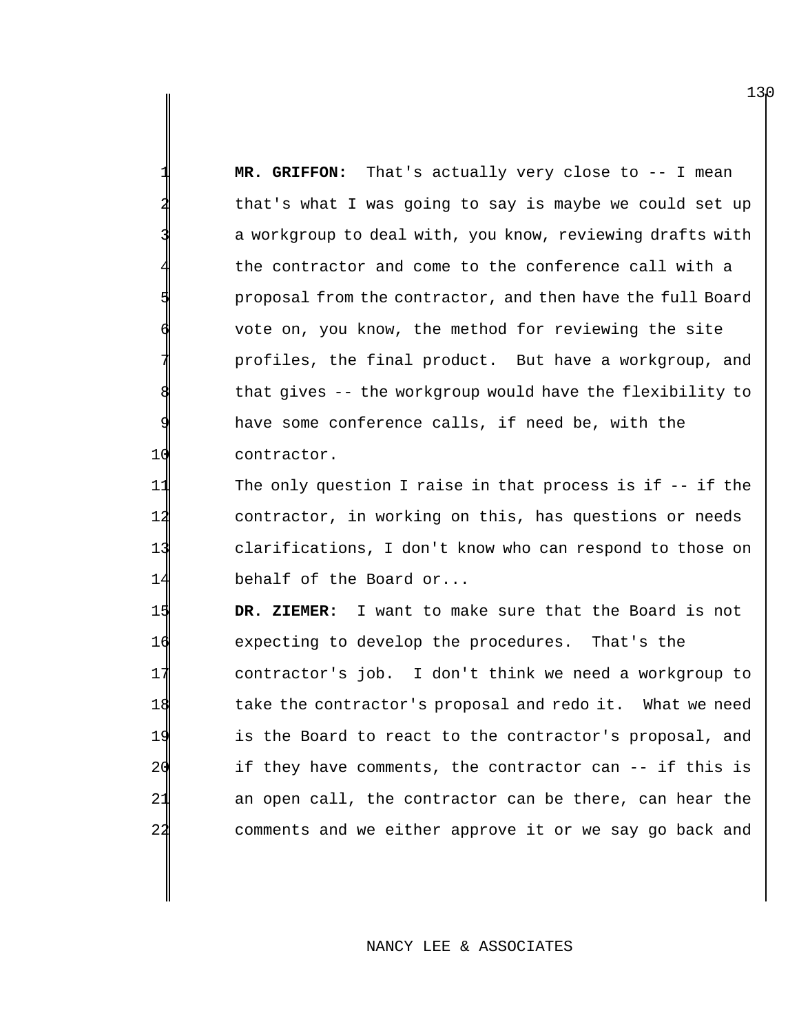**MR. GRIFFON:** That's actually very close to -- I mean that's what I was going to say is maybe we could set up a workgroup to deal with, you know, reviewing drafts with the contractor and come to the conference call with a proposal from the contractor, and then have the full Board vote on, you know, the method for reviewing the site profiles, the final product. But have a workgroup, and that gives -- the workgroup would have the flexibility to have some conference calls, if need be, with the contractor.

The only question I raise in that process is if -- if the contractor, in working on this, has questions or needs clarifications, I don't know who can respond to those on behalf of the Board or...

**DR. ZIEMER:** I want to make sure that the Board is not expecting to develop the procedures. That's the contractor's job. I don't think we need a workgroup to take the contractor's proposal and redo it. What we need is the Board to react to the contractor's proposal, and if they have comments, the contractor can -- if this is an open call, the contractor can be there, can hear the comments and we either approve it or we say go back and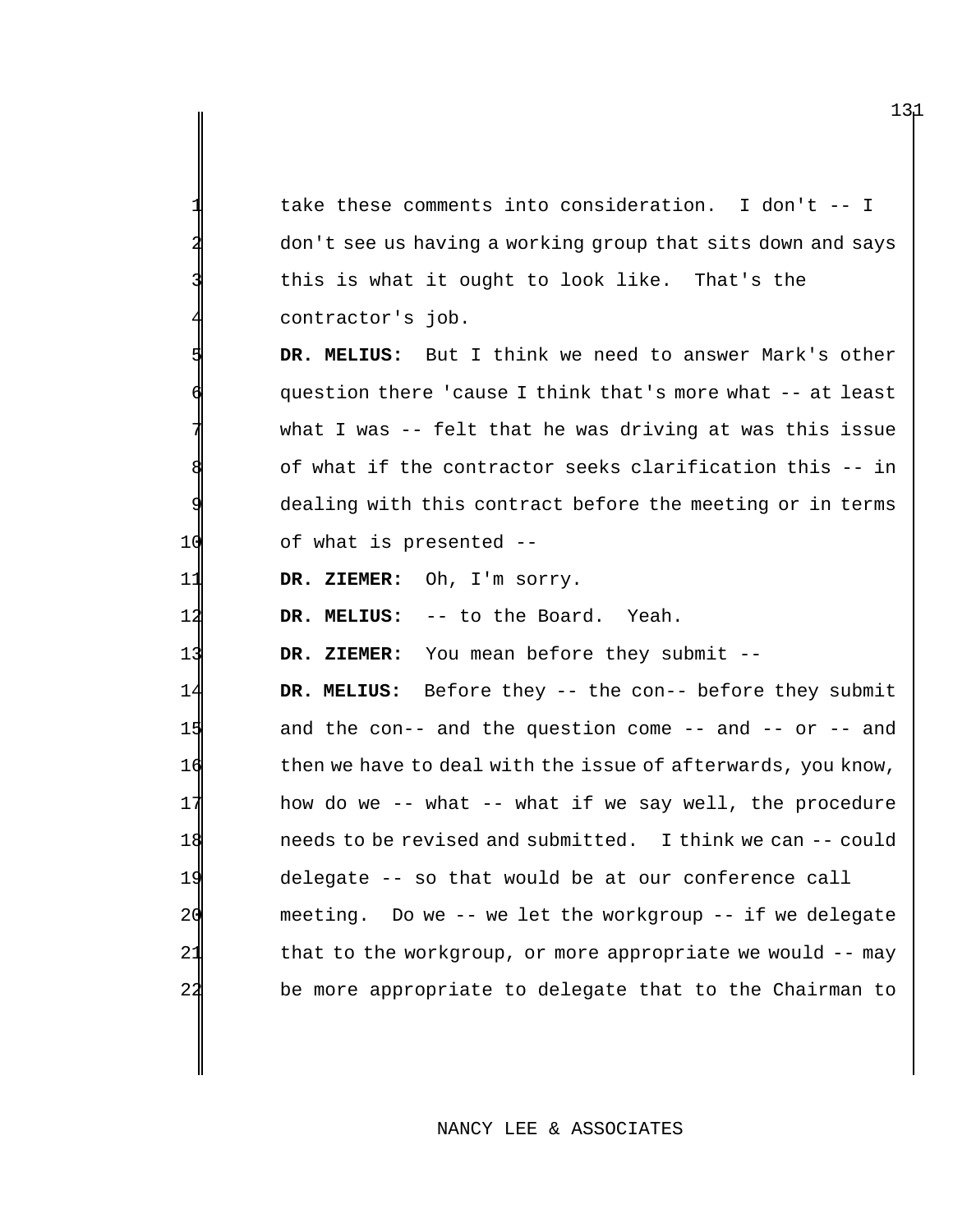take these comments into consideration. I don't -- I don't see us having a working group that sits down and says this is what it ought to look like. That's the contractor's job.

**DR. MELIUS:** But I think we need to answer Mark's other question there 'cause I think that's more what -- at least what I was -- felt that he was driving at was this issue of what if the contractor seeks clarification this -- in dealing with this contract before the meeting or in terms of what is presented --

**DR. ZIEMER:** Oh, I'm sorry.

**DR. MELIUS:** -- to the Board. Yeah.

**DR. ZIEMER:** You mean before they submit --

**DR. MELIUS:** Before they -- the con-- before they submit and the con-- and the question come -- and -- or -- and then we have to deal with the issue of afterwards, you know, how do we -- what -- what if we say well, the procedure needs to be revised and submitted. I think we can -- could delegate -- so that would be at our conference call meeting. Do we -- we let the workgroup -- if we delegate that to the workgroup, or more appropriate we would -- may be more appropriate to delegate that to the Chairman to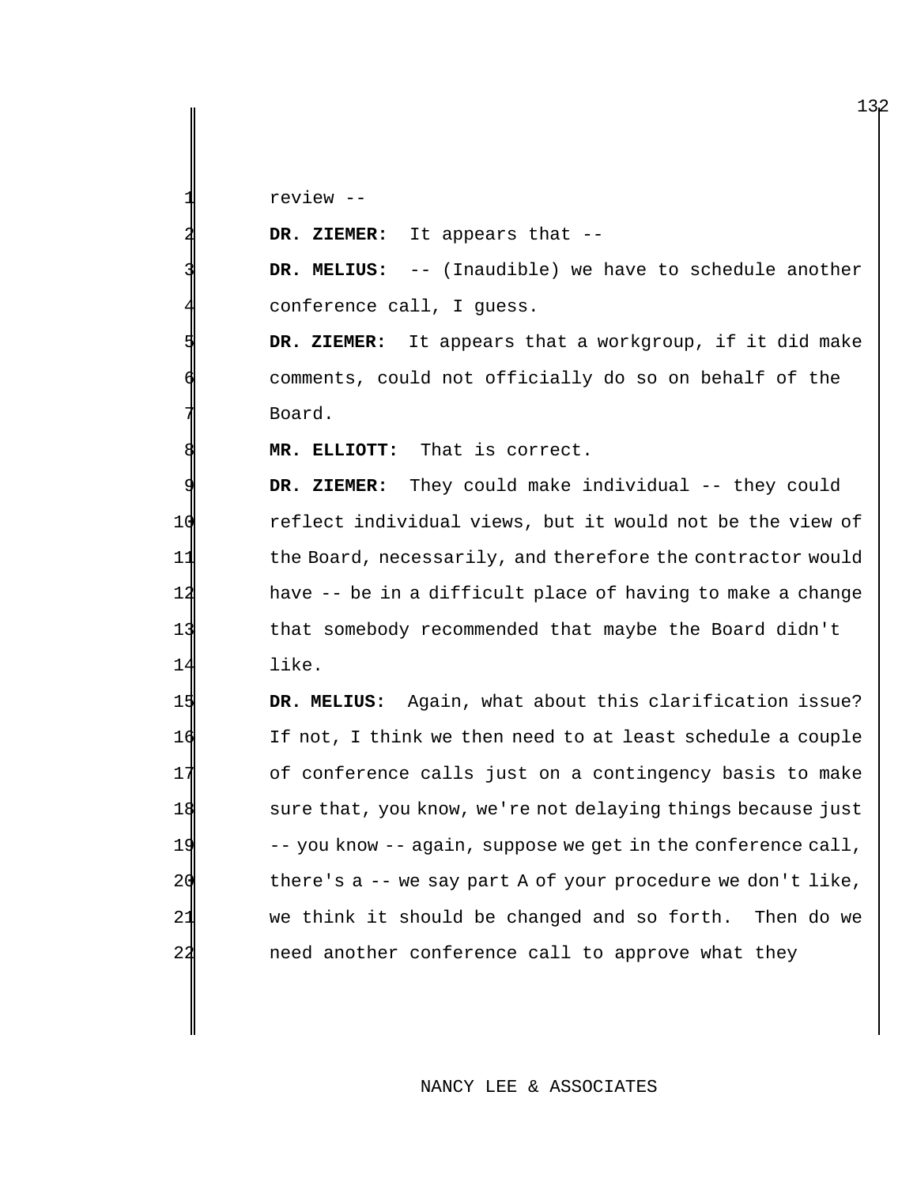review --

**DR. ZIEMER:** It appears that --

**DR. MELIUS:** -- (Inaudible) we have to schedule another conference call, I guess.

**DR. ZIEMER:** It appears that a workgroup, if it did make comments, could not officially do so on behalf of the Board.

**MR. ELLIOTT:** That is correct.

**DR. ZIEMER:** They could make individual -- they could reflect individual views, but it would not be the view of the Board, necessarily, and therefore the contractor would have -- be in a difficult place of having to make a change that somebody recommended that maybe the Board didn't like.

**DR. MELIUS:** Again, what about this clarification issue? If not, I think we then need to at least schedule a couple of conference calls just on a contingency basis to make sure that, you know, we're not delaying things because just -- you know -- again, suppose we get in the conference call, there's a -- we say part A of your procedure we don't like, we think it should be changed and so forth. Then do we need another conference call to approve what they

NANCY LEE & ASSOCIATES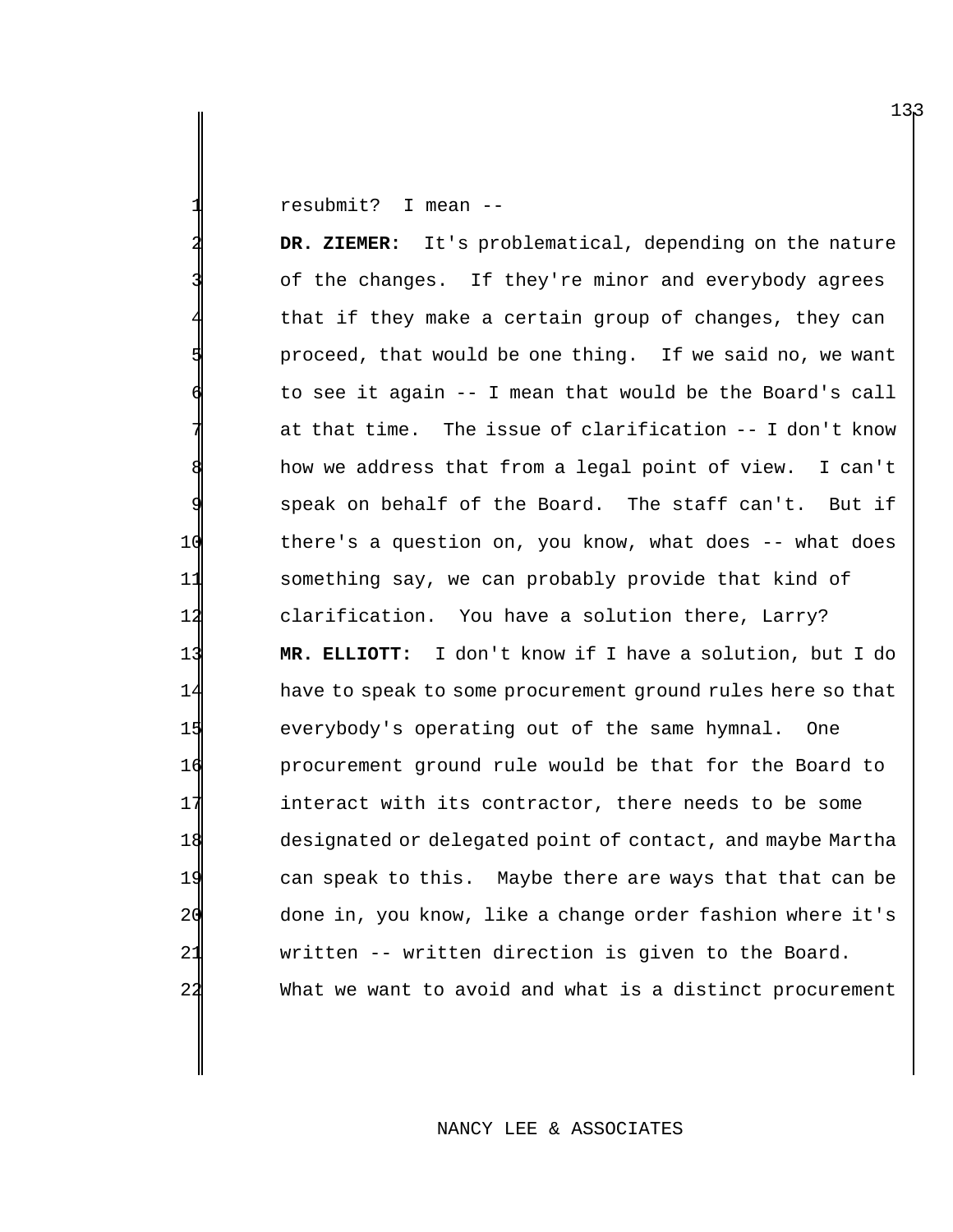resubmit? I mean --

**DR. ZIEMER:** It's problematical, depending on the nature of the changes. If they're minor and everybody agrees that if they make a certain group of changes, they can proceed, that would be one thing. If we said no, we want to see it again -- I mean that would be the Board's call at that time. The issue of clarification -- I don't know how we address that from a legal point of view. I can't speak on behalf of the Board. The staff can't. But if there's a question on, you know, what does -- what does something say, we can probably provide that kind of clarification. You have a solution there, Larry?

**MR. ELLIOTT:** I don't know if I have a solution, but I do have to speak to some procurement ground rules here so that everybody's operating out of the same hymnal. One procurement ground rule would be that for the Board to interact with its contractor, there needs to be some designated or delegated point of contact, and maybe Martha can speak to this. Maybe there are ways that that can be done in, you know, like a change order fashion where it's written -- written direction is given to the Board. What we want to avoid and what is a distinct procurement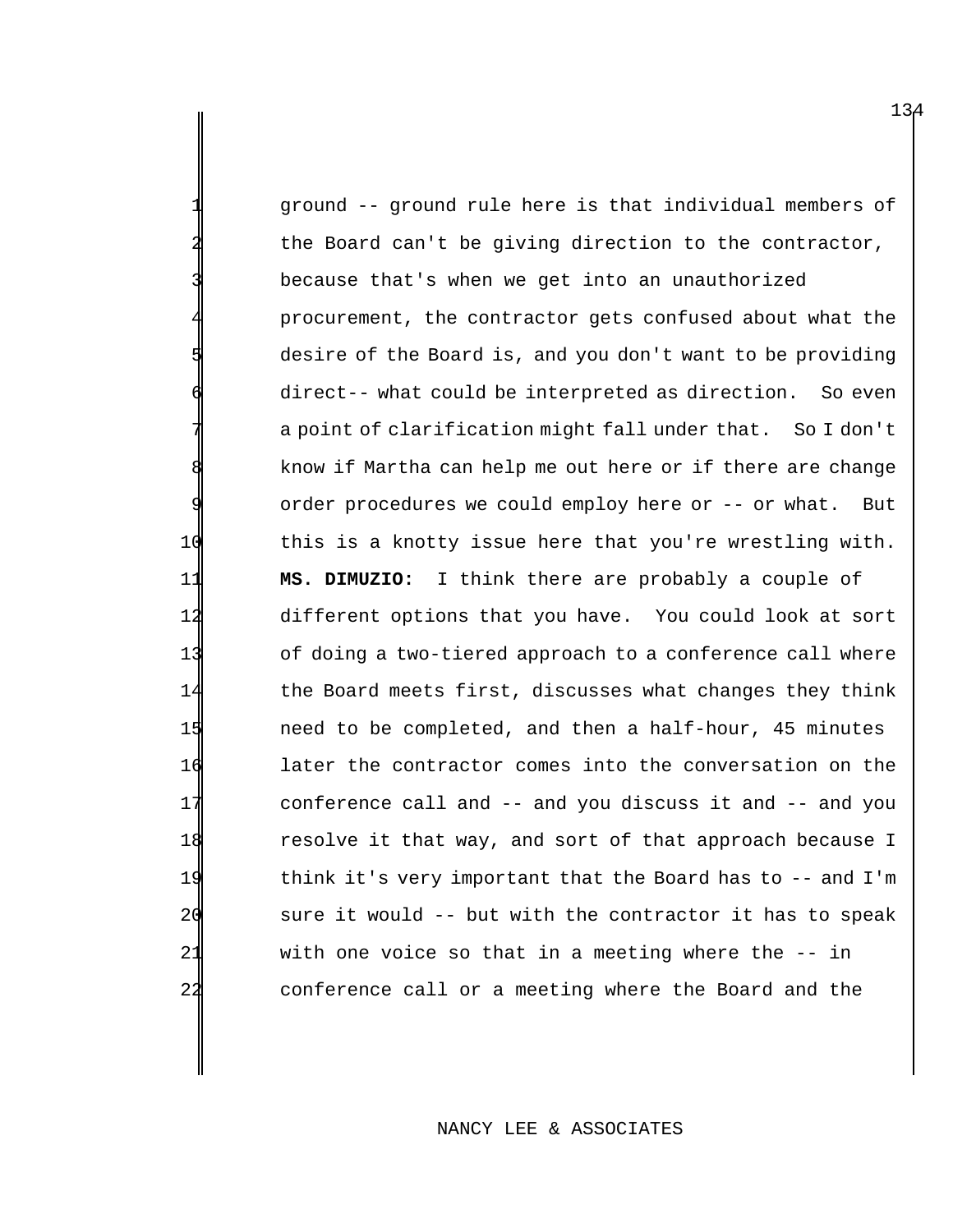ground -- ground rule here is that individual members of the Board can't be giving direction to the contractor, because that's when we get into an unauthorized procurement, the contractor gets confused about what the desire of the Board is, and you don't want to be providing direct-- what could be interpreted as direction. So even a point of clarification might fall under that. So I don't know if Martha can help me out here or if there are change order procedures we could employ here or -- or what. But this is a knotty issue here that you're wrestling with.

**MS. DIMUZIO:** I think there are probably a couple of different options that you have. You could look at sort of doing a two-tiered approach to a conference call where the Board meets first, discusses what changes they think need to be completed, and then a half-hour, 45 minutes later the contractor comes into the conversation on the conference call and -- and you discuss it and -- and you resolve it that way, and sort of that approach because I think it's very important that the Board has to -- and I'm sure it would -- but with the contractor it has to speak with one voice so that in a meeting where the -- in conference call or a meeting where the Board and the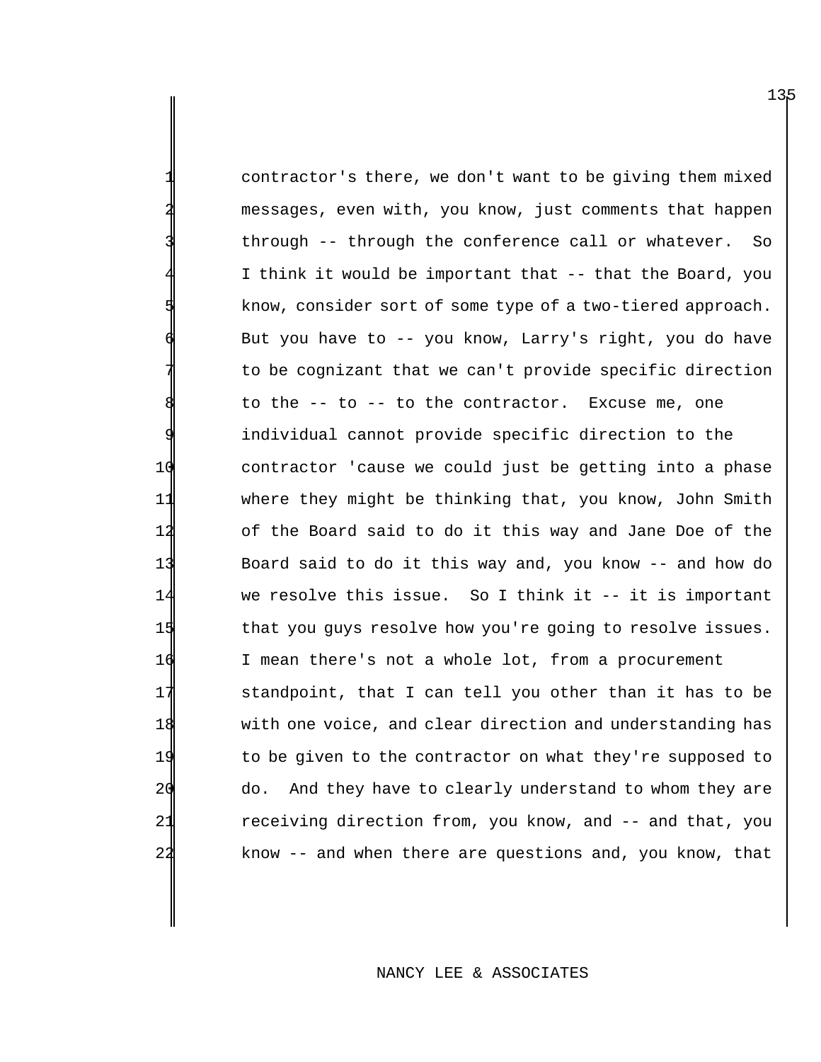contractor's there, we don't want to be giving them mixed messages, even with, you know, just comments that happen through -- through the conference call or whatever. So I think it would be important that -- that the Board, you know, consider sort of some type of a two-tiered approach. But you have to -- you know, Larry's right, you do have to be cognizant that we can't provide specific direction to the -- to -- to the contractor. Excuse me, one individual cannot provide specific direction to the contractor 'cause we could just be getting into a phase where they might be thinking that, you know, John Smith of the Board said to do it this way and Jane Doe of the Board said to do it this way and, you know -- and how do we resolve this issue. So I think it -- it is important that you guys resolve how you're going to resolve issues. I mean there's not a whole lot, from a procurement standpoint, that I can tell you other than it has to be with one voice, and clear direction and understanding has to be given to the contractor on what they're supposed to do. And they have to clearly understand to whom they are receiving direction from, you know, and -- and that, you know -- and when there are questions and, you know, that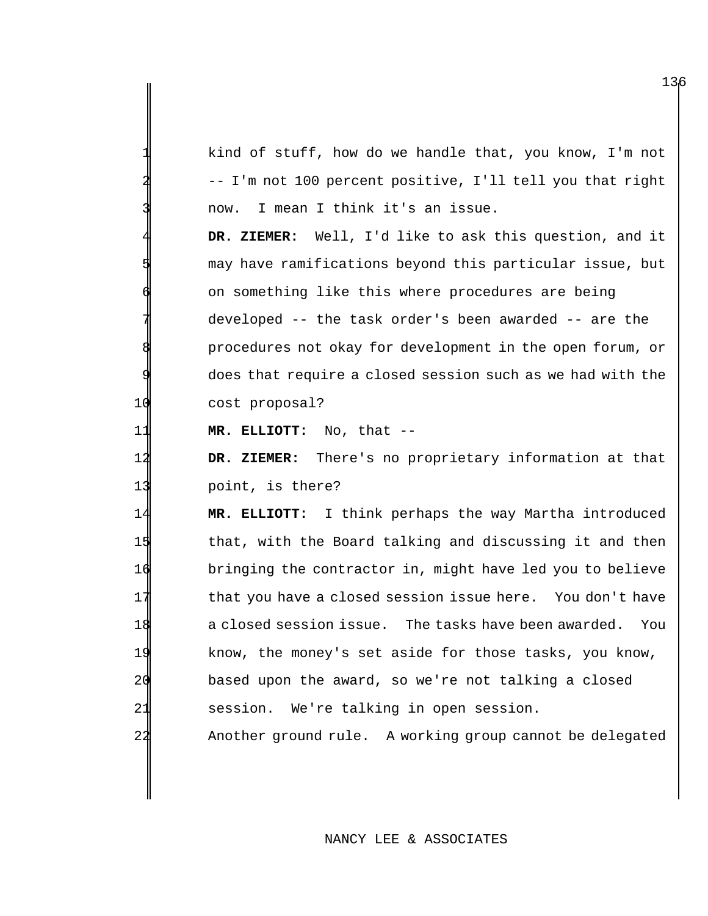kind of stuff, how do we handle that, you know, I'm not -- I'm not 100 percent positive, I'll tell you that right now. I mean I think it's an issue.

**DR. ZIEMER:** Well, I'd like to ask this question, and it may have ramifications beyond this particular issue, but on something like this where procedures are being developed -- the task order's been awarded -- are the procedures not okay for development in the open forum, or does that require a closed session such as we had with the cost proposal?

**MR. ELLIOTT:** No, that --

**DR. ZIEMER:** There's no proprietary information at that point, is there?

**MR. ELLIOTT:** I think perhaps the way Martha introduced that, with the Board talking and discussing it and then bringing the contractor in, might have led you to believe that you have a closed session issue here. You don't have a closed session issue. The tasks have been awarded. You know, the money's set aside for those tasks, you know, based upon the award, so we're not talking a closed session. We're talking in open session.

Another ground rule. A working group cannot be delegated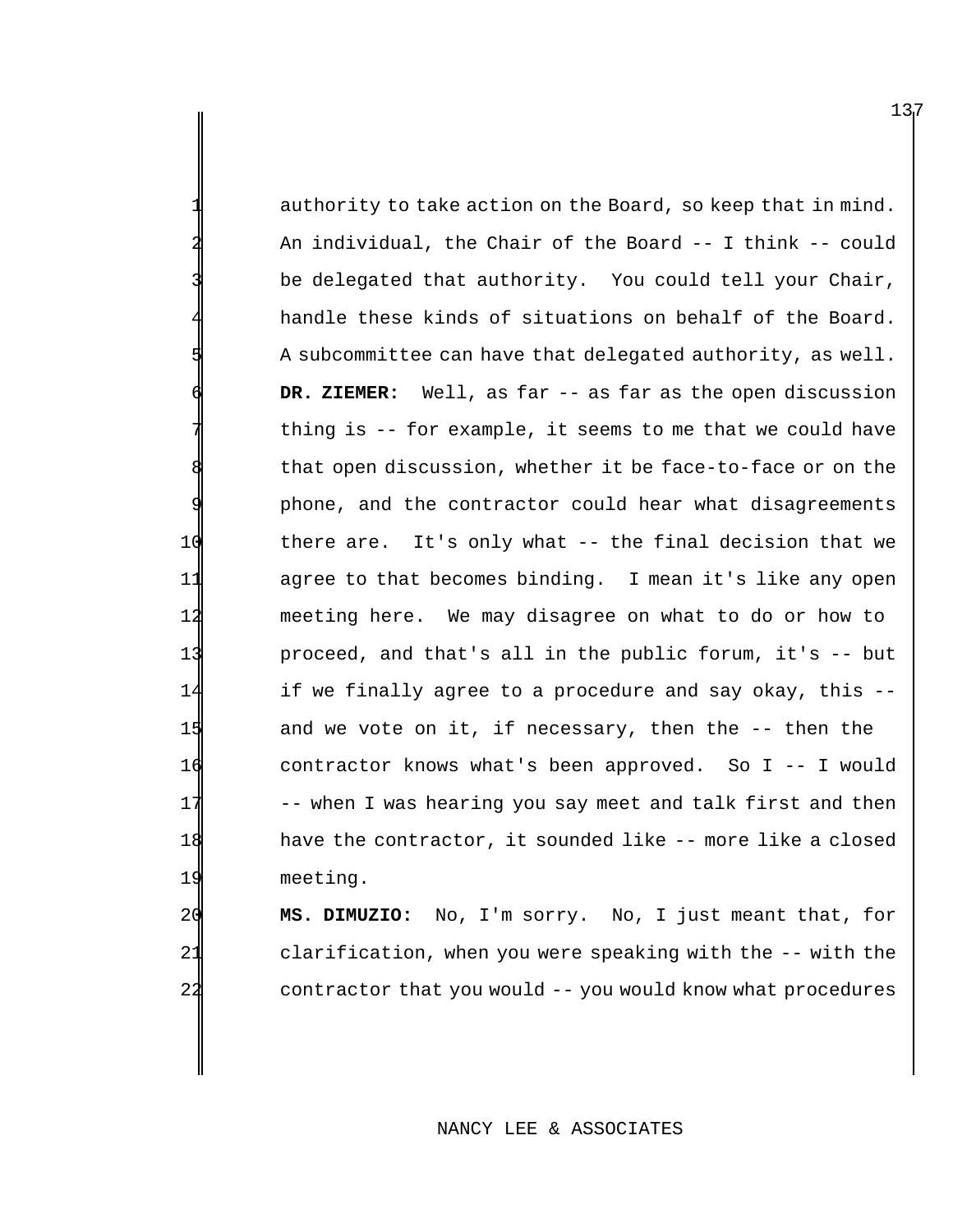authority to take action on the Board, so keep that in mind. An individual, the Chair of the Board -- I think -- could be delegated that authority. You could tell your Chair, handle these kinds of situations on behalf of the Board. A subcommittee can have that delegated authority, as well.

**DR. ZIEMER:** Well, as far -- as far as the open discussion thing is -- for example, it seems to me that we could have that open discussion, whether it be face-to-face or on the phone, and the contractor could hear what disagreements there are. It's only what -- the final decision that we agree to that becomes binding. I mean it's like any open meeting here. We may disagree on what to do or how to proceed, and that's all in the public forum, it's -- but if we finally agree to a procedure and say okay, this -- and we vote on it, if necessary, then the -- then the contractor knows what's been approved. So I -- I would -- when I was hearing you say meet and talk first and then have the contractor, it sounded like -- more like a closed meeting.

**MS. DIMUZIO:** No, I'm sorry. No, I just meant that, for clarification, when you were speaking with the -- with the contractor that you would -- you would know what procedures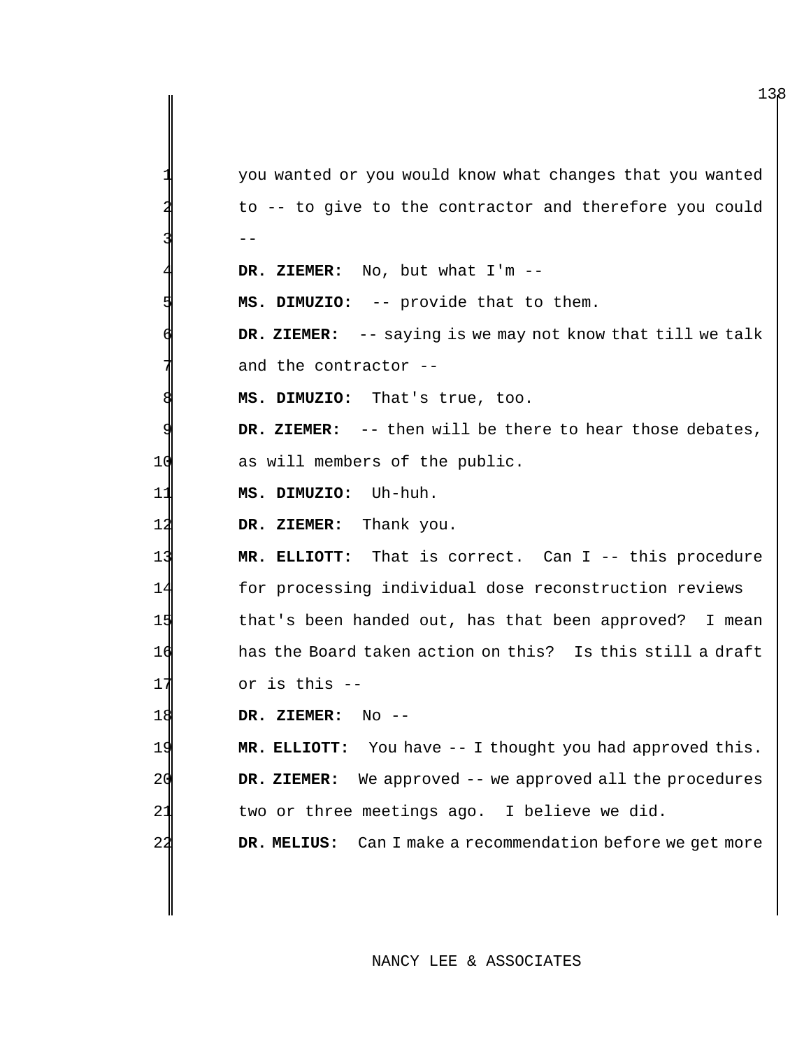you wanted or you would know what changes that you wanted to -- to give to the contractor and therefore you could --

**DR. ZIEMER:** No, but what I'm --

**MS. DIMUZIO:** -- provide that to them.

**DR. ZIEMER:** -- saying is we may not know that till we talk and the contractor --

**MS. DIMUZIO:** That's true, too.

**DR. ZIEMER:** -- then will be there to hear those debates, as will members of the public.

**MS. DIMUZIO:** Uh-huh.

**DR. ZIEMER:** Thank you.

**MR. ELLIOTT:** That is correct. Can I -- this procedure for processing individual dose reconstruction reviews that's been handed out, has that been approved? I mean has the Board taken action on this? Is this still a draft or is this --

**DR. ZIEMER:** No --

**MR. ELLIOTT:** You have -- I thought you had approved this.

**DR. ZIEMER:** We approved -- we approved all the procedures two or three meetings ago. I believe we did.

**DR. MELIUS:** Can I make a recommendation before we get more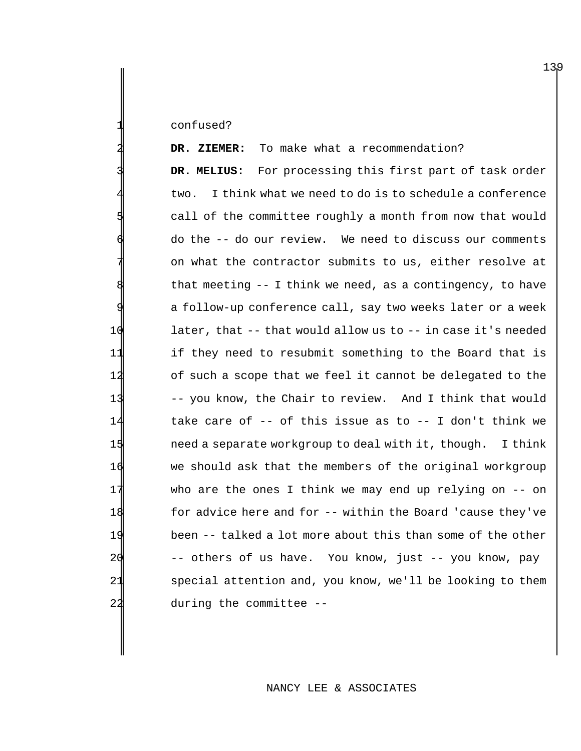confused?

**DR. ZIEMER:** To make what a recommendation?

**DR. MELIUS:** For processing this first part of task order two. I think what we need to do is to schedule a conference call of the committee roughly a month from now that would do the -- do our review. We need to discuss our comments on what the contractor submits to us, either resolve at that meeting -- I think we need, as a contingency, to have a follow-up conference call, say two weeks later or a week later, that -- that would allow us to -- in case it's needed if they need to resubmit something to the Board that is of such a scope that we feel it cannot be delegated to the -- you know, the Chair to review. And I think that would take care of -- of this issue as to -- I don't think we need a separate workgroup to deal with it, though. I think we should ask that the members of the original workgroup who are the ones I think we may end up relying on -- on for advice here and for -- within the Board 'cause they've been -- talked a lot more about this than some of the other -- others of us have. You know, just -- you know, pay special attention and, you know, we'll be looking to them during the committee --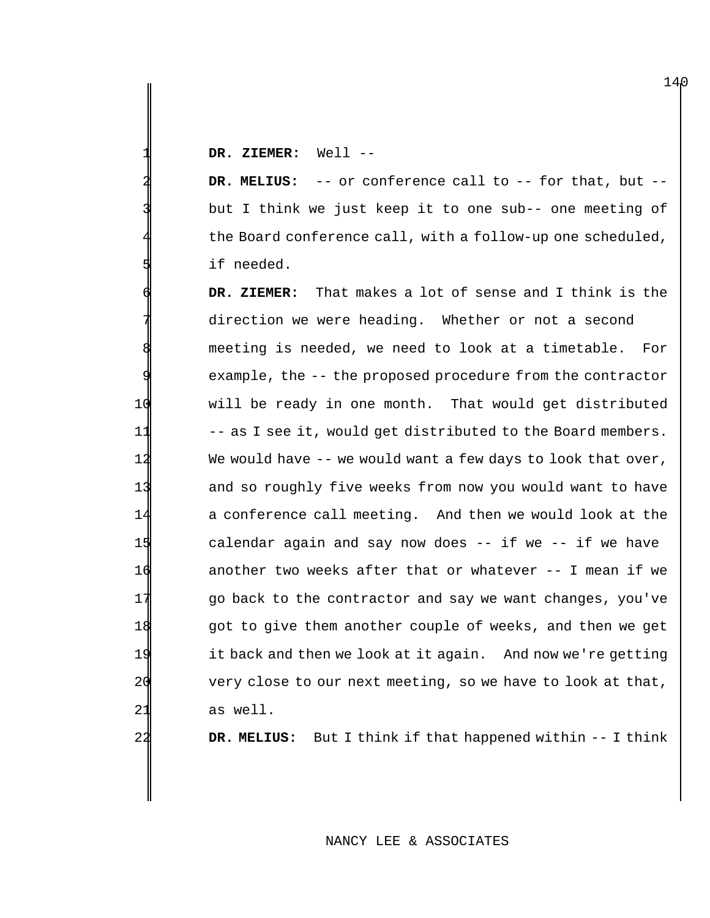**DR. ZIEMER:** Well --

**DR. MELIUS:** -- or conference call to -- for that, but -- but I think we just keep it to one sub-- one meeting of the Board conference call, with a follow-up one scheduled, if needed.

**DR. ZIEMER:** That makes a lot of sense and I think is the direction we were heading. Whether or not a second meeting is needed, we need to look at a timetable. For example, the -- the proposed procedure from the contractor will be ready in one month. That would get distributed -- as I see it, would get distributed to the Board members. We would have -- we would want a few days to look that over, and so roughly five weeks from now you would want to have a conference call meeting. And then we would look at the calendar again and say now does -- if we -- if we have another two weeks after that or whatever -- I mean if we go back to the contractor and say we want changes, you've got to give them another couple of weeks, and then we get it back and then we look at it again. And now we're getting very close to our next meeting, so we have to look at that, as well.

**DR. MELIUS:** But I think if that happened within -- I think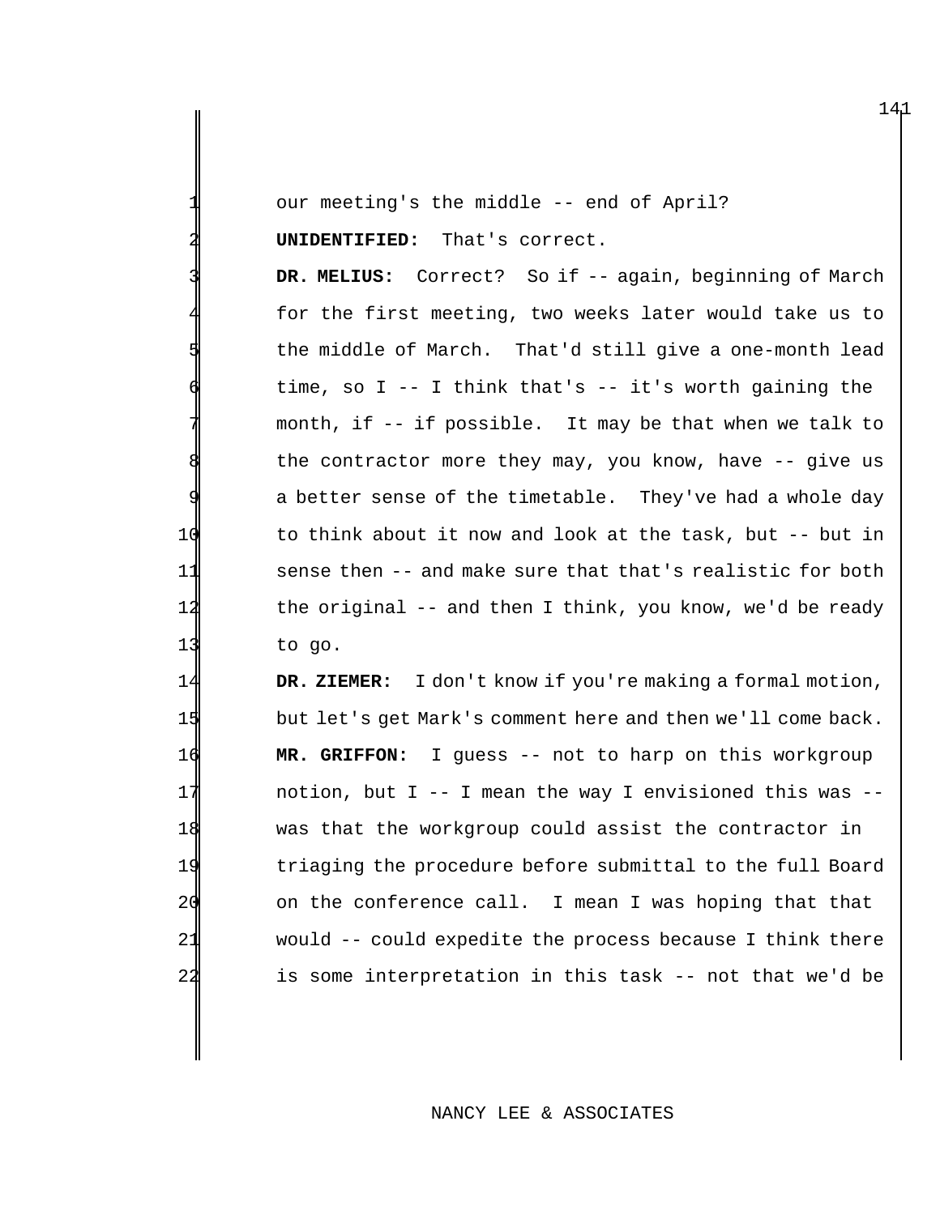our meeting's the middle -- end of April?

**UNIDENTIFIED:** That's correct.

**DR. MELIUS:** Correct? So if -- again, beginning of March for the first meeting, two weeks later would take us to the middle of March. That'd still give a one-month lead time, so I -- I think that's -- it's worth gaining the month, if -- if possible. It may be that when we talk to the contractor more they may, you know, have -- give us a better sense of the timetable. They've had a whole day to think about it now and look at the task, but -- but in sense then -- and make sure that that's realistic for both the original -- and then I think, you know, we'd be ready to go.

**DR. ZIEMER:** I don't know if you're making a formal motion, but let's get Mark's comment here and then we'll come back.

**MR. GRIFFON:** I guess -- not to harp on this workgroup notion, but I -- I mean the way I envisioned this was -- was that the workgroup could assist the contractor in triaging the procedure before submittal to the full Board on the conference call. I mean I was hoping that that would -- could expedite the process because I think there is some interpretation in this task -- not that we'd be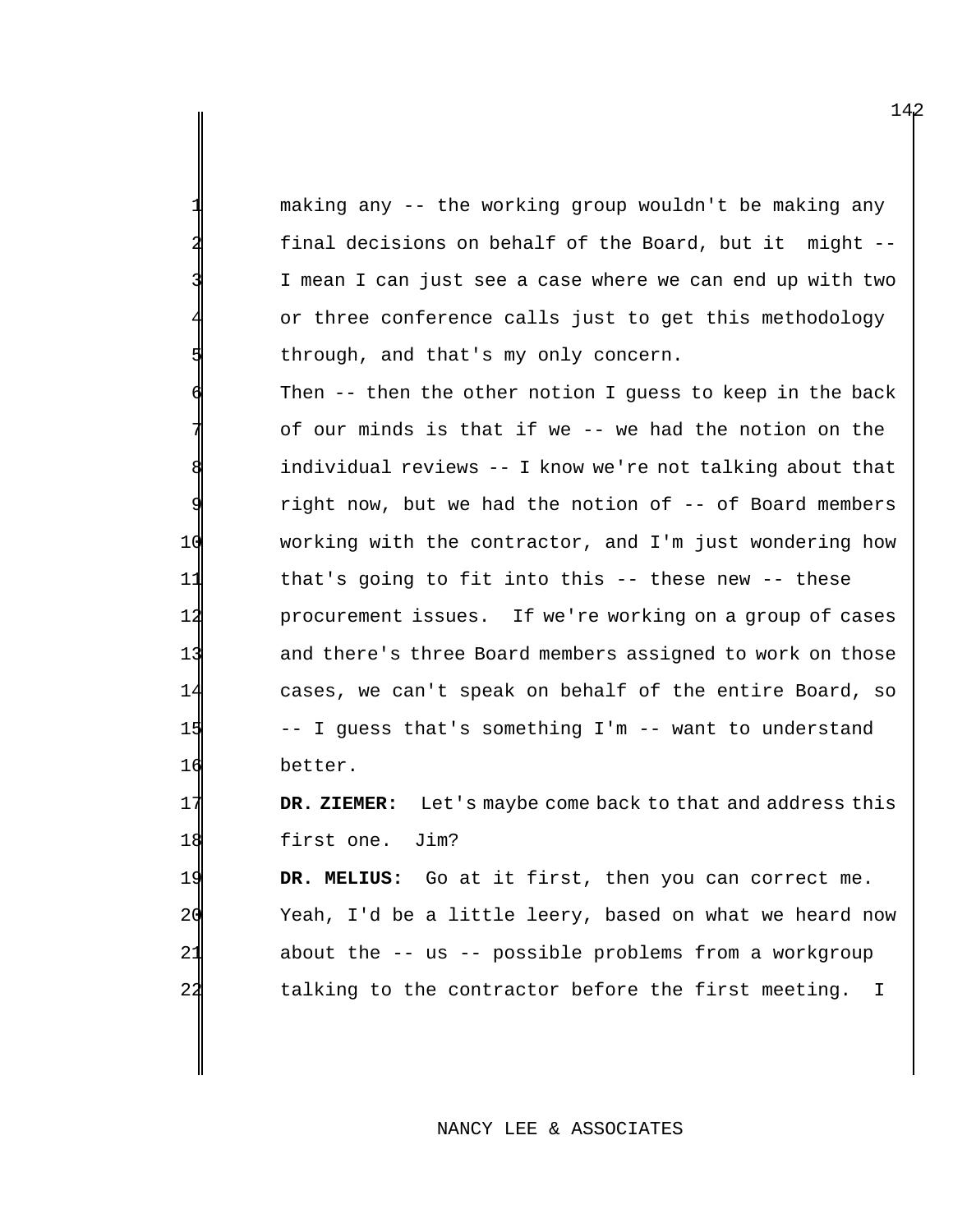making any -- the working group wouldn't be making any final decisions on behalf of the Board, but it might -- I mean I can just see a case where we can end up with two or three conference calls just to get this methodology through, and that's my only concern.

Then -- then the other notion I guess to keep in the back of our minds is that if we -- we had the notion on the individual reviews -- I know we're not talking about that right now, but we had the notion of -- of Board members working with the contractor, and I'm just wondering how that's going to fit into this -- these new -- these procurement issues. If we're working on a group of cases and there's three Board members assigned to work on those cases, we can't speak on behalf of the entire Board, so -- I guess that's something I'm -- want to understand better.

**DR. ZIEMER:** Let's maybe come back to that and address this first one. Jim?

**DR. MELIUS:** Go at it first, then you can correct me. Yeah, I'd be a little leery, based on what we heard now about the -- us -- possible problems from a workgroup talking to the contractor before the first meeting. I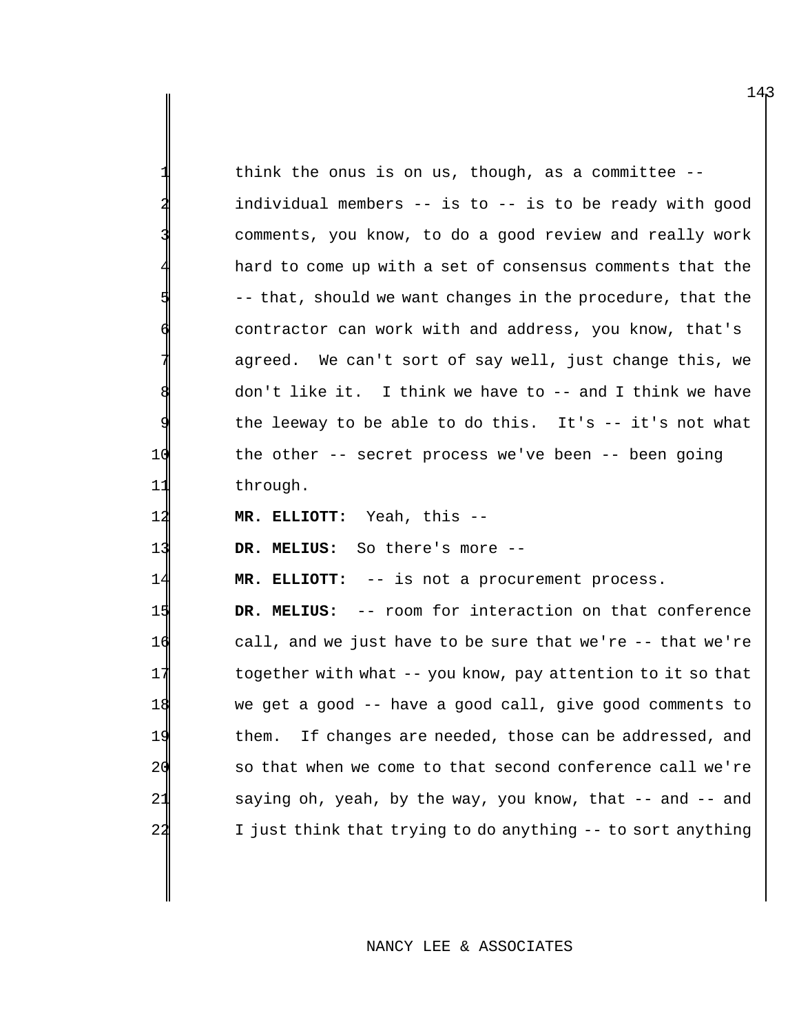think the onus is on us, though, as a committee -- individual members -- is to -- is to be ready with good comments, you know, to do a good review and really work hard to come up with a set of consensus comments that the -- that, should we want changes in the procedure, that the contractor can work with and address, you know, that's agreed. We can't sort of say well, just change this, we don't like it. I think we have to -- and I think we have the leeway to be able to do this. It's -- it's not what the other -- secret process we've been -- been going through.

**MR. ELLIOTT:** Yeah, this --

**DR. MELIUS:** So there's more --

**MR. ELLIOTT:** -- is not a procurement process.

**DR. MELIUS:** -- room for interaction on that conference call, and we just have to be sure that we're -- that we're together with what -- you know, pay attention to it so that we get a good -- have a good call, give good comments to them. If changes are needed, those can be addressed, and so that when we come to that second conference call we're saying oh, yeah, by the way, you know, that -- and -- and I just think that trying to do anything -- to sort anything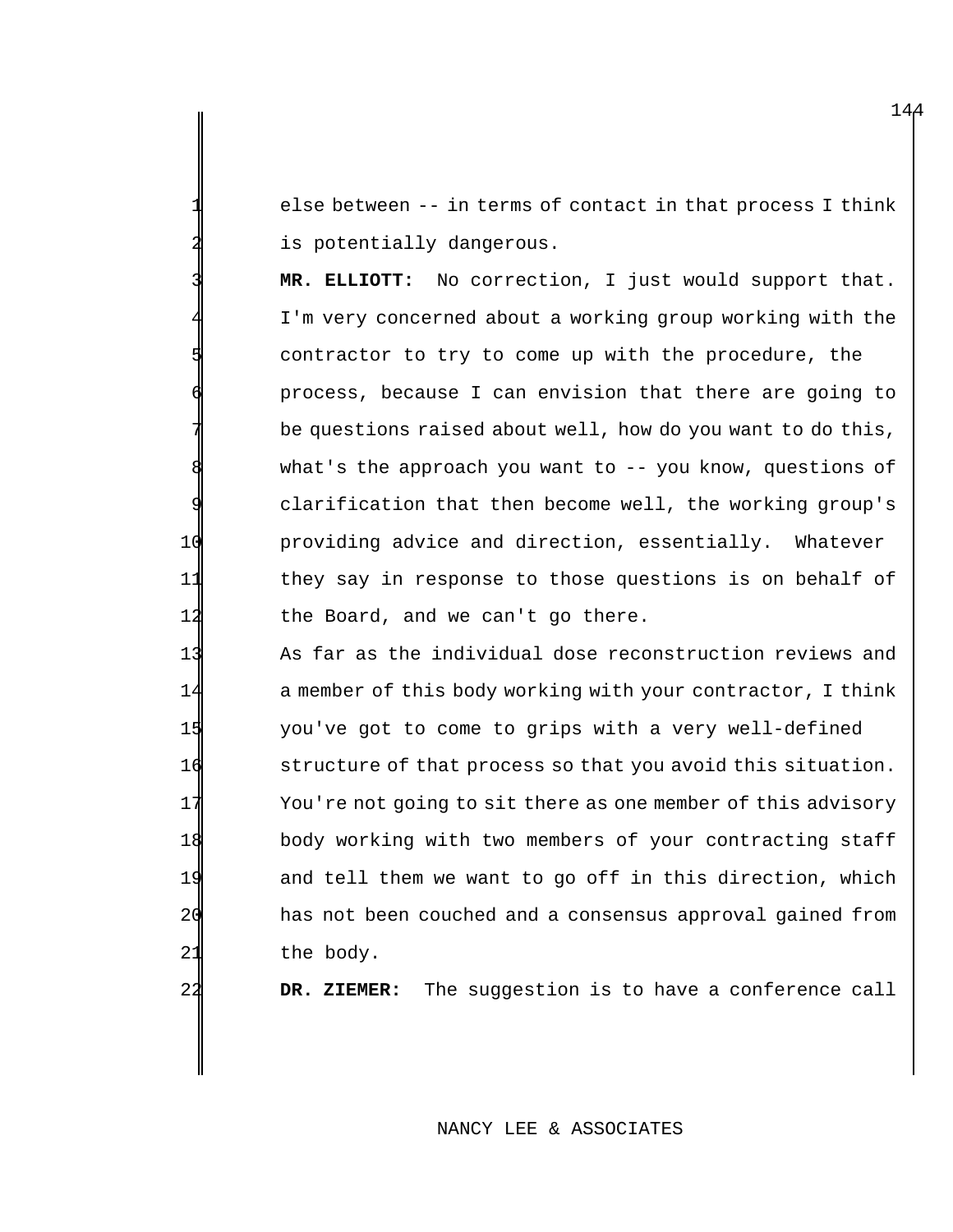else between -- in terms of contact in that process I think is potentially dangerous.

**MR. ELLIOTT:** No correction, I just would support that. I'm very concerned about a working group working with the contractor to try to come up with the procedure, the process, because I can envision that there are going to be questions raised about well, how do you want to do this, what's the approach you want to -- you know, questions of clarification that then become well, the working group's providing advice and direction, essentially. Whatever they say in response to those questions is on behalf of the Board, and we can't go there.

As far as the individual dose reconstruction reviews and a member of this body working with your contractor, I think you've got to come to grips with a very well-defined structure of that process so that you avoid this situation. You're not going to sit there as one member of this advisory body working with two members of your contracting staff and tell them we want to go off in this direction, which has not been couched and a consensus approval gained from the body.

**DR. ZIEMER:** The suggestion is to have a conference call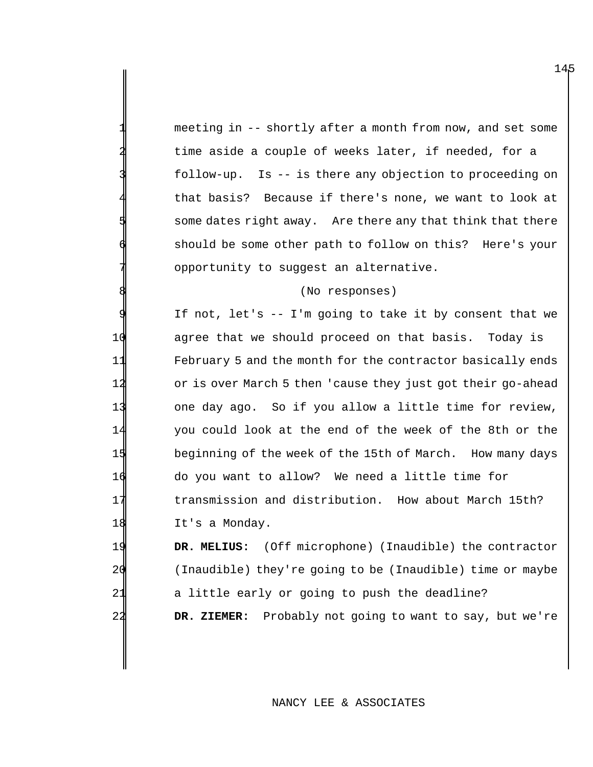meeting in -- shortly after a month from now, and set some time aside a couple of weeks later, if needed, for a follow-up. Is -- is there any objection to proceeding on that basis? Because if there's none, we want to look at some dates right away. Are there any that think that there should be some other path to follow on this? Here's your opportunity to suggest an alternative.

(No responses)

If not, let's -- I'm going to take it by consent that we agree that we should proceed on that basis. Today is February 5 and the month for the contractor basically ends or is over March 5 then 'cause they just got their go-ahead one day ago. So if you allow a little time for review, you could look at the end of the week of the 8th or the beginning of the week of the 15th of March. How many days do you want to allow? We need a little time for transmission and distribution. How about March 15th? It's a Monday.

**DR. MELIUS:** (Off microphone) (Inaudible) the contractor (Inaudible) they're going to be (Inaudible) time or maybe a little early or going to push the deadline?

**DR. ZIEMER:** Probably not going to want to say, but we're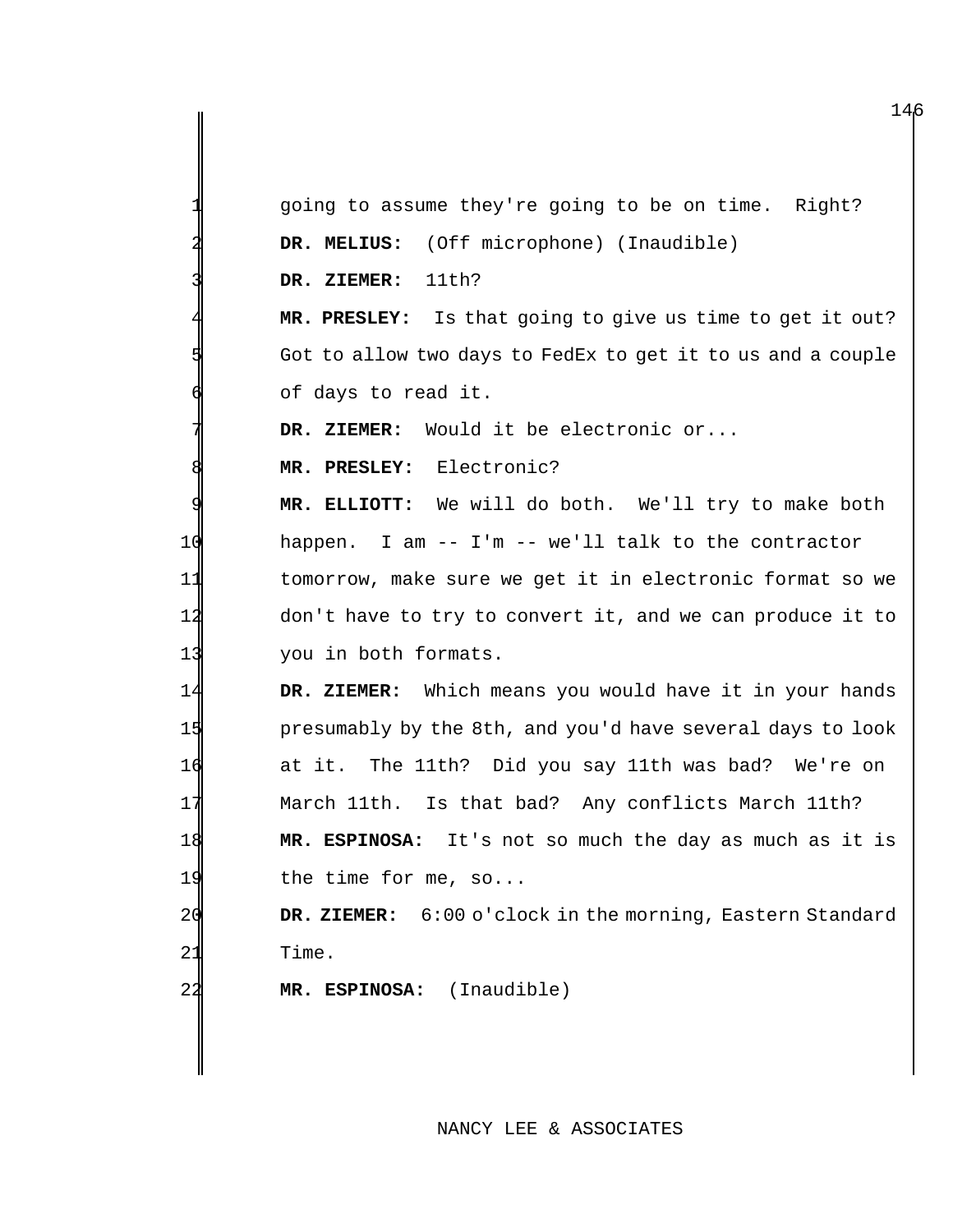going to assume they're going to be on time. Right?

**DR. MELIUS:** (Off microphone) (Inaudible)

**DR. ZIEMER:** 11th?

**MR. PRESLEY:** Is that going to give us time to get it out? Got to allow two days to FedEx to get it to us and a couple of days to read it.

**DR. ZIEMER:** Would it be electronic or...

**MR. PRESLEY:** Electronic?

**MR. ELLIOTT:** We will do both. We'll try to make both happen. I am -- I'm -- we'll talk to the contractor tomorrow, make sure we get it in electronic format so we don't have to try to convert it, and we can produce it to you in both formats.

**DR. ZIEMER:** Which means you would have it in your hands presumably by the 8th, and you'd have several days to look at it. The 11th? Did you say 11th was bad? We're on March 11th. Is that bad? Any conflicts March 11th?

**MR. ESPINOSA:** It's not so much the day as much as it is the time for me, so...

**DR. ZIEMER:** 6:00 o'clock in the morning, Eastern Standard Time.

**MR. ESPINOSA:** (Inaudible)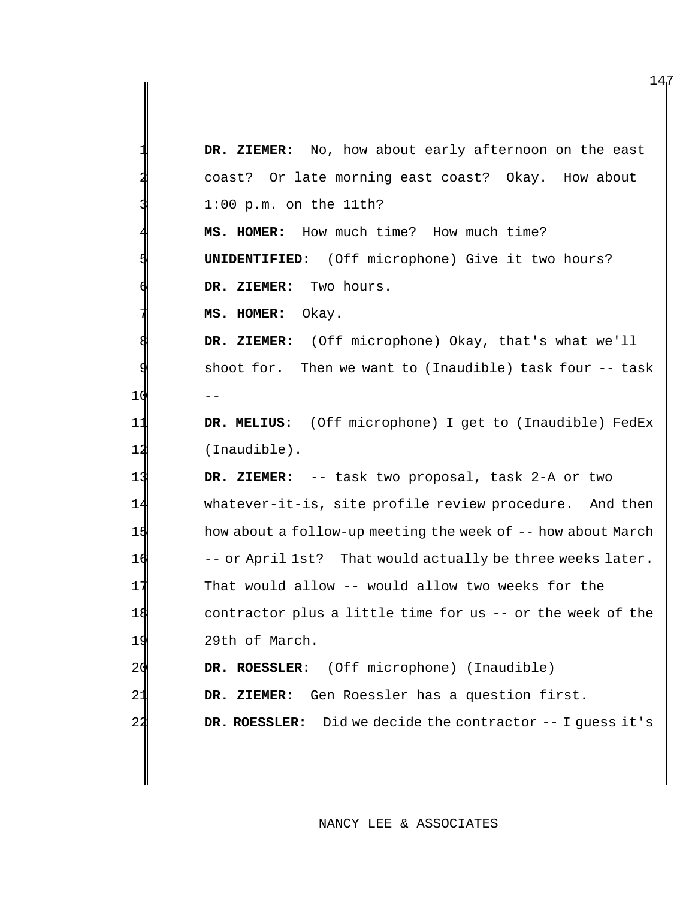**DR. ZIEMER:** No, how about early afternoon on the east coast? Or late morning east coast? Okay. How about 1:00 p.m. on the 11th?

**MS. HOMER:** How much time? How much time?

**UNIDENTIFIED:** (Off microphone) Give it two hours?

**DR. ZIEMER:** Two hours.

**MS. HOMER:** Okay.

**DR. ZIEMER:** (Off microphone) Okay, that's what we'll shoot for. Then we want to (Inaudible) task four -- task --

**DR. MELIUS:** (Off microphone) I get to (Inaudible) FedEx (Inaudible).

**DR. ZIEMER:** -- task two proposal, task 2-A or two whatever-it-is, site profile review procedure. And then how about a follow-up meeting the week of -- how about March -- or April 1st? That would actually be three weeks later. That would allow -- would allow two weeks for the contractor plus a little time for us -- or the week of the 29th of March.

**DR. ROESSLER:** (Off microphone) (Inaudible)

**DR. ZIEMER:** Gen Roessler has a question first.

**DR. ROESSLER:** Did we decide the contractor -- I guess it's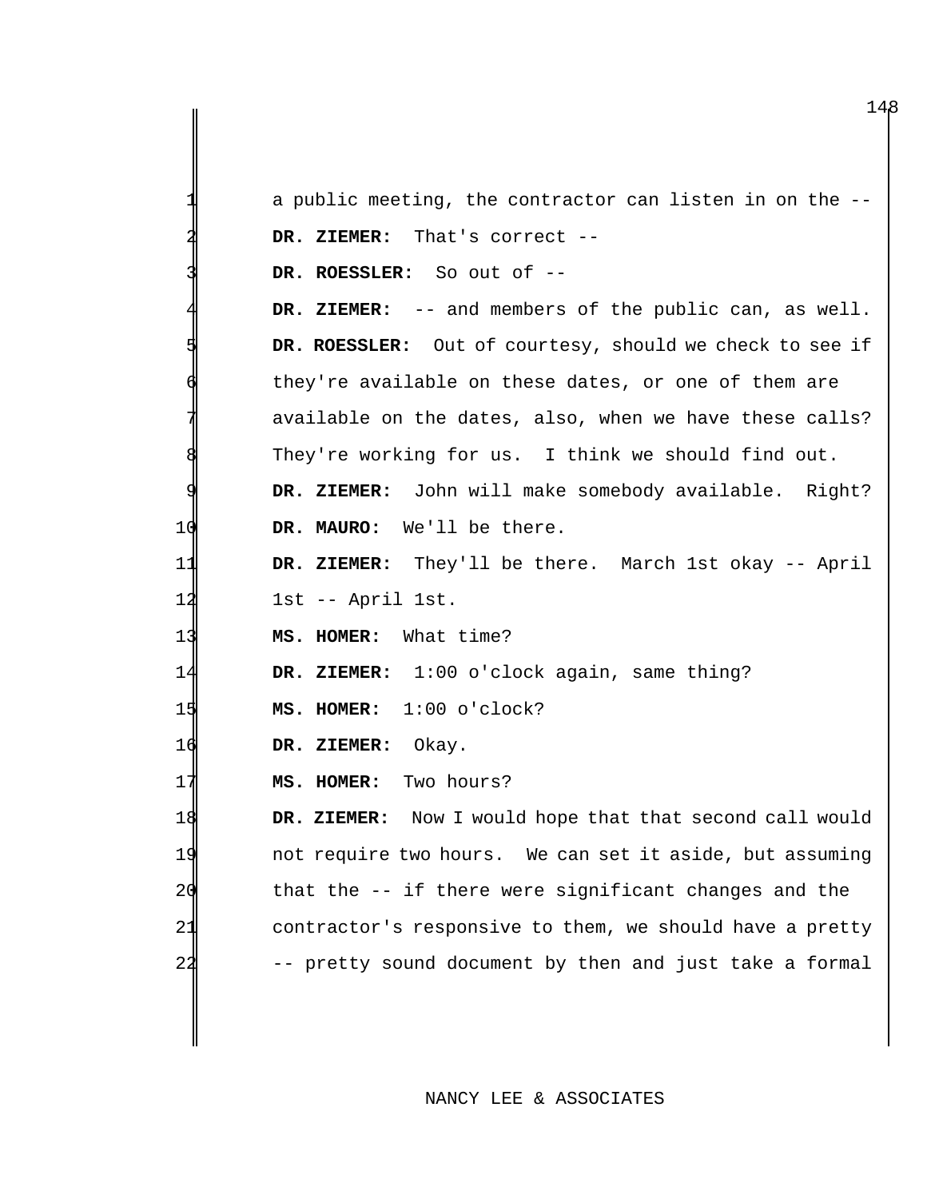a public meeting, the contractor can listen in on the --

**DR. ZIEMER:** That's correct --

**DR. ROESSLER:** So out of --

**DR. ZIEMER:** -- and members of the public can, as well.

**DR. ROESSLER:** Out of courtesy, should we check to see if they're available on these dates, or one of them are available on the dates, also, when we have these calls? They're working for us. I think we should find out.

**DR. ZIEMER:** John will make somebody available. Right?

**DR. MAURO:** We'll be there.

**DR. ZIEMER:** They'll be there. March 1st okay -- April 1st -- April 1st.

**MS. HOMER:** What time?

**DR. ZIEMER:** 1:00 o'clock again, same thing?

**MS. HOMER:** 1:00 o'clock?

**DR. ZIEMER:** Okay.

**MS. HOMER:** Two hours?

**DR. ZIEMER:** Now I would hope that that second call would not require two hours. We can set it aside, but assuming that the -- if there were significant changes and the contractor's responsive to them, we should have a pretty -- pretty sound document by then and just take a formal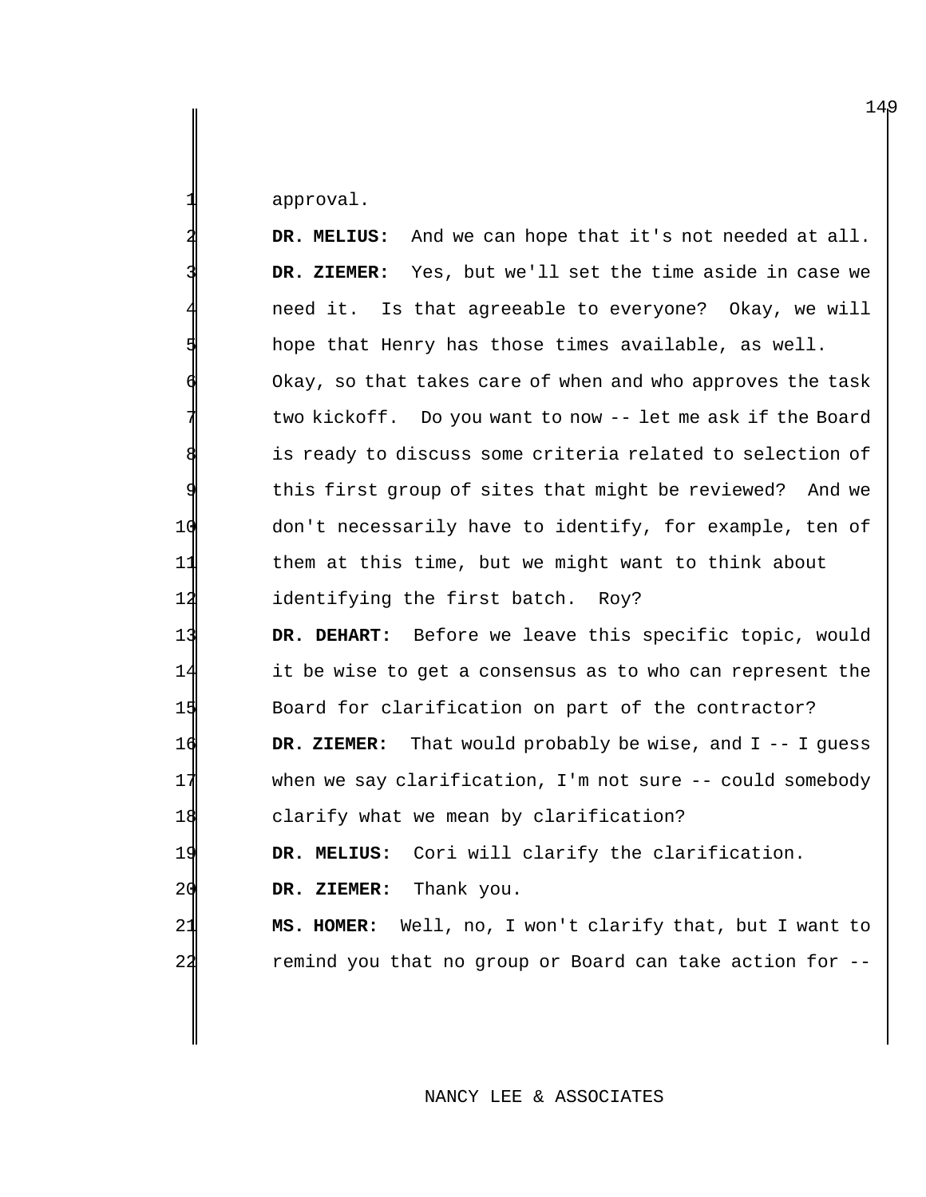approval.

**DR. MELIUS:** And we can hope that it's not needed at all.

**DR. ZIEMER:** Yes, but we'll set the time aside in case we need it. Is that agreeable to everyone? Okay, we will hope that Henry has those times available, as well. Okay, so that takes care of when and who approves the task two kickoff. Do you want to now -- let me ask if the Board is ready to discuss some criteria related to selection of this first group of sites that might be reviewed? And we don't necessarily have to identify, for example, ten of them at this time, but we might want to think about identifying the first batch. Roy?

**DR. DEHART:** Before we leave this specific topic, would it be wise to get a consensus as to who can represent the Board for clarification on part of the contractor?

**DR. ZIEMER:** That would probably be wise, and I -- I guess when we say clarification, I'm not sure -- could somebody clarify what we mean by clarification?

**DR. MELIUS:** Cori will clarify the clarification.

**DR. ZIEMER:** Thank you.

**MS. HOMER:** Well, no, I won't clarify that, but I want to remind you that no group or Board can take action for --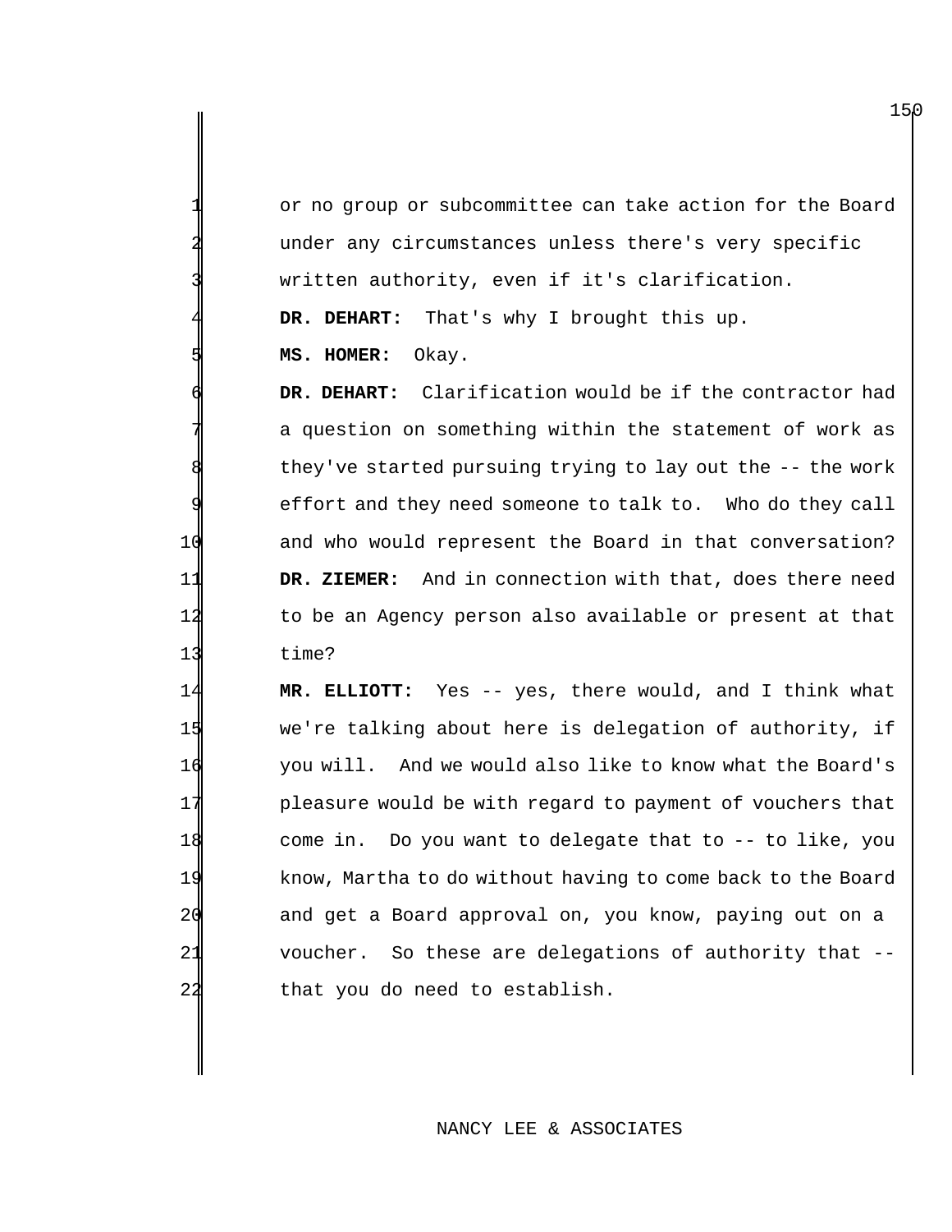or no group or subcommittee can take action for the Board under any circumstances unless there's very specific written authority, even if it's clarification.

**DR. DEHART:** That's why I brought this up.

**MS. HOMER:** Okay.

**DR. DEHART:** Clarification would be if the contractor had a question on something within the statement of work as they've started pursuing trying to lay out the -- the work effort and they need someone to talk to. Who do they call and who would represent the Board in that conversation?

**DR. ZIEMER:** And in connection with that, does there need to be an Agency person also available or present at that time?

**MR. ELLIOTT:** Yes -- yes, there would, and I think what we're talking about here is delegation of authority, if you will. And we would also like to know what the Board's pleasure would be with regard to payment of vouchers that come in. Do you want to delegate that to -- to like, you know, Martha to do without having to come back to the Board and get a Board approval on, you know, paying out on a voucher. So these are delegations of authority that -- that you do need to establish.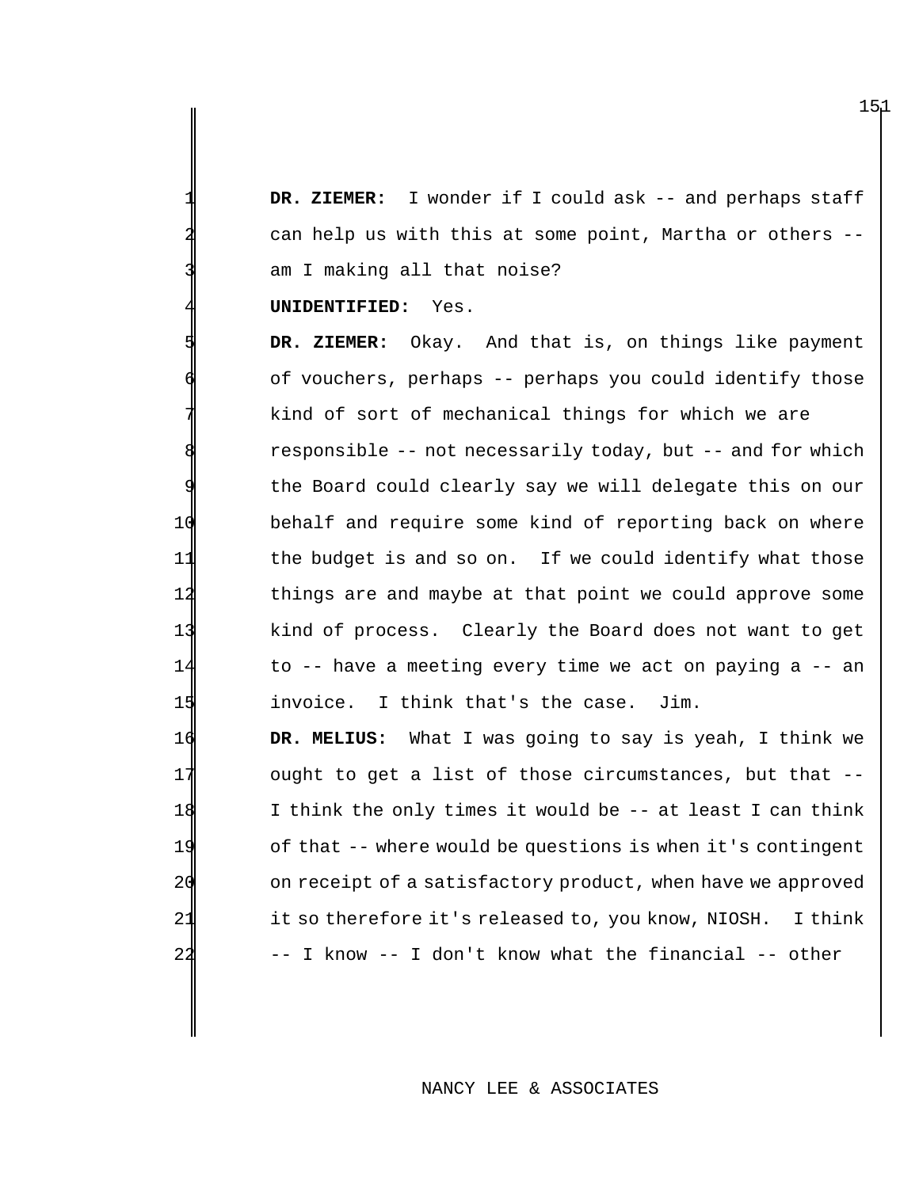**DR. ZIEMER:** I wonder if I could ask -- and perhaps staff can help us with this at some point, Martha or others -- am I making all that noise?

**UNIDENTIFIED:** Yes.

**DR. ZIEMER:** Okay. And that is, on things like payment of vouchers, perhaps -- perhaps you could identify those kind of sort of mechanical things for which we are responsible -- not necessarily today, but -- and for which the Board could clearly say we will delegate this on our behalf and require some kind of reporting back on where the budget is and so on. If we could identify what those things are and maybe at that point we could approve some kind of process. Clearly the Board does not want to get to -- have a meeting every time we act on paying a -- an invoice. I think that's the case. Jim.

**DR. MELIUS:** What I was going to say is yeah, I think we ought to get a list of those circumstances, but that -- I think the only times it would be -- at least I can think of that -- where would be questions is when it's contingent on receipt of a satisfactory product, when have we approved it so therefore it's released to, you know, NIOSH. I think -- I know -- I don't know what the financial -- other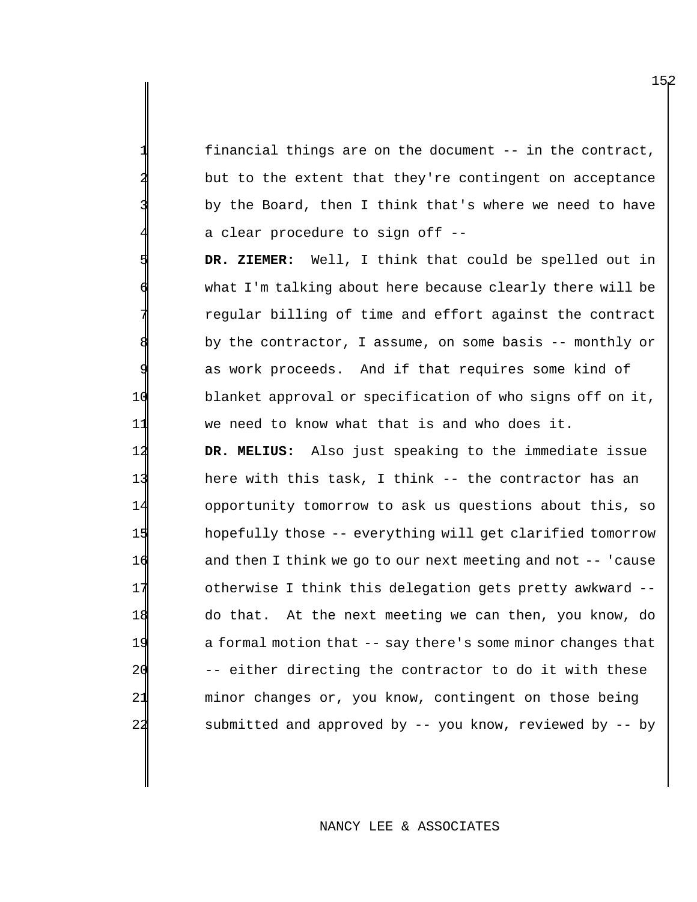financial things are on the document -- in the contract, but to the extent that they're contingent on acceptance by the Board, then I think that's where we need to have a clear procedure to sign off --

**DR. ZIEMER:** Well, I think that could be spelled out in what I'm talking about here because clearly there will be regular billing of time and effort against the contract by the contractor, I assume, on some basis -- monthly or as work proceeds. And if that requires some kind of blanket approval or specification of who signs off on it, we need to know what that is and who does it.

**DR. MELIUS:** Also just speaking to the immediate issue here with this task, I think -- the contractor has an opportunity tomorrow to ask us questions about this, so hopefully those -- everything will get clarified tomorrow and then I think we go to our next meeting and not -- 'cause otherwise I think this delegation gets pretty awkward -- do that. At the next meeting we can then, you know, do a formal motion that -- say there's some minor changes that -- either directing the contractor to do it with these minor changes or, you know, contingent on those being submitted and approved by -- you know, reviewed by -- by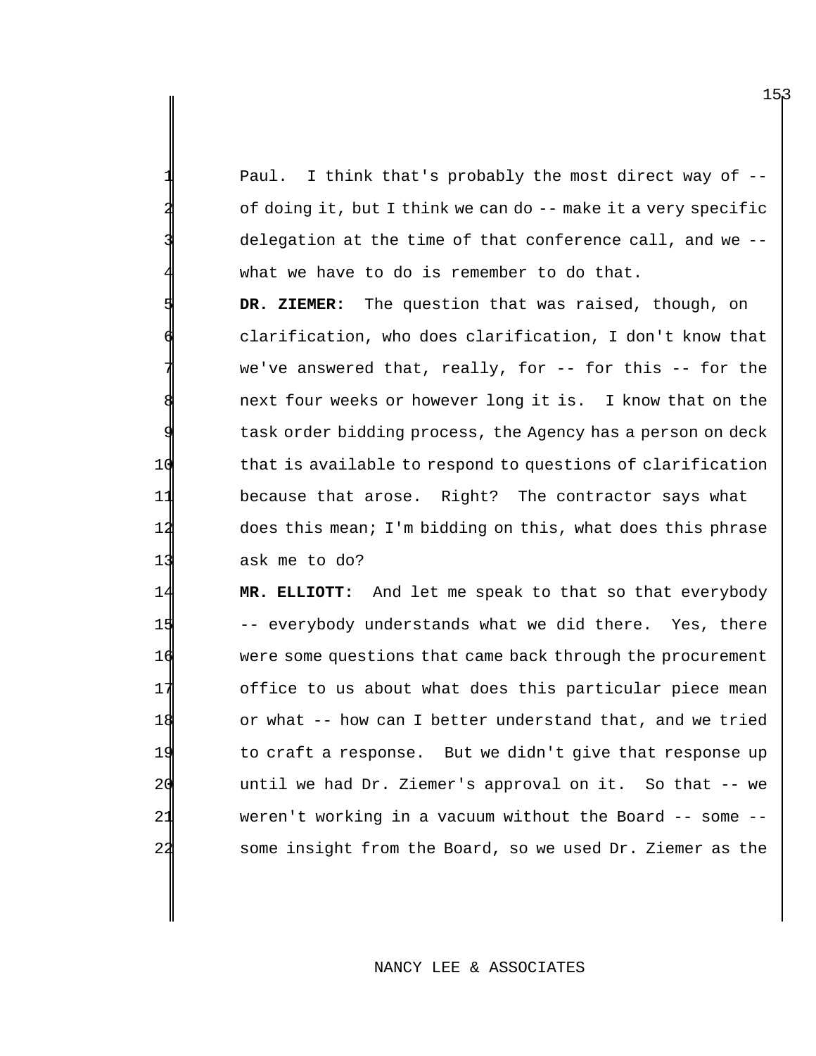Paul. I think that's probably the most direct way of -- of doing it, but I think we can do -- make it a very specific delegation at the time of that conference call, and we -- what we have to do is remember to do that.

**DR. ZIEMER:** The question that was raised, though, on clarification, who does clarification, I don't know that we've answered that, really, for -- for this -- for the next four weeks or however long it is. I know that on the task order bidding process, the Agency has a person on deck that is available to respond to questions of clarification because that arose. Right? The contractor says what does this mean; I'm bidding on this, what does this phrase ask me to do?

**MR. ELLIOTT:** And let me speak to that so that everybody -- everybody understands what we did there. Yes, there were some questions that came back through the procurement office to us about what does this particular piece mean or what -- how can I better understand that, and we tried to craft a response. But we didn't give that response up until we had Dr. Ziemer's approval on it. So that -- we weren't working in a vacuum without the Board -- some -- some insight from the Board, so we used Dr. Ziemer as the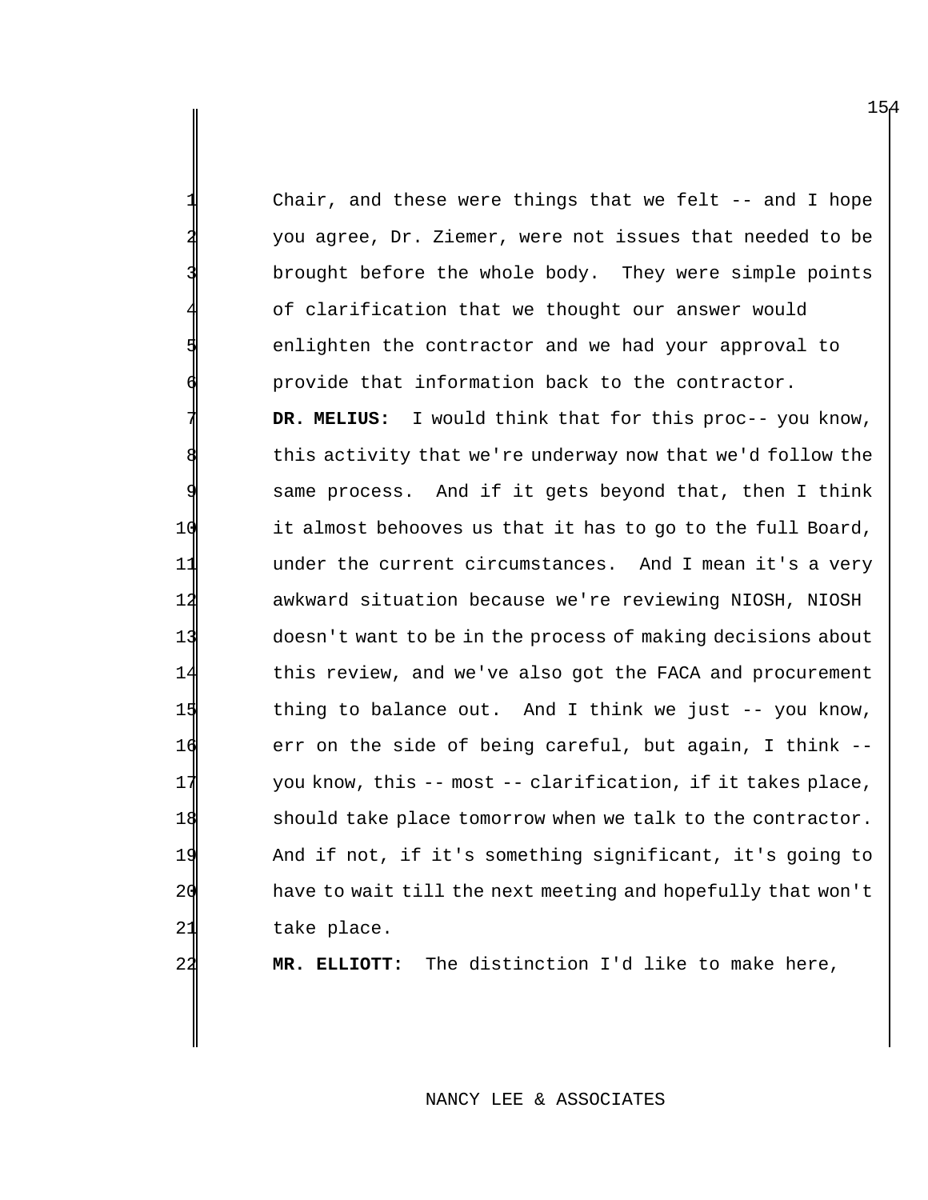Chair, and these were things that we felt -- and I hope you agree, Dr. Ziemer, were not issues that needed to be brought before the whole body. They were simple points of clarification that we thought our answer would enlighten the contractor and we had your approval to provide that information back to the contractor.

**DR. MELIUS:** I would think that for this proc-- you know, this activity that we're underway now that we'd follow the same process. And if it gets beyond that, then I think it almost behooves us that it has to go to the full Board, under the current circumstances. And I mean it's a very awkward situation because we're reviewing NIOSH, NIOSH doesn't want to be in the process of making decisions about this review, and we've also got the FACA and procurement thing to balance out. And I think we just -- you know, err on the side of being careful, but again, I think -- you know, this -- most -- clarification, if it takes place, should take place tomorrow when we talk to the contractor. And if not, if it's something significant, it's going to have to wait till the next meeting and hopefully that won't take place.

**MR. ELLIOTT:** The distinction I'd like to make here,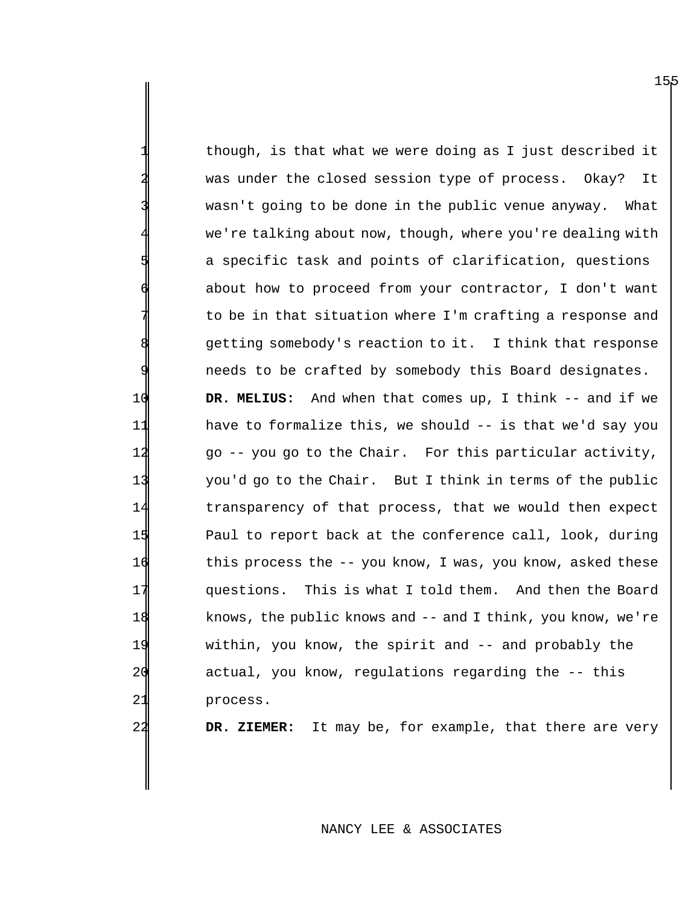though, is that what we were doing as I just described it was under the closed session type of process. Okay? It wasn't going to be done in the public venue anyway. What we're talking about now, though, where you're dealing with a specific task and points of clarification, questions about how to proceed from your contractor, I don't want to be in that situation where I'm crafting a response and getting somebody's reaction to it. I think that response needs to be crafted by somebody this Board designates.

**DR. MELIUS:** And when that comes up, I think -- and if we have to formalize this, we should -- is that we'd say you go -- you go to the Chair. For this particular activity, you'd go to the Chair. But I think in terms of the public transparency of that process, that we would then expect Paul to report back at the conference call, look, during this process the -- you know, I was, you know, asked these questions. This is what I told them. And then the Board knows, the public knows and -- and I think, you know, we're within, you know, the spirit and -- and probably the actual, you know, regulations regarding the -- this process.

**DR. ZIEMER:** It may be, for example, that there are very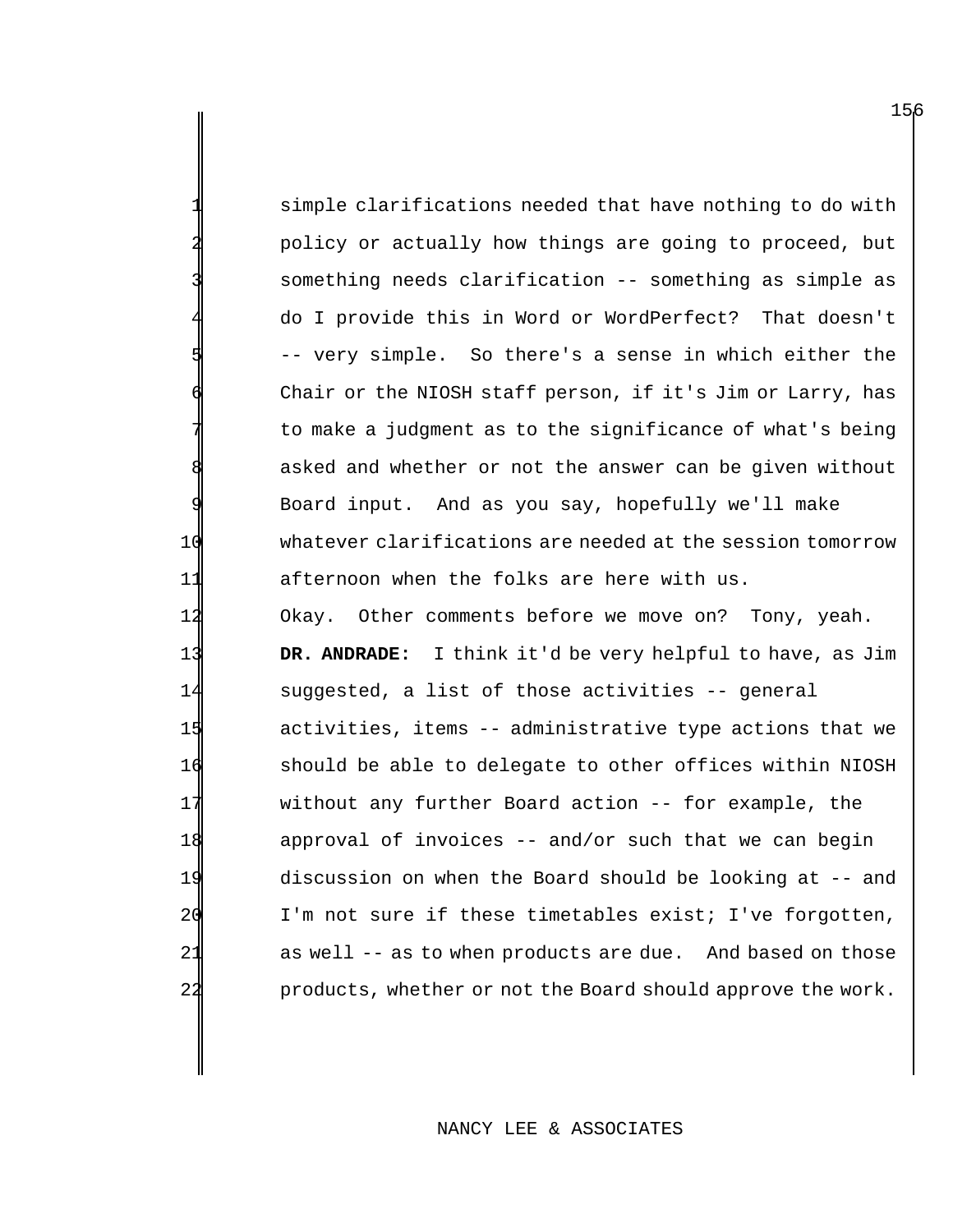simple clarifications needed that have nothing to do with policy or actually how things are going to proceed, but something needs clarification -- something as simple as do I provide this in Word or WordPerfect? That doesn't -- very simple. So there's a sense in which either the Chair or the NIOSH staff person, if it's Jim or Larry, has to make a judgment as to the significance of what's being asked and whether or not the answer can be given without Board input. And as you say, hopefully we'll make whatever clarifications are needed at the session tomorrow afternoon when the folks are here with us.

Okay. Other comments before we move on? Tony, yeah.

**DR. ANDRADE:** I think it'd be very helpful to have, as Jim suggested, a list of those activities -- general activities, items -- administrative type actions that we should be able to delegate to other offices within NIOSH without any further Board action -- for example, the approval of invoices -- and/or such that we can begin discussion on when the Board should be looking at -- and I'm not sure if these timetables exist; I've forgotten, as well -- as to when products are due. And based on those products, whether or not the Board should approve the work.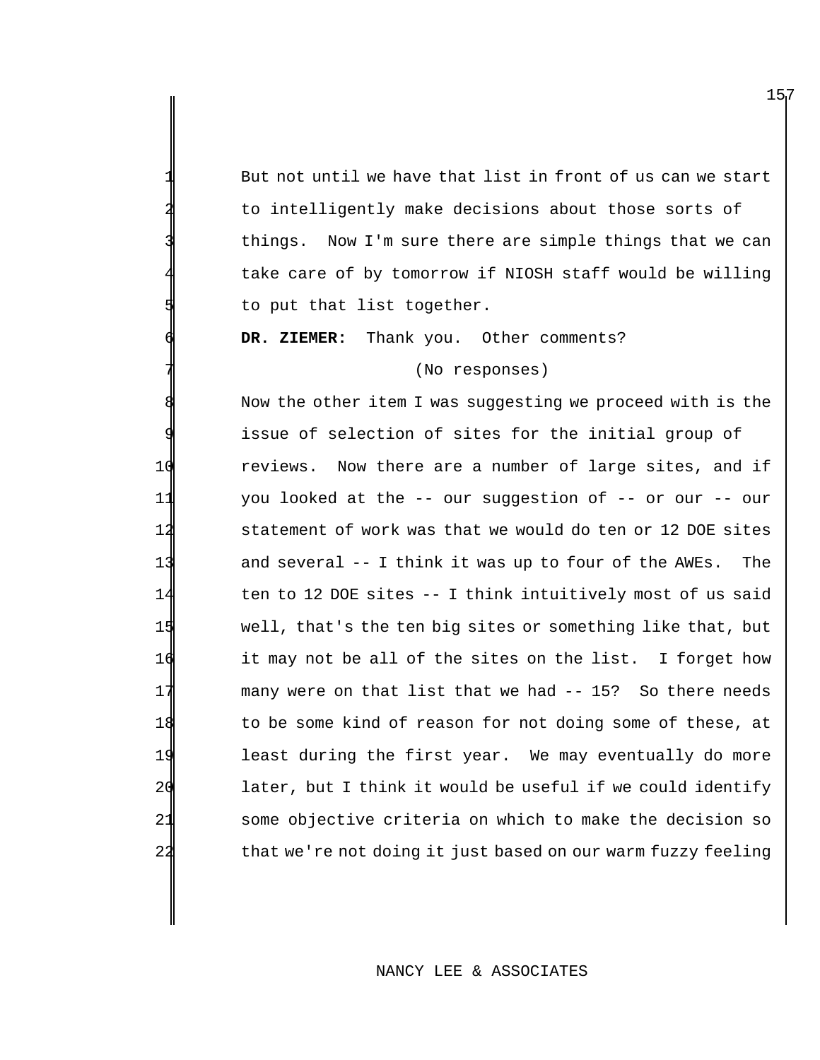But not until we have that list in front of us can we start to intelligently make decisions about those sorts of things. Now I'm sure there are simple things that we can take care of by tomorrow if NIOSH staff would be willing to put that list together.

**DR. ZIEMER:** Thank you. Other comments?

(No responses)

Now the other item I was suggesting we proceed with is the issue of selection of sites for the initial group of reviews. Now there are a number of large sites, and if you looked at the -- our suggestion of -- or our -- our statement of work was that we would do ten or 12 DOE sites and several -- I think it was up to four of the AWEs. The ten to 12 DOE sites -- I think intuitively most of us said well, that's the ten big sites or something like that, but it may not be all of the sites on the list. I forget how many were on that list that we had -- 15? So there needs to be some kind of reason for not doing some of these, at least during the first year. We may eventually do more later, but I think it would be useful if we could identify some objective criteria on which to make the decision so that we're not doing it just based on our warm fuzzy feeling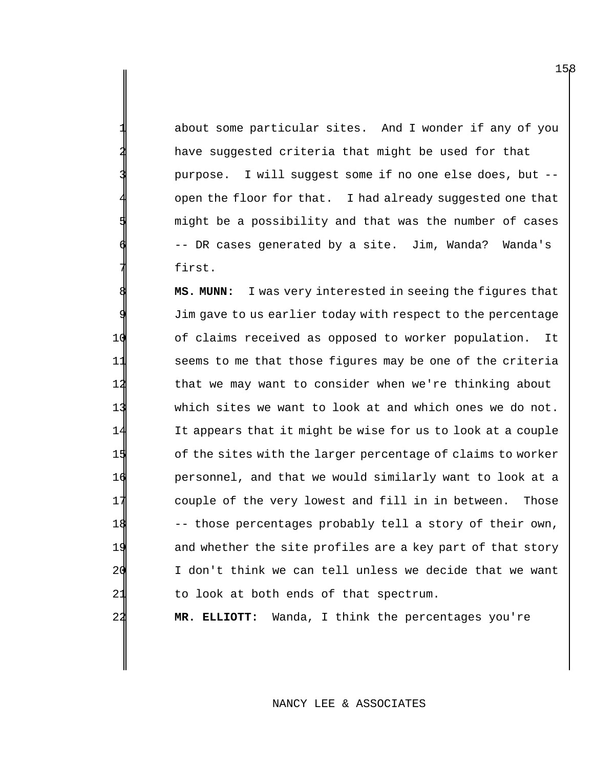about some particular sites. And I wonder if any of you have suggested criteria that might be used for that purpose. I will suggest some if no one else does, but -- open the floor for that. I had already suggested one that might be a possibility and that was the number of cases -- DR cases generated by a site. Jim, Wanda? Wanda's first.

**MS. MUNN:** I was very interested in seeing the figures that Jim gave to us earlier today with respect to the percentage of claims received as opposed to worker population. It seems to me that those figures may be one of the criteria that we may want to consider when we're thinking about which sites we want to look at and which ones we do not. It appears that it might be wise for us to look at a couple of the sites with the larger percentage of claims to worker personnel, and that we would similarly want to look at a couple of the very lowest and fill in in between. Those -- those percentages probably tell a story of their own, and whether the site profiles are a key part of that story I don't think we can tell unless we decide that we want to look at both ends of that spectrum.

**MR. ELLIOTT:** Wanda, I think the percentages you're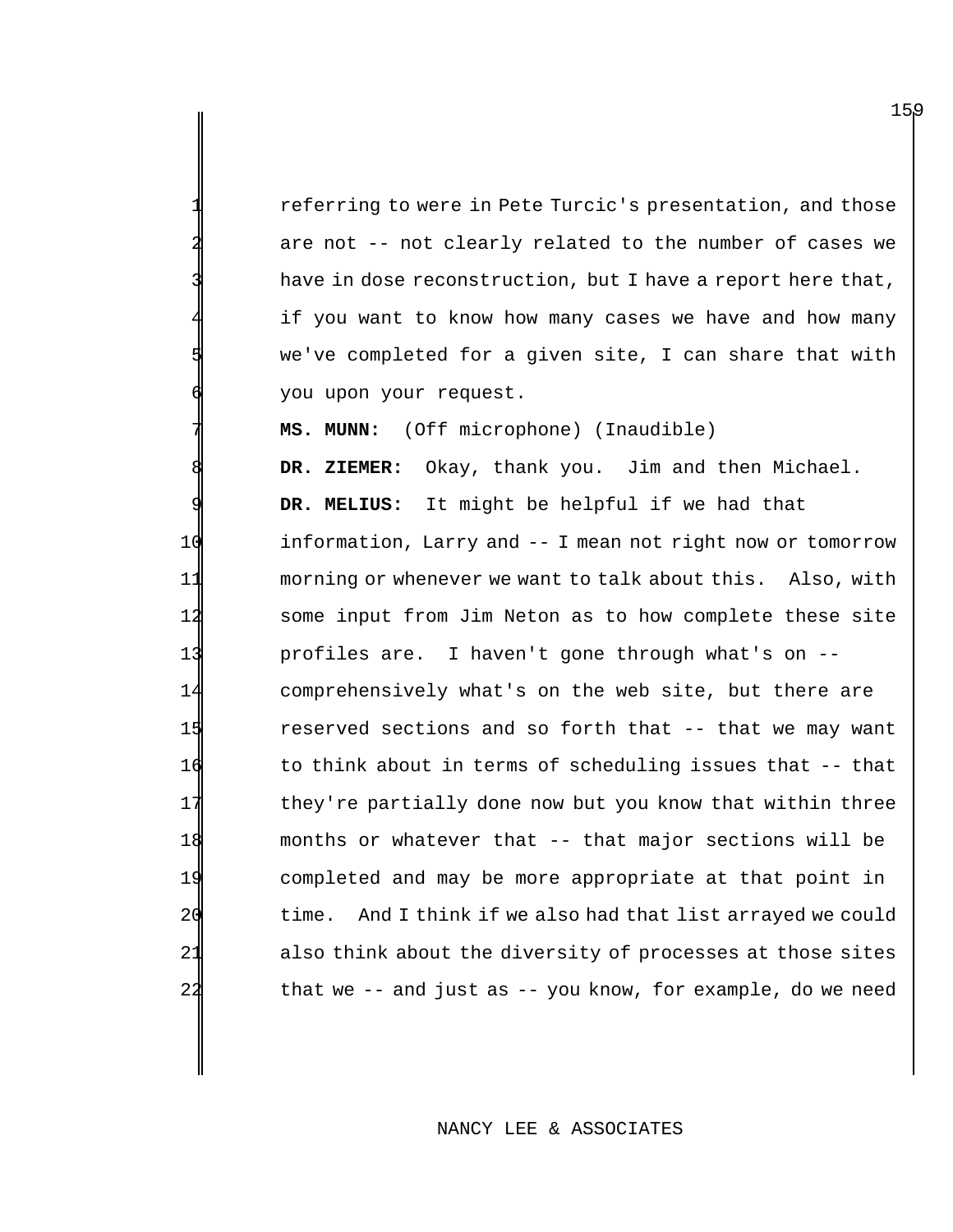referring to were in Pete Turcic's presentation, and those are not -- not clearly related to the number of cases we have in dose reconstruction, but I have a report here that, if you want to know how many cases we have and how many we've completed for a given site, I can share that with you upon your request.

**MS. MUNN:** (Off microphone) (Inaudible)

**DR. ZIEMER:** Okay, thank you. Jim and then Michael.

**DR. MELIUS:** It might be helpful if we had that information, Larry and -- I mean not right now or tomorrow morning or whenever we want to talk about this. Also, with some input from Jim Neton as to how complete these site profiles are. I haven't gone through what's on -- comprehensively what's on the web site, but there are reserved sections and so forth that -- that we may want to think about in terms of scheduling issues that -- that they're partially done now but you know that within three months or whatever that -- that major sections will be completed and may be more appropriate at that point in time. And I think if we also had that list arrayed we could also think about the diversity of processes at those sites that we -- and just as -- you know, for example, do we need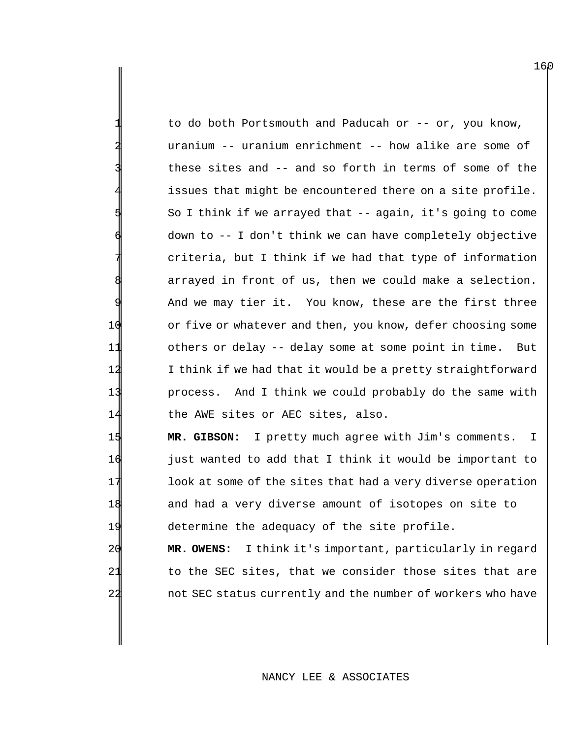to do both Portsmouth and Paducah or -- or, you know, uranium -- uranium enrichment -- how alike are some of these sites and -- and so forth in terms of some of the issues that might be encountered there on a site profile. So I think if we arrayed that -- again, it's going to come down to -- I don't think we can have completely objective criteria, but I think if we had that type of information arrayed in front of us, then we could make a selection. And we may tier it. You know, these are the first three or five or whatever and then, you know, defer choosing some others or delay -- delay some at some point in time. But I think if we had that it would be a pretty straightforward process. And I think we could probably do the same with the AWE sites or AEC sites, also.

**MR. GIBSON:** I pretty much agree with Jim's comments. I just wanted to add that I think it would be important to look at some of the sites that had a very diverse operation and had a very diverse amount of isotopes on site to determine the adequacy of the site profile.

**MR. OWENS:** I think it's important, particularly in regard to the SEC sites, that we consider those sites that are not SEC status currently and the number of workers who have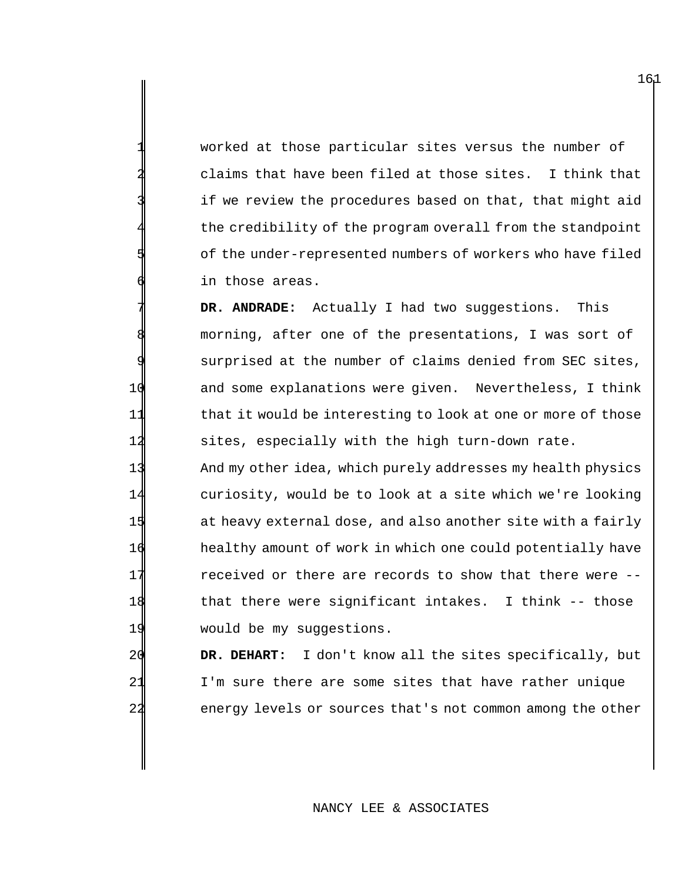worked at those particular sites versus the number of claims that have been filed at those sites. I think that if we review the procedures based on that, that might aid the credibility of the program overall from the standpoint of the under-represented numbers of workers who have filed in those areas.

**DR. ANDRADE:** Actually I had two suggestions. This morning, after one of the presentations, I was sort of surprised at the number of claims denied from SEC sites, and some explanations were given. Nevertheless, I think that it would be interesting to look at one or more of those sites, especially with the high turn-down rate.

And my other idea, which purely addresses my health physics curiosity, would be to look at a site which we're looking at heavy external dose, and also another site with a fairly healthy amount of work in which one could potentially have received or there are records to show that there were -- that there were significant intakes. I think -- those would be my suggestions.

**DR. DEHART:** I don't know all the sites specifically, but I'm sure there are some sites that have rather unique energy levels or sources that's not common among the other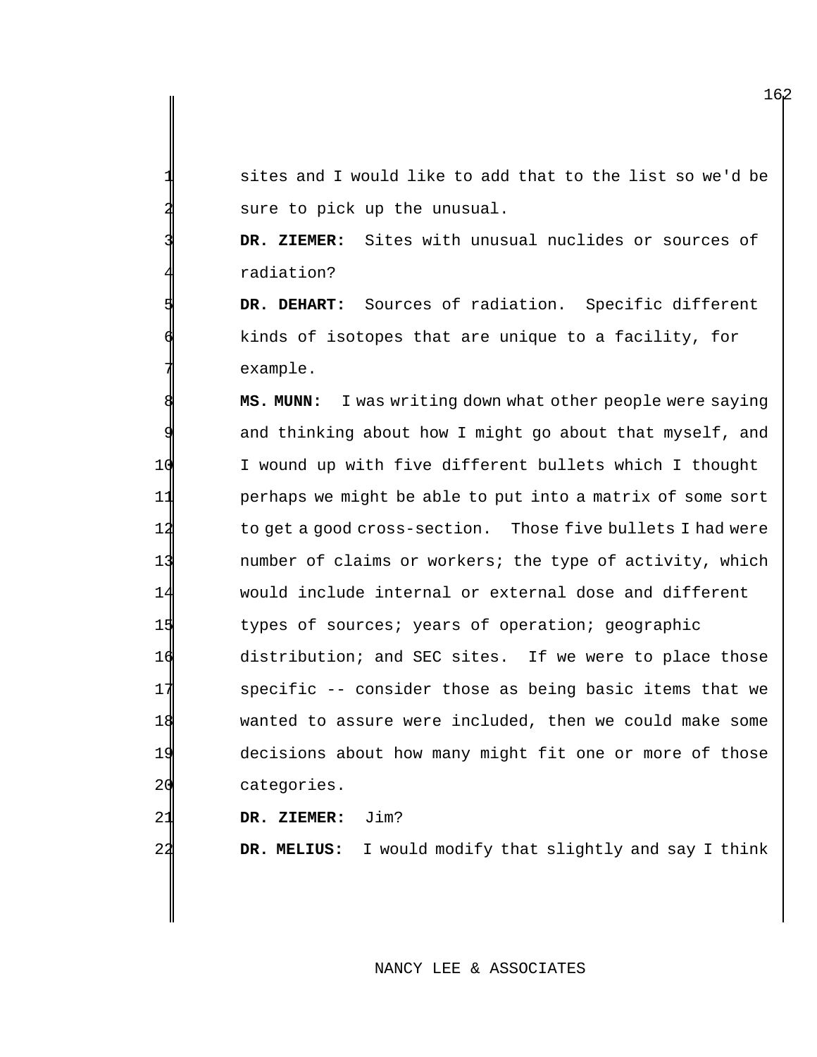sites and I would like to add that to the list so we'd be sure to pick up the unusual.

**DR. ZIEMER:** Sites with unusual nuclides or sources of radiation?

**DR. DEHART:** Sources of radiation. Specific different kinds of isotopes that are unique to a facility, for example.

**MS. MUNN:** I was writing down what other people were saying and thinking about how I might go about that myself, and I wound up with five different bullets which I thought perhaps we might be able to put into a matrix of some sort to get a good cross-section. Those five bullets I had were number of claims or workers; the type of activity, which would include internal or external dose and different types of sources; years of operation; geographic distribution; and SEC sites. If we were to place those specific -- consider those as being basic items that we wanted to assure were included, then we could make some decisions about how many might fit one or more of those categories.

**DR. ZIEMER:** Jim?

**DR. MELIUS:** I would modify that slightly and say I think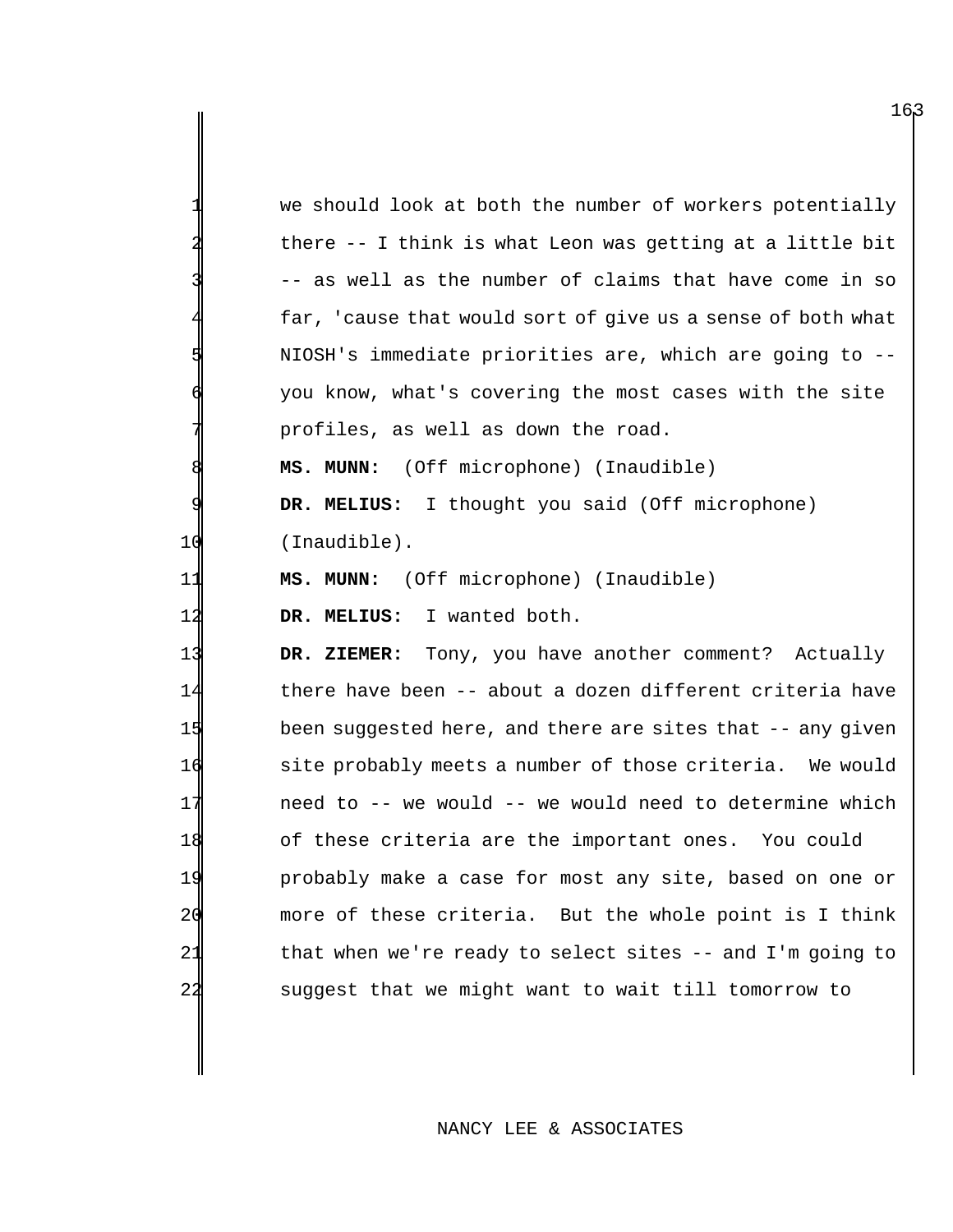we should look at both the number of workers potentially there -- I think is what Leon was getting at a little bit -- as well as the number of claims that have come in so far, 'cause that would sort of give us a sense of both what NIOSH's immediate priorities are, which are going to -- you know, what's covering the most cases with the site profiles, as well as down the road.

**MS. MUNN:** (Off microphone) (Inaudible)

**DR. MELIUS:** I thought you said (Off microphone) (Inaudible).

**MS. MUNN:** (Off microphone) (Inaudible)

**DR. MELIUS:** I wanted both.

**DR. ZIEMER:** Tony, you have another comment? Actually there have been -- about a dozen different criteria have been suggested here, and there are sites that -- any given site probably meets a number of those criteria. We would need to -- we would -- we would need to determine which of these criteria are the important ones. You could probably make a case for most any site, based on one or more of these criteria. But the whole point is I think that when we're ready to select sites -- and I'm going to suggest that we might want to wait till tomorrow to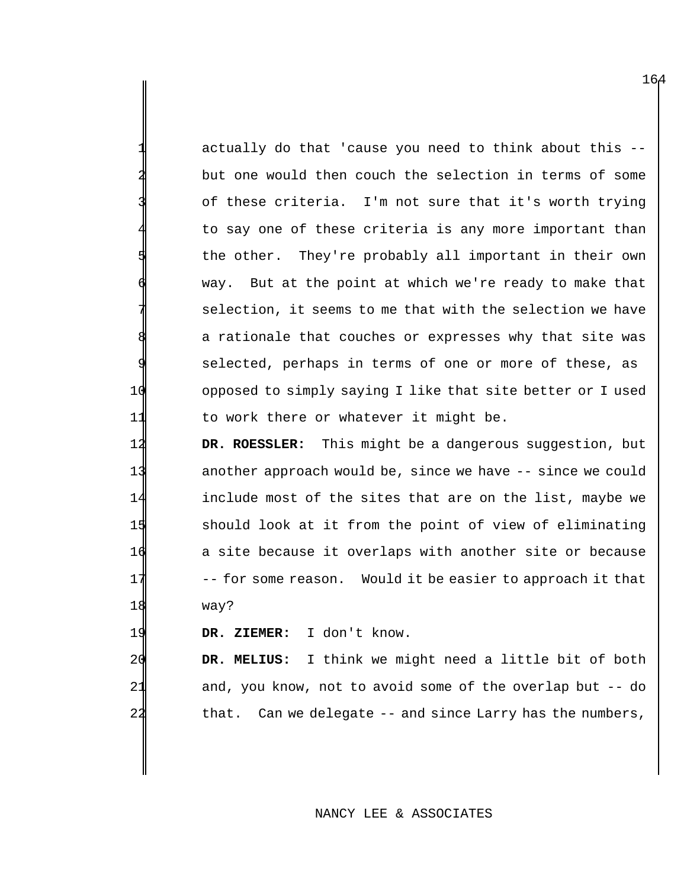actually do that 'cause you need to think about this -- but one would then couch the selection in terms of some of these criteria. I'm not sure that it's worth trying to say one of these criteria is any more important than the other. They're probably all important in their own way. But at the point at which we're ready to make that selection, it seems to me that with the selection we have a rationale that couches or expresses why that site was selected, perhaps in terms of one or more of these, as opposed to simply saying I like that site better or I used to work there or whatever it might be.

**DR. ROESSLER:** This might be a dangerous suggestion, but another approach would be, since we have -- since we could include most of the sites that are on the list, maybe we should look at it from the point of view of eliminating a site because it overlaps with another site or because -- for some reason. Would it be easier to approach it that way?

**DR. ZIEMER:** I don't know.

**DR. MELIUS:** I think we might need a little bit of both and, you know, not to avoid some of the overlap but -- do that. Can we delegate -- and since Larry has the numbers,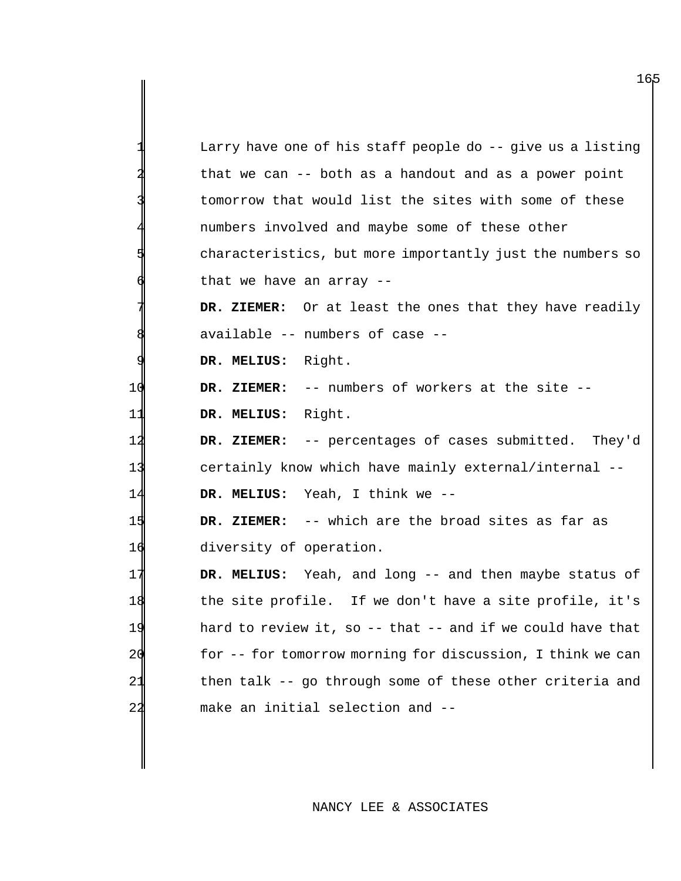Larry have one of his staff people do -- give us a listing that we can -- both as a handout and as a power point tomorrow that would list the sites with some of these numbers involved and maybe some of these other characteristics, but more importantly just the numbers so that we have an array --

**DR. ZIEMER:** Or at least the ones that they have readily available -- numbers of case --

**DR. MELIUS:** Right.

**DR. ZIEMER:** -- numbers of workers at the site --

**DR. MELIUS:** Right.

**DR. ZIEMER:** -- percentages of cases submitted. They'd certainly know which have mainly external/internal --

**DR. MELIUS:** Yeah, I think we --

**DR. ZIEMER:** -- which are the broad sites as far as diversity of operation.

**DR. MELIUS:** Yeah, and long -- and then maybe status of the site profile. If we don't have a site profile, it's hard to review it, so -- that -- and if we could have that for -- for tomorrow morning for discussion, I think we can then talk -- go through some of these other criteria and make an initial selection and --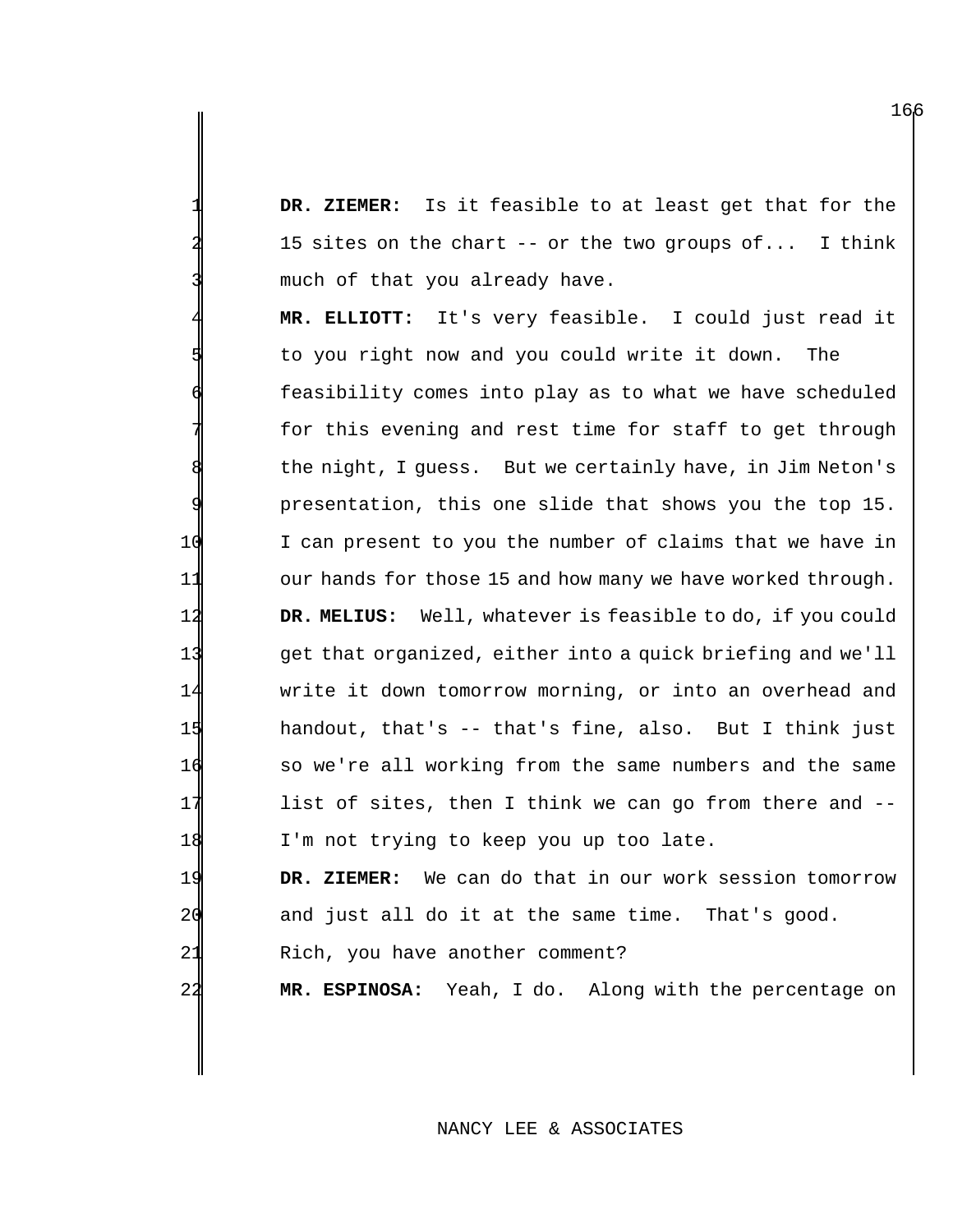**DR. ZIEMER:** Is it feasible to at least get that for the 15 sites on the chart -- or the two groups of... I think much of that you already have.

**MR. ELLIOTT:** It's very feasible. I could just read it to you right now and you could write it down. The feasibility comes into play as to what we have scheduled for this evening and rest time for staff to get through the night, I guess. But we certainly have, in Jim Neton's presentation, this one slide that shows you the top 15. I can present to you the number of claims that we have in our hands for those 15 and how many we have worked through.

**DR. MELIUS:** Well, whatever is feasible to do, if you could get that organized, either into a quick briefing and we'll write it down tomorrow morning, or into an overhead and handout, that's -- that's fine, also. But I think just so we're all working from the same numbers and the same list of sites, then I think we can go from there and -- I'm not trying to keep you up too late.

**DR. ZIEMER:** We can do that in our work session tomorrow and just all do it at the same time. That's good. Rich, you have another comment?

**MR. ESPINOSA:** Yeah, I do. Along with the percentage on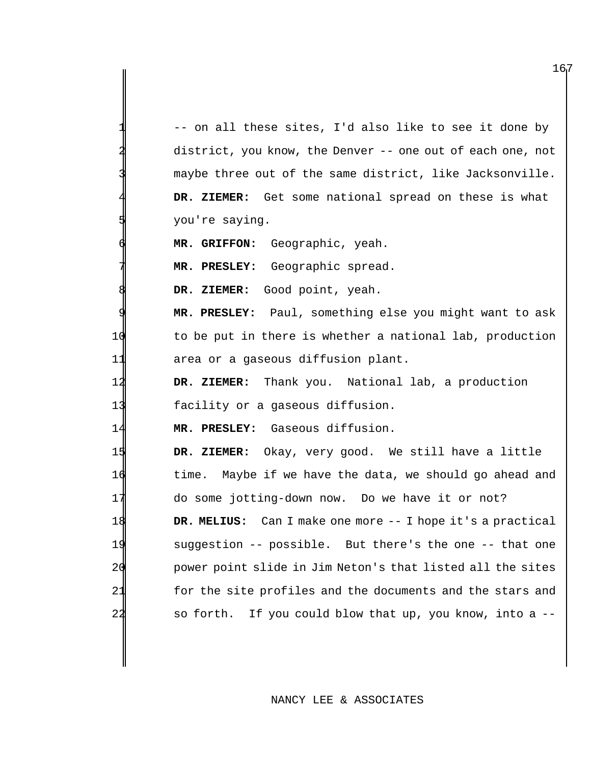-- on all these sites, I'd also like to see it done by district, you know, the Denver -- one out of each one, not maybe three out of the same district, like Jacksonville.

**DR. ZIEMER:** Get some national spread on these is what you're saying.

**MR. GRIFFON:** Geographic, yeah.

**MR. PRESLEY:** Geographic spread.

**DR. ZIEMER:** Good point, yeah.

**MR. PRESLEY:** Paul, something else you might want to ask to be put in there is whether a national lab, production area or a gaseous diffusion plant.

**DR. ZIEMER:** Thank you. National lab, a production facility or a gaseous diffusion.

**MR. PRESLEY:** Gaseous diffusion.

**DR. ZIEMER:** Okay, very good. We still have a little time. Maybe if we have the data, we should go ahead and do some jotting-down now. Do we have it or not?

**DR. MELIUS:** Can I make one more -- I hope it's a practical suggestion -- possible. But there's the one -- that one power point slide in Jim Neton's that listed all the sites for the site profiles and the documents and the stars and so forth. If you could blow that up, you know, into a --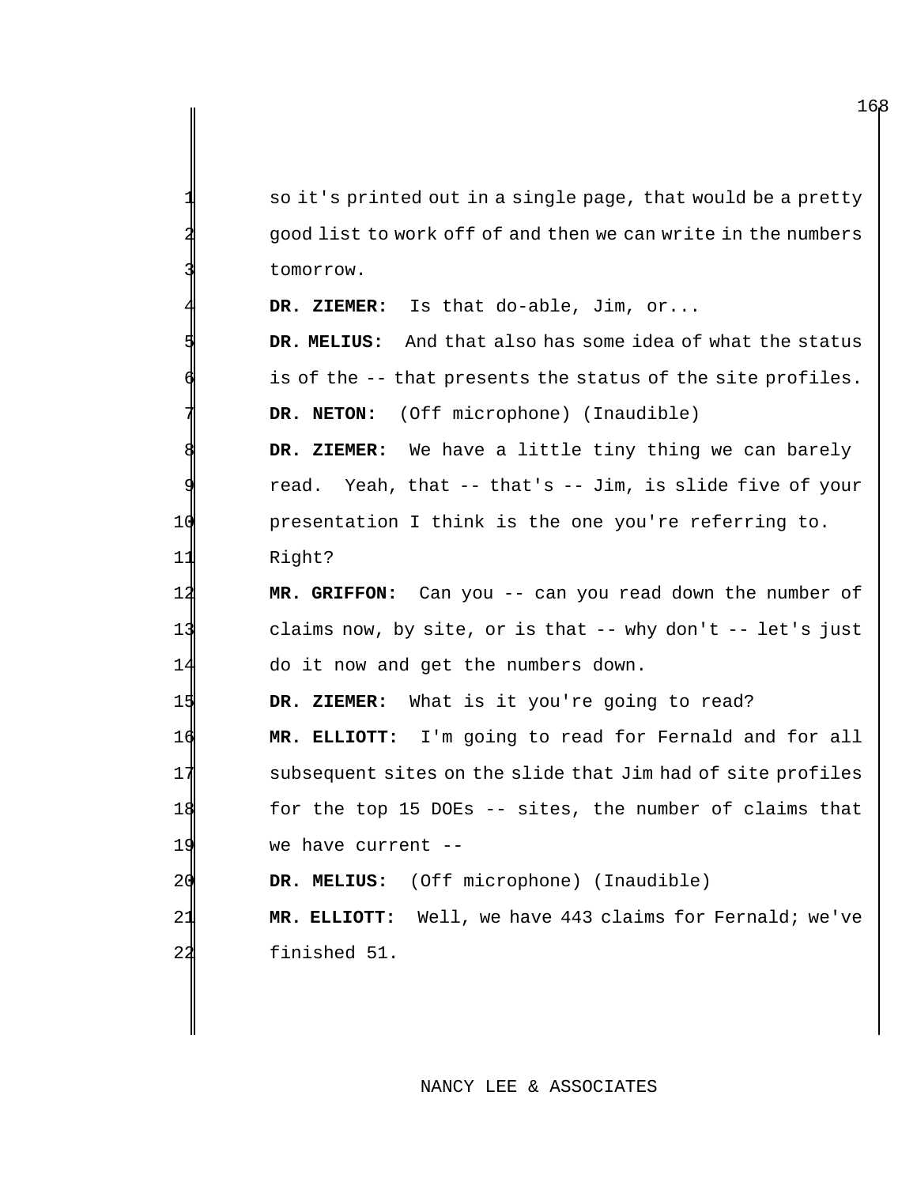so it's printed out in a single page, that would be a pretty good list to work off of and then we can write in the numbers tomorrow.

**DR. ZIEMER:** Is that do-able, Jim, or...

**DR. MELIUS:** And that also has some idea of what the status is of the -- that presents the status of the site profiles.

**DR. NETON:** (Off microphone) (Inaudible)

**DR. ZIEMER:** We have a little tiny thing we can barely read. Yeah, that -- that's -- Jim, is slide five of your presentation I think is the one you're referring to. Right?

**MR. GRIFFON:** Can you -- can you read down the number of claims now, by site, or is that -- why don't -- let's just do it now and get the numbers down.

**DR. ZIEMER:** What is it you're going to read?

**MR. ELLIOTT:** I'm going to read for Fernald and for all subsequent sites on the slide that Jim had of site profiles for the top 15 DOEs -- sites, the number of claims that we have current --

**DR. MELIUS:** (Off microphone) (Inaudible)

**MR. ELLIOTT:** Well, we have 443 claims for Fernald; we've finished 51.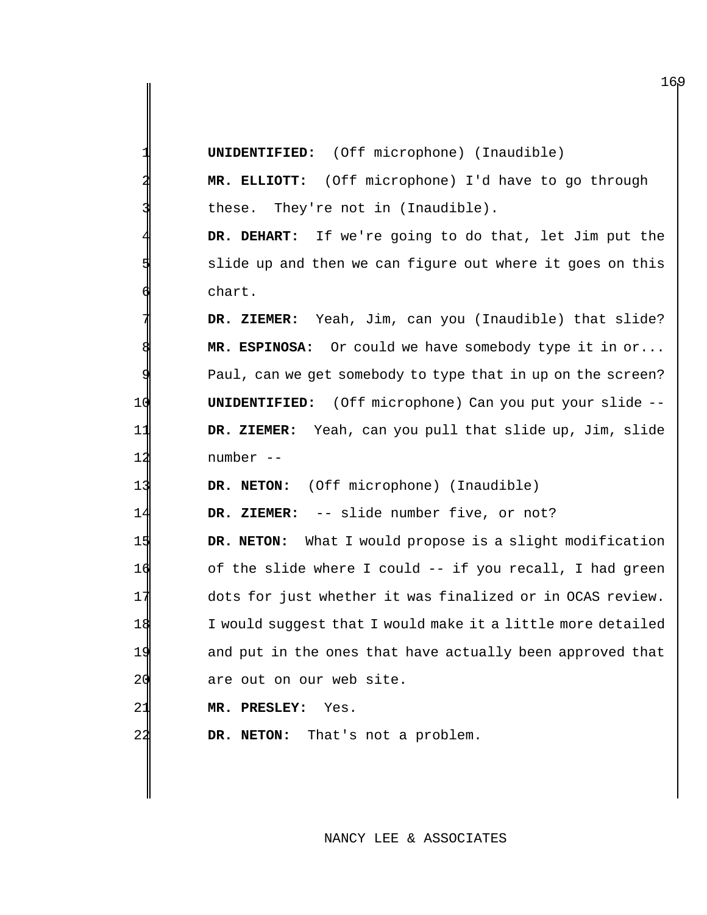**UNIDENTIFIED:** (Off microphone) (Inaudible)

**MR. ELLIOTT:** (Off microphone) I'd have to go through these. They're not in (Inaudible).

**DR. DEHART:** If we're going to do that, let Jim put the slide up and then we can figure out where it goes on this chart.

**DR. ZIEMER:** Yeah, Jim, can you (Inaudible) that slide?

**MR. ESPINOSA:** Or could we have somebody type it in or... Paul, can we get somebody to type that in up on the screen?

**UNIDENTIFIED:** (Off microphone) Can you put your slide --

**DR. ZIEMER:** Yeah, can you pull that slide up, Jim, slide number --

**DR. NETON:** (Off microphone) (Inaudible)

**DR. ZIEMER:** -- slide number five, or not?

**DR. NETON:** What I would propose is a slight modification of the slide where I could -- if you recall, I had green dots for just whether it was finalized or in OCAS review. I would suggest that I would make it a little more detailed and put in the ones that have actually been approved that are out on our web site.

**MR. PRESLEY:** Yes.

**DR. NETON:** That's not a problem.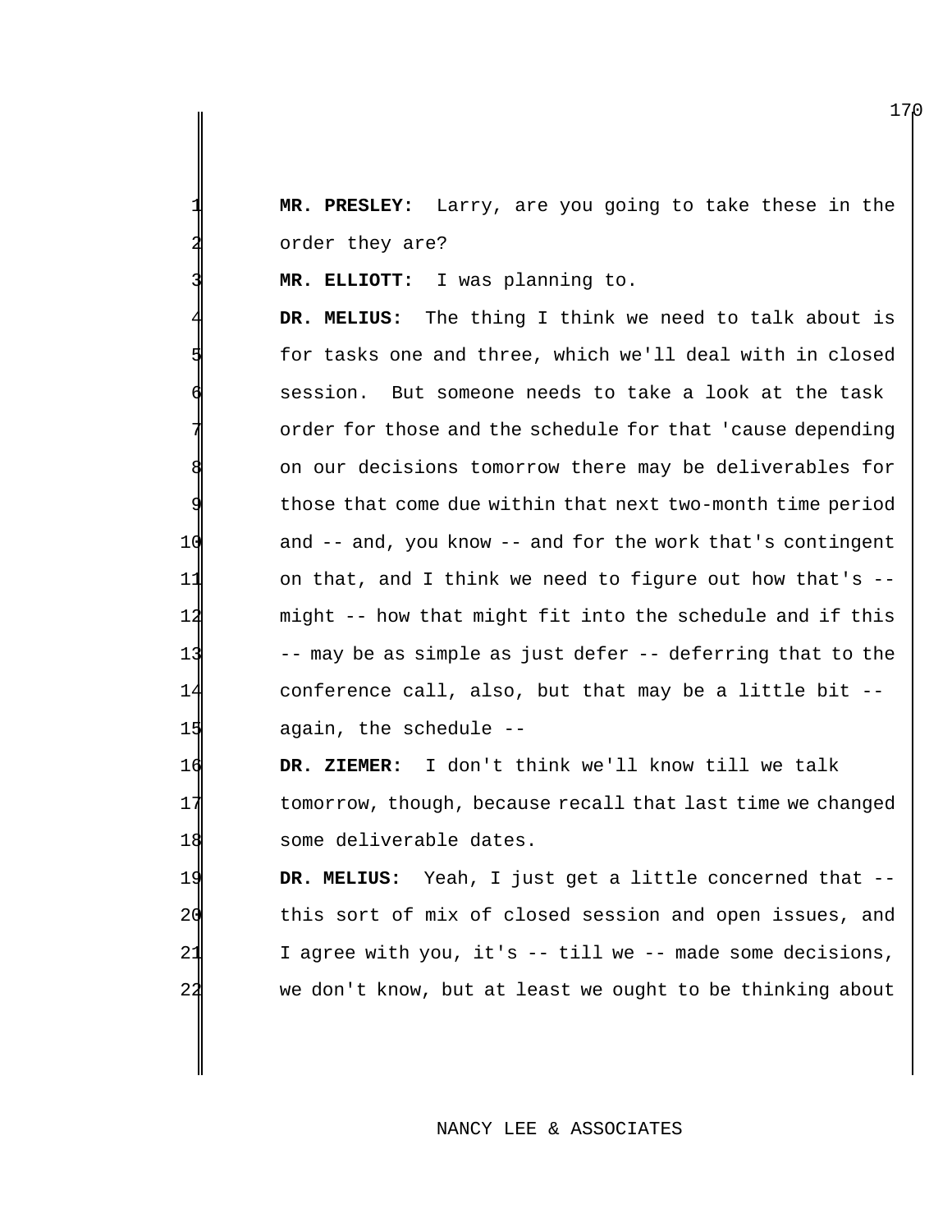**MR. PRESLEY:** Larry, are you going to take these in the order they are?

**MR. ELLIOTT:** I was planning to.

**DR. MELIUS:** The thing I think we need to talk about is for tasks one and three, which we'll deal with in closed session. But someone needs to take a look at the task order for those and the schedule for that 'cause depending on our decisions tomorrow there may be deliverables for those that come due within that next two-month time period and -- and, you know -- and for the work that's contingent on that, and I think we need to figure out how that's -- might -- how that might fit into the schedule and if this -- may be as simple as just defer -- deferring that to the conference call, also, but that may be a little bit -- again, the schedule --

**DR. ZIEMER:** I don't think we'll know till we talk tomorrow, though, because recall that last time we changed some deliverable dates.

**DR. MELIUS:** Yeah, I just get a little concerned that -- this sort of mix of closed session and open issues, and I agree with you, it's -- till we -- made some decisions, we don't know, but at least we ought to be thinking about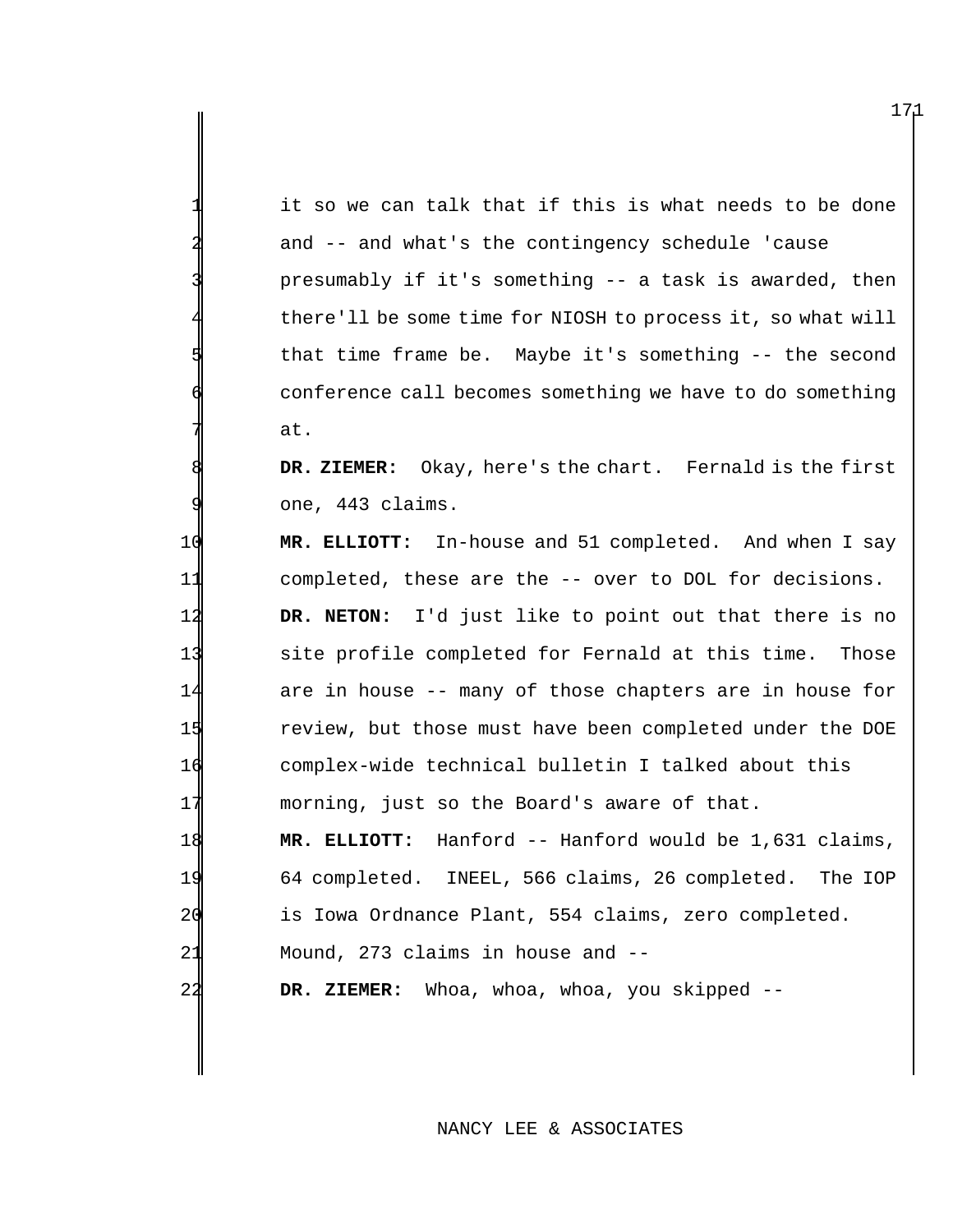it so we can talk that if this is what needs to be done and -- and what's the contingency schedule 'cause presumably if it's something -- a task is awarded, then there'll be some time for NIOSH to process it, so what will that time frame be. Maybe it's something -- the second conference call becomes something we have to do something at.

**DR. ZIEMER:** Okay, here's the chart. Fernald is the first one, 443 claims.

**MR. ELLIOTT:** In-house and 51 completed. And when I say completed, these are the -- over to DOL for decisions.

**DR. NETON:** I'd just like to point out that there is no site profile completed for Fernald at this time. Those are in house -- many of those chapters are in house for review, but those must have been completed under the DOE complex-wide technical bulletin I talked about this morning, just so the Board's aware of that.

**MR. ELLIOTT:** Hanford -- Hanford would be 1,631 claims, 64 completed. INEEL, 566 claims, 26 completed. The IOP is Iowa Ordnance Plant, 554 claims, zero completed. Mound, 273 claims in house and --

**DR. ZIEMER:** Whoa, whoa, whoa, you skipped --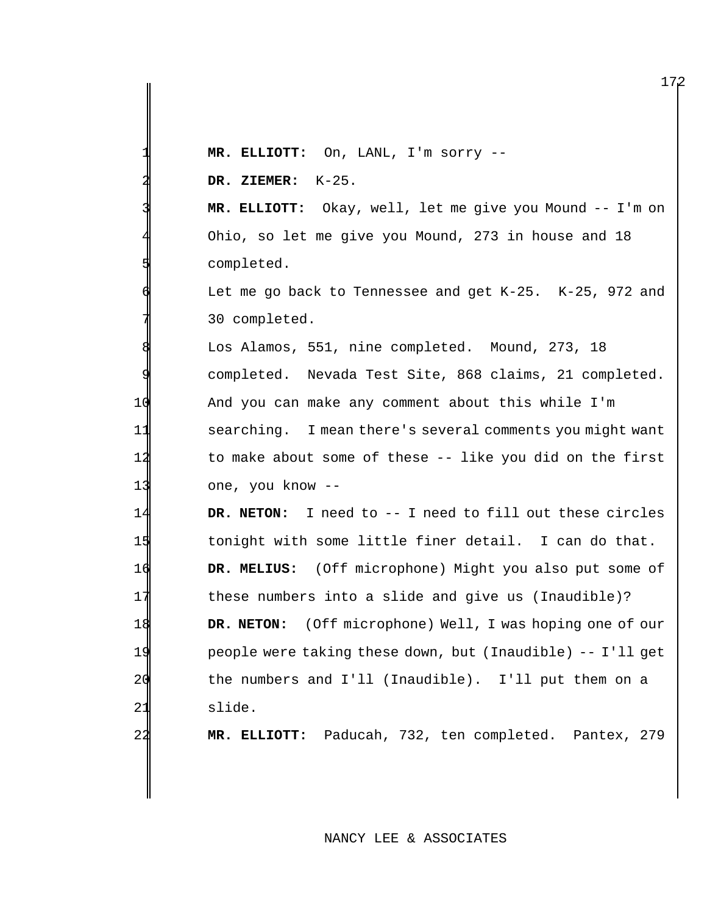**MR. ELLIOTT:** On, LANL, I'm sorry --

**DR. ZIEMER:** K-25.

**MR. ELLIOTT:** Okay, well, let me give you Mound -- I'm on Ohio, so let me give you Mound, 273 in house and 18 completed.

Let me go back to Tennessee and get K-25. K-25, 972 and 30 completed.

Los Alamos, 551, nine completed. Mound, 273, 18 completed. Nevada Test Site, 868 claims, 21 completed. And you can make any comment about this while I'm searching. I mean there's several comments you might want to make about some of these -- like you did on the first one, you know --

**DR. NETON:** I need to -- I need to fill out these circles tonight with some little finer detail. I can do that.

**DR. MELIUS:** (Off microphone) Might you also put some of these numbers into a slide and give us (Inaudible)?

**DR. NETON:** (Off microphone) Well, I was hoping one of our people were taking these down, but (Inaudible) -- I'll get the numbers and I'll (Inaudible). I'll put them on a slide.

**MR. ELLIOTT:** Paducah, 732, ten completed. Pantex, 279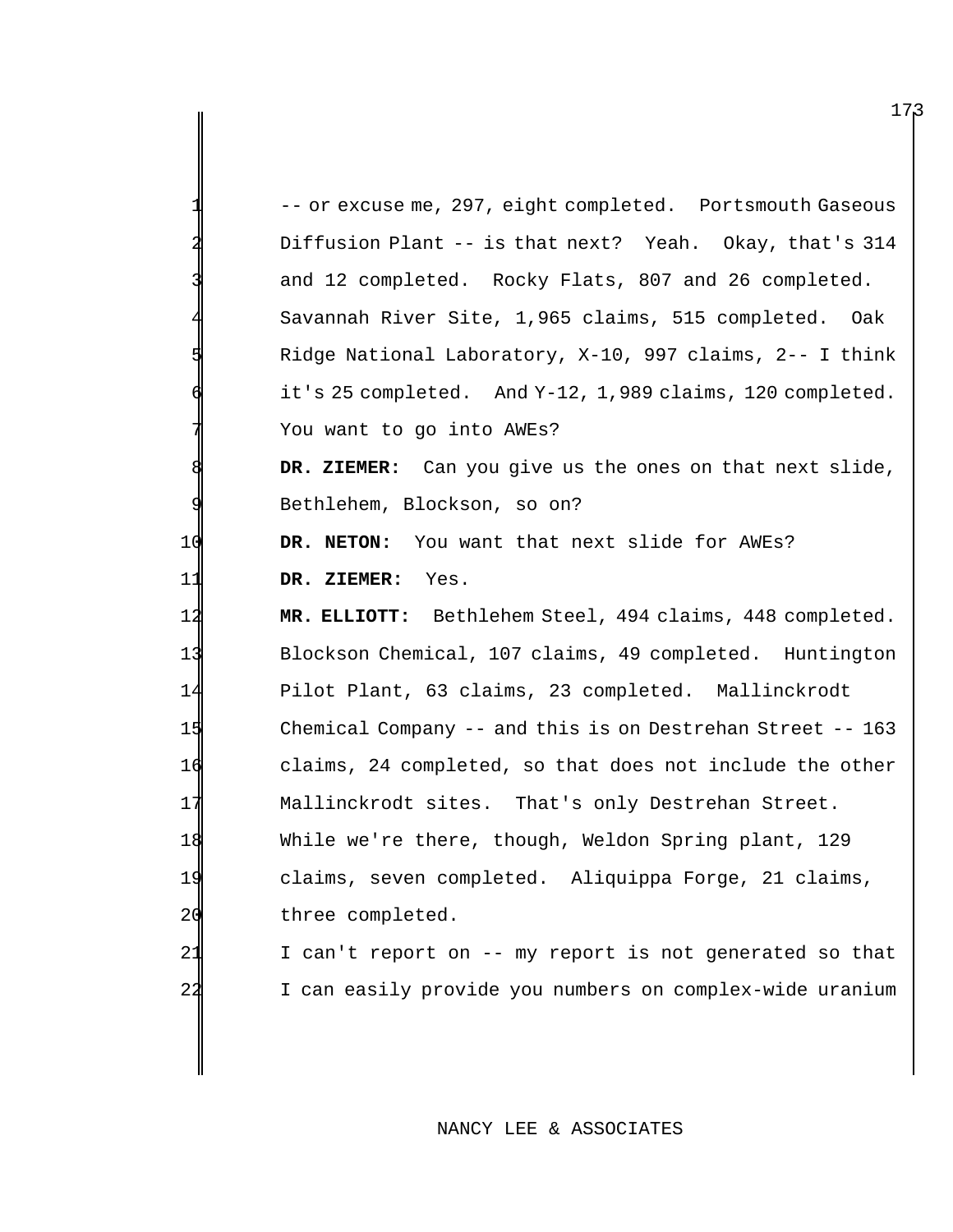-- or excuse me, 297, eight completed. Portsmouth Gaseous Diffusion Plant -- is that next? Yeah. Okay, that's 314 and 12 completed. Rocky Flats, 807 and 26 completed. Savannah River Site, 1,965 claims, 515 completed. Oak Ridge National Laboratory, X-10, 997 claims, 2-- I think it's 25 completed. And Y-12, 1,989 claims, 120 completed. You want to go into AWEs?

**DR. ZIEMER:** Can you give us the ones on that next slide, Bethlehem, Blockson, so on?

**DR. NETON:** You want that next slide for AWEs?

**DR. ZIEMER:** Yes.

**MR. ELLIOTT:** Bethlehem Steel, 494 claims, 448 completed. Blockson Chemical, 107 claims, 49 completed. Huntington Pilot Plant, 63 claims, 23 completed. Mallinckrodt Chemical Company -- and this is on Destrehan Street -- 163 claims, 24 completed, so that does not include the other Mallinckrodt sites. That's only Destrehan Street. While we're there, though, Weldon Spring plant, 129 claims, seven completed. Aliquippa Forge, 21 claims, three completed.

I can't report on -- my report is not generated so that I can easily provide you numbers on complex-wide uranium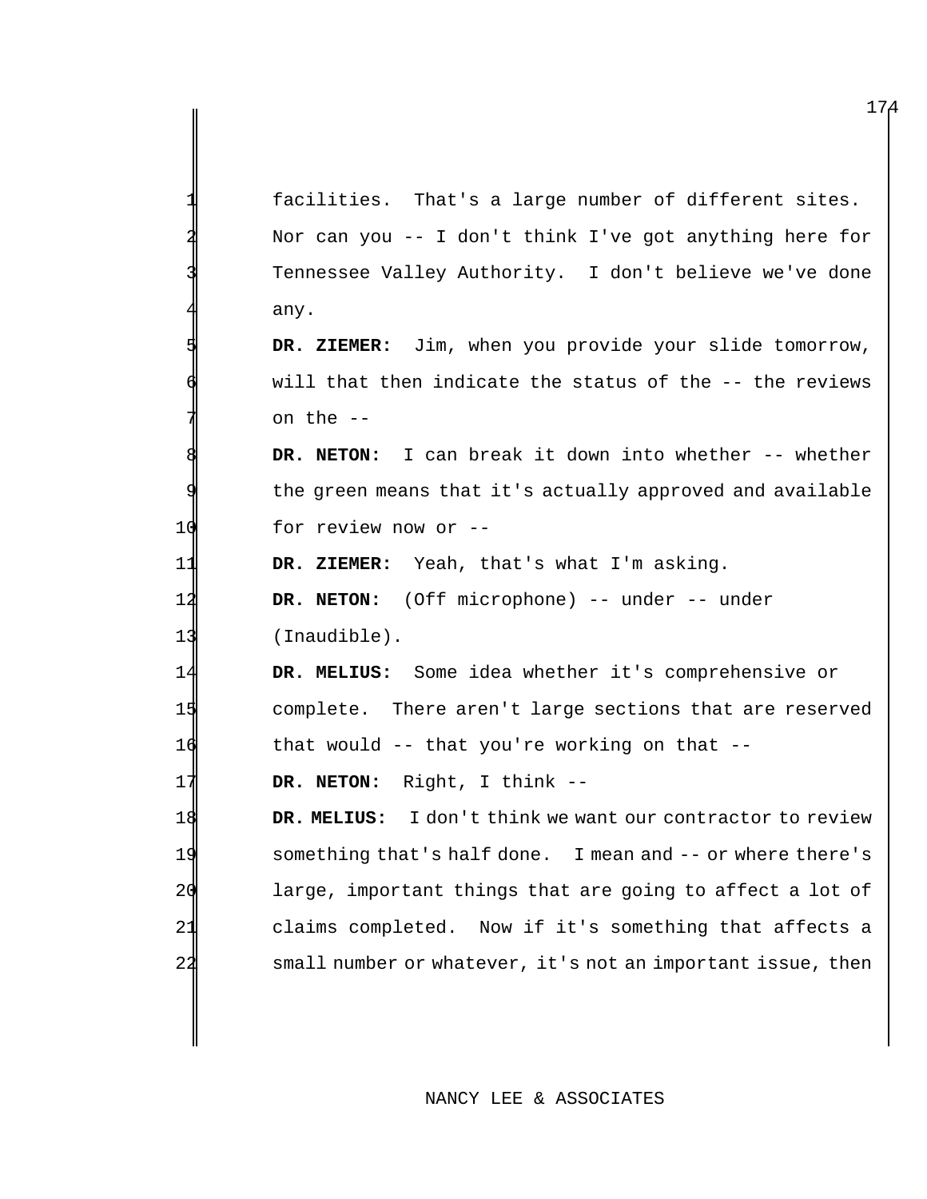facilities. That's a large number of different sites. Nor can you -- I don't think I've got anything here for Tennessee Valley Authority. I don't believe we've done any.

**DR. ZIEMER:** Jim, when you provide your slide tomorrow, will that then indicate the status of the -- the reviews on the --

**DR. NETON:** I can break it down into whether -- whether the green means that it's actually approved and available for review now or --

**DR. ZIEMER:** Yeah, that's what I'm asking.

**DR. NETON:** (Off microphone) -- under -- under (Inaudible).

**DR. MELIUS:** Some idea whether it's comprehensive or complete. There aren't large sections that are reserved that would -- that you're working on that --

**DR. NETON:** Right, I think --

**DR. MELIUS:** I don't think we want our contractor to review something that's half done. I mean and -- or where there's large, important things that are going to affect a lot of claims completed. Now if it's something that affects a small number or whatever, it's not an important issue, then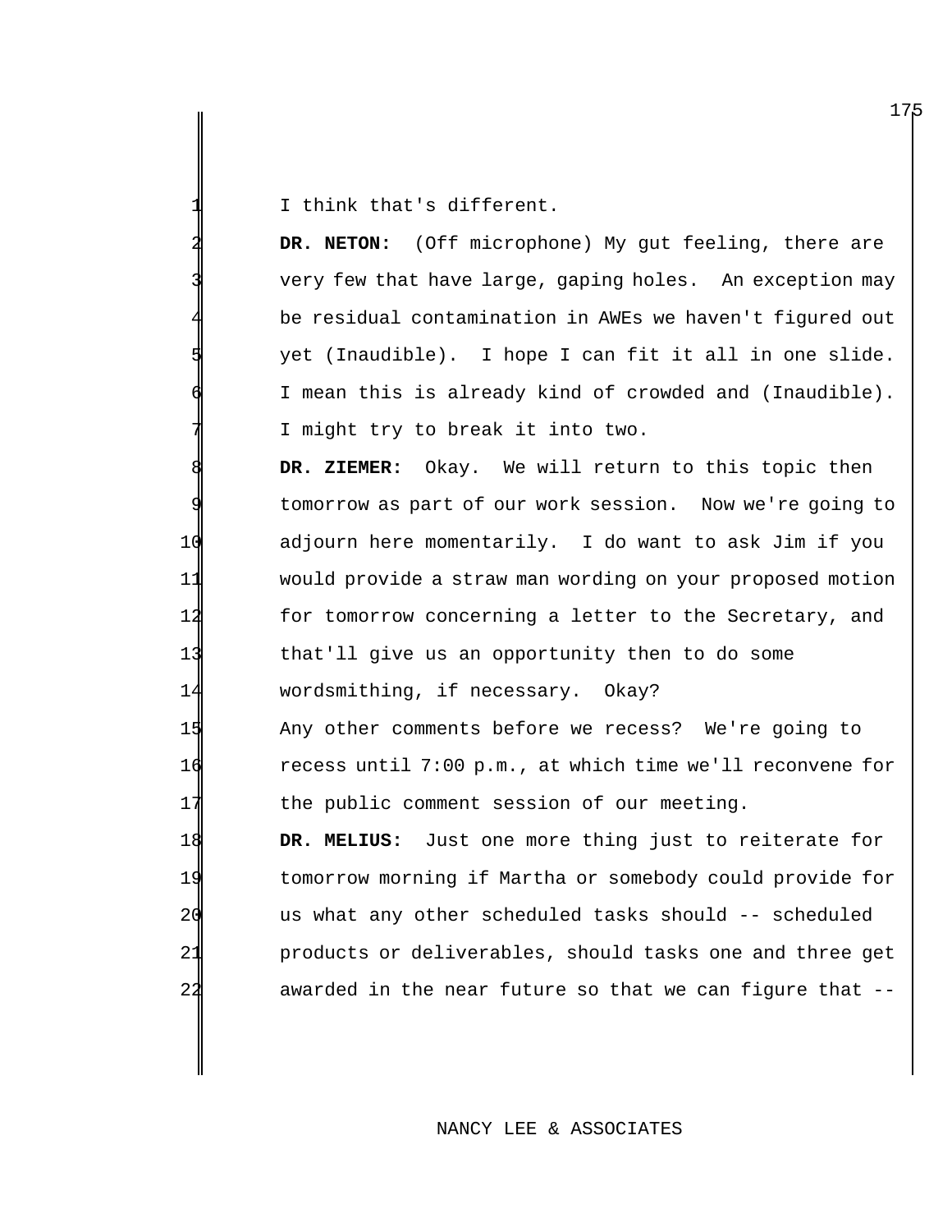I think that's different.

**DR. NETON:** (Off microphone) My gut feeling, there are very few that have large, gaping holes. An exception may be residual contamination in AWEs we haven't figured out yet (Inaudible). I hope I can fit it all in one slide. I mean this is already kind of crowded and (Inaudible). I might try to break it into two.

**DR. ZIEMER:** Okay. We will return to this topic then tomorrow as part of our work session. Now we're going to adjourn here momentarily. I do want to ask Jim if you would provide a straw man wording on your proposed motion for tomorrow concerning a letter to the Secretary, and that'll give us an opportunity then to do some wordsmithing, if necessary. Okay?

Any other comments before we recess? We're going to recess until 7:00 p.m., at which time we'll reconvene for the public comment session of our meeting.

**DR. MELIUS:** Just one more thing just to reiterate for tomorrow morning if Martha or somebody could provide for us what any other scheduled tasks should -- scheduled products or deliverables, should tasks one and three get awarded in the near future so that we can figure that --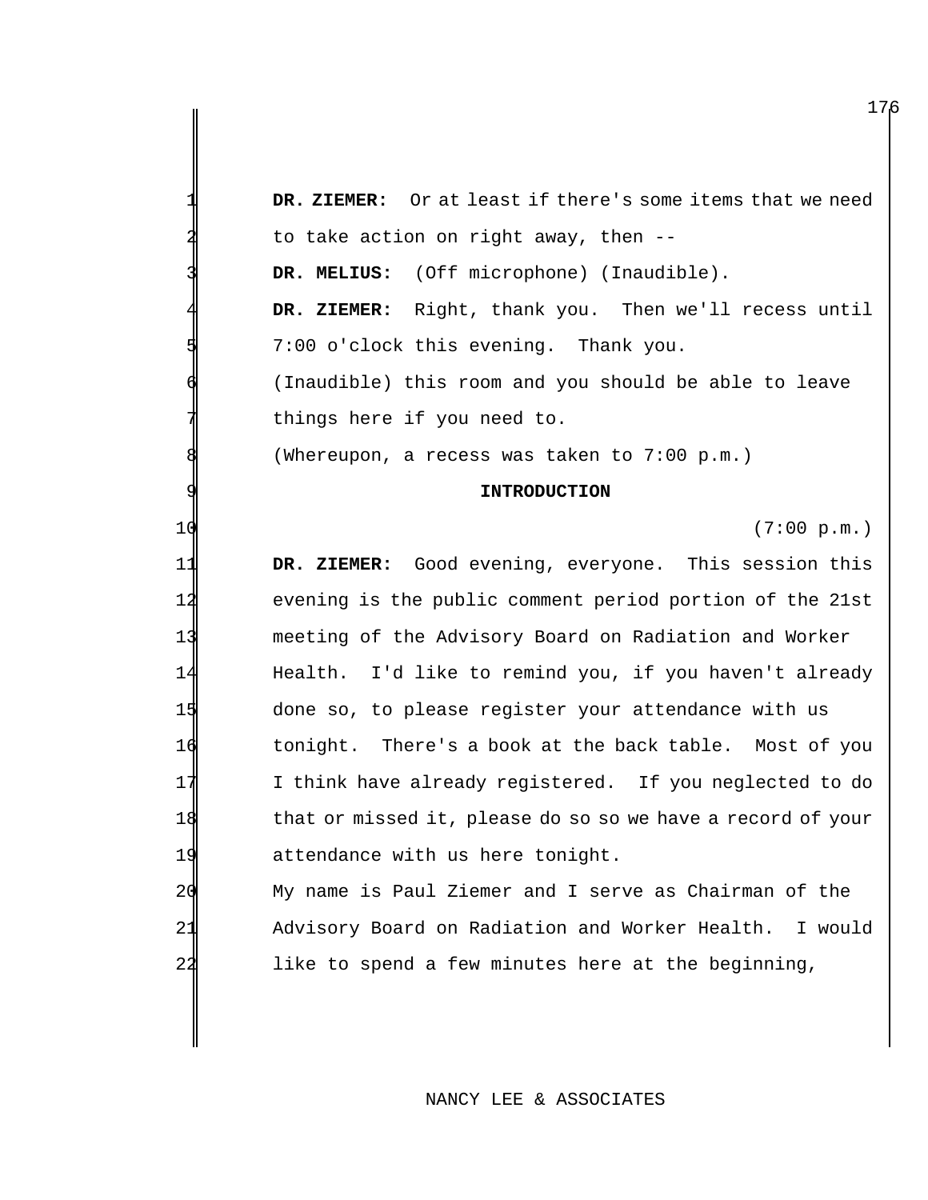**DR. ZIEMER:** Or at least if there's some items that we need to take action on right away, then --

**DR. MELIUS:** (Off microphone) (Inaudible).

**DR. ZIEMER:** Right, thank you. Then we'll recess until 7:00 o'clock this evening. Thank you.

(Inaudible) this room and you should be able to leave things here if you need to.

(Whereupon, a recess was taken to 7:00 p.m.)

## INTRODUCTION

(7:00 p.m.)

**DR. ZIEMER:** Good evening, everyone. This session this evening is the public comment period portion of the 21st meeting of the Advisory Board on Radiation and Worker Health. I'd like to remind you, if you haven't already done so, to please register your attendance with us tonight. There's a book at the back table. Most of you I think have already registered. If you neglected to do that or missed it, please do so so we have a record of your attendance with us here tonight.

My name is Paul Ziemer and I serve as Chairman of the Advisory Board on Radiation and Worker Health. I would like to spend a few minutes here at the beginning,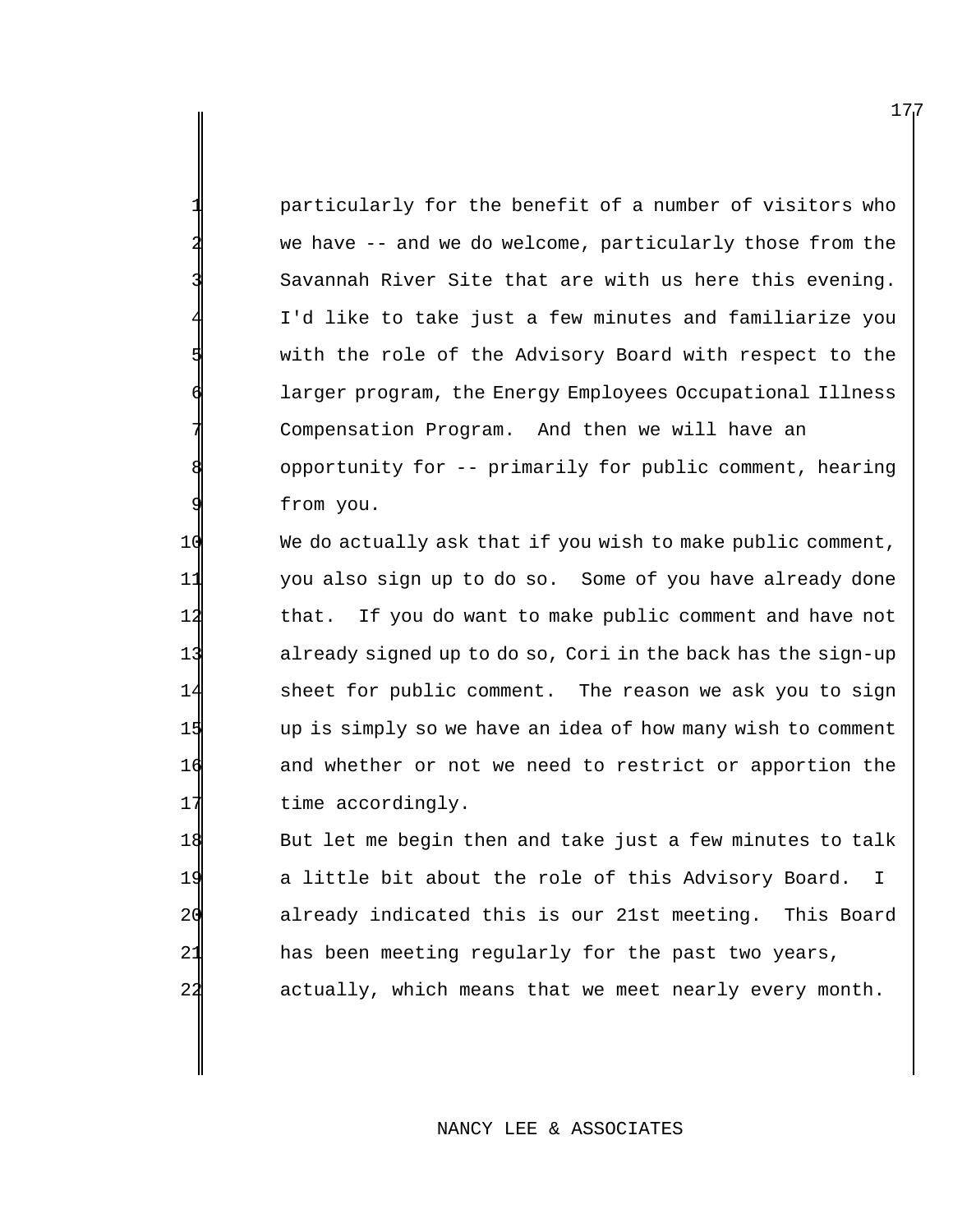particularly for the benefit of a number of visitors who we have -- and we do welcome, particularly those from the Savannah River Site that are with us here this evening. I'd like to take just a few minutes and familiarize you with the role of the Advisory Board with respect to the larger program, the Energy Employees Occupational Illness Compensation Program. And then we will have an opportunity for -- primarily for public comment, hearing from you.

We do actually ask that if you wish to make public comment, you also sign up to do so. Some of you have already done that. If you do want to make public comment and have not already signed up to do so, Cori in the back has the sign-up sheet for public comment. The reason we ask you to sign up is simply so we have an idea of how many wish to comment and whether or not we need to restrict or apportion the time accordingly.

But let me begin then and take just a few minutes to talk a little bit about the role of this Advisory Board. I already indicated this is our 21st meeting. This Board has been meeting regularly for the past two years, actually, which means that we meet nearly every month.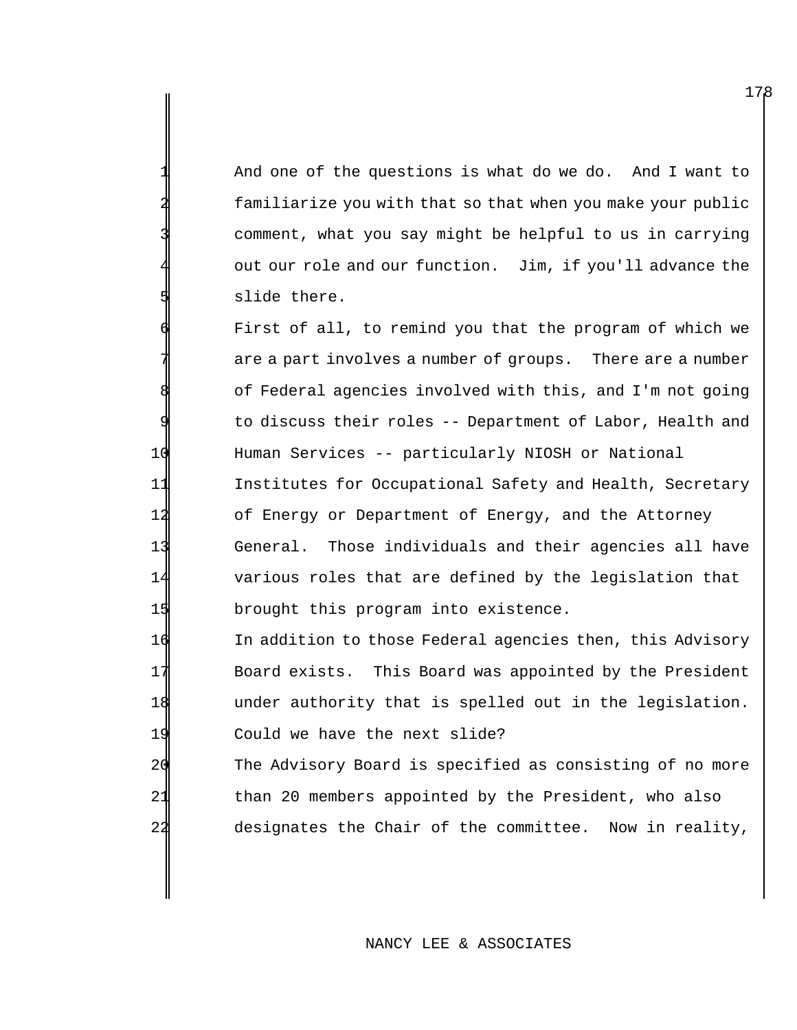And one of the questions is what do we do. And I want to familiarize you with that so that when you make your public comment, what you say might be helpful to us in carrying out our role and our function. Jim, if you'll advance the slide there.

First of all, to remind you that the program of which we are a part involves a number of groups. There are a number of Federal agencies involved with this, and I'm not going to discuss their roles -- Department of Labor, Health and Human Services -- particularly NIOSH or National Institutes for Occupational Safety and Health, Secretary of Energy or Department of Energy, and the Attorney General. Those individuals and their agencies all have various roles that are defined by the legislation that brought this program into existence.

In addition to those Federal agencies then, this Advisory Board exists. This Board was appointed by the President under authority that is spelled out in the legislation. Could we have the next slide?

The Advisory Board is specified as consisting of no more than 20 members appointed by the President, who also designates the Chair of the committee. Now in reality,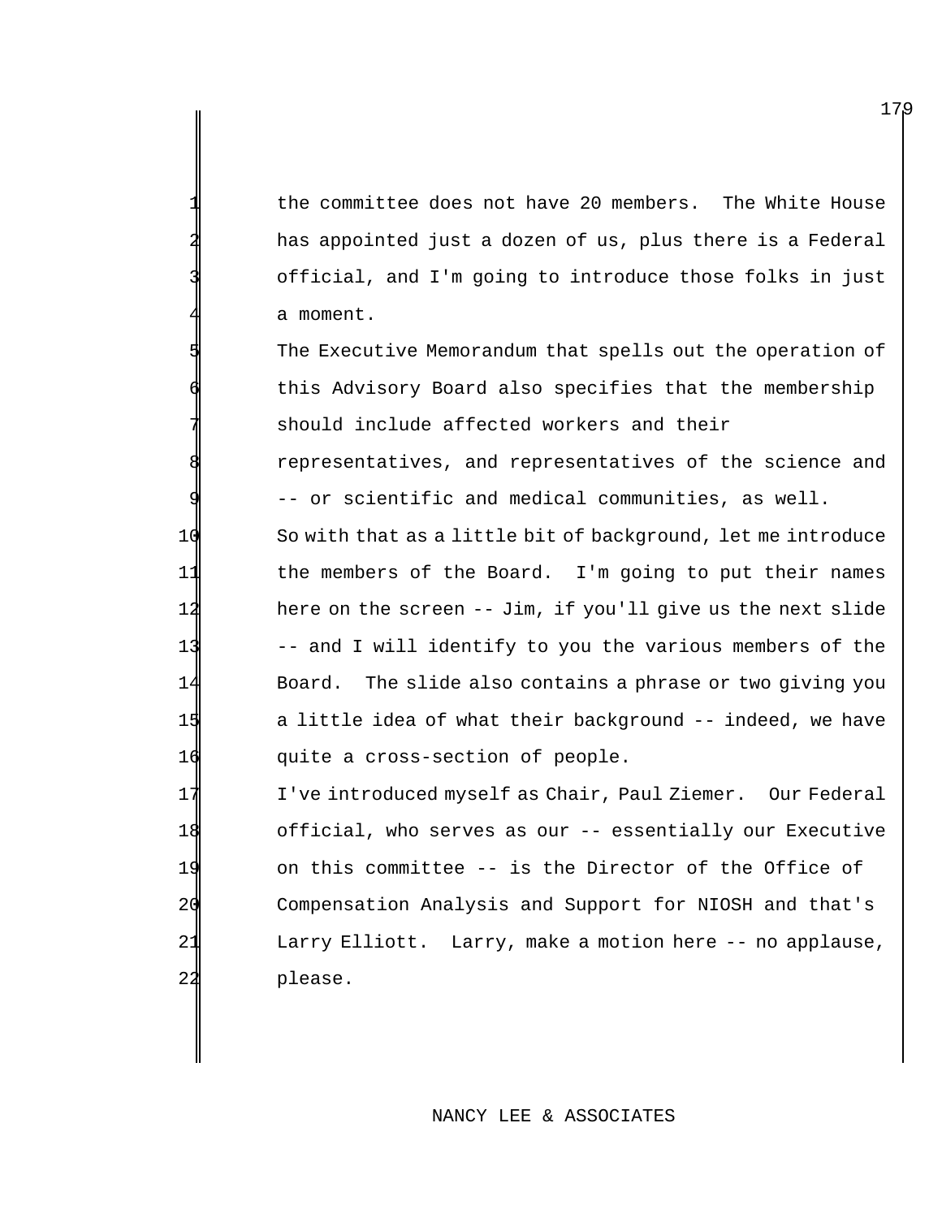the committee does not have 20 members. The White House has appointed just a dozen of us, plus there is a Federal official, and I'm going to introduce those folks in just a moment.

The Executive Memorandum that spells out the operation of this Advisory Board also specifies that the membership should include affected workers and their representatives, and representatives of the science and -- or scientific and medical communities, as well.

So with that as a little bit of background, let me introduce the members of the Board. I'm going to put their names here on the screen -- Jim, if you'll give us the next slide -- and I will identify to you the various members of the Board. The slide also contains a phrase or two giving you a little idea of what their background -- indeed, we have quite a cross-section of people.

I've introduced myself as Chair, Paul Ziemer. Our Federal official, who serves as our -- essentially our Executive on this committee -- is the Director of the Office of Compensation Analysis and Support for NIOSH and that's Larry Elliott. Larry, make a motion here -- no applause, please.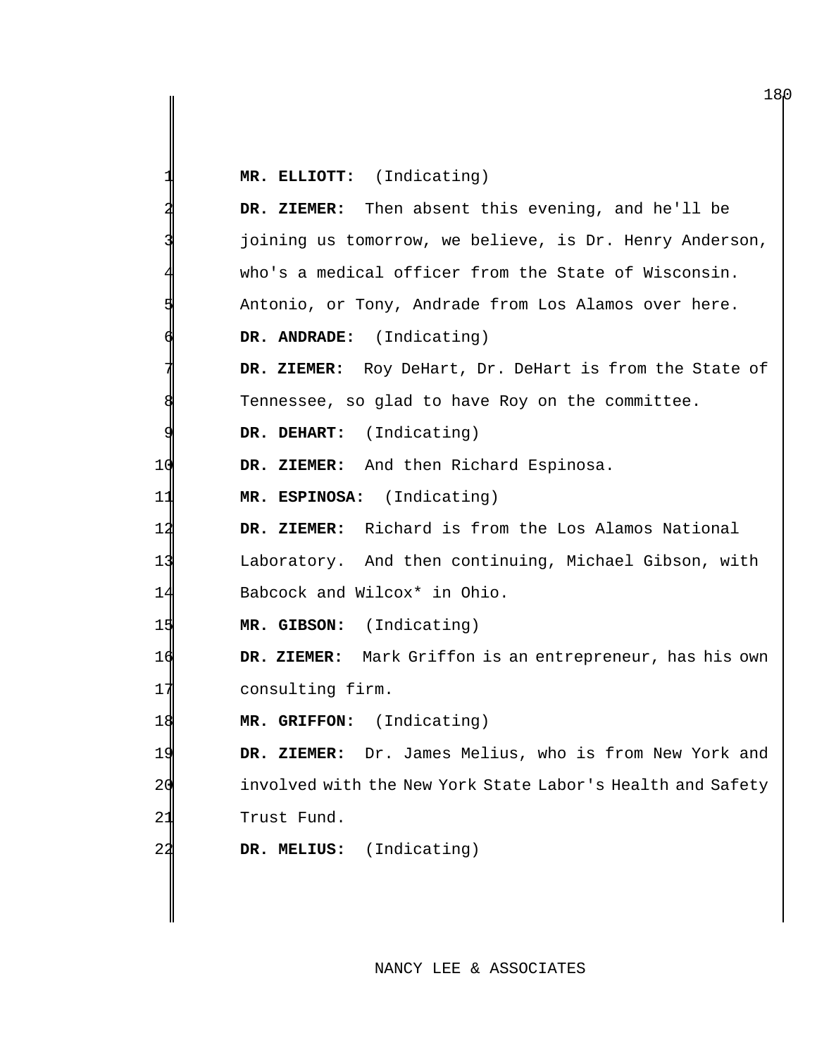**MR. ELLIOTT:** (Indicating)

**DR. ZIEMER:** Then absent this evening, and he'll be joining us tomorrow, we believe, is Dr. Henry Anderson, who's a medical officer from the State of Wisconsin. Antonio, or Tony, Andrade from Los Alamos over here.

**DR. ANDRADE:** (Indicating)

**DR. ZIEMER:** Roy DeHart, Dr. DeHart is from the State of Tennessee, so glad to have Roy on the committee.

**DR. DEHART:** (Indicating)

**DR. ZIEMER:** And then Richard Espinosa.

**MR. ESPINOSA:** (Indicating)

**DR. ZIEMER:** Richard is from the Los Alamos National Laboratory. And then continuing, Michael Gibson, with Babcock and Wilcox* in Ohio.

**MR. GIBSON:** (Indicating)

**DR. ZIEMER:** Mark Griffon is an entrepreneur, has his own consulting firm.

**MR. GRIFFON:** (Indicating)

**DR. ZIEMER:** Dr. James Melius, who is from New York and involved with the New York State Labor's Health and Safety Trust Fund.

**DR. MELIUS:** (Indicating)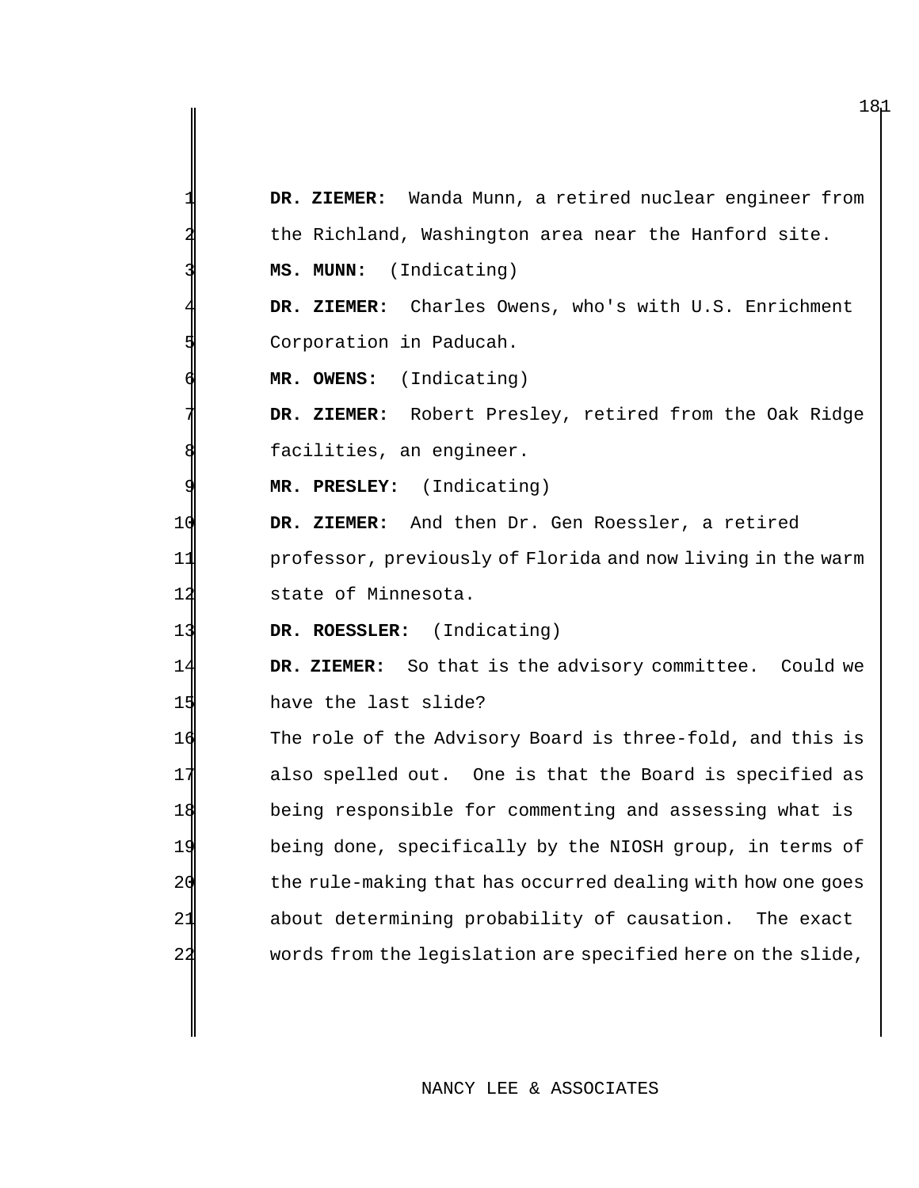**DR. ZIEMER:** Wanda Munn, a retired nuclear engineer from the Richland, Washington area near the Hanford site.

**MS. MUNN:** (Indicating)

**DR. ZIEMER:** Charles Owens, who's with U.S. Enrichment Corporation in Paducah.

**MR. OWENS:** (Indicating)

**DR. ZIEMER:** Robert Presley, retired from the Oak Ridge facilities, an engineer.

**MR. PRESLEY:** (Indicating)

**DR. ZIEMER:** And then Dr. Gen Roessler, a retired professor, previously of Florida and now living in the warm state of Minnesota.

**DR. ROESSLER:** (Indicating)

**DR. ZIEMER:** So that is the advisory committee. Could we have the last slide?

The role of the Advisory Board is three-fold, and this is also spelled out. One is that the Board is specified as being responsible for commenting and assessing what is being done, specifically by the NIOSH group, in terms of the rule-making that has occurred dealing with how one goes about determining probability of causation. The exact words from the legislation are specified here on the slide,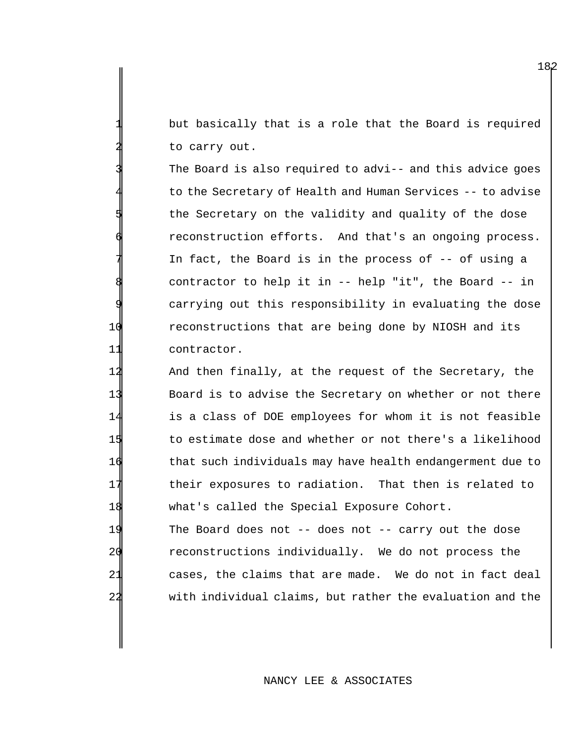but basically that is a role that the Board is required to carry out.

The Board is also required to advi-- and this advice goes to the Secretary of Health and Human Services -- to advise the Secretary on the validity and quality of the dose reconstruction efforts. And that's an ongoing process. In fact, the Board is in the process of -- of using a contractor to help it in -- help "it", the Board -- in carrying out this responsibility in evaluating the dose reconstructions that are being done by NIOSH and its contractor.

And then finally, at the request of the Secretary, the Board is to advise the Secretary on whether or not there is a class of DOE employees for whom it is not feasible to estimate dose and whether or not there's a likelihood that such individuals may have health endangerment due to their exposures to radiation. That then is related to what's called the Special Exposure Cohort.

The Board does not -- does not -- carry out the dose reconstructions individually. We do not process the cases, the claims that are made. We do not in fact deal with individual claims, but rather the evaluation and the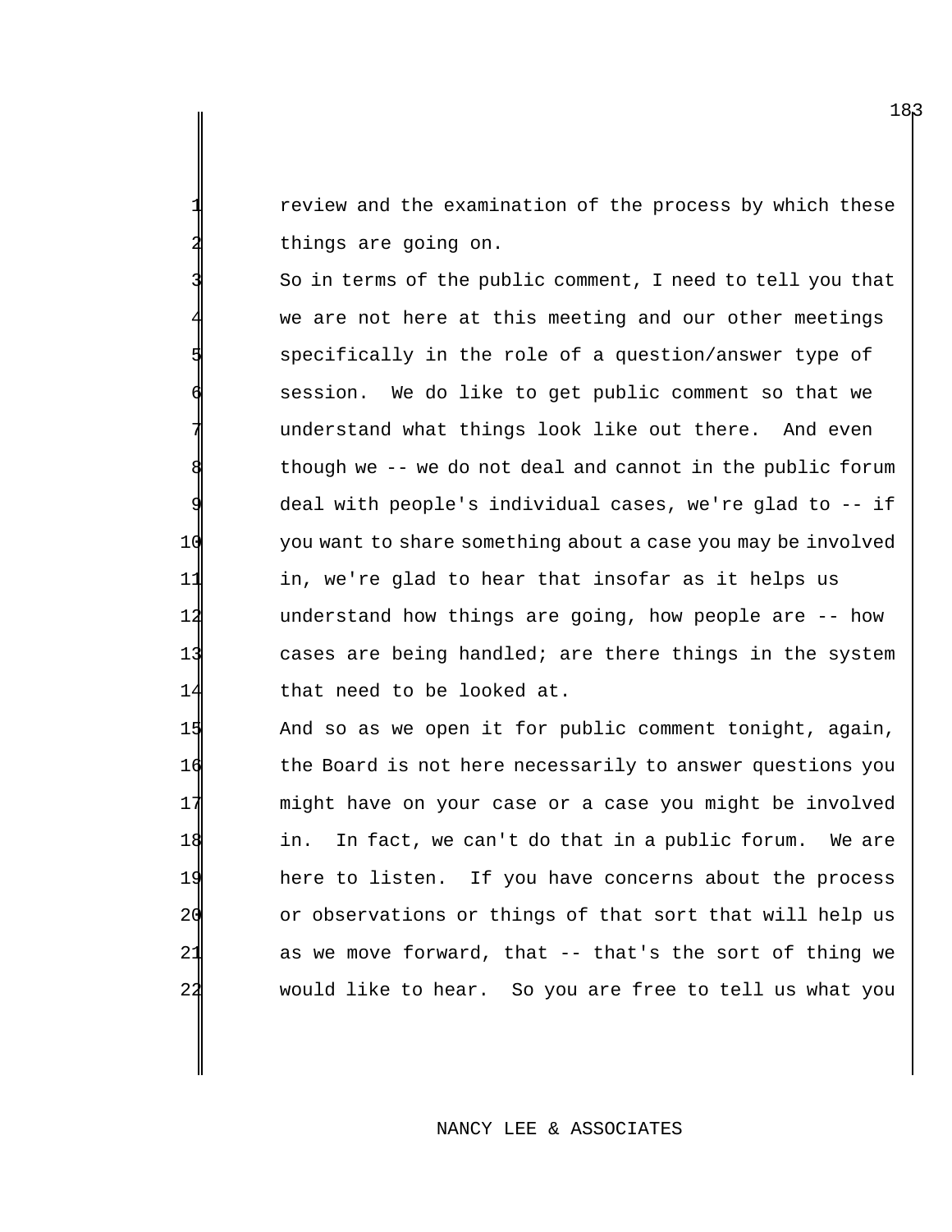review and the examination of the process by which these things are going on.

So in terms of the public comment, I need to tell you that we are not here at this meeting and our other meetings specifically in the role of a question/answer type of session. We do like to get public comment so that we understand what things look like out there. And even though we -- we do not deal and cannot in the public forum deal with people's individual cases, we're glad to -- if you want to share something about a case you may be involved in, we're glad to hear that insofar as it helps us understand how things are going, how people are -- how cases are being handled; are there things in the system that need to be looked at.

And so as we open it for public comment tonight, again, the Board is not here necessarily to answer questions you might have on your case or a case you might be involved in. In fact, we can't do that in a public forum. We are here to listen. If you have concerns about the process or observations or things of that sort that will help us as we move forward, that -- that's the sort of thing we would like to hear. So you are free to tell us what you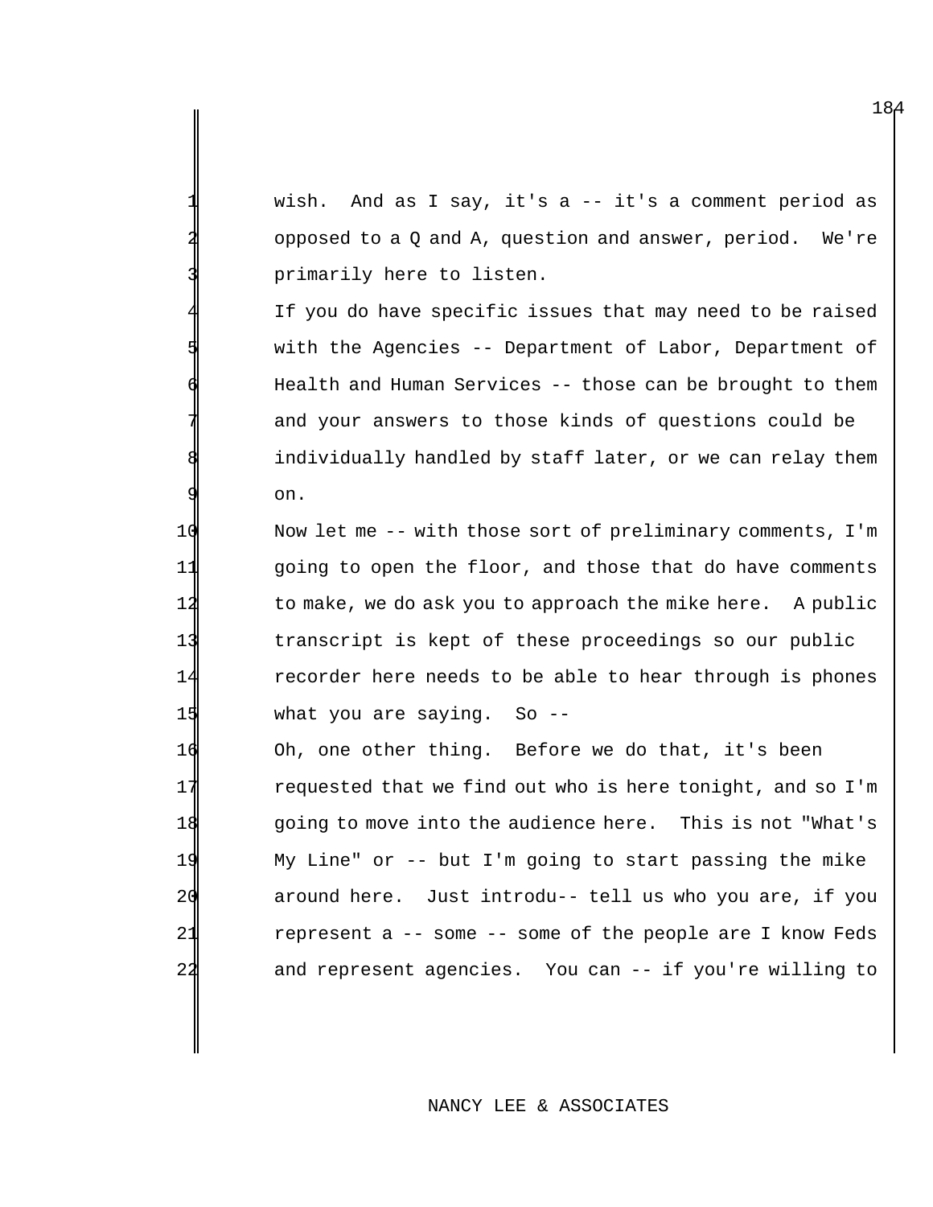wish. And as I say, it's a -- it's a comment period as opposed to a Q and A, question and answer, period. We're primarily here to listen.

If you do have specific issues that may need to be raised with the Agencies -- Department of Labor, Department of Health and Human Services -- those can be brought to them and your answers to those kinds of questions could be individually handled by staff later, or we can relay them on.

Now let me -- with those sort of preliminary comments, I'm going to open the floor, and those that do have comments to make, we do ask you to approach the mike here. A public transcript is kept of these proceedings so our public recorder here needs to be able to hear through is phones what you are saying. So --

Oh, one other thing. Before we do that, it's been requested that we find out who is here tonight, and so I'm going to move into the audience here. This is not "What's My Line" or -- but I'm going to start passing the mike around here. Just introdu-- tell us who you are, if you represent a -- some -- some of the people are I know Feds and represent agencies. You can -- if you're willing to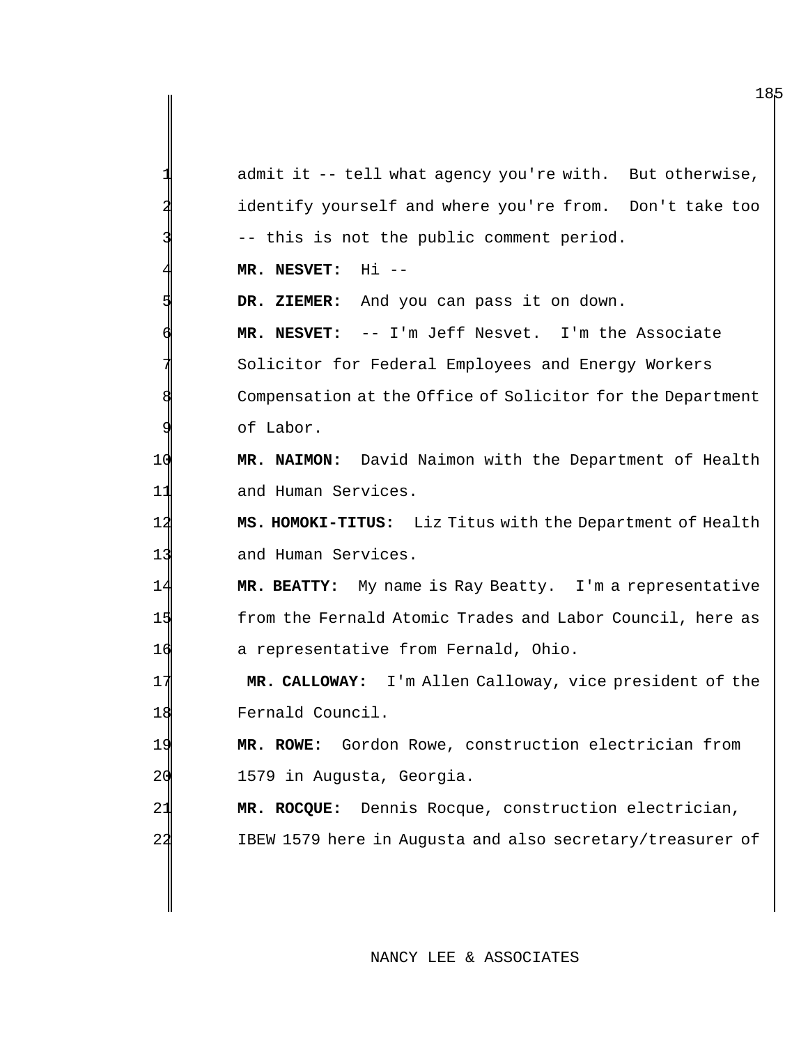admit it -- tell what agency you're with. But otherwise, identify yourself and where you're from. Don't take too -- this is not the public comment period.

**MR. NESVET:** Hi --

**DR. ZIEMER:** And you can pass it on down.

**MR. NESVET:** -- I'm Jeff Nesvet. I'm the Associate Solicitor for Federal Employees and Energy Workers Compensation at the Office of Solicitor for the Department of Labor.

**MR. NAIMON:** David Naimon with the Department of Health and Human Services.

**MS. HOMOKI-TITUS:** Liz Titus with the Department of Health and Human Services.

**MR. BEATTY:** My name is Ray Beatty. I'm a representative from the Fernald Atomic Trades and Labor Council, here as a representative from Fernald, Ohio.

**MR. CALLOWAY:** I'm Allen Calloway, vice president of the Fernald Council.

**MR. ROWE:** Gordon Rowe, construction electrician from 1579 in Augusta, Georgia.

**MR. ROCQUE:** Dennis Rocque, construction electrician, IBEW 1579 here in Augusta and also secretary/treasurer of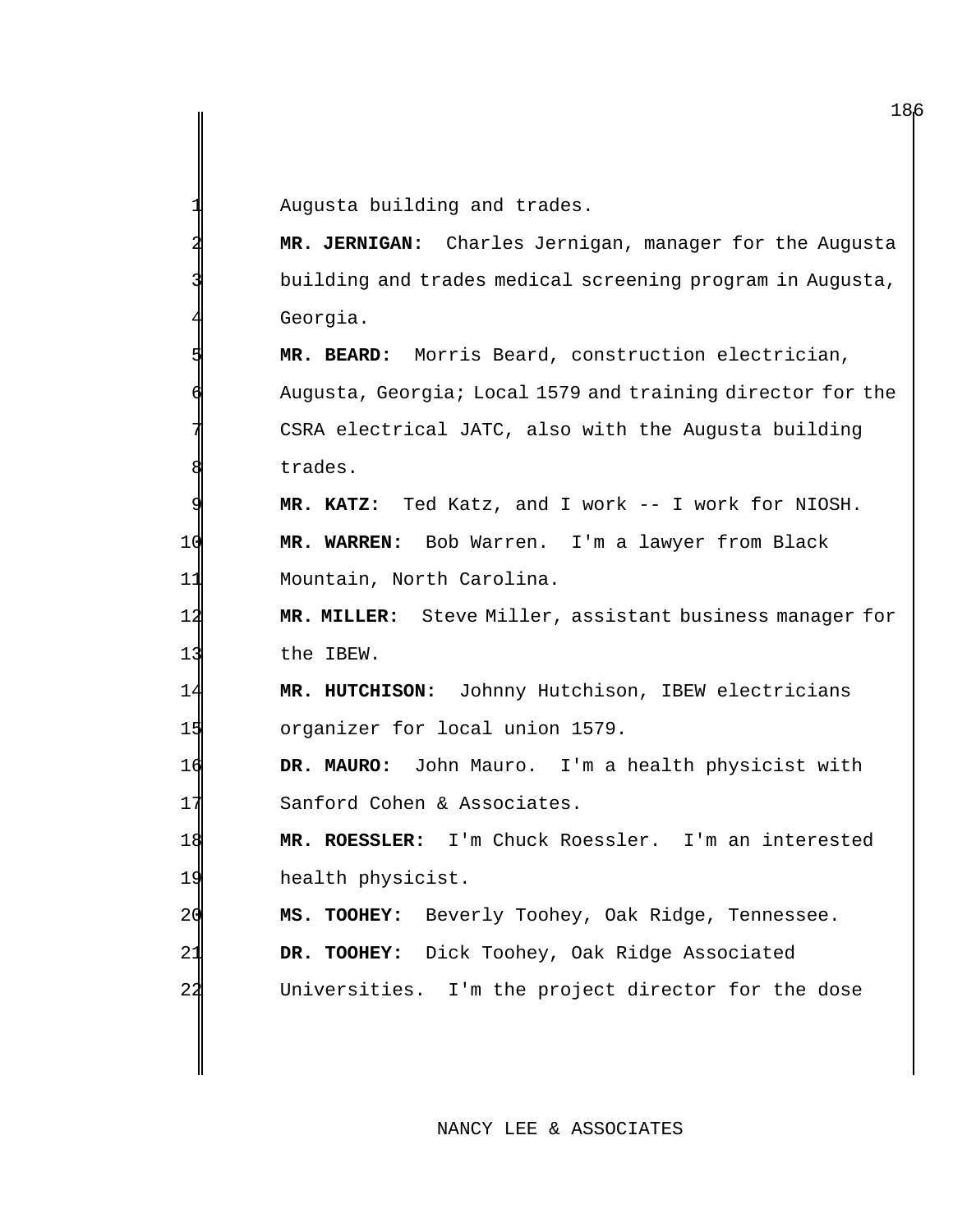Augusta building and trades.

**MR. JERNIGAN:** Charles Jernigan, manager for the Augusta building and trades medical screening program in Augusta, Georgia.

**MR. BEARD:** Morris Beard, construction electrician, Augusta, Georgia; Local 1579 and training director for the CSRA electrical JATC, also with the Augusta building trades.

**MR. KATZ:** Ted Katz, and I work -- I work for NIOSH.

**MR. WARREN:** Bob Warren. I'm a lawyer from Black Mountain, North Carolina.

**MR. MILLER:** Steve Miller, assistant business manager for the IBEW.

**MR. HUTCHISON:** Johnny Hutchison, IBEW electricians organizer for local union 1579.

**DR. MAURO:** John Mauro. I'm a health physicist with Sanford Cohen & Associates.

**MR. ROESSLER:** I'm Chuck Roessler. I'm an interested health physicist.

**MS. TOOHEY:** Beverly Toohey, Oak Ridge, Tennessee.

**DR. TOOHEY:** Dick Toohey, Oak Ridge Associated Universities. I'm the project director for the dose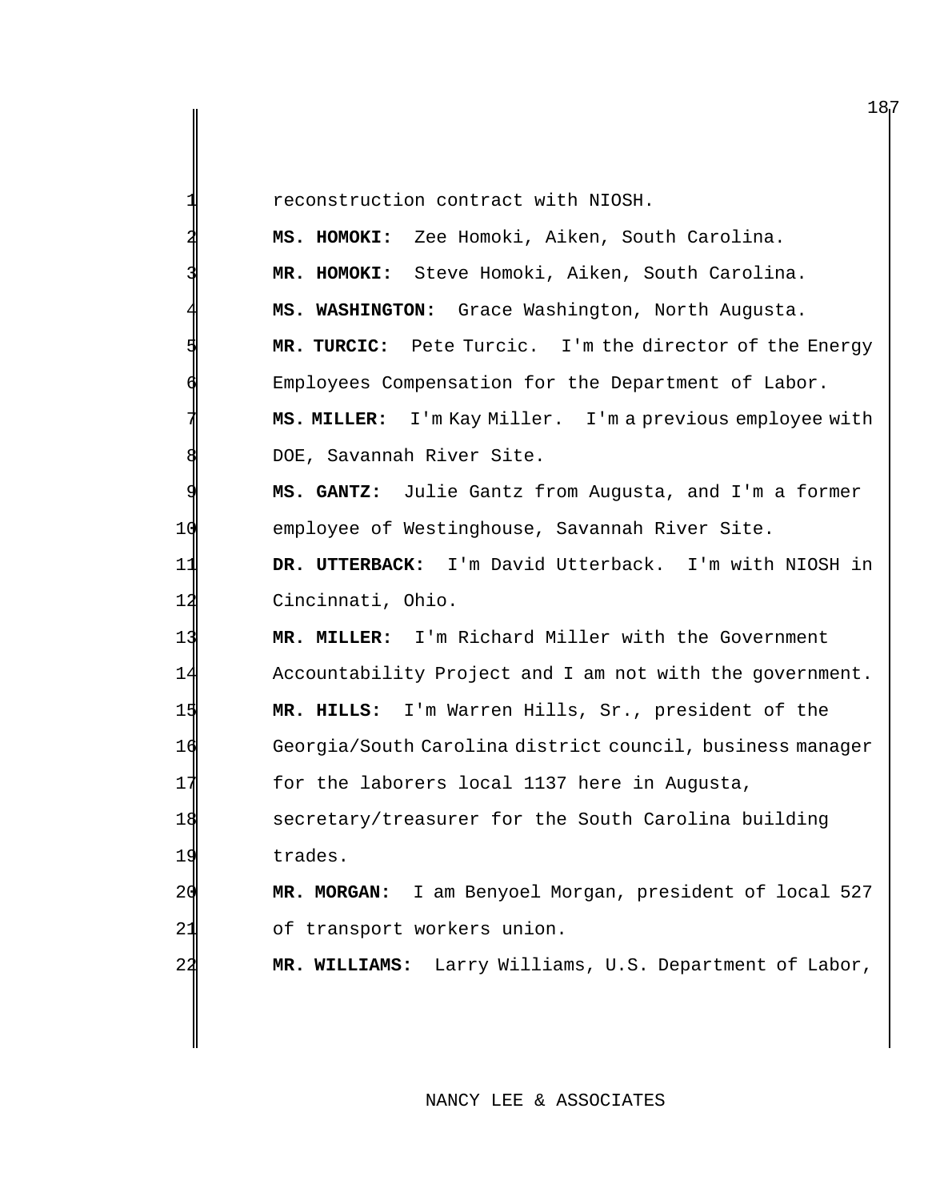reconstruction contract with NIOSH.

**MS. HOMOKI:** Zee Homoki, Aiken, South Carolina.

**MR. HOMOKI:** Steve Homoki, Aiken, South Carolina.

**MS. WASHINGTON:** Grace Washington, North Augusta.

**MR. TURCIC:** Pete Turcic. I'm the director of the Energy Employees Compensation for the Department of Labor.

**MS. MILLER:** I'm Kay Miller. I'm a previous employee with DOE, Savannah River Site.

**MS. GANTZ:** Julie Gantz from Augusta, and I'm a former employee of Westinghouse, Savannah River Site.

**DR. UTTERBACK:** I'm David Utterback. I'm with NIOSH in Cincinnati, Ohio.

**MR. MILLER:** I'm Richard Miller with the Government Accountability Project and I am not with the government.

**MR. HILLS:** I'm Warren Hills, Sr., president of the Georgia/South Carolina district council, business manager for the laborers local 1137 here in Augusta, secretary/treasurer for the South Carolina building trades.

**MR. MORGAN:** I am Benyoel Morgan, president of local 527 of transport workers union.

**MR. WILLIAMS:** Larry Williams, U.S. Department of Labor,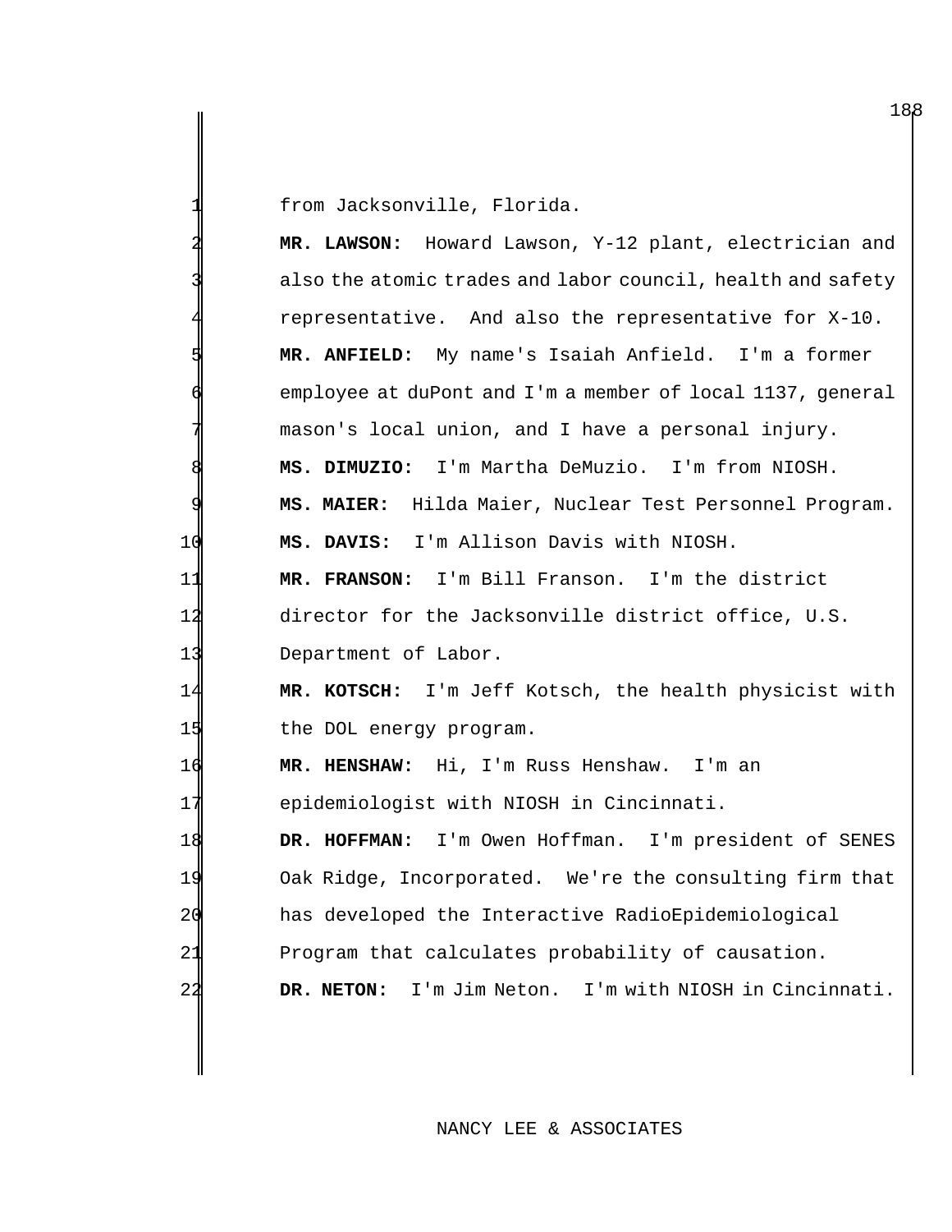from Jacksonville, Florida.

**MR. LAWSON:** Howard Lawson, Y-12 plant, electrician and also the atomic trades and labor council, health and safety representative. And also the representative for X-10.

**MR. ANFIELD:** My name's Isaiah Anfield. I'm a former employee at duPont and I'm a member of local 1137, general mason's local union, and I have a personal injury.

**MS. DIMUZIO:** I'm Martha DeMuzio. I'm from NIOSH.

**MS. MAIER:** Hilda Maier, Nuclear Test Personnel Program.

**MS. DAVIS:** I'm Allison Davis with NIOSH.

**MR. FRANSON:** I'm Bill Franson. I'm the district director for the Jacksonville district office, U.S. Department of Labor.

**MR. KOTSCH:** I'm Jeff Kotsch, the health physicist with the DOL energy program.

**MR. HENSHAW:** Hi, I'm Russ Henshaw. I'm an epidemiologist with NIOSH in Cincinnati.

**DR. HOFFMAN:** I'm Owen Hoffman. I'm president of SENES Oak Ridge, Incorporated. We're the consulting firm that has developed the Interactive RadioEpidemiological Program that calculates probability of causation.

**DR. NETON:** I'm Jim Neton. I'm with NIOSH in Cincinnati.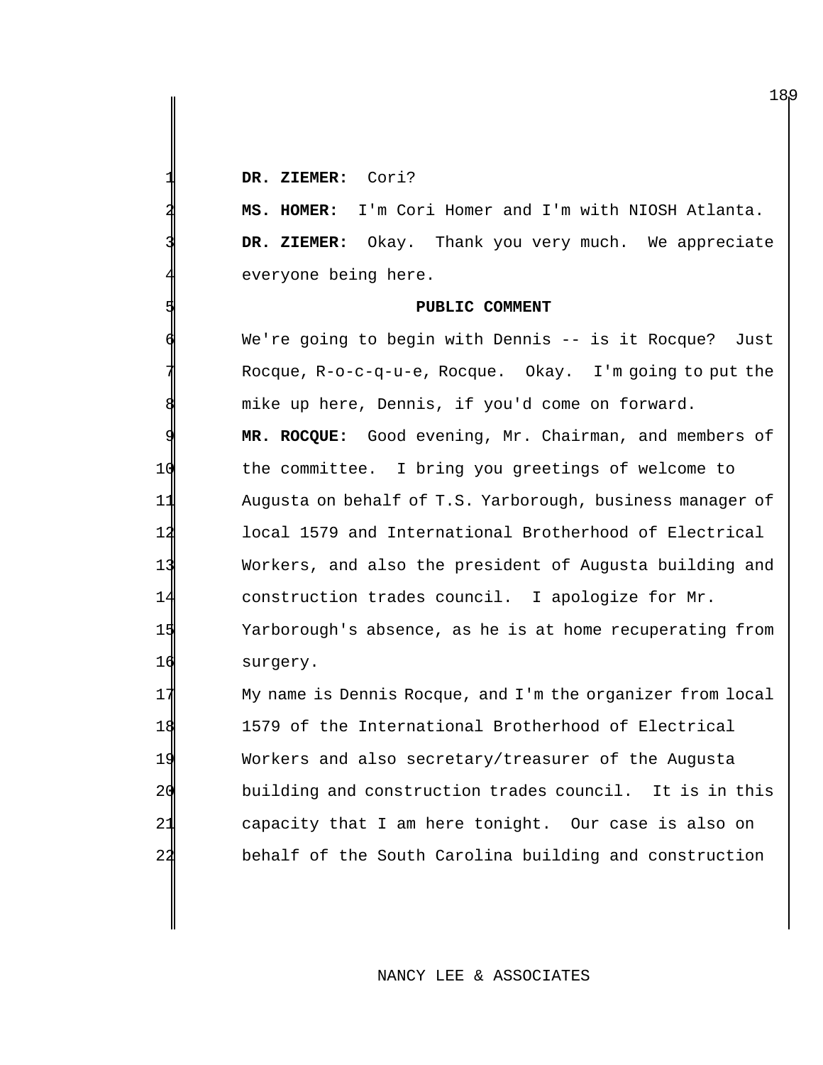**DR. ZIEMER:** Cori?

**MS. HOMER:** I'm Cori Homer and I'm with NIOSH Atlanta.

**DR. ZIEMER:** Okay. Thank you very much. We appreciate everyone being here.

## PUBLIC COMMENT

We're going to begin with Dennis -- is it Rocque? Just Rocque, R-o-c-q-u-e, Rocque. Okay. I'm going to put the mike up here, Dennis, if you'd come on forward.

**MR. ROCQUE:** Good evening, Mr. Chairman, and members of the committee. I bring you greetings of welcome to Augusta on behalf of T.S. Yarborough, business manager of local 1579 and International Brotherhood of Electrical Workers, and also the president of Augusta building and construction trades council. I apologize for Mr. Yarborough's absence, as he is at home recuperating from surgery.

My name is Dennis Rocque, and I'm the organizer from local 1579 of the International Brotherhood of Electrical Workers and also secretary/treasurer of the Augusta building and construction trades council. It is in this capacity that I am here tonight. Our case is also on behalf of the South Carolina building and construction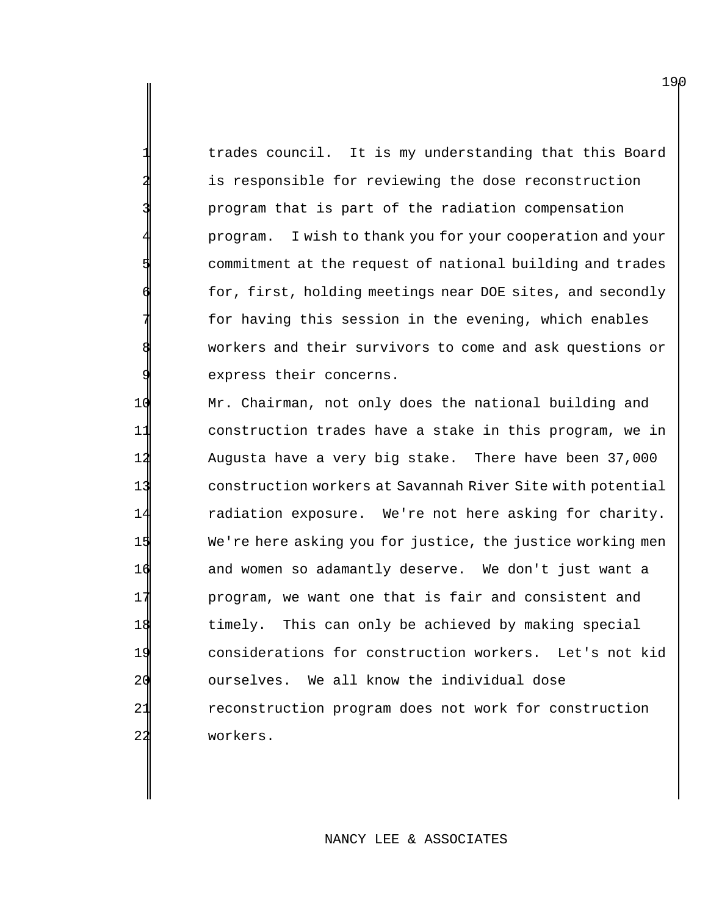trades council. It is my understanding that this Board is responsible for reviewing the dose reconstruction program that is part of the radiation compensation program. I wish to thank you for your cooperation and your commitment at the request of national building and trades for, first, holding meetings near DOE sites, and secondly for having this session in the evening, which enables workers and their survivors to come and ask questions or express their concerns.

Mr. Chairman, not only does the national building and construction trades have a stake in this program, we in Augusta have a very big stake. There have been 37,000 construction workers at Savannah River Site with potential radiation exposure. We're not here asking for charity. We're here asking you for justice, the justice working men and women so adamantly deserve. We don't just want a program, we want one that is fair and consistent and timely. This can only be achieved by making special considerations for construction workers. Let's not kid ourselves. We all know the individual dose reconstruction program does not work for construction workers.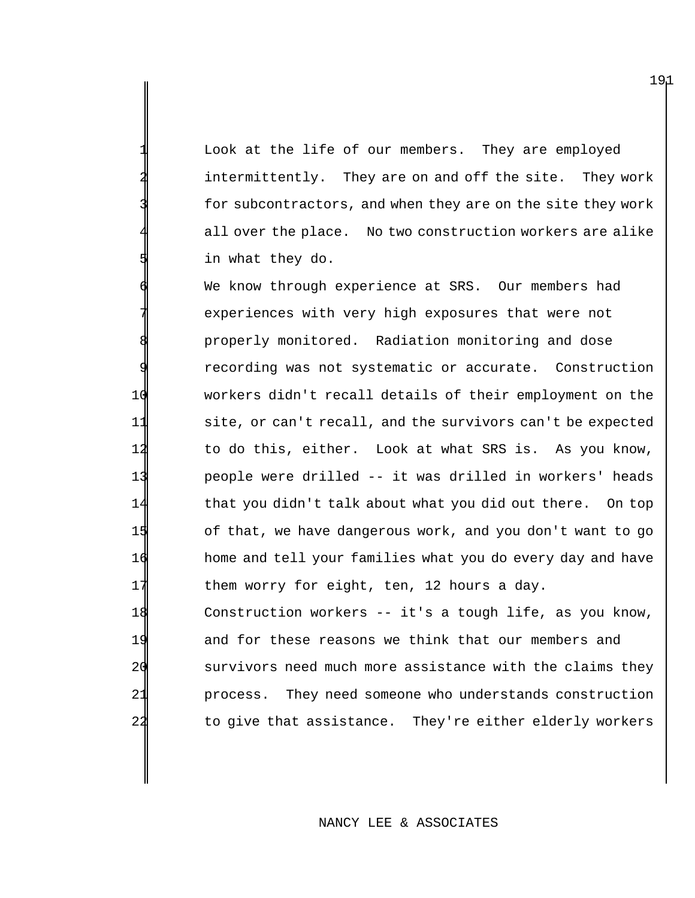Look at the life of our members. They are employed intermittently. They are on and off the site. They work for subcontractors, and when they are on the site they work all over the place. No two construction workers are alike in what they do.

We know through experience at SRS. Our members had experiences with very high exposures that were not properly monitored. Radiation monitoring and dose recording was not systematic or accurate. Construction workers didn't recall details of their employment on the site, or can't recall, and the survivors can't be expected to do this, either. Look at what SRS is. As you know, people were drilled -- it was drilled in workers' heads that you didn't talk about what you did out there. On top of that, we have dangerous work, and you don't want to go home and tell your families what you do every day and have them worry for eight, ten, 12 hours a day.

Construction workers -- it's a tough life, as you know, and for these reasons we think that our members and survivors need much more assistance with the claims they process. They need someone who understands construction to give that assistance. They're either elderly workers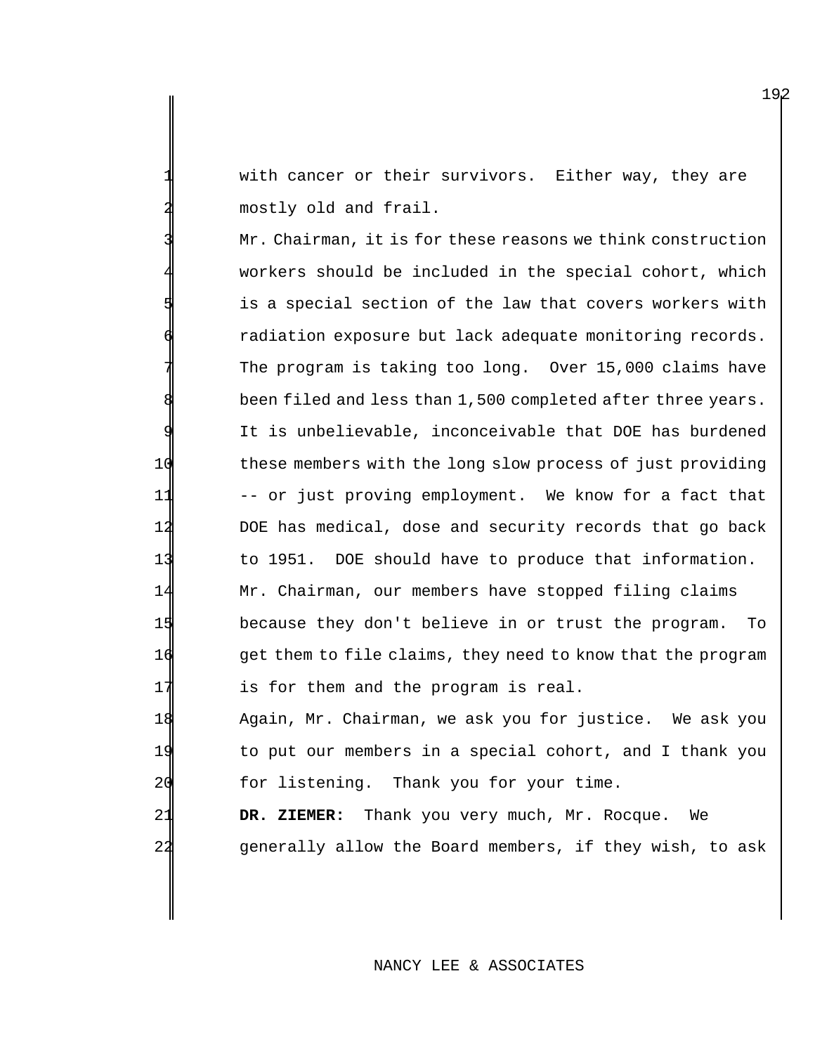with cancer or their survivors. Either way, they are mostly old and frail.

Mr. Chairman, it is for these reasons we think construction workers should be included in the special cohort, which is a special section of the law that covers workers with radiation exposure but lack adequate monitoring records.

The program is taking too long. Over 15,000 claims have been filed and less than 1,500 completed after three years.

It is unbelievable, inconceivable that DOE has burdened these members with the long slow process of just providing -- or just proving employment. We know for a fact that DOE has medical, dose and security records that go back to 1951. DOE should have to produce that information.

Mr. Chairman, our members have stopped filing claims because they don't believe in or trust the program. To get them to file claims, they need to know that the program is for them and the program is real.

Again, Mr. Chairman, we ask you for justice. We ask you to put our members in a special cohort, and I thank you for listening. Thank you for your time.

**DR. ZIEMER:** Thank you very much, Mr. Rocque. We generally allow the Board members, if they wish, to ask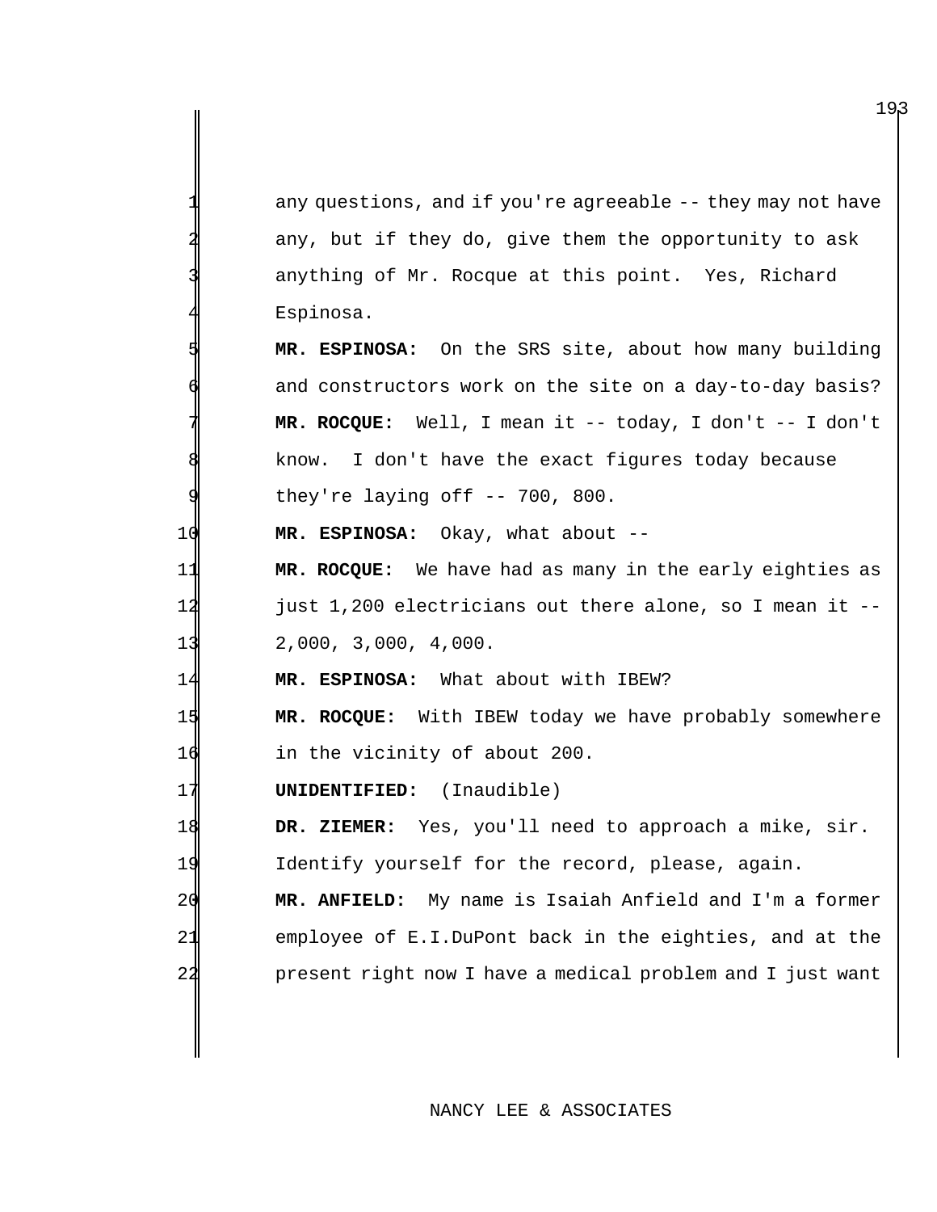any questions, and if you're agreeable -- they may not have any, but if they do, give them the opportunity to ask anything of Mr. Rocque at this point. Yes, Richard Espinosa.

**MR. ESPINOSA:** On the SRS site, about how many building and constructors work on the site on a day-to-day basis?

**MR. ROCQUE:** Well, I mean it -- today, I don't -- I don't know. I don't have the exact figures today because they're laying off -- 700, 800.

**MR. ESPINOSA:** Okay, what about --

**MR. ROCQUE:** We have had as many in the early eighties as just 1,200 electricians out there alone, so I mean it -- 2,000, 3,000, 4,000.

**MR. ESPINOSA:** What about with IBEW?

**MR. ROCQUE:** With IBEW today we have probably somewhere in the vicinity of about 200.

**UNIDENTIFIED:** (Inaudible)

**DR. ZIEMER:** Yes, you'll need to approach a mike, sir. Identify yourself for the record, please, again.

**MR. ANFIELD:** My name is Isaiah Anfield and I'm a former employee of E.I.DuPont back in the eighties, and at the present right now I have a medical problem and I just want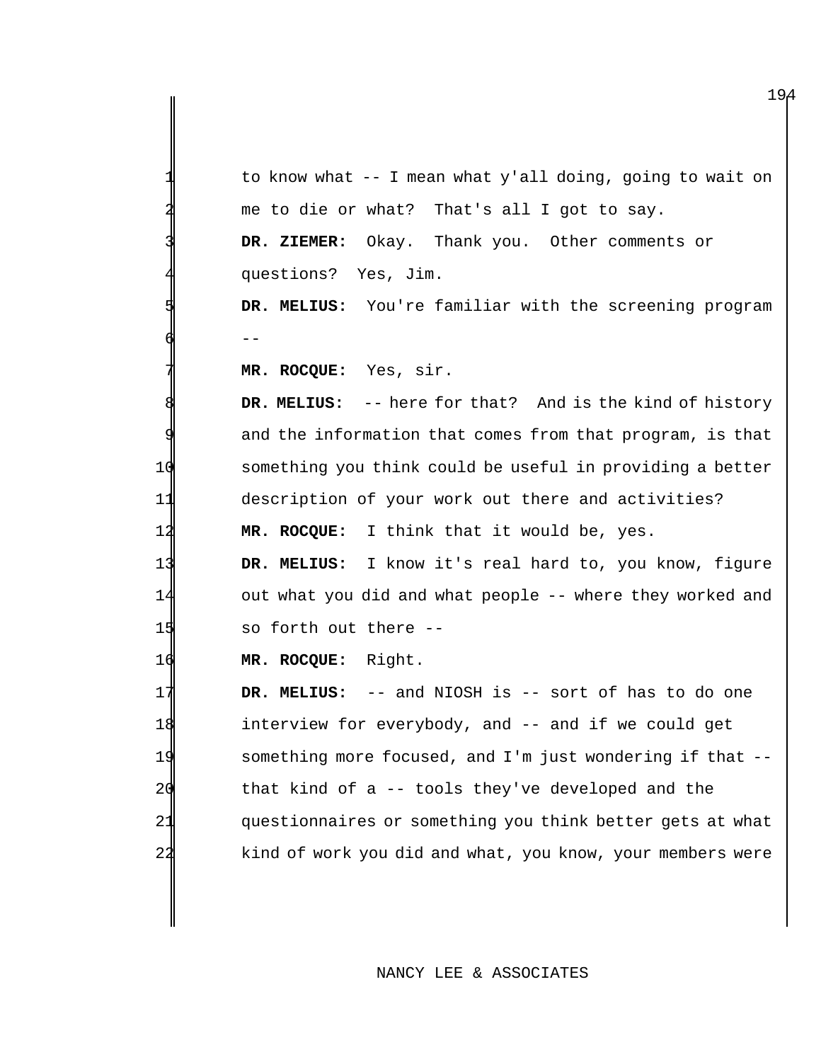to know what -- I mean what y'all doing, going to wait on me to die or what? That's all I got to say.

**DR. ZIEMER:** Okay. Thank you. Other comments or questions? Yes, Jim.

**DR. MELIUS:** You're familiar with the screening program --

**MR. ROCQUE:** Yes, sir.

**DR. MELIUS:** -- here for that? And is the kind of history and the information that comes from that program, is that something you think could be useful in providing a better description of your work out there and activities?

**MR. ROCQUE:** I think that it would be, yes.

**DR. MELIUS:** I know it's real hard to, you know, figure out what you did and what people -- where they worked and so forth out there --

**MR. ROCQUE:** Right.

**DR. MELIUS:** -- and NIOSH is -- sort of has to do one interview for everybody, and -- and if we could get something more focused, and I'm just wondering if that -- that kind of a -- tools they've developed and the questionnaires or something you think better gets at what kind of work you did and what, you know, your members were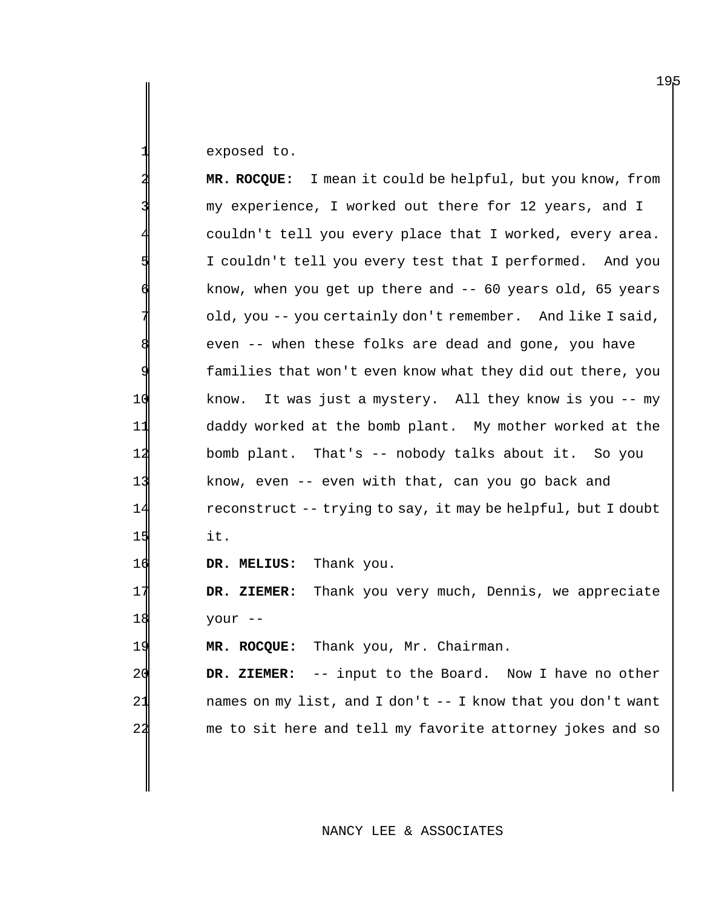exposed to.

**MR. ROCQUE:** I mean it could be helpful, but you know, from my experience, I worked out there for 12 years, and I couldn't tell you every place that I worked, every area. I couldn't tell you every test that I performed. And you know, when you get up there and -- 60 years old, 65 years old, you -- you certainly don't remember. And like I said, even -- when these folks are dead and gone, you have families that won't even know what they did out there, you know. It was just a mystery. All they know is you -- my daddy worked at the bomb plant. My mother worked at the bomb plant. That's -- nobody talks about it. So you know, even -- even with that, can you go back and reconstruct -- trying to say, it may be helpful, but I doubt it.

**DR. MELIUS:** Thank you.

**DR. ZIEMER:** Thank you very much, Dennis, we appreciate your --

**MR. ROCQUE:** Thank you, Mr. Chairman.

**DR. ZIEMER:** -- input to the Board. Now I have no other names on my list, and I don't -- I know that you don't want me to sit here and tell my favorite attorney jokes and so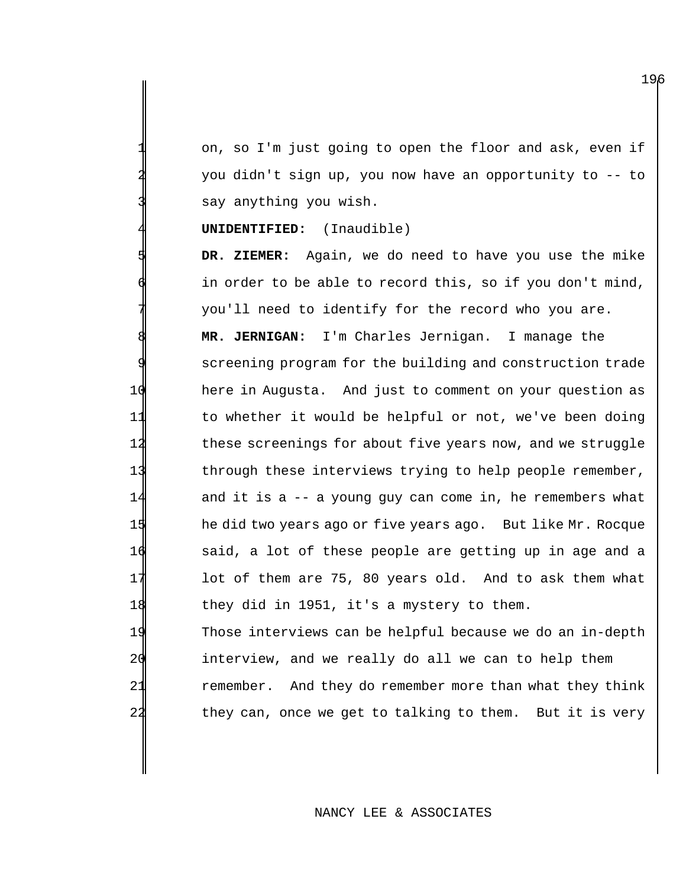on, so I'm just going to open the floor and ask, even if you didn't sign up, you now have an opportunity to -- to say anything you wish.

**UNIDENTIFIED:** (Inaudible)

**DR. ZIEMER:** Again, we do need to have you use the mike in order to be able to record this, so if you don't mind, you'll need to identify for the record who you are.

**MR. JERNIGAN:** I'm Charles Jernigan. I manage the screening program for the building and construction trade here in Augusta. And just to comment on your question as to whether it would be helpful or not, we've been doing these screenings for about five years now, and we struggle through these interviews trying to help people remember, and it is a -- a young guy can come in, he remembers what he did two years ago or five years ago. But like Mr. Rocque said, a lot of these people are getting up in age and a lot of them are 75, 80 years old. And to ask them what they did in 1951, it's a mystery to them.

Those interviews can be helpful because we do an in-depth interview, and we really do all we can to help them remember. And they do remember more than what they think they can, once we get to talking to them. But it is very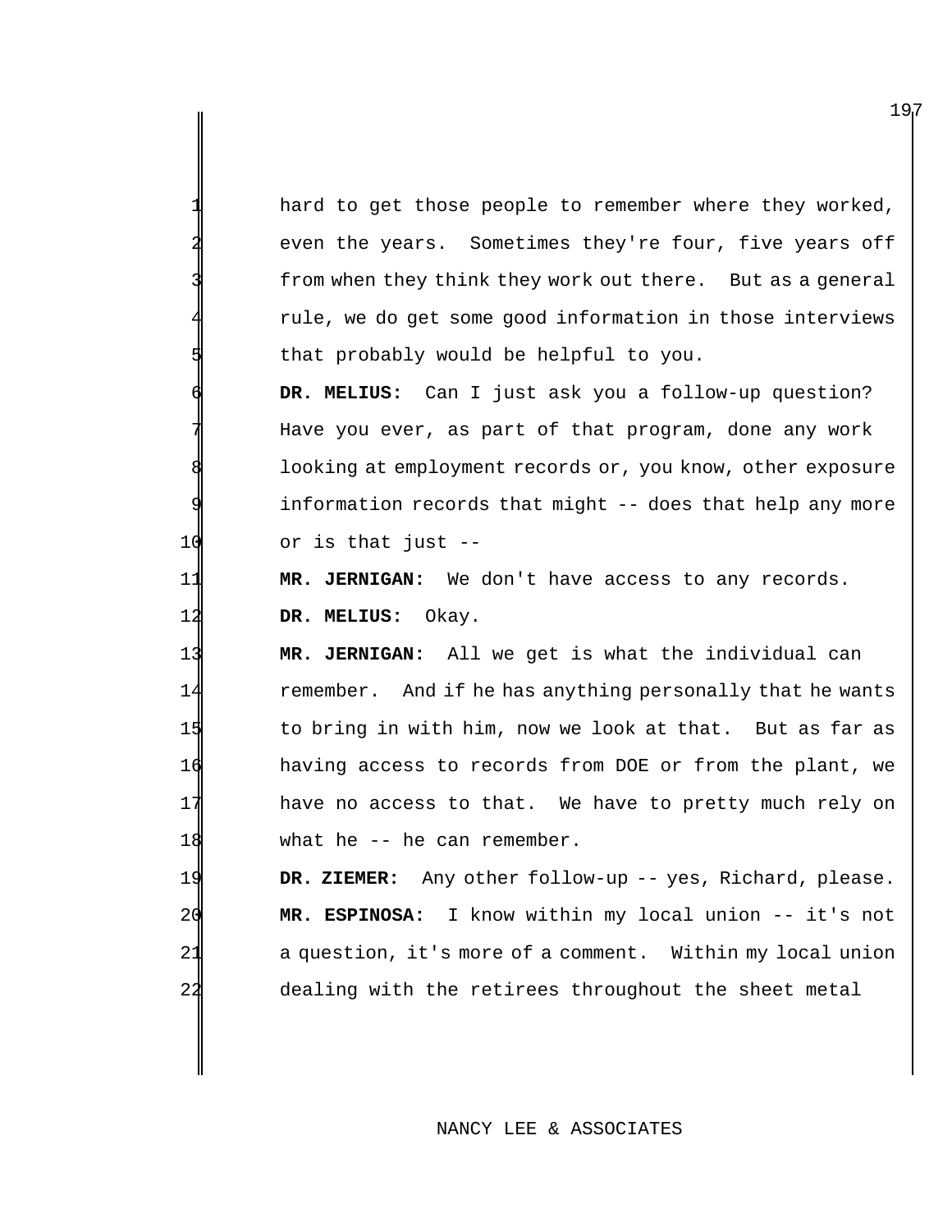hard to get those people to remember where they worked, even the years. Sometimes they're four, five years off from when they think they work out there. But as a general rule, we do get some good information in those interviews that probably would be helpful to you.

**DR. MELIUS:** Can I just ask you a follow-up question? Have you ever, as part of that program, done any work looking at employment records or, you know, other exposure information records that might -- does that help any more or is that just --

**MR. JERNIGAN:** We don't have access to any records.

**DR. MELIUS:** Okay.

**MR. JERNIGAN:** All we get is what the individual can remember. And if he has anything personally that he wants to bring in with him, now we look at that. But as far as having access to records from DOE or from the plant, we have no access to that. We have to pretty much rely on what he -- he can remember.

**DR. ZIEMER:** Any other follow-up -- yes, Richard, please.

**MR. ESPINOSA:** I know within my local union -- it's not a question, it's more of a comment. Within my local union dealing with the retirees throughout the sheet metal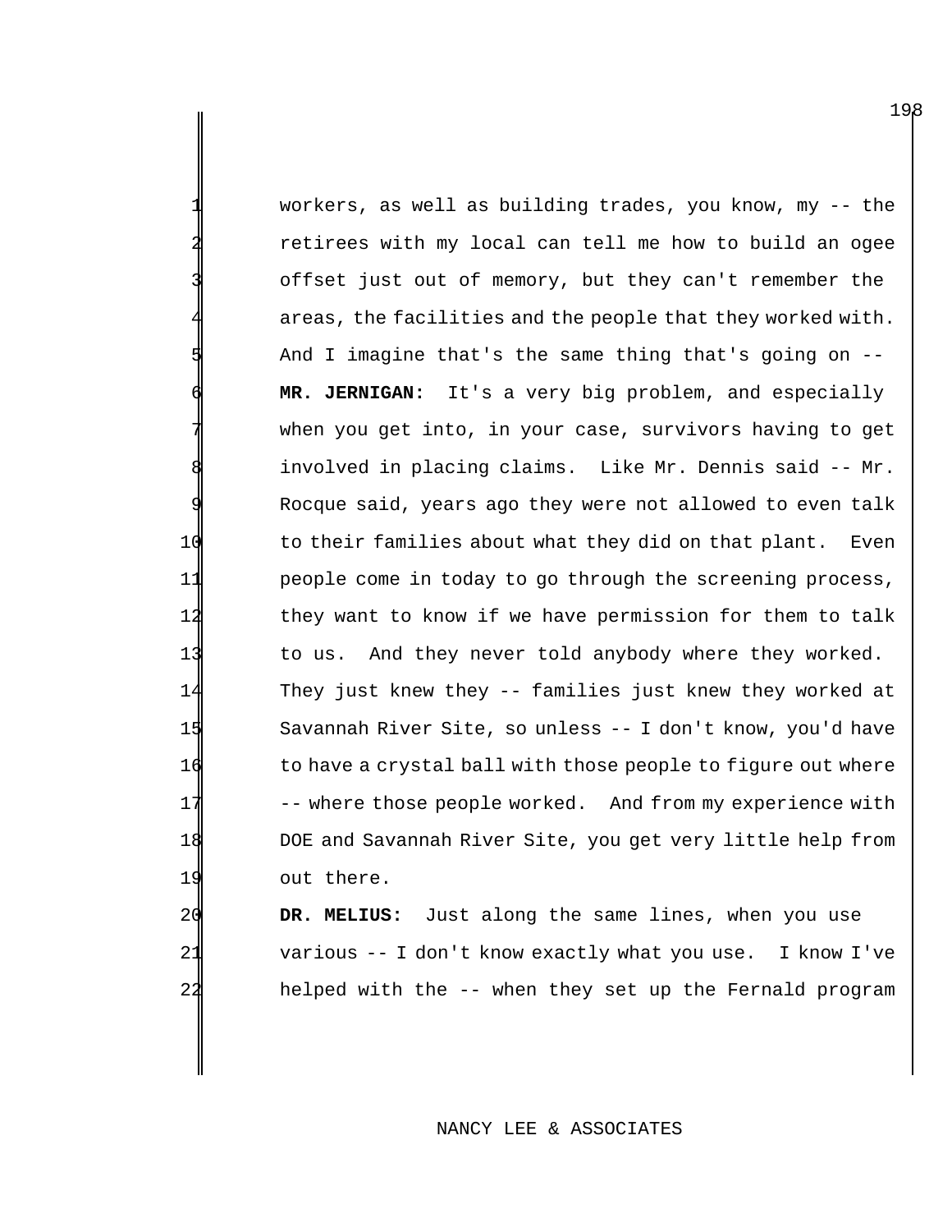workers, as well as building trades, you know, my -- the retirees with my local can tell me how to build an ogee offset just out of memory, but they can't remember the areas, the facilities and the people that they worked with. And I imagine that's the same thing that's going on --

**MR. JERNIGAN:** It's a very big problem, and especially when you get into, in your case, survivors having to get involved in placing claims. Like Mr. Dennis said -- Mr. Rocque said, years ago they were not allowed to even talk to their families about what they did on that plant. Even people come in today to go through the screening process, they want to know if we have permission for them to talk to us. And they never told anybody where they worked. They just knew they -- families just knew they worked at Savannah River Site, so unless -- I don't know, you'd have to have a crystal ball with those people to figure out where -- where those people worked. And from my experience with DOE and Savannah River Site, you get very little help from out there.

**DR. MELIUS:** Just along the same lines, when you use various -- I don't know exactly what you use. I know I've helped with the -- when they set up the Fernald program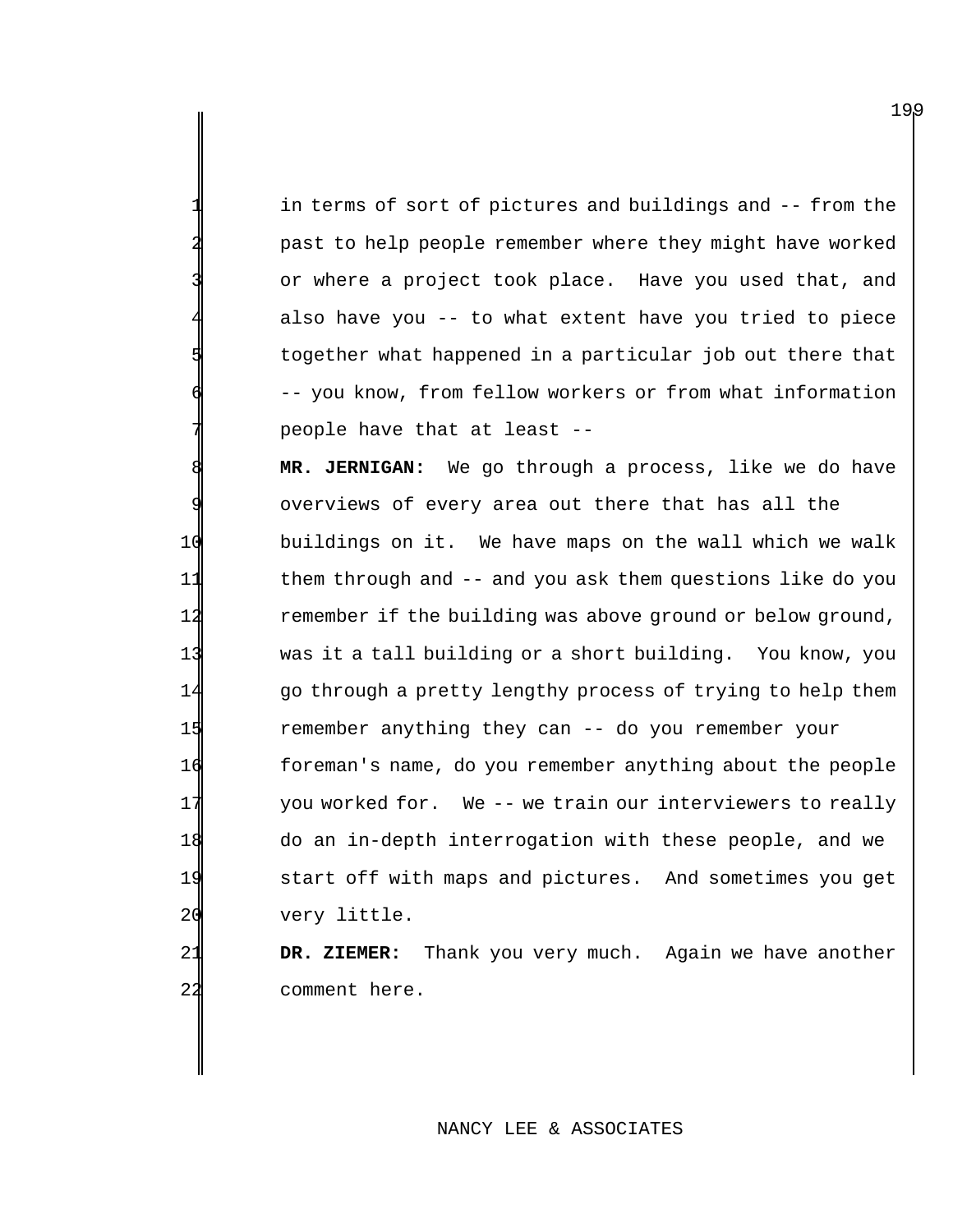in terms of sort of pictures and buildings and -- from the past to help people remember where they might have worked or where a project took place. Have you used that, and also have you -- to what extent have you tried to piece together what happened in a particular job out there that -- you know, from fellow workers or from what information people have that at least --

**MR. JERNIGAN:** We go through a process, like we do have overviews of every area out there that has all the buildings on it. We have maps on the wall which we walk them through and -- and you ask them questions like do you remember if the building was above ground or below ground, was it a tall building or a short building. You know, you go through a pretty lengthy process of trying to help them remember anything they can -- do you remember your foreman's name, do you remember anything about the people you worked for. We -- we train our interviewers to really do an in-depth interrogation with these people, and we start off with maps and pictures. And sometimes you get very little.

**DR. ZIEMER:** Thank you very much. Again we have another comment here.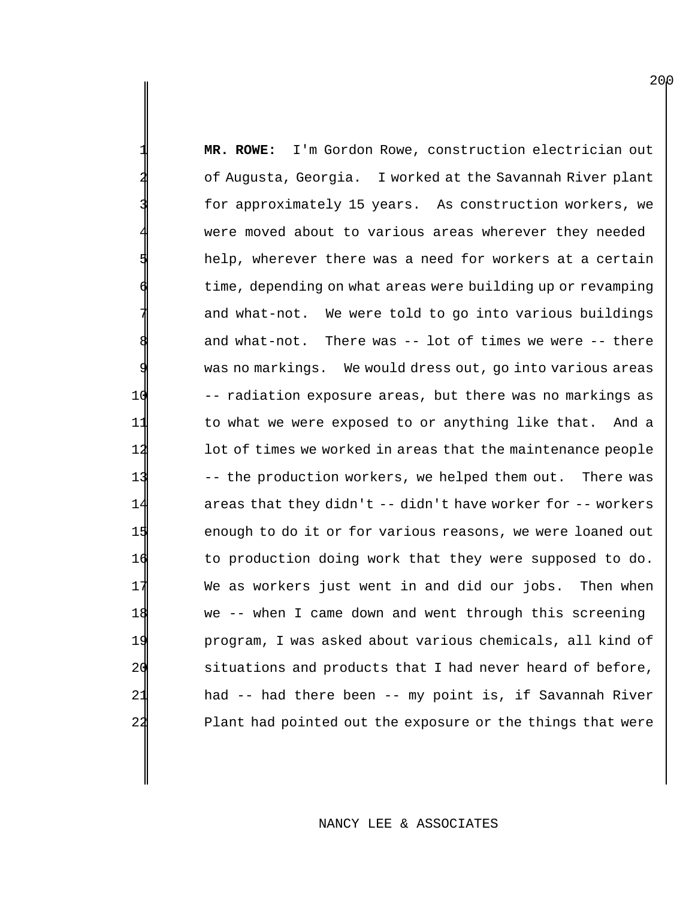**MR. ROWE:** I'm Gordon Rowe, construction electrician out of Augusta, Georgia. I worked at the Savannah River plant for approximately 15 years. As construction workers, we were moved about to various areas wherever they needed help, wherever there was a need for workers at a certain time, depending on what areas were building up or revamping and what-not. We were told to go into various buildings and what-not. There was -- lot of times we were -- there was no markings. We would dress out, go into various areas -- radiation exposure areas, but there was no markings as to what we were exposed to or anything like that. And a lot of times we worked in areas that the maintenance people -- the production workers, we helped them out. There was areas that they didn't -- didn't have worker for -- workers enough to do it or for various reasons, we were loaned out to production doing work that they were supposed to do. We as workers just went in and did our jobs. Then when we -- when I came down and went through this screening program, I was asked about various chemicals, all kind of situations and products that I had never heard of before, had -- had there been -- my point is, if Savannah River Plant had pointed out the exposure or the things that were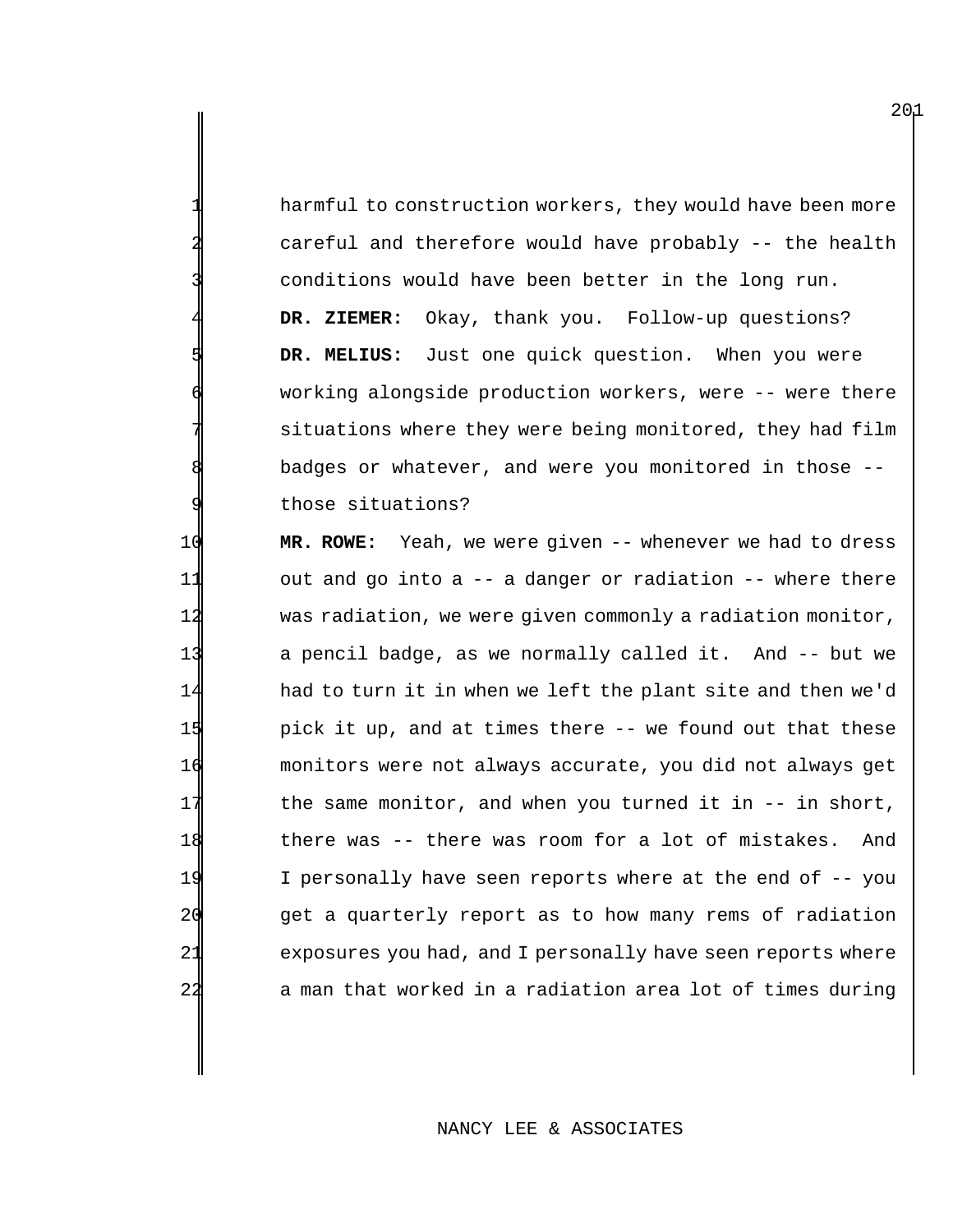harmful to construction workers, they would have been more careful and therefore would have probably -- the health conditions would have been better in the long run.

**DR. ZIEMER:** Okay, thank you. Follow-up questions?

**DR. MELIUS:** Just one quick question. When you were working alongside production workers, were -- were there situations where they were being monitored, they had film badges or whatever, and were you monitored in those -- those situations?

**MR. ROWE:** Yeah, we were given -- whenever we had to dress out and go into a -- a danger or radiation -- where there was radiation, we were given commonly a radiation monitor, a pencil badge, as we normally called it. And -- but we had to turn it in when we left the plant site and then we'd pick it up, and at times there -- we found out that these monitors were not always accurate, you did not always get the same monitor, and when you turned it in -- in short, there was -- there was room for a lot of mistakes. And I personally have seen reports where at the end of -- you get a quarterly report as to how many rems of radiation exposures you had, and I personally have seen reports where a man that worked in a radiation area lot of times during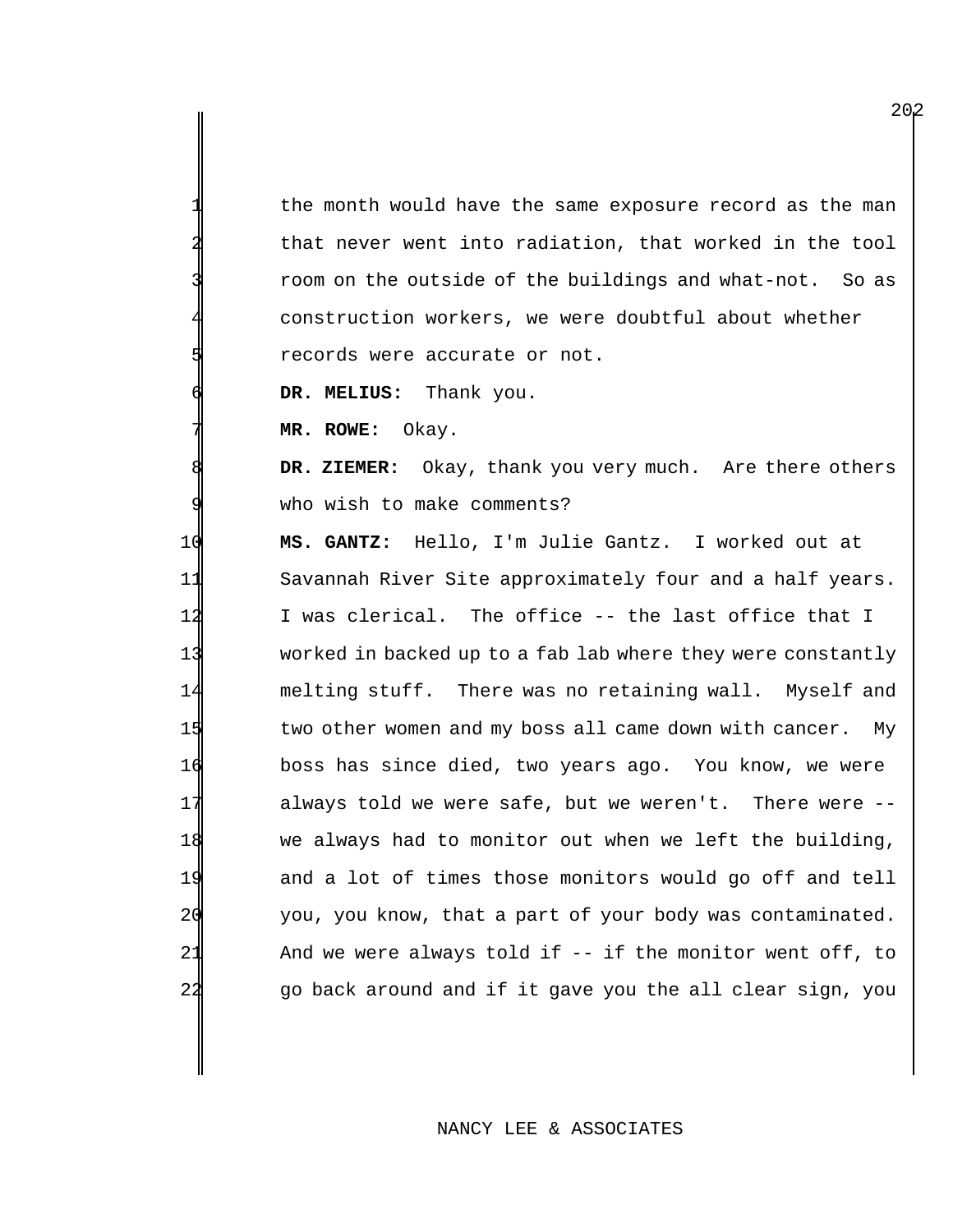the month would have the same exposure record as the man that never went into radiation, that worked in the tool room on the outside of the buildings and what-not. So as construction workers, we were doubtful about whether records were accurate or not.

**DR. MELIUS:** Thank you.

**MR. ROWE:** Okay.

**DR. ZIEMER:** Okay, thank you very much. Are there others who wish to make comments?

**MS. GANTZ:** Hello, I'm Julie Gantz. I worked out at Savannah River Site approximately four and a half years. I was clerical. The office -- the last office that I worked in backed up to a fab lab where they were constantly melting stuff. There was no retaining wall. Myself and two other women and my boss all came down with cancer. My boss has since died, two years ago. You know, we were always told we were safe, but we weren't. There were -- we always had to monitor out when we left the building, and a lot of times those monitors would go off and tell you, you know, that a part of your body was contaminated. And we were always told if -- if the monitor went off, to go back around and if it gave you the all clear sign, you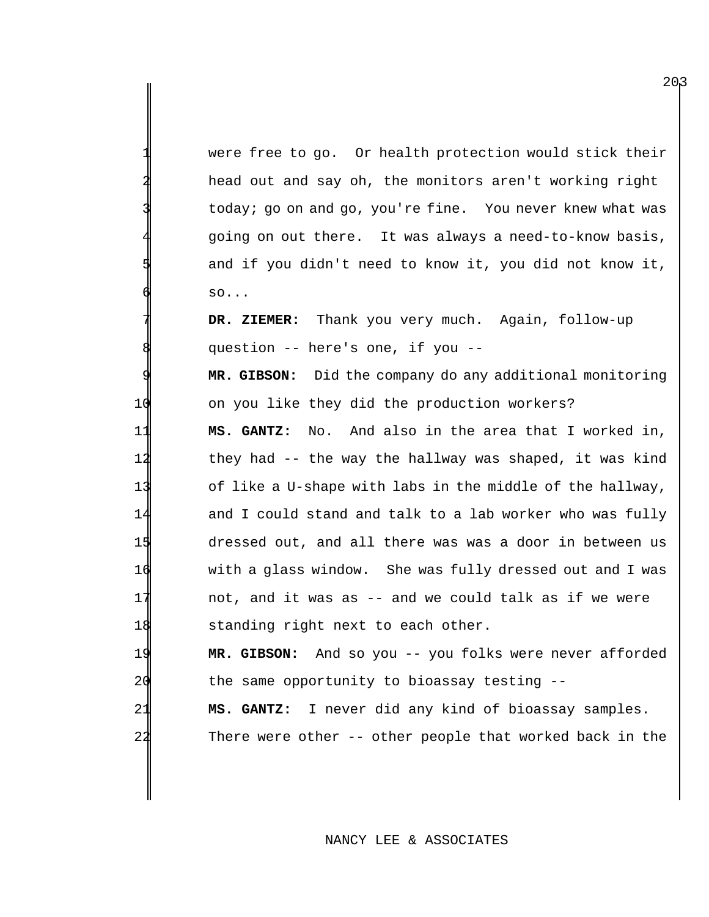were free to go. Or health protection would stick their head out and say oh, the monitors aren't working right today; go on and go, you're fine. You never knew what was going on out there. It was always a need-to-know basis, and if you didn't need to know it, you did not know it, so...

**DR. ZIEMER:** Thank you very much. Again, follow-up question -- here's one, if you --

**MR. GIBSON:** Did the company do any additional monitoring on you like they did the production workers?

**MS. GANTZ:** No. And also in the area that I worked in, they had -- the way the hallway was shaped, it was kind of like a U-shape with labs in the middle of the hallway, and I could stand and talk to a lab worker who was fully dressed out, and all there was was a door in between us with a glass window. She was fully dressed out and I was not, and it was as -- and we could talk as if we were standing right next to each other.

**MR. GIBSON:** And so you -- you folks were never afforded the same opportunity to bioassay testing --

**MS. GANTZ:** I never did any kind of bioassay samples. There were other -- other people that worked back in the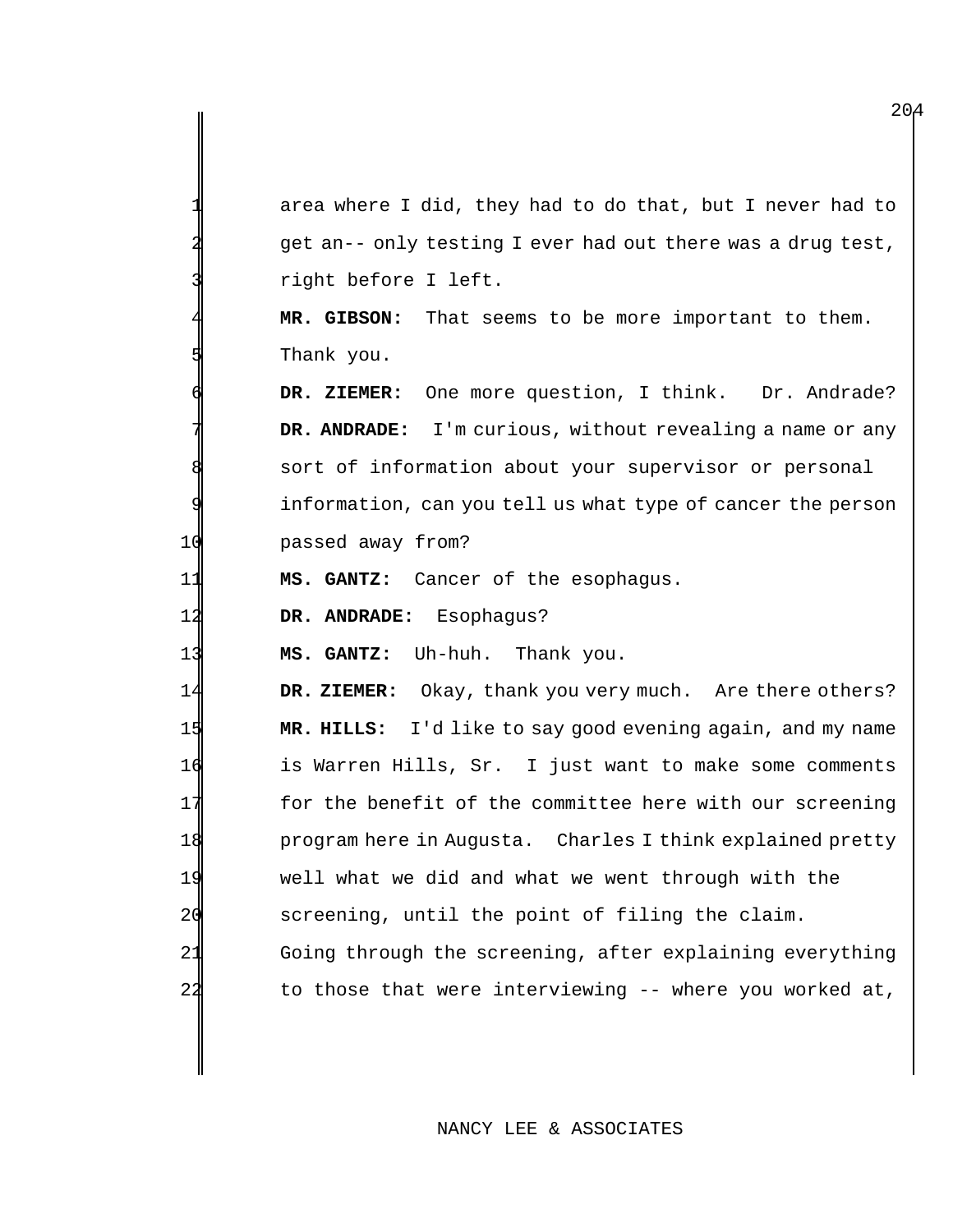area where I did, they had to do that, but I never had to get an-- only testing I ever had out there was a drug test, right before I left.

**MR. GIBSON:** That seems to be more important to them. Thank you.

**DR. ZIEMER:** One more question, I think. Dr. Andrade?

**DR. ANDRADE:** I'm curious, without revealing a name or any sort of information about your supervisor or personal information, can you tell us what type of cancer the person passed away from?

**MS. GANTZ:** Cancer of the esophagus.

**DR. ANDRADE:** Esophagus?

**MS. GANTZ:** Uh-huh. Thank you.

**DR. ZIEMER:** Okay, thank you very much. Are there others?

**MR. HILLS:** I'd like to say good evening again, and my name is Warren Hills, Sr. I just want to make some comments for the benefit of the committee here with our screening program here in Augusta. Charles I think explained pretty well what we did and what we went through with the screening, until the point of filing the claim.

Going through the screening, after explaining everything to those that were interviewing -- where you worked at,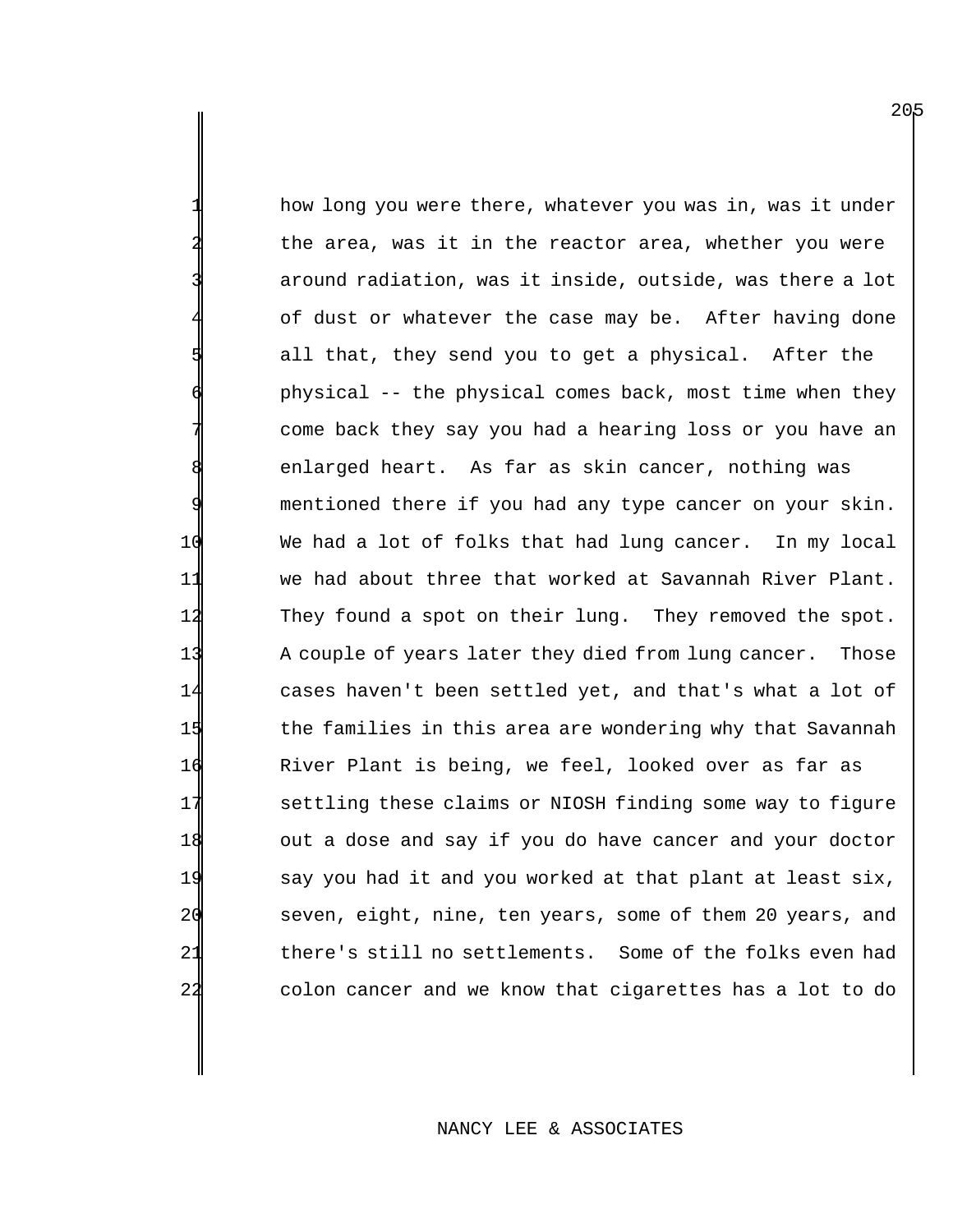how long you were there, whatever you was in, was it under the area, was it in the reactor area, whether you were around radiation, was it inside, outside, was there a lot of dust or whatever the case may be. After having done all that, they send you to get a physical. After the physical -- the physical comes back, most time when they come back they say you had a hearing loss or you have an enlarged heart. As far as skin cancer, nothing was mentioned there if you had any type cancer on your skin. We had a lot of folks that had lung cancer. In my local we had about three that worked at Savannah River Plant. They found a spot on their lung. They removed the spot. A couple of years later they died from lung cancer. Those cases haven't been settled yet, and that's what a lot of the families in this area are wondering why that Savannah River Plant is being, we feel, looked over as far as settling these claims or NIOSH finding some way to figure out a dose and say if you do have cancer and your doctor say you had it and you worked at that plant at least six, seven, eight, nine, ten years, some of them 20 years, and there's still no settlements. Some of the folks even had colon cancer and we know that cigarettes has a lot to do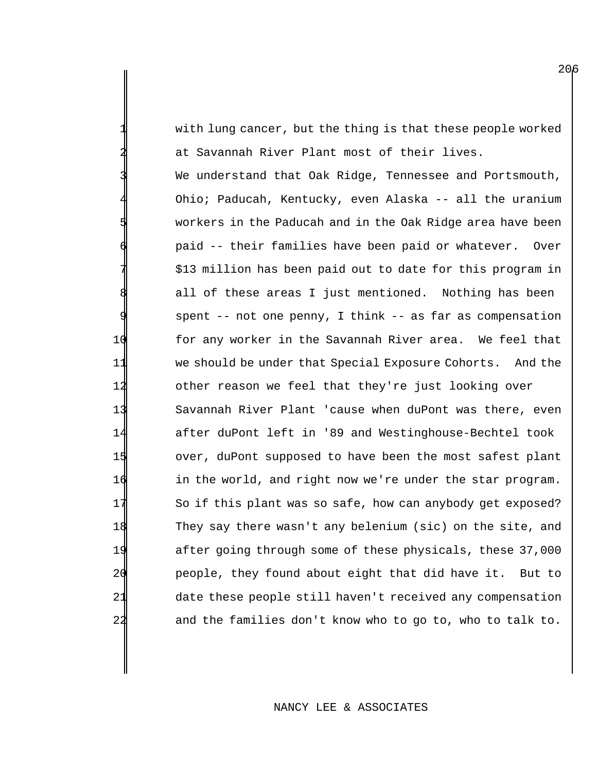with lung cancer, but the thing is that these people worked at Savannah River Plant most of their lives.

We understand that Oak Ridge, Tennessee and Portsmouth, Ohio; Paducah, Kentucky, even Alaska -- all the uranium workers in the Paducah and in the Oak Ridge area have been paid -- their families have been paid or whatever. Over $13 million has been paid out to date for this program in all of these areas I just mentioned. Nothing has been spent -- not one penny, I think -- as far as compensation for any worker in the Savannah River area. We feel that we should be under that Special Exposure Cohorts. And the other reason we feel that they're just looking over Savannah River Plant 'cause when duPont was there, even after duPont left in '89 and Westinghouse-Bechtel took over, duPont supposed to have been the most safest plant in the world, and right now we're under the star program. So if this plant was so safe, how can anybody get exposed? They say there wasn't any belenium (sic) on the site, and after going through some of these physicals, these 37,000 people, they found about eight that did have it. But to date these people still haven't received any compensation and the families don't know who to go to, who to talk to.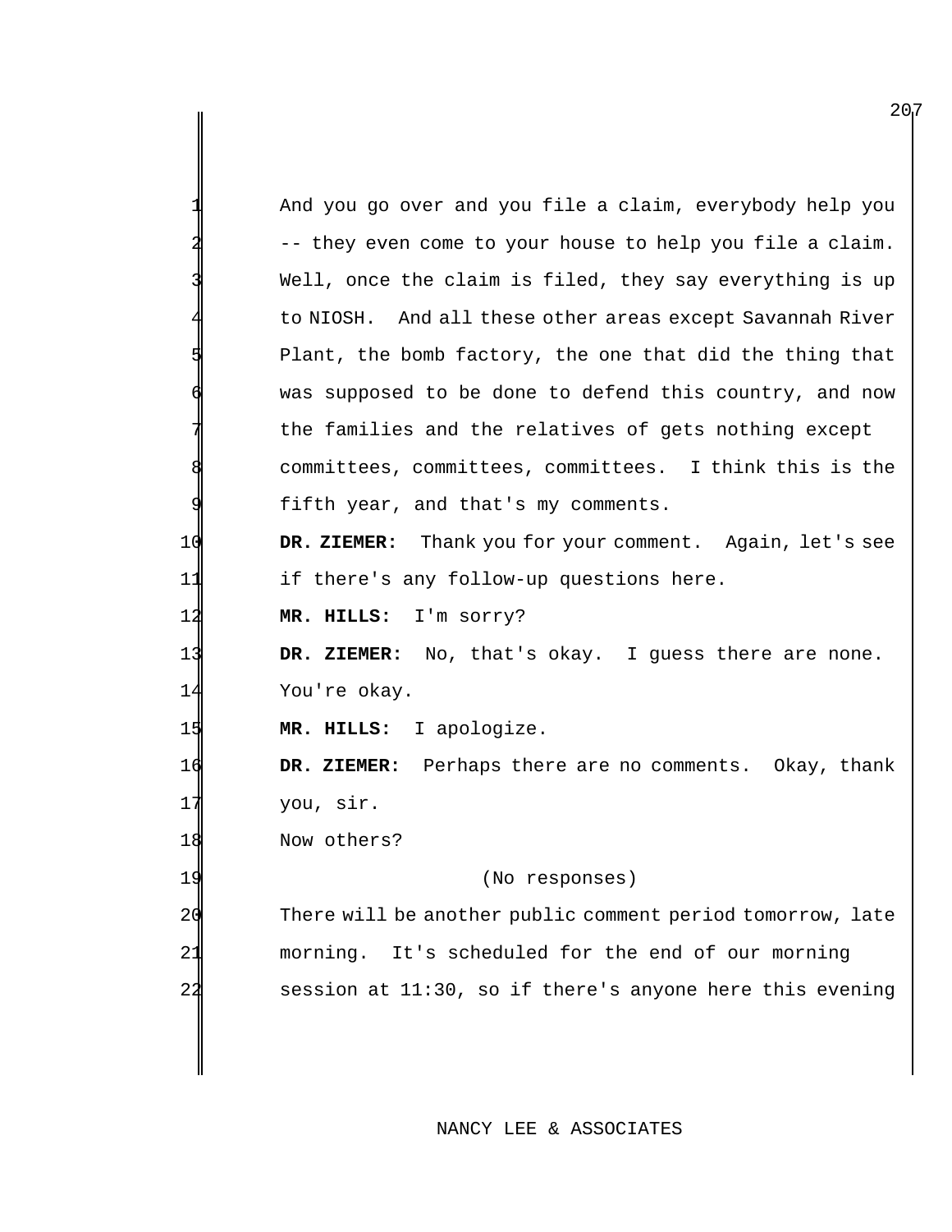And you go over and you file a claim, everybody help you -- they even come to your house to help you file a claim. Well, once the claim is filed, they say everything is up to NIOSH. And all these other areas except Savannah River Plant, the bomb factory, the one that did the thing that was supposed to be done to defend this country, and now the families and the relatives of gets nothing except committees, committees, committees. I think this is the fifth year, and that's my comments.

**DR. ZIEMER:** Thank you for your comment. Again, let's see if there's any follow-up questions here.

**MR. HILLS:** I'm sorry?

**DR. ZIEMER:** No, that's okay. I guess there are none. You're okay.

**MR. HILLS:** I apologize.

**DR. ZIEMER:** Perhaps there are no comments. Okay, thank you, sir.

Now others?

(No responses)

There will be another public comment period tomorrow, late morning. It's scheduled for the end of our morning session at 11:30, so if there's anyone here this evening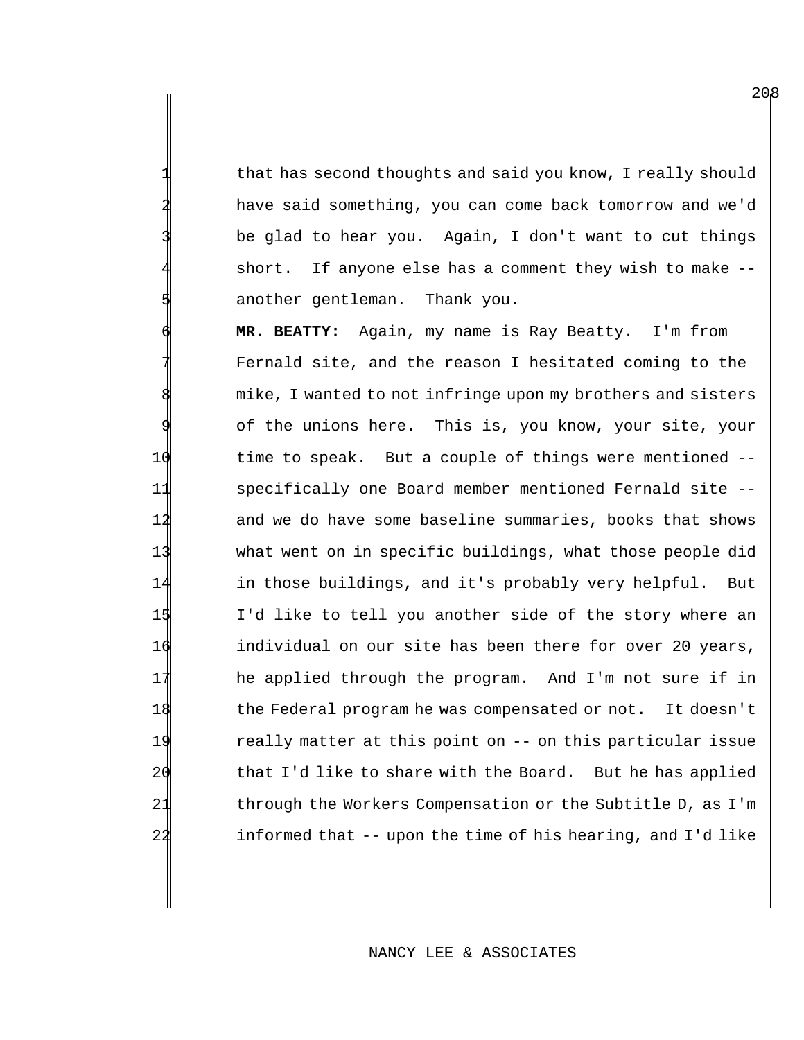that has second thoughts and said you know, I really should have said something, you can come back tomorrow and we'd be glad to hear you. Again, I don't want to cut things short. If anyone else has a comment they wish to make -- another gentleman. Thank you.

**MR. BEATTY:** Again, my name is Ray Beatty. I'm from Fernald site, and the reason I hesitated coming to the mike, I wanted to not infringe upon my brothers and sisters of the unions here. This is, you know, your site, your time to speak. But a couple of things were mentioned -- specifically one Board member mentioned Fernald site -- and we do have some baseline summaries, books that shows what went on in specific buildings, what those people did in those buildings, and it's probably very helpful. But I'd like to tell you another side of the story where an individual on our site has been there for over 20 years, he applied through the program. And I'm not sure if in the Federal program he was compensated or not. It doesn't really matter at this point on -- on this particular issue that I'd like to share with the Board. But he has applied through the Workers Compensation or the Subtitle D, as I'm informed that -- upon the time of his hearing, and I'd like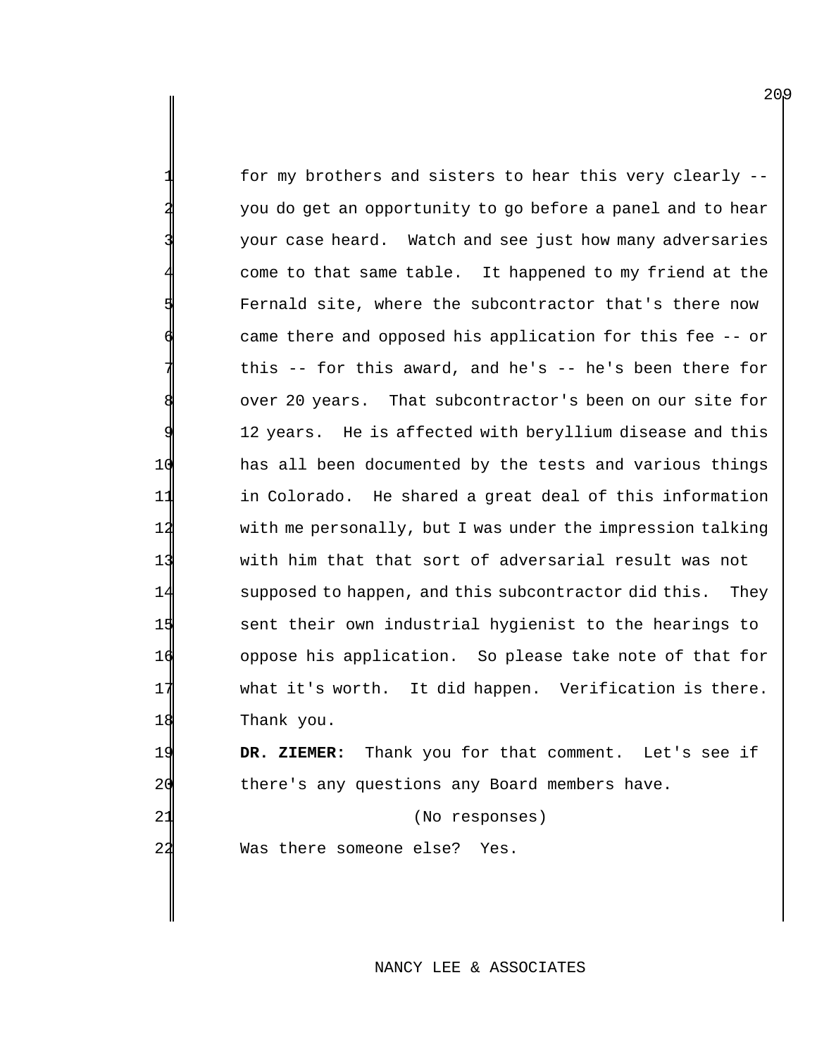for my brothers and sisters to hear this very clearly -- you do get an opportunity to go before a panel and to hear your case heard. Watch and see just how many adversaries come to that same table. It happened to my friend at the Fernald site, where the subcontractor that's there now came there and opposed his application for this fee -- or this -- for this award, and he's -- he's been there for over 20 years. That subcontractor's been on our site for 12 years. He is affected with beryllium disease and this has all been documented by the tests and various things in Colorado. He shared a great deal of this information with me personally, but I was under the impression talking with him that that sort of adversarial result was not supposed to happen, and this subcontractor did this. They sent their own industrial hygienist to the hearings to oppose his application. So please take note of that for what it's worth. It did happen. Verification is there. Thank you.

**DR. ZIEMER:** Thank you for that comment. Let's see if there's any questions any Board members have.

(No responses)

Was there someone else? Yes.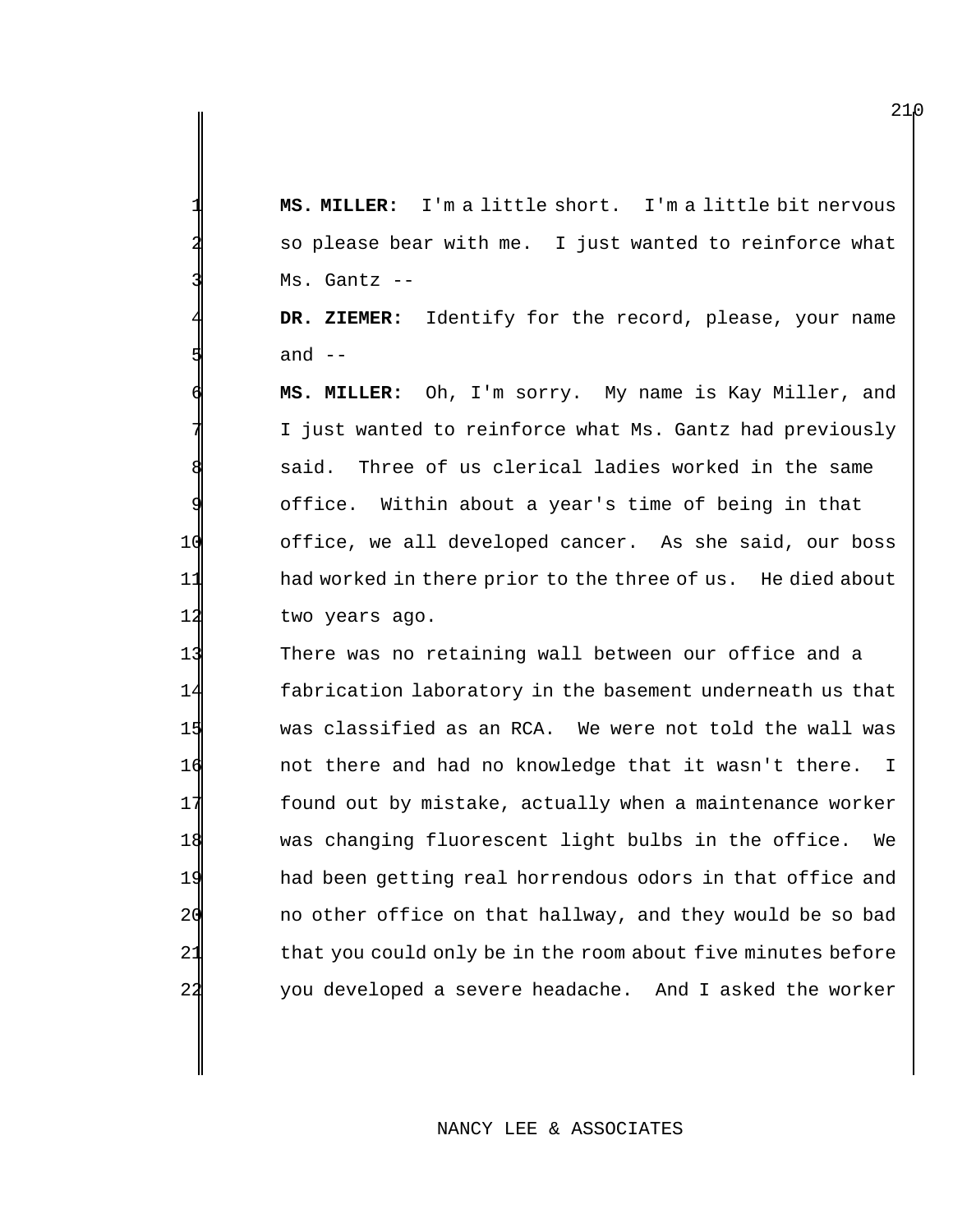**MS. MILLER:** I'm a little short. I'm a little bit nervous so please bear with me. I just wanted to reinforce what Ms. Gantz --

**DR. ZIEMER:** Identify for the record, please, your name and --

**MS. MILLER:** Oh, I'm sorry. My name is Kay Miller, and I just wanted to reinforce what Ms. Gantz had previously said. Three of us clerical ladies worked in the same office. Within about a year's time of being in that office, we all developed cancer. As she said, our boss had worked in there prior to the three of us. He died about two years ago.

There was no retaining wall between our office and a fabrication laboratory in the basement underneath us that was classified as an RCA. We were not told the wall was not there and had no knowledge that it wasn't there. I found out by mistake, actually when a maintenance worker was changing fluorescent light bulbs in the office. We had been getting real horrendous odors in that office and no other office on that hallway, and they would be so bad that you could only be in the room about five minutes before you developed a severe headache. And I asked the worker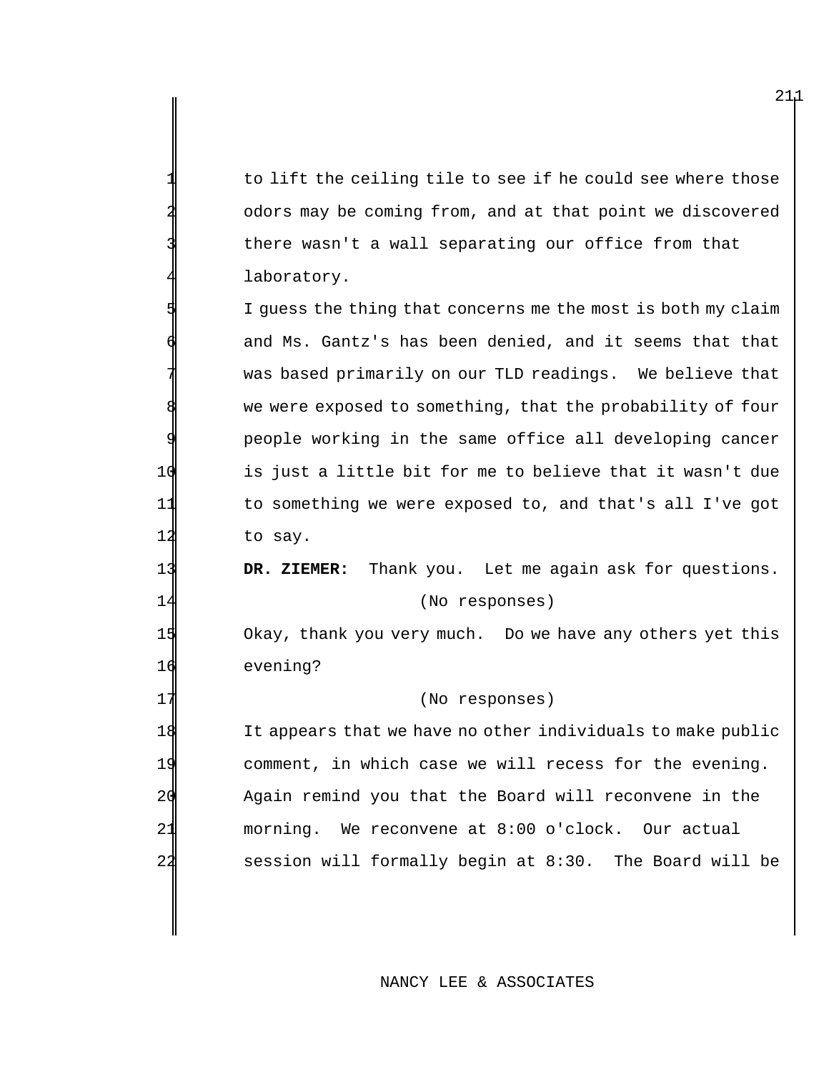to lift the ceiling tile to see if he could see where those odors may be coming from, and at that point we discovered there wasn't a wall separating our office from that laboratory.

I guess the thing that concerns me the most is both my claim and Ms. Gantz's has been denied, and it seems that that was based primarily on our TLD readings. We believe that we were exposed to something, that the probability of four people working in the same office all developing cancer is just a little bit for me to believe that it wasn't due to something we were exposed to, and that's all I've got to say.

**DR. ZIEMER:** Thank you. Let me again ask for questions.

(No responses)

Okay, thank you very much. Do we have any others yet this evening?

(No responses)

It appears that we have no other individuals to make public comment, in which case we will recess for the evening. Again remind you that the Board will reconvene in the morning. We reconvene at 8:00 o'clock. Our actual session will formally begin at 8:30. The Board will be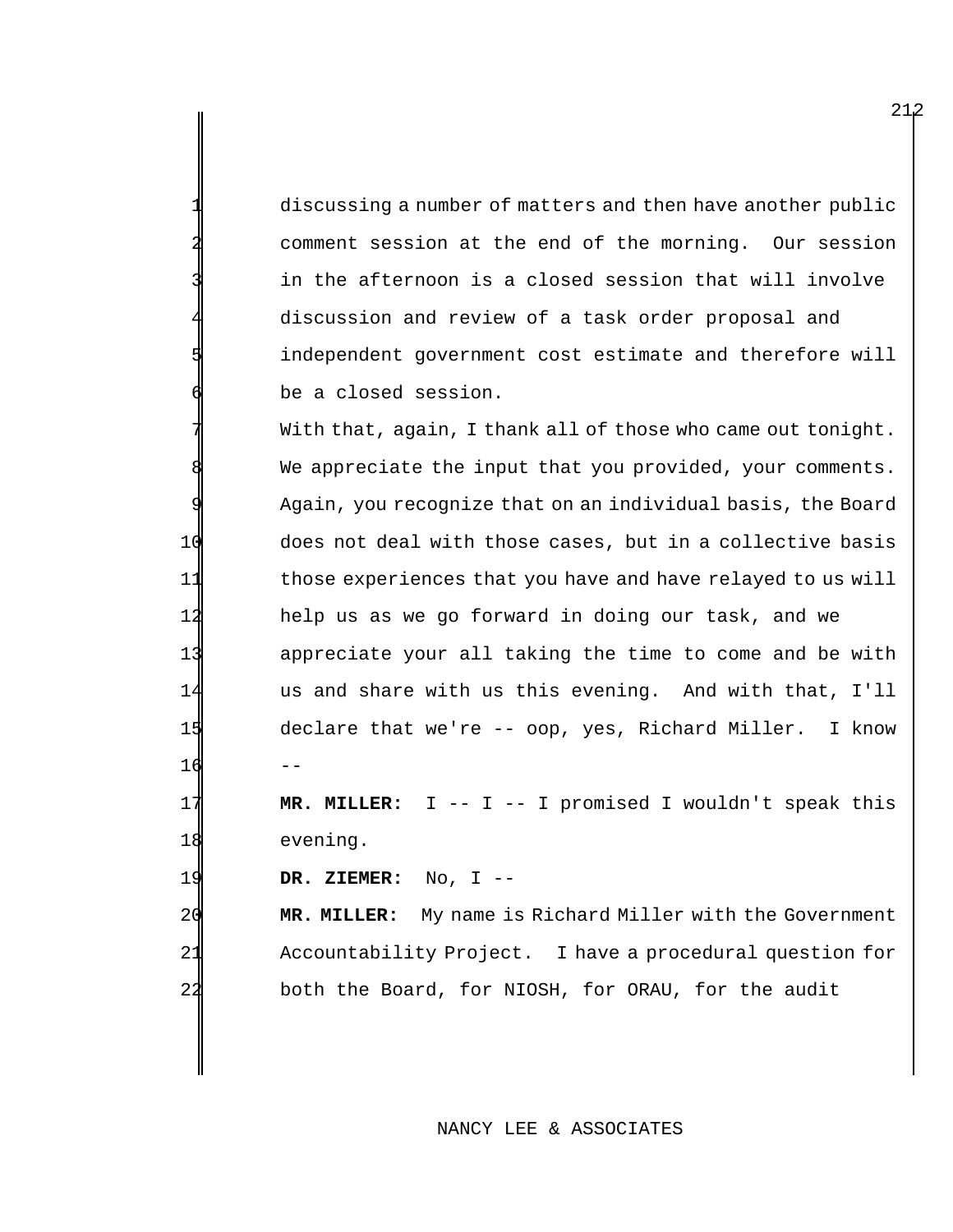discussing a number of matters and then have another public comment session at the end of the morning. Our session in the afternoon is a closed session that will involve discussion and review of a task order proposal and independent government cost estimate and therefore will be a closed session.

With that, again, I thank all of those who came out tonight. We appreciate the input that you provided, your comments. Again, you recognize that on an individual basis, the Board does not deal with those cases, but in a collective basis those experiences that you have and have relayed to us will help us as we go forward in doing our task, and we appreciate your all taking the time to come and be with us and share with us this evening. And with that, I'll declare that we're -- oop, yes, Richard Miller. I know --

**MR. MILLER:** I -- I -- I promised I wouldn't speak this evening.

**DR. ZIEMER:** No, I --

**MR. MILLER:** My name is Richard Miller with the Government Accountability Project. I have a procedural question for both the Board, for NIOSH, for ORAU, for the audit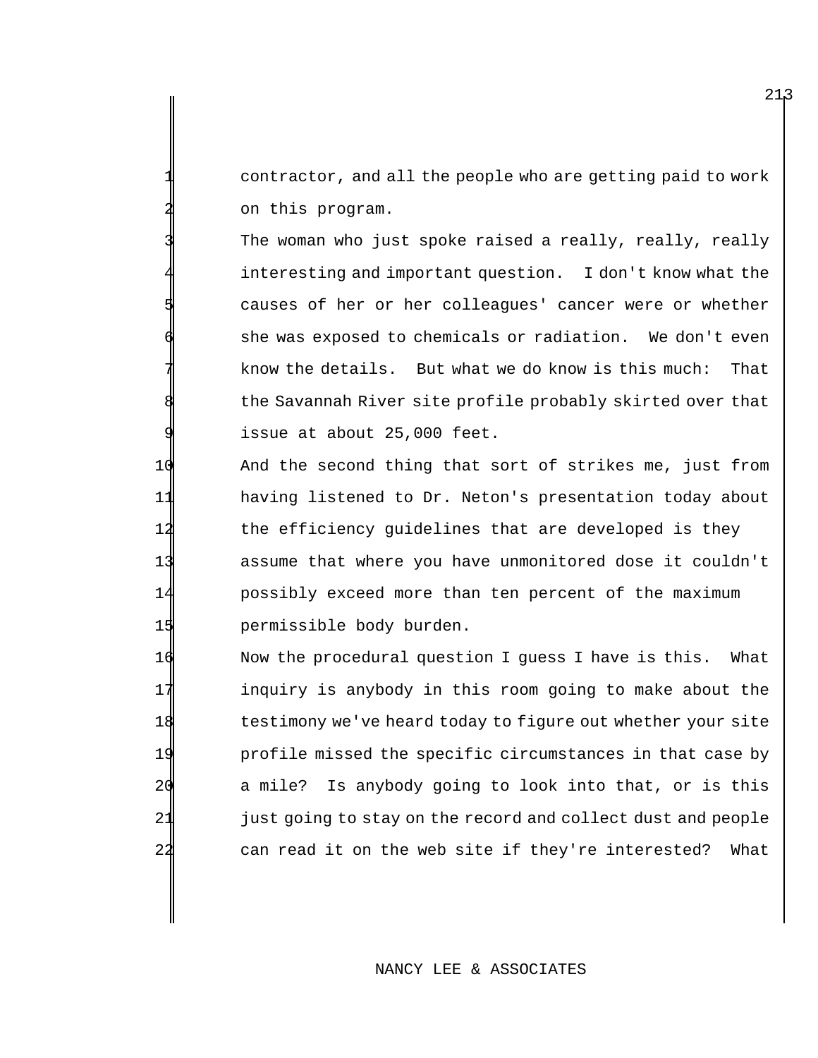contractor, and all the people who are getting paid to work on this program.

The woman who just spoke raised a really, really, really interesting and important question. I don't know what the causes of her or her colleagues' cancer were or whether she was exposed to chemicals or radiation. We don't even know the details. But what we do know is this much: That the Savannah River site profile probably skirted over that issue at about 25,000 feet.

And the second thing that sort of strikes me, just from having listened to Dr. Neton's presentation today about the efficiency guidelines that are developed is they assume that where you have unmonitored dose it couldn't possibly exceed more than ten percent of the maximum permissible body burden.

Now the procedural question I guess I have is this. What inquiry is anybody in this room going to make about the testimony we've heard today to figure out whether your site profile missed the specific circumstances in that case by a mile? Is anybody going to look into that, or is this just going to stay on the record and collect dust and people can read it on the web site if they're interested? What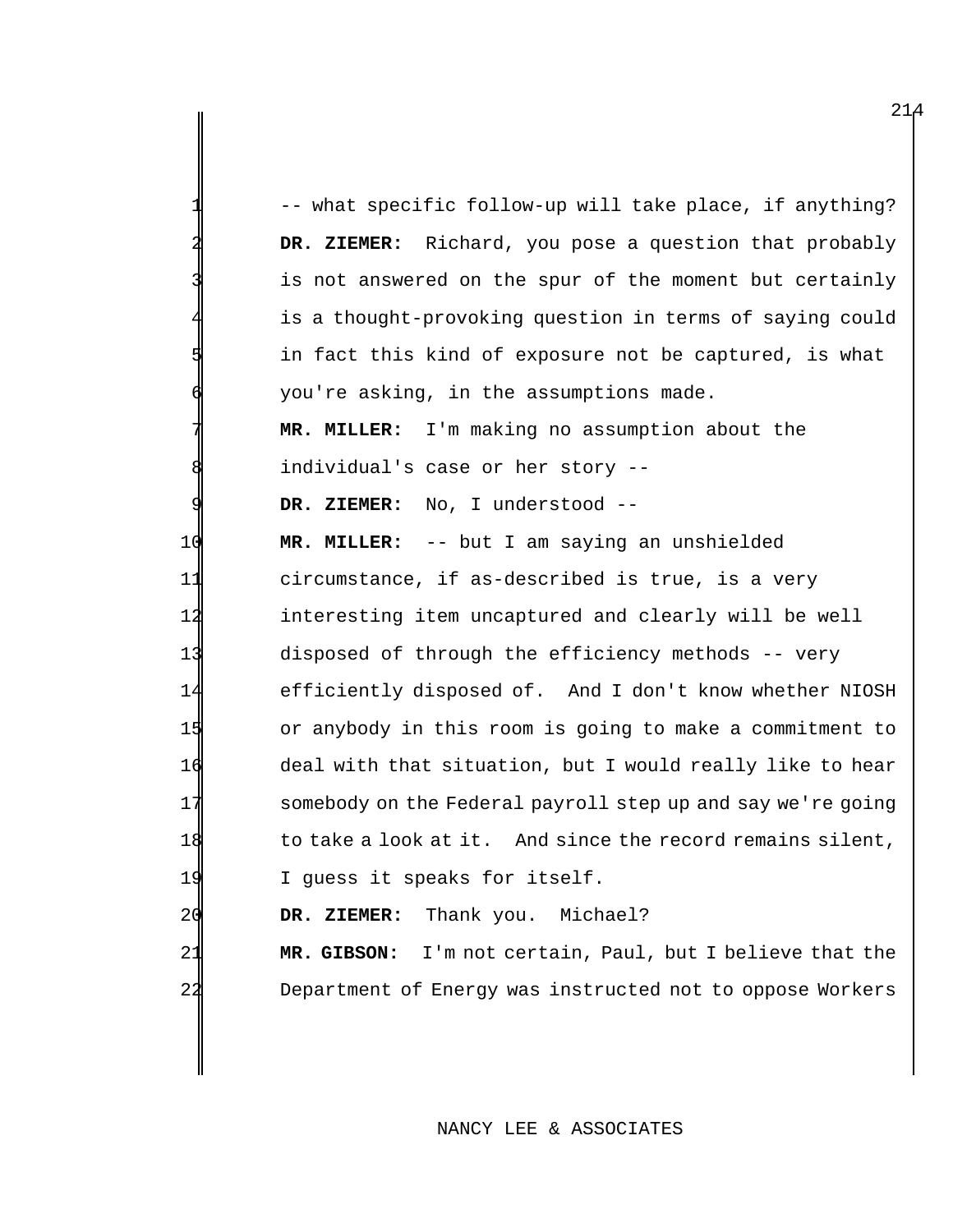-- what specific follow-up will take place, if anything?

**DR. ZIEMER:** Richard, you pose a question that probably is not answered on the spur of the moment but certainly is a thought-provoking question in terms of saying could in fact this kind of exposure not be captured, is what you're asking, in the assumptions made.

**MR. MILLER:** I'm making no assumption about the individual's case or her story --

**DR. ZIEMER:** No, I understood --

**MR. MILLER:** -- but I am saying an unshielded circumstance, if as-described is true, is a very interesting item uncaptured and clearly will be well disposed of through the efficiency methods -- very efficiently disposed of. And I don't know whether NIOSH or anybody in this room is going to make a commitment to deal with that situation, but I would really like to hear somebody on the Federal payroll step up and say we're going to take a look at it. And since the record remains silent, I guess it speaks for itself.

**DR. ZIEMER:** Thank you. Michael?

**MR. GIBSON:** I'm not certain, Paul, but I believe that the Department of Energy was instructed not to oppose Workers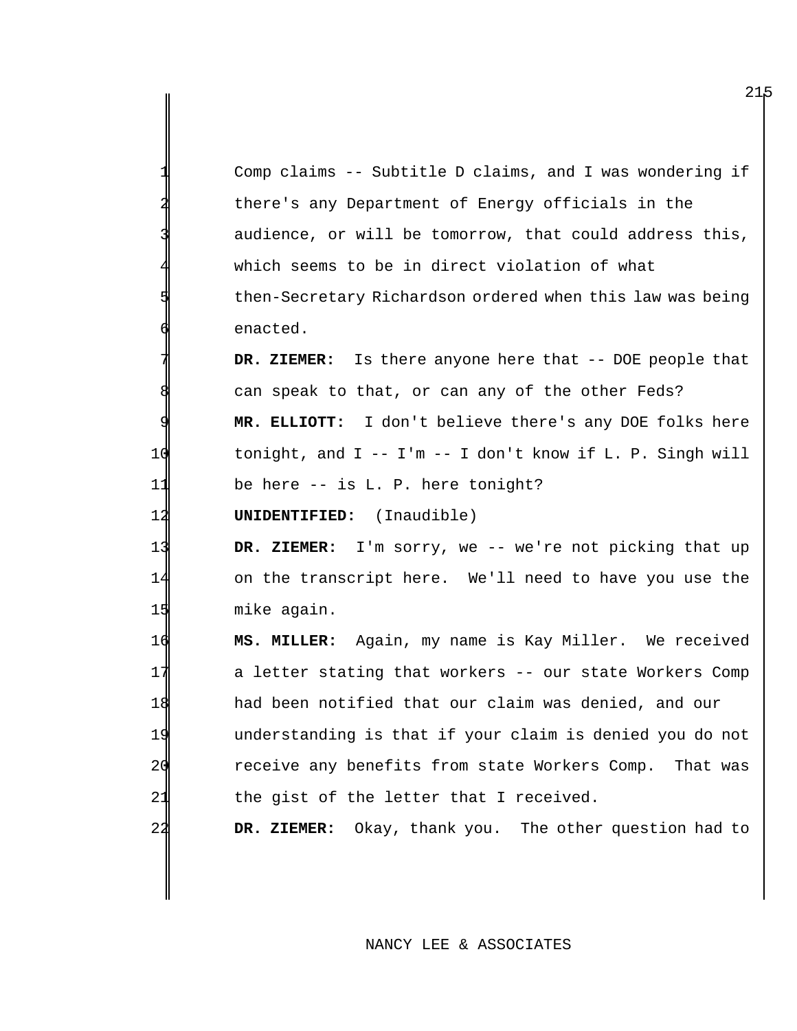Comp claims -- Subtitle D claims, and I was wondering if there's any Department of Energy officials in the audience, or will be tomorrow, that could address this, which seems to be in direct violation of what then-Secretary Richardson ordered when this law was being enacted.

**DR. ZIEMER:** Is there anyone here that -- DOE people that can speak to that, or can any of the other Feds?

**MR. ELLIOTT:** I don't believe there's any DOE folks here tonight, and I -- I'm -- I don't know if L. P. Singh will be here -- is L. P. here tonight?

**UNIDENTIFIED:** (Inaudible)

**DR. ZIEMER:** I'm sorry, we -- we're not picking that up on the transcript here. We'll need to have you use the mike again.

**MS. MILLER:** Again, my name is Kay Miller. We received a letter stating that workers -- our state Workers Comp had been notified that our claim was denied, and our understanding is that if your claim is denied you do not receive any benefits from state Workers Comp. That was the gist of the letter that I received.

**DR. ZIEMER:** Okay, thank you. The other question had to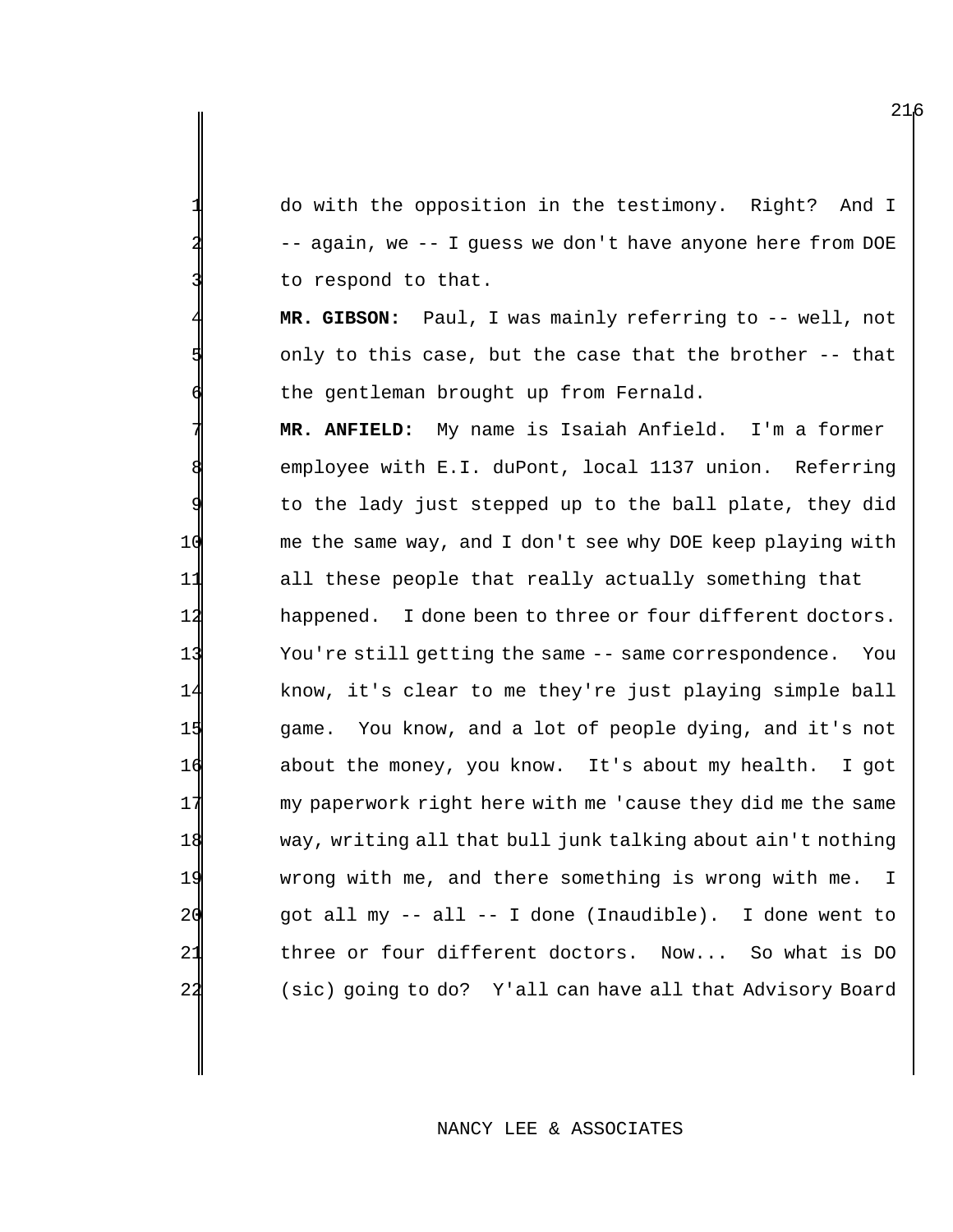do with the opposition in the testimony. Right? And I -- again, we -- I guess we don't have anyone here from DOE to respond to that.

**MR. GIBSON:** Paul, I was mainly referring to -- well, not only to this case, but the case that the brother -- that the gentleman brought up from Fernald.

**MR. ANFIELD:** My name is Isaiah Anfield. I'm a former employee with E.I. duPont, local 1137 union. Referring to the lady just stepped up to the ball plate, they did me the same way, and I don't see why DOE keep playing with all these people that really actually something that happened. I done been to three or four different doctors. You're still getting the same -- same correspondence. You know, it's clear to me they're just playing simple ball game. You know, and a lot of people dying, and it's not about the money, you know. It's about my health. I got my paperwork right here with me 'cause they did me the same way, writing all that bull junk talking about ain't nothing wrong with me, and there something is wrong with me. I got all my -- all -- I done (Inaudible). I done went to three or four different doctors. Now... So what is DO (sic) going to do? Y'all can have all that Advisory Board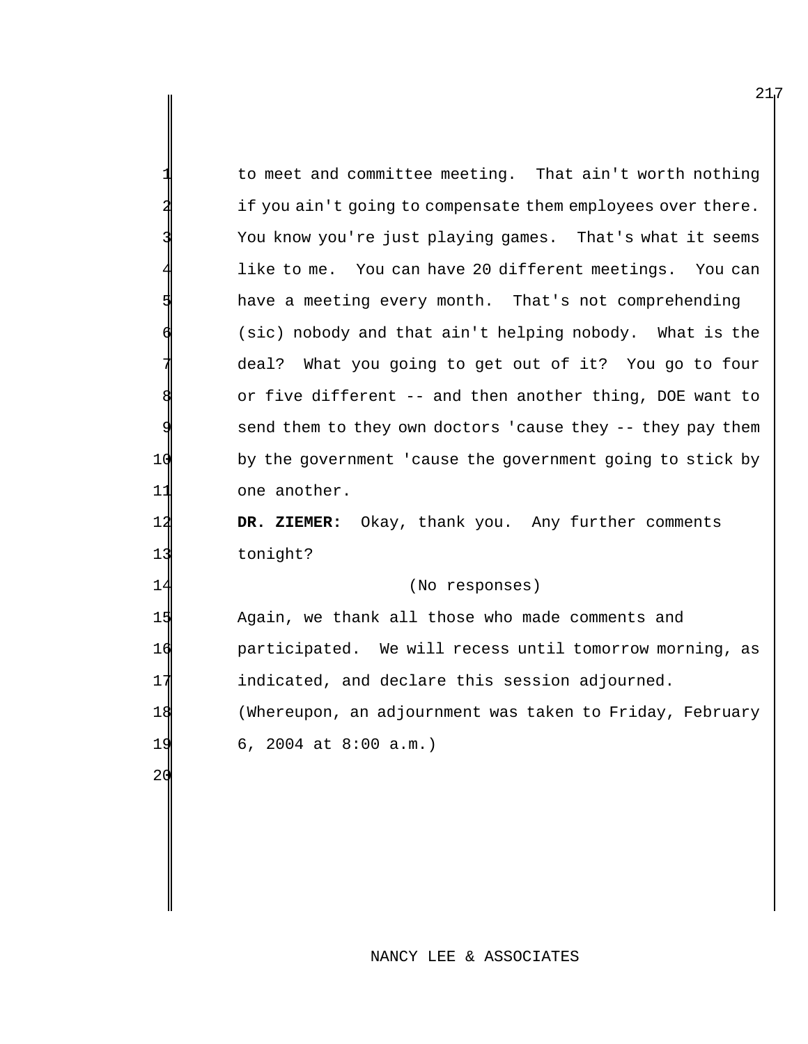to meet and committee meeting. That ain't worth nothing if you ain't going to compensate them employees over there. You know you're just playing games. That's what it seems like to me. You can have 20 different meetings. You can have a meeting every month. That's not comprehending (sic) nobody and that ain't helping nobody. What is the deal? What you going to get out of it? You go to four or five different -- and then another thing, DOE want to send them to they own doctors 'cause they -- they pay them by the government 'cause the government going to stick by one another.

**DR. ZIEMER:** Okay, thank you. Any further comments tonight?

(No responses)

Again, we thank all those who made comments and participated. We will recess until tomorrow morning, as indicated, and declare this session adjourned.

(Whereupon, an adjournment was taken to Friday, February 6, 2004 at 8:00 a.m.)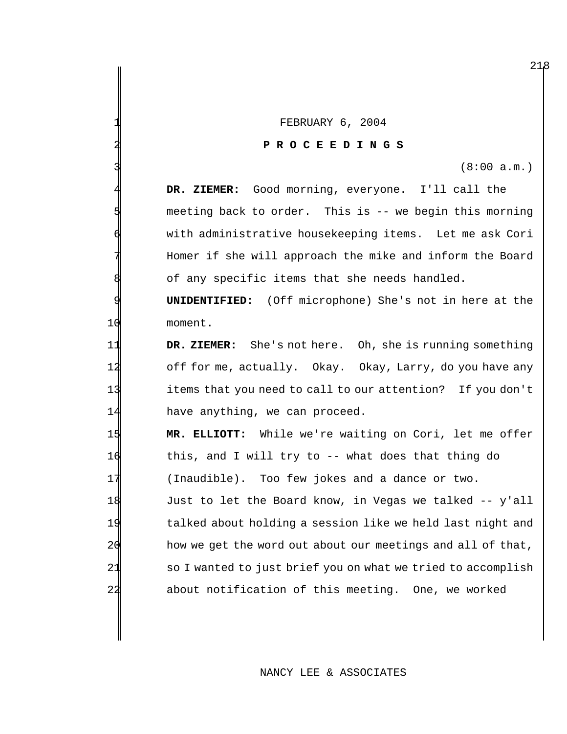FEBRUARY 6, 2004

**P R O C E E D I N G S**

(8:00 a.m.)

**DR. ZIEMER:** Good morning, everyone. I'll call the meeting back to order. This is -- we begin this morning with administrative housekeeping items. Let me ask Cori Homer if she will approach the mike and inform the Board of any specific items that she needs handled.

**UNIDENTIFIED:** (Off microphone) She's not in here at the moment.

**DR. ZIEMER:** She's not here. Oh, she is running something off for me, actually. Okay. Okay, Larry, do you have any items that you need to call to our attention? If you don't have anything, we can proceed.

**MR. ELLIOTT:** While we're waiting on Cori, let me offer this, and I will try to -- what does that thing do (Inaudible). Too few jokes and a dance or two. Just to let the Board know, in Vegas we talked -- y'all talked about holding a session like we held last night and how we get the word out about our meetings and all of that, so I wanted to just brief you on what we tried to accomplish about notification of this meeting. One, we worked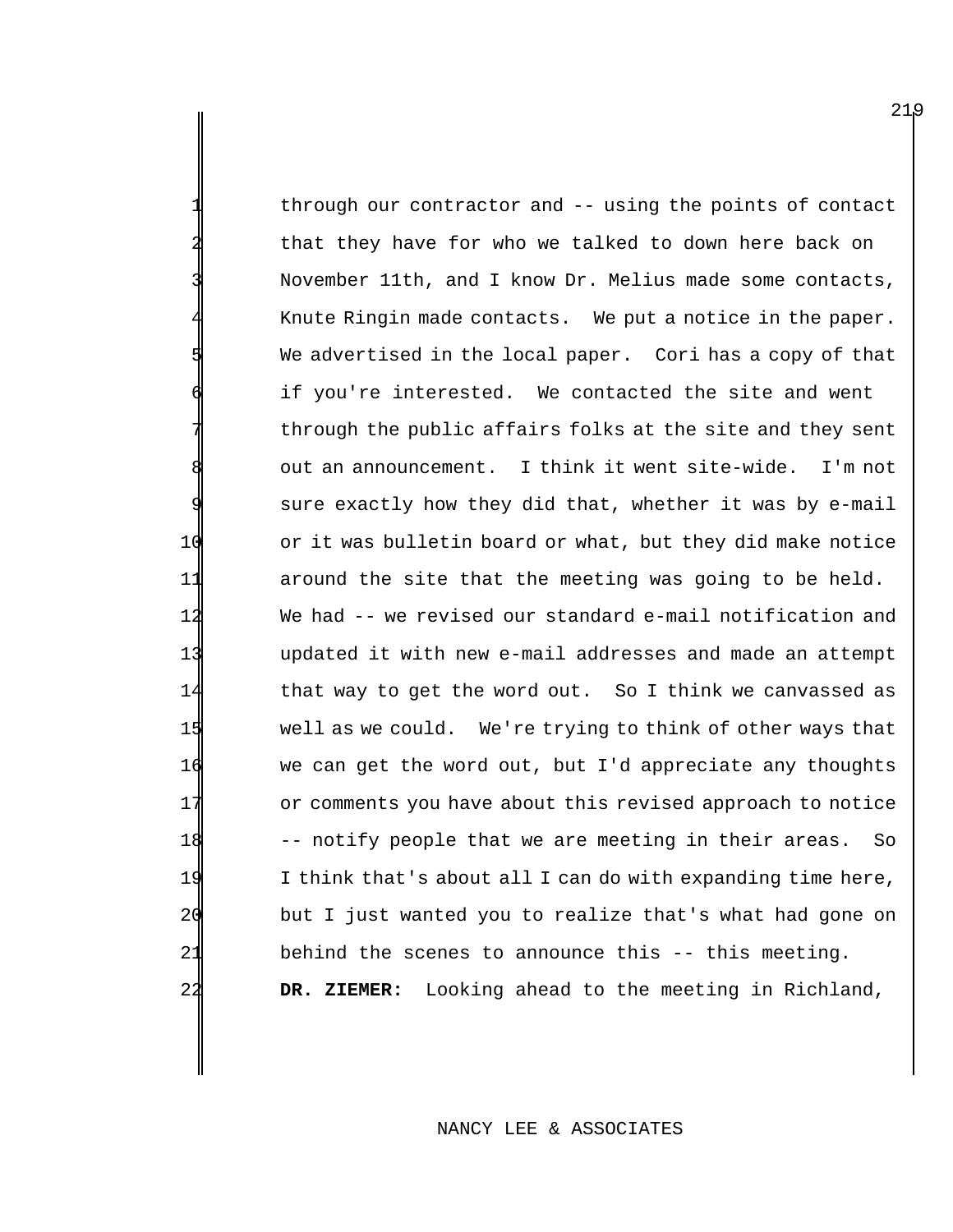through our contractor and -- using the points of contact that they have for who we talked to down here back on November 11th, and I know Dr. Melius made some contacts, Knute Ringin made contacts. We put a notice in the paper. We advertised in the local paper. Cori has a copy of that if you're interested. We contacted the site and went through the public affairs folks at the site and they sent out an announcement. I think it went site-wide. I'm not sure exactly how they did that, whether it was by e-mail or it was bulletin board or what, but they did make notice around the site that the meeting was going to be held. We had -- we revised our standard e-mail notification and updated it with new e-mail addresses and made an attempt that way to get the word out. So I think we canvassed as well as we could. We're trying to think of other ways that we can get the word out, but I'd appreciate any thoughts or comments you have about this revised approach to notice -- notify people that we are meeting in their areas. So I think that's about all I can do with expanding time here, but I just wanted you to realize that's what had gone on behind the scenes to announce this -- this meeting.

**DR. ZIEMER:** Looking ahead to the meeting in Richland,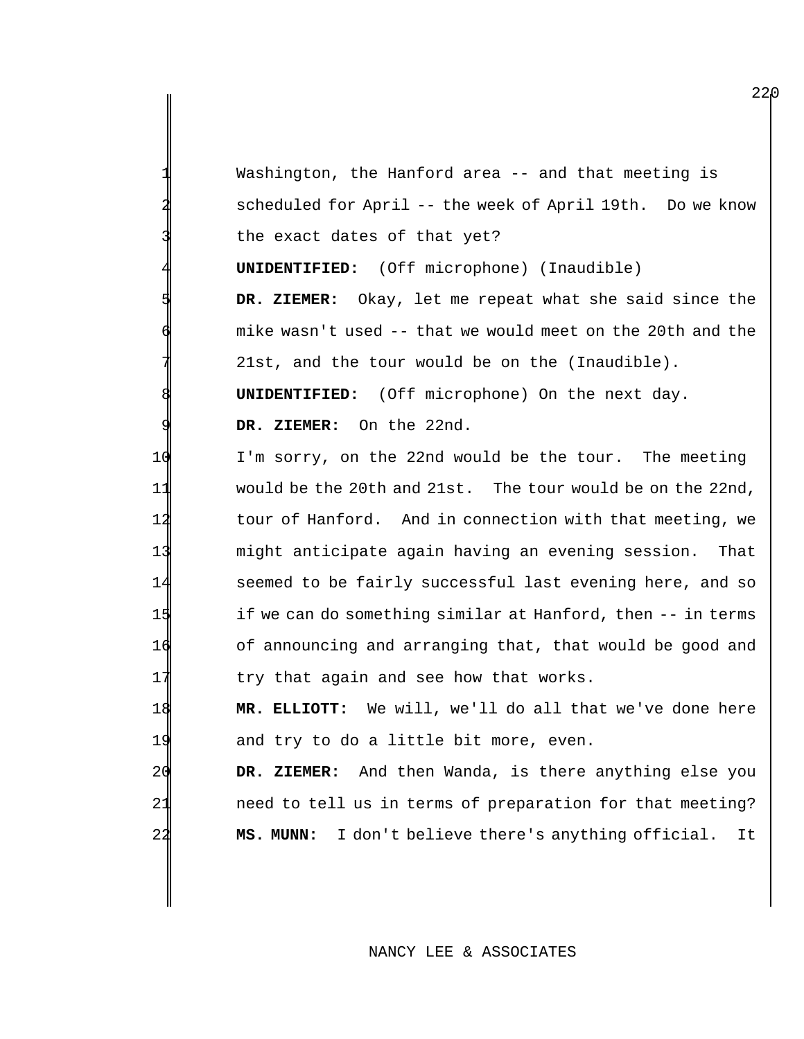Washington, the Hanford area -- and that meeting is scheduled for April -- the week of April 19th. Do we know the exact dates of that yet?

**UNIDENTIFIED:** (Off microphone) (Inaudible)

**DR. ZIEMER:** Okay, let me repeat what she said since the mike wasn't used -- that we would meet on the 20th and the 21st, and the tour would be on the (Inaudible).

**UNIDENTIFIED:** (Off microphone) On the next day.

**DR. ZIEMER:** On the 22nd.

I'm sorry, on the 22nd would be the tour. The meeting would be the 20th and 21st. The tour would be on the 22nd, tour of Hanford. And in connection with that meeting, we might anticipate again having an evening session. That seemed to be fairly successful last evening here, and so if we can do something similar at Hanford, then -- in terms of announcing and arranging that, that would be good and try that again and see how that works.

**MR. ELLIOTT:** We will, we'll do all that we've done here and try to do a little bit more, even.

**DR. ZIEMER:** And then Wanda, is there anything else you need to tell us in terms of preparation for that meeting?

**MS. MUNN:** I don't believe there's anything official. It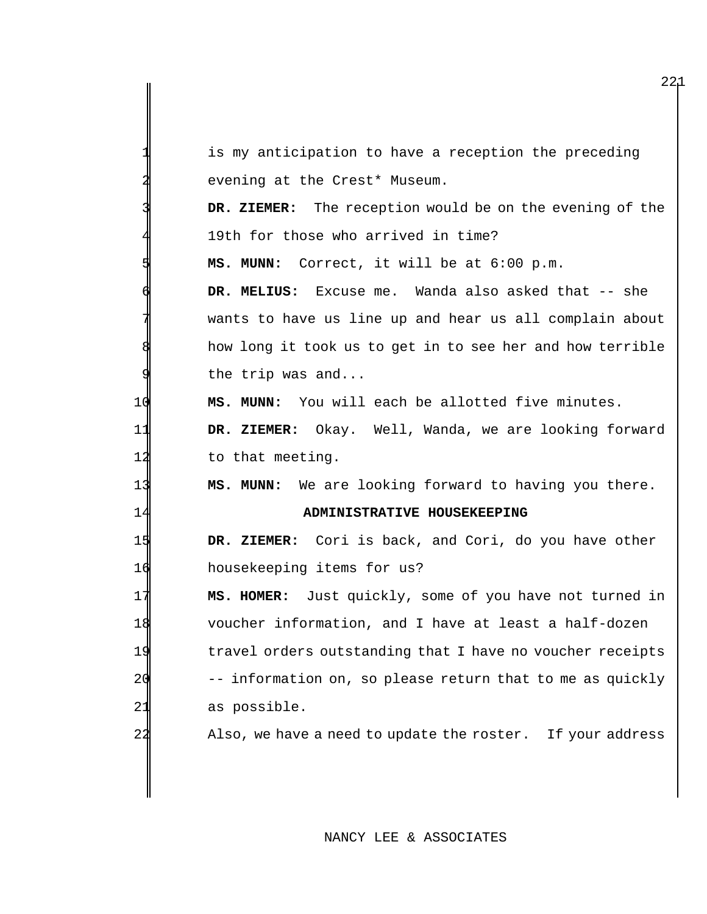is my anticipation to have a reception the preceding evening at the Crest* Museum.

**DR. ZIEMER:** The reception would be on the evening of the 19th for those who arrived in time?

**MS. MUNN:** Correct, it will be at 6:00 p.m.

**DR. MELIUS:** Excuse me. Wanda also asked that -- she wants to have us line up and hear us all complain about how long it took us to get in to see her and how terrible the trip was and...

**MS. MUNN:** You will each be allotted five minutes.

**DR. ZIEMER:** Okay. Well, Wanda, we are looking forward to that meeting.

**MS. MUNN:** We are looking forward to having you there.

## ADMINISTRATIVE HOUSEKEEPING

**DR. ZIEMER:** Cori is back, and Cori, do you have other housekeeping items for us?

**MS. HOMER:** Just quickly, some of you have not turned in voucher information, and I have at least a half-dozen travel orders outstanding that I have no voucher receipts -- information on, so please return that to me as quickly as possible.

Also, we have a need to update the roster. If your address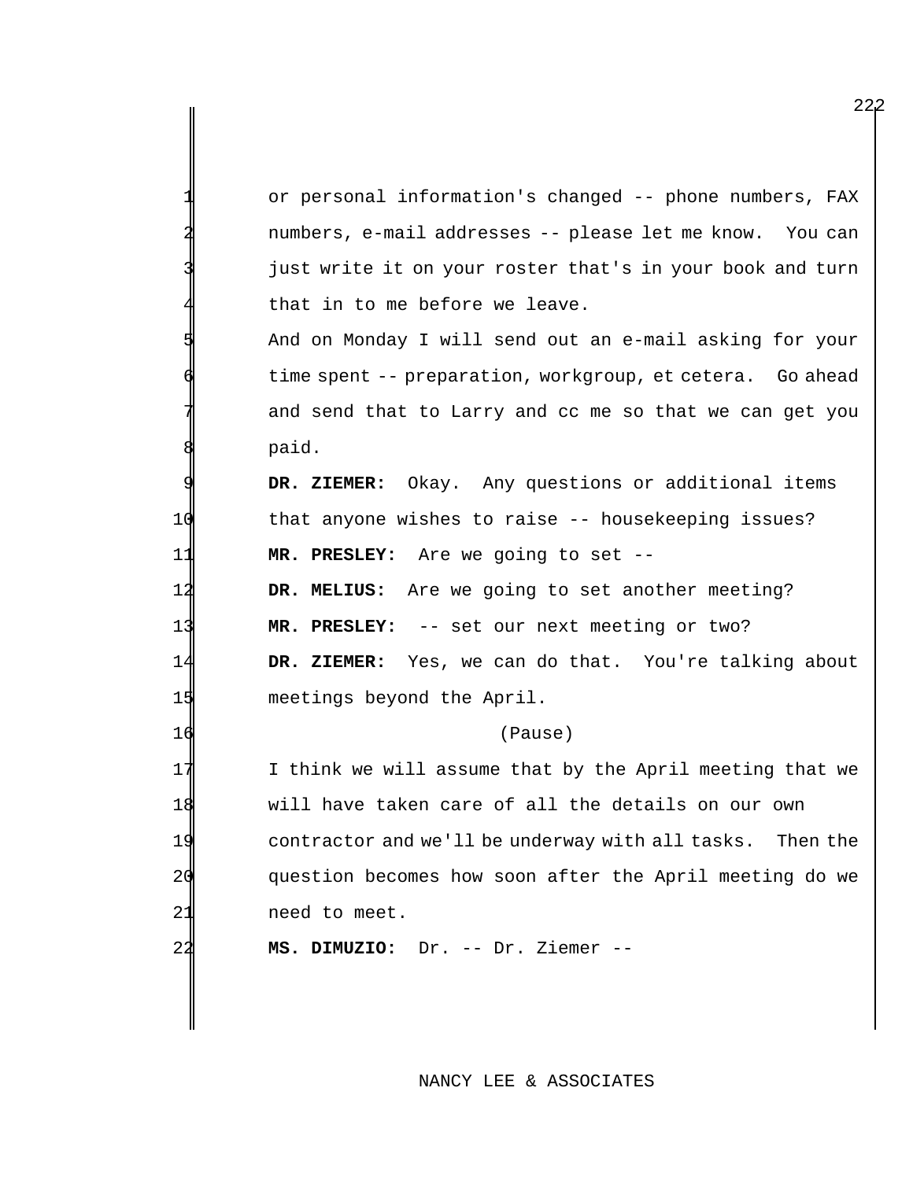or personal information's changed -- phone numbers, FAX numbers, e-mail addresses -- please let me know. You can just write it on your roster that's in your book and turn that in to me before we leave.

And on Monday I will send out an e-mail asking for your time spent -- preparation, workgroup, et cetera. Go ahead and send that to Larry and cc me so that we can get you paid.

**DR. ZIEMER:** Okay. Any questions or additional items that anyone wishes to raise -- housekeeping issues?

**MR. PRESLEY:** Are we going to set --

**DR. MELIUS:** Are we going to set another meeting?

**MR. PRESLEY:** -- set our next meeting or two?

**DR. ZIEMER:** Yes, we can do that. You're talking about meetings beyond the April.

(Pause)

I think we will assume that by the April meeting that we will have taken care of all the details on our own contractor and we'll be underway with all tasks. Then the question becomes how soon after the April meeting do we need to meet.

**MS. DIMUZIO:** Dr. -- Dr. Ziemer --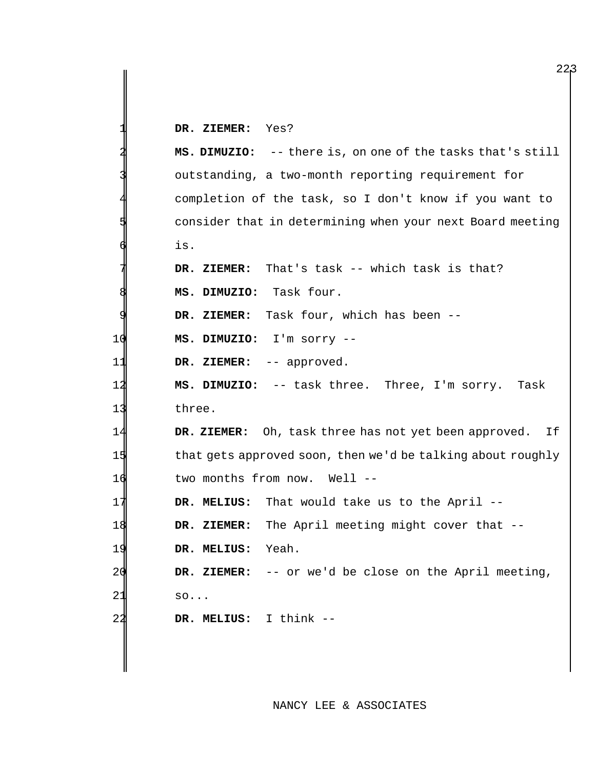**DR. ZIEMER:** Yes?

**MS. DIMUZIO:** -- there is, on one of the tasks that's still outstanding, a two-month reporting requirement for completion of the task, so I don't know if you want to consider that in determining when your next Board meeting is.

**DR. ZIEMER:** That's task -- which task is that?

**MS. DIMUZIO:** Task four.

**DR. ZIEMER:** Task four, which has been --

**MS. DIMUZIO:** I'm sorry --

**DR. ZIEMER:** -- approved.

**MS. DIMUZIO:** -- task three. Three, I'm sorry. Task three.

**DR. ZIEMER:** Oh, task three has not yet been approved. If that gets approved soon, then we'd be talking about roughly two months from now. Well --

**DR. MELIUS:** That would take us to the April --

**DR. ZIEMER:** The April meeting might cover that --

**DR. MELIUS:** Yeah.

**DR. ZIEMER:** -- or we'd be close on the April meeting, so...

**DR. MELIUS:** I think --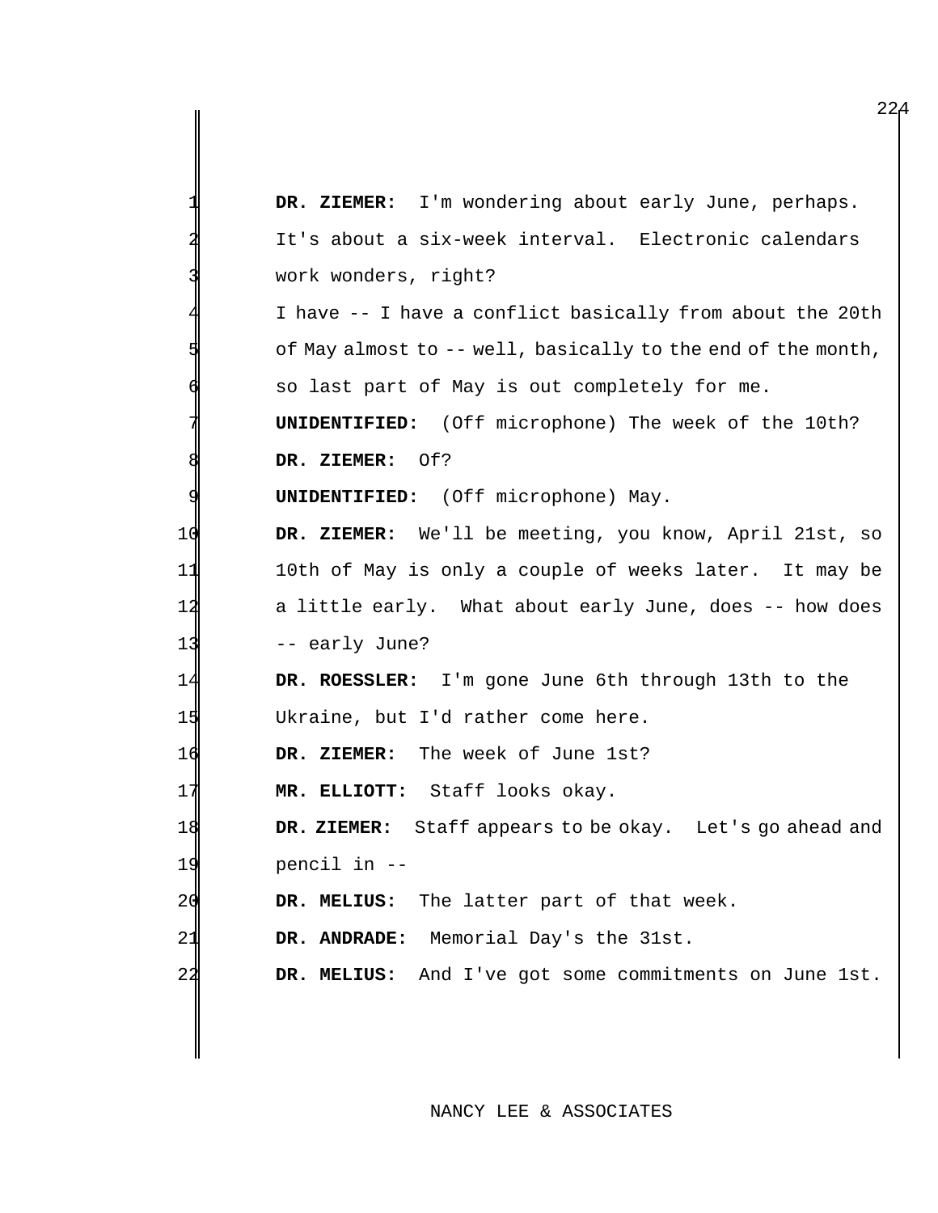**DR. ZIEMER:** I'm wondering about early June, perhaps. It's about a six-week interval. Electronic calendars work wonders, right?

I have -- I have a conflict basically from about the 20th of May almost to -- well, basically to the end of the month, so last part of May is out completely for me.

**UNIDENTIFIED:** (Off microphone) The week of the 10th?

**DR. ZIEMER:** Of?

**UNIDENTIFIED:** (Off microphone) May.

**DR. ZIEMER:** We'll be meeting, you know, April 21st, so 10th of May is only a couple of weeks later. It may be a little early. What about early June, does -- how does -- early June?

**DR. ROESSLER:** I'm gone June 6th through 13th to the Ukraine, but I'd rather come here.

**DR. ZIEMER:** The week of June 1st?

**MR. ELLIOTT:** Staff looks okay.

**DR. ZIEMER:** Staff appears to be okay. Let's go ahead and pencil in --

**DR. MELIUS:** The latter part of that week.

**DR. ANDRADE:** Memorial Day's the 31st.

**DR. MELIUS:** And I've got some commitments on June 1st.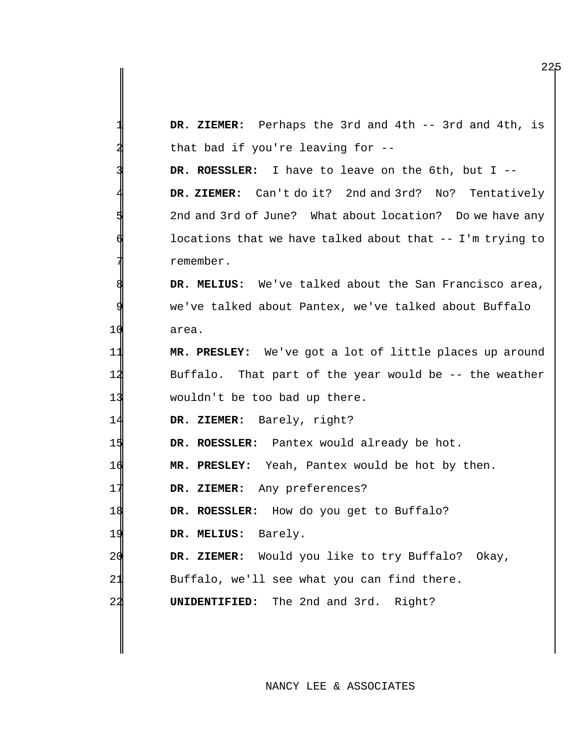**DR. ZIEMER:** Perhaps the 3rd and 4th -- 3rd and 4th, is that bad if you're leaving for --

**DR. ROESSLER:** I have to leave on the 6th, but I --

**DR. ZIEMER:** Can't do it? 2nd and 3rd? No? Tentatively 2nd and 3rd of June? What about location? Do we have any locations that we have talked about that -- I'm trying to remember.

**DR. MELIUS:** We've talked about the San Francisco area, we've talked about Pantex, we've talked about Buffalo area.

**MR. PRESLEY:** We've got a lot of little places up around Buffalo. That part of the year would be -- the weather wouldn't be too bad up there.

**DR. ZIEMER:** Barely, right?

**DR. ROESSLER:** Pantex would already be hot.

**MR. PRESLEY:** Yeah, Pantex would be hot by then.

**DR. ZIEMER:** Any preferences?

**DR. ROESSLER:** How do you get to Buffalo?

**DR. MELIUS:** Barely.

**DR. ZIEMER:** Would you like to try Buffalo? Okay, Buffalo, we'll see what you can find there.

**UNIDENTIFIED:** The 2nd and 3rd. Right?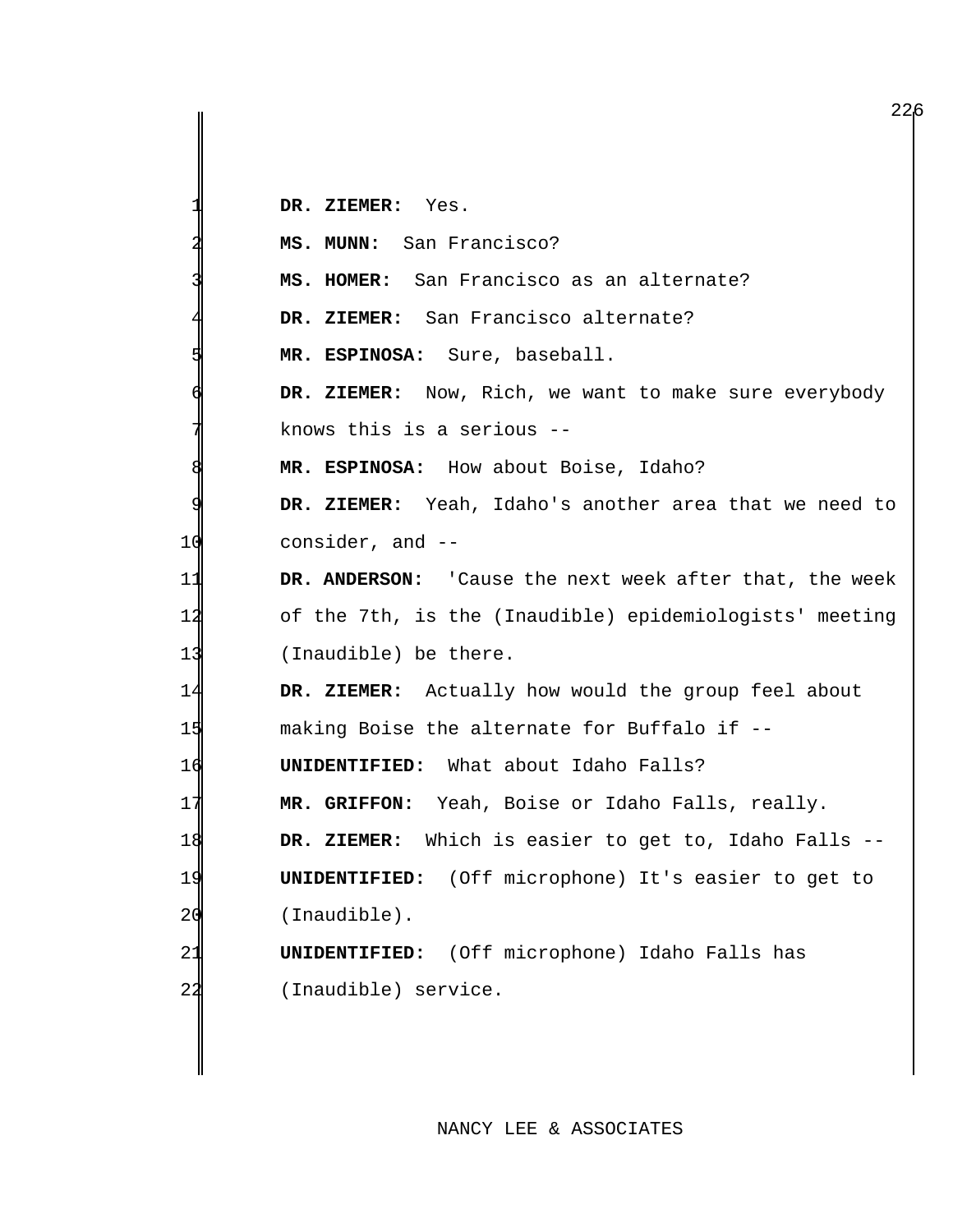**DR. ZIEMER:** Yes.

**MS. MUNN:** San Francisco?

**MS. HOMER:** San Francisco as an alternate?

**DR. ZIEMER:** San Francisco alternate?

**MR. ESPINOSA:** Sure, baseball.

**DR. ZIEMER:** Now, Rich, we want to make sure everybody knows this is a serious --

**MR. ESPINOSA:** How about Boise, Idaho?

**DR. ZIEMER:** Yeah, Idaho's another area that we need to consider, and --

**DR. ANDERSON:** 'Cause the next week after that, the week of the 7th, is the (Inaudible) epidemiologists' meeting (Inaudible) be there.

**DR. ZIEMER:** Actually how would the group feel about making Boise the alternate for Buffalo if --

**UNIDENTIFIED:** What about Idaho Falls?

**MR. GRIFFON:** Yeah, Boise or Idaho Falls, really.

**DR. ZIEMER:** Which is easier to get to, Idaho Falls --

**UNIDENTIFIED:** (Off microphone) It's easier to get to (Inaudible).

**UNIDENTIFIED:** (Off microphone) Idaho Falls has (Inaudible) service.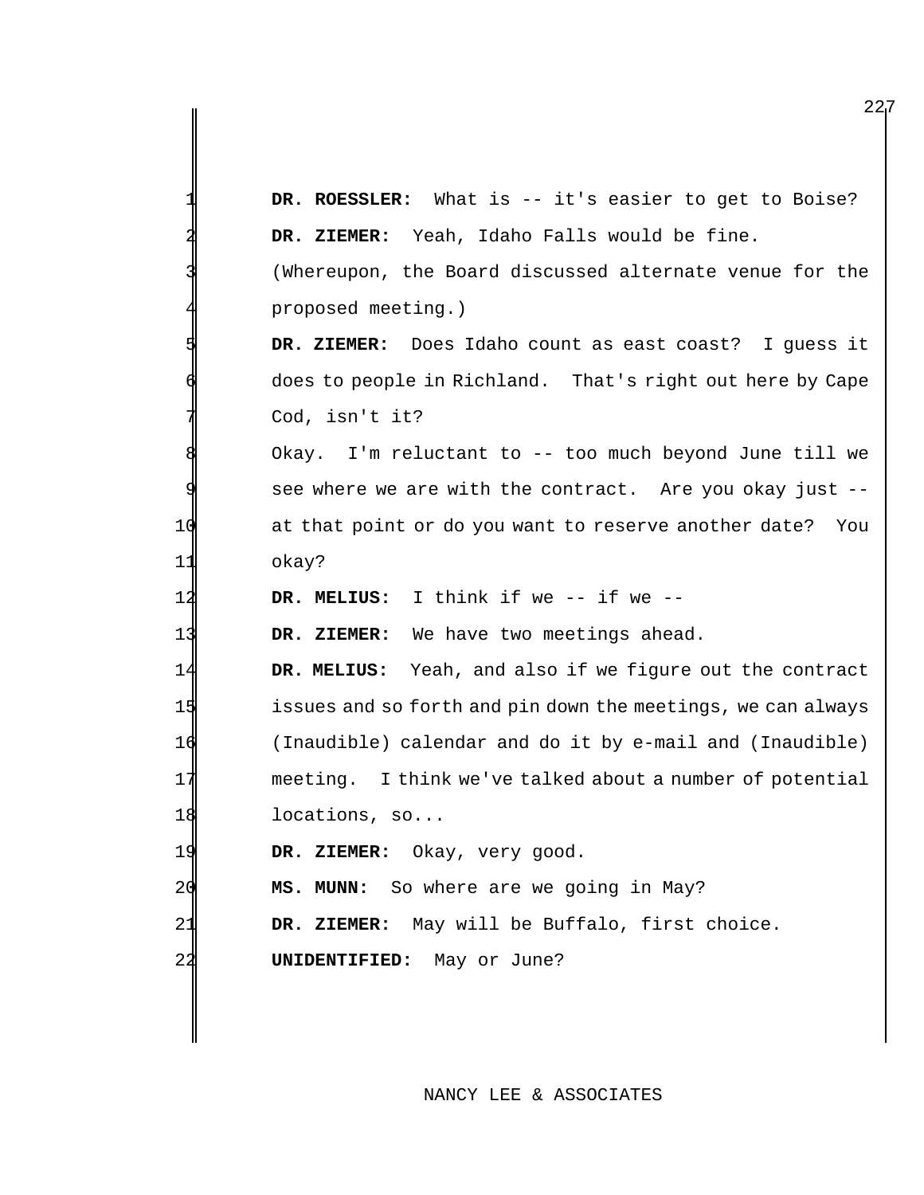**DR. ROESSLER:** What is -- it's easier to get to Boise?

**DR. ZIEMER:** Yeah, Idaho Falls would be fine.

(Whereupon, the Board discussed alternate venue for the proposed meeting.)

**DR. ZIEMER:** Does Idaho count as east coast? I guess it does to people in Richland. That's right out here by Cape Cod, isn't it?

Okay. I'm reluctant to -- too much beyond June till we see where we are with the contract. Are you okay just -- at that point or do you want to reserve another date? You okay?

**DR. MELIUS:** I think if we -- if we --

**DR. ZIEMER:** We have two meetings ahead.

**DR. MELIUS:** Yeah, and also if we figure out the contract issues and so forth and pin down the meetings, we can always (Inaudible) calendar and do it by e-mail and (Inaudible) meeting. I think we've talked about a number of potential locations, so...

**DR. ZIEMER:** Okay, very good.

**MS. MUNN:** So where are we going in May?

**DR. ZIEMER:** May will be Buffalo, first choice.

**UNIDENTIFIED:** May or June?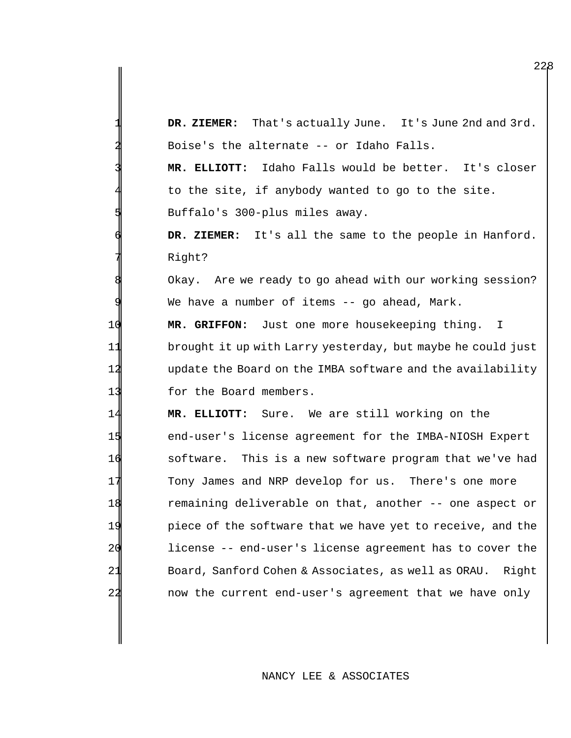**DR. ZIEMER:** That's actually June. It's June 2nd and 3rd. Boise's the alternate -- or Idaho Falls.

**MR. ELLIOTT:** Idaho Falls would be better. It's closer to the site, if anybody wanted to go to the site. Buffalo's 300-plus miles away.

**DR. ZIEMER:** It's all the same to the people in Hanford. Right?

Okay. Are we ready to go ahead with our working session? We have a number of items -- go ahead, Mark.

**MR. GRIFFON:** Just one more housekeeping thing. I brought it up with Larry yesterday, but maybe he could just update the Board on the IMBA software and the availability for the Board members.

**MR. ELLIOTT:** Sure. We are still working on the end-user's license agreement for the IMBA-NIOSH Expert software. This is a new software program that we've had Tony James and NRP develop for us. There's one more remaining deliverable on that, another -- one aspect or piece of the software that we have yet to receive, and the license -- end-user's license agreement has to cover the Board, Sanford Cohen & Associates, as well as ORAU. Right now the current end-user's agreement that we have only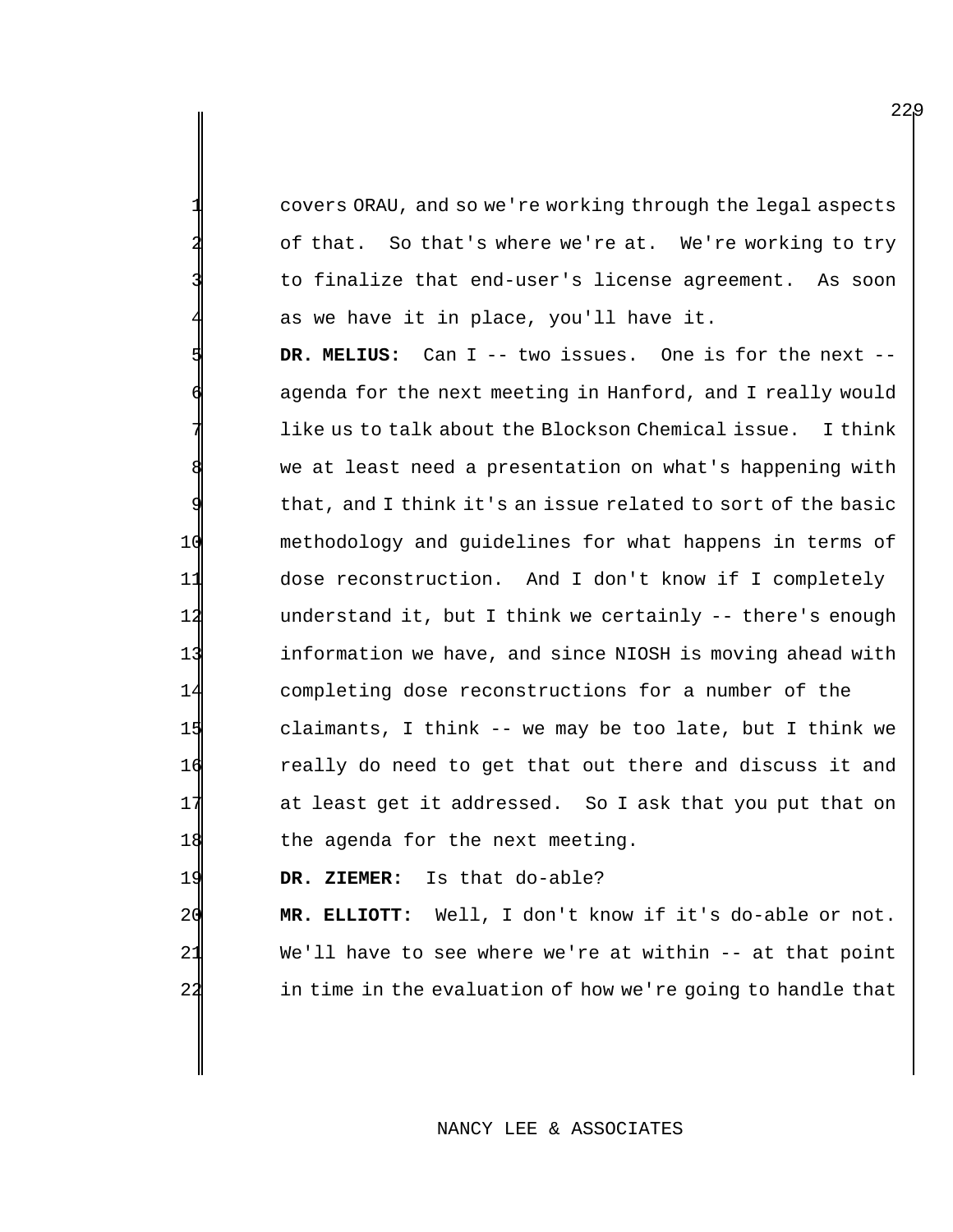covers ORAU, and so we're working through the legal aspects of that. So that's where we're at. We're working to try to finalize that end-user's license agreement. As soon as we have it in place, you'll have it.

**DR. MELIUS:** Can I -- two issues. One is for the next -- agenda for the next meeting in Hanford, and I really would like us to talk about the Blockson Chemical issue. I think we at least need a presentation on what's happening with that, and I think it's an issue related to sort of the basic methodology and guidelines for what happens in terms of dose reconstruction. And I don't know if I completely understand it, but I think we certainly -- there's enough information we have, and since NIOSH is moving ahead with completing dose reconstructions for a number of the claimants, I think -- we may be too late, but I think we really do need to get that out there and discuss it and at least get it addressed. So I ask that you put that on the agenda for the next meeting.

**DR. ZIEMER:** Is that do-able?

**MR. ELLIOTT:** Well, I don't know if it's do-able or not. We'll have to see where we're at within -- at that point in time in the evaluation of how we're going to handle that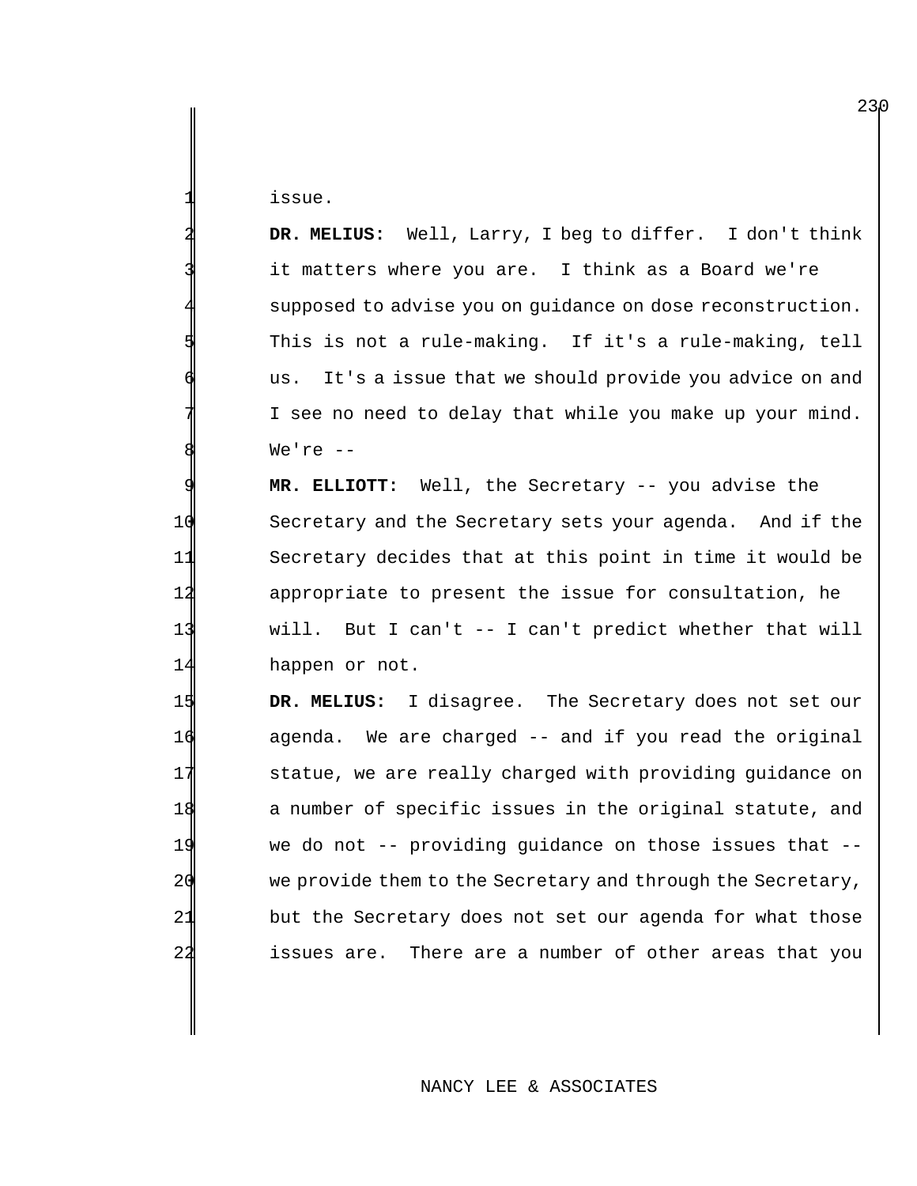issue.

**DR. MELIUS:** Well, Larry, I beg to differ. I don't think it matters where you are. I think as a Board we're supposed to advise you on guidance on dose reconstruction. This is not a rule-making. If it's a rule-making, tell us. It's a issue that we should provide you advice on and I see no need to delay that while you make up your mind. We're --

**MR. ELLIOTT:** Well, the Secretary -- you advise the Secretary and the Secretary sets your agenda. And if the Secretary decides that at this point in time it would be appropriate to present the issue for consultation, he will. But I can't -- I can't predict whether that will happen or not.

**DR. MELIUS:** I disagree. The Secretary does not set our agenda. We are charged -- and if you read the original statue, we are really charged with providing guidance on a number of specific issues in the original statute, and we do not -- providing guidance on those issues that -- we provide them to the Secretary and through the Secretary, but the Secretary does not set our agenda for what those issues are. There are a number of other areas that you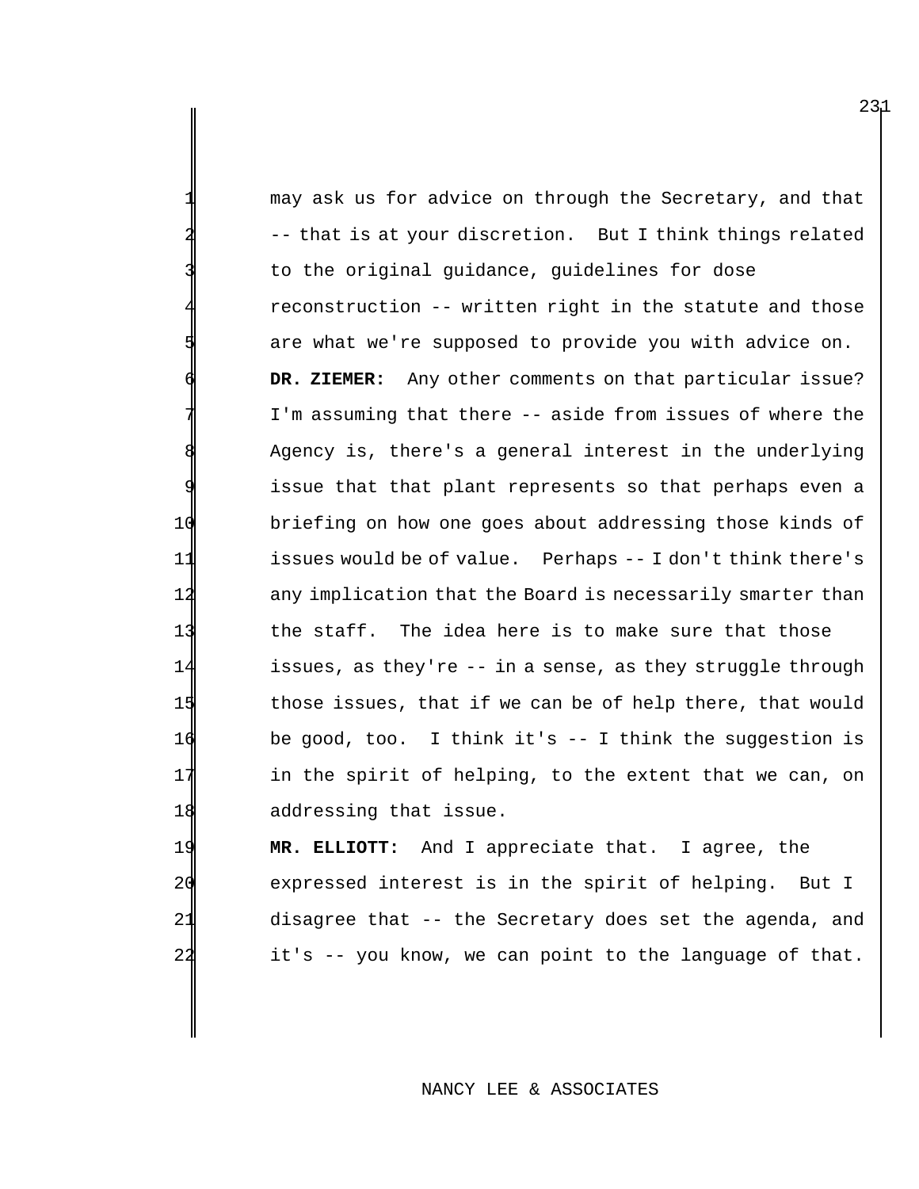may ask us for advice on through the Secretary, and that -- that is at your discretion. But I think things related to the original guidance, guidelines for dose reconstruction -- written right in the statute and those are what we're supposed to provide you with advice on.

**DR. ZIEMER:** Any other comments on that particular issue? I'm assuming that there -- aside from issues of where the Agency is, there's a general interest in the underlying issue that that plant represents so that perhaps even a briefing on how one goes about addressing those kinds of issues would be of value. Perhaps -- I don't think there's any implication that the Board is necessarily smarter than the staff. The idea here is to make sure that those issues, as they're -- in a sense, as they struggle through those issues, that if we can be of help there, that would be good, too. I think it's -- I think the suggestion is in the spirit of helping, to the extent that we can, on addressing that issue.

**MR. ELLIOTT:** And I appreciate that. I agree, the expressed interest is in the spirit of helping. But I disagree that -- the Secretary does set the agenda, and it's -- you know, we can point to the language of that.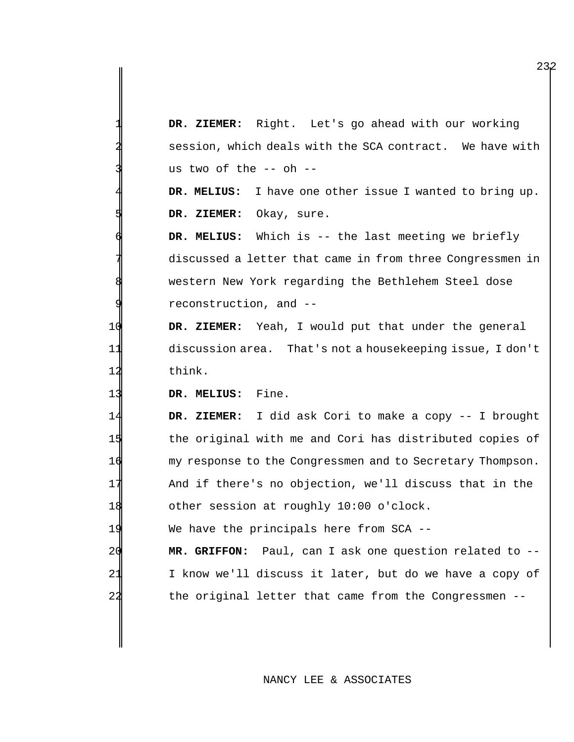**DR. ZIEMER:** Right. Let's go ahead with our working session, which deals with the SCA contract. We have with us two of the -- oh --

**DR. MELIUS:** I have one other issue I wanted to bring up.

**DR. ZIEMER:** Okay, sure.

**DR. MELIUS:** Which is -- the last meeting we briefly discussed a letter that came in from three Congressmen in western New York regarding the Bethlehem Steel dose reconstruction, and --

**DR. ZIEMER:** Yeah, I would put that under the general discussion area. That's not a housekeeping issue, I don't think.

**DR. MELIUS:** Fine.

**DR. ZIEMER:** I did ask Cori to make a copy -- I brought the original with me and Cori has distributed copies of my response to the Congressmen and to Secretary Thompson. And if there's no objection, we'll discuss that in the other session at roughly 10:00 o'clock.

We have the principals here from SCA --

**MR. GRIFFON:** Paul, can I ask one question related to -- I know we'll discuss it later, but do we have a copy of the original letter that came from the Congressmen --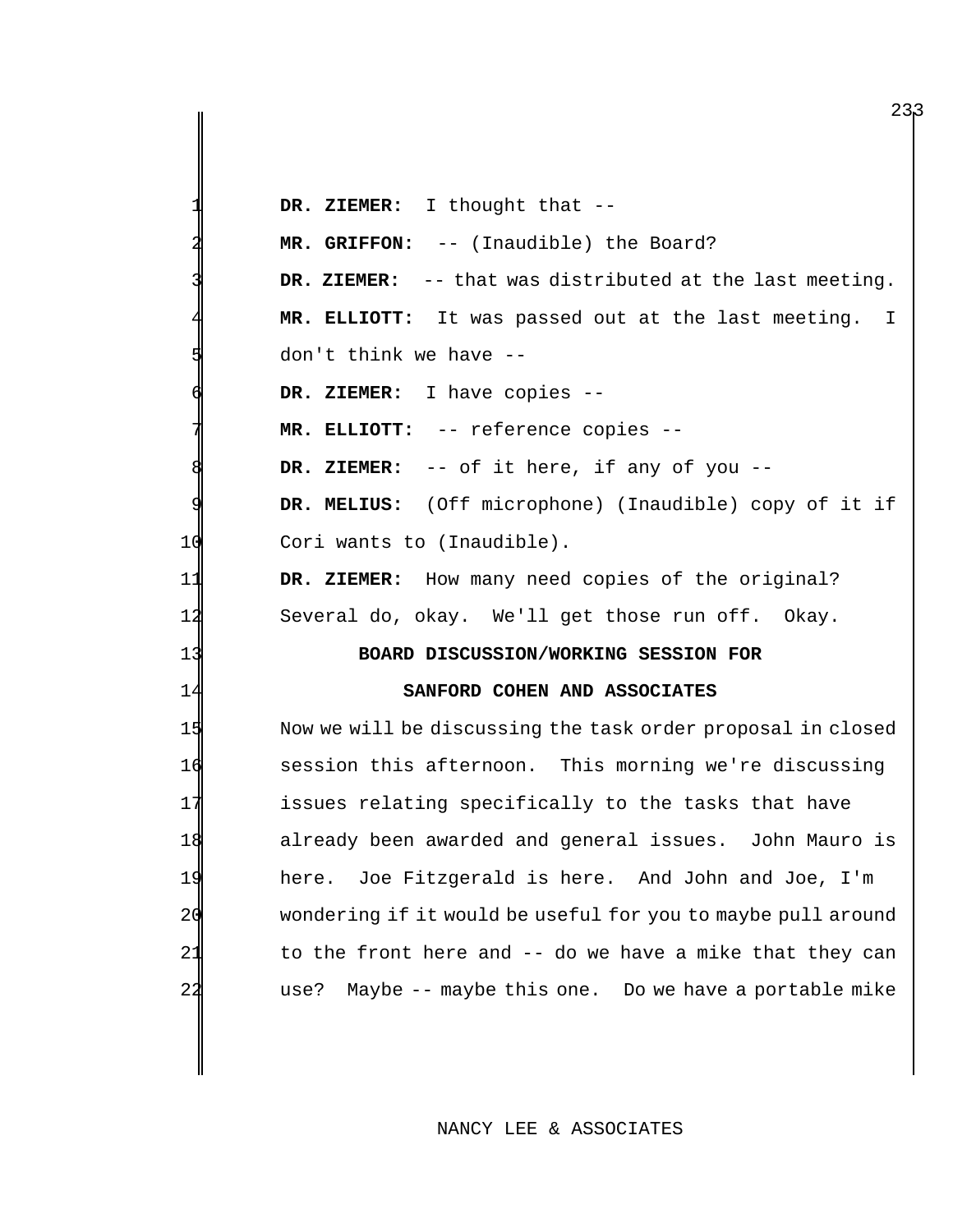**DR. ZIEMER:** I thought that --

**MR. GRIFFON:** -- (Inaudible) the Board?

**DR. ZIEMER:** -- that was distributed at the last meeting.

**MR. ELLIOTT:** It was passed out at the last meeting. I don't think we have --

**DR. ZIEMER:** I have copies --

**MR. ELLIOTT:** -- reference copies --

**DR. ZIEMER:** -- of it here, if any of you --

**DR. MELIUS:** (Off microphone) (Inaudible) copy of it if Cori wants to (Inaudible).

**DR. ZIEMER:** How many need copies of the original? Several do, okay. We'll get those run off. Okay.

## BOARD DISCUSSION/WORKING SESSION FOR SANFORD COHEN AND ASSOCIATES

Now we will be discussing the task order proposal in closed session this afternoon. This morning we're discussing issues relating specifically to the tasks that have already been awarded and general issues. John Mauro is here. Joe Fitzgerald is here. And John and Joe, I'm wondering if it would be useful for you to maybe pull around to the front here and -- do we have a mike that they can use? Maybe -- maybe this one. Do we have a portable mike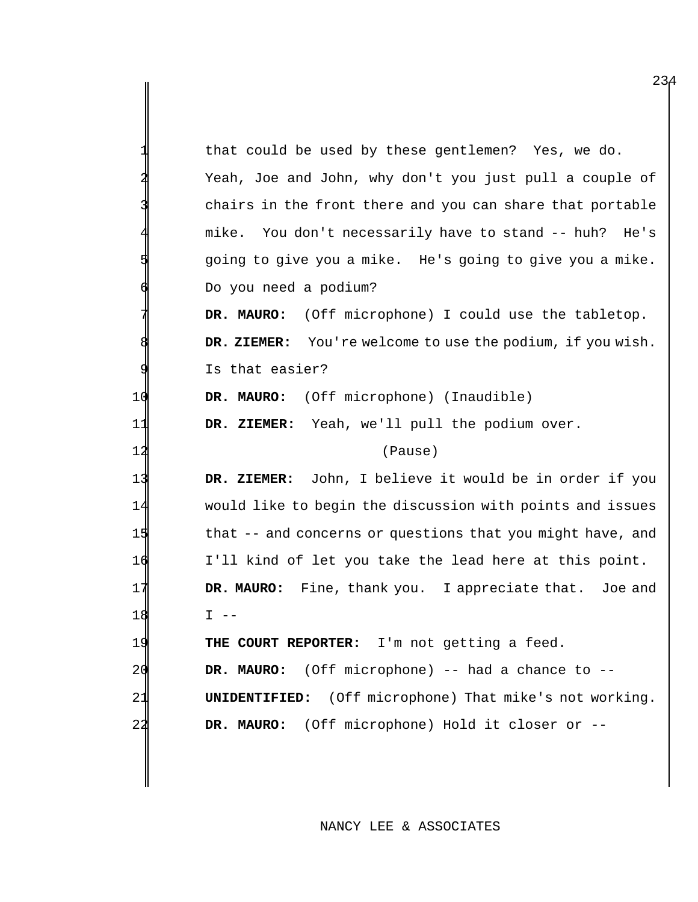that could be used by these gentlemen? Yes, we do. Yeah, Joe and John, why don't you just pull a couple of chairs in the front there and you can share that portable mike. You don't necessarily have to stand -- huh? He's going to give you a mike. He's going to give you a mike. Do you need a podium?

**DR. MAURO:** (Off microphone) I could use the tabletop.

**DR. ZIEMER:** You're welcome to use the podium, if you wish. Is that easier?

**DR. MAURO:** (Off microphone) (Inaudible)

**DR. ZIEMER:** Yeah, we'll pull the podium over.

(Pause)

**DR. ZIEMER:** John, I believe it would be in order if you would like to begin the discussion with points and issues that -- and concerns or questions that you might have, and I'll kind of let you take the lead here at this point.

**DR. MAURO:** Fine, thank you. I appreciate that. Joe and I --

**THE COURT REPORTER:** I'm not getting a feed.

**DR. MAURO:** (Off microphone) -- had a chance to --

**UNIDENTIFIED:** (Off microphone) That mike's not working.

**DR. MAURO:** (Off microphone) Hold it closer or --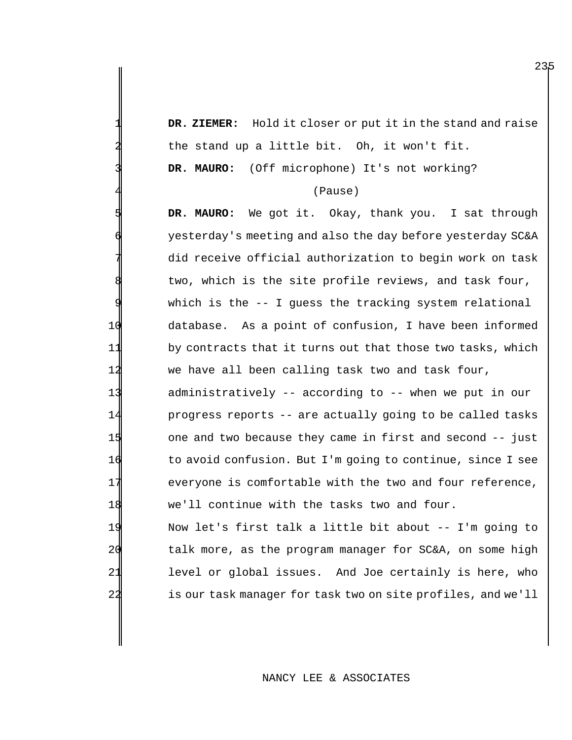**DR. ZIEMER:** Hold it closer or put it in the stand and raise the stand up a little bit. Oh, it won't fit.

**DR. MAURO:** (Off microphone) It's not working?

(Pause)

**DR. MAURO:** We got it. Okay, thank you. I sat through yesterday's meeting and also the day before yesterday SC&A did receive official authorization to begin work on task two, which is the site profile reviews, and task four, which is the -- I guess the tracking system relational database. As a point of confusion, I have been informed by contracts that it turns out that those two tasks, which we have all been calling task two and task four, administratively -- according to -- when we put in our progress reports -- are actually going to be called tasks one and two because they came in first and second -- just to avoid confusion. But I'm going to continue, since I see everyone is comfortable with the two and four reference, we'll continue with the tasks two and four.

Now let's first talk a little bit about -- I'm going to talk more, as the program manager for SC&A, on some high level or global issues. And Joe certainly is here, who is our task manager for task two on site profiles, and we'll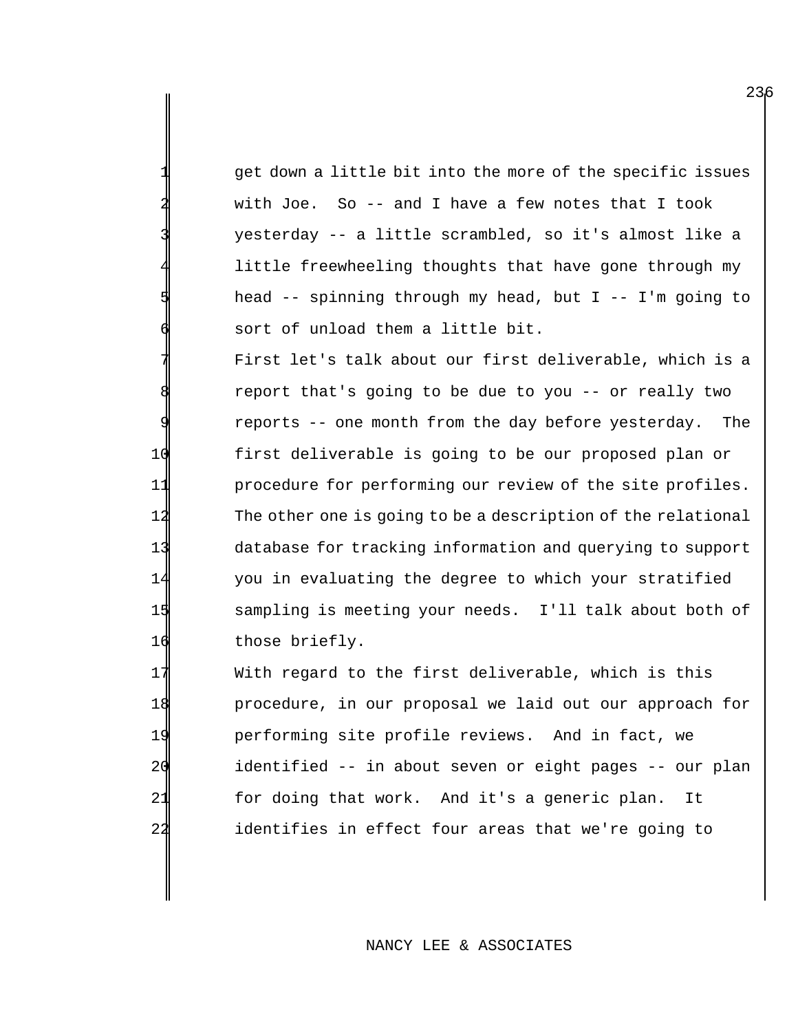get down a little bit into the more of the specific issues with Joe. So -- and I have a few notes that I took yesterday -- a little scrambled, so it's almost like a little freewheeling thoughts that have gone through my head -- spinning through my head, but I -- I'm going to sort of unload them a little bit.

First let's talk about our first deliverable, which is a report that's going to be due to you -- or really two reports -- one month from the day before yesterday. The first deliverable is going to be our proposed plan or procedure for performing our review of the site profiles. The other one is going to be a description of the relational database for tracking information and querying to support you in evaluating the degree to which your stratified sampling is meeting your needs. I'll talk about both of those briefly.

With regard to the first deliverable, which is this procedure, in our proposal we laid out our approach for performing site profile reviews. And in fact, we identified -- in about seven or eight pages -- our plan for doing that work. And it's a generic plan. It identifies in effect four areas that we're going to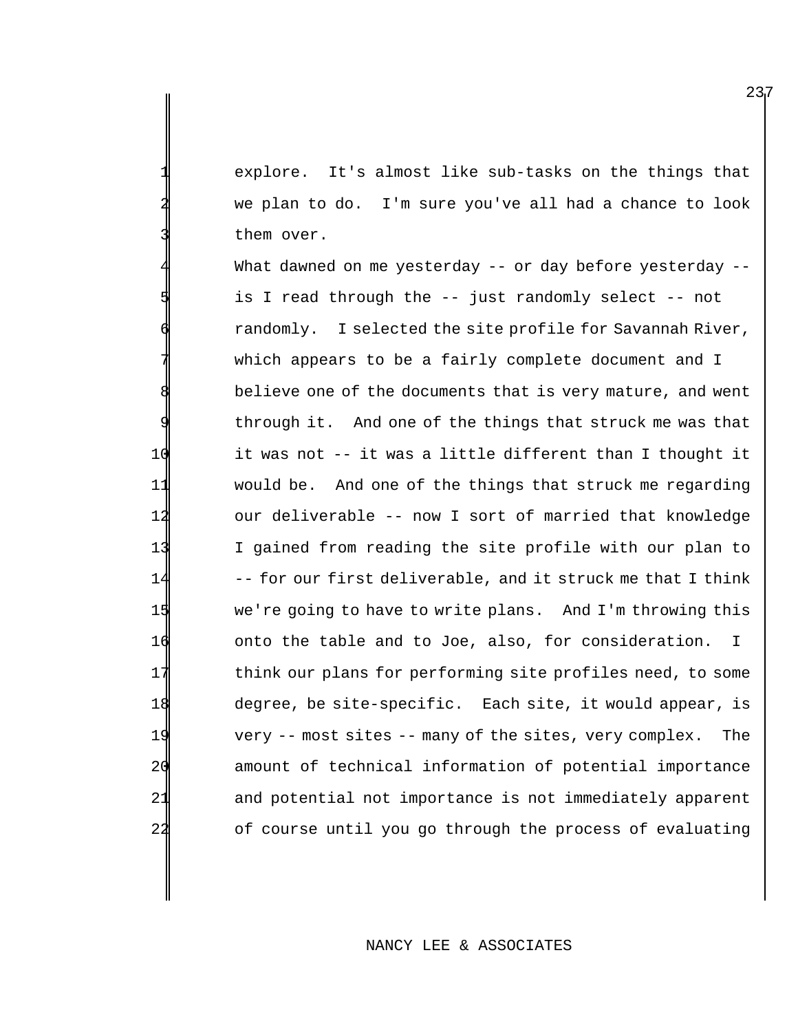explore. It's almost like sub-tasks on the things that we plan to do. I'm sure you've all had a chance to look them over.

What dawned on me yesterday -- or day before yesterday -- is I read through the -- just randomly select -- not randomly. I selected the site profile for Savannah River, which appears to be a fairly complete document and I believe one of the documents that is very mature, and went through it. And one of the things that struck me was that it was not -- it was a little different than I thought it would be. And one of the things that struck me regarding our deliverable -- now I sort of married that knowledge I gained from reading the site profile with our plan to -- for our first deliverable, and it struck me that I think we're going to have to write plans. And I'm throwing this onto the table and to Joe, also, for consideration. I think our plans for performing site profiles need, to some degree, be site-specific. Each site, it would appear, is very -- most sites -- many of the sites, very complex. The amount of technical information of potential importance and potential not importance is not immediately apparent of course until you go through the process of evaluating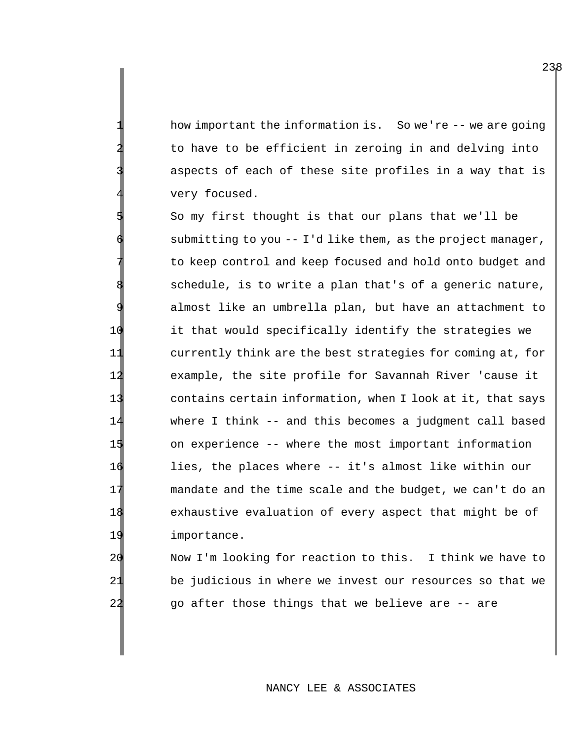how important the information is. So we're -- we are going to have to be efficient in zeroing in and delving into aspects of each of these site profiles in a way that is very focused.

So my first thought is that our plans that we'll be submitting to you -- I'd like them, as the project manager, to keep control and keep focused and hold onto budget and schedule, is to write a plan that's of a generic nature, almost like an umbrella plan, but have an attachment to it that would specifically identify the strategies we currently think are the best strategies for coming at, for example, the site profile for Savannah River 'cause it contains certain information, when I look at it, that says where I think -- and this becomes a judgment call based on experience -- where the most important information lies, the places where -- it's almost like within our mandate and the time scale and the budget, we can't do an exhaustive evaluation of every aspect that might be of importance.

Now I'm looking for reaction to this. I think we have to be judicious in where we invest our resources so that we go after those things that we believe are -- are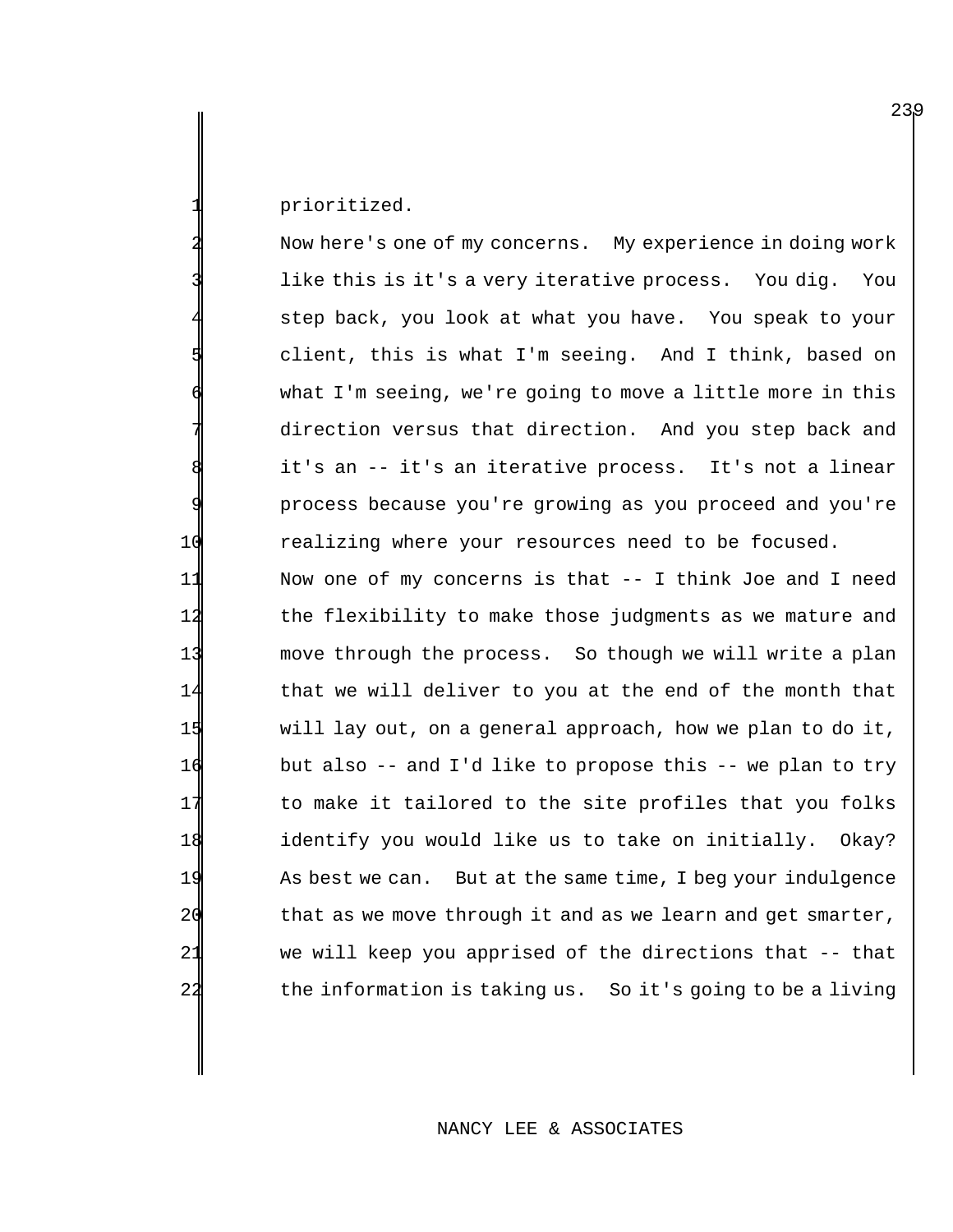prioritized.

Now here's one of my concerns. My experience in doing work like this is it's a very iterative process. You dig. You step back, you look at what you have. You speak to your client, this is what I'm seeing. And I think, based on what I'm seeing, we're going to move a little more in this direction versus that direction. And you step back and it's an -- it's an iterative process. It's not a linear process because you're growing as you proceed and you're realizing where your resources need to be focused.

Now one of my concerns is that -- I think Joe and I need the flexibility to make those judgments as we mature and move through the process. So though we will write a plan that we will deliver to you at the end of the month that will lay out, on a general approach, how we plan to do it, but also -- and I'd like to propose this -- we plan to try to make it tailored to the site profiles that you folks identify you would like us to take on initially. Okay? As best we can. But at the same time, I beg your indulgence that as we move through it and as we learn and get smarter, we will keep you apprised of the directions that -- that the information is taking us. So it's going to be a living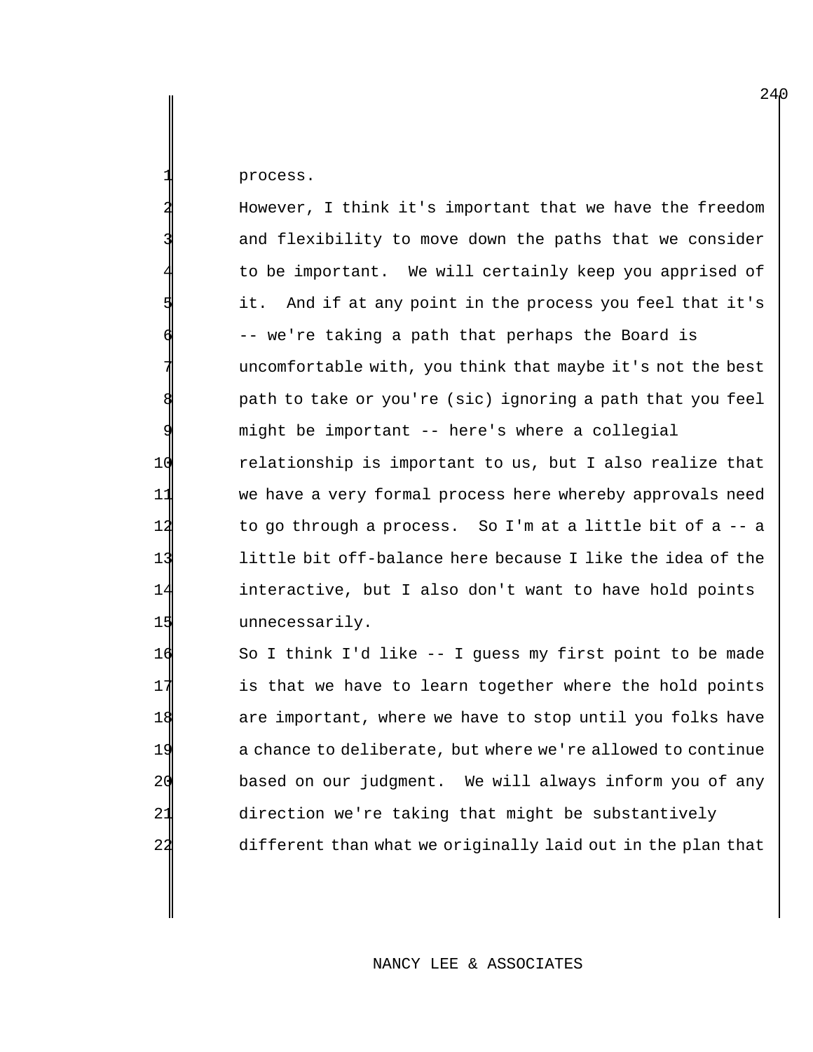process.

However, I think it's important that we have the freedom and flexibility to move down the paths that we consider to be important. We will certainly keep you apprised of it. And if at any point in the process you feel that it's -- we're taking a path that perhaps the Board is uncomfortable with, you think that maybe it's not the best path to take or you're (sic) ignoring a path that you feel might be important -- here's where a collegial relationship is important to us, but I also realize that we have a very formal process here whereby approvals need to go through a process. So I'm at a little bit of a -- a little bit off-balance here because I like the idea of the interactive, but I also don't want to have hold points unnecessarily.

So I think I'd like -- I guess my first point to be made is that we have to learn together where the hold points are important, where we have to stop until you folks have a chance to deliberate, but where we're allowed to continue based on our judgment. We will always inform you of any direction we're taking that might be substantively different than what we originally laid out in the plan that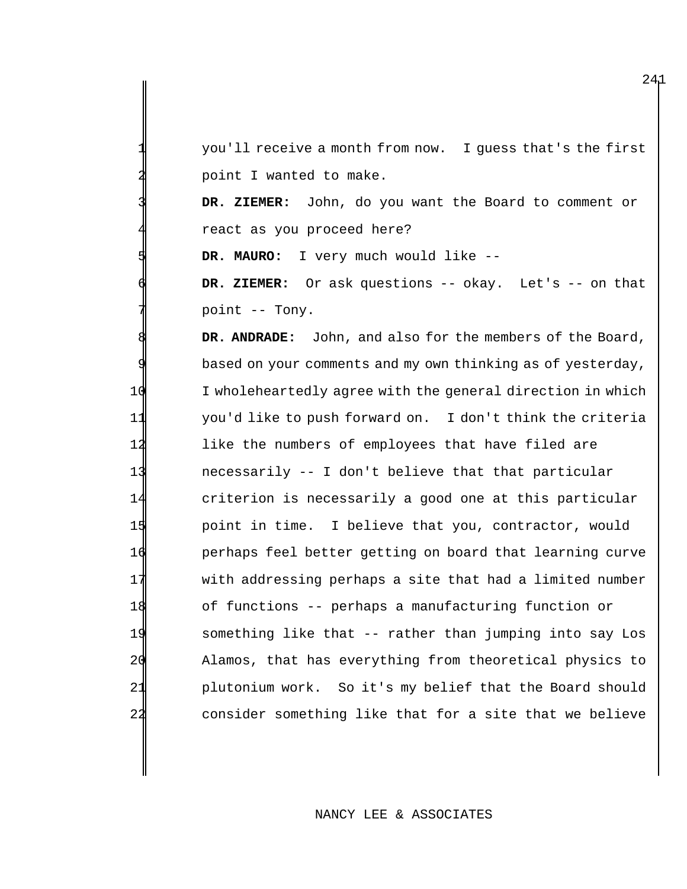you'll receive a month from now. I guess that's the first point I wanted to make.

**DR. ZIEMER:** John, do you want the Board to comment or react as you proceed here?

**DR. MAURO:** I very much would like --

**DR. ZIEMER:** Or ask questions -- okay. Let's -- on that point -- Tony.

**DR. ANDRADE:** John, and also for the members of the Board, based on your comments and my own thinking as of yesterday, I wholeheartedly agree with the general direction in which you'd like to push forward on. I don't think the criteria like the numbers of employees that have filed are necessarily -- I don't believe that that particular criterion is necessarily a good one at this particular point in time. I believe that you, contractor, would perhaps feel better getting on board that learning curve with addressing perhaps a site that had a limited number of functions -- perhaps a manufacturing function or something like that -- rather than jumping into say Los Alamos, that has everything from theoretical physics to plutonium work. So it's my belief that the Board should consider something like that for a site that we believe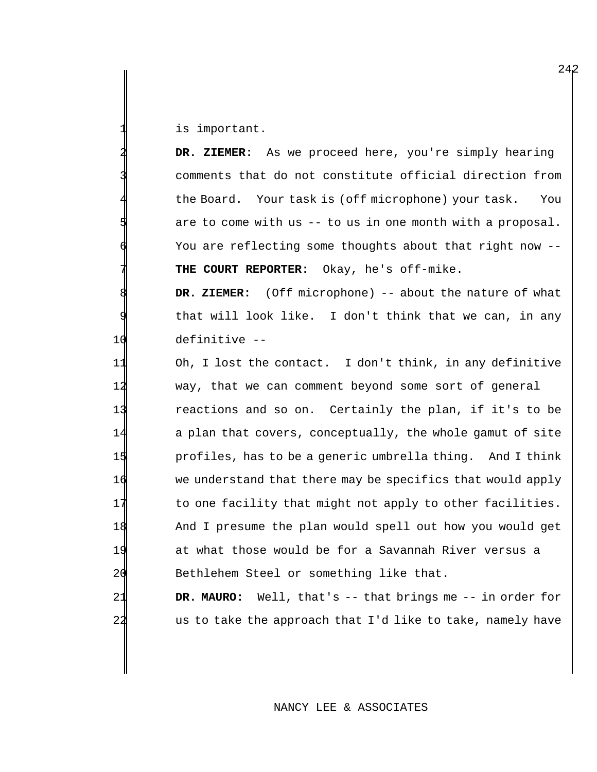is important.

**DR. ZIEMER:** As we proceed here, you're simply hearing comments that do not constitute official direction from the Board. Your task is (off microphone) your task. You are to come with us -- to us in one month with a proposal. You are reflecting some thoughts about that right now --

**THE COURT REPORTER:** Okay, he's off-mike.

**DR. ZIEMER:** (Off microphone) -- about the nature of what that will look like. I don't think that we can, in any definitive --

Oh, I lost the contact. I don't think, in any definitive way, that we can comment beyond some sort of general reactions and so on. Certainly the plan, if it's to be a plan that covers, conceptually, the whole gamut of site profiles, has to be a generic umbrella thing. And I think we understand that there may be specifics that would apply to one facility that might not apply to other facilities. And I presume the plan would spell out how you would get at what those would be for a Savannah River versus a Bethlehem Steel or something like that.

**DR. MAURO:** Well, that's -- that brings me -- in order for us to take the approach that I'd like to take, namely have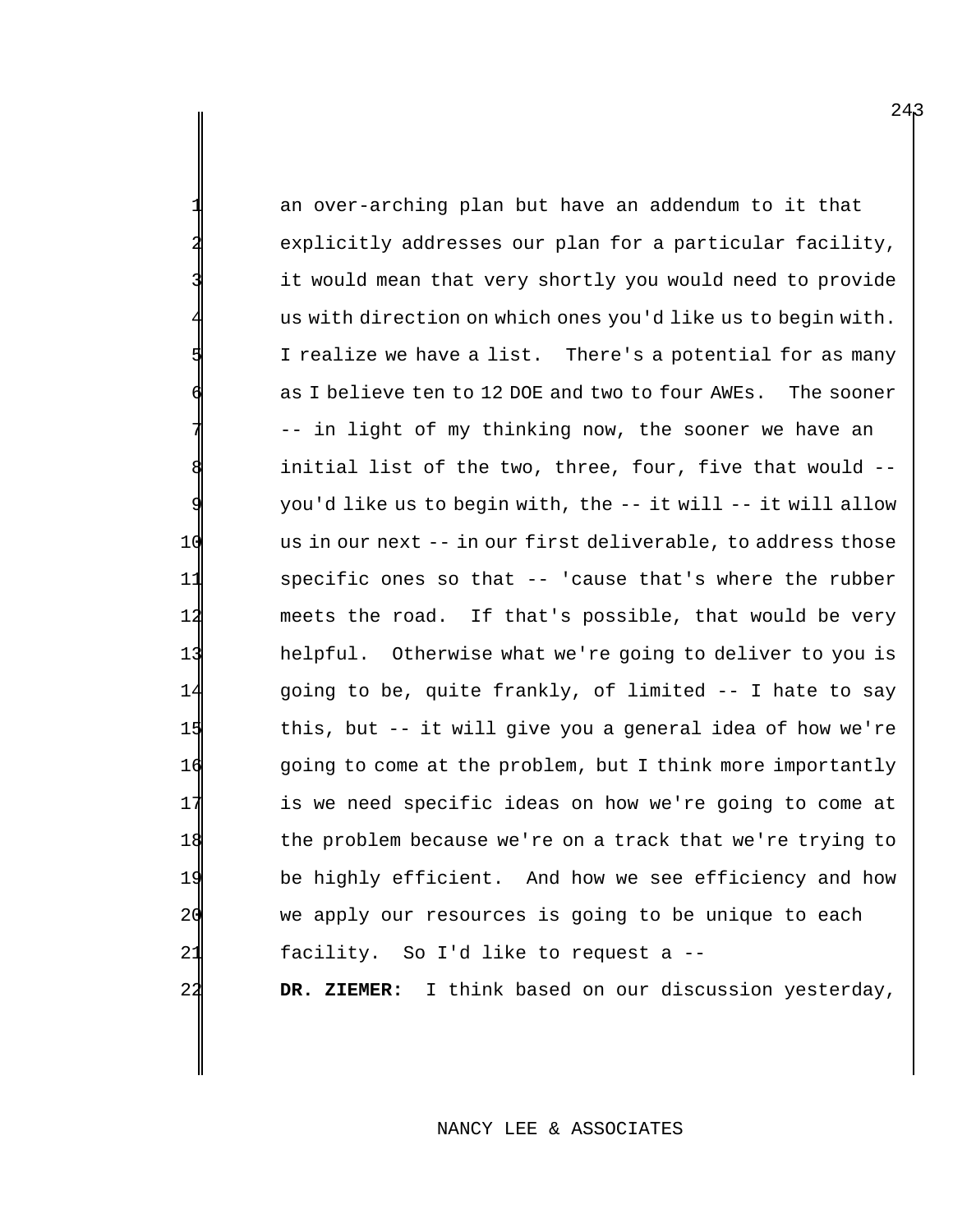an over-arching plan but have an addendum to it that explicitly addresses our plan for a particular facility, it would mean that very shortly you would need to provide us with direction on which ones you'd like us to begin with. I realize we have a list. There's a potential for as many as I believe ten to 12 DOE and two to four AWEs. The sooner -- in light of my thinking now, the sooner we have an initial list of the two, three, four, five that would -- you'd like us to begin with, the -- it will -- it will allow us in our next -- in our first deliverable, to address those specific ones so that -- 'cause that's where the rubber meets the road. If that's possible, that would be very helpful. Otherwise what we're going to deliver to you is going to be, quite frankly, of limited -- I hate to say this, but -- it will give you a general idea of how we're going to come at the problem, but I think more importantly is we need specific ideas on how we're going to come at the problem because we're on a track that we're trying to be highly efficient. And how we see efficiency and how we apply our resources is going to be unique to each facility. So I'd like to request a --

**DR. ZIEMER:** I think based on our discussion yesterday,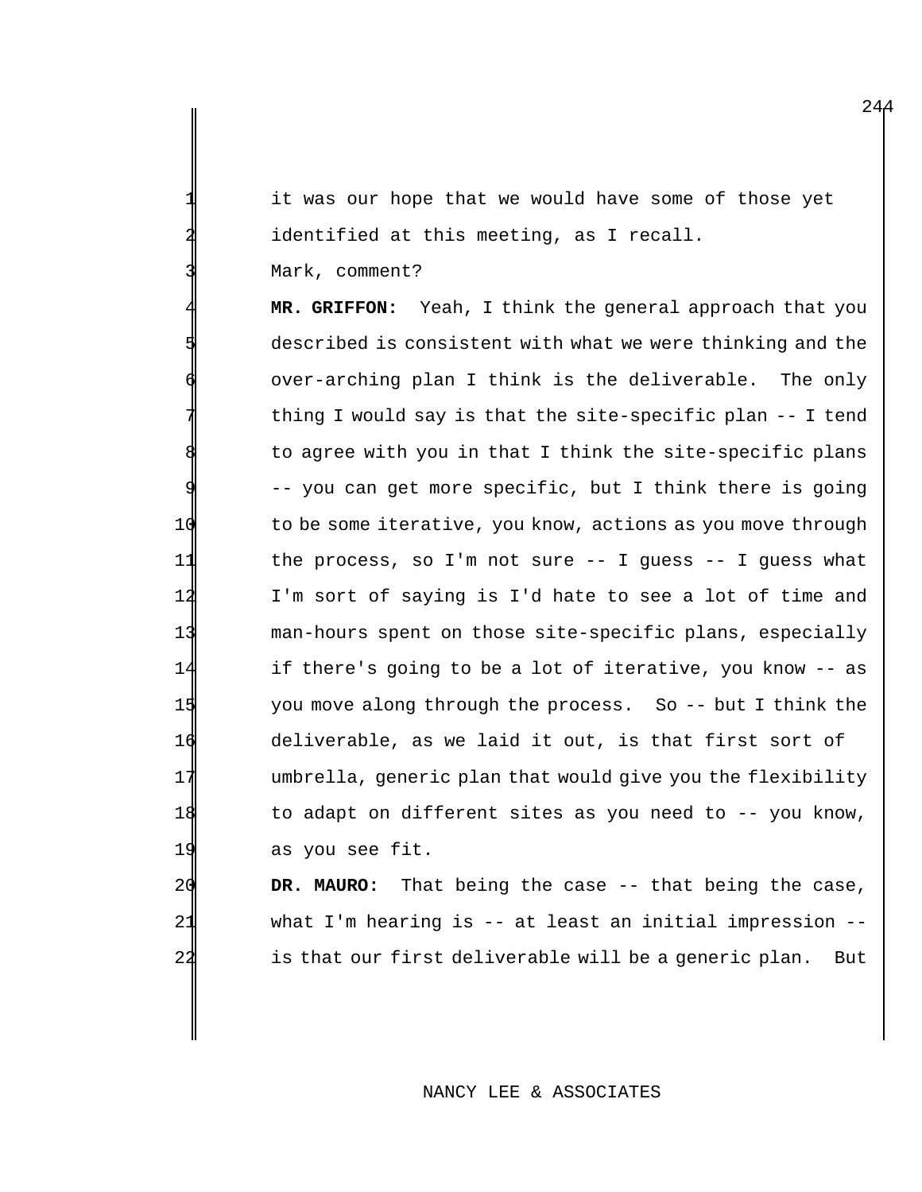it was our hope that we would have some of those yet identified at this meeting, as I recall.

Mark, comment?

**MR. GRIFFON:** Yeah, I think the general approach that you described is consistent with what we were thinking and the over-arching plan I think is the deliverable. The only thing I would say is that the site-specific plan -- I tend to agree with you in that I think the site-specific plans -- you can get more specific, but I think there is going to be some iterative, you know, actions as you move through the process, so I'm not sure -- I guess -- I guess what I'm sort of saying is I'd hate to see a lot of time and man-hours spent on those site-specific plans, especially if there's going to be a lot of iterative, you know -- as you move along through the process. So -- but I think the deliverable, as we laid it out, is that first sort of umbrella, generic plan that would give you the flexibility to adapt on different sites as you need to -- you know, as you see fit.

**DR. MAURO:** That being the case -- that being the case, what I'm hearing is -- at least an initial impression -- is that our first deliverable will be a generic plan. But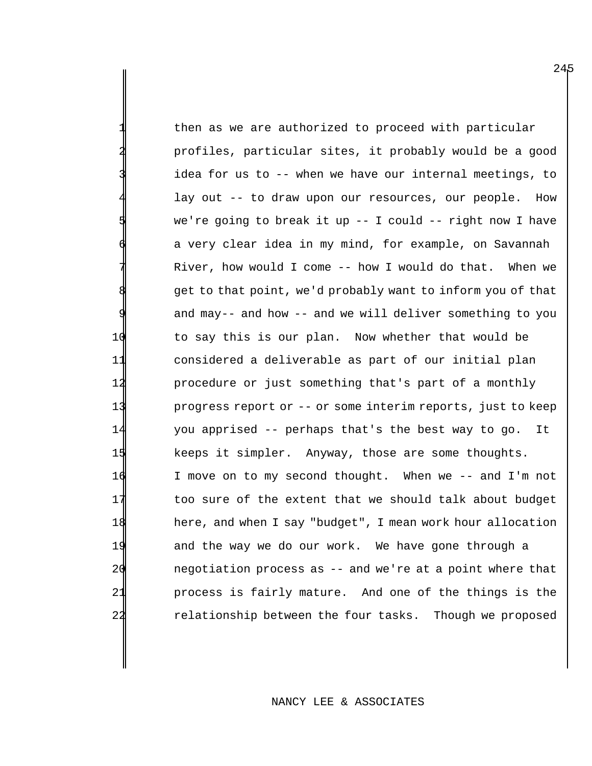then as we are authorized to proceed with particular profiles, particular sites, it probably would be a good idea for us to -- when we have our internal meetings, to lay out -- to draw upon our resources, our people. How we're going to break it up -- I could -- right now I have a very clear idea in my mind, for example, on Savannah River, how would I come -- how I would do that. When we get to that point, we'd probably want to inform you of that and may-- and how -- and we will deliver something to you to say this is our plan. Now whether that would be considered a deliverable as part of our initial plan procedure or just something that's part of a monthly progress report or -- or some interim reports, just to keep you apprised -- perhaps that's the best way to go. It keeps it simpler. Anyway, those are some thoughts.

I move on to my second thought. When we -- and I'm not too sure of the extent that we should talk about budget here, and when I say "budget", I mean work hour allocation and the way we do our work. We have gone through a negotiation process as -- and we're at a point where that process is fairly mature. And one of the things is the relationship between the four tasks. Though we proposed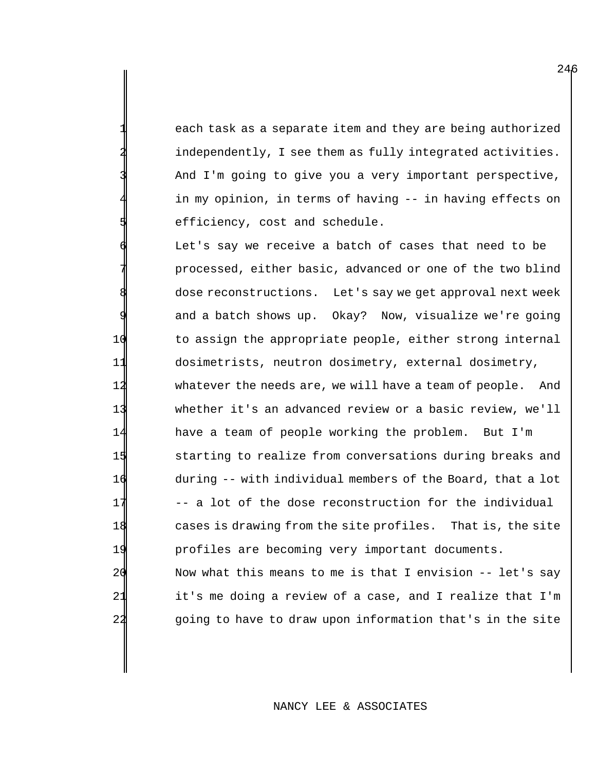each task as a separate item and they are being authorized independently, I see them as fully integrated activities. And I'm going to give you a very important perspective, in my opinion, in terms of having -- in having effects on efficiency, cost and schedule.

Let's say we receive a batch of cases that need to be processed, either basic, advanced or one of the two blind dose reconstructions. Let's say we get approval next week and a batch shows up. Okay? Now, visualize we're going to assign the appropriate people, either strong internal dosimetrists, neutron dosimetry, external dosimetry, whatever the needs are, we will have a team of people. And whether it's an advanced review or a basic review, we'll have a team of people working the problem. But I'm starting to realize from conversations during breaks and during -- with individual members of the Board, that a lot -- a lot of the dose reconstruction for the individual cases is drawing from the site profiles. That is, the site profiles are becoming very important documents.

Now what this means to me is that I envision -- let's say it's me doing a review of a case, and I realize that I'm going to have to draw upon information that's in the site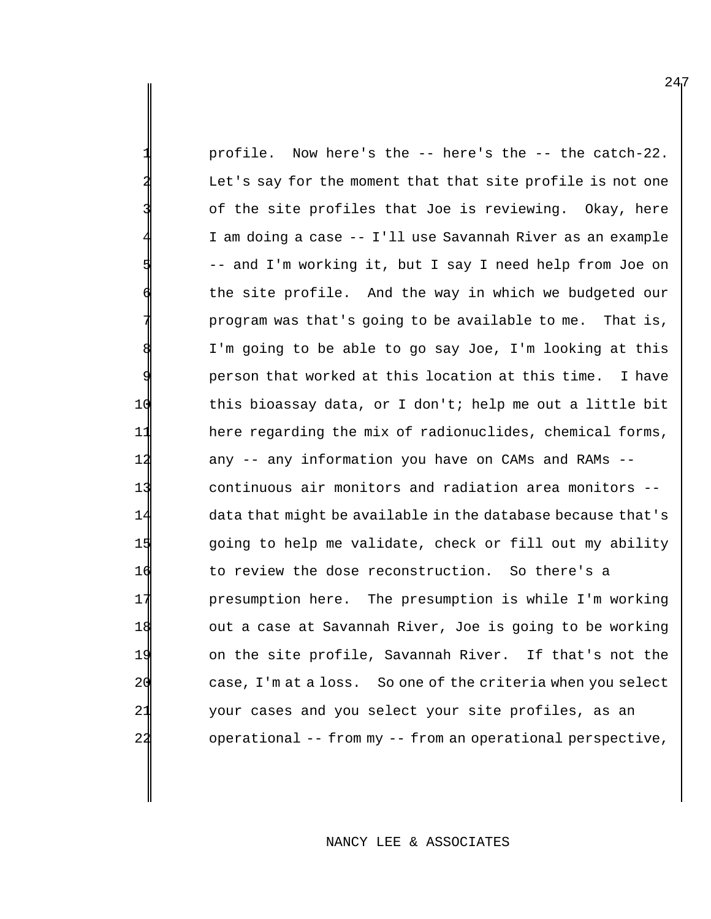profile. Now here's the -- here's the -- the catch-22. Let's say for the moment that that site profile is not one of the site profiles that Joe is reviewing. Okay, here I am doing a case -- I'll use Savannah River as an example -- and I'm working it, but I say I need help from Joe on the site profile. And the way in which we budgeted our program was that's going to be available to me. That is, I'm going to be able to go say Joe, I'm looking at this person that worked at this location at this time. I have this bioassay data, or I don't; help me out a little bit here regarding the mix of radionuclides, chemical forms, any -- any information you have on CAMs and RAMs -- continuous air monitors and radiation area monitors -- data that might be available in the database because that's going to help me validate, check or fill out my ability to review the dose reconstruction. So there's a presumption here. The presumption is while I'm working out a case at Savannah River, Joe is going to be working on the site profile, Savannah River. If that's not the case, I'm at a loss. So one of the criteria when you select your cases and you select your site profiles, as an operational -- from my -- from an operational perspective,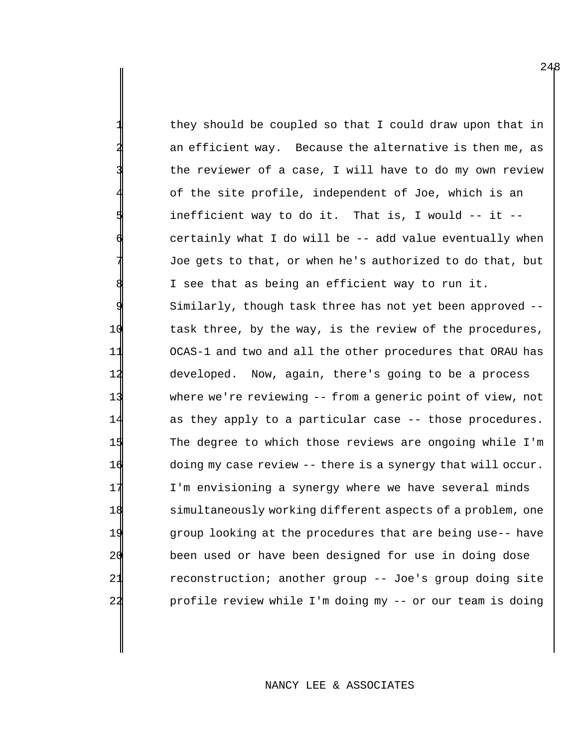they should be coupled so that I could draw upon that in an efficient way. Because the alternative is then me, as the reviewer of a case, I will have to do my own review of the site profile, independent of Joe, which is an inefficient way to do it. That is, I would -- it -- certainly what I do will be -- add value eventually when Joe gets to that, or when he's authorized to do that, but I see that as being an efficient way to run it. Similarly, though task three has not yet been approved -- task three, by the way, is the review of the procedures, OCAS-1 and two and all the other procedures that ORAU has developed. Now, again, there's going to be a process where we're reviewing -- from a generic point of view, not as they apply to a particular case -- those procedures. The degree to which those reviews are ongoing while I'm doing my case review -- there is a synergy that will occur. I'm envisioning a synergy where we have several minds simultaneously working different aspects of a problem, one group looking at the procedures that are being use-- have been used or have been designed for use in doing dose reconstruction; another group -- Joe's group doing site profile review while I'm doing my -- or our team is doing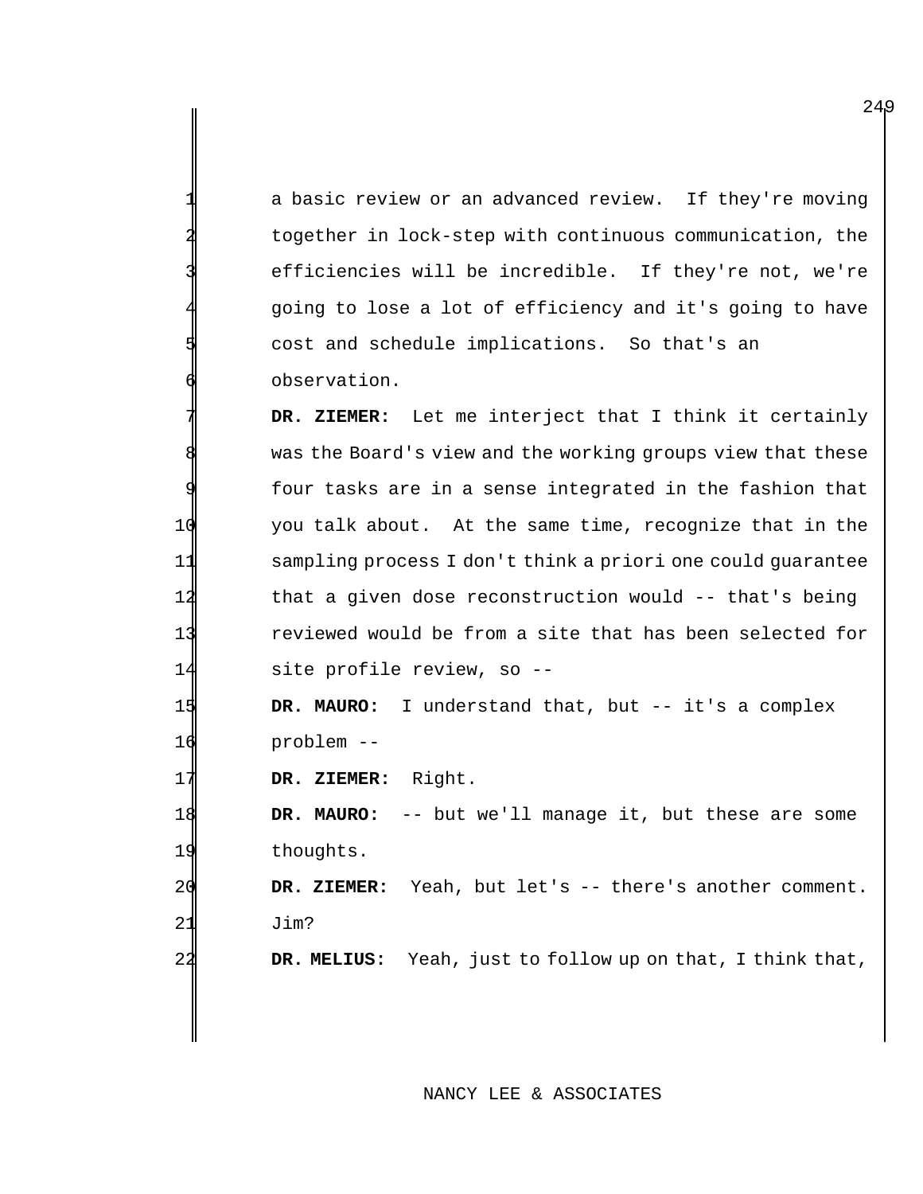a basic review or an advanced review. If they're moving together in lock-step with continuous communication, the efficiencies will be incredible. If they're not, we're going to lose a lot of efficiency and it's going to have cost and schedule implications. So that's an observation.

**DR. ZIEMER:** Let me interject that I think it certainly was the Board's view and the working groups view that these four tasks are in a sense integrated in the fashion that you talk about. At the same time, recognize that in the sampling process I don't think a priori one could guarantee that a given dose reconstruction would -- that's being reviewed would be from a site that has been selected for site profile review, so --

**DR. MAURO:** I understand that, but -- it's a complex problem --

**DR. ZIEMER:** Right.

**DR. MAURO:** -- but we'll manage it, but these are some thoughts.

**DR. ZIEMER:** Yeah, but let's -- there's another comment. Jim?

**DR. MELIUS:** Yeah, just to follow up on that, I think that,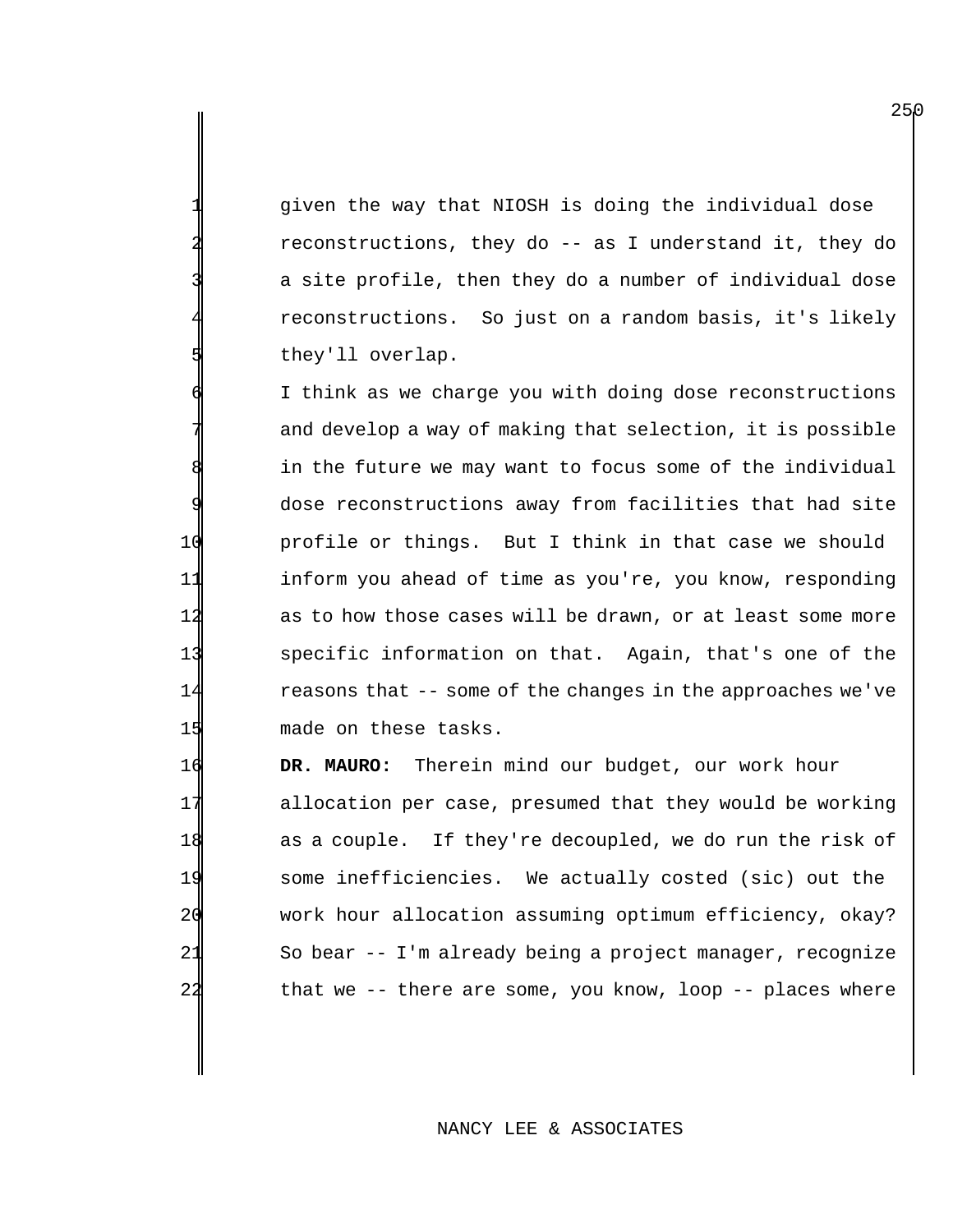given the way that NIOSH is doing the individual dose reconstructions, they do -- as I understand it, they do a site profile, then they do a number of individual dose reconstructions. So just on a random basis, it's likely they'll overlap.

I think as we charge you with doing dose reconstructions and develop a way of making that selection, it is possible in the future we may want to focus some of the individual dose reconstructions away from facilities that had site profile or things. But I think in that case we should inform you ahead of time as you're, you know, responding as to how those cases will be drawn, or at least some more specific information on that. Again, that's one of the reasons that -- some of the changes in the approaches we've made on these tasks.

**DR. MAURO:** Therein mind our budget, our work hour allocation per case, presumed that they would be working as a couple. If they're decoupled, we do run the risk of some inefficiencies. We actually costed (sic) out the work hour allocation assuming optimum efficiency, okay? So bear -- I'm already being a project manager, recognize that we -- there are some, you know, loop -- places where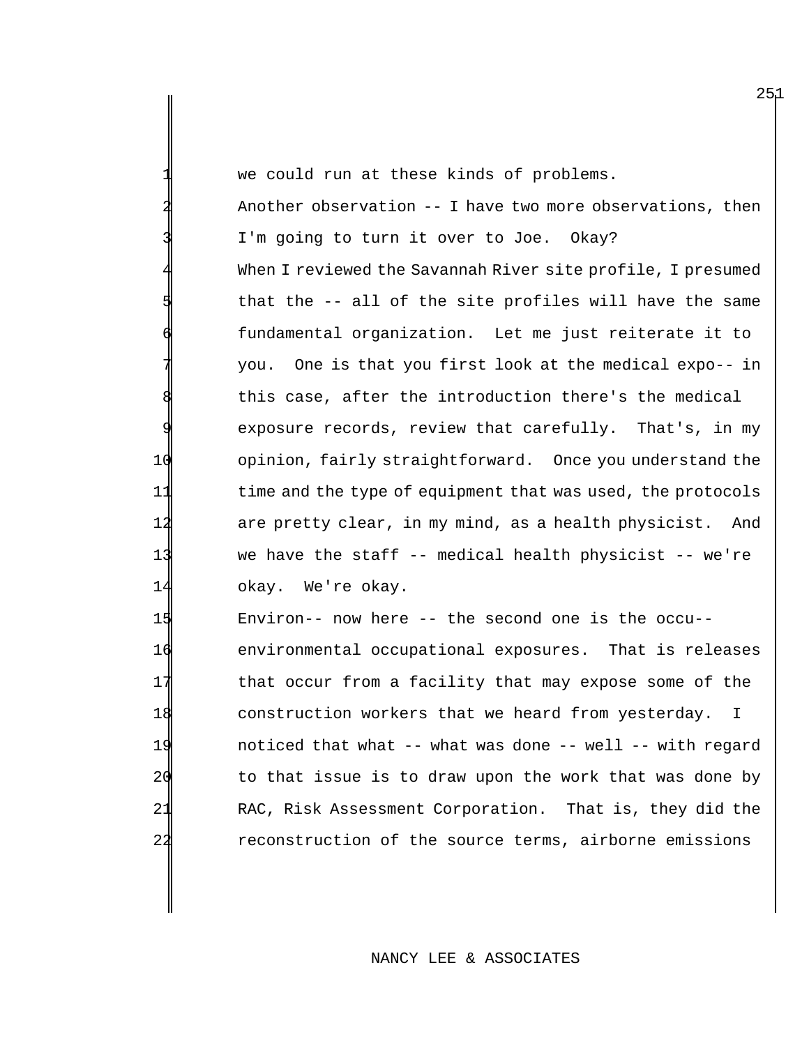we could run at these kinds of problems.

Another observation -- I have two more observations, then I'm going to turn it over to Joe. Okay?

When I reviewed the Savannah River site profile, I presumed that the -- all of the site profiles will have the same fundamental organization. Let me just reiterate it to you. One is that you first look at the medical expo-- in this case, after the introduction there's the medical exposure records, review that carefully. That's, in my opinion, fairly straightforward. Once you understand the time and the type of equipment that was used, the protocols are pretty clear, in my mind, as a health physicist. And we have the staff -- medical health physicist -- we're okay. We're okay.

Environ-- now here -- the second one is the occu-- environmental occupational exposures. That is releases that occur from a facility that may expose some of the construction workers that we heard from yesterday. I noticed that what -- what was done -- well -- with regard to that issue is to draw upon the work that was done by RAC, Risk Assessment Corporation. That is, they did the reconstruction of the source terms, airborne emissions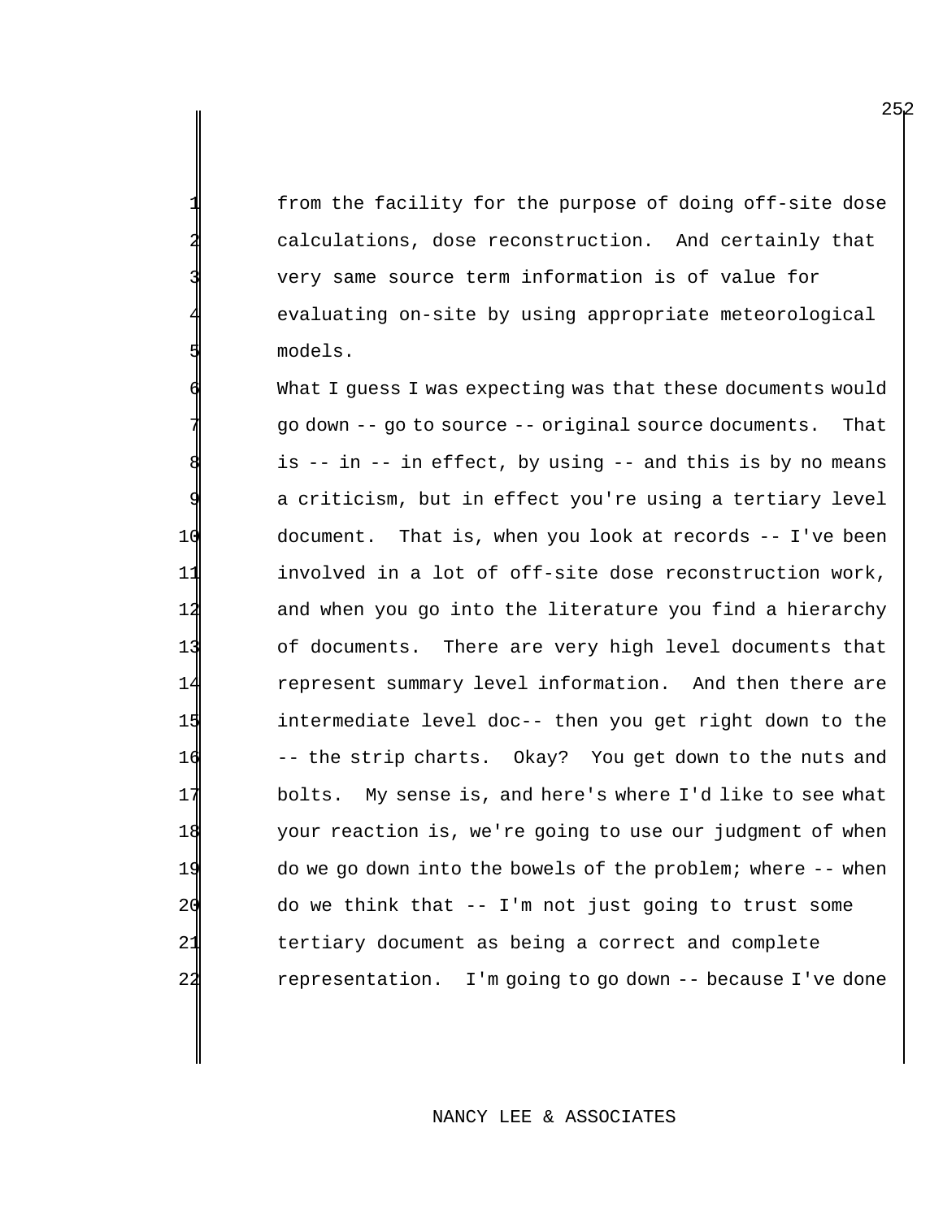from the facility for the purpose of doing off-site dose calculations, dose reconstruction. And certainly that very same source term information is of value for evaluating on-site by using appropriate meteorological models.

What I guess I was expecting was that these documents would go down -- go to source -- original source documents. That is -- in -- in effect, by using -- and this is by no means a criticism, but in effect you're using a tertiary level document. That is, when you look at records -- I've been involved in a lot of off-site dose reconstruction work, and when you go into the literature you find a hierarchy of documents. There are very high level documents that represent summary level information. And then there are intermediate level doc-- then you get right down to the -- the strip charts. Okay? You get down to the nuts and bolts. My sense is, and here's where I'd like to see what your reaction is, we're going to use our judgment of when do we go down into the bowels of the problem; where -- when do we think that -- I'm not just going to trust some tertiary document as being a correct and complete representation. I'm going to go down -- because I've done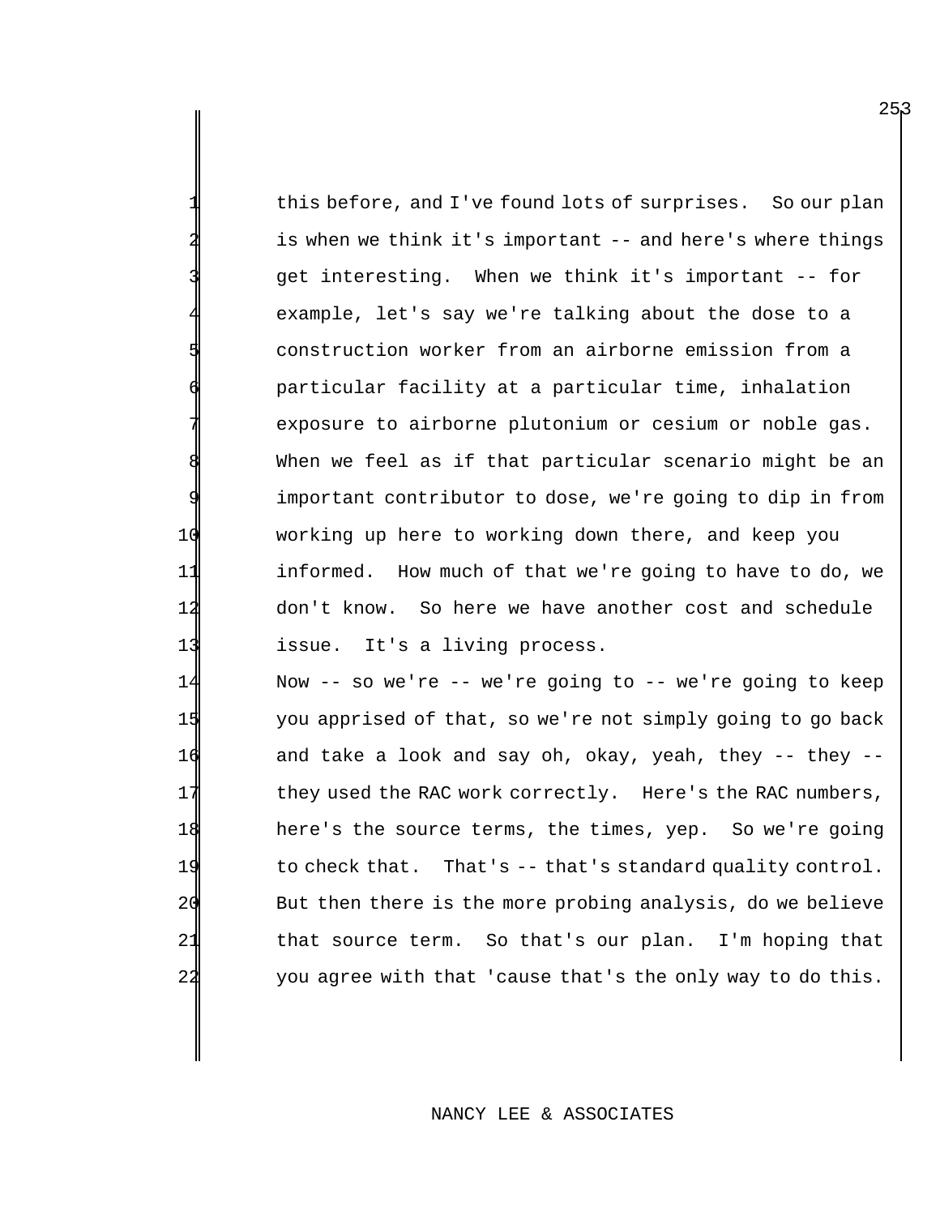this before, and I've found lots of surprises. So our plan is when we think it's important -- and here's where things get interesting. When we think it's important -- for example, let's say we're talking about the dose to a construction worker from an airborne emission from a particular facility at a particular time, inhalation exposure to airborne plutonium or cesium or noble gas. When we feel as if that particular scenario might be an important contributor to dose, we're going to dip in from working up here to working down there, and keep you informed. How much of that we're going to have to do, we don't know. So here we have another cost and schedule issue. It's a living process.

Now -- so we're -- we're going to -- we're going to keep you apprised of that, so we're not simply going to go back and take a look and say oh, okay, yeah, they -- they -- they used the RAC work correctly. Here's the RAC numbers, here's the source terms, the times, yep. So we're going to check that. That's -- that's standard quality control. But then there is the more probing analysis, do we believe that source term. So that's our plan. I'm hoping that you agree with that 'cause that's the only way to do this.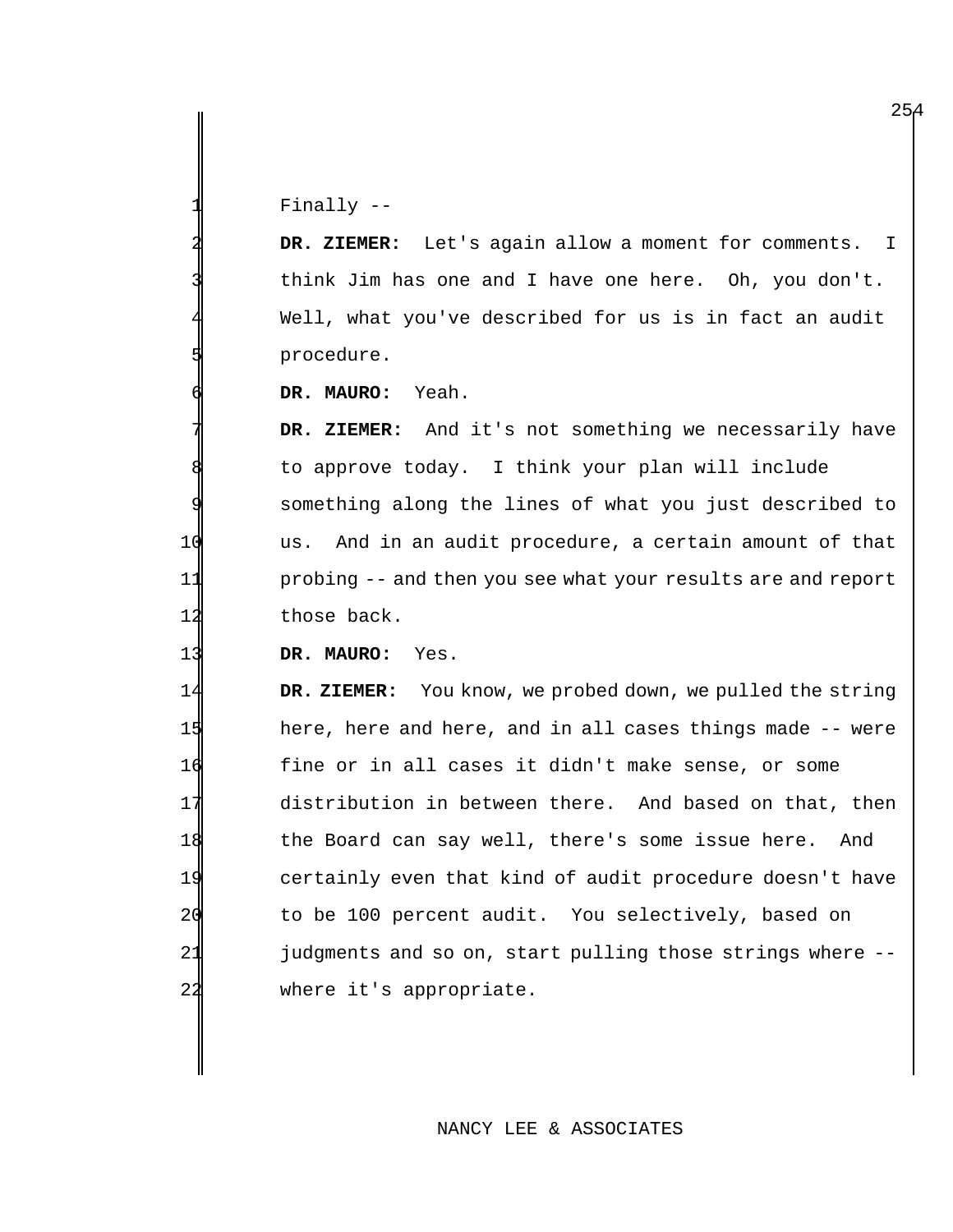Finally --

**DR. ZIEMER:** Let's again allow a moment for comments. I think Jim has one and I have one here. Oh, you don't. Well, what you've described for us is in fact an audit procedure.

**DR. MAURO:** Yeah.

**DR. ZIEMER:** And it's not something we necessarily have to approve today. I think your plan will include something along the lines of what you just described to us. And in an audit procedure, a certain amount of that probing -- and then you see what your results are and report those back.

**DR. MAURO:** Yes.

**DR. ZIEMER:** You know, we probed down, we pulled the string here, here and here, and in all cases things made -- were fine or in all cases it didn't make sense, or some distribution in between there. And based on that, then the Board can say well, there's some issue here. And certainly even that kind of audit procedure doesn't have to be 100 percent audit. You selectively, based on judgments and so on, start pulling those strings where -- where it's appropriate.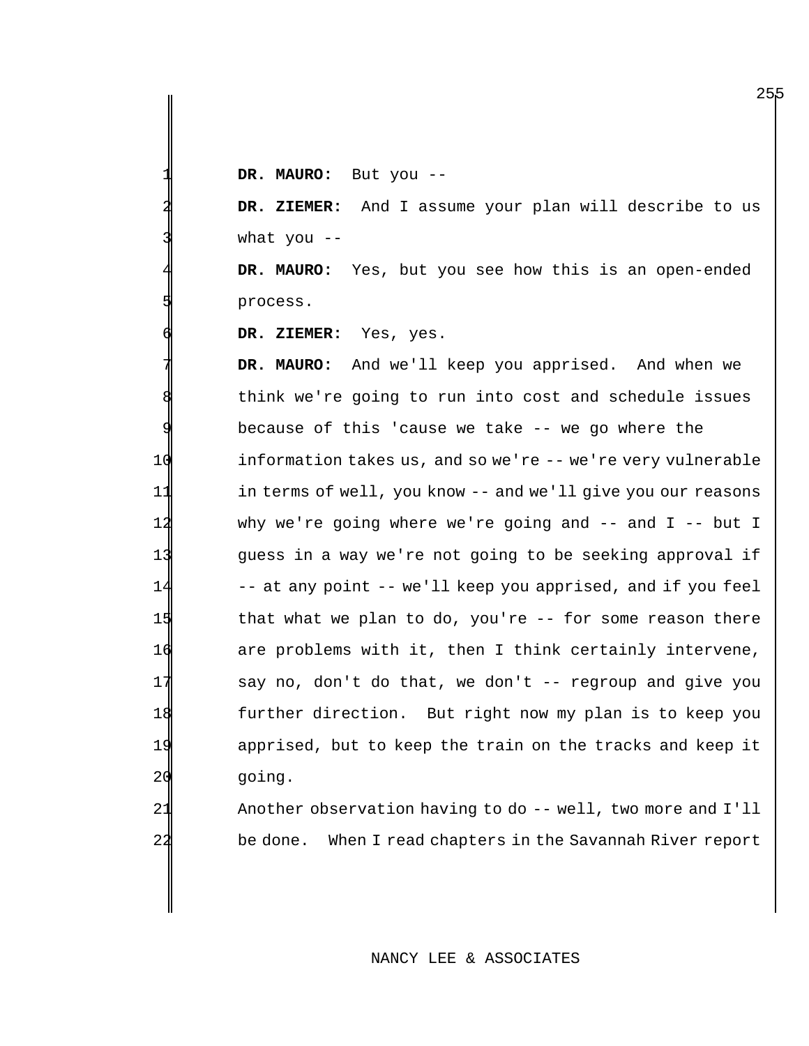**DR. MAURO:** But you --

**DR. ZIEMER:** And I assume your plan will describe to us what you --

**DR. MAURO:** Yes, but you see how this is an open-ended process.

**DR. ZIEMER:** Yes, yes.

**DR. MAURO:** And we'll keep you apprised. And when we think we're going to run into cost and schedule issues because of this 'cause we take -- we go where the information takes us, and so we're -- we're very vulnerable in terms of well, you know -- and we'll give you our reasons why we're going where we're going and -- and I -- but I guess in a way we're not going to be seeking approval if -- at any point -- we'll keep you apprised, and if you feel that what we plan to do, you're -- for some reason there are problems with it, then I think certainly intervene, say no, don't do that, we don't -- regroup and give you further direction. But right now my plan is to keep you apprised, but to keep the train on the tracks and keep it going.

Another observation having to do -- well, two more and I'll be done. When I read chapters in the Savannah River report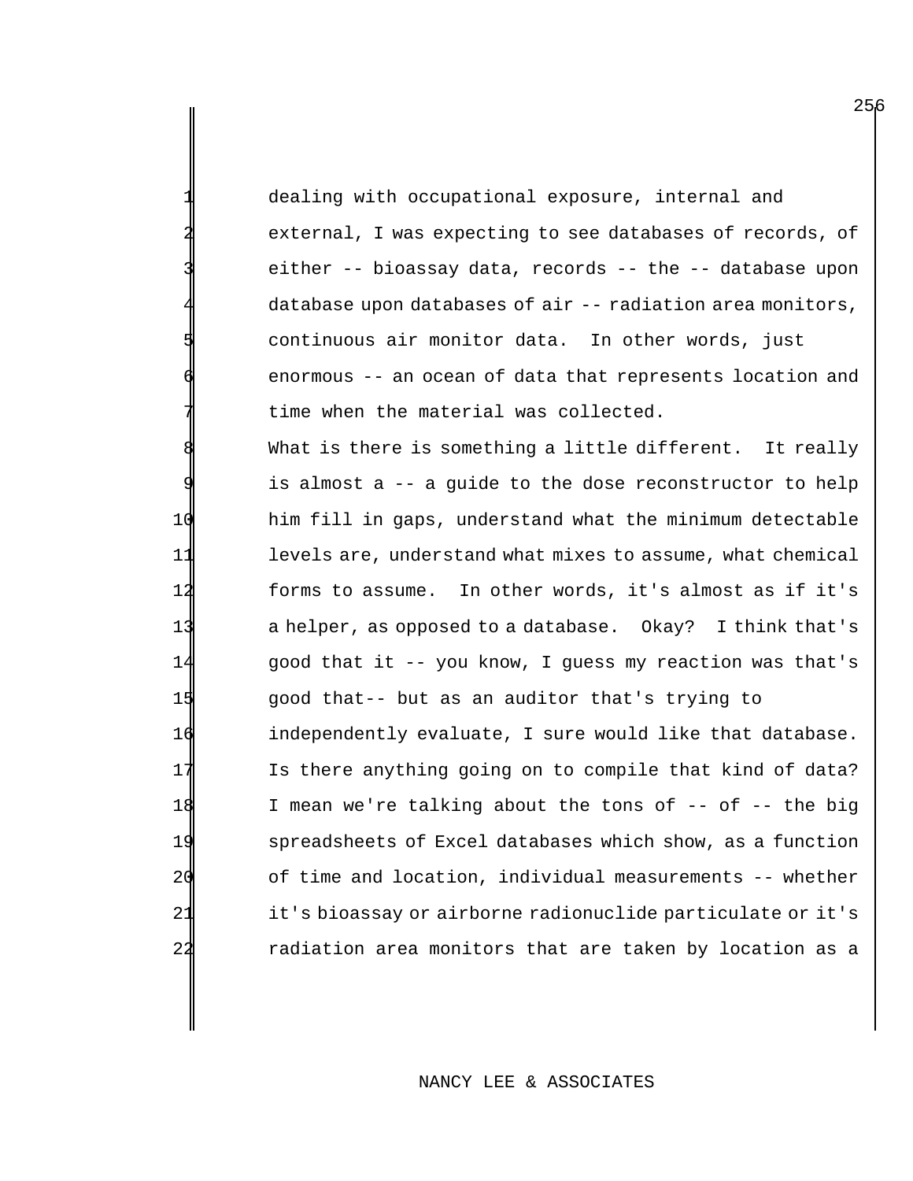dealing with occupational exposure, internal and external, I was expecting to see databases of records, of either -- bioassay data, records -- the -- database upon database upon databases of air -- radiation area monitors, continuous air monitor data. In other words, just enormous -- an ocean of data that represents location and time when the material was collected.

What is there is something a little different. It really is almost a -- a guide to the dose reconstructor to help him fill in gaps, understand what the minimum detectable levels are, understand what mixes to assume, what chemical forms to assume. In other words, it's almost as if it's a helper, as opposed to a database. Okay? I think that's good that it -- you know, I guess my reaction was that's good that-- but as an auditor that's trying to independently evaluate, I sure would like that database. Is there anything going on to compile that kind of data? I mean we're talking about the tons of -- of -- the big spreadsheets of Excel databases which show, as a function of time and location, individual measurements -- whether it's bioassay or airborne radionuclide particulate or it's radiation area monitors that are taken by location as a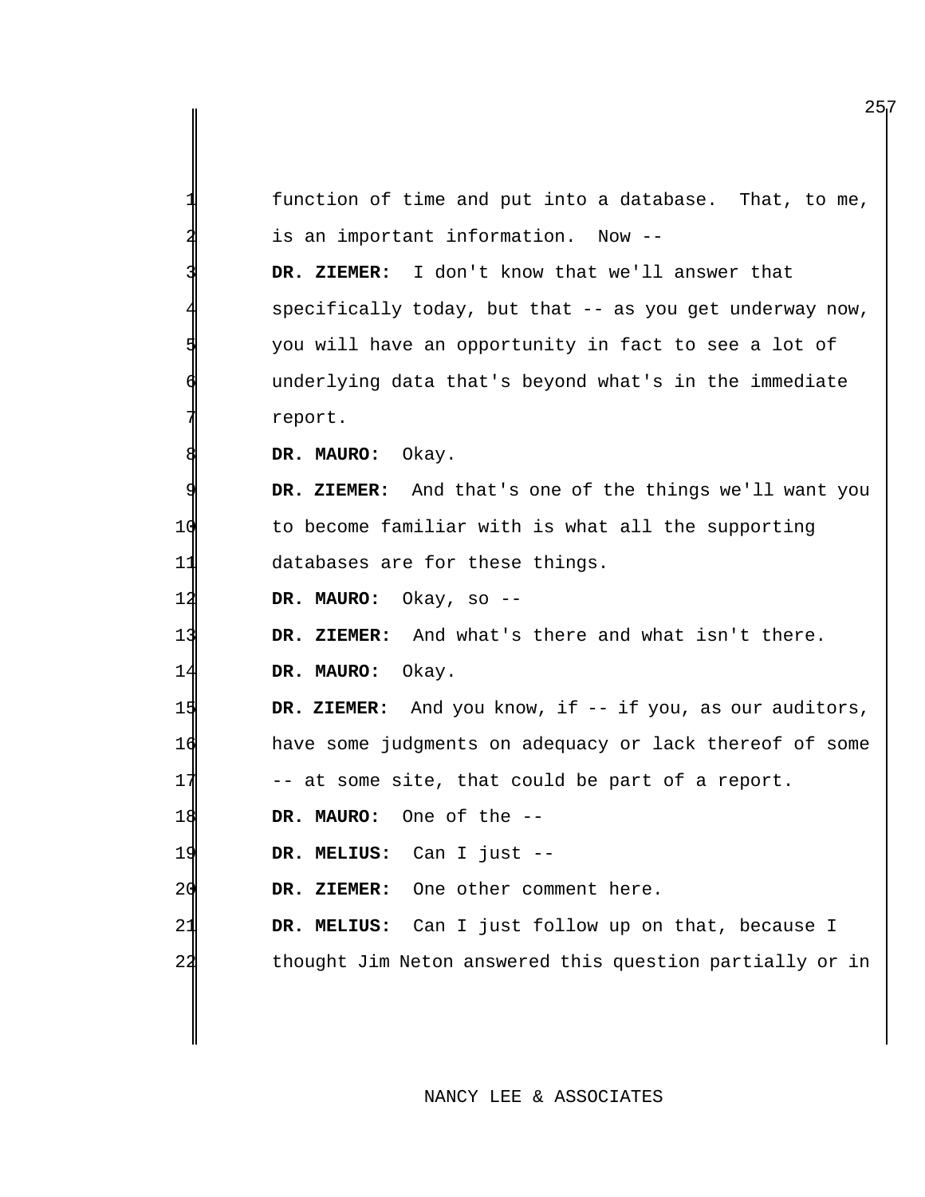function of time and put into a database. That, to me, is an important information. Now --

**DR. ZIEMER:** I don't know that we'll answer that specifically today, but that -- as you get underway now, you will have an opportunity in fact to see a lot of underlying data that's beyond what's in the immediate report.

**DR. MAURO:** Okay.

**DR. ZIEMER:** And that's one of the things we'll want you to become familiar with is what all the supporting databases are for these things.

**DR. MAURO:** Okay, so --

**DR. ZIEMER:** And what's there and what isn't there.

**DR. MAURO:** Okay.

**DR. ZIEMER:** And you know, if -- if you, as our auditors, have some judgments on adequacy or lack thereof of some -- at some site, that could be part of a report.

**DR. MAURO:** One of the --

**DR. MELIUS:** Can I just --

**DR. ZIEMER:** One other comment here.

**DR. MELIUS:** Can I just follow up on that, because I thought Jim Neton answered this question partially or in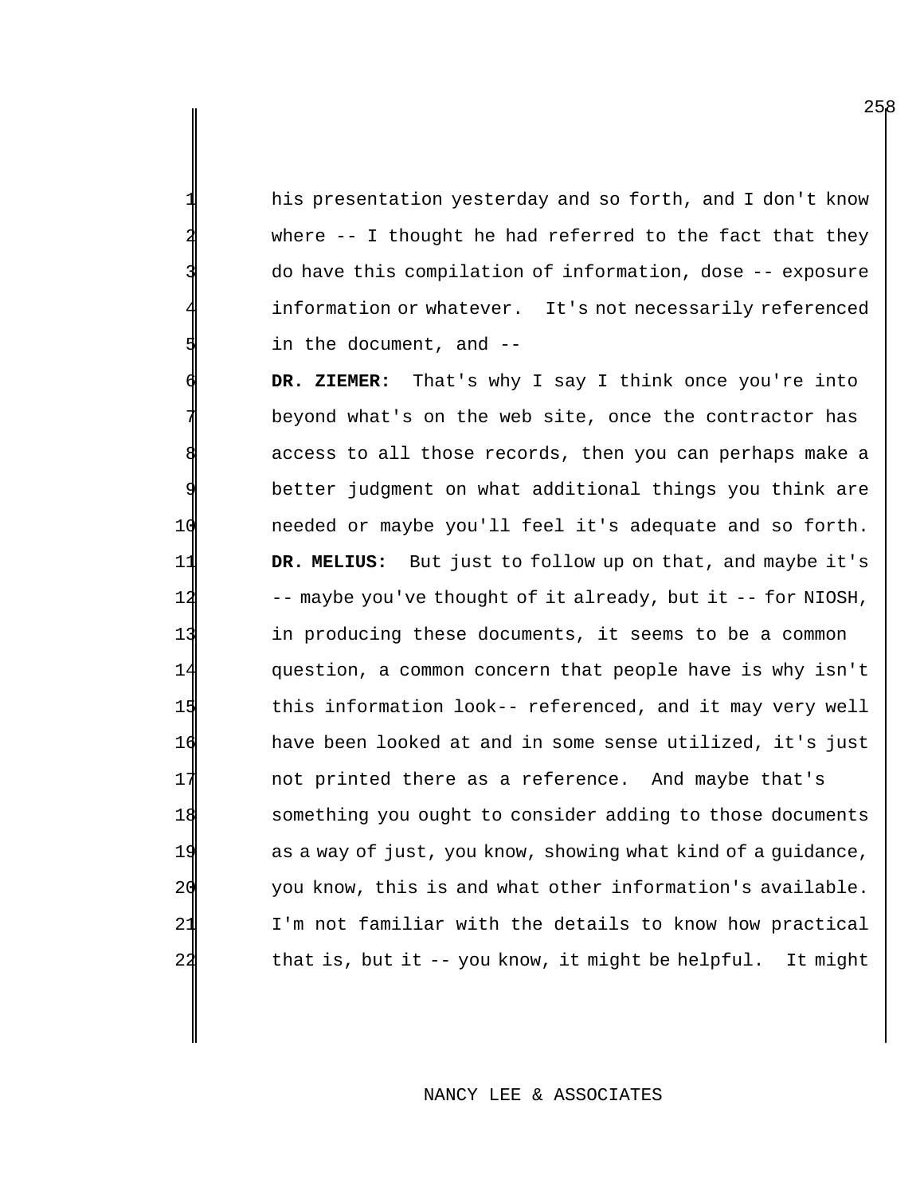his presentation yesterday and so forth, and I don't know where -- I thought he had referred to the fact that they do have this compilation of information, dose -- exposure information or whatever. It's not necessarily referenced in the document, and --

**DR. ZIEMER:** That's why I say I think once you're into beyond what's on the web site, once the contractor has access to all those records, then you can perhaps make a better judgment on what additional things you think are needed or maybe you'll feel it's adequate and so forth.

**DR. MELIUS:** But just to follow up on that, and maybe it's -- maybe you've thought of it already, but it -- for NIOSH, in producing these documents, it seems to be a common question, a common concern that people have is why isn't this information look-- referenced, and it may very well have been looked at and in some sense utilized, it's just not printed there as a reference. And maybe that's something you ought to consider adding to those documents as a way of just, you know, showing what kind of a guidance, you know, this is and what other information's available. I'm not familiar with the details to know how practical that is, but it -- you know, it might be helpful. It might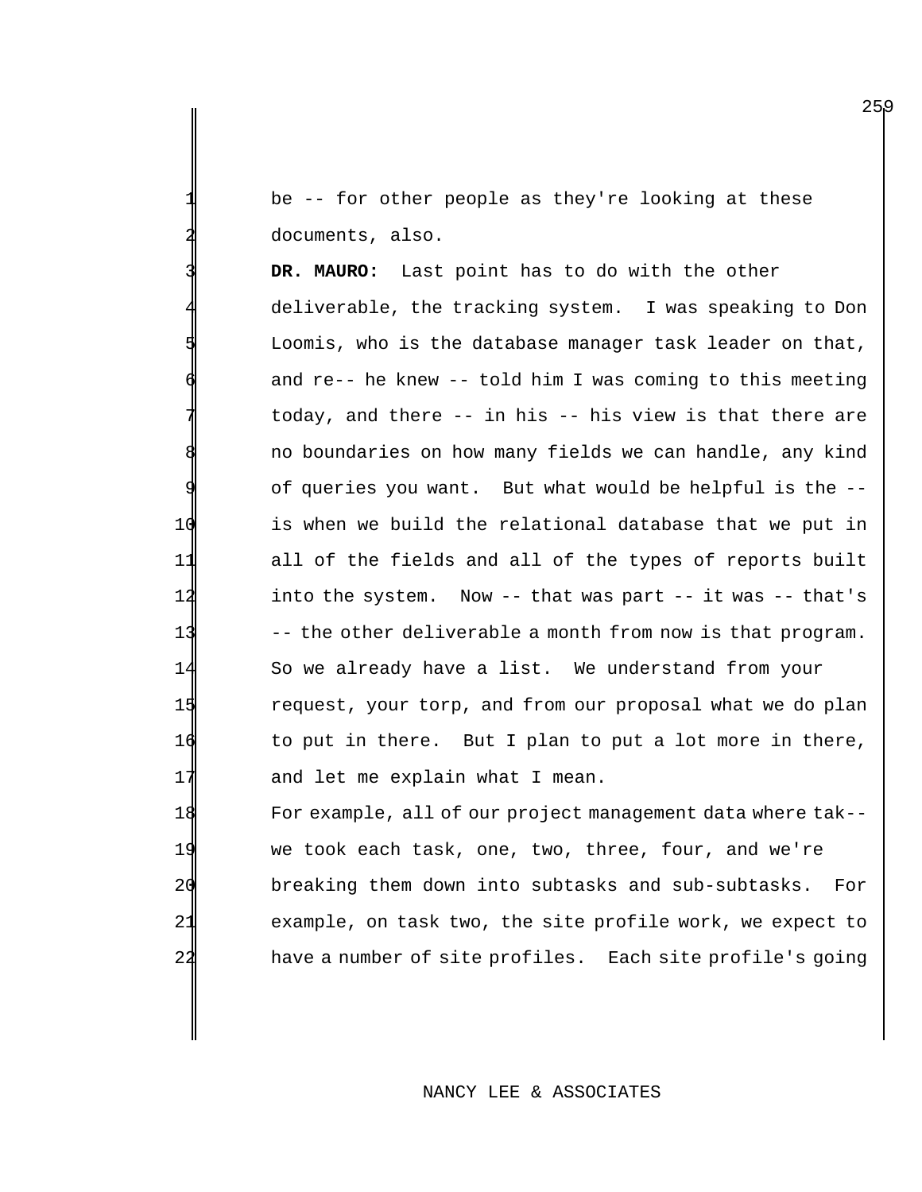be -- for other people as they're looking at these documents, also.

**DR. MAURO:** Last point has to do with the other deliverable, the tracking system. I was speaking to Don Loomis, who is the database manager task leader on that, and re-- he knew -- told him I was coming to this meeting today, and there -- in his -- his view is that there are no boundaries on how many fields we can handle, any kind of queries you want. But what would be helpful is the -- is when we build the relational database that we put in all of the fields and all of the types of reports built into the system. Now -- that was part -- it was -- that's -- the other deliverable a month from now is that program. So we already have a list. We understand from your request, your torp, and from our proposal what we do plan to put in there. But I plan to put a lot more in there, and let me explain what I mean.

For example, all of our project management data where tak-- we took each task, one, two, three, four, and we're breaking them down into subtasks and sub-subtasks. For example, on task two, the site profile work, we expect to have a number of site profiles. Each site profile's going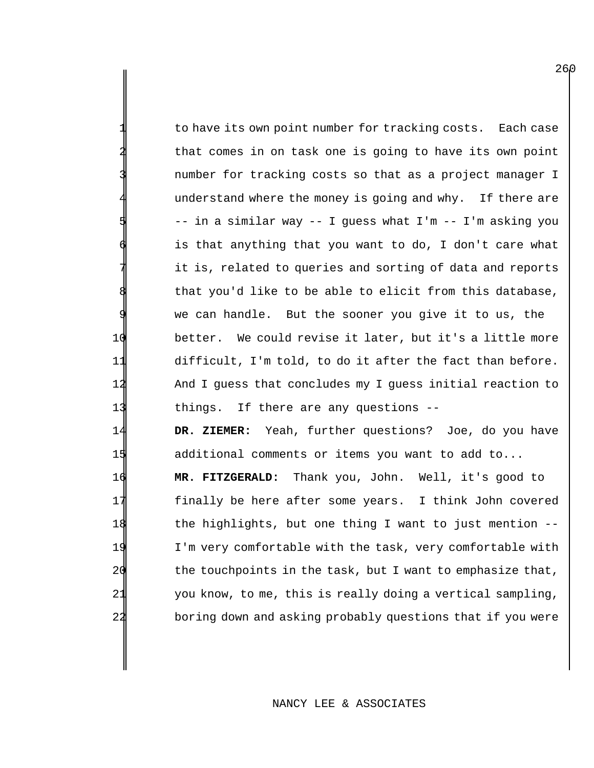to have its own point number for tracking costs. Each case that comes in on task one is going to have its own point number for tracking costs so that as a project manager I understand where the money is going and why. If there are -- in a similar way -- I guess what I'm -- I'm asking you is that anything that you want to do, I don't care what it is, related to queries and sorting of data and reports that you'd like to be able to elicit from this database, we can handle. But the sooner you give it to us, the better. We could revise it later, but it's a little more difficult, I'm told, to do it after the fact than before. And I guess that concludes my I guess initial reaction to things. If there are any questions --

**DR. ZIEMER:** Yeah, further questions? Joe, do you have additional comments or items you want to add to...

**MR. FITZGERALD:** Thank you, John. Well, it's good to finally be here after some years. I think John covered the highlights, but one thing I want to just mention -- I'm very comfortable with the task, very comfortable with the touchpoints in the task, but I want to emphasize that, you know, to me, this is really doing a vertical sampling, boring down and asking probably questions that if you were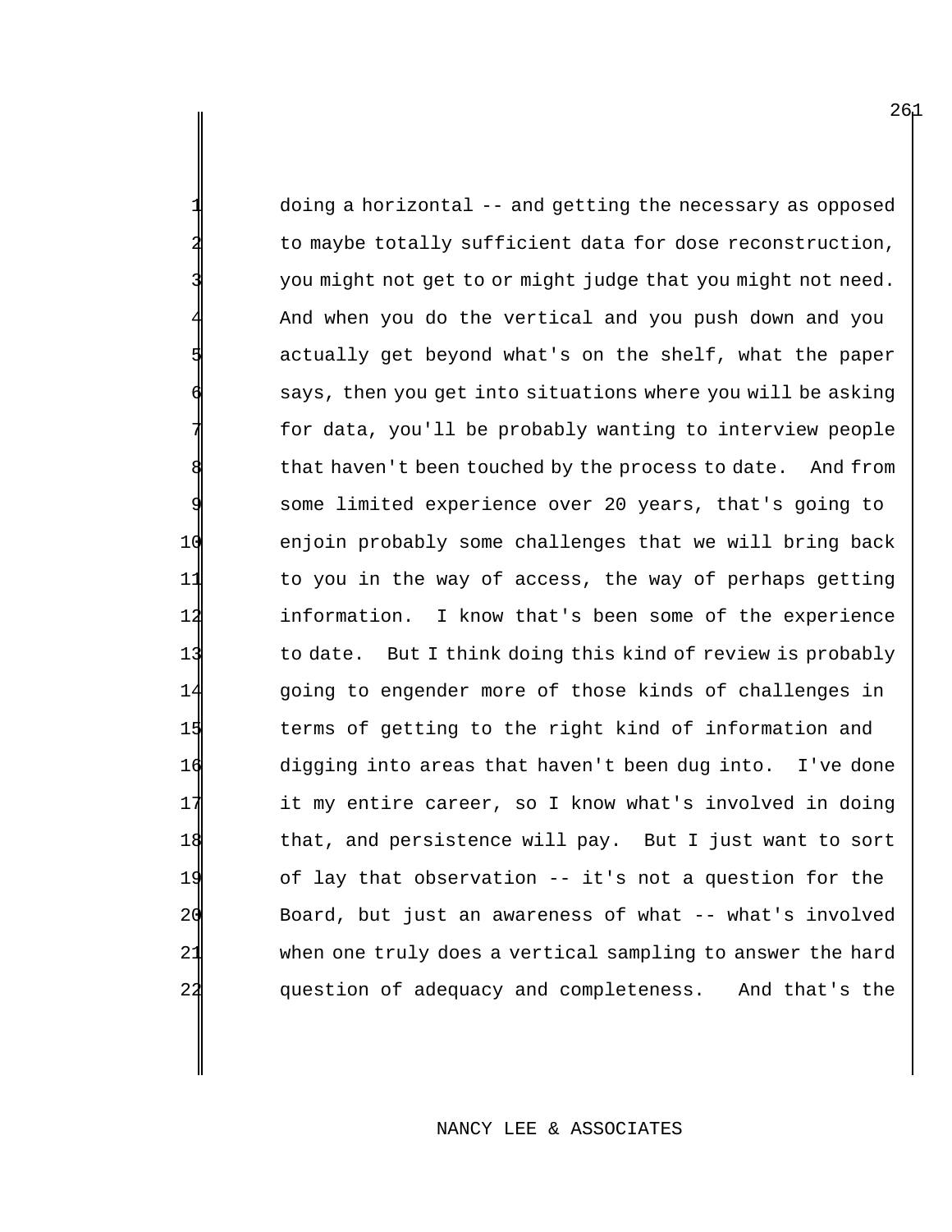doing a horizontal -- and getting the necessary as opposed to maybe totally sufficient data for dose reconstruction, you might not get to or might judge that you might not need. And when you do the vertical and you push down and you actually get beyond what's on the shelf, what the paper says, then you get into situations where you will be asking for data, you'll be probably wanting to interview people that haven't been touched by the process to date. And from some limited experience over 20 years, that's going to enjoin probably some challenges that we will bring back to you in the way of access, the way of perhaps getting information. I know that's been some of the experience to date. But I think doing this kind of review is probably going to engender more of those kinds of challenges in terms of getting to the right kind of information and digging into areas that haven't been dug into. I've done it my entire career, so I know what's involved in doing that, and persistence will pay. But I just want to sort of lay that observation -- it's not a question for the Board, but just an awareness of what -- what's involved when one truly does a vertical sampling to answer the hard question of adequacy and completeness. And that's the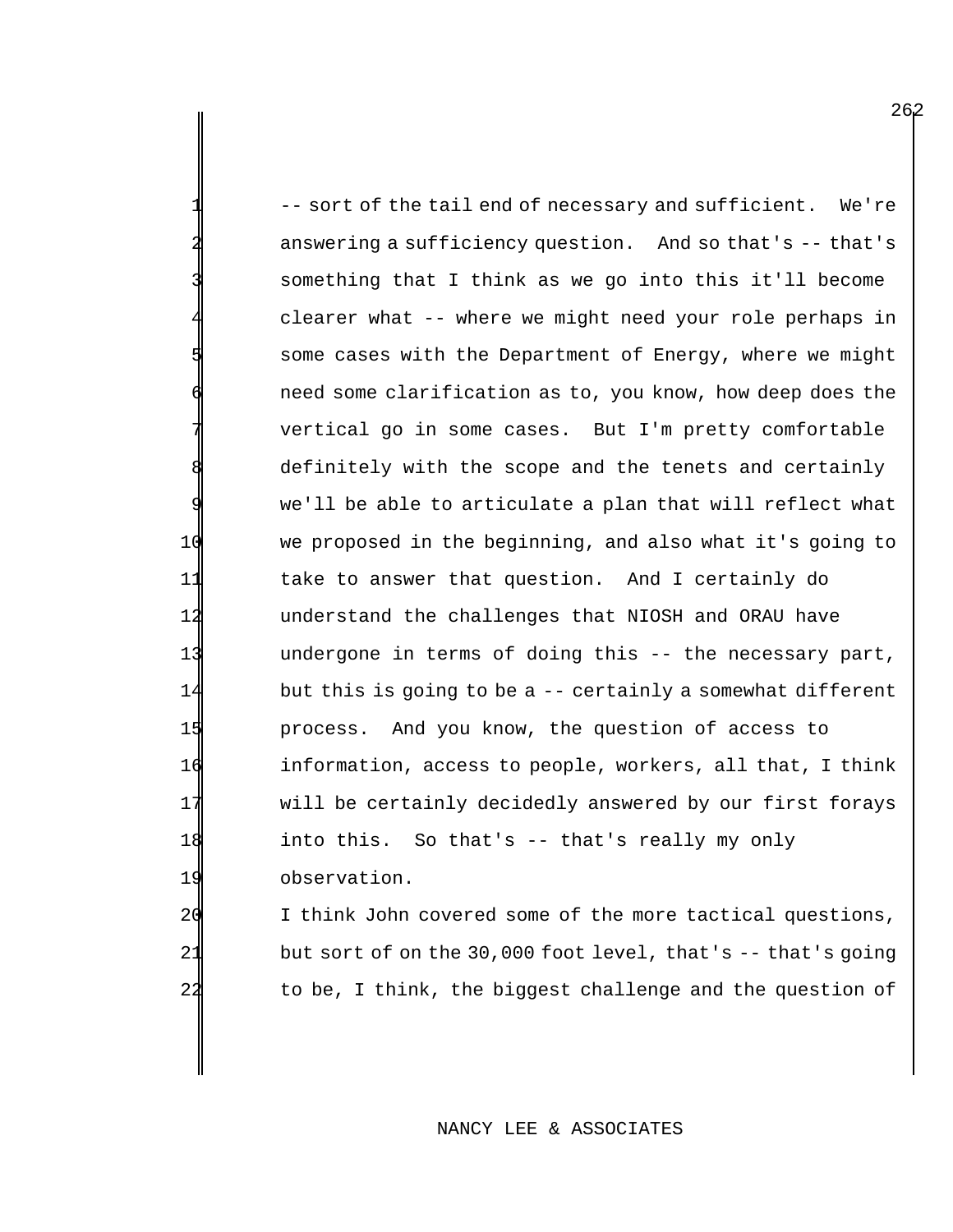-- sort of the tail end of necessary and sufficient. We're answering a sufficiency question. And so that's -- that's something that I think as we go into this it'll become clearer what -- where we might need your role perhaps in some cases with the Department of Energy, where we might need some clarification as to, you know, how deep does the vertical go in some cases. But I'm pretty comfortable definitely with the scope and the tenets and certainly we'll be able to articulate a plan that will reflect what we proposed in the beginning, and also what it's going to take to answer that question. And I certainly do understand the challenges that NIOSH and ORAU have undergone in terms of doing this -- the necessary part, but this is going to be a -- certainly a somewhat different process. And you know, the question of access to information, access to people, workers, all that, I think will be certainly decidedly answered by our first forays into this. So that's -- that's really my only observation.

I think John covered some of the more tactical questions, but sort of on the 30,000 foot level, that's -- that's going to be, I think, the biggest challenge and the question of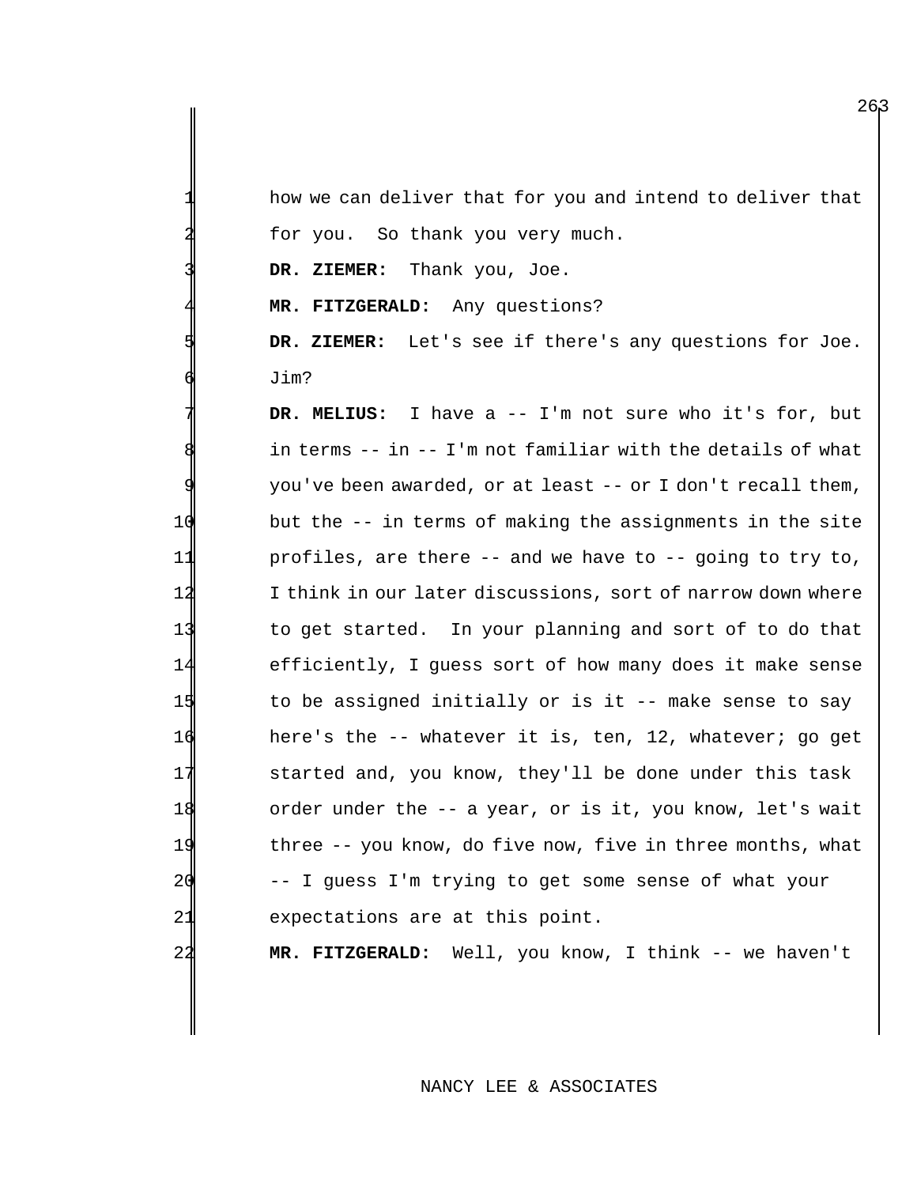how we can deliver that for you and intend to deliver that for you. So thank you very much.

**DR. ZIEMER:** Thank you, Joe.

**MR. FITZGERALD:** Any questions?

**DR. ZIEMER:** Let's see if there's any questions for Joe. Jim?

**DR. MELIUS:** I have a -- I'm not sure who it's for, but in terms -- in -- I'm not familiar with the details of what you've been awarded, or at least -- or I don't recall them, but the -- in terms of making the assignments in the site profiles, are there -- and we have to -- going to try to, I think in our later discussions, sort of narrow down where to get started. In your planning and sort of to do that efficiently, I guess sort of how many does it make sense to be assigned initially or is it -- make sense to say here's the -- whatever it is, ten, 12, whatever; go get started and, you know, they'll be done under this task order under the -- a year, or is it, you know, let's wait three -- you know, do five now, five in three months, what -- I guess I'm trying to get some sense of what your expectations are at this point.

**MR. FITZGERALD:** Well, you know, I think -- we haven't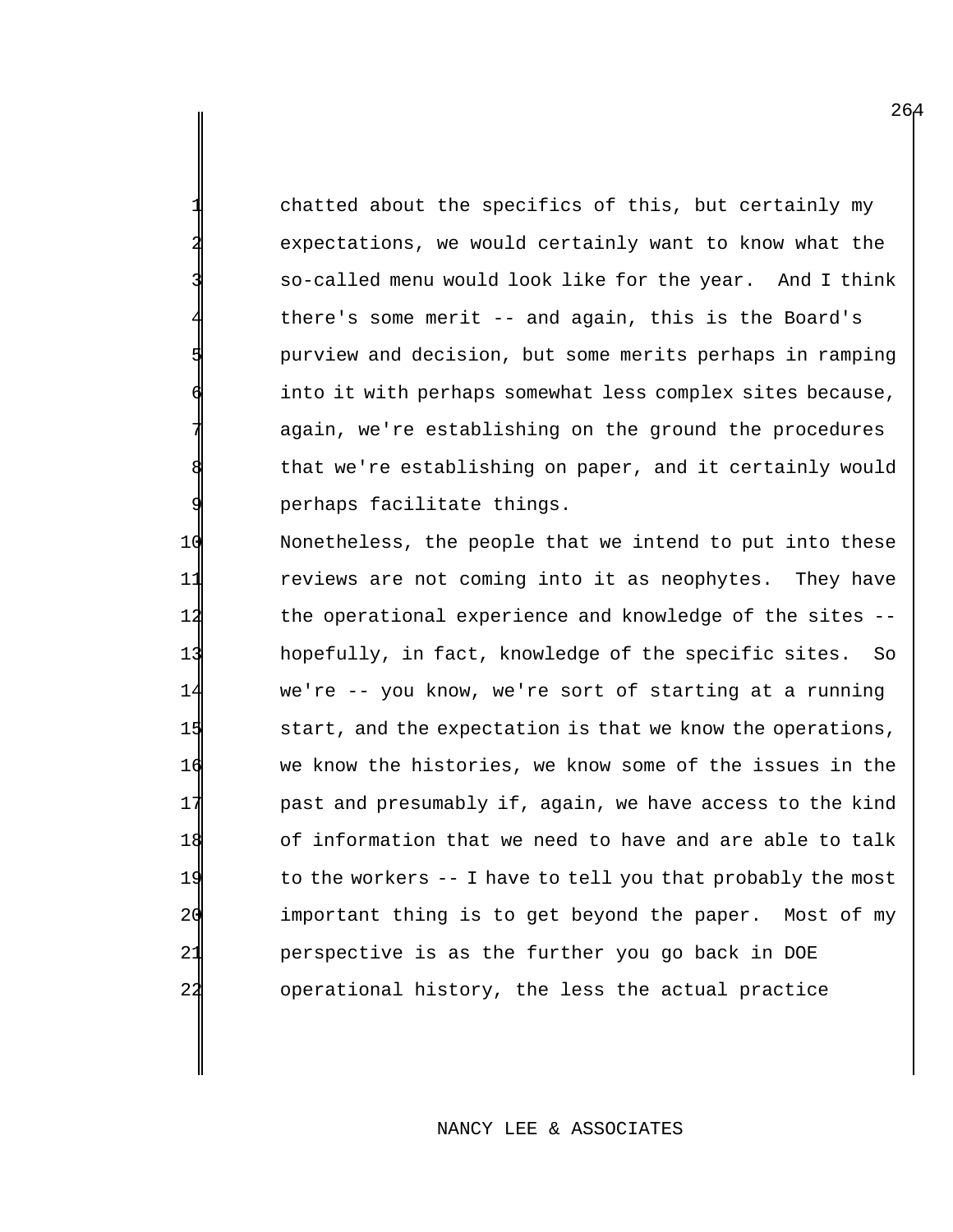chatted about the specifics of this, but certainly my expectations, we would certainly want to know what the so-called menu would look like for the year. And I think there's some merit -- and again, this is the Board's purview and decision, but some merits perhaps in ramping into it with perhaps somewhat less complex sites because, again, we're establishing on the ground the procedures that we're establishing on paper, and it certainly would perhaps facilitate things.

Nonetheless, the people that we intend to put into these reviews are not coming into it as neophytes. They have the operational experience and knowledge of the sites -- hopefully, in fact, knowledge of the specific sites. So we're -- you know, we're sort of starting at a running start, and the expectation is that we know the operations, we know the histories, we know some of the issues in the past and presumably if, again, we have access to the kind of information that we need to have and are able to talk to the workers -- I have to tell you that probably the most important thing is to get beyond the paper. Most of my perspective is as the further you go back in DOE operational history, the less the actual practice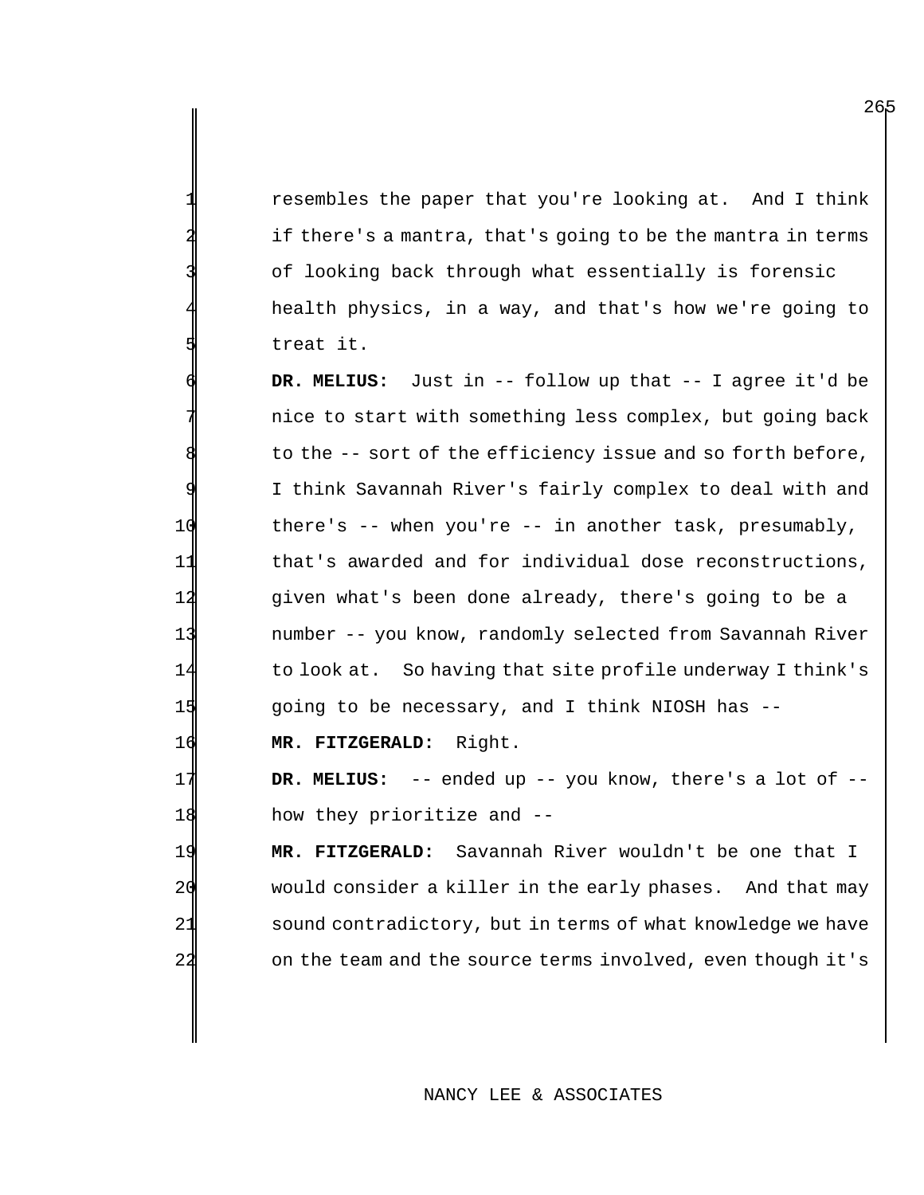resembles the paper that you're looking at. And I think if there's a mantra, that's going to be the mantra in terms of looking back through what essentially is forensic health physics, in a way, and that's how we're going to treat it.

**DR. MELIUS:** Just in -- follow up that -- I agree it'd be nice to start with something less complex, but going back to the -- sort of the efficiency issue and so forth before, I think Savannah River's fairly complex to deal with and there's -- when you're -- in another task, presumably, that's awarded and for individual dose reconstructions, given what's been done already, there's going to be a number -- you know, randomly selected from Savannah River to look at. So having that site profile underway I think's going to be necessary, and I think NIOSH has --

**MR. FITZGERALD:** Right.

**DR. MELIUS:** -- ended up -- you know, there's a lot of -- how they prioritize and --

**MR. FITZGERALD:** Savannah River wouldn't be one that I would consider a killer in the early phases. And that may sound contradictory, but in terms of what knowledge we have on the team and the source terms involved, even though it's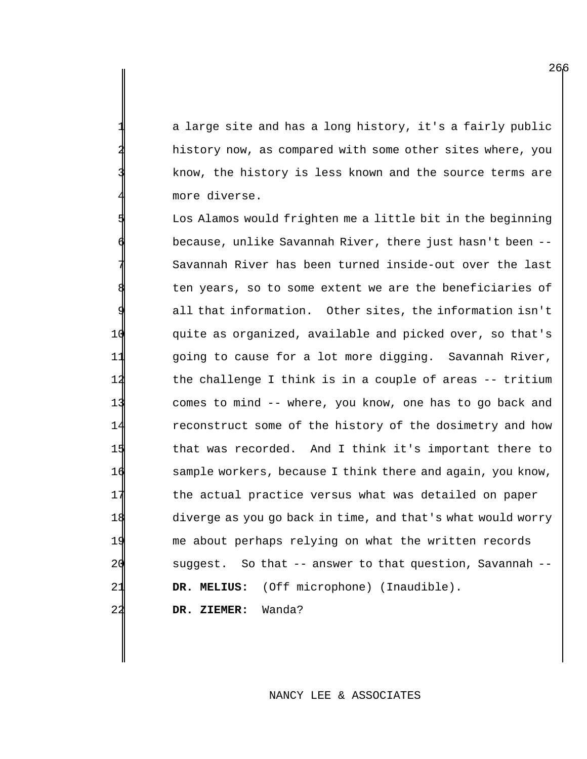a large site and has a long history, it's a fairly public history now, as compared with some other sites where, you know, the history is less known and the source terms are more diverse.

Los Alamos would frighten me a little bit in the beginning because, unlike Savannah River, there just hasn't been -- Savannah River has been turned inside-out over the last ten years, so to some extent we are the beneficiaries of all that information. Other sites, the information isn't quite as organized, available and picked over, so that's going to cause for a lot more digging. Savannah River, the challenge I think is in a couple of areas -- tritium comes to mind -- where, you know, one has to go back and reconstruct some of the history of the dosimetry and how that was recorded. And I think it's important there to sample workers, because I think there and again, you know, the actual practice versus what was detailed on paper diverge as you go back in time, and that's what would worry me about perhaps relying on what the written records suggest. So that -- answer to that question, Savannah --

**DR. MELIUS:** (Off microphone) (Inaudible).

**DR. ZIEMER:** Wanda?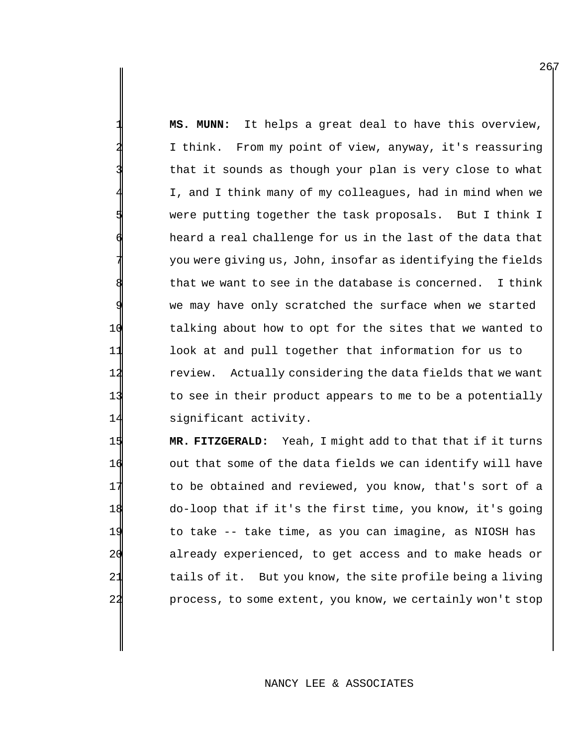**MS. MUNN:** It helps a great deal to have this overview, I think. From my point of view, anyway, it's reassuring that it sounds as though your plan is very close to what I, and I think many of my colleagues, had in mind when we were putting together the task proposals. But I think I heard a real challenge for us in the last of the data that you were giving us, John, insofar as identifying the fields that we want to see in the database is concerned. I think we may have only scratched the surface when we started talking about how to opt for the sites that we wanted to look at and pull together that information for us to review. Actually considering the data fields that we want to see in their product appears to me to be a potentially significant activity.

**MR. FITZGERALD:** Yeah, I might add to that that if it turns out that some of the data fields we can identify will have to be obtained and reviewed, you know, that's sort of a do-loop that if it's the first time, you know, it's going to take -- take time, as you can imagine, as NIOSH has already experienced, to get access and to make heads or tails of it. But you know, the site profile being a living process, to some extent, you know, we certainly won't stop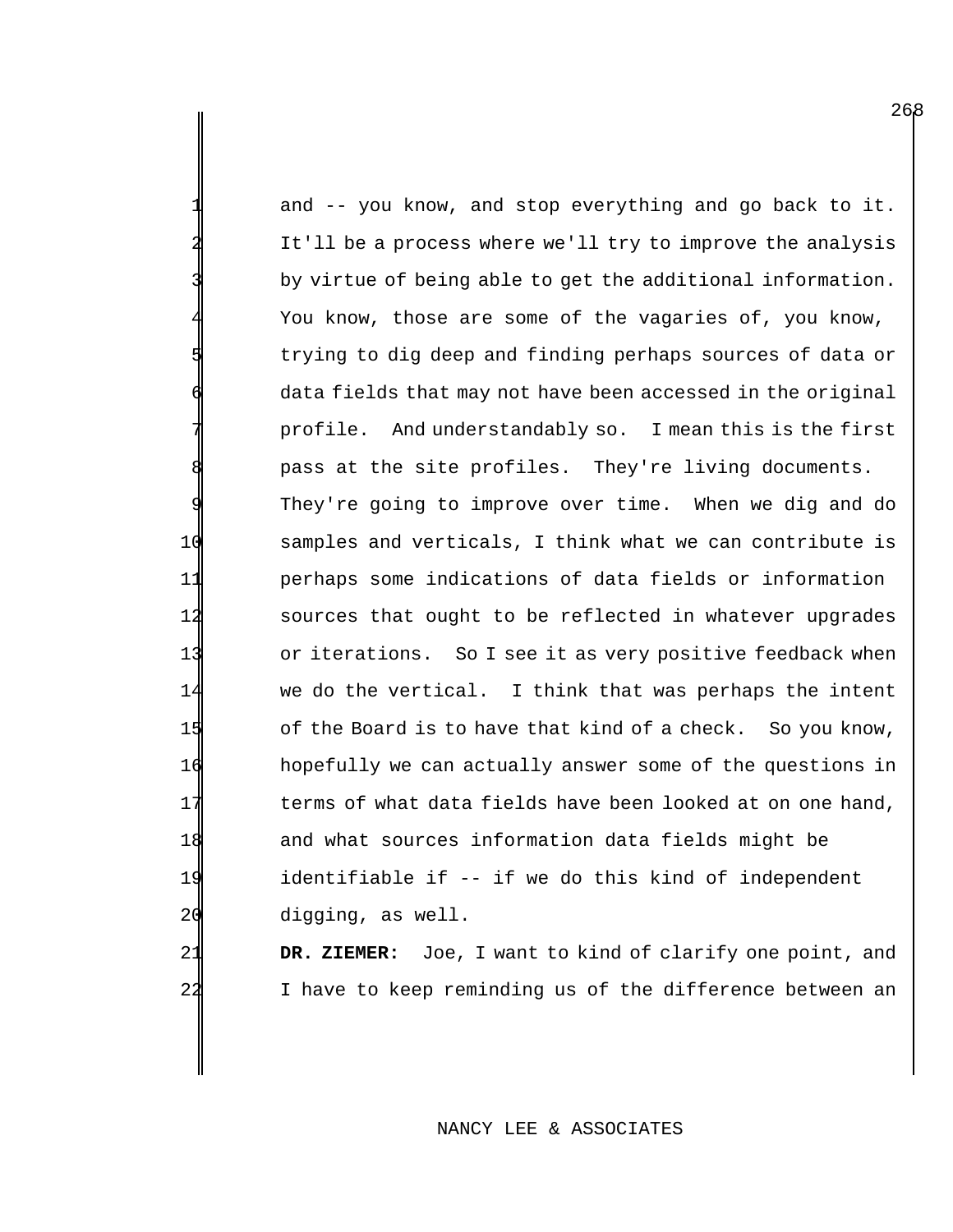and -- you know, and stop everything and go back to it. It'll be a process where we'll try to improve the analysis by virtue of being able to get the additional information. You know, those are some of the vagaries of, you know, trying to dig deep and finding perhaps sources of data or data fields that may not have been accessed in the original profile. And understandably so. I mean this is the first pass at the site profiles. They're living documents. They're going to improve over time. When we dig and do samples and verticals, I think what we can contribute is perhaps some indications of data fields or information sources that ought to be reflected in whatever upgrades or iterations. So I see it as very positive feedback when we do the vertical. I think that was perhaps the intent of the Board is to have that kind of a check. So you know, hopefully we can actually answer some of the questions in terms of what data fields have been looked at on one hand, and what sources information data fields might be identifiable if -- if we do this kind of independent digging, as well.

**DR. ZIEMER:** Joe, I want to kind of clarify one point, and I have to keep reminding us of the difference between an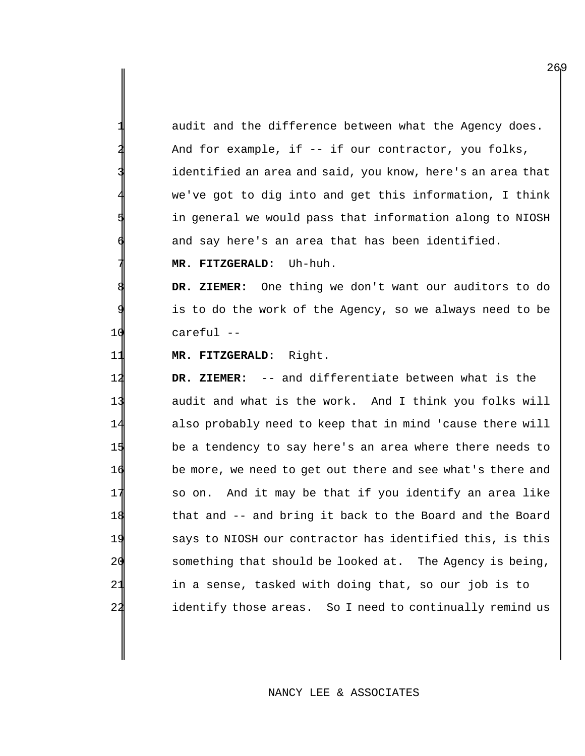audit and the difference between what the Agency does. And for example, if -- if our contractor, you folks, identified an area and said, you know, here's an area that we've got to dig into and get this information, I think in general we would pass that information along to NIOSH and say here's an area that has been identified.

**MR. FITZGERALD:** Uh-huh.

**DR. ZIEMER:** One thing we don't want our auditors to do is to do the work of the Agency, so we always need to be careful --

**MR. FITZGERALD:** Right.

**DR. ZIEMER:** -- and differentiate between what is the audit and what is the work. And I think you folks will also probably need to keep that in mind 'cause there will be a tendency to say here's an area where there needs to be more, we need to get out there and see what's there and so on. And it may be that if you identify an area like that and -- and bring it back to the Board and the Board says to NIOSH our contractor has identified this, is this something that should be looked at. The Agency is being, in a sense, tasked with doing that, so our job is to identify those areas. So I need to continually remind us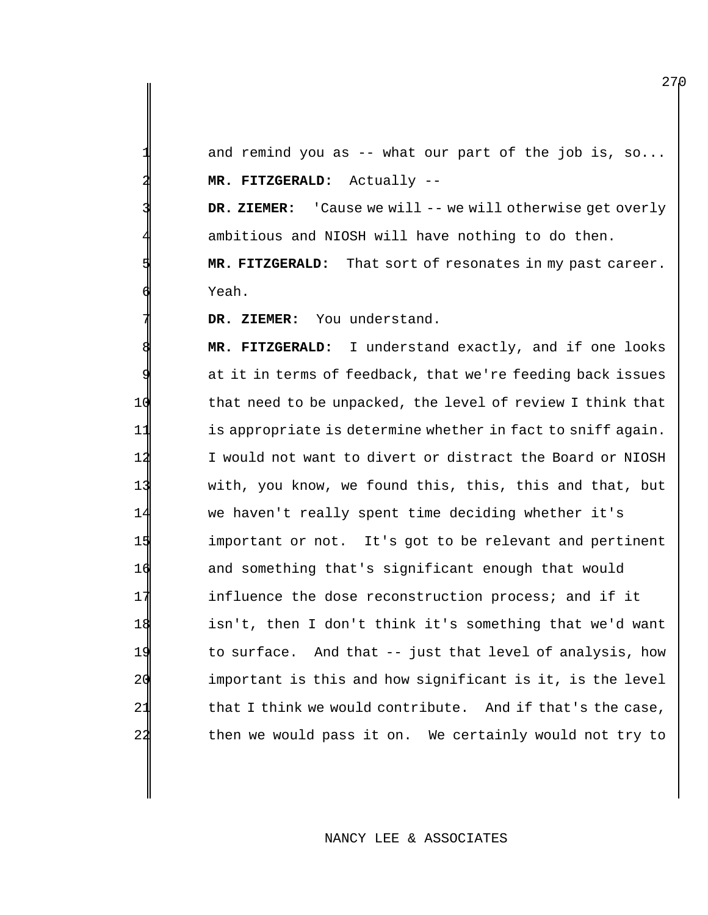and remind you as -- what our part of the job is, so...

**MR. FITZGERALD:** Actually --

**DR. ZIEMER:** 'Cause we will -- we will otherwise get overly ambitious and NIOSH will have nothing to do then.

**MR. FITZGERALD:** That sort of resonates in my past career. Yeah.

**DR. ZIEMER:** You understand.

**MR. FITZGERALD:** I understand exactly, and if one looks at it in terms of feedback, that we're feeding back issues that need to be unpacked, the level of review I think that is appropriate is determine whether in fact to sniff again. I would not want to divert or distract the Board or NIOSH with, you know, we found this, this, this and that, but we haven't really spent time deciding whether it's important or not. It's got to be relevant and pertinent and something that's significant enough that would influence the dose reconstruction process; and if it isn't, then I don't think it's something that we'd want to surface. And that -- just that level of analysis, how important is this and how significant is it, is the level that I think we would contribute. And if that's the case, then we would pass it on. We certainly would not try to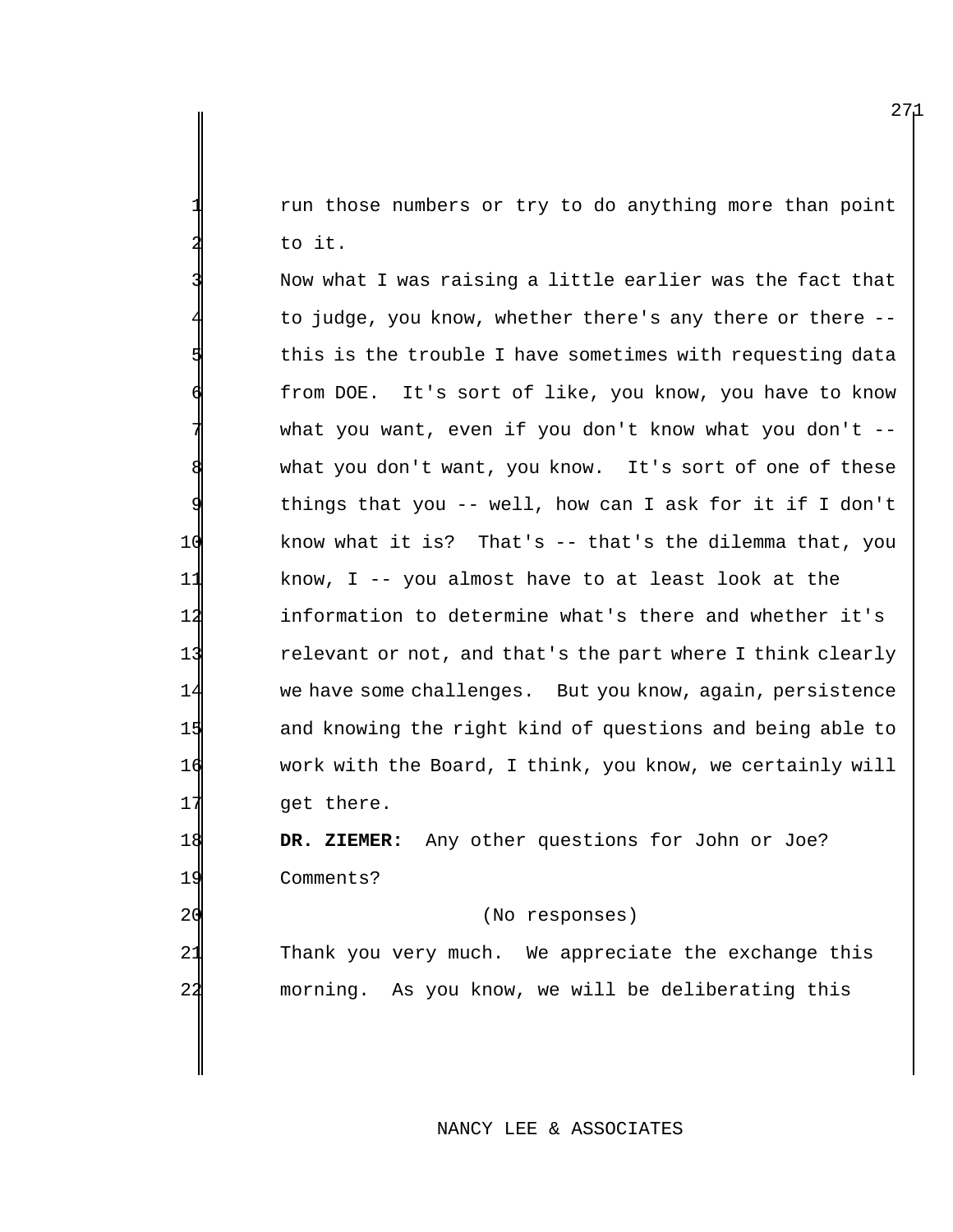run those numbers or try to do anything more than point to it.

Now what I was raising a little earlier was the fact that to judge, you know, whether there's any there or there -- this is the trouble I have sometimes with requesting data from DOE. It's sort of like, you know, you have to know what you want, even if you don't know what you don't -- what you don't want, you know. It's sort of one of these things that you -- well, how can I ask for it if I don't know what it is? That's -- that's the dilemma that, you know, I -- you almost have to at least look at the information to determine what's there and whether it's relevant or not, and that's the part where I think clearly we have some challenges. But you know, again, persistence and knowing the right kind of questions and being able to work with the Board, I think, you know, we certainly will get there.

**DR. ZIEMER:** Any other questions for John or Joe? Comments?

(No responses)

Thank you very much. We appreciate the exchange this morning. As you know, we will be deliberating this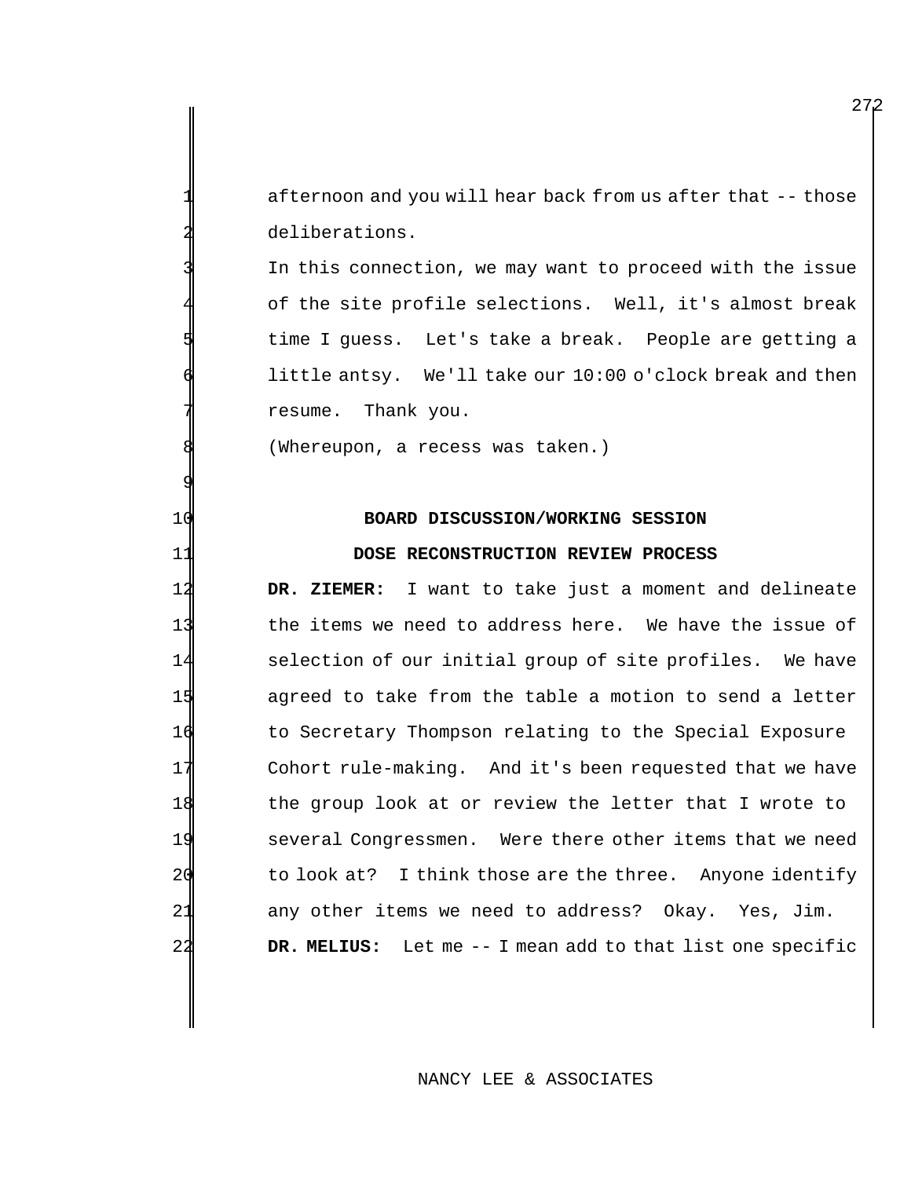afternoon and you will hear back from us after that -- those deliberations.

In this connection, we may want to proceed with the issue of the site profile selections. Well, it's almost break time I guess. Let's take a break. People are getting a little antsy. We'll take our 10:00 o'clock break and then resume. Thank you.

(Whereupon, a recess was taken.)

**BOARD DISCUSSION/WORKING SESSION**

**DOSE RECONSTRUCTION REVIEW PROCESS**

**DR. ZIEMER:** I want to take just a moment and delineate the items we need to address here. We have the issue of selection of our initial group of site profiles. We have agreed to take from the table a motion to send a letter to Secretary Thompson relating to the Special Exposure Cohort rule-making. And it's been requested that we have the group look at or review the letter that I wrote to several Congressmen. Were there other items that we need to look at? I think those are the three. Anyone identify any other items we need to address? Okay. Yes, Jim.

**DR. MELIUS:** Let me -- I mean add to that list one specific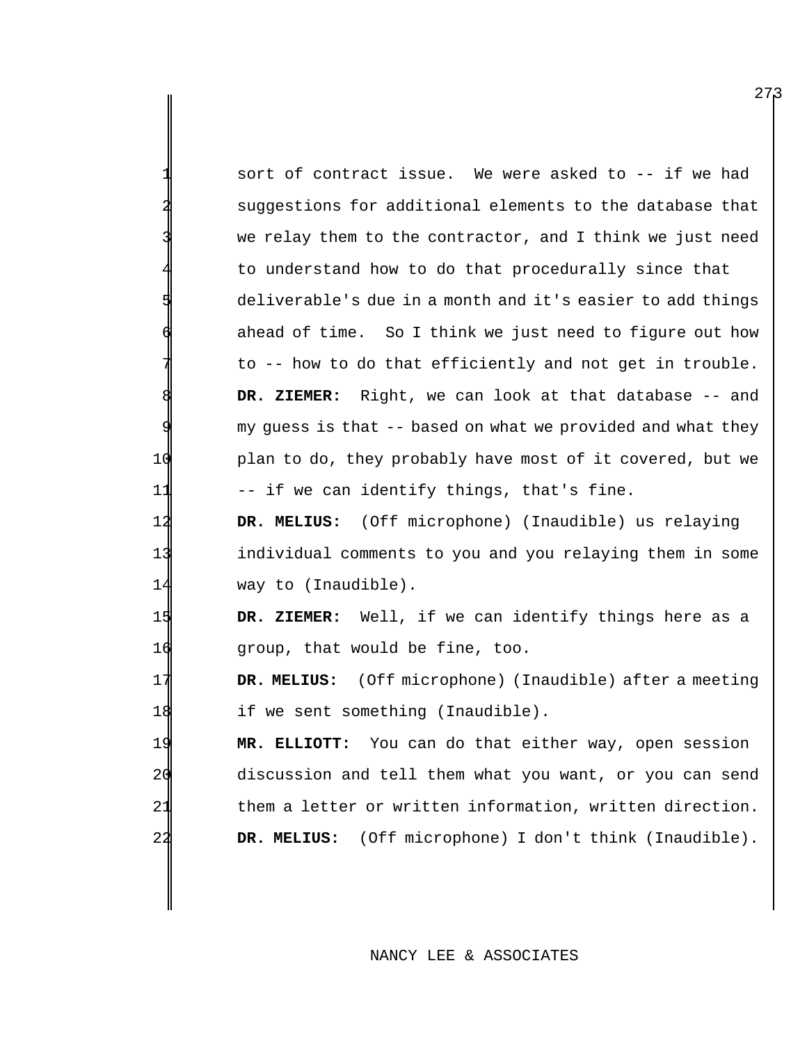sort of contract issue. We were asked to -- if we had suggestions for additional elements to the database that we relay them to the contractor, and I think we just need to understand how to do that procedurally since that deliverable's due in a month and it's easier to add things ahead of time. So I think we just need to figure out how to -- how to do that efficiently and not get in trouble.

**DR. ZIEMER:** Right, we can look at that database -- and my guess is that -- based on what we provided and what they plan to do, they probably have most of it covered, but we -- if we can identify things, that's fine.

**DR. MELIUS:** (Off microphone) (Inaudible) us relaying individual comments to you and you relaying them in some way to (Inaudible).

**DR. ZIEMER:** Well, if we can identify things here as a group, that would be fine, too.

**DR. MELIUS:** (Off microphone) (Inaudible) after a meeting if we sent something (Inaudible).

**MR. ELLIOTT:** You can do that either way, open session discussion and tell them what you want, or you can send them a letter or written information, written direction.

**DR. MELIUS:** (Off microphone) I don't think (Inaudible).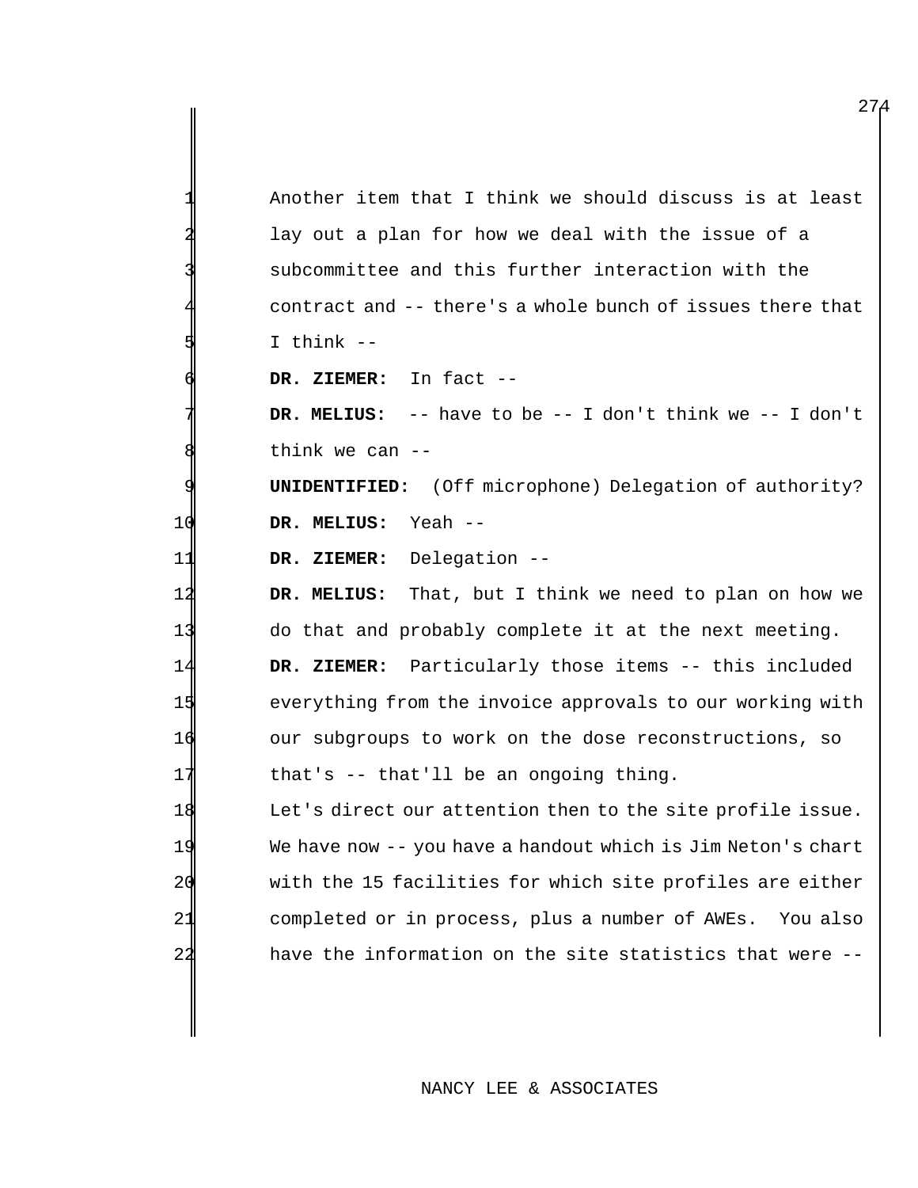Another item that I think we should discuss is at least lay out a plan for how we deal with the issue of a subcommittee and this further interaction with the contract and -- there's a whole bunch of issues there that I think --

**DR. ZIEMER:** In fact --

**DR. MELIUS:** -- have to be -- I don't think we -- I don't think we can --

**UNIDENTIFIED:** (Off microphone) Delegation of authority?

**DR. MELIUS:** Yeah --

**DR. ZIEMER:** Delegation --

**DR. MELIUS:** That, but I think we need to plan on how we do that and probably complete it at the next meeting.

**DR. ZIEMER:** Particularly those items -- this included everything from the invoice approvals to our working with our subgroups to work on the dose reconstructions, so that's -- that'll be an ongoing thing.

Let's direct our attention then to the site profile issue. We have now -- you have a handout which is Jim Neton's chart with the 15 facilities for which site profiles are either completed or in process, plus a number of AWEs. You also have the information on the site statistics that were --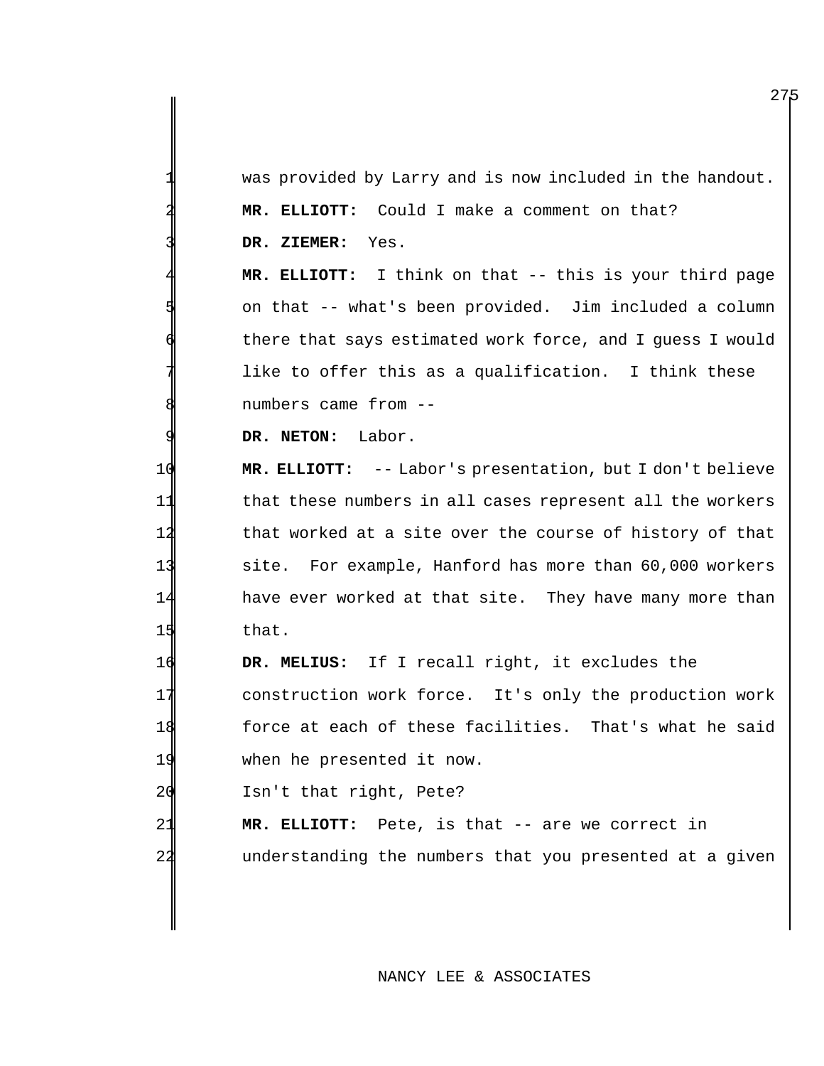was provided by Larry and is now included in the handout.

**MR. ELLIOTT:** Could I make a comment on that?

**DR. ZIEMER:** Yes.

**MR. ELLIOTT:** I think on that -- this is your third page on that -- what's been provided. Jim included a column there that says estimated work force, and I guess I would like to offer this as a qualification. I think these numbers came from --

**DR. NETON:** Labor.

**MR. ELLIOTT:** -- Labor's presentation, but I don't believe that these numbers in all cases represent all the workers that worked at a site over the course of history of that site. For example, Hanford has more than 60,000 workers have ever worked at that site. They have many more than that.

**DR. MELIUS:** If I recall right, it excludes the construction work force. It's only the production work force at each of these facilities. That's what he said when he presented it now.

Isn't that right, Pete?

**MR. ELLIOTT:** Pete, is that -- are we correct in understanding the numbers that you presented at a given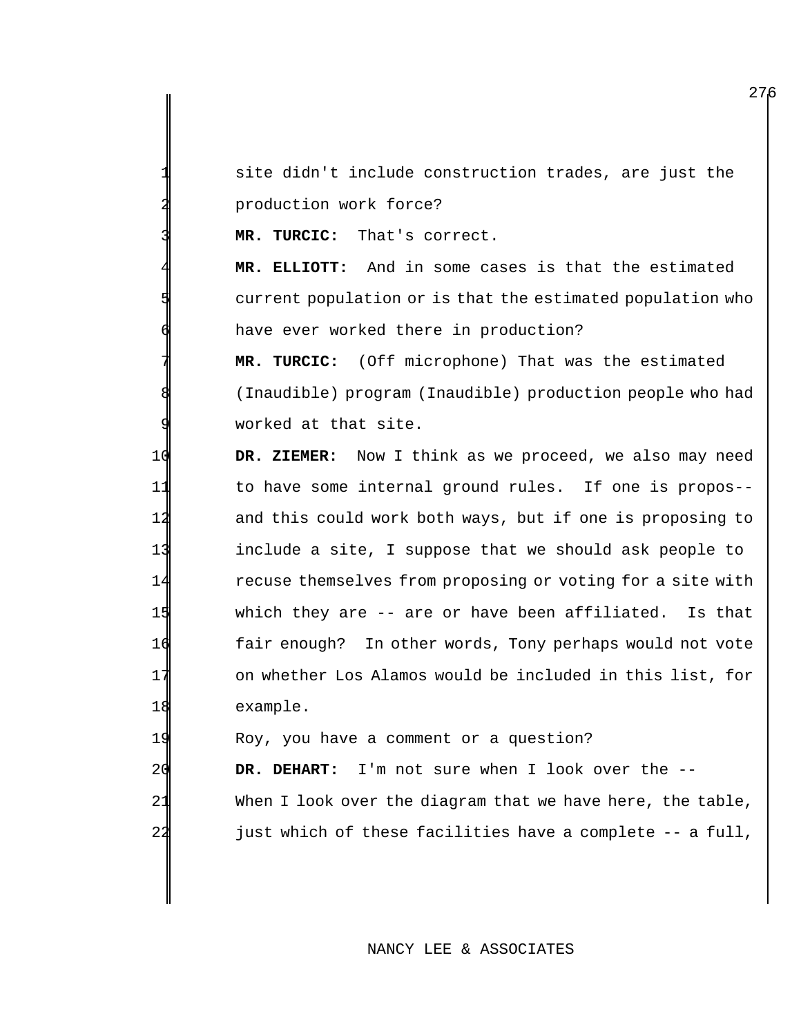site didn't include construction trades, are just the production work force?

**MR. TURCIC:** That's correct.

**MR. ELLIOTT:** And in some cases is that the estimated current population or is that the estimated population who have ever worked there in production?

**MR. TURCIC:** (Off microphone) That was the estimated (Inaudible) program (Inaudible) production people who had worked at that site.

**DR. ZIEMER:** Now I think as we proceed, we also may need to have some internal ground rules. If one is propos-- and this could work both ways, but if one is proposing to include a site, I suppose that we should ask people to recuse themselves from proposing or voting for a site with which they are -- are or have been affiliated. Is that fair enough? In other words, Tony perhaps would not vote on whether Los Alamos would be included in this list, for example.

Roy, you have a comment or a question?

**DR. DEHART:** I'm not sure when I look over the -- When I look over the diagram that we have here, the table, just which of these facilities have a complete -- a full,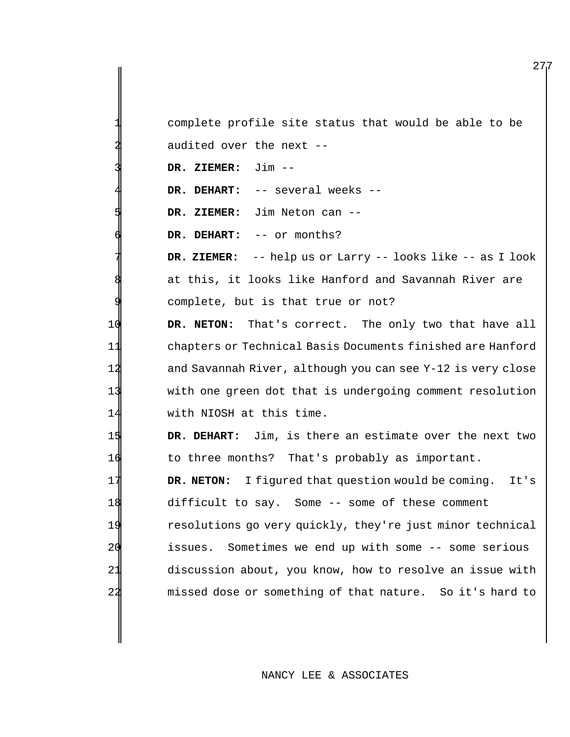complete profile site status that would be able to be audited over the next --

**DR. ZIEMER:** Jim --

**DR. DEHART:** -- several weeks --

**DR. ZIEMER:** Jim Neton can --

**DR. DEHART:** -- or months?

**DR. ZIEMER:** -- help us or Larry -- looks like -- as I look at this, it looks like Hanford and Savannah River are complete, but is that true or not?

**DR. NETON:** That's correct. The only two that have all chapters or Technical Basis Documents finished are Hanford and Savannah River, although you can see Y-12 is very close with one green dot that is undergoing comment resolution with NIOSH at this time.

**DR. DEHART:** Jim, is there an estimate over the next two to three months? That's probably as important.

**DR. NETON:** I figured that question would be coming. It's difficult to say. Some -- some of these comment resolutions go very quickly, they're just minor technical issues. Sometimes we end up with some -- some serious discussion about, you know, how to resolve an issue with missed dose or something of that nature. So it's hard to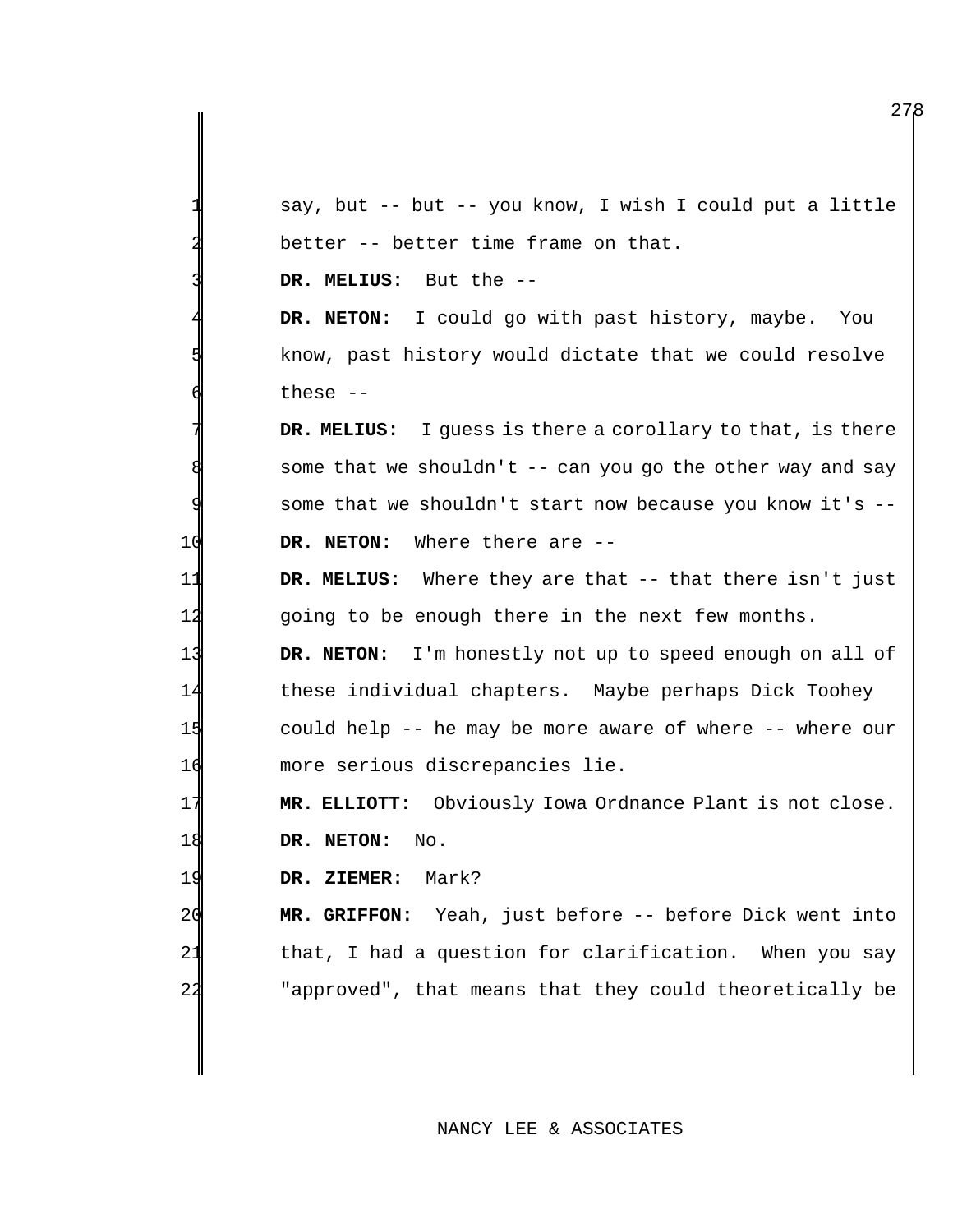say, but -- but -- you know, I wish I could put a little better -- better time frame on that.

**DR. MELIUS:** But the --

**DR. NETON:** I could go with past history, maybe. You know, past history would dictate that we could resolve these --

**DR. MELIUS:** I guess is there a corollary to that, is there some that we shouldn't -- can you go the other way and say some that we shouldn't start now because you know it's --

**DR. NETON:** Where there are --

**DR. MELIUS:** Where they are that -- that there isn't just going to be enough there in the next few months.

**DR. NETON:** I'm honestly not up to speed enough on all of these individual chapters. Maybe perhaps Dick Toohey could help -- he may be more aware of where -- where our more serious discrepancies lie.

**MR. ELLIOTT:** Obviously Iowa Ordnance Plant is not close.

**DR. NETON:** No.

**DR. ZIEMER:** Mark?

**MR. GRIFFON:** Yeah, just before -- before Dick went into that, I had a question for clarification. When you say "approved", that means that they could theoretically be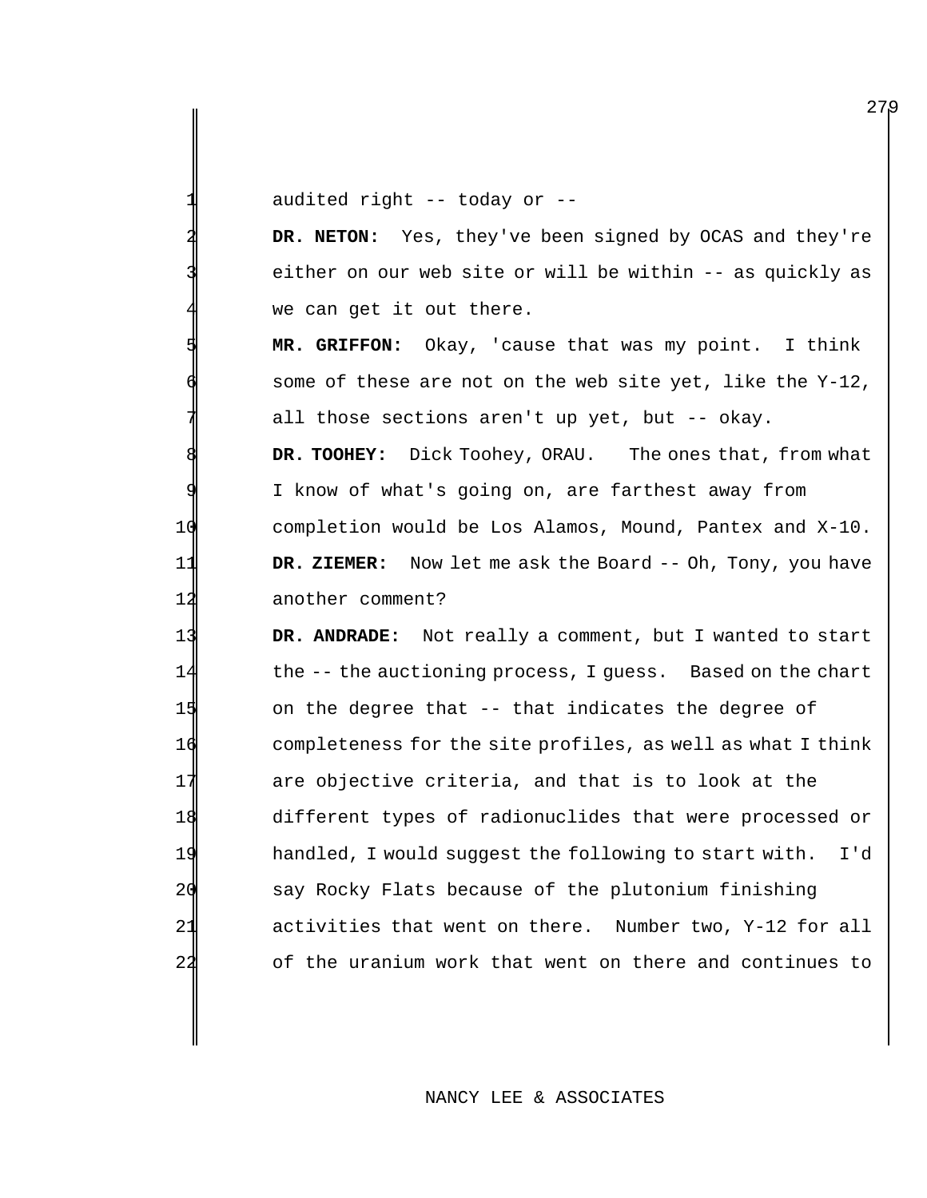audited right -- today or --

**DR. NETON:** Yes, they've been signed by OCAS and they're either on our web site or will be within -- as quickly as we can get it out there.

**MR. GRIFFON:** Okay, 'cause that was my point. I think some of these are not on the web site yet, like the Y-12, all those sections aren't up yet, but -- okay.

**DR. TOOHEY:** Dick Toohey, ORAU. The ones that, from what I know of what's going on, are farthest away from completion would be Los Alamos, Mound, Pantex and X-10.

**DR. ZIEMER:** Now let me ask the Board -- Oh, Tony, you have another comment?

**DR. ANDRADE:** Not really a comment, but I wanted to start the -- the auctioning process, I guess. Based on the chart on the degree that -- that indicates the degree of completeness for the site profiles, as well as what I think are objective criteria, and that is to look at the different types of radionuclides that were processed or handled, I would suggest the following to start with. I'd say Rocky Flats because of the plutonium finishing activities that went on there. Number two, Y-12 for all of the uranium work that went on there and continues to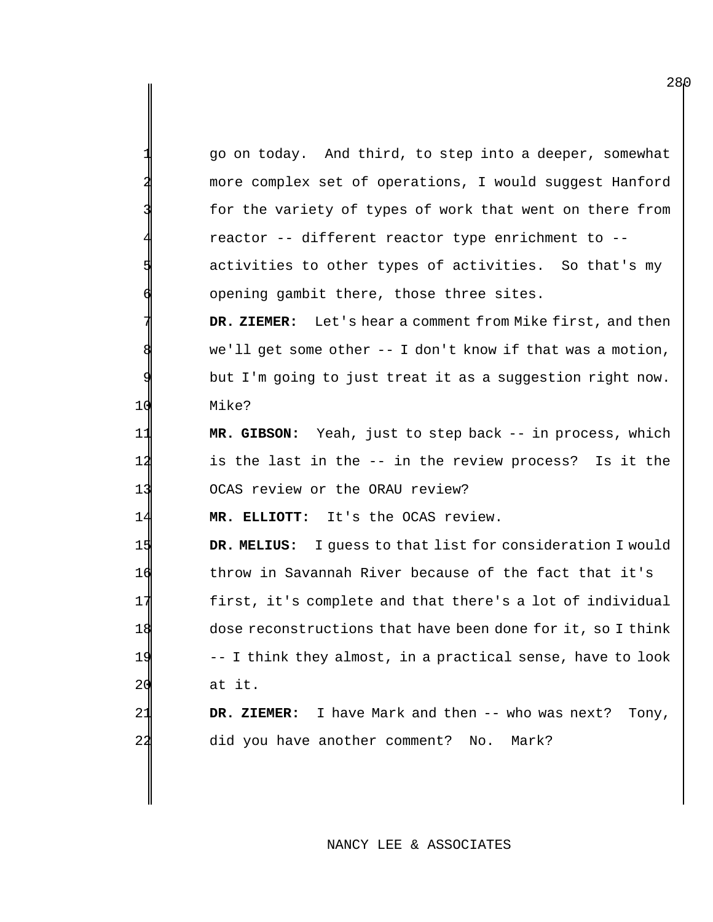go on today. And third, to step into a deeper, somewhat more complex set of operations, I would suggest Hanford for the variety of types of work that went on there from reactor -- different reactor type enrichment to -- activities to other types of activities. So that's my opening gambit there, those three sites.

**DR. ZIEMER:** Let's hear a comment from Mike first, and then we'll get some other -- I don't know if that was a motion, but I'm going to just treat it as a suggestion right now. Mike?

**MR. GIBSON:** Yeah, just to step back -- in process, which is the last in the -- in the review process? Is it the OCAS review or the ORAU review?

**MR. ELLIOTT:** It's the OCAS review.

**DR. MELIUS:** I guess to that list for consideration I would throw in Savannah River because of the fact that it's first, it's complete and that there's a lot of individual dose reconstructions that have been done for it, so I think -- I think they almost, in a practical sense, have to look at it.

**DR. ZIEMER:** I have Mark and then -- who was next? Tony, did you have another comment? No. Mark?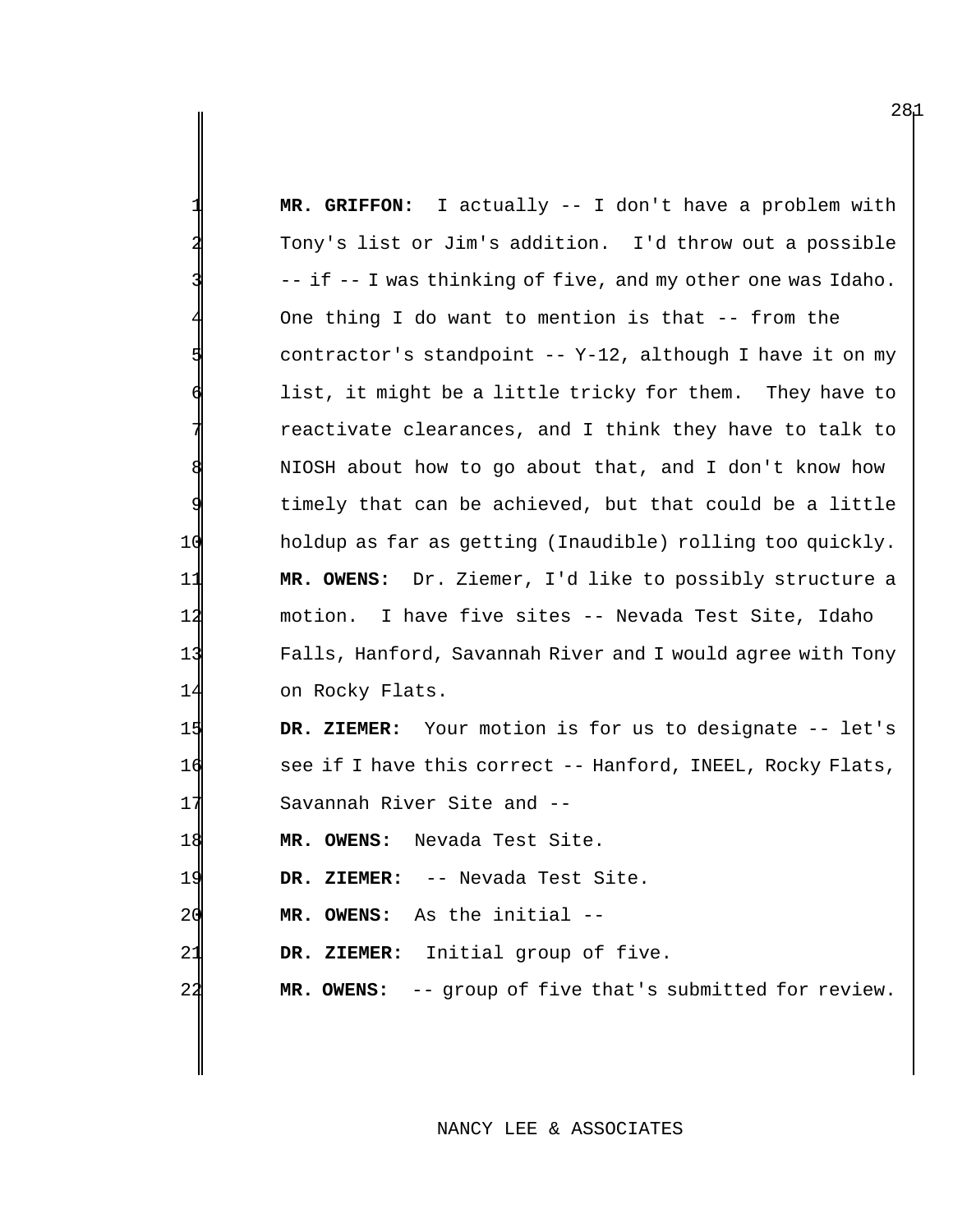**MR. GRIFFON:** I actually -- I don't have a problem with Tony's list or Jim's addition. I'd throw out a possible -- if -- I was thinking of five, and my other one was Idaho. One thing I do want to mention is that -- from the contractor's standpoint -- Y-12, although I have it on my list, it might be a little tricky for them. They have to reactivate clearances, and I think they have to talk to NIOSH about how to go about that, and I don't know how timely that can be achieved, but that could be a little holdup as far as getting (Inaudible) rolling too quickly.

**MR. OWENS:** Dr. Ziemer, I'd like to possibly structure a motion. I have five sites -- Nevada Test Site, Idaho Falls, Hanford, Savannah River and I would agree with Tony on Rocky Flats.

**DR. ZIEMER:** Your motion is for us to designate -- let's see if I have this correct -- Hanford, INEEL, Rocky Flats, Savannah River Site and --

**MR. OWENS:** Nevada Test Site.

**DR. ZIEMER:** -- Nevada Test Site.

**MR. OWENS:** As the initial --

**DR. ZIEMER:** Initial group of five.

**MR. OWENS:** -- group of five that's submitted for review.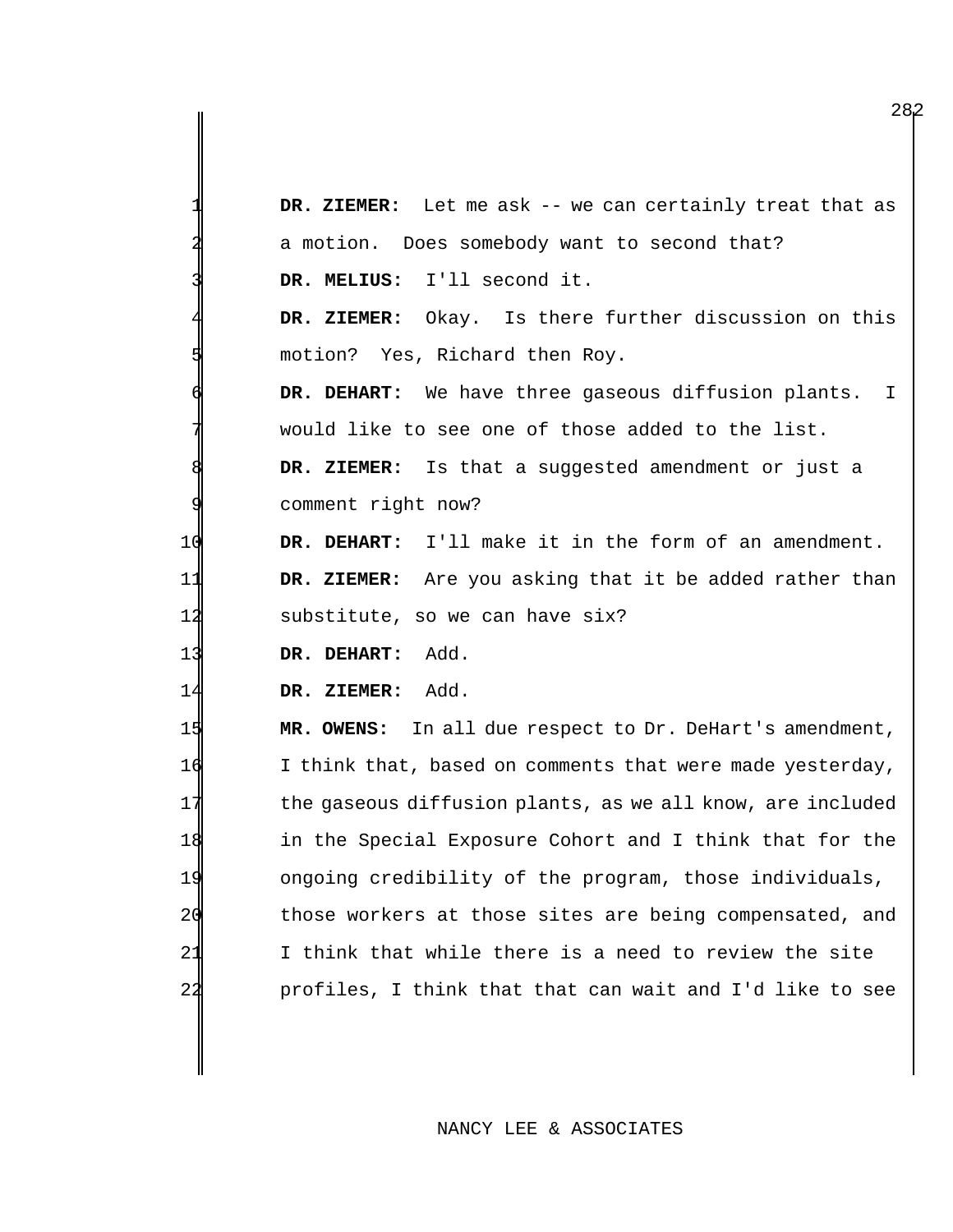**DR. ZIEMER:** Let me ask -- we can certainly treat that as a motion. Does somebody want to second that?

**DR. MELIUS:** I'll second it.

**DR. ZIEMER:** Okay. Is there further discussion on this motion? Yes, Richard then Roy.

**DR. DEHART:** We have three gaseous diffusion plants. I would like to see one of those added to the list.

**DR. ZIEMER:** Is that a suggested amendment or just a comment right now?

**DR. DEHART:** I'll make it in the form of an amendment.

**DR. ZIEMER:** Are you asking that it be added rather than substitute, so we can have six?

**DR. DEHART:** Add.

**DR. ZIEMER:** Add.

**MR. OWENS:** In all due respect to Dr. DeHart's amendment, I think that, based on comments that were made yesterday, the gaseous diffusion plants, as we all know, are included in the Special Exposure Cohort and I think that for the ongoing credibility of the program, those individuals, those workers at those sites are being compensated, and I think that while there is a need to review the site profiles, I think that that can wait and I'd like to see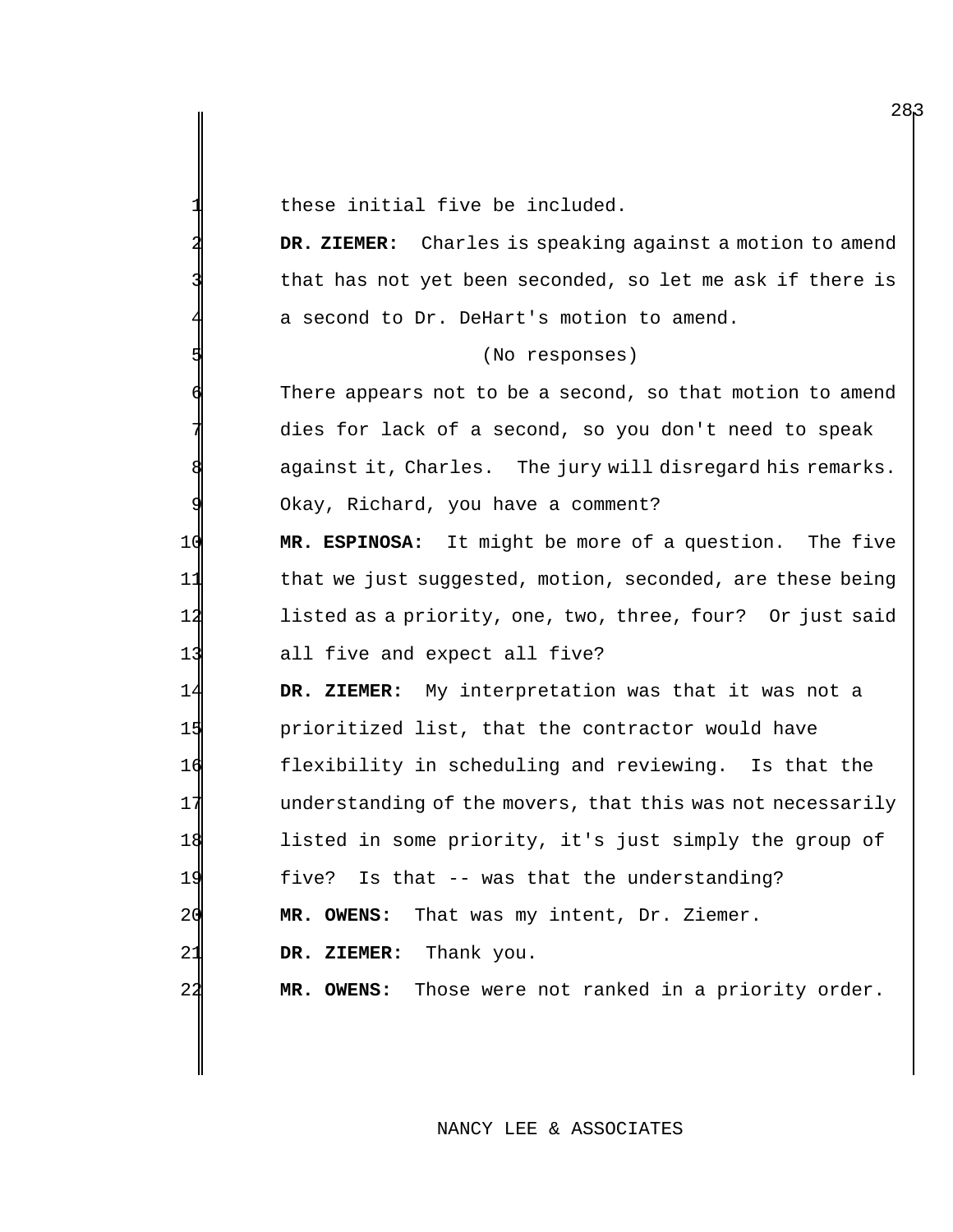these initial five be included.

**DR. ZIEMER:** Charles is speaking against a motion to amend that has not yet been seconded, so let me ask if there is a second to Dr. DeHart's motion to amend.

(No responses)

There appears not to be a second, so that motion to amend dies for lack of a second, so you don't need to speak against it, Charles. The jury will disregard his remarks. Okay, Richard, you have a comment?

**MR. ESPINOSA:** It might be more of a question. The five that we just suggested, motion, seconded, are these being listed as a priority, one, two, three, four? Or just said all five and expect all five?

**DR. ZIEMER:** My interpretation was that it was not a prioritized list, that the contractor would have flexibility in scheduling and reviewing. Is that the understanding of the movers, that this was not necessarily listed in some priority, it's just simply the group of five? Is that -- was that the understanding?

**MR. OWENS:** That was my intent, Dr. Ziemer.

**DR. ZIEMER:** Thank you.

**MR. OWENS:** Those were not ranked in a priority order.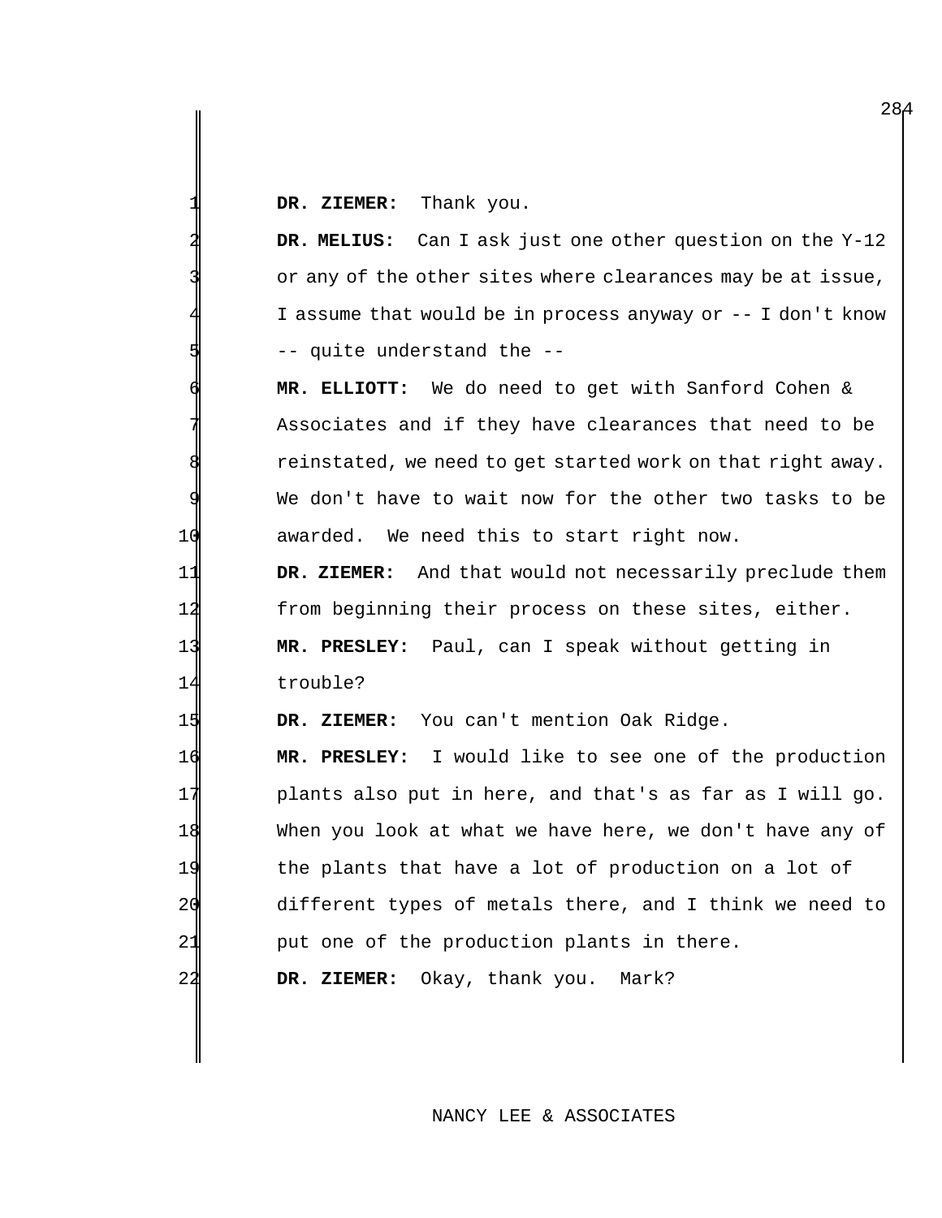**DR. ZIEMER:** Thank you.

**DR. MELIUS:** Can I ask just one other question on the Y-12 or any of the other sites where clearances may be at issue, I assume that would be in process anyway or -- I don't know -- quite understand the --

**MR. ELLIOTT:** We do need to get with Sanford Cohen & Associates and if they have clearances that need to be reinstated, we need to get started work on that right away. We don't have to wait now for the other two tasks to be awarded. We need this to start right now.

**DR. ZIEMER:** And that would not necessarily preclude them from beginning their process on these sites, either.

**MR. PRESLEY:** Paul, can I speak without getting in trouble?

**DR. ZIEMER:** You can't mention Oak Ridge.

**MR. PRESLEY:** I would like to see one of the production plants also put in here, and that's as far as I will go. When you look at what we have here, we don't have any of the plants that have a lot of production on a lot of different types of metals there, and I think we need to put one of the production plants in there.

**DR. ZIEMER:** Okay, thank you. Mark?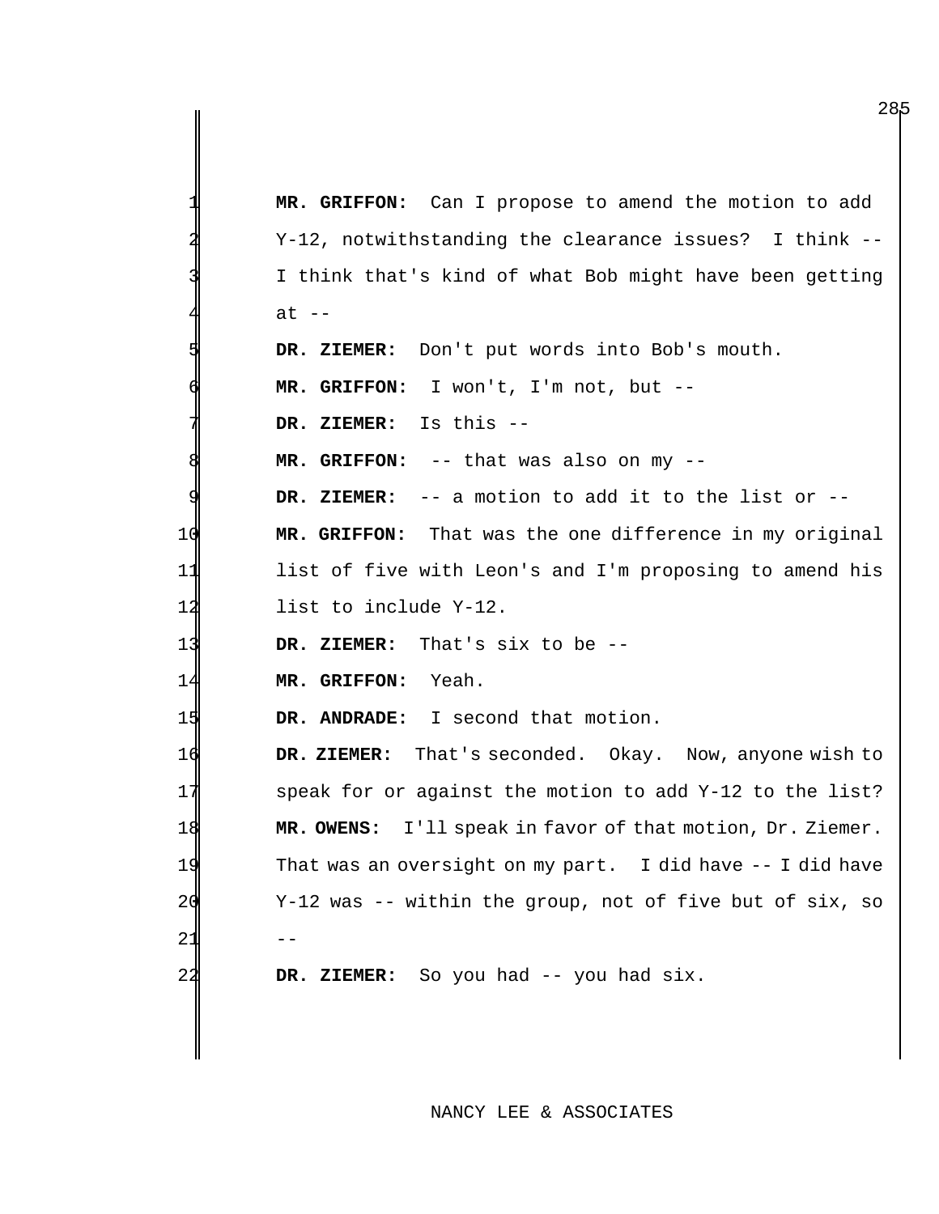**MR. GRIFFON:** Can I propose to amend the motion to add Y-12, notwithstanding the clearance issues? I think -- I think that's kind of what Bob might have been getting at --

**DR. ZIEMER:** Don't put words into Bob's mouth.

**MR. GRIFFON:** I won't, I'm not, but --

**DR. ZIEMER:** Is this --

**MR. GRIFFON:** -- that was also on my --

**DR. ZIEMER:** -- a motion to add it to the list or --

**MR. GRIFFON:** That was the one difference in my original list of five with Leon's and I'm proposing to amend his list to include Y-12.

**DR. ZIEMER:** That's six to be --

**MR. GRIFFON:** Yeah.

**DR. ANDRADE:** I second that motion.

**DR. ZIEMER:** That's seconded. Okay. Now, anyone wish to speak for or against the motion to add Y-12 to the list?

**MR. OWENS:** I'll speak in favor of that motion, Dr. Ziemer. That was an oversight on my part. I did have -- I did have Y-12 was -- within the group, not of five but of six, so --

**DR. ZIEMER:** So you had -- you had six.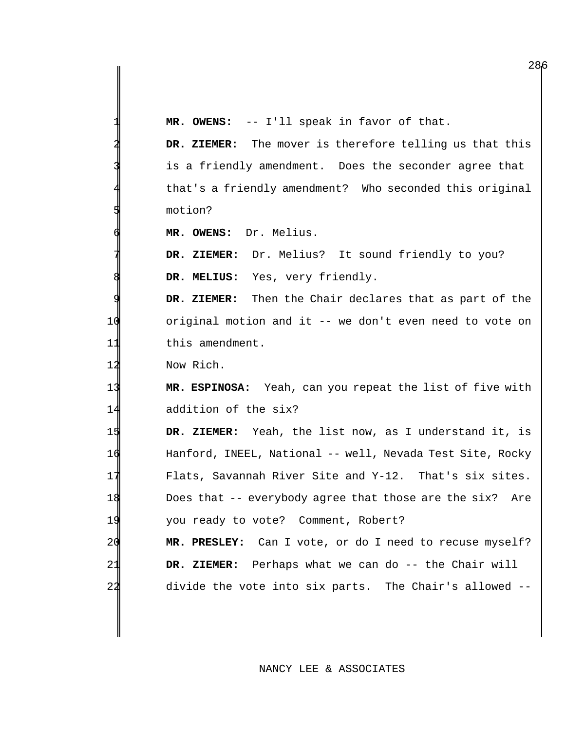**MR. OWENS:** -- I'll speak in favor of that.

**DR. ZIEMER:** The mover is therefore telling us that this is a friendly amendment. Does the seconder agree that that's a friendly amendment? Who seconded this original motion?

**MR. OWENS:** Dr. Melius.

**DR. ZIEMER:** Dr. Melius? It sound friendly to you?

**DR. MELIUS:** Yes, very friendly.

**DR. ZIEMER:** Then the Chair declares that as part of the original motion and it -- we don't even need to vote on this amendment.

Now Rich.

**MR. ESPINOSA:** Yeah, can you repeat the list of five with addition of the six?

**DR. ZIEMER:** Yeah, the list now, as I understand it, is Hanford, INEEL, National -- well, Nevada Test Site, Rocky Flats, Savannah River Site and Y-12. That's six sites. Does that -- everybody agree that those are the six? Are you ready to vote? Comment, Robert?

**MR. PRESLEY:** Can I vote, or do I need to recuse myself?

**DR. ZIEMER:** Perhaps what we can do -- the Chair will divide the vote into six parts. The Chair's allowed --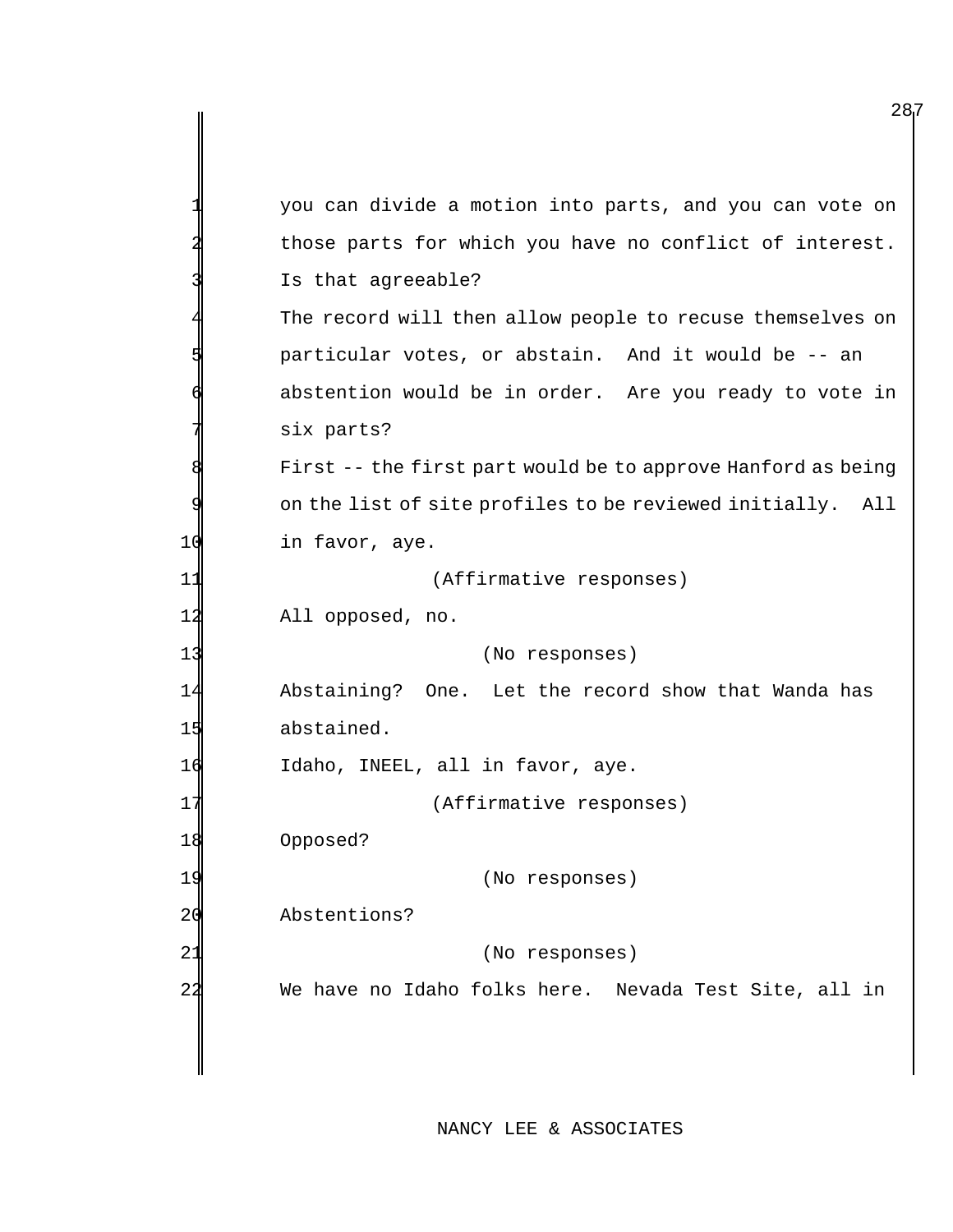you can divide a motion into parts, and you can vote on those parts for which you have no conflict of interest. Is that agreeable?

The record will then allow people to recuse themselves on particular votes, or abstain. And it would be -- an abstention would be in order. Are you ready to vote in six parts?

First -- the first part would be to approve Hanford as being on the list of site profiles to be reviewed initially. All in favor, aye.

(Affirmative responses)

All opposed, no.

(No responses)

Abstaining? One. Let the record show that Wanda has abstained.

Idaho, INEEL, all in favor, aye.

(Affirmative responses)

Opposed?

(No responses)

Abstentions?

(No responses)

We have no Idaho folks here. Nevada Test Site, all in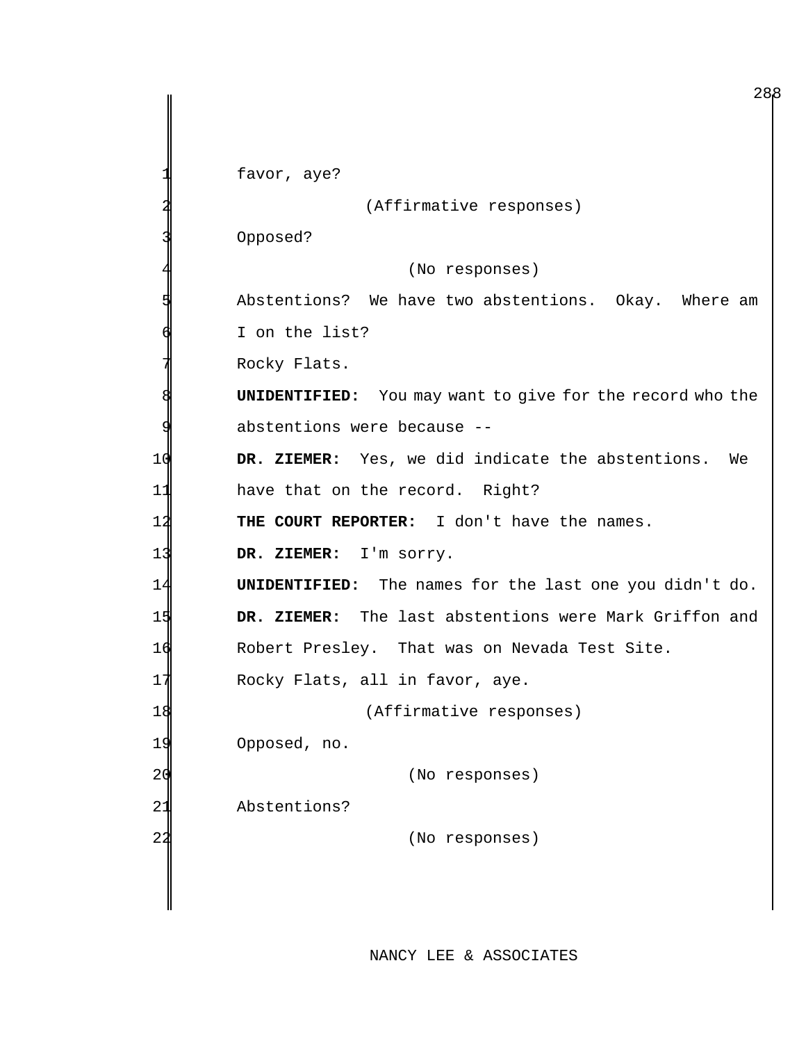favor, aye?

(Affirmative responses)

Opposed?

(No responses)

Abstentions? We have two abstentions. Okay. Where am I on the list?

Rocky Flats.

**UNIDENTIFIED:** You may want to give for the record who the abstentions were because --

**DR. ZIEMER:** Yes, we did indicate the abstentions. We have that on the record. Right?

**THE COURT REPORTER:** I don't have the names.

**DR. ZIEMER:** I'm sorry.

**UNIDENTIFIED:** The names for the last one you didn't do.

**DR. ZIEMER:** The last abstentions were Mark Griffon and Robert Presley. That was on Nevada Test Site.

Rocky Flats, all in favor, aye.

(Affirmative responses)

Opposed, no.

(No responses)

Abstentions?

(No responses)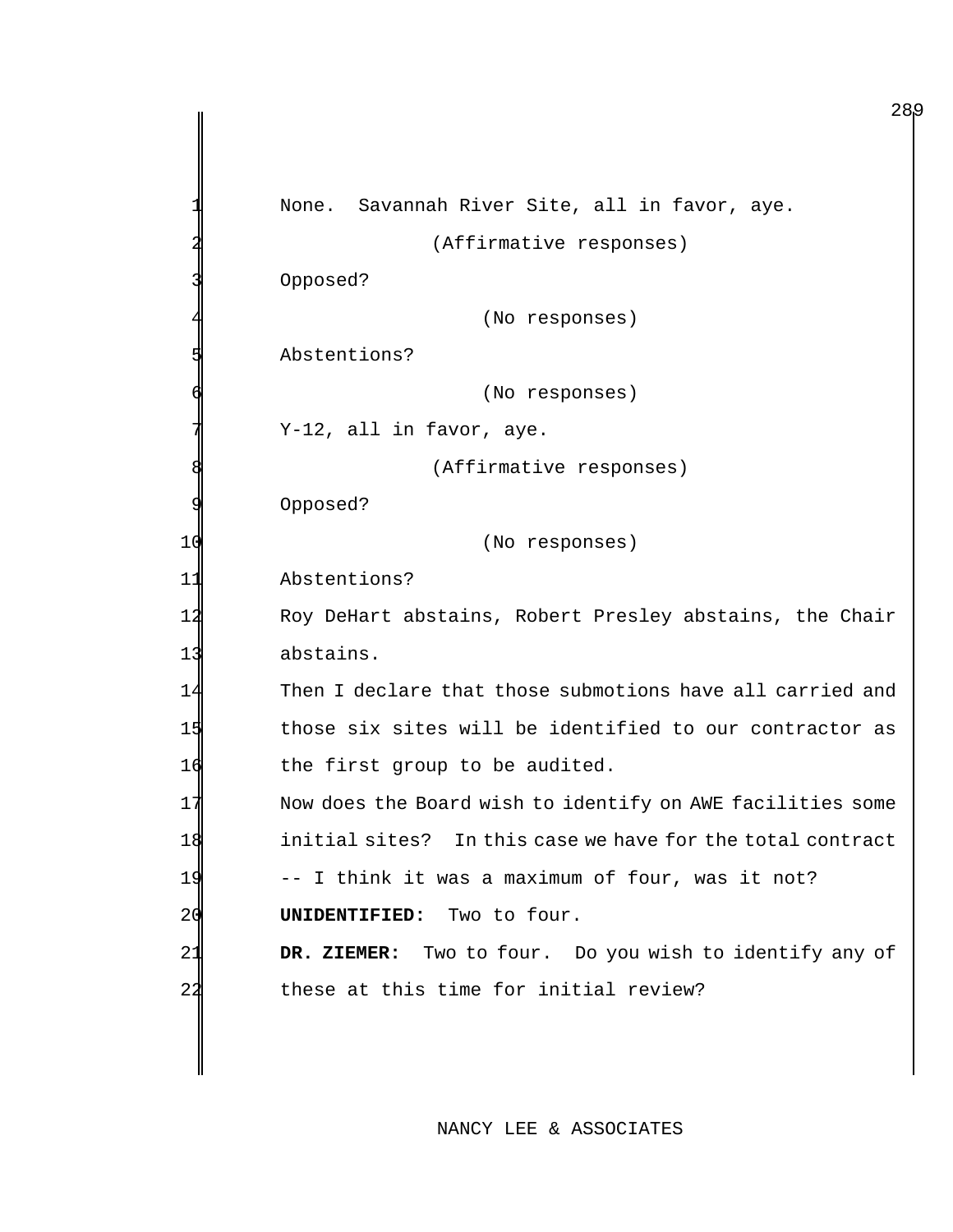None. Savannah River Site, all in favor, aye.

(Affirmative responses)

Opposed?

(No responses)

Abstentions?

(No responses)

Y-12, all in favor, aye.

(Affirmative responses)

Opposed?

(No responses)

Abstentions?

Roy DeHart abstains, Robert Presley abstains, the Chair abstains.

Then I declare that those submotions have all carried and those six sites will be identified to our contractor as the first group to be audited.

Now does the Board wish to identify on AWE facilities some initial sites? In this case we have for the total contract -- I think it was a maximum of four, was it not?

**UNIDENTIFIED:** Two to four.

**DR. ZIEMER:** Two to four. Do you wish to identify any of these at this time for initial review?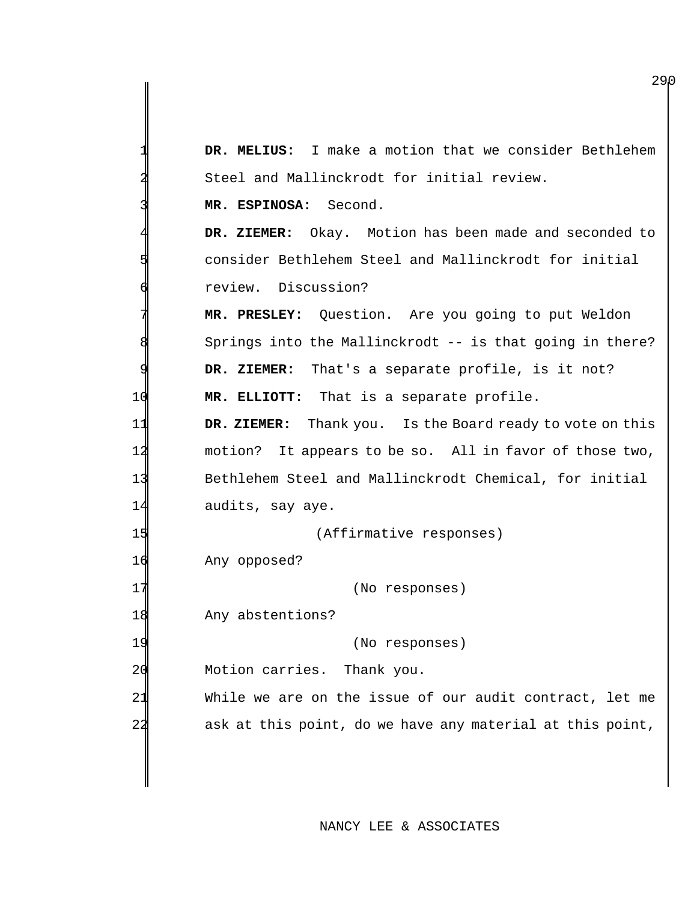**DR. MELIUS:** I make a motion that we consider Bethlehem Steel and Mallinckrodt for initial review.

**MR. ESPINOSA:** Second.

**DR. ZIEMER:** Okay. Motion has been made and seconded to consider Bethlehem Steel and Mallinckrodt for initial review. Discussion?

**MR. PRESLEY:** Question. Are you going to put Weldon Springs into the Mallinckrodt -- is that going in there?

**DR. ZIEMER:** That's a separate profile, is it not?

**MR. ELLIOTT:** That is a separate profile.

**DR. ZIEMER:** Thank you. Is the Board ready to vote on this motion? It appears to be so. All in favor of those two, Bethlehem Steel and Mallinckrodt Chemical, for initial audits, say aye.

(Affirmative responses)

Any opposed?

(No responses)

Any abstentions?

(No responses)

Motion carries. Thank you.

While we are on the issue of our audit contract, let me ask at this point, do we have any material at this point,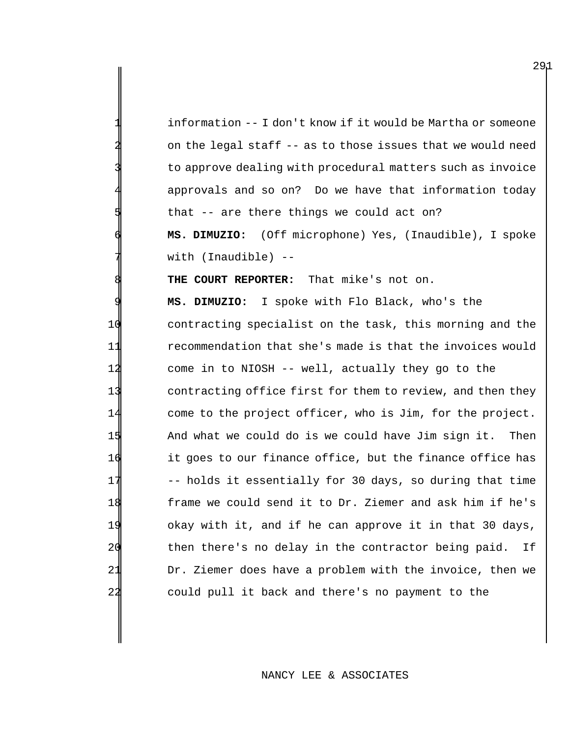information -- I don't know if it would be Martha or someone on the legal staff -- as to those issues that we would need to approve dealing with procedural matters such as invoice approvals and so on? Do we have that information today that -- are there things we could act on?

**MS. DIMUZIO:** (Off microphone) Yes, (Inaudible), I spoke with (Inaudible) --

**THE COURT REPORTER:** That mike's not on.

**MS. DIMUZIO:** I spoke with Flo Black, who's the contracting specialist on the task, this morning and the recommendation that she's made is that the invoices would come in to NIOSH -- well, actually they go to the contracting office first for them to review, and then they come to the project officer, who is Jim, for the project. And what we could do is we could have Jim sign it. Then it goes to our finance office, but the finance office has -- holds it essentially for 30 days, so during that time frame we could send it to Dr. Ziemer and ask him if he's okay with it, and if he can approve it in that 30 days, then there's no delay in the contractor being paid. If Dr. Ziemer does have a problem with the invoice, then we could pull it back and there's no payment to the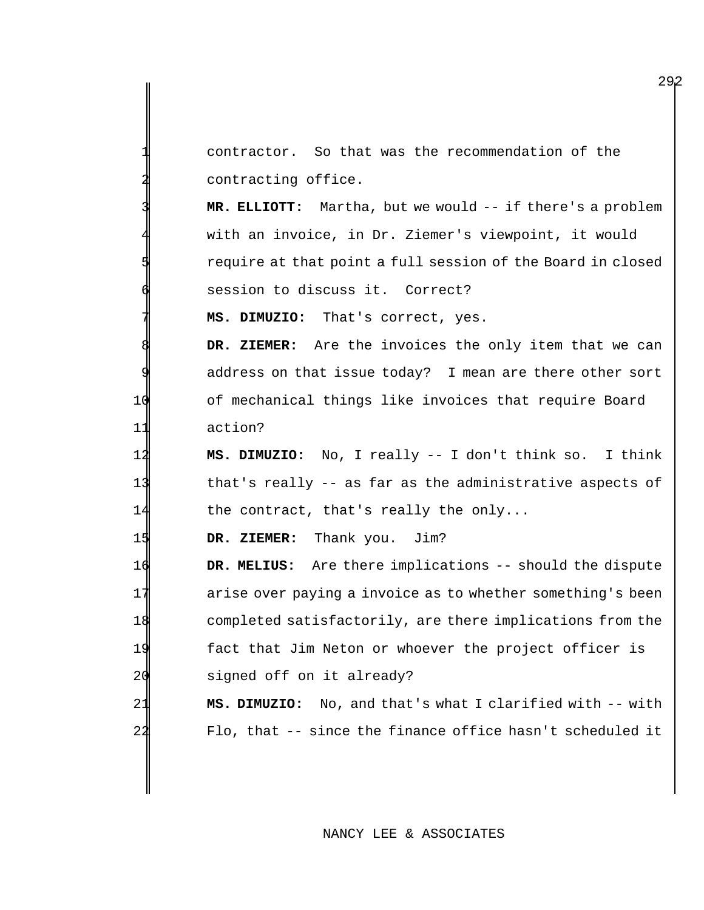contractor. So that was the recommendation of the contracting office.

**MR. ELLIOTT:** Martha, but we would -- if there's a problem with an invoice, in Dr. Ziemer's viewpoint, it would require at that point a full session of the Board in closed session to discuss it. Correct?

**MS. DIMUZIO:** That's correct, yes.

**DR. ZIEMER:** Are the invoices the only item that we can address on that issue today? I mean are there other sort of mechanical things like invoices that require Board action?

**MS. DIMUZIO:** No, I really -- I don't think so. I think that's really -- as far as the administrative aspects of the contract, that's really the only...

**DR. ZIEMER:** Thank you. Jim?

**DR. MELIUS:** Are there implications -- should the dispute arise over paying a invoice as to whether something's been completed satisfactorily, are there implications from the fact that Jim Neton or whoever the project officer is signed off on it already?

**MS. DIMUZIO:** No, and that's what I clarified with -- with Flo, that -- since the finance office hasn't scheduled it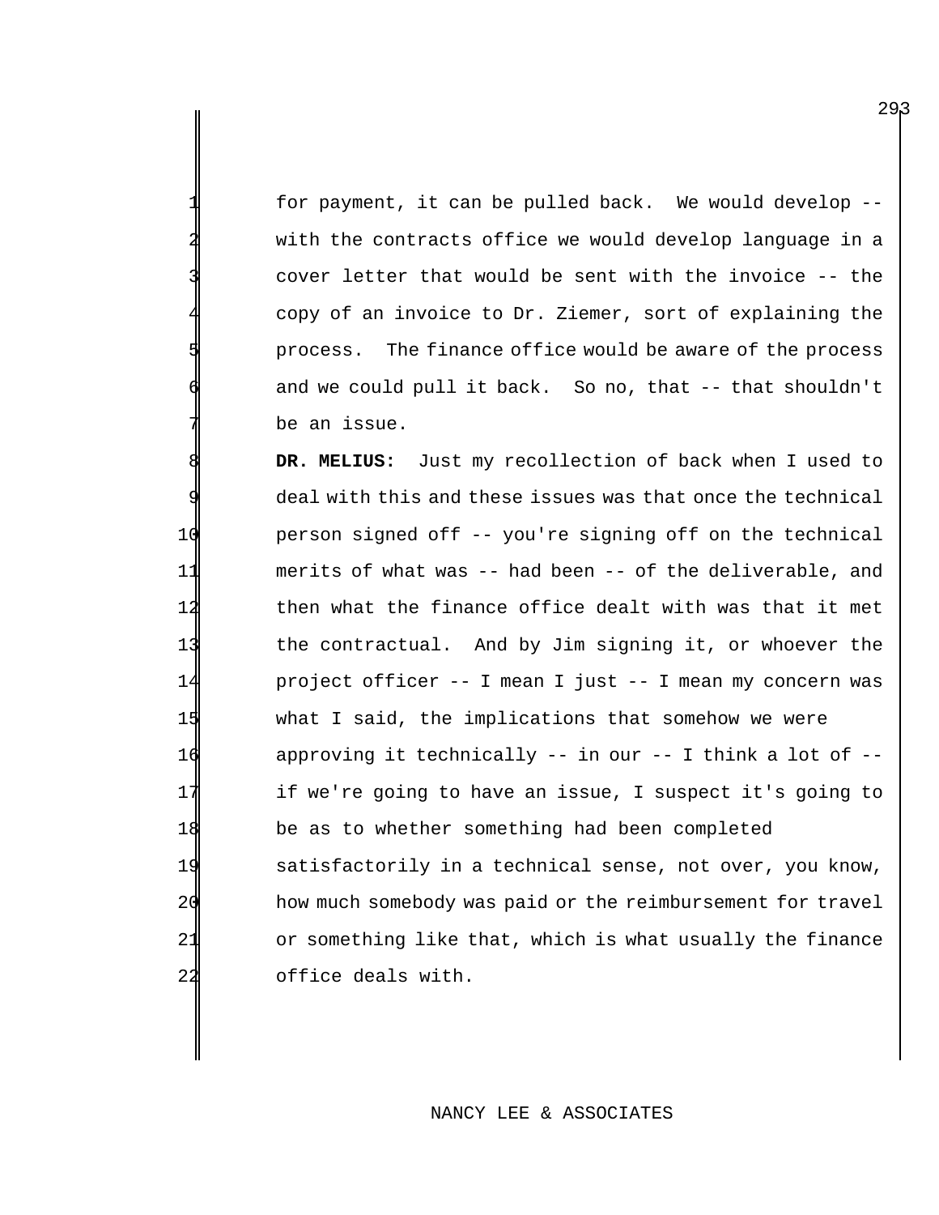for payment, it can be pulled back. We would develop -- with the contracts office we would develop language in a cover letter that would be sent with the invoice -- the copy of an invoice to Dr. Ziemer, sort of explaining the process. The finance office would be aware of the process and we could pull it back. So no, that -- that shouldn't be an issue.

**DR. MELIUS:** Just my recollection of back when I used to deal with this and these issues was that once the technical person signed off -- you're signing off on the technical merits of what was -- had been -- of the deliverable, and then what the finance office dealt with was that it met the contractual. And by Jim signing it, or whoever the project officer -- I mean I just -- I mean my concern was what I said, the implications that somehow we were approving it technically -- in our -- I think a lot of -- if we're going to have an issue, I suspect it's going to be as to whether something had been completed satisfactorily in a technical sense, not over, you know, how much somebody was paid or the reimbursement for travel or something like that, which is what usually the finance office deals with.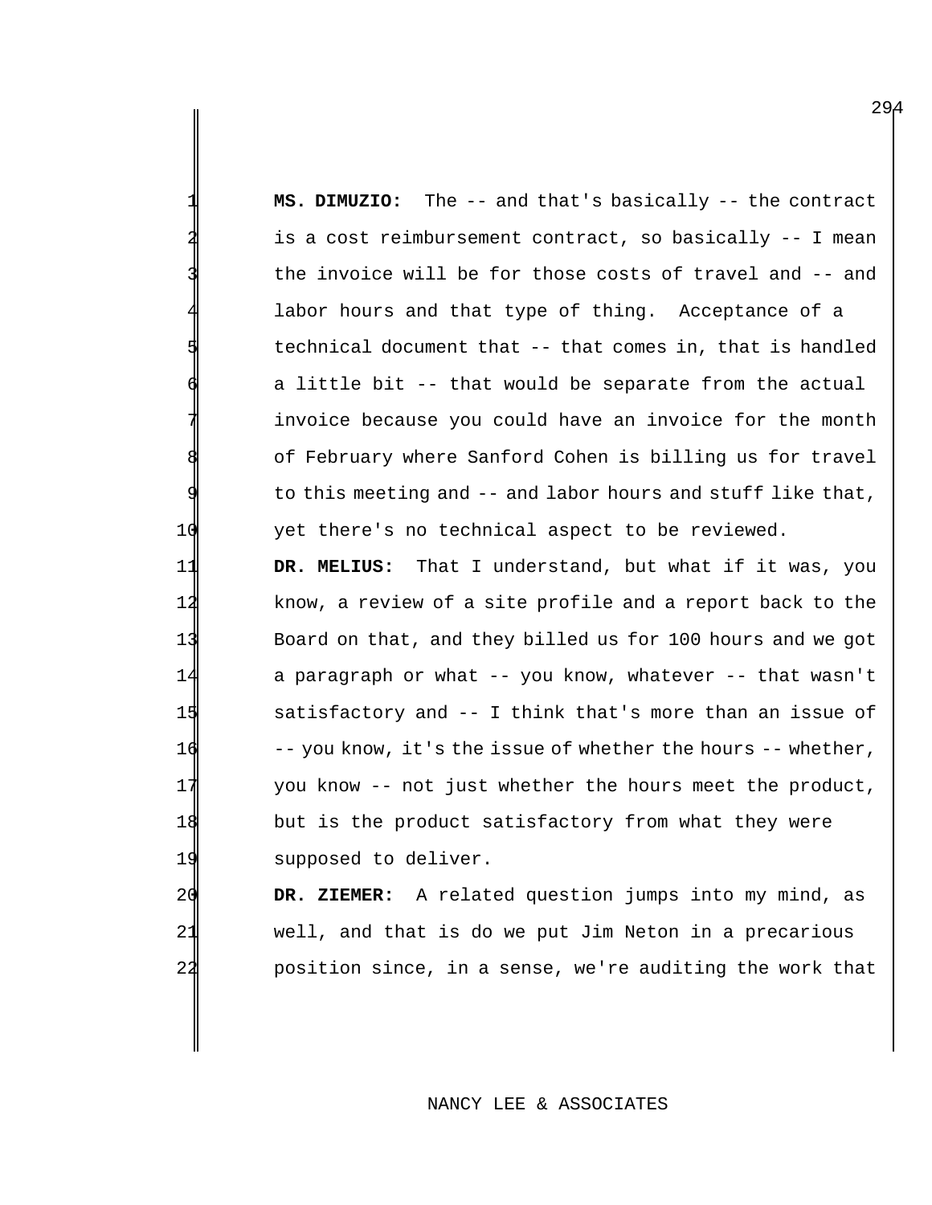**MS. DIMUZIO:** The -- and that's basically -- the contract is a cost reimbursement contract, so basically -- I mean the invoice will be for those costs of travel and -- and labor hours and that type of thing. Acceptance of a technical document that -- that comes in, that is handled a little bit -- that would be separate from the actual invoice because you could have an invoice for the month of February where Sanford Cohen is billing us for travel to this meeting and -- and labor hours and stuff like that, yet there's no technical aspect to be reviewed.

**DR. MELIUS:** That I understand, but what if it was, you know, a review of a site profile and a report back to the Board on that, and they billed us for 100 hours and we got a paragraph or what -- you know, whatever -- that wasn't satisfactory and -- I think that's more than an issue of -- you know, it's the issue of whether the hours -- whether, you know -- not just whether the hours meet the product, but is the product satisfactory from what they were supposed to deliver.

**DR. ZIEMER:** A related question jumps into my mind, as well, and that is do we put Jim Neton in a precarious position since, in a sense, we're auditing the work that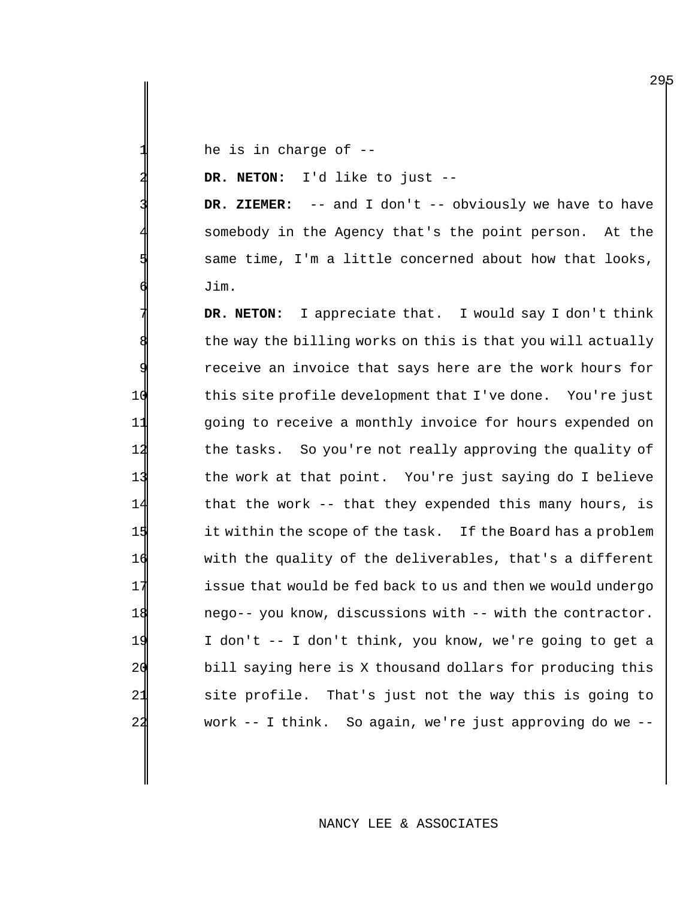he is in charge of --

**DR. NETON:** I'd like to just --

**DR. ZIEMER:** -- and I don't -- obviously we have to have somebody in the Agency that's the point person. At the same time, I'm a little concerned about how that looks, Jim.

**DR. NETON:** I appreciate that. I would say I don't think the way the billing works on this is that you will actually receive an invoice that says here are the work hours for this site profile development that I've done. You're just going to receive a monthly invoice for hours expended on the tasks. So you're not really approving the quality of the work at that point. You're just saying do I believe that the work -- that they expended this many hours, is it within the scope of the task. If the Board has a problem with the quality of the deliverables, that's a different issue that would be fed back to us and then we would undergo nego-- you know, discussions with -- with the contractor. I don't -- I don't think, you know, we're going to get a bill saying here is X thousand dollars for producing this site profile. That's just not the way this is going to work -- I think. So again, we're just approving do we --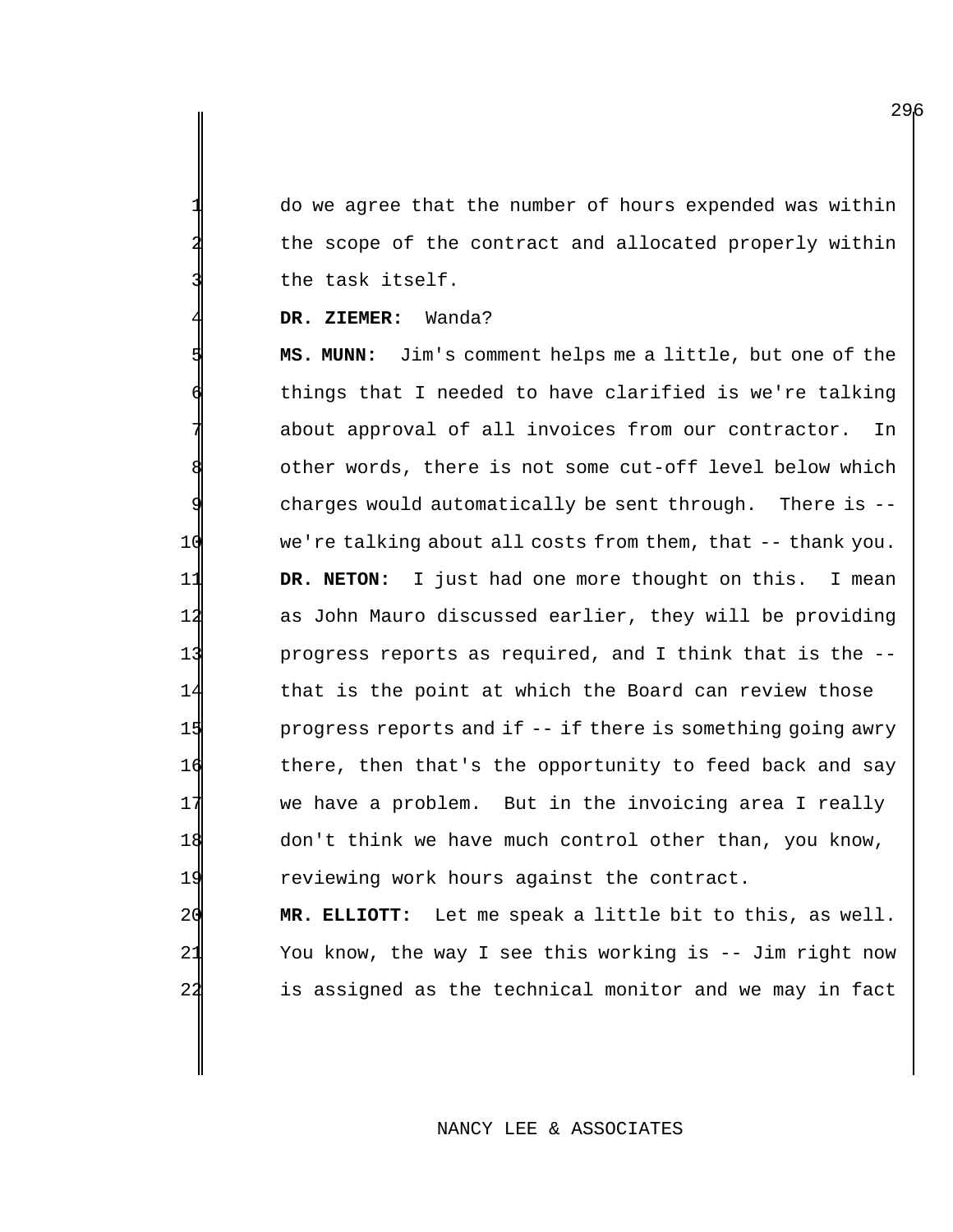do we agree that the number of hours expended was within the scope of the contract and allocated properly within the task itself.

**DR. ZIEMER:** Wanda?

**MS. MUNN:** Jim's comment helps me a little, but one of the things that I needed to have clarified is we're talking about approval of all invoices from our contractor. In other words, there is not some cut-off level below which charges would automatically be sent through. There is -- we're talking about all costs from them, that -- thank you.

**DR. NETON:** I just had one more thought on this. I mean as John Mauro discussed earlier, they will be providing progress reports as required, and I think that is the -- that is the point at which the Board can review those progress reports and if -- if there is something going awry there, then that's the opportunity to feed back and say we have a problem. But in the invoicing area I really don't think we have much control other than, you know, reviewing work hours against the contract.

**MR. ELLIOTT:** Let me speak a little bit to this, as well. You know, the way I see this working is -- Jim right now is assigned as the technical monitor and we may in fact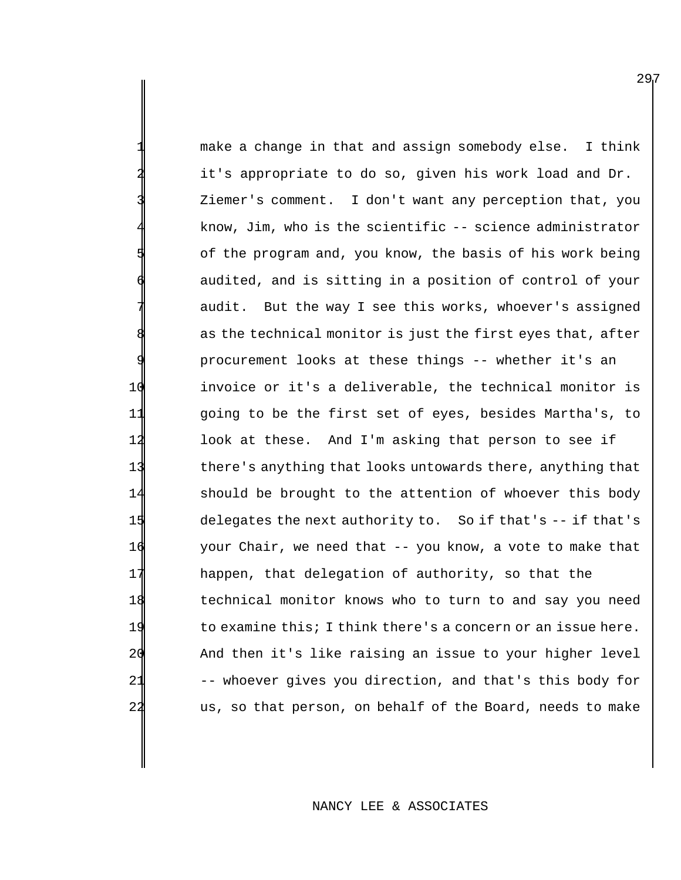make a change in that and assign somebody else. I think it's appropriate to do so, given his work load and Dr. Ziemer's comment. I don't want any perception that, you know, Jim, who is the scientific -- science administrator of the program and, you know, the basis of his work being audited, and is sitting in a position of control of your audit. But the way I see this works, whoever's assigned as the technical monitor is just the first eyes that, after procurement looks at these things -- whether it's an invoice or it's a deliverable, the technical monitor is going to be the first set of eyes, besides Martha's, to look at these. And I'm asking that person to see if there's anything that looks untowards there, anything that should be brought to the attention of whoever this body delegates the next authority to. So if that's -- if that's your Chair, we need that -- you know, a vote to make that happen, that delegation of authority, so that the technical monitor knows who to turn to and say you need to examine this; I think there's a concern or an issue here. And then it's like raising an issue to your higher level -- whoever gives you direction, and that's this body for us, so that person, on behalf of the Board, needs to make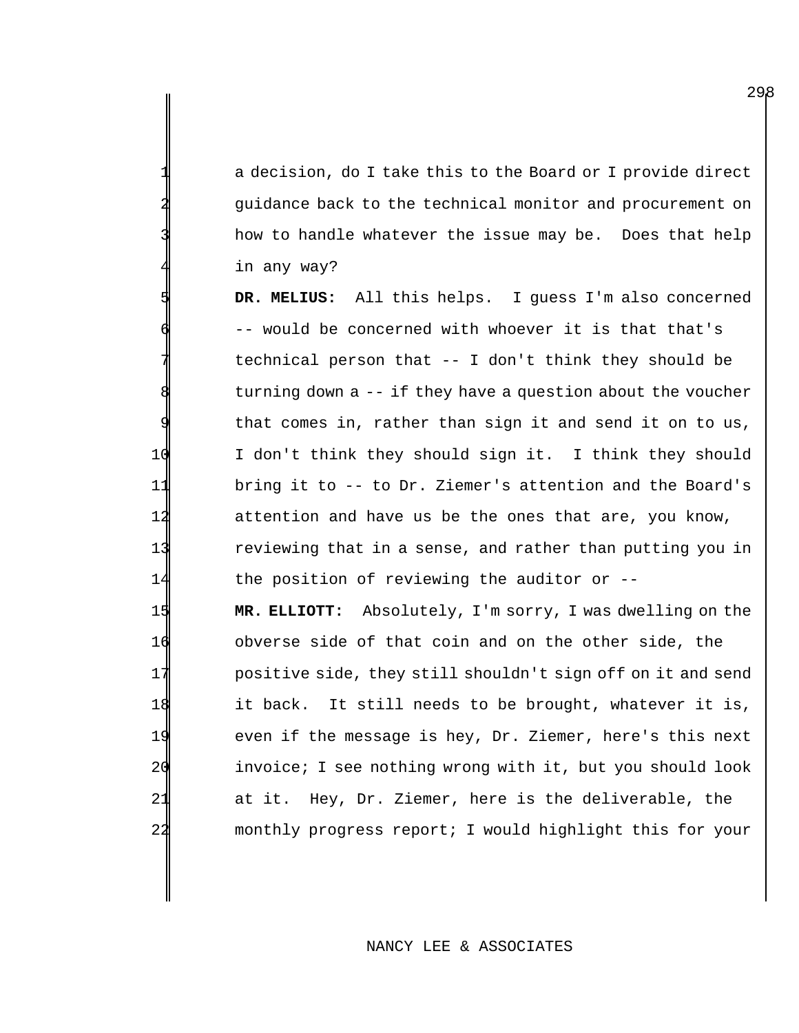a decision, do I take this to the Board or I provide direct guidance back to the technical monitor and procurement on how to handle whatever the issue may be. Does that help in any way?

**DR. MELIUS:** All this helps. I guess I'm also concerned -- would be concerned with whoever it is that that's technical person that -- I don't think they should be turning down a -- if they have a question about the voucher that comes in, rather than sign it and send it on to us, I don't think they should sign it. I think they should bring it to -- to Dr. Ziemer's attention and the Board's attention and have us be the ones that are, you know, reviewing that in a sense, and rather than putting you in the position of reviewing the auditor or --

**MR. ELLIOTT:** Absolutely, I'm sorry, I was dwelling on the obverse side of that coin and on the other side, the positive side, they still shouldn't sign off on it and send it back. It still needs to be brought, whatever it is, even if the message is hey, Dr. Ziemer, here's this next invoice; I see nothing wrong with it, but you should look at it. Hey, Dr. Ziemer, here is the deliverable, the monthly progress report; I would highlight this for your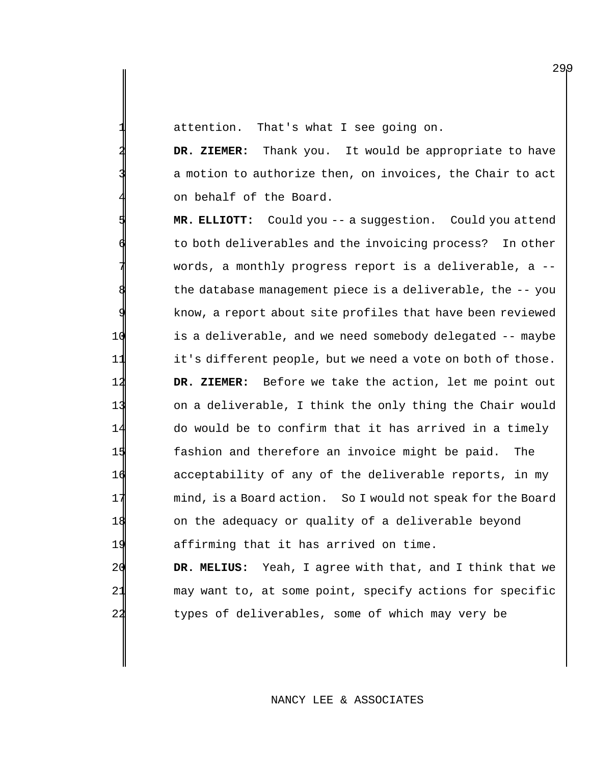attention. That's what I see going on.

**DR. ZIEMER:** Thank you. It would be appropriate to have a motion to authorize then, on invoices, the Chair to act on behalf of the Board.

**MR. ELLIOTT:** Could you -- a suggestion. Could you attend to both deliverables and the invoicing process? In other words, a monthly progress report is a deliverable, a -- the database management piece is a deliverable, the -- you know, a report about site profiles that have been reviewed is a deliverable, and we need somebody delegated -- maybe it's different people, but we need a vote on both of those.

**DR. ZIEMER:** Before we take the action, let me point out on a deliverable, I think the only thing the Chair would do would be to confirm that it has arrived in a timely fashion and therefore an invoice might be paid. The acceptability of any of the deliverable reports, in my mind, is a Board action. So I would not speak for the Board on the adequacy or quality of a deliverable beyond affirming that it has arrived on time.

**DR. MELIUS:** Yeah, I agree with that, and I think that we may want to, at some point, specify actions for specific types of deliverables, some of which may very be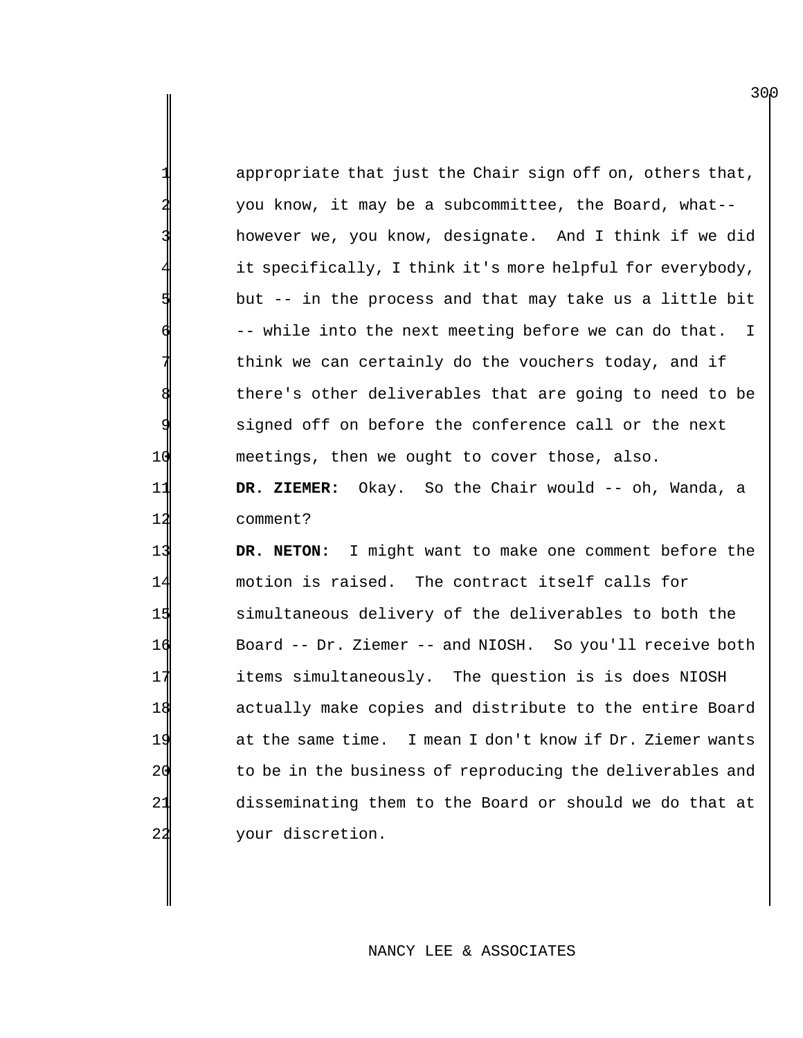appropriate that just the Chair sign off on, others that, you know, it may be a subcommittee, the Board, what-- however we, you know, designate. And I think if we did it specifically, I think it's more helpful for everybody, but -- in the process and that may take us a little bit -- while into the next meeting before we can do that. I think we can certainly do the vouchers today, and if there's other deliverables that are going to need to be signed off on before the conference call or the next meetings, then we ought to cover those, also.

**DR. ZIEMER:** Okay. So the Chair would -- oh, Wanda, a comment?

**DR. NETON:** I might want to make one comment before the motion is raised. The contract itself calls for simultaneous delivery of the deliverables to both the Board -- Dr. Ziemer -- and NIOSH. So you'll receive both items simultaneously. The question is is does NIOSH actually make copies and distribute to the entire Board at the same time. I mean I don't know if Dr. Ziemer wants to be in the business of reproducing the deliverables and disseminating them to the Board or should we do that at your discretion.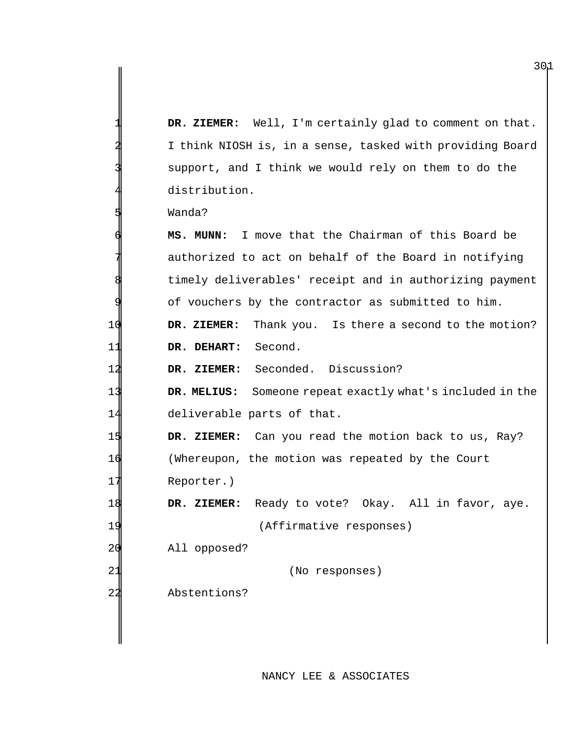**DR. ZIEMER:** Well, I'm certainly glad to comment on that. I think NIOSH is, in a sense, tasked with providing Board support, and I think we would rely on them to do the distribution.

Wanda?

**MS. MUNN:** I move that the Chairman of this Board be authorized to act on behalf of the Board in notifying timely deliverables' receipt and in authorizing payment of vouchers by the contractor as submitted to him.

**DR. ZIEMER:** Thank you. Is there a second to the motion?

**DR. DEHART:** Second.

**DR. ZIEMER:** Seconded. Discussion?

**DR. MELIUS:** Someone repeat exactly what's included in the deliverable parts of that.

**DR. ZIEMER:** Can you read the motion back to us, Ray?

(Whereupon, the motion was repeated by the Court Reporter.)

**DR. ZIEMER:** Ready to vote? Okay. All in favor, aye.

(Affirmative responses)

All opposed?

(No responses)

Abstentions?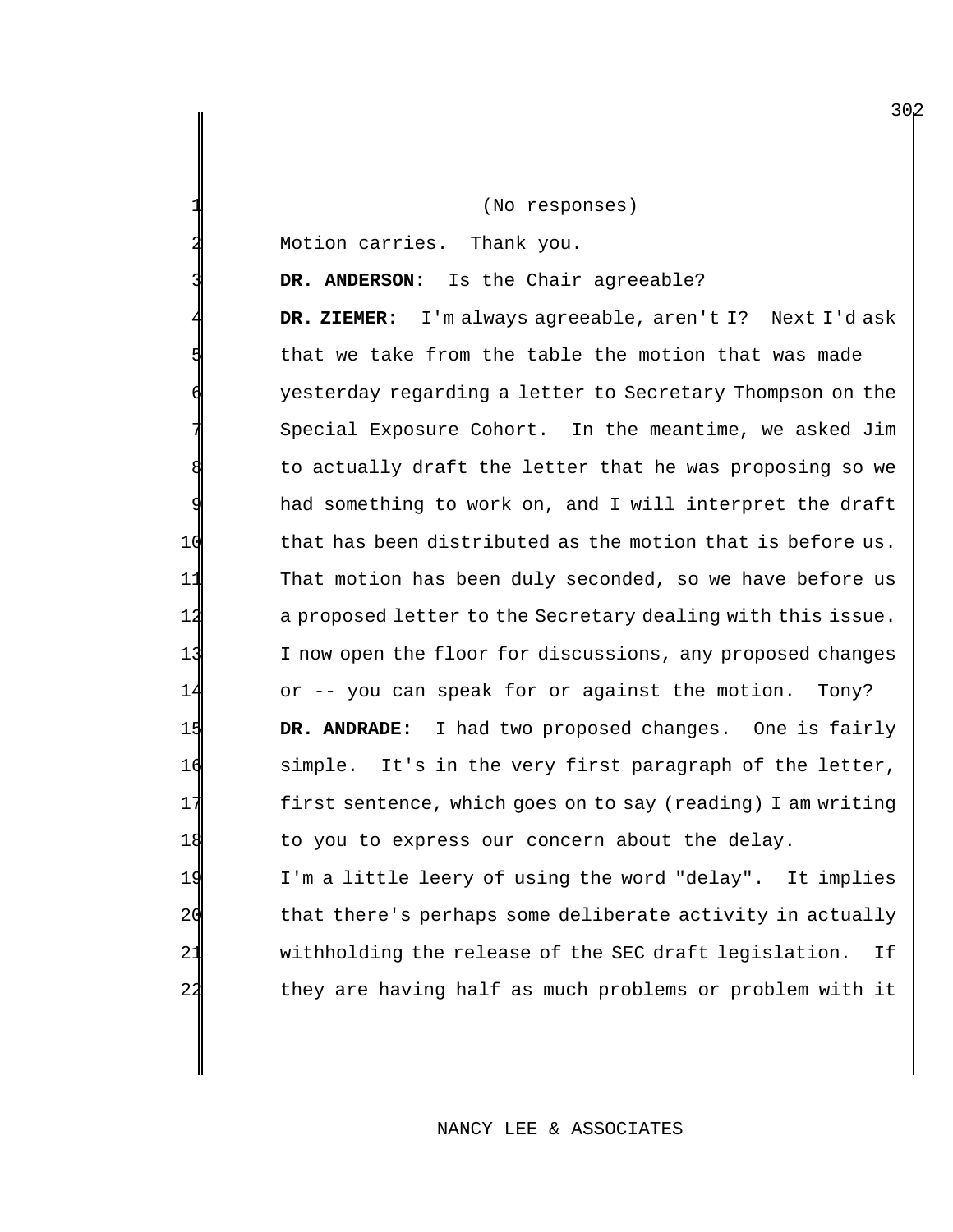(No responses)

Motion carries. Thank you.

**DR. ANDERSON:** Is the Chair agreeable?

**DR. ZIEMER:** I'm always agreeable, aren't I? Next I'd ask that we take from the table the motion that was made yesterday regarding a letter to Secretary Thompson on the Special Exposure Cohort. In the meantime, we asked Jim to actually draft the letter that he was proposing so we had something to work on, and I will interpret the draft that has been distributed as the motion that is before us. That motion has been duly seconded, so we have before us a proposed letter to the Secretary dealing with this issue. I now open the floor for discussions, any proposed changes or -- you can speak for or against the motion. Tony?

**DR. ANDRADE:** I had two proposed changes. One is fairly simple. It's in the very first paragraph of the letter, first sentence, which goes on to say (reading) I am writing to you to express our concern about the delay.

I'm a little leery of using the word "delay". It implies that there's perhaps some deliberate activity in actually withholding the release of the SEC draft legislation. If they are having half as much problems or problem with it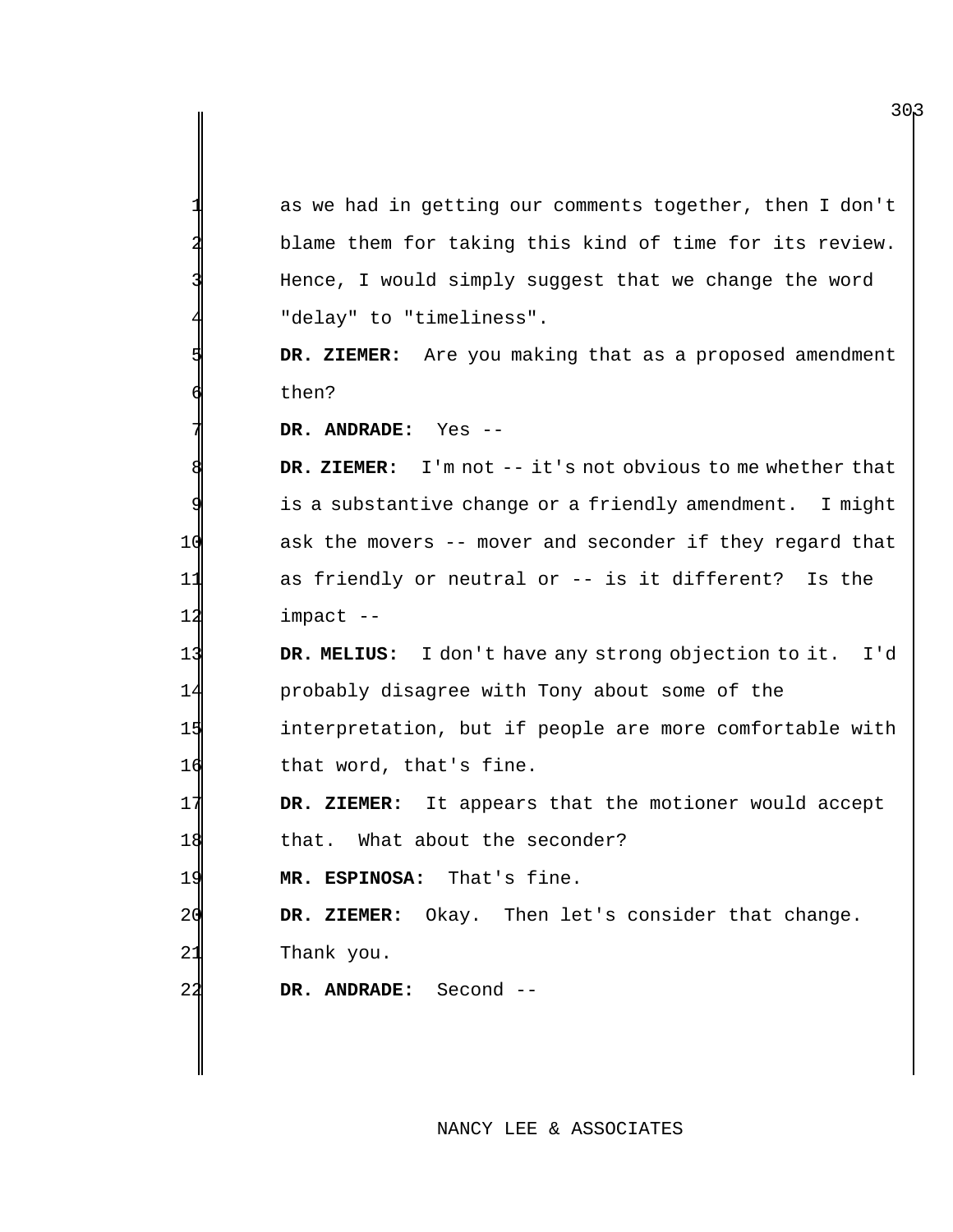as we had in getting our comments together, then I don't blame them for taking this kind of time for its review. Hence, I would simply suggest that we change the word "delay" to "timeliness".

**DR. ZIEMER:** Are you making that as a proposed amendment then?

**DR. ANDRADE:** Yes --

**DR. ZIEMER:** I'm not -- it's not obvious to me whether that is a substantive change or a friendly amendment. I might ask the movers -- mover and seconder if they regard that as friendly or neutral or -- is it different? Is the impact --

**DR. MELIUS:** I don't have any strong objection to it. I'd probably disagree with Tony about some of the interpretation, but if people are more comfortable with that word, that's fine.

**DR. ZIEMER:** It appears that the motioner would accept that. What about the seconder?

**MR. ESPINOSA:** That's fine.

**DR. ZIEMER:** Okay. Then let's consider that change. Thank you.

**DR. ANDRADE:** Second --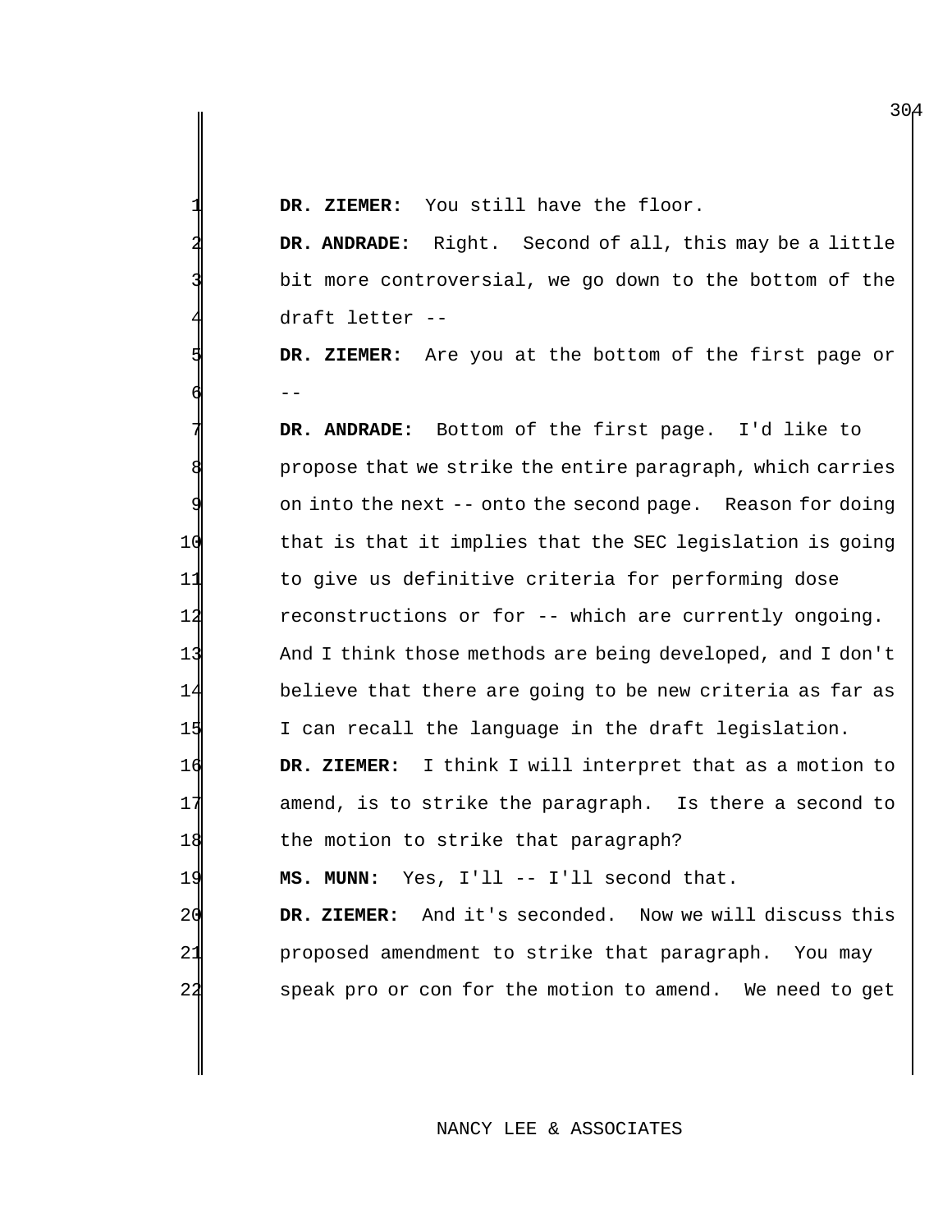**DR. ZIEMER:** You still have the floor.

**DR. ANDRADE:** Right. Second of all, this may be a little bit more controversial, we go down to the bottom of the draft letter --

**DR. ZIEMER:** Are you at the bottom of the first page or --

**DR. ANDRADE:** Bottom of the first page. I'd like to propose that we strike the entire paragraph, which carries on into the next -- onto the second page. Reason for doing that is that it implies that the SEC legislation is going to give us definitive criteria for performing dose reconstructions or for -- which are currently ongoing. And I think those methods are being developed, and I don't believe that there are going to be new criteria as far as I can recall the language in the draft legislation.

**DR. ZIEMER:** I think I will interpret that as a motion to amend, is to strike the paragraph. Is there a second to the motion to strike that paragraph?

**MS. MUNN:** Yes, I'll -- I'll second that.

**DR. ZIEMER:** And it's seconded. Now we will discuss this proposed amendment to strike that paragraph. You may speak pro or con for the motion to amend. We need to get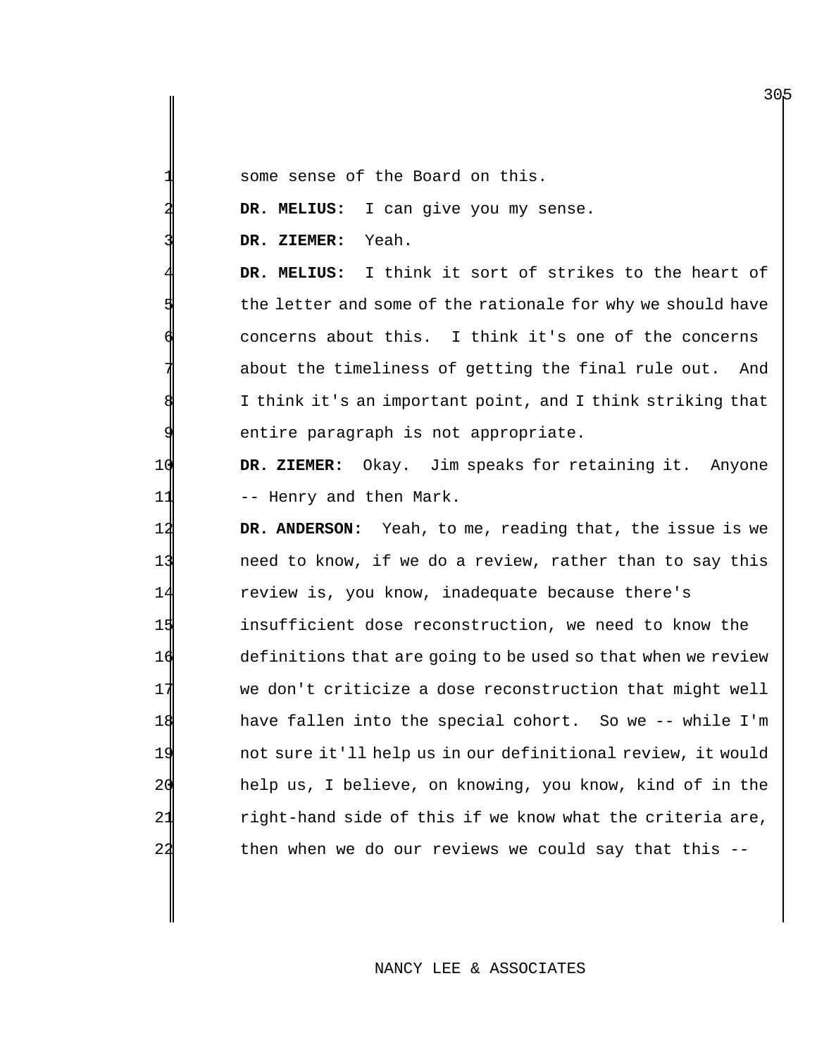some sense of the Board on this.

**DR. MELIUS:** I can give you my sense.

**DR. ZIEMER:** Yeah.

**DR. MELIUS:** I think it sort of strikes to the heart of the letter and some of the rationale for why we should have concerns about this. I think it's one of the concerns about the timeliness of getting the final rule out. And I think it's an important point, and I think striking that entire paragraph is not appropriate.

**DR. ZIEMER:** Okay. Jim speaks for retaining it. Anyone -- Henry and then Mark.

**DR. ANDERSON:** Yeah, to me, reading that, the issue is we need to know, if we do a review, rather than to say this review is, you know, inadequate because there's insufficient dose reconstruction, we need to know the definitions that are going to be used so that when we review we don't criticize a dose reconstruction that might well have fallen into the special cohort. So we -- while I'm not sure it'll help us in our definitional review, it would help us, I believe, on knowing, you know, kind of in the right-hand side of this if we know what the criteria are, then when we do our reviews we could say that this --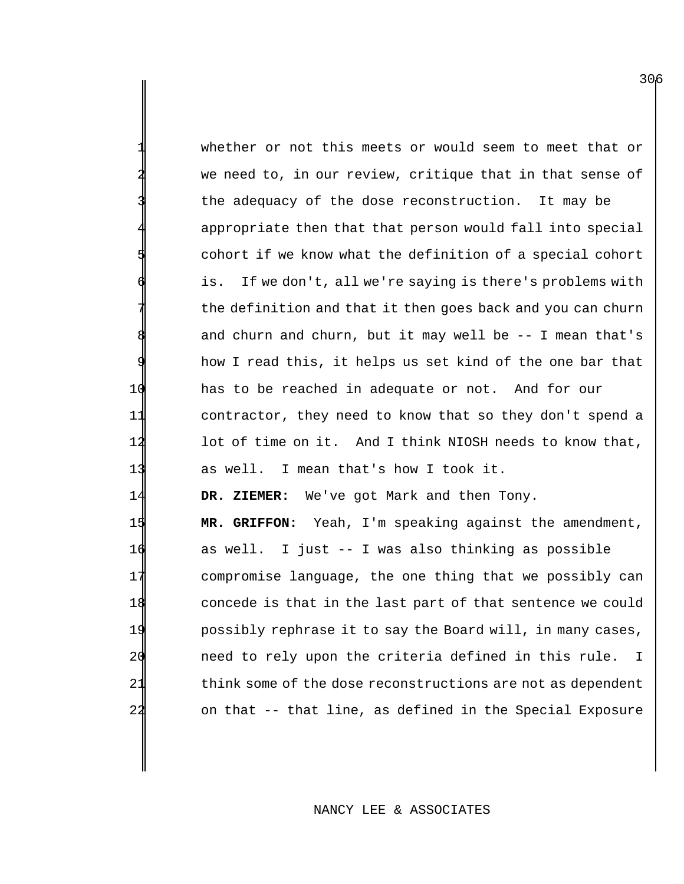whether or not this meets or would seem to meet that or we need to, in our review, critique that in that sense of the adequacy of the dose reconstruction. It may be appropriate then that that person would fall into special cohort if we know what the definition of a special cohort is. If we don't, all we're saying is there's problems with the definition and that it then goes back and you can churn and churn and churn, but it may well be -- I mean that's how I read this, it helps us set kind of the one bar that has to be reached in adequate or not. And for our contractor, they need to know that so they don't spend a lot of time on it. And I think NIOSH needs to know that, as well. I mean that's how I took it.

**DR. ZIEMER:** We've got Mark and then Tony.

**MR. GRIFFON:** Yeah, I'm speaking against the amendment, as well. I just -- I was also thinking as possible compromise language, the one thing that we possibly can concede is that in the last part of that sentence we could possibly rephrase it to say the Board will, in many cases, need to rely upon the criteria defined in this rule. I think some of the dose reconstructions are not as dependent on that -- that line, as defined in the Special Exposure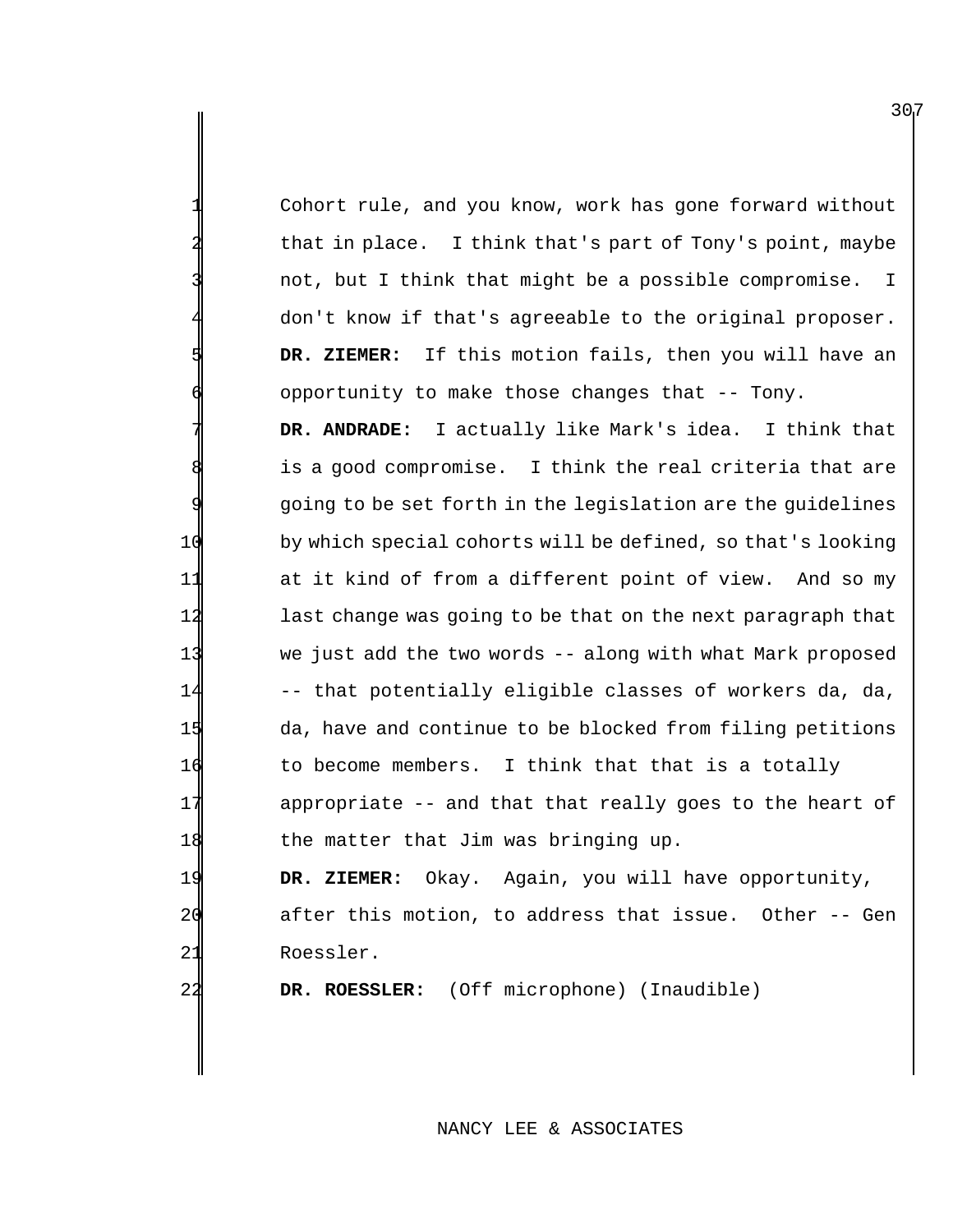Cohort rule, and you know, work has gone forward without that in place. I think that's part of Tony's point, maybe not, but I think that might be a possible compromise. I don't know if that's agreeable to the original proposer.

**DR. ZIEMER:** If this motion fails, then you will have an opportunity to make those changes that -- Tony.

**DR. ANDRADE:** I actually like Mark's idea. I think that is a good compromise. I think the real criteria that are going to be set forth in the legislation are the guidelines by which special cohorts will be defined, so that's looking at it kind of from a different point of view. And so my last change was going to be that on the next paragraph that we just add the two words -- along with what Mark proposed -- that potentially eligible classes of workers da, da, da, have and continue to be blocked from filing petitions to become members. I think that that is a totally appropriate -- and that that really goes to the heart of the matter that Jim was bringing up.

**DR. ZIEMER:** Okay. Again, you will have opportunity, after this motion, to address that issue. Other -- Gen Roessler.

**DR. ROESSLER:** (Off microphone) (Inaudible)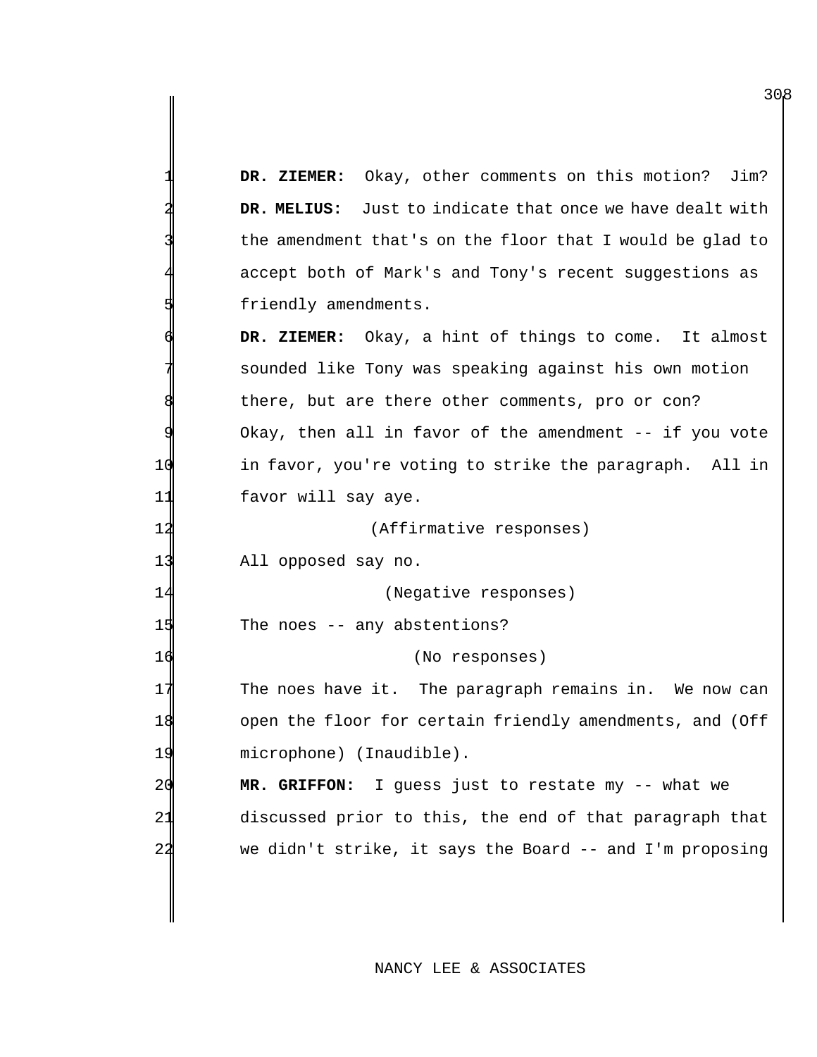**DR. ZIEMER:** Okay, other comments on this motion? Jim?

**DR. MELIUS:** Just to indicate that once we have dealt with the amendment that's on the floor that I would be glad to accept both of Mark's and Tony's recent suggestions as friendly amendments.

**DR. ZIEMER:** Okay, a hint of things to come. It almost sounded like Tony was speaking against his own motion there, but are there other comments, pro or con? Okay, then all in favor of the amendment -- if you vote in favor, you're voting to strike the paragraph. All in favor will say aye.

(Affirmative responses)

All opposed say no.

(Negative responses)

The noes -- any abstentions?

(No responses)

The noes have it. The paragraph remains in. We now can open the floor for certain friendly amendments, and (Off microphone) (Inaudible).

**MR. GRIFFON:** I guess just to restate my -- what we discussed prior to this, the end of that paragraph that we didn't strike, it says the Board -- and I'm proposing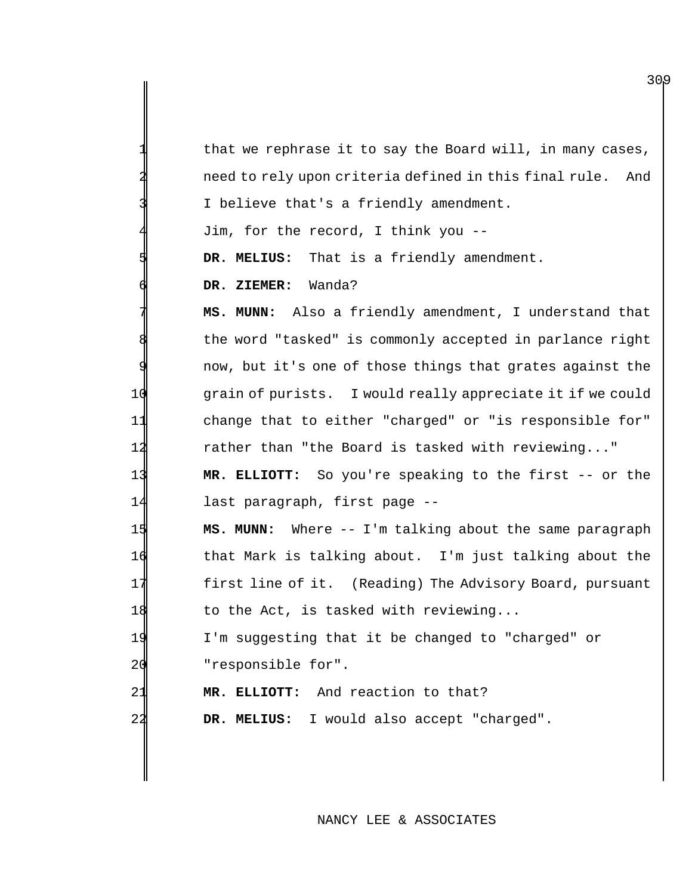that we rephrase it to say the Board will, in many cases, need to rely upon criteria defined in this final rule. And I believe that's a friendly amendment.

Jim, for the record, I think you --

**DR. MELIUS:** That is a friendly amendment.

**DR. ZIEMER:** Wanda?

**MS. MUNN:** Also a friendly amendment, I understand that the word "tasked" is commonly accepted in parlance right now, but it's one of those things that grates against the grain of purists. I would really appreciate it if we could change that to either "charged" or "is responsible for" rather than "the Board is tasked with reviewing..."

**MR. ELLIOTT:** So you're speaking to the first -- or the last paragraph, first page --

**MS. MUNN:** Where -- I'm talking about the same paragraph that Mark is talking about. I'm just talking about the first line of it. (Reading) The Advisory Board, pursuant to the Act, is tasked with reviewing...

I'm suggesting that it be changed to "charged" or "responsible for".

**MR. ELLIOTT:** And reaction to that?

**DR. MELIUS:** I would also accept "charged".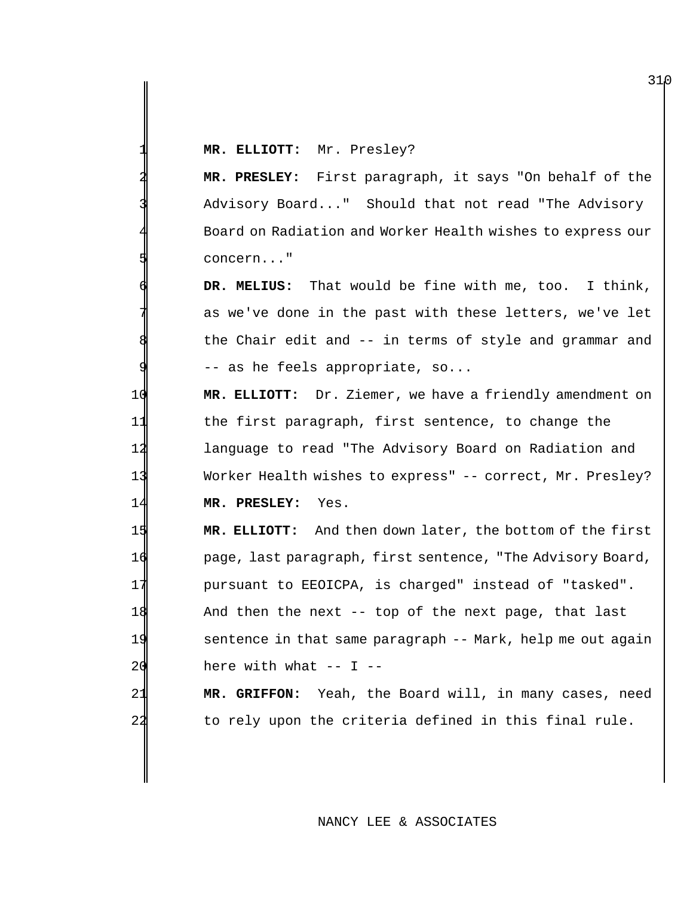**MR. ELLIOTT:** Mr. Presley?

**MR. PRESLEY:** First paragraph, it says "On behalf of the Advisory Board..." Should that not read "The Advisory Board on Radiation and Worker Health wishes to express our concern..."

**DR. MELIUS:** That would be fine with me, too. I think, as we've done in the past with these letters, we've let the Chair edit and -- in terms of style and grammar and -- as he feels appropriate, so...

**MR. ELLIOTT:** Dr. Ziemer, we have a friendly amendment on the first paragraph, first sentence, to change the language to read "The Advisory Board on Radiation and Worker Health wishes to express" -- correct, Mr. Presley?

**MR. PRESLEY:** Yes.

**MR. ELLIOTT:** And then down later, the bottom of the first page, last paragraph, first sentence, "The Advisory Board, pursuant to EEOICPA, is charged" instead of "tasked". And then the next -- top of the next page, that last sentence in that same paragraph -- Mark, help me out again here with what -- I --

**MR. GRIFFON:** Yeah, the Board will, in many cases, need to rely upon the criteria defined in this final rule.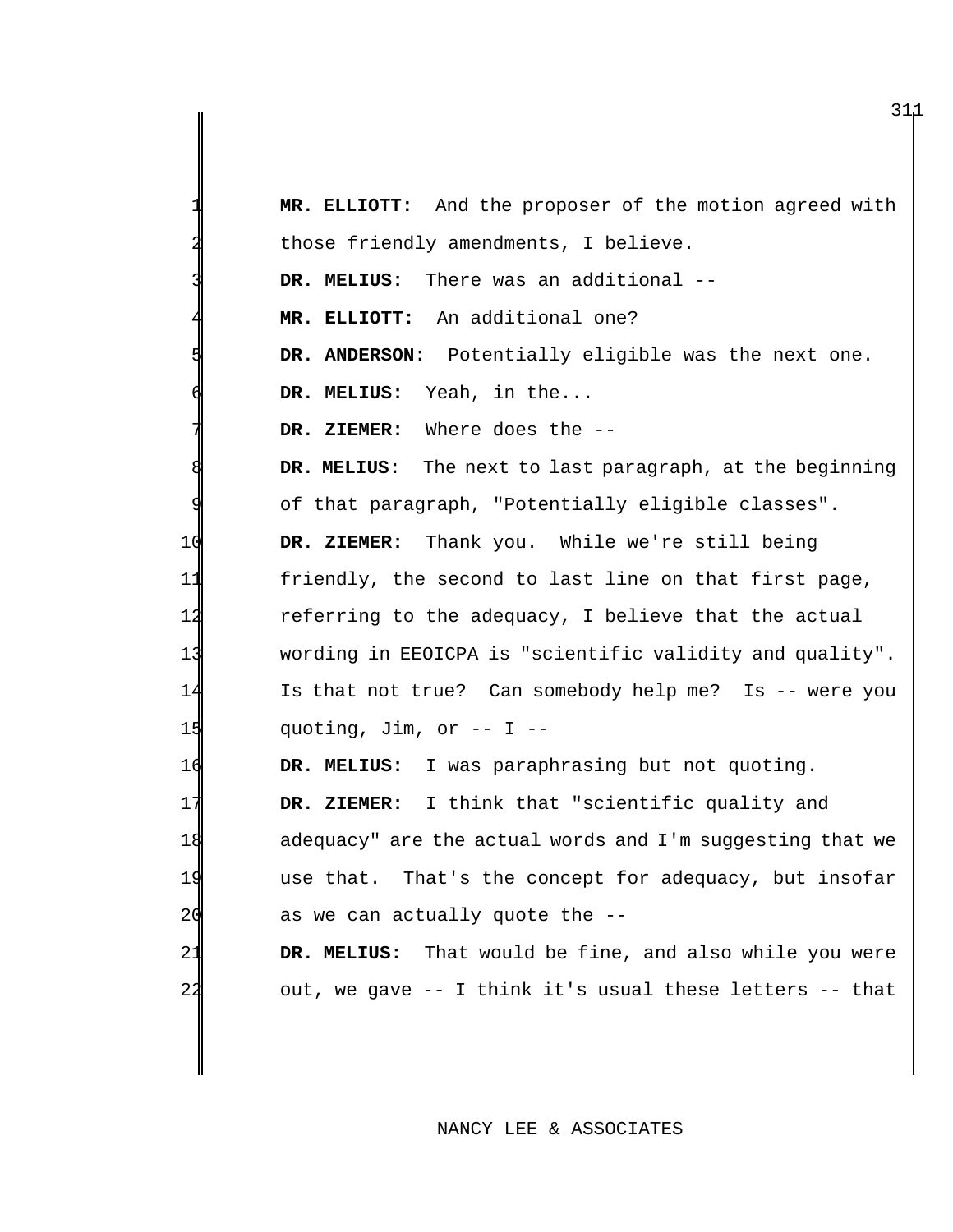**MR. ELLIOTT:** And the proposer of the motion agreed with those friendly amendments, I believe.

**DR. MELIUS:** There was an additional --

**MR. ELLIOTT:** An additional one?

**DR. ANDERSON:** Potentially eligible was the next one.

**DR. MELIUS:** Yeah, in the...

**DR. ZIEMER:** Where does the --

**DR. MELIUS:** The next to last paragraph, at the beginning of that paragraph, "Potentially eligible classes".

**DR. ZIEMER:** Thank you. While we're still being friendly, the second to last line on that first page, referring to the adequacy, I believe that the actual wording in EEOICPA is "scientific validity and quality". Is that not true? Can somebody help me? Is -- were you quoting, Jim, or -- I --

**DR. MELIUS:** I was paraphrasing but not quoting.

**DR. ZIEMER:** I think that "scientific quality and adequacy" are the actual words and I'm suggesting that we use that. That's the concept for adequacy, but insofar as we can actually quote the --

**DR. MELIUS:** That would be fine, and also while you were out, we gave -- I think it's usual these letters -- that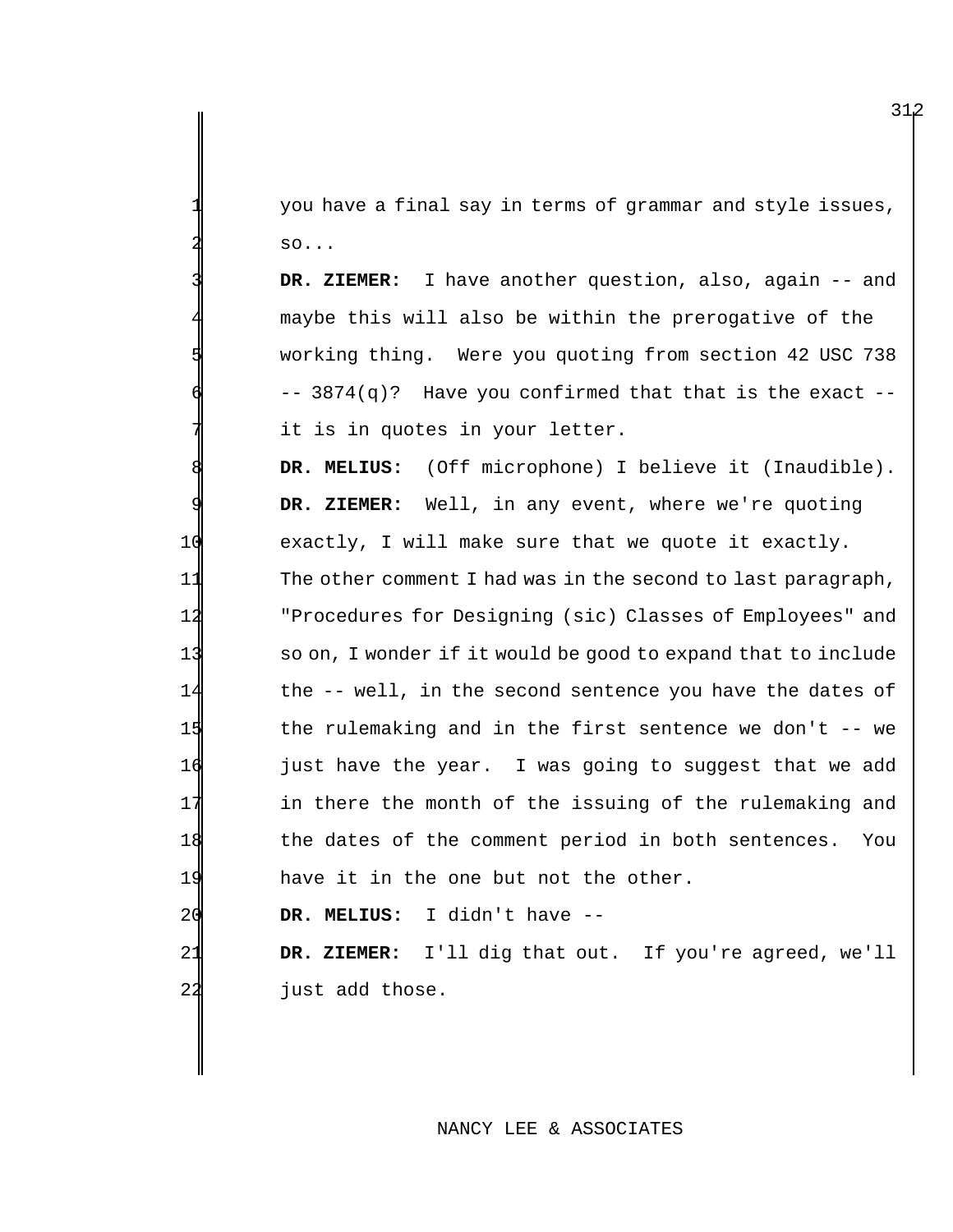you have a final say in terms of grammar and style issues, so...

**DR. ZIEMER:** I have another question, also, again -- and maybe this will also be within the prerogative of the working thing. Were you quoting from section 42 USC 738 -- 3874(q)? Have you confirmed that that is the exact -- it is in quotes in your letter.

**DR. MELIUS:** (Off microphone) I believe it (Inaudible).

**DR. ZIEMER:** Well, in any event, where we're quoting exactly, I will make sure that we quote it exactly. The other comment I had was in the second to last paragraph, "Procedures for Designing (sic) Classes of Employees" and so on, I wonder if it would be good to expand that to include the -- well, in the second sentence you have the dates of the rulemaking and in the first sentence we don't -- we just have the year. I was going to suggest that we add in there the month of the issuing of the rulemaking and the dates of the comment period in both sentences. You have it in the one but not the other.

**DR. MELIUS:** I didn't have --

**DR. ZIEMER:** I'll dig that out. If you're agreed, we'll just add those.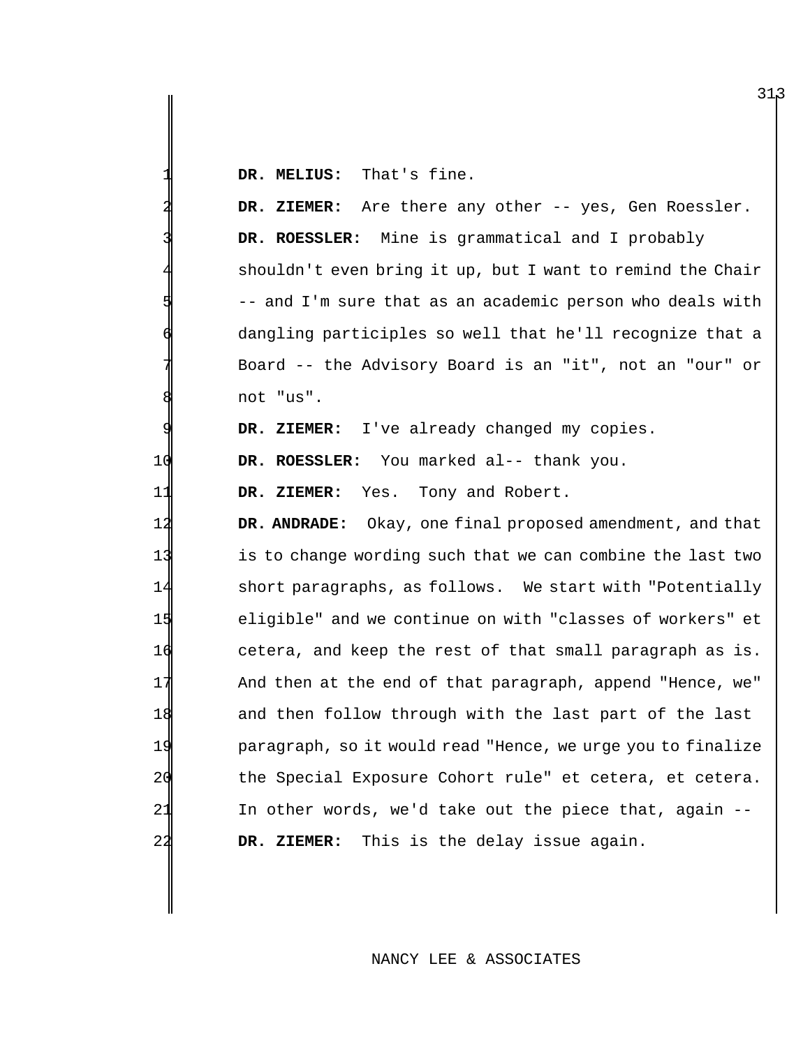**DR. MELIUS:** That's fine.

**DR. ZIEMER:** Are there any other -- yes, Gen Roessler.

**DR. ROESSLER:** Mine is grammatical and I probably shouldn't even bring it up, but I want to remind the Chair -- and I'm sure that as an academic person who deals with dangling participles so well that he'll recognize that a Board -- the Advisory Board is an "it", not an "our" or not "us".

**DR. ZIEMER:** I've already changed my copies.

**DR. ROESSLER:** You marked al-- thank you.

**DR. ZIEMER:** Yes. Tony and Robert.

**DR. ANDRADE:** Okay, one final proposed amendment, and that is to change wording such that we can combine the last two short paragraphs, as follows. We start with "Potentially eligible" and we continue on with "classes of workers" et cetera, and keep the rest of that small paragraph as is. And then at the end of that paragraph, append "Hence, we" and then follow through with the last part of the last paragraph, so it would read "Hence, we urge you to finalize the Special Exposure Cohort rule" et cetera, et cetera. In other words, we'd take out the piece that, again --

**DR. ZIEMER:** This is the delay issue again.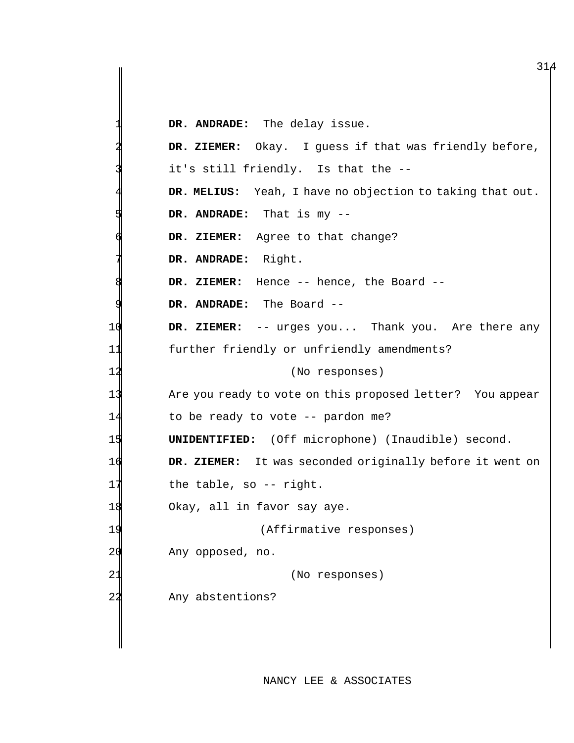**DR. ANDRADE:** The delay issue.

**DR. ZIEMER:** Okay. I guess if that was friendly before, it's still friendly. Is that the --

**DR. MELIUS:** Yeah, I have no objection to taking that out.

**DR. ANDRADE:** That is my --

**DR. ZIEMER:** Agree to that change?

**DR. ANDRADE:** Right.

**DR. ZIEMER:** Hence -- hence, the Board --

**DR. ANDRADE:** The Board --

**DR. ZIEMER:** -- urges you... Thank you. Are there any further friendly or unfriendly amendments?

(No responses)

Are you ready to vote on this proposed letter? You appear to be ready to vote -- pardon me?

**UNIDENTIFIED:** (Off microphone) (Inaudible) second.

**DR. ZIEMER:** It was seconded originally before it went on the table, so -- right.

Okay, all in favor say aye.

(Affirmative responses)

Any opposed, no.

(No responses)

Any abstentions?

NANCY LEE & ASSOCIATES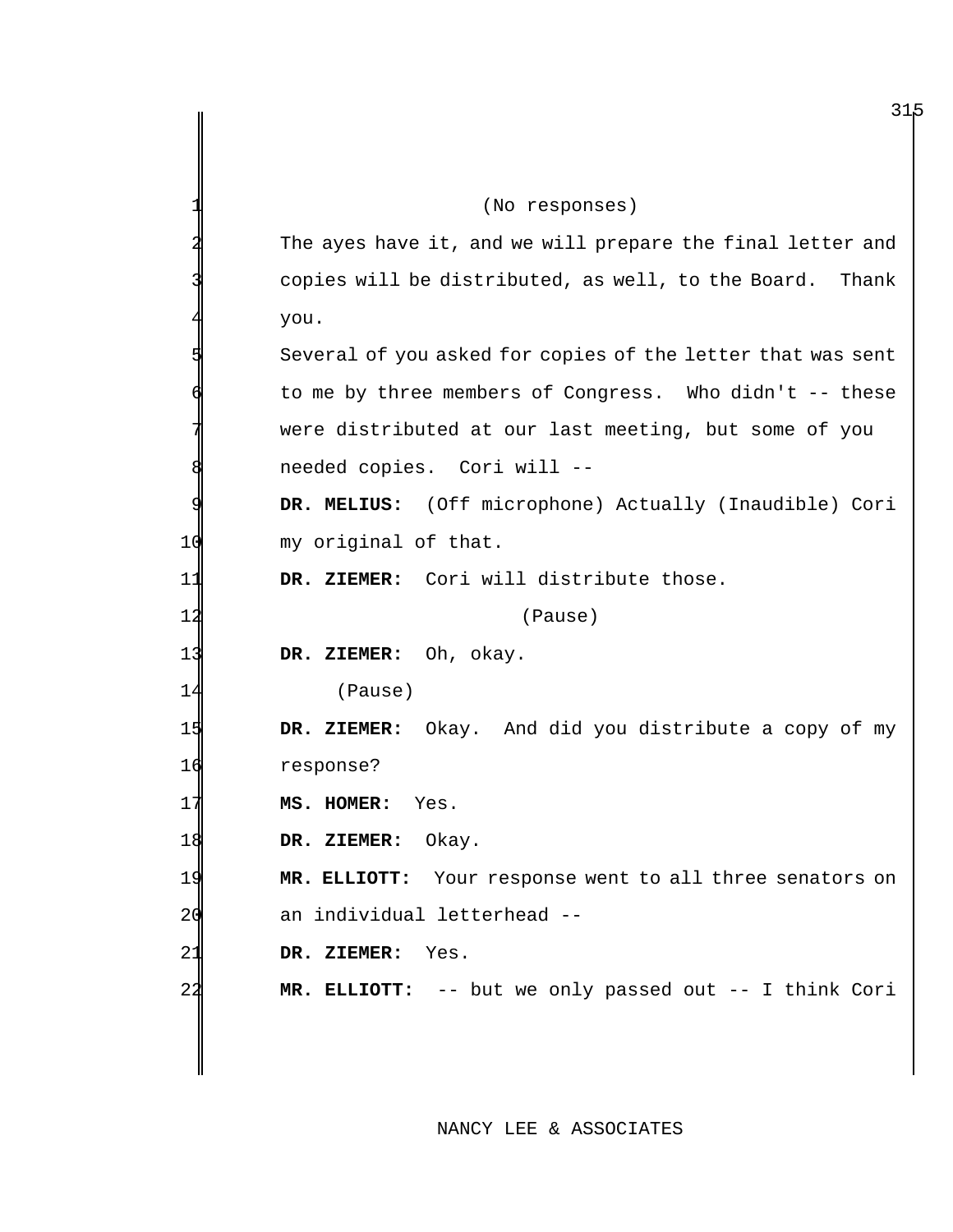(No responses)

The ayes have it, and we will prepare the final letter and copies will be distributed, as well, to the Board. Thank you.

Several of you asked for copies of the letter that was sent to me by three members of Congress. Who didn't -- these were distributed at our last meeting, but some of you needed copies. Cori will --

**DR. MELIUS:** (Off microphone) Actually (Inaudible) Cori my original of that.

**DR. ZIEMER:** Cori will distribute those.

(Pause)

**DR. ZIEMER:** Oh, okay.

(Pause)

**DR. ZIEMER:** Okay. And did you distribute a copy of my response?

**MS. HOMER:** Yes.

**DR. ZIEMER:** Okay.

**MR. ELLIOTT:** Your response went to all three senators on an individual letterhead --

**DR. ZIEMER:** Yes.

**MR. ELLIOTT:** -- but we only passed out -- I think Cori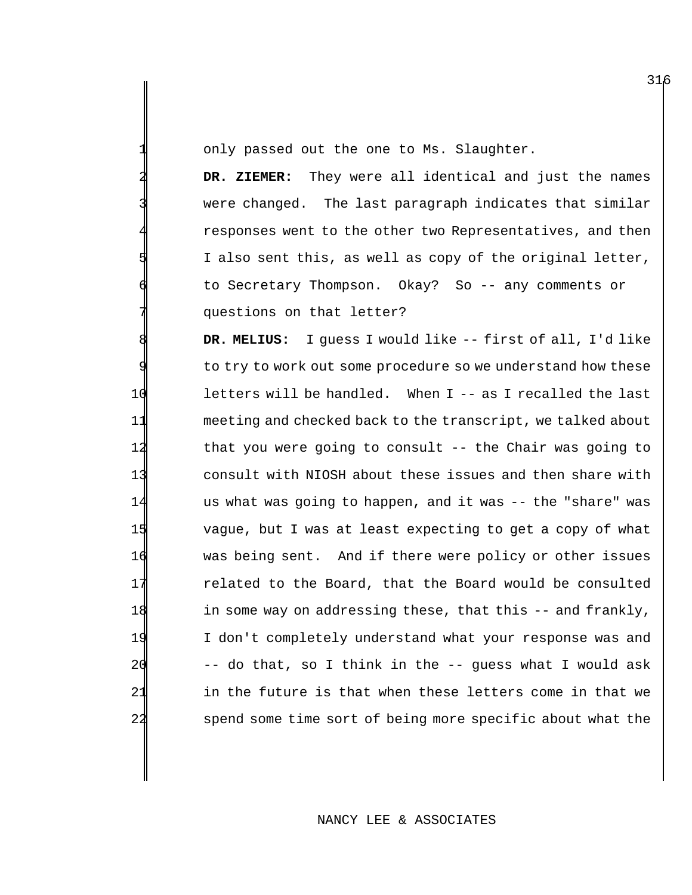only passed out the one to Ms. Slaughter.

**DR. ZIEMER:** They were all identical and just the names were changed. The last paragraph indicates that similar responses went to the other two Representatives, and then I also sent this, as well as copy of the original letter, to Secretary Thompson. Okay? So -- any comments or questions on that letter?

**DR. MELIUS:** I guess I would like -- first of all, I'd like to try to work out some procedure so we understand how these letters will be handled. When I -- as I recalled the last meeting and checked back to the transcript, we talked about that you were going to consult -- the Chair was going to consult with NIOSH about these issues and then share with us what was going to happen, and it was -- the "share" was vague, but I was at least expecting to get a copy of what was being sent. And if there were policy or other issues related to the Board, that the Board would be consulted in some way on addressing these, that this -- and frankly, I don't completely understand what your response was and -- do that, so I think in the -- guess what I would ask in the future is that when these letters come in that we spend some time sort of being more specific about what the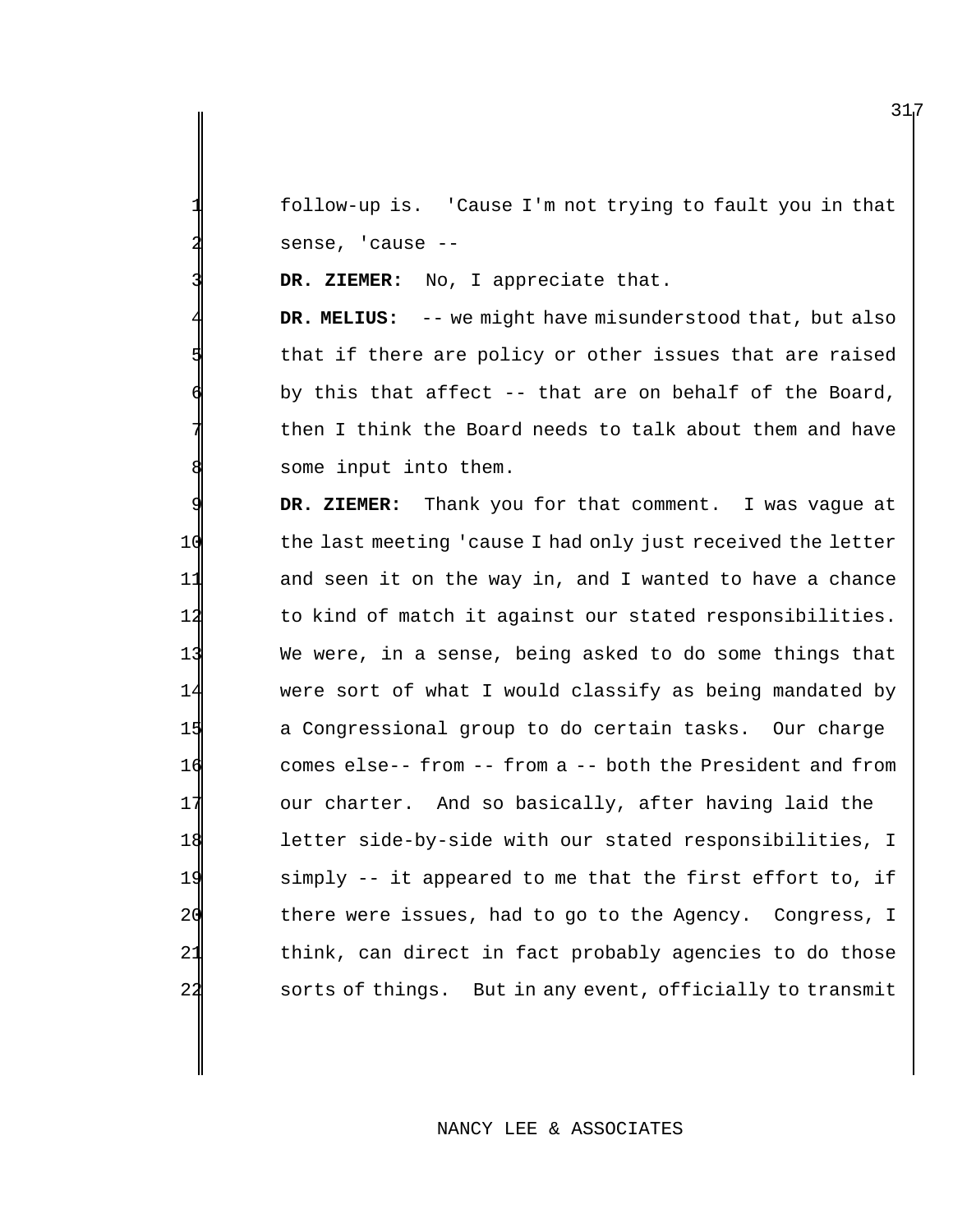follow-up is. 'Cause I'm not trying to fault you in that sense, 'cause --

**DR. ZIEMER:** No, I appreciate that.

**DR. MELIUS:** -- we might have misunderstood that, but also that if there are policy or other issues that are raised by this that affect -- that are on behalf of the Board, then I think the Board needs to talk about them and have some input into them.

**DR. ZIEMER:** Thank you for that comment. I was vague at the last meeting 'cause I had only just received the letter and seen it on the way in, and I wanted to have a chance to kind of match it against our stated responsibilities. We were, in a sense, being asked to do some things that were sort of what I would classify as being mandated by a Congressional group to do certain tasks. Our charge comes else-- from -- from a -- both the President and from our charter. And so basically, after having laid the letter side-by-side with our stated responsibilities, I simply -- it appeared to me that the first effort to, if there were issues, had to go to the Agency. Congress, I think, can direct in fact probably agencies to do those sorts of things. But in any event, officially to transmit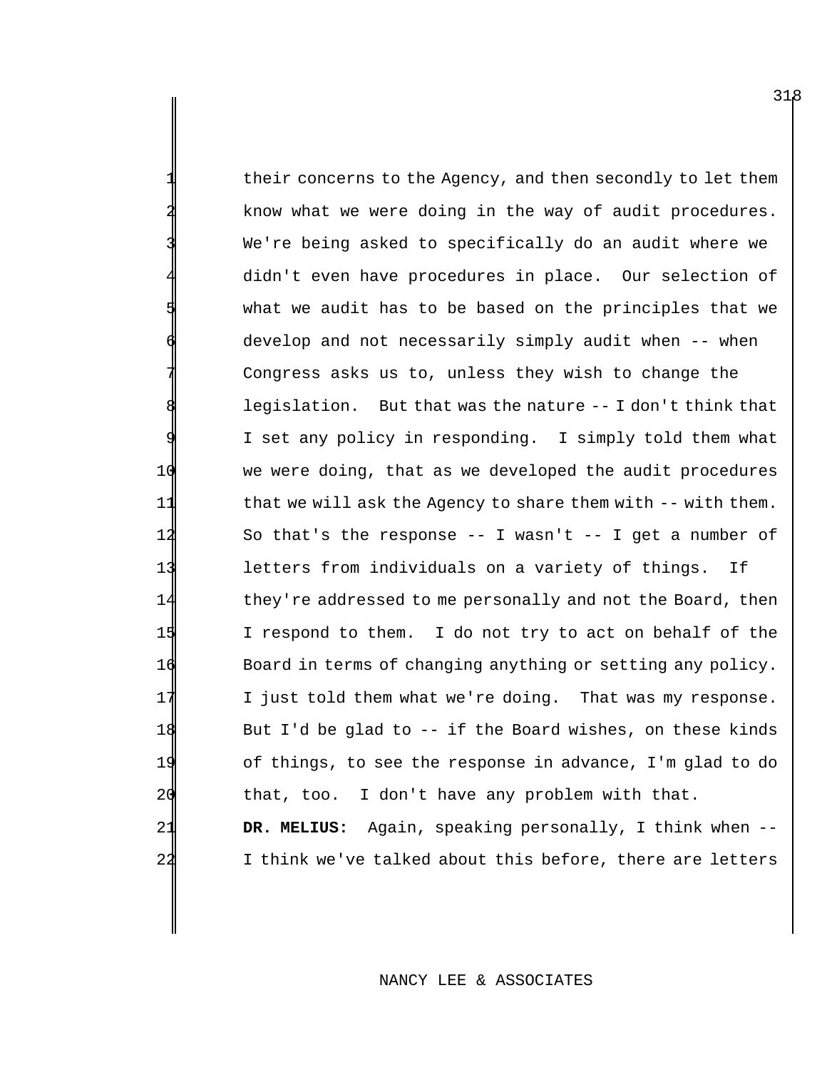their concerns to the Agency, and then secondly to let them know what we were doing in the way of audit procedures. We're being asked to specifically do an audit where we didn't even have procedures in place. Our selection of what we audit has to be based on the principles that we develop and not necessarily simply audit when -- when Congress asks us to, unless they wish to change the legislation. But that was the nature -- I don't think that I set any policy in responding. I simply told them what we were doing, that as we developed the audit procedures that we will ask the Agency to share them with -- with them. So that's the response -- I wasn't -- I get a number of letters from individuals on a variety of things. If they're addressed to me personally and not the Board, then I respond to them. I do not try to act on behalf of the Board in terms of changing anything or setting any policy. I just told them what we're doing. That was my response. But I'd be glad to -- if the Board wishes, on these kinds of things, to see the response in advance, I'm glad to do that, too. I don't have any problem with that.

**DR. MELIUS:** Again, speaking personally, I think when -- I think we've talked about this before, there are letters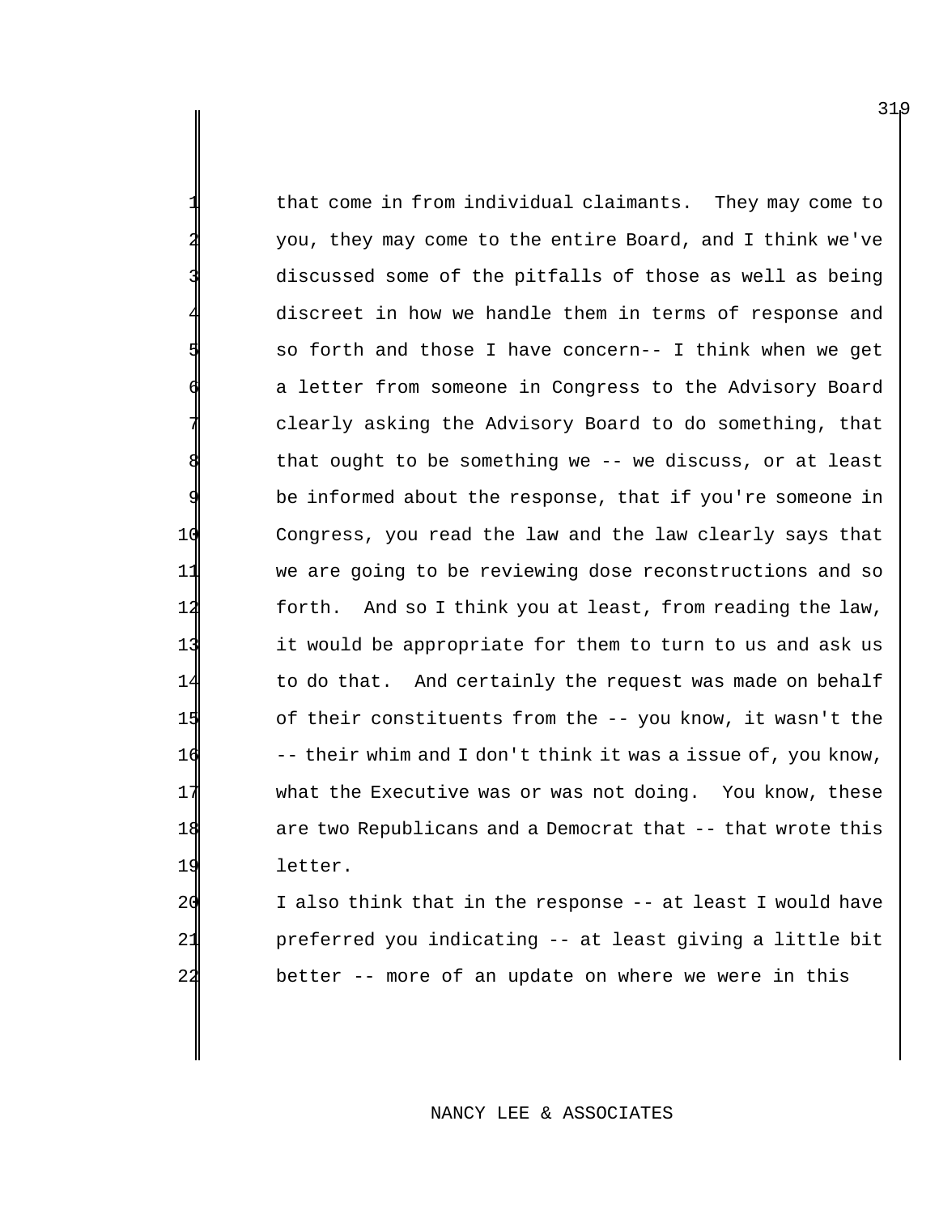that come in from individual claimants. They may come to you, they may come to the entire Board, and I think we've discussed some of the pitfalls of those as well as being discreet in how we handle them in terms of response and so forth and those I have concern-- I think when we get a letter from someone in Congress to the Advisory Board clearly asking the Advisory Board to do something, that that ought to be something we -- we discuss, or at least be informed about the response, that if you're someone in Congress, you read the law and the law clearly says that we are going to be reviewing dose reconstructions and so forth. And so I think you at least, from reading the law, it would be appropriate for them to turn to us and ask us to do that. And certainly the request was made on behalf of their constituents from the -- you know, it wasn't the -- their whim and I don't think it was a issue of, you know, what the Executive was or was not doing. You know, these are two Republicans and a Democrat that -- that wrote this letter.

I also think that in the response -- at least I would have preferred you indicating -- at least giving a little bit better -- more of an update on where we were in this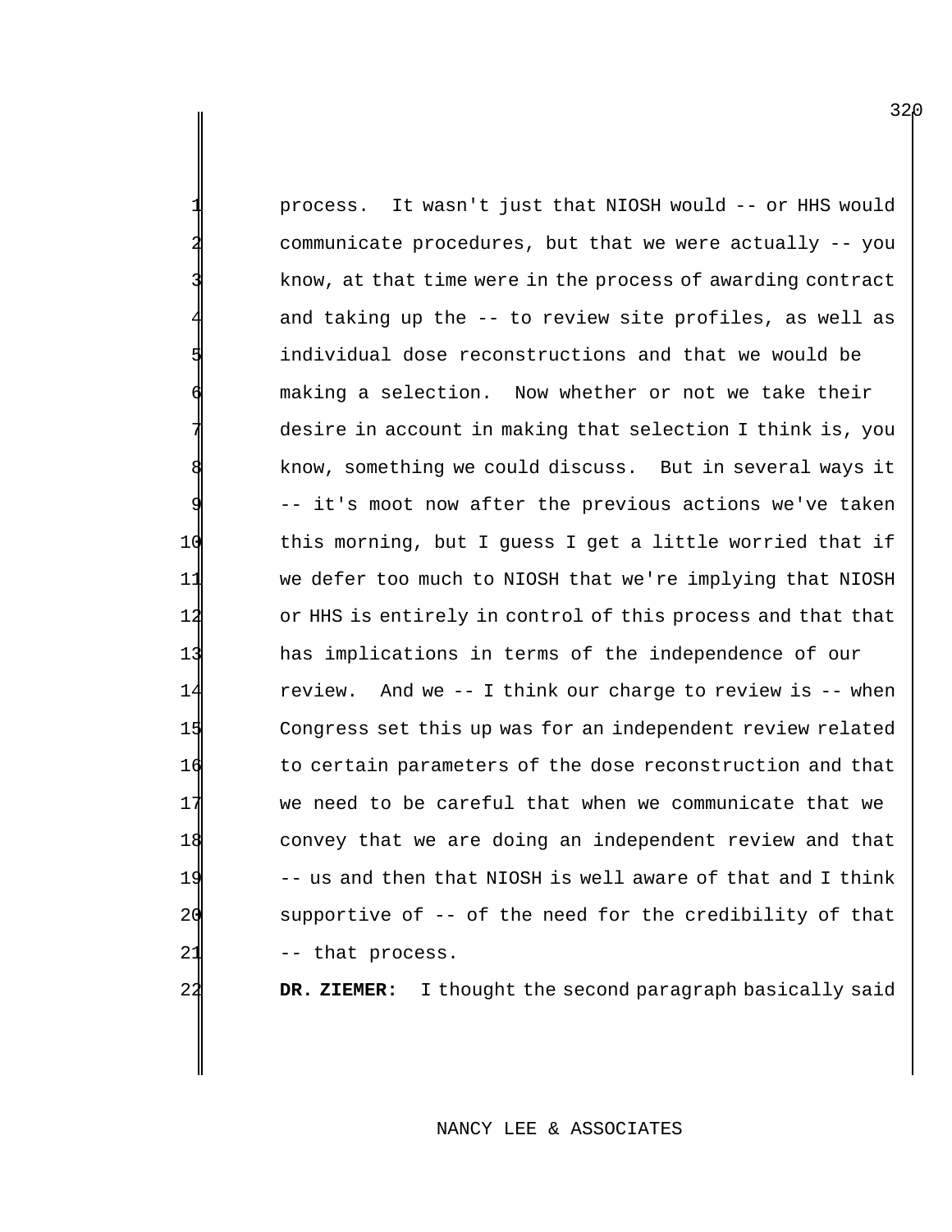process. It wasn't just that NIOSH would -- or HHS would communicate procedures, but that we were actually -- you know, at that time were in the process of awarding contract and taking up the -- to review site profiles, as well as individual dose reconstructions and that we would be making a selection. Now whether or not we take their desire in account in making that selection I think is, you know, something we could discuss. But in several ways it -- it's moot now after the previous actions we've taken this morning, but I guess I get a little worried that if we defer too much to NIOSH that we're implying that NIOSH or HHS is entirely in control of this process and that that has implications in terms of the independence of our review. And we -- I think our charge to review is -- when Congress set this up was for an independent review related to certain parameters of the dose reconstruction and that we need to be careful that when we communicate that we convey that we are doing an independent review and that -- us and then that NIOSH is well aware of that and I think supportive of -- of the need for the credibility of that -- that process.

**DR. ZIEMER:** I thought the second paragraph basically said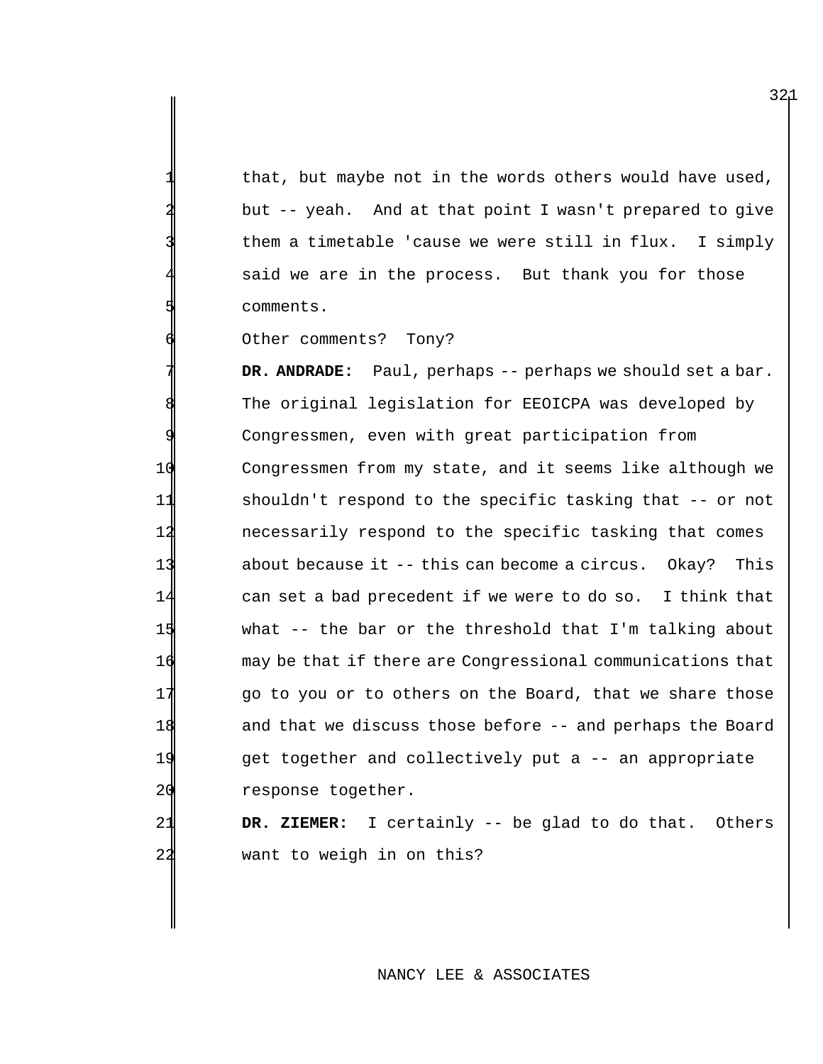that, but maybe not in the words others would have used, but -- yeah. And at that point I wasn't prepared to give them a timetable 'cause we were still in flux. I simply said we are in the process. But thank you for those comments.

Other comments? Tony?

**DR. ANDRADE:** Paul, perhaps -- perhaps we should set a bar. The original legislation for EEOICPA was developed by Congressmen, even with great participation from Congressmen from my state, and it seems like although we shouldn't respond to the specific tasking that -- or not necessarily respond to the specific tasking that comes about because it -- this can become a circus. Okay? This can set a bad precedent if we were to do so. I think that what -- the bar or the threshold that I'm talking about may be that if there are Congressional communications that go to you or to others on the Board, that we share those and that we discuss those before -- and perhaps the Board get together and collectively put a -- an appropriate response together.

**DR. ZIEMER:** I certainly -- be glad to do that. Others want to weigh in on this?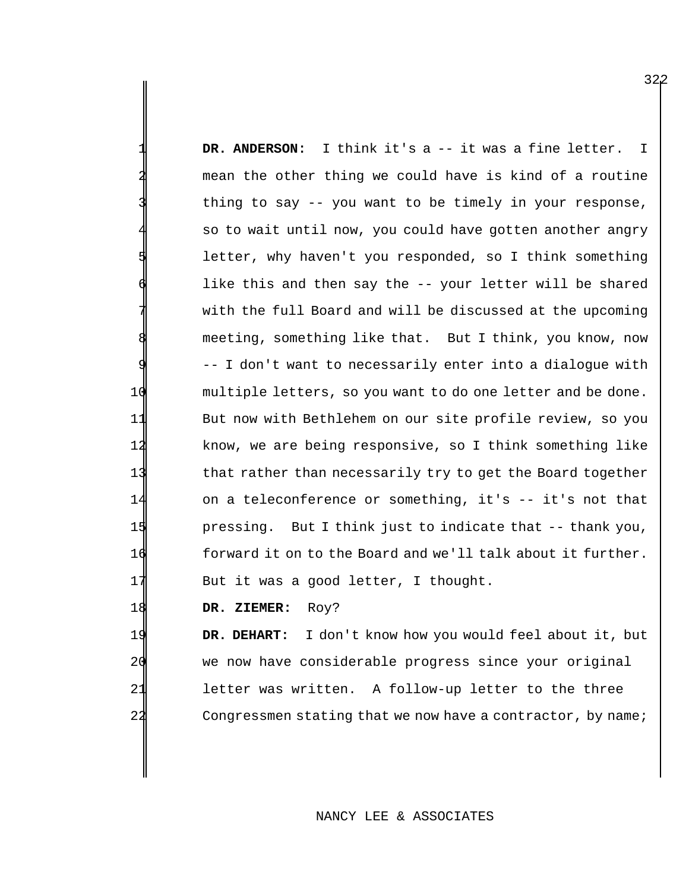**DR. ANDERSON:** I think it's a -- it was a fine letter. I mean the other thing we could have is kind of a routine thing to say -- you want to be timely in your response, so to wait until now, you could have gotten another angry letter, why haven't you responded, so I think something like this and then say the -- your letter will be shared with the full Board and will be discussed at the upcoming meeting, something like that. But I think, you know, now -- I don't want to necessarily enter into a dialogue with multiple letters, so you want to do one letter and be done. But now with Bethlehem on our site profile review, so you know, we are being responsive, so I think something like that rather than necessarily try to get the Board together on a teleconference or something, it's -- it's not that pressing. But I think just to indicate that -- thank you, forward it on to the Board and we'll talk about it further. But it was a good letter, I thought.

**DR. ZIEMER:** Roy?

**DR. DEHART:** I don't know how you would feel about it, but we now have considerable progress since your original letter was written. A follow-up letter to the three Congressmen stating that we now have a contractor, by name;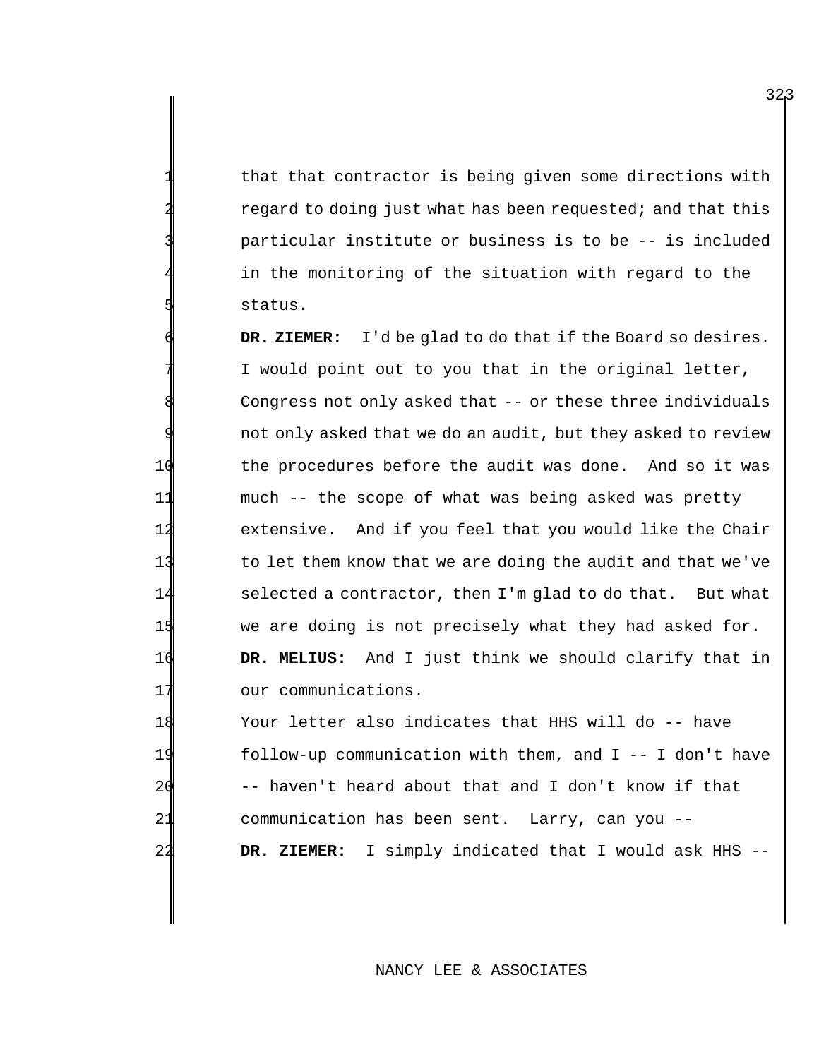that that contractor is being given some directions with regard to doing just what has been requested; and that this particular institute or business is to be -- is included in the monitoring of the situation with regard to the status.

**DR. ZIEMER:** I'd be glad to do that if the Board so desires. I would point out to you that in the original letter, Congress not only asked that -- or these three individuals not only asked that we do an audit, but they asked to review the procedures before the audit was done. And so it was much -- the scope of what was being asked was pretty extensive. And if you feel that you would like the Chair to let them know that we are doing the audit and that we've selected a contractor, then I'm glad to do that. But what we are doing is not precisely what they had asked for.

**DR. MELIUS:** And I just think we should clarify that in our communications.

Your letter also indicates that HHS will do -- have follow-up communication with them, and I -- I don't have -- haven't heard about that and I don't know if that communication has been sent. Larry, can you --

**DR. ZIEMER:** I simply indicated that I would ask HHS --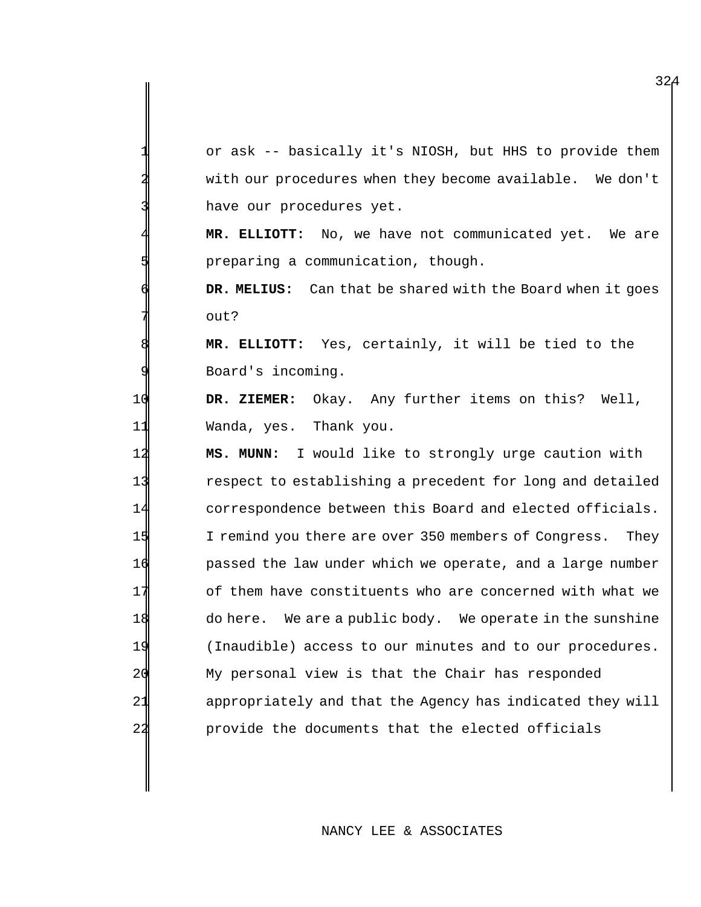or ask -- basically it's NIOSH, but HHS to provide them with our procedures when they become available. We don't have our procedures yet.

**MR. ELLIOTT:** No, we have not communicated yet. We are preparing a communication, though.

**DR. MELIUS:** Can that be shared with the Board when it goes out?

**MR. ELLIOTT:** Yes, certainly, it will be tied to the Board's incoming.

**DR. ZIEMER:** Okay. Any further items on this? Well, Wanda, yes. Thank you.

**MS. MUNN:** I would like to strongly urge caution with respect to establishing a precedent for long and detailed correspondence between this Board and elected officials. I remind you there are over 350 members of Congress. They passed the law under which we operate, and a large number of them have constituents who are concerned with what we do here. We are a public body. We operate in the sunshine (Inaudible) access to our minutes and to our procedures. My personal view is that the Chair has responded appropriately and that the Agency has indicated they will provide the documents that the elected officials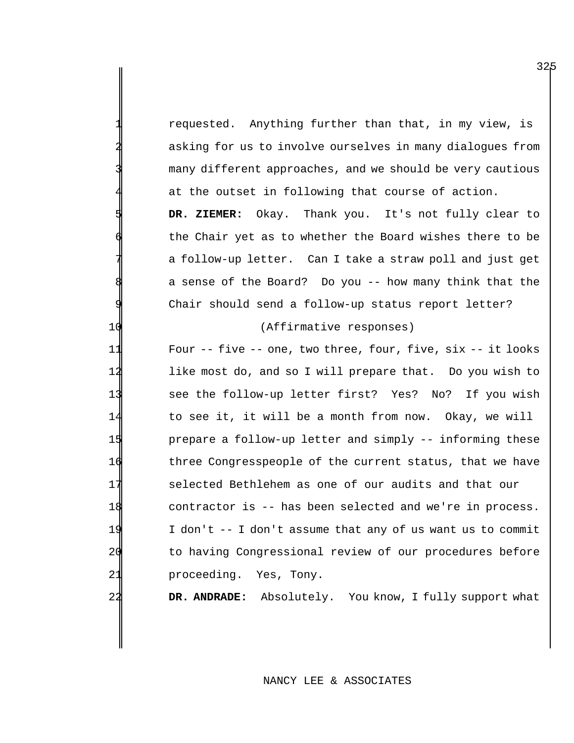requested. Anything further than that, in my view, is asking for us to involve ourselves in many dialogues from many different approaches, and we should be very cautious at the outset in following that course of action.

**DR. ZIEMER:** Okay. Thank you. It's not fully clear to the Chair yet as to whether the Board wishes there to be a follow-up letter. Can I take a straw poll and just get a sense of the Board? Do you -- how many think that the Chair should send a follow-up status report letter?

(Affirmative responses)

Four -- five -- one, two three, four, five, six -- it looks like most do, and so I will prepare that. Do you wish to see the follow-up letter first? Yes? No? If you wish to see it, it will be a month from now. Okay, we will prepare a follow-up letter and simply -- informing these three Congresspeople of the current status, that we have selected Bethlehem as one of our audits and that our contractor is -- has been selected and we're in process. I don't -- I don't assume that any of us want us to commit to having Congressional review of our procedures before proceeding. Yes, Tony.

**DR. ANDRADE:** Absolutely. You know, I fully support what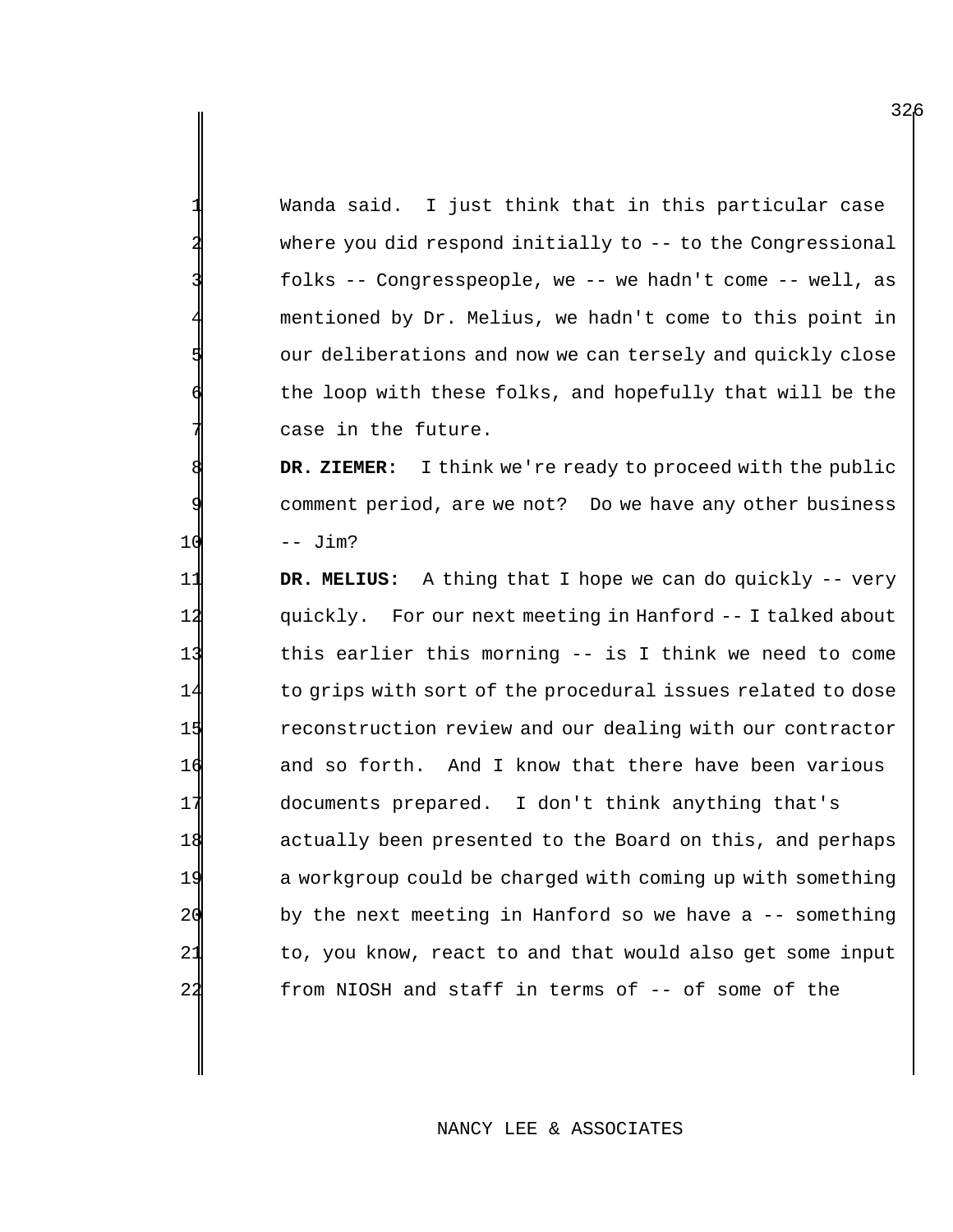Wanda said. I just think that in this particular case where you did respond initially to -- to the Congressional folks -- Congresspeople, we -- we hadn't come -- well, as mentioned by Dr. Melius, we hadn't come to this point in our deliberations and now we can tersely and quickly close the loop with these folks, and hopefully that will be the case in the future.

**DR. ZIEMER:** I think we're ready to proceed with the public comment period, are we not? Do we have any other business -- Jim?

**DR. MELIUS:** A thing that I hope we can do quickly -- very quickly. For our next meeting in Hanford -- I talked about this earlier this morning -- is I think we need to come to grips with sort of the procedural issues related to dose reconstruction review and our dealing with our contractor and so forth. And I know that there have been various documents prepared. I don't think anything that's actually been presented to the Board on this, and perhaps a workgroup could be charged with coming up with something by the next meeting in Hanford so we have a -- something to, you know, react to and that would also get some input from NIOSH and staff in terms of -- of some of the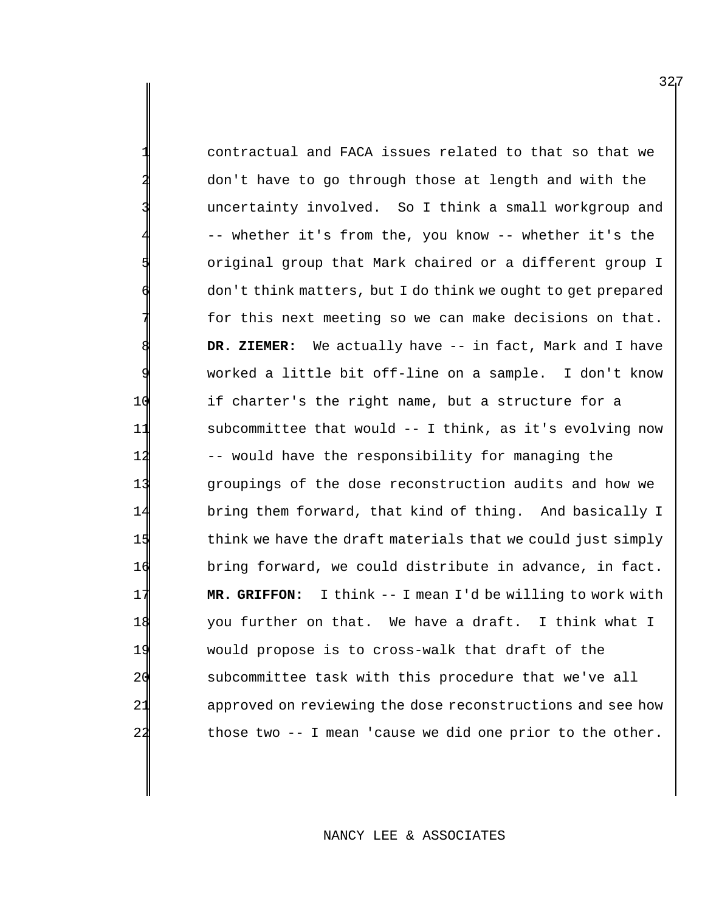contractual and FACA issues related to that so that we don't have to go through those at length and with the uncertainty involved. So I think a small workgroup and -- whether it's from the, you know -- whether it's the original group that Mark chaired or a different group I don't think matters, but I do think we ought to get prepared for this next meeting so we can make decisions on that.

**DR. ZIEMER:** We actually have -- in fact, Mark and I have worked a little bit off-line on a sample. I don't know if charter's the right name, but a structure for a subcommittee that would -- I think, as it's evolving now -- would have the responsibility for managing the groupings of the dose reconstruction audits and how we bring them forward, that kind of thing. And basically I think we have the draft materials that we could just simply bring forward, we could distribute in advance, in fact.

**MR. GRIFFON:** I think -- I mean I'd be willing to work with you further on that. We have a draft. I think what I would propose is to cross-walk that draft of the subcommittee task with this procedure that we've all approved on reviewing the dose reconstructions and see how those two -- I mean 'cause we did one prior to the other.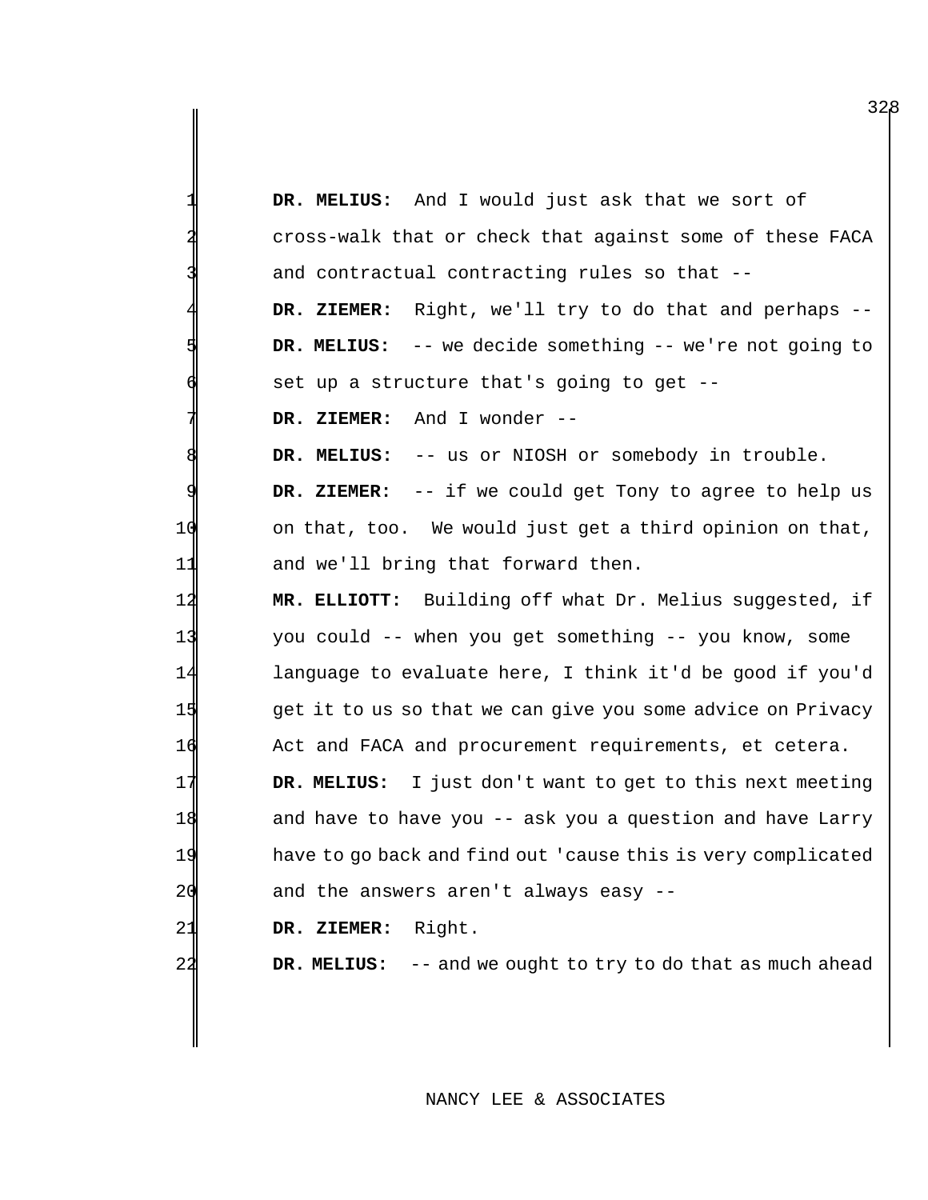**DR. MELIUS:** And I would just ask that we sort of cross-walk that or check that against some of these FACA and contractual contracting rules so that --

**DR. ZIEMER:** Right, we'll try to do that and perhaps --

**DR. MELIUS:** -- we decide something -- we're not going to set up a structure that's going to get --

**DR. ZIEMER:** And I wonder --

**DR. MELIUS:** -- us or NIOSH or somebody in trouble.

**DR. ZIEMER:** -- if we could get Tony to agree to help us on that, too. We would just get a third opinion on that, and we'll bring that forward then.

**MR. ELLIOTT:** Building off what Dr. Melius suggested, if you could -- when you get something -- you know, some language to evaluate here, I think it'd be good if you'd get it to us so that we can give you some advice on Privacy Act and FACA and procurement requirements, et cetera.

**DR. MELIUS:** I just don't want to get to this next meeting and have to have you -- ask you a question and have Larry have to go back and find out 'cause this is very complicated and the answers aren't always easy --

**DR. ZIEMER:** Right.

**DR. MELIUS:** -- and we ought to try to do that as much ahead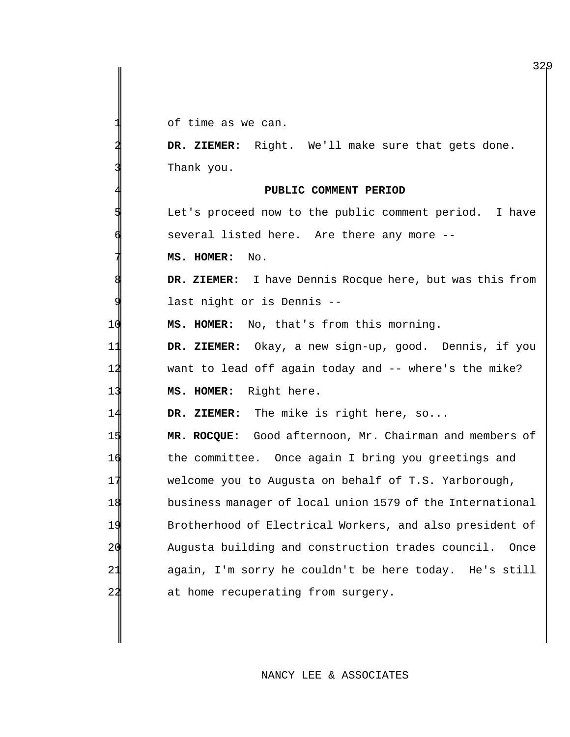of time as we can.

**DR. ZIEMER:** Right. We'll make sure that gets done. Thank you.

**PUBLIC COMMENT PERIOD**

Let's proceed now to the public comment period. I have several listed here. Are there any more --

**MS. HOMER:** No.

**DR. ZIEMER:** I have Dennis Rocque here, but was this from last night or is Dennis --

**MS. HOMER:** No, that's from this morning.

**DR. ZIEMER:** Okay, a new sign-up, good. Dennis, if you want to lead off again today and -- where's the mike?

**MS. HOMER:** Right here.

**DR. ZIEMER:** The mike is right here, so...

**MR. ROCQUE:** Good afternoon, Mr. Chairman and members of the committee. Once again I bring you greetings and welcome you to Augusta on behalf of T.S. Yarborough, business manager of local union 1579 of the International Brotherhood of Electrical Workers, and also president of Augusta building and construction trades council. Once again, I'm sorry he couldn't be here today. He's still at home recuperating from surgery.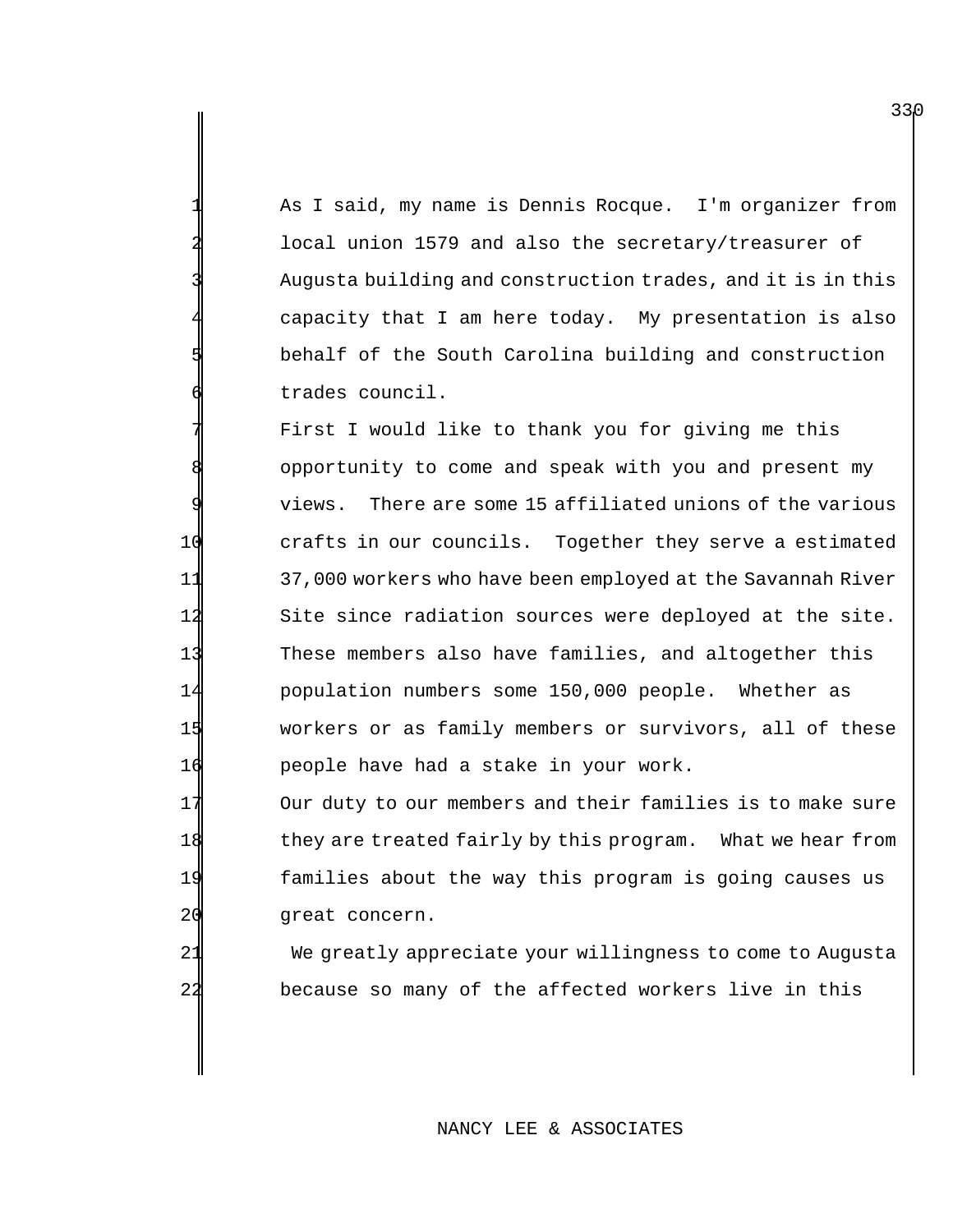As I said, my name is Dennis Rocque. I'm organizer from local union 1579 and also the secretary/treasurer of Augusta building and construction trades, and it is in this capacity that I am here today. My presentation is also behalf of the South Carolina building and construction trades council.

First I would like to thank you for giving me this opportunity to come and speak with you and present my views. There are some 15 affiliated unions of the various crafts in our councils. Together they serve a estimated 37,000 workers who have been employed at the Savannah River Site since radiation sources were deployed at the site. These members also have families, and altogether this population numbers some 150,000 people. Whether as workers or as family members or survivors, all of these people have had a stake in your work.

Our duty to our members and their families is to make sure they are treated fairly by this program. What we hear from families about the way this program is going causes us great concern.

We greatly appreciate your willingness to come to Augusta because so many of the affected workers live in this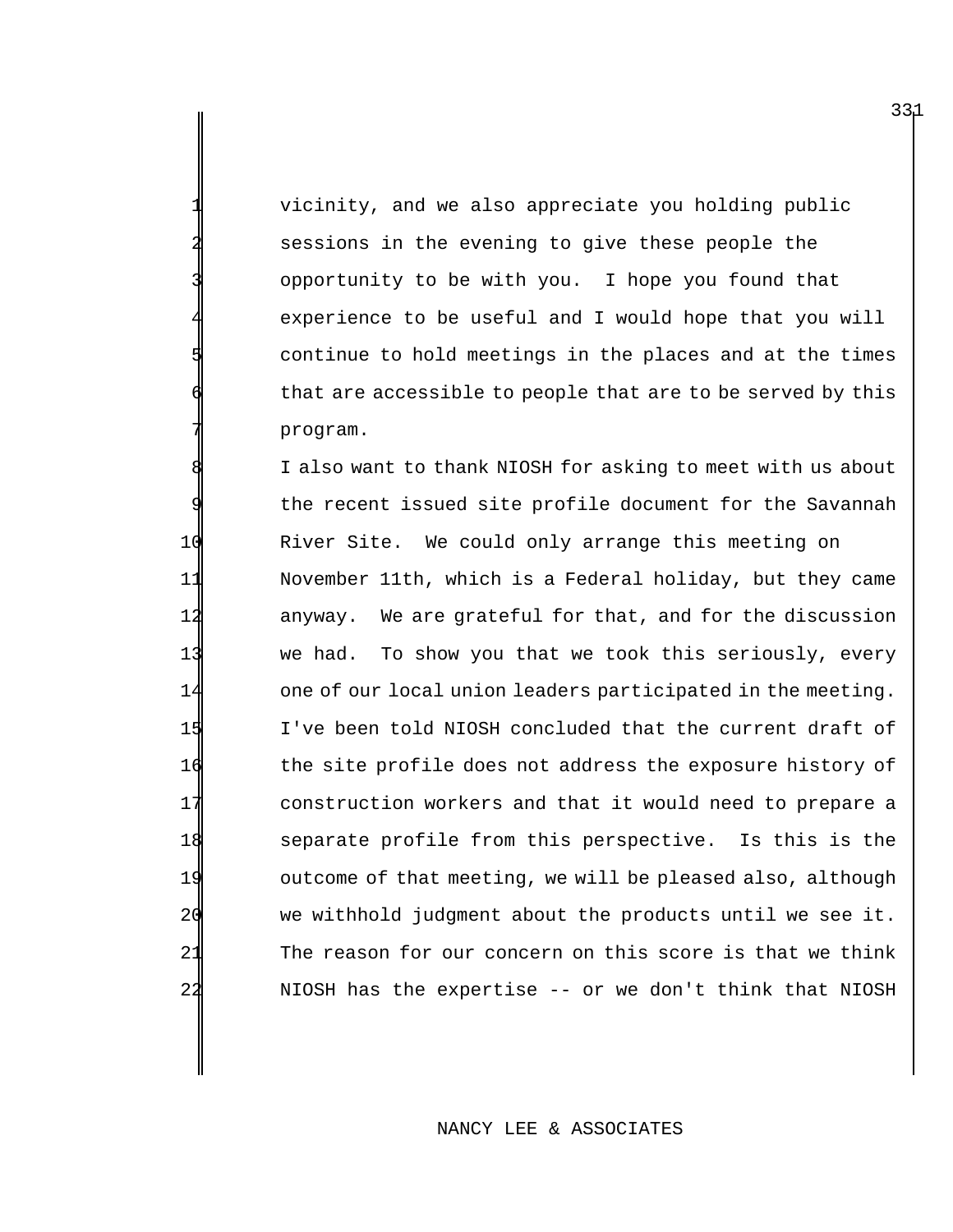vicinity, and we also appreciate you holding public sessions in the evening to give these people the opportunity to be with you. I hope you found that experience to be useful and I would hope that you will continue to hold meetings in the places and at the times that are accessible to people that are to be served by this program.

I also want to thank NIOSH for asking to meet with us about the recent issued site profile document for the Savannah River Site. We could only arrange this meeting on November 11th, which is a Federal holiday, but they came anyway. We are grateful for that, and for the discussion we had. To show you that we took this seriously, every one of our local union leaders participated in the meeting. I've been told NIOSH concluded that the current draft of the site profile does not address the exposure history of construction workers and that it would need to prepare a separate profile from this perspective. Is this is the outcome of that meeting, we will be pleased also, although we withhold judgment about the products until we see it. The reason for our concern on this score is that we think NIOSH has the expertise -- or we don't think that NIOSH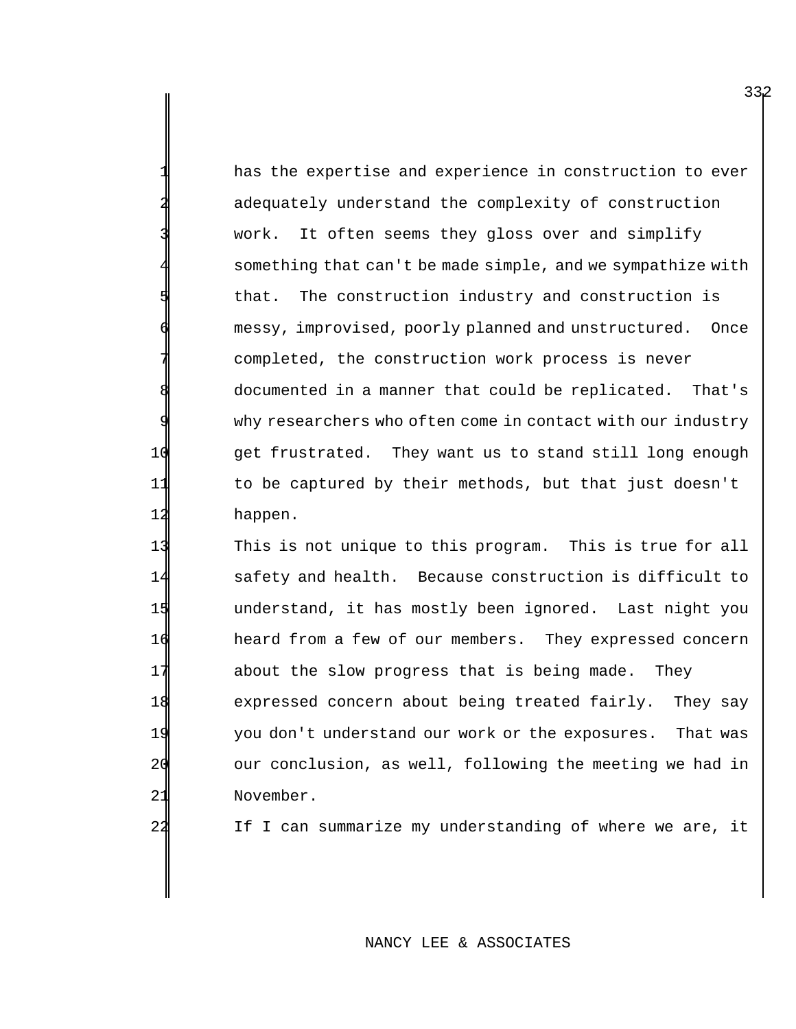has the expertise and experience in construction to ever adequately understand the complexity of construction work. It often seems they gloss over and simplify something that can't be made simple, and we sympathize with that. The construction industry and construction is messy, improvised, poorly planned and unstructured. Once completed, the construction work process is never documented in a manner that could be replicated. That's why researchers who often come in contact with our industry get frustrated. They want us to stand still long enough to be captured by their methods, but that just doesn't happen.

This is not unique to this program. This is true for all safety and health. Because construction is difficult to understand, it has mostly been ignored. Last night you heard from a few of our members. They expressed concern about the slow progress that is being made. They expressed concern about being treated fairly. They say you don't understand our work or the exposures. That was our conclusion, as well, following the meeting we had in November.

If I can summarize my understanding of where we are, it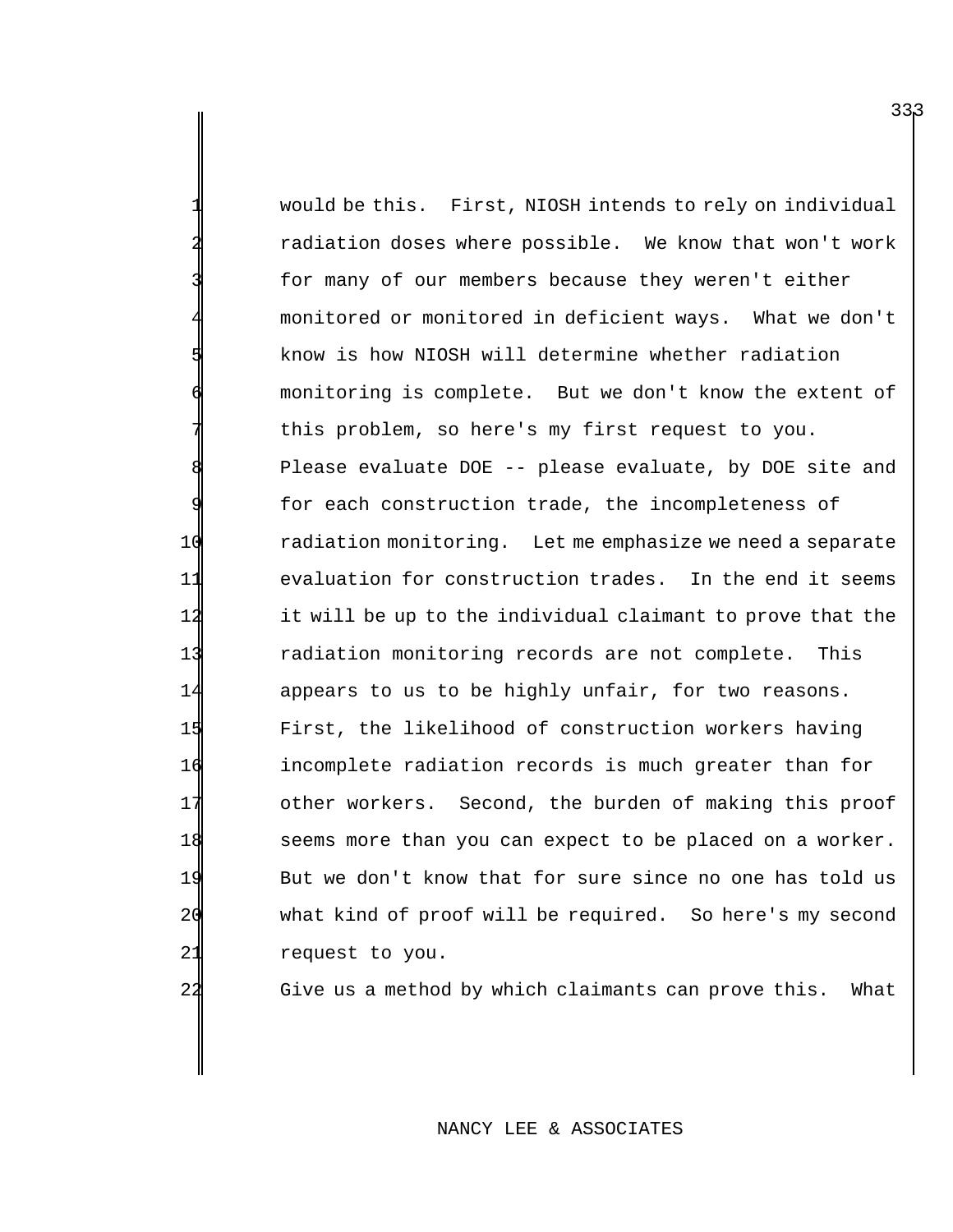would be this. First, NIOSH intends to rely on individual radiation doses where possible. We know that won't work for many of our members because they weren't either monitored or monitored in deficient ways. What we don't know is how NIOSH will determine whether radiation monitoring is complete. But we don't know the extent of this problem, so here's my first request to you.

Please evaluate DOE -- please evaluate, by DOE site and for each construction trade, the incompleteness of radiation monitoring. Let me emphasize we need a separate evaluation for construction trades. In the end it seems it will be up to the individual claimant to prove that the radiation monitoring records are not complete. This appears to us to be highly unfair, for two reasons.

First, the likelihood of construction workers having incomplete radiation records is much greater than for other workers. Second, the burden of making this proof seems more than you can expect to be placed on a worker. But we don't know that for sure since no one has told us what kind of proof will be required. So here's my second request to you.

Give us a method by which claimants can prove this. What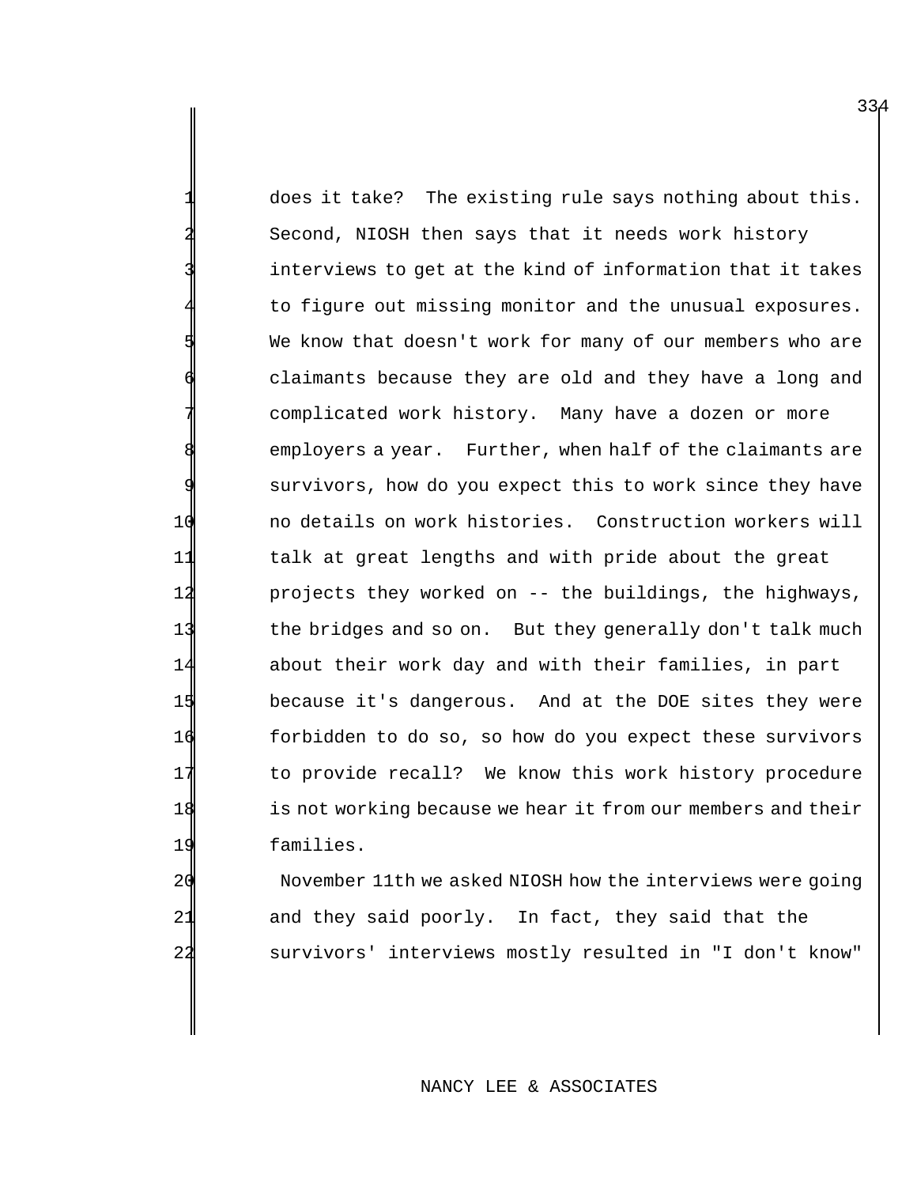does it take? The existing rule says nothing about this. Second, NIOSH then says that it needs work history interviews to get at the kind of information that it takes to figure out missing monitor and the unusual exposures. We know that doesn't work for many of our members who are claimants because they are old and they have a long and complicated work history. Many have a dozen or more employers a year. Further, when half of the claimants are survivors, how do you expect this to work since they have no details on work histories. Construction workers will talk at great lengths and with pride about the great projects they worked on -- the buildings, the highways, the bridges and so on. But they generally don't talk much about their work day and with their families, in part because it's dangerous. And at the DOE sites they were forbidden to do so, so how do you expect these survivors to provide recall? We know this work history procedure is not working because we hear it from our members and their families.

November 11th we asked NIOSH how the interviews were going and they said poorly. In fact, they said that the survivors' interviews mostly resulted in "I don't know"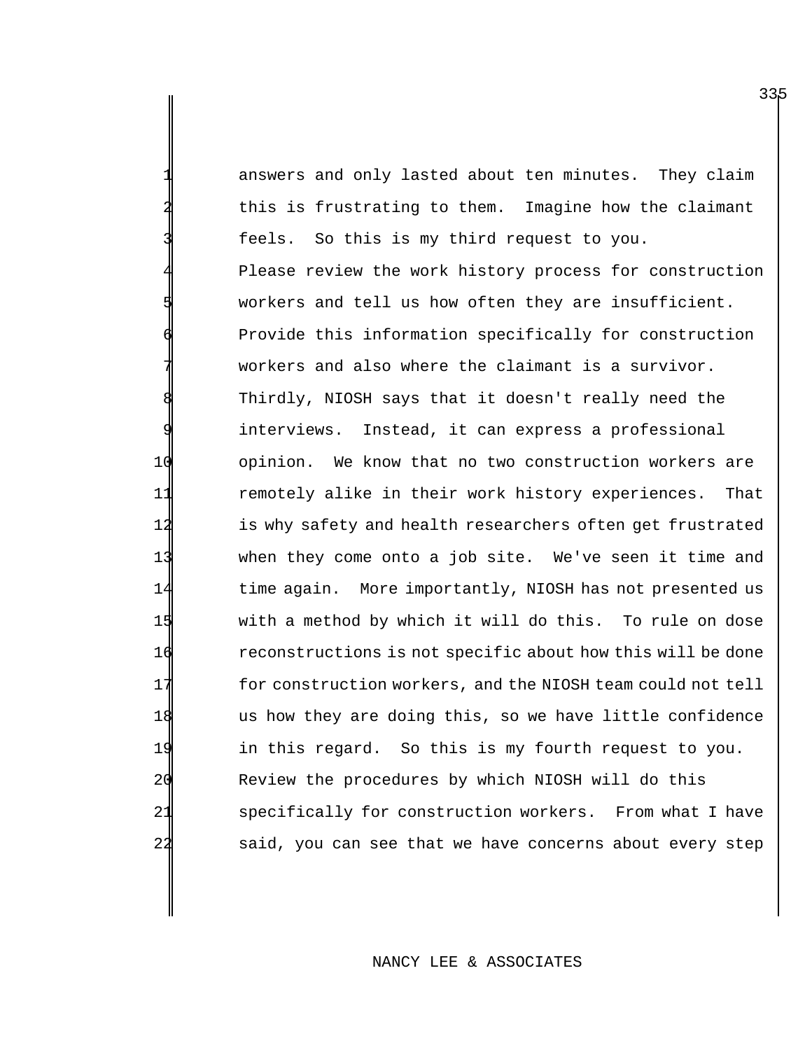answers and only lasted about ten minutes. They claim this is frustrating to them. Imagine how the claimant feels. So this is my third request to you.

Please review the work history process for construction workers and tell us how often they are insufficient. Provide this information specifically for construction workers and also where the claimant is a survivor.

Thirdly, NIOSH says that it doesn't really need the interviews. Instead, it can express a professional opinion. We know that no two construction workers are remotely alike in their work history experiences. That is why safety and health researchers often get frustrated when they come onto a job site. We've seen it time and time again. More importantly, NIOSH has not presented us with a method by which it will do this. To rule on dose reconstructions is not specific about how this will be done for construction workers, and the NIOSH team could not tell us how they are doing this, so we have little confidence in this regard. So this is my fourth request to you.

Review the procedures by which NIOSH will do this specifically for construction workers. From what I have said, you can see that we have concerns about every step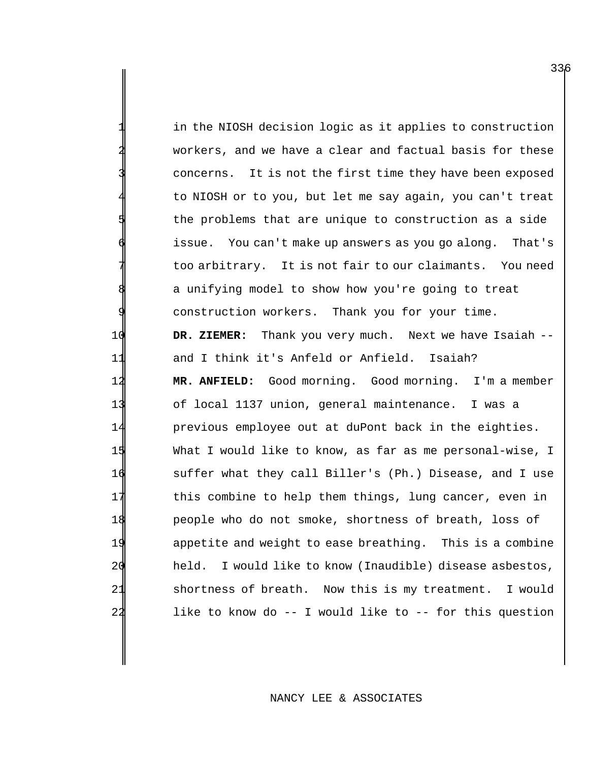in the NIOSH decision logic as it applies to construction workers, and we have a clear and factual basis for these concerns. It is not the first time they have been exposed to NIOSH or to you, but let me say again, you can't treat the problems that are unique to construction as a side issue. You can't make up answers as you go along. That's too arbitrary. It is not fair to our claimants. You need a unifying model to show how you're going to treat construction workers. Thank you for your time.

**DR. ZIEMER:** Thank you very much. Next we have Isaiah -- and I think it's Anfeld or Anfield. Isaiah?

**MR. ANFIELD:** Good morning. Good morning. I'm a member of local 1137 union, general maintenance. I was a previous employee out at duPont back in the eighties. What I would like to know, as far as me personal-wise, I suffer what they call Biller's (Ph.) Disease, and I use this combine to help them things, lung cancer, even in people who do not smoke, shortness of breath, loss of appetite and weight to ease breathing. This is a combine held. I would like to know (Inaudible) disease asbestos, shortness of breath. Now this is my treatment. I would like to know do -- I would like to -- for this question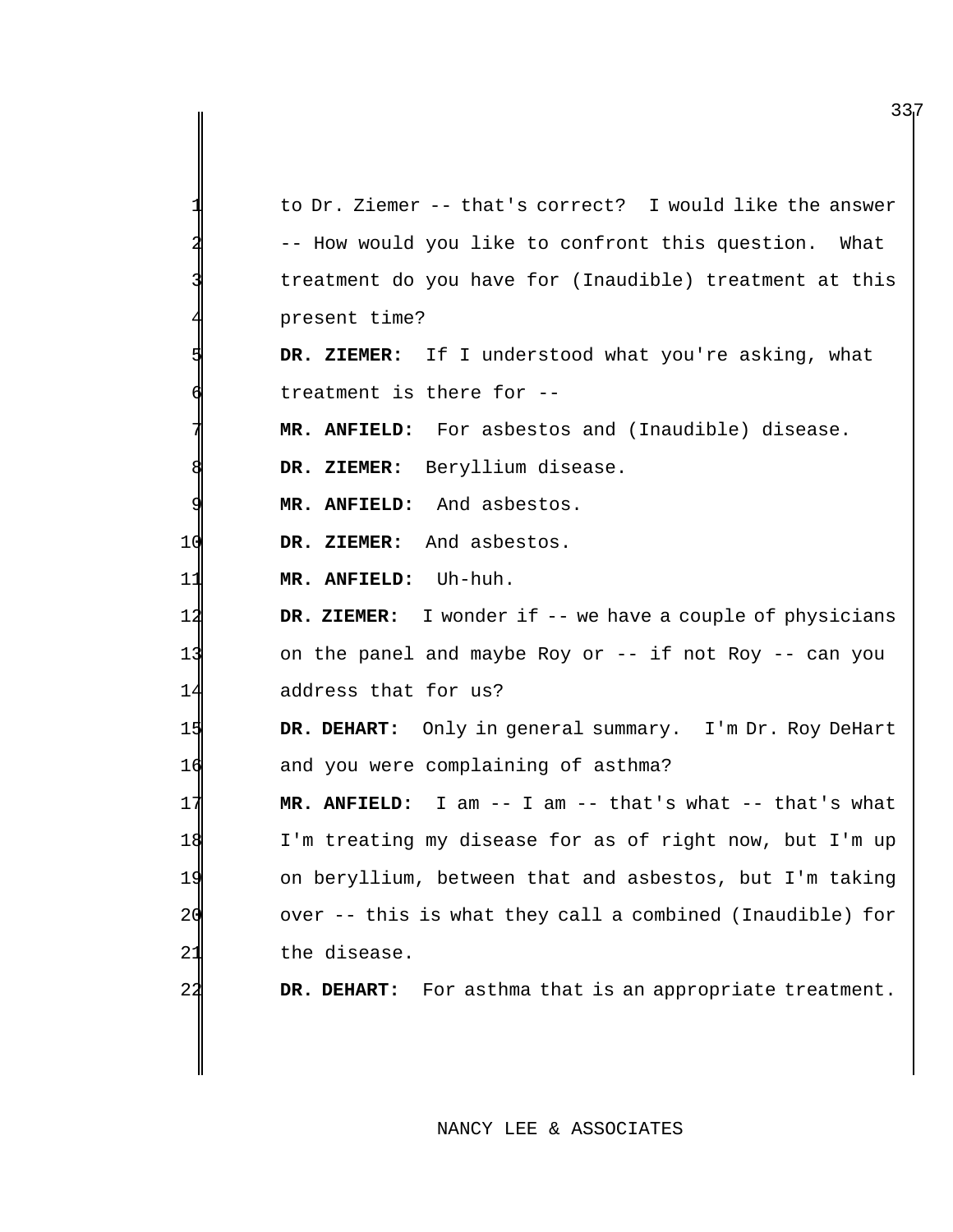to Dr. Ziemer -- that's correct? I would like the answer -- How would you like to confront this question. What treatment do you have for (Inaudible) treatment at this present time?

**DR. ZIEMER:** If I understood what you're asking, what treatment is there for --

**MR. ANFIELD:** For asbestos and (Inaudible) disease.

**DR. ZIEMER:** Beryllium disease.

**MR. ANFIELD:** And asbestos.

**DR. ZIEMER:** And asbestos.

**MR. ANFIELD:** Uh-huh.

**DR. ZIEMER:** I wonder if -- we have a couple of physicians on the panel and maybe Roy or -- if not Roy -- can you address that for us?

**DR. DEHART:** Only in general summary. I'm Dr. Roy DeHart and you were complaining of asthma?

**MR. ANFIELD:** I am -- I am -- that's what -- that's what I'm treating my disease for as of right now, but I'm up on beryllium, between that and asbestos, but I'm taking over -- this is what they call a combined (Inaudible) for the disease.

**DR. DEHART:** For asthma that is an appropriate treatment.

NANCY LEE & ASSOCIATES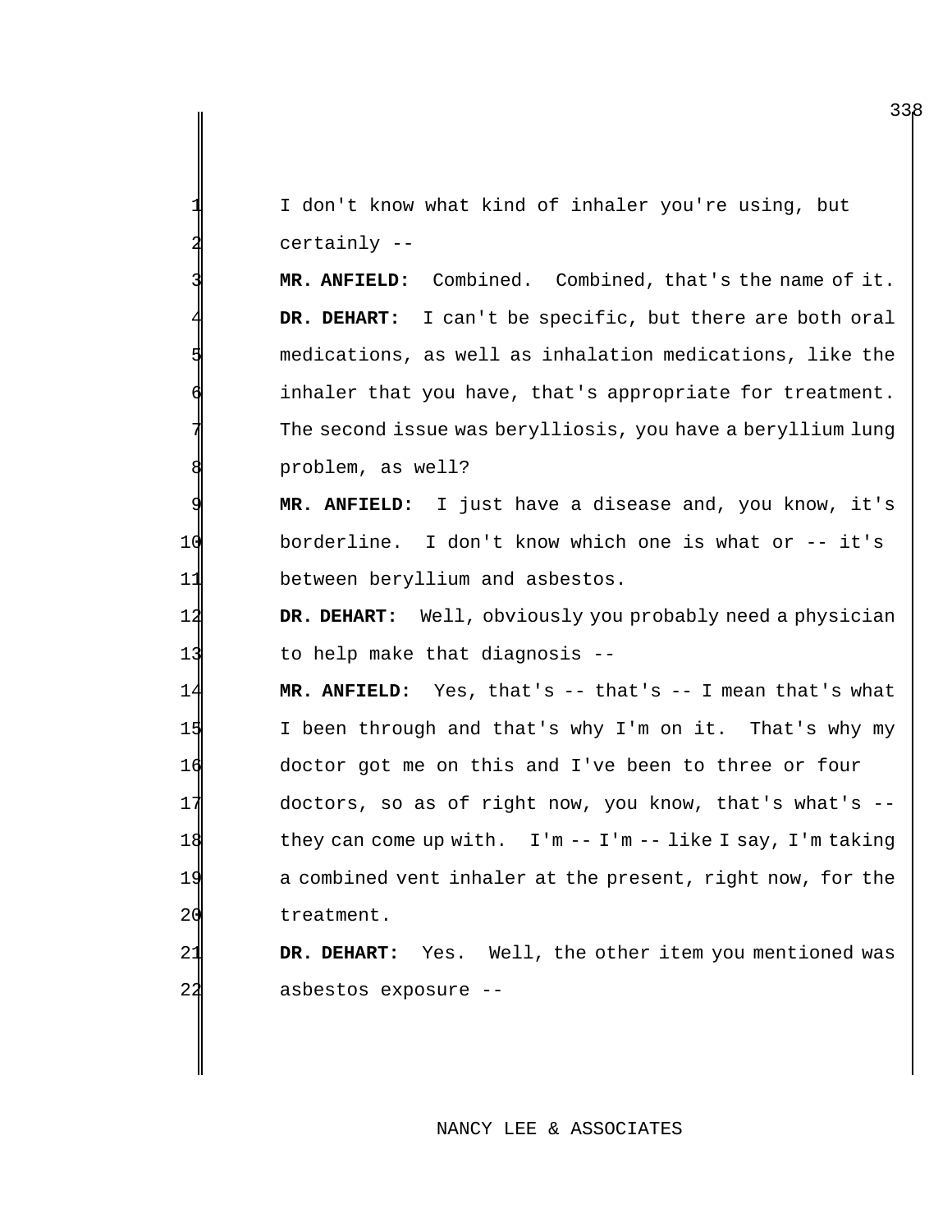I don't know what kind of inhaler you're using, but certainly --

**MR. ANFIELD:** Combined. Combined, that's the name of it.

**DR. DEHART:** I can't be specific, but there are both oral medications, as well as inhalation medications, like the inhaler that you have, that's appropriate for treatment. The second issue was berylliosis, you have a beryllium lung problem, as well?

**MR. ANFIELD:** I just have a disease and, you know, it's borderline. I don't know which one is what or -- it's between beryllium and asbestos.

**DR. DEHART:** Well, obviously you probably need a physician to help make that diagnosis --

**MR. ANFIELD:** Yes, that's -- that's -- I mean that's what I been through and that's why I'm on it. That's why my doctor got me on this and I've been to three or four doctors, so as of right now, you know, that's what's -- they can come up with. I'm -- I'm -- like I say, I'm taking a combined vent inhaler at the present, right now, for the treatment.

**DR. DEHART:** Yes. Well, the other item you mentioned was asbestos exposure --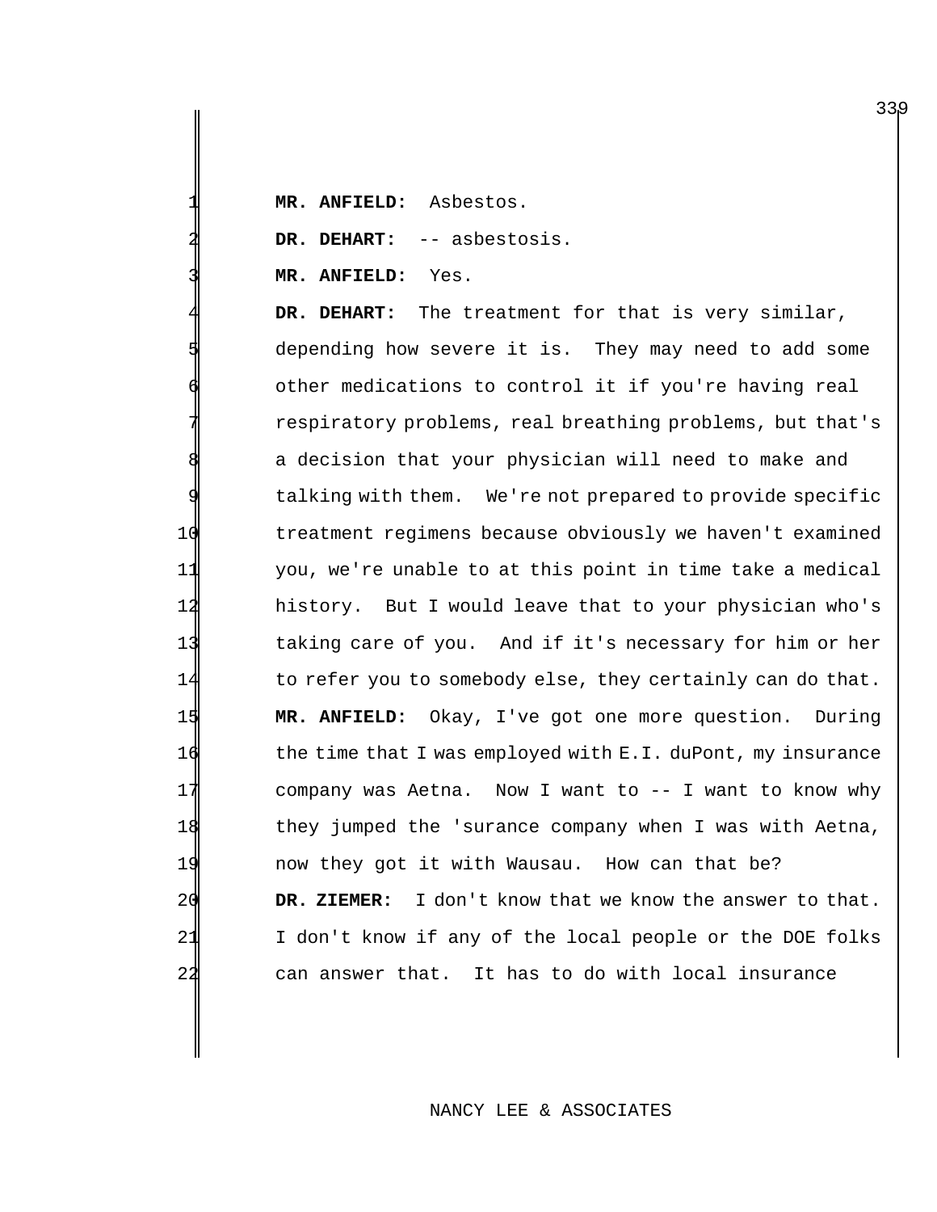**MR. ANFIELD:** Asbestos.

**DR. DEHART:** -- asbestosis.

**MR. ANFIELD:** Yes.

**DR. DEHART:** The treatment for that is very similar, depending how severe it is. They may need to add some other medications to control it if you're having real respiratory problems, real breathing problems, but that's a decision that your physician will need to make and talking with them. We're not prepared to provide specific treatment regimens because obviously we haven't examined you, we're unable to at this point in time take a medical history. But I would leave that to your physician who's taking care of you. And if it's necessary for him or her to refer you to somebody else, they certainly can do that.

**MR. ANFIELD:** Okay, I've got one more question. During the time that I was employed with E.I. duPont, my insurance company was Aetna. Now I want to -- I want to know why they jumped the 'surance company when I was with Aetna, now they got it with Wausau. How can that be?

**DR. ZIEMER:** I don't know that we know the answer to that. I don't know if any of the local people or the DOE folks can answer that. It has to do with local insurance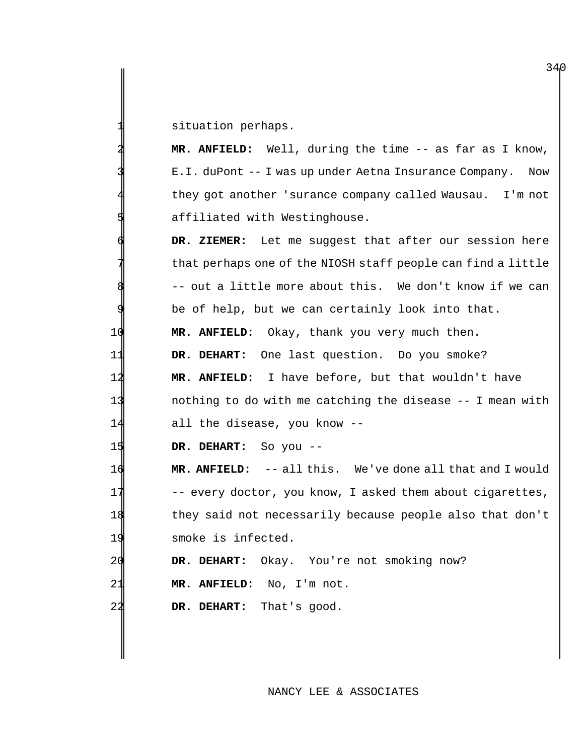situation perhaps.

**MR. ANFIELD:** Well, during the time -- as far as I know, E.I. duPont -- I was up under Aetna Insurance Company. Now they got another 'surance company called Wausau. I'm not affiliated with Westinghouse.

**DR. ZIEMER:** Let me suggest that after our session here that perhaps one of the NIOSH staff people can find a little -- out a little more about this. We don't know if we can be of help, but we can certainly look into that.

**MR. ANFIELD:** Okay, thank you very much then.

**DR. DEHART:** One last question. Do you smoke?

**MR. ANFIELD:** I have before, but that wouldn't have nothing to do with me catching the disease -- I mean with all the disease, you know --

**DR. DEHART:** So you --

**MR. ANFIELD:** -- all this. We've done all that and I would -- every doctor, you know, I asked them about cigarettes, they said not necessarily because people also that don't smoke is infected.

**DR. DEHART:** Okay. You're not smoking now?

**MR. ANFIELD:** No, I'm not.

**DR. DEHART:** That's good.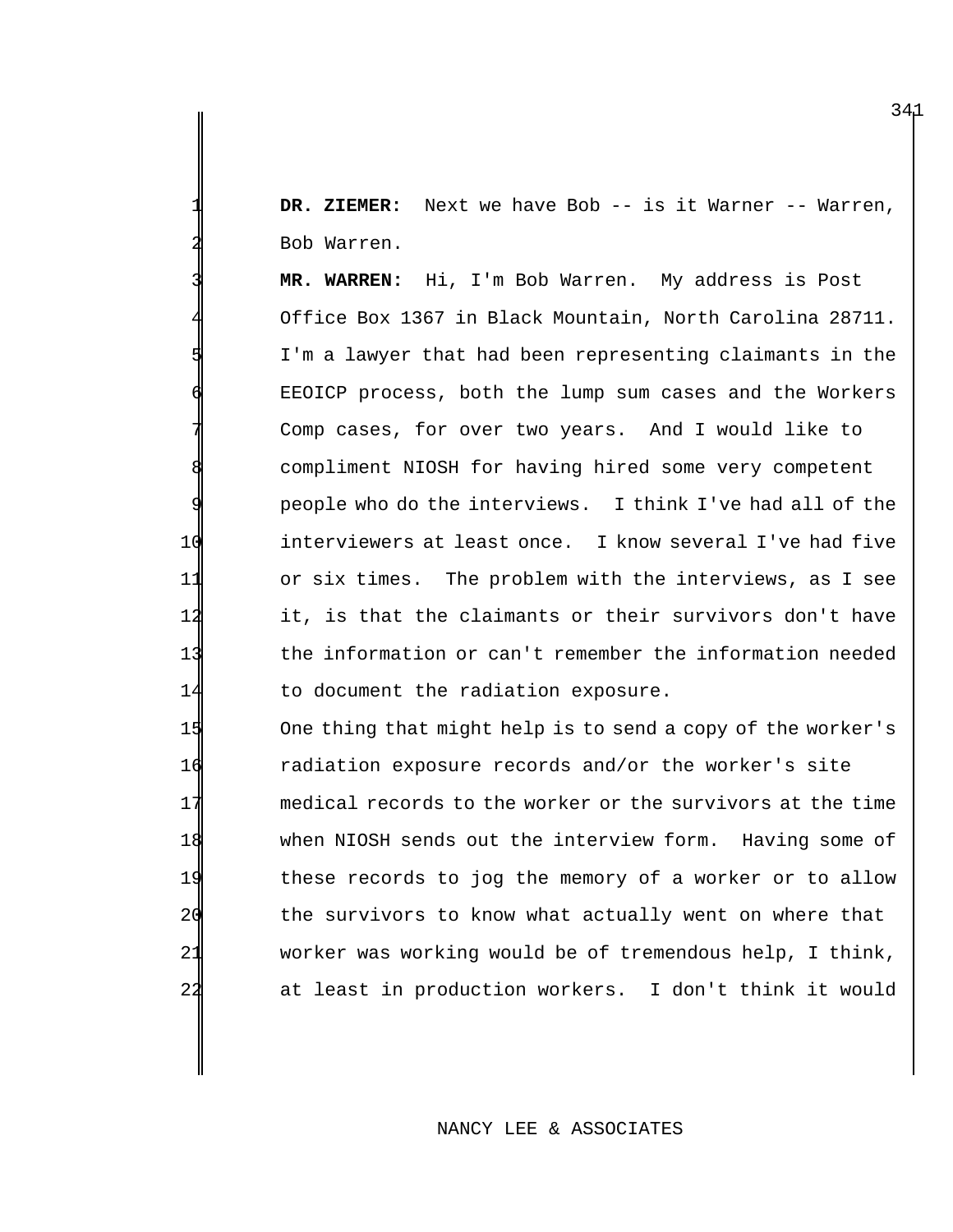**DR. ZIEMER:** Next we have Bob -- is it Warner -- Warren, Bob Warren.

**MR. WARREN:** Hi, I'm Bob Warren. My address is Post Office Box 1367 in Black Mountain, North Carolina 28711. I'm a lawyer that had been representing claimants in the EEOICP process, both the lump sum cases and the Workers Comp cases, for over two years. And I would like to compliment NIOSH for having hired some very competent people who do the interviews. I think I've had all of the interviewers at least once. I know several I've had five or six times. The problem with the interviews, as I see it, is that the claimants or their survivors don't have the information or can't remember the information needed to document the radiation exposure.

One thing that might help is to send a copy of the worker's radiation exposure records and/or the worker's site medical records to the worker or the survivors at the time when NIOSH sends out the interview form. Having some of these records to jog the memory of a worker or to allow the survivors to know what actually went on where that worker was working would be of tremendous help, I think, at least in production workers. I don't think it would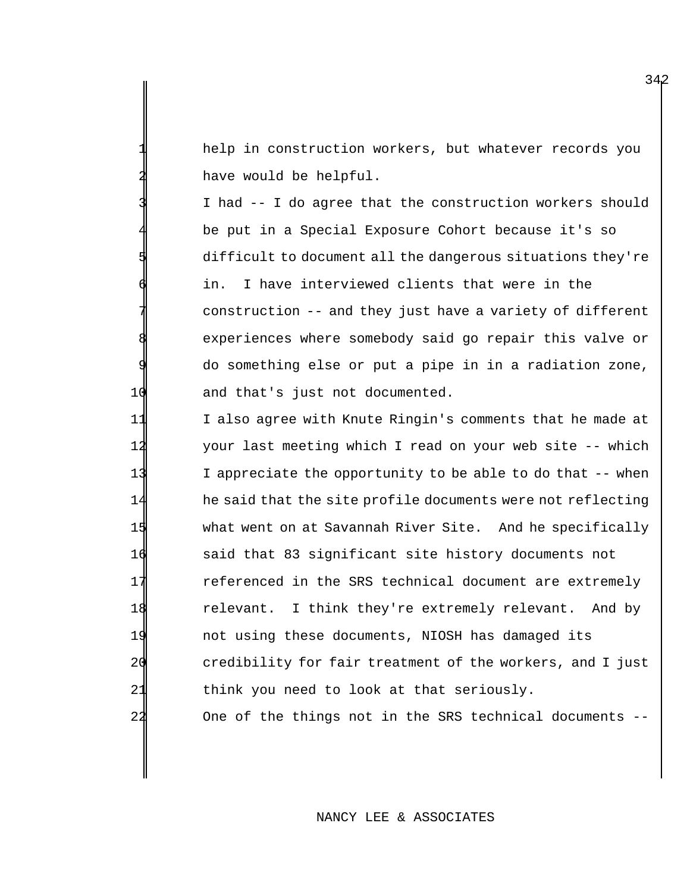help in construction workers, but whatever records you have would be helpful.

I had -- I do agree that the construction workers should be put in a Special Exposure Cohort because it's so difficult to document all the dangerous situations they're in. I have interviewed clients that were in the construction -- and they just have a variety of different experiences where somebody said go repair this valve or do something else or put a pipe in in a radiation zone, and that's just not documented.

I also agree with Knute Ringin's comments that he made at your last meeting which I read on your web site -- which I appreciate the opportunity to be able to do that -- when he said that the site profile documents were not reflecting what went on at Savannah River Site. And he specifically said that 83 significant site history documents not referenced in the SRS technical document are extremely relevant. I think they're extremely relevant. And by not using these documents, NIOSH has damaged its credibility for fair treatment of the workers, and I just think you need to look at that seriously.

One of the things not in the SRS technical documents --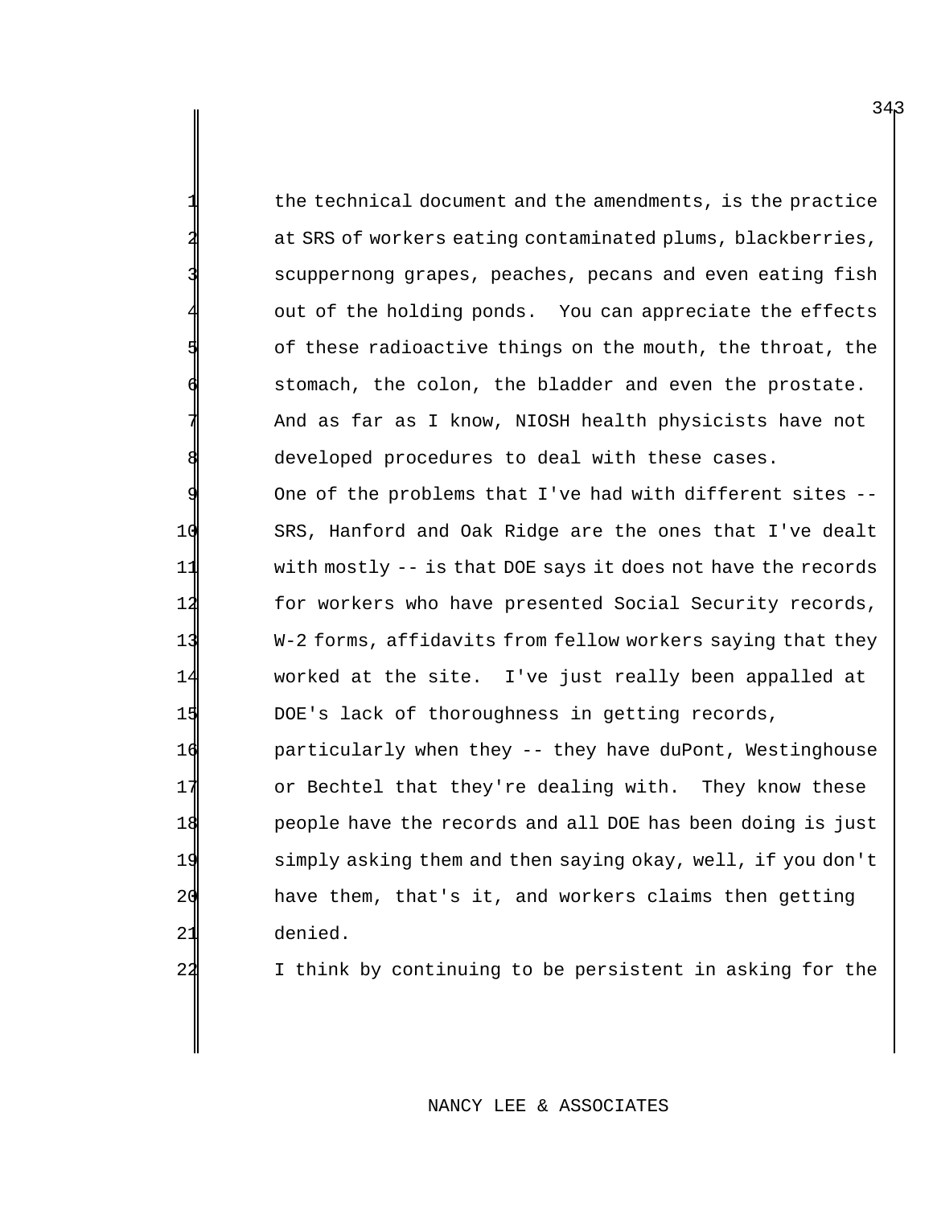the technical document and the amendments, is the practice at SRS of workers eating contaminated plums, blackberries, scuppernong grapes, peaches, pecans and even eating fish out of the holding ponds. You can appreciate the effects of these radioactive things on the mouth, the throat, the stomach, the colon, the bladder and even the prostate. And as far as I know, NIOSH health physicists have not developed procedures to deal with these cases.

One of the problems that I've had with different sites -- SRS, Hanford and Oak Ridge are the ones that I've dealt with mostly -- is that DOE says it does not have the records for workers who have presented Social Security records, W-2 forms, affidavits from fellow workers saying that they worked at the site. I've just really been appalled at DOE's lack of thoroughness in getting records, particularly when they -- they have duPont, Westinghouse or Bechtel that they're dealing with. They know these people have the records and all DOE has been doing is just simply asking them and then saying okay, well, if you don't have them, that's it, and workers claims then getting denied.

I think by continuing to be persistent in asking for the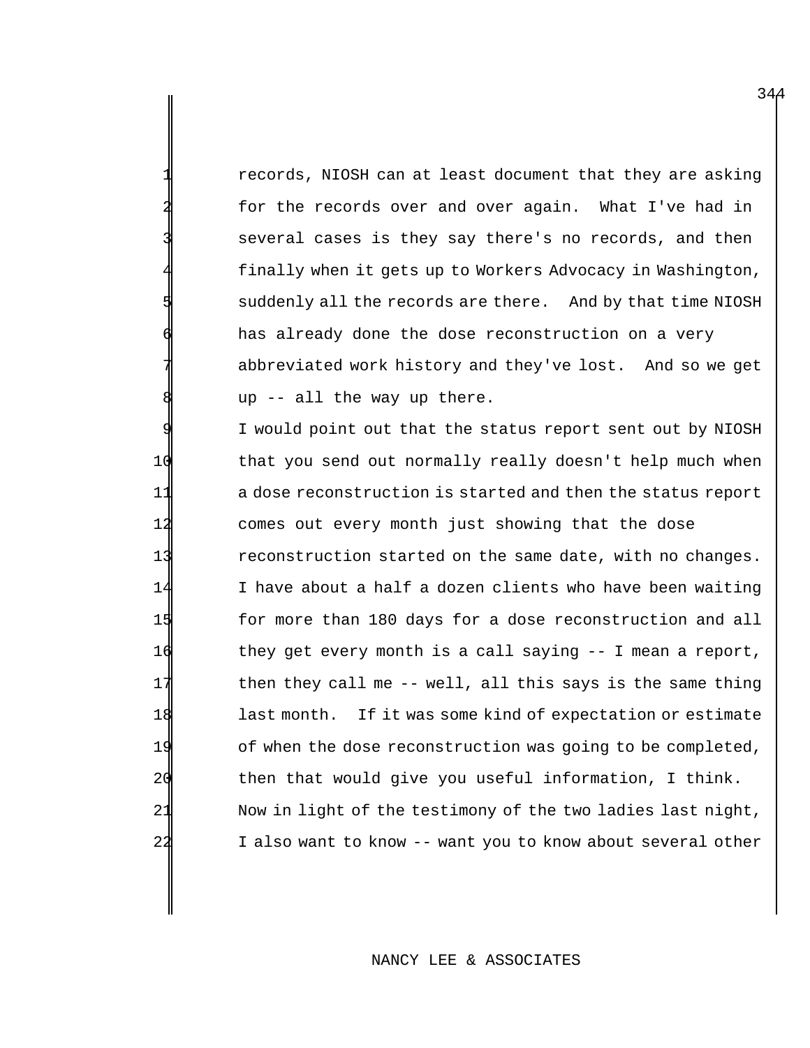records, NIOSH can at least document that they are asking for the records over and over again. What I've had in several cases is they say there's no records, and then finally when it gets up to Workers Advocacy in Washington, suddenly all the records are there. And by that time NIOSH has already done the dose reconstruction on a very abbreviated work history and they've lost. And so we get up -- all the way up there.

I would point out that the status report sent out by NIOSH that you send out normally really doesn't help much when a dose reconstruction is started and then the status report comes out every month just showing that the dose reconstruction started on the same date, with no changes. I have about a half a dozen clients who have been waiting for more than 180 days for a dose reconstruction and all they get every month is a call saying -- I mean a report, then they call me -- well, all this says is the same thing last month. If it was some kind of expectation or estimate of when the dose reconstruction was going to be completed, then that would give you useful information, I think.

Now in light of the testimony of the two ladies last night, I also want to know -- want you to know about several other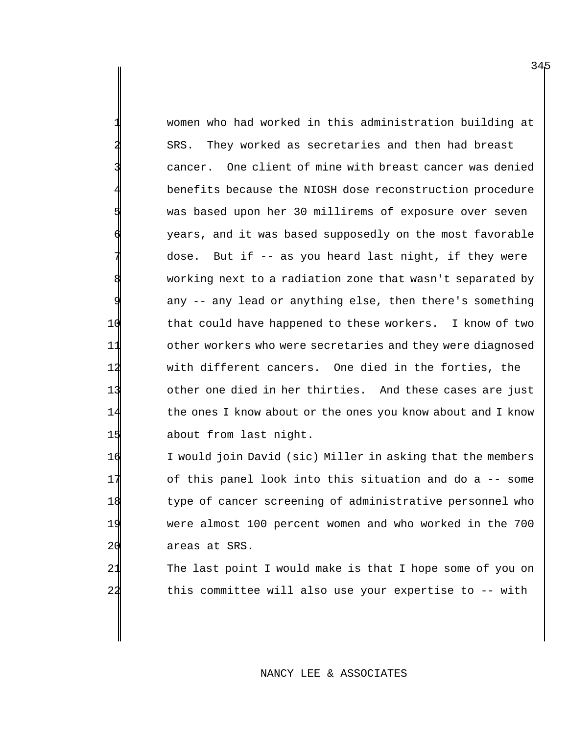women who had worked in this administration building at SRS. They worked as secretaries and then had breast cancer. One client of mine with breast cancer was denied benefits because the NIOSH dose reconstruction procedure was based upon her 30 millirems of exposure over seven years, and it was based supposedly on the most favorable dose. But if -- as you heard last night, if they were working next to a radiation zone that wasn't separated by any -- any lead or anything else, then there's something that could have happened to these workers. I know of two other workers who were secretaries and they were diagnosed with different cancers. One died in the forties, the other one died in her thirties. And these cases are just the ones I know about or the ones you know about and I know about from last night.

I would join David (sic) Miller in asking that the members of this panel look into this situation and do a -- some type of cancer screening of administrative personnel who were almost 100 percent women and who worked in the 700 areas at SRS.

The last point I would make is that I hope some of you on this committee will also use your expertise to -- with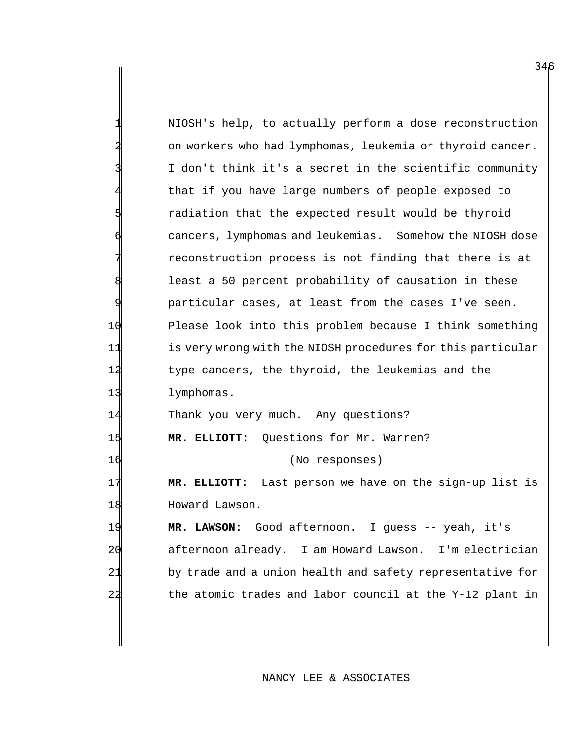NIOSH's help, to actually perform a dose reconstruction on workers who had lymphomas, leukemia or thyroid cancer. I don't think it's a secret in the scientific community that if you have large numbers of people exposed to radiation that the expected result would be thyroid cancers, lymphomas and leukemias. Somehow the NIOSH dose reconstruction process is not finding that there is at least a 50 percent probability of causation in these particular cases, at least from the cases I've seen. Please look into this problem because I think something is very wrong with the NIOSH procedures for this particular type cancers, the thyroid, the leukemias and the lymphomas.

Thank you very much. Any questions?

**MR. ELLIOTT:** Questions for Mr. Warren?

(No responses)

**MR. ELLIOTT:** Last person we have on the sign-up list is Howard Lawson.

**MR. LAWSON:** Good afternoon. I guess -- yeah, it's afternoon already. I am Howard Lawson. I'm electrician by trade and a union health and safety representative for the atomic trades and labor council at the Y-12 plant in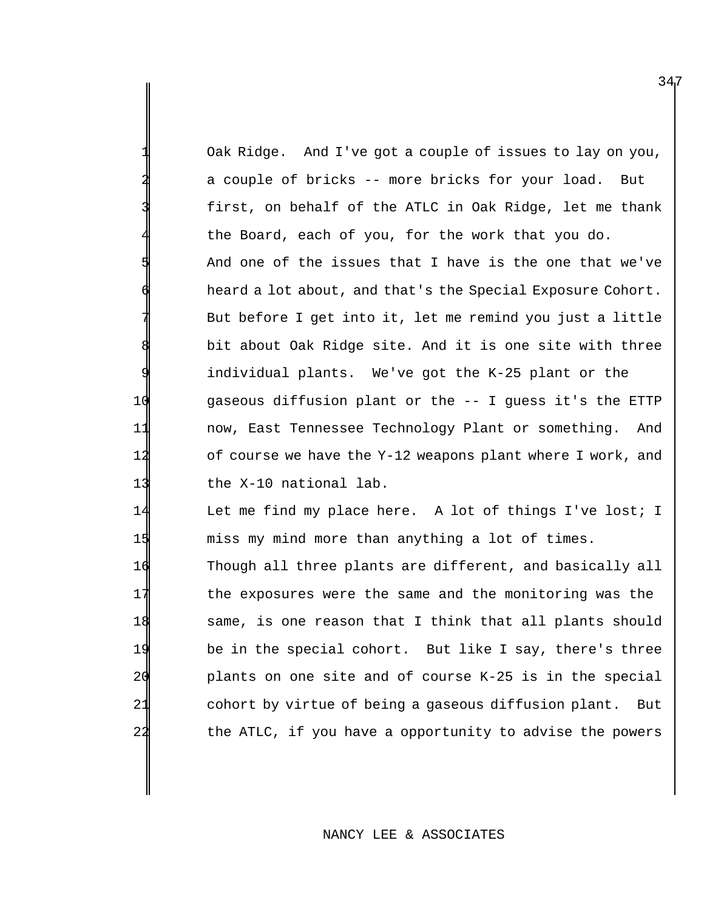Oak Ridge. And I've got a couple of issues to lay on you, a couple of bricks -- more bricks for your load. But first, on behalf of the ATLC in Oak Ridge, let me thank the Board, each of you, for the work that you do.

And one of the issues that I have is the one that we've heard a lot about, and that's the Special Exposure Cohort. But before I get into it, let me remind you just a little bit about Oak Ridge site. And it is one site with three individual plants. We've got the K-25 plant or the gaseous diffusion plant or the -- I guess it's the ETTP now, East Tennessee Technology Plant or something. And of course we have the Y-12 weapons plant where I work, and the X-10 national lab.

Let me find my place here. A lot of things I've lost; I miss my mind more than anything a lot of times.

Though all three plants are different, and basically all the exposures were the same and the monitoring was the same, is one reason that I think that all plants should be in the special cohort. But like I say, there's three plants on one site and of course K-25 is in the special cohort by virtue of being a gaseous diffusion plant. But the ATLC, if you have a opportunity to advise the powers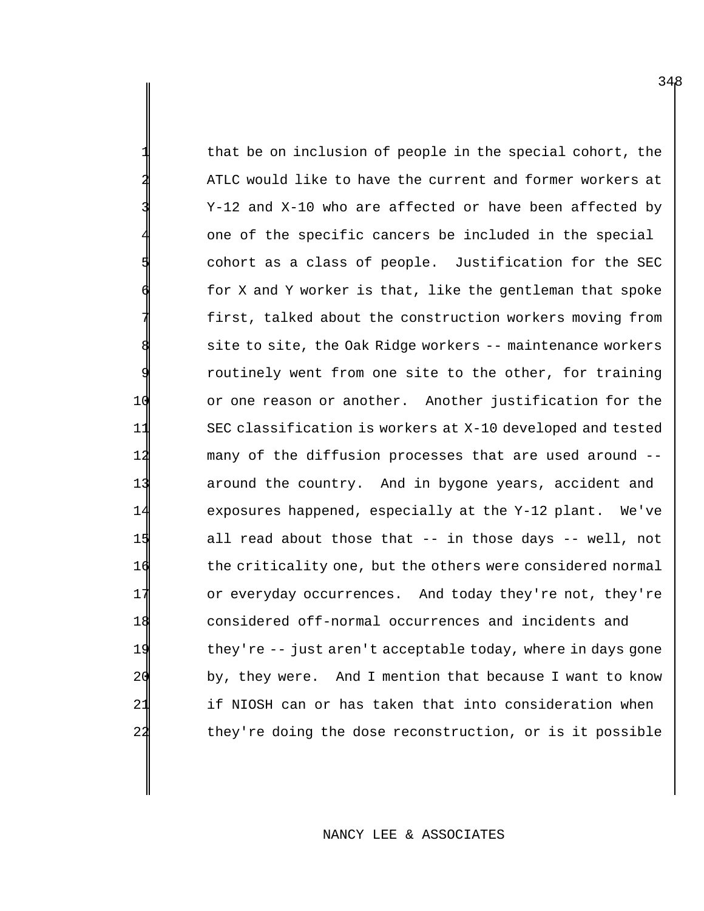that be on inclusion of people in the special cohort, the ATLC would like to have the current and former workers at Y-12 and X-10 who are affected or have been affected by one of the specific cancers be included in the special cohort as a class of people. Justification for the SEC for X and Y worker is that, like the gentleman that spoke first, talked about the construction workers moving from site to site, the Oak Ridge workers -- maintenance workers routinely went from one site to the other, for training or one reason or another. Another justification for the SEC classification is workers at X-10 developed and tested many of the diffusion processes that are used around -- around the country. And in bygone years, accident and exposures happened, especially at the Y-12 plant. We've all read about those that -- in those days -- well, not the criticality one, but the others were considered normal or everyday occurrences. And today they're not, they're considered off-normal occurrences and incidents and they're -- just aren't acceptable today, where in days gone by, they were. And I mention that because I want to know if NIOSH can or has taken that into consideration when they're doing the dose reconstruction, or is it possible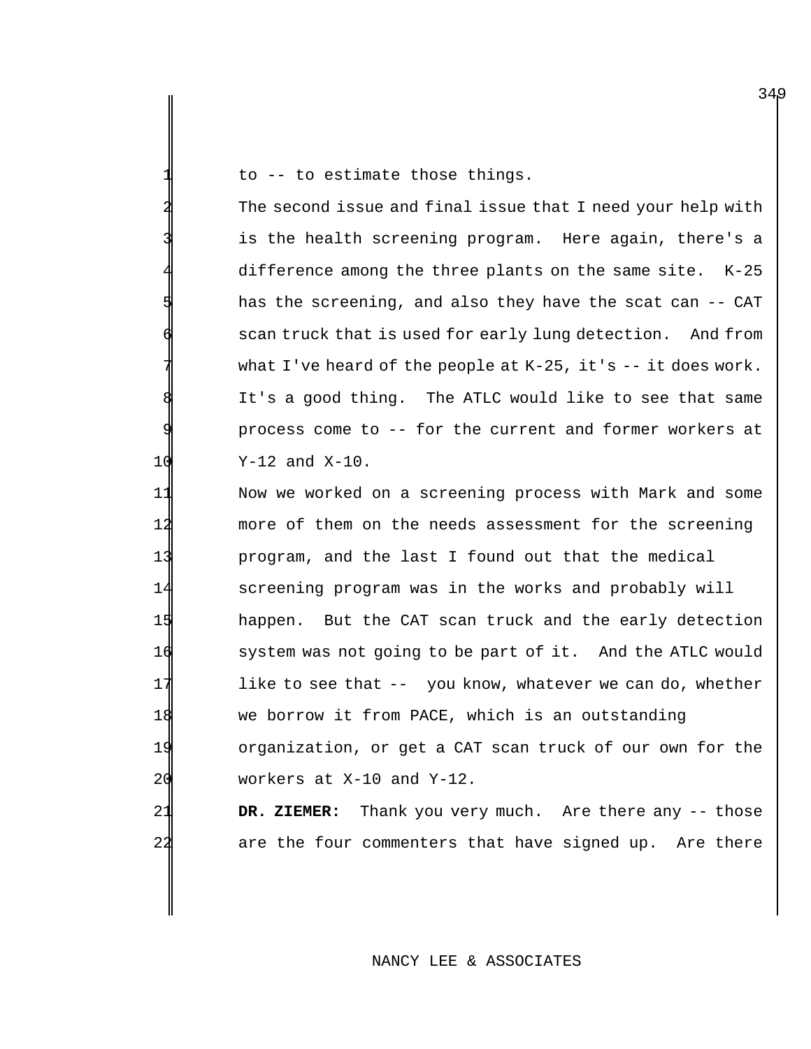to -- to estimate those things.

The second issue and final issue that I need your help with is the health screening program. Here again, there's a difference among the three plants on the same site. K-25 has the screening, and also they have the scat can -- CAT scan truck that is used for early lung detection. And from what I've heard of the people at K-25, it's -- it does work. It's a good thing. The ATLC would like to see that same process come to -- for the current and former workers at Y-12 and X-10.

Now we worked on a screening process with Mark and some more of them on the needs assessment for the screening program, and the last I found out that the medical screening program was in the works and probably will happen. But the CAT scan truck and the early detection system was not going to be part of it. And the ATLC would like to see that -- you know, whatever we can do, whether we borrow it from PACE, which is an outstanding organization, or get a CAT scan truck of our own for the workers at X-10 and Y-12.

**DR. ZIEMER:** Thank you very much. Are there any -- those are the four commenters that have signed up. Are there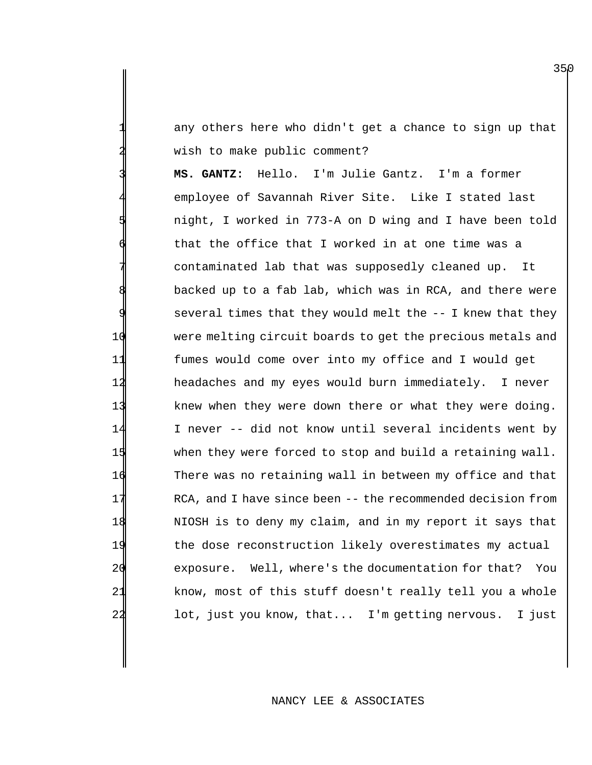any others here who didn't get a chance to sign up that wish to make public comment?

**MS. GANTZ:** Hello. I'm Julie Gantz. I'm a former employee of Savannah River Site. Like I stated last night, I worked in 773-A on D wing and I have been told that the office that I worked in at one time was a contaminated lab that was supposedly cleaned up. It backed up to a fab lab, which was in RCA, and there were several times that they would melt the -- I knew that they were melting circuit boards to get the precious metals and fumes would come over into my office and I would get headaches and my eyes would burn immediately. I never knew when they were down there or what they were doing. I never -- did not know until several incidents went by when they were forced to stop and build a retaining wall. There was no retaining wall in between my office and that RCA, and I have since been -- the recommended decision from NIOSH is to deny my claim, and in my report it says that the dose reconstruction likely overestimates my actual exposure. Well, where's the documentation for that? You know, most of this stuff doesn't really tell you a whole lot, just you know, that... I'm getting nervous. I just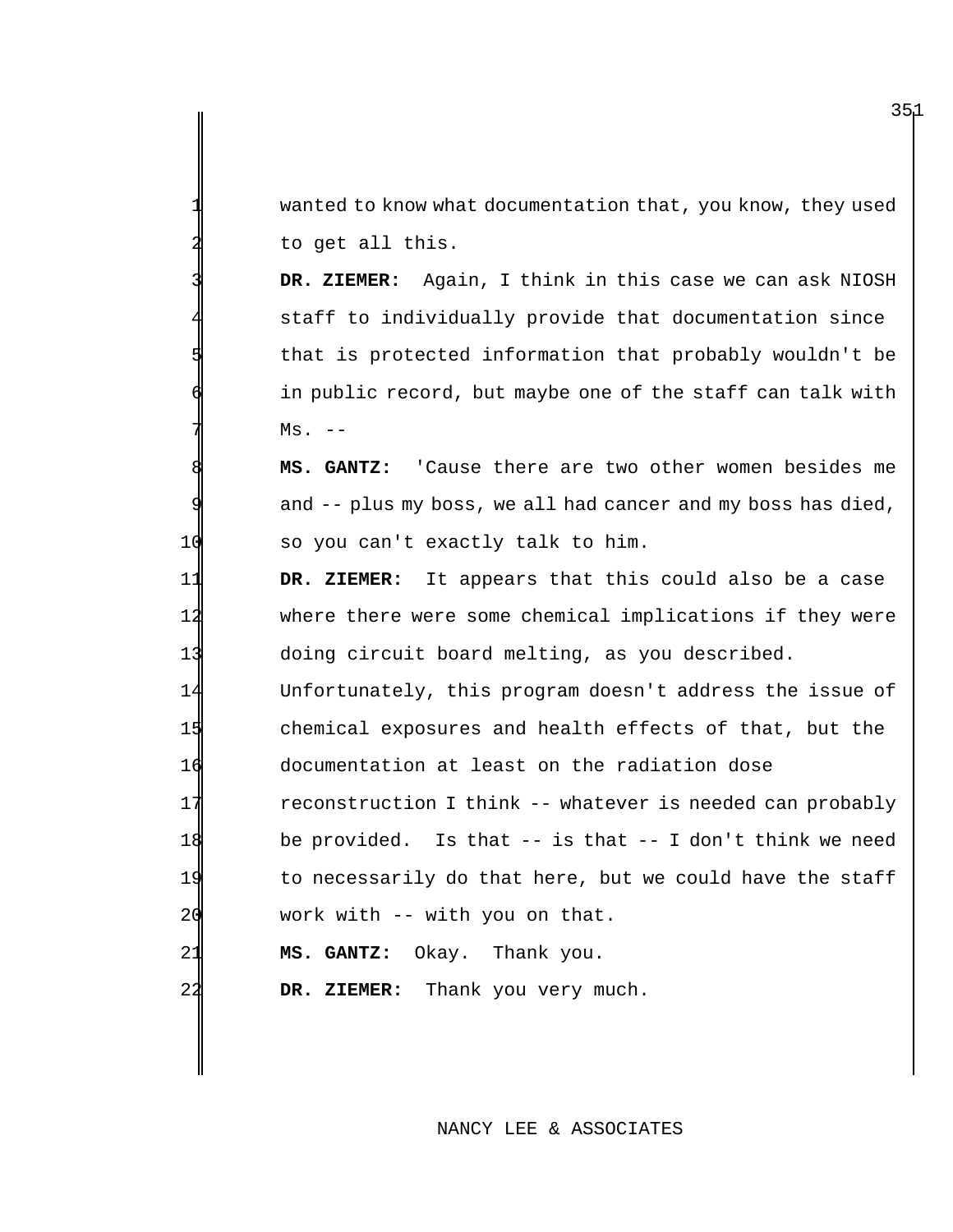wanted to know what documentation that, you know, they used to get all this.

**DR. ZIEMER:** Again, I think in this case we can ask NIOSH staff to individually provide that documentation since that is protected information that probably wouldn't be in public record, but maybe one of the staff can talk with Ms. --

**MS. GANTZ:** 'Cause there are two other women besides me and -- plus my boss, we all had cancer and my boss has died, so you can't exactly talk to him.

**DR. ZIEMER:** It appears that this could also be a case where there were some chemical implications if they were doing circuit board melting, as you described. Unfortunately, this program doesn't address the issue of chemical exposures and health effects of that, but the documentation at least on the radiation dose reconstruction I think -- whatever is needed can probably be provided. Is that -- is that -- I don't think we need to necessarily do that here, but we could have the staff work with -- with you on that.

**MS. GANTZ:** Okay. Thank you.

**DR. ZIEMER:** Thank you very much.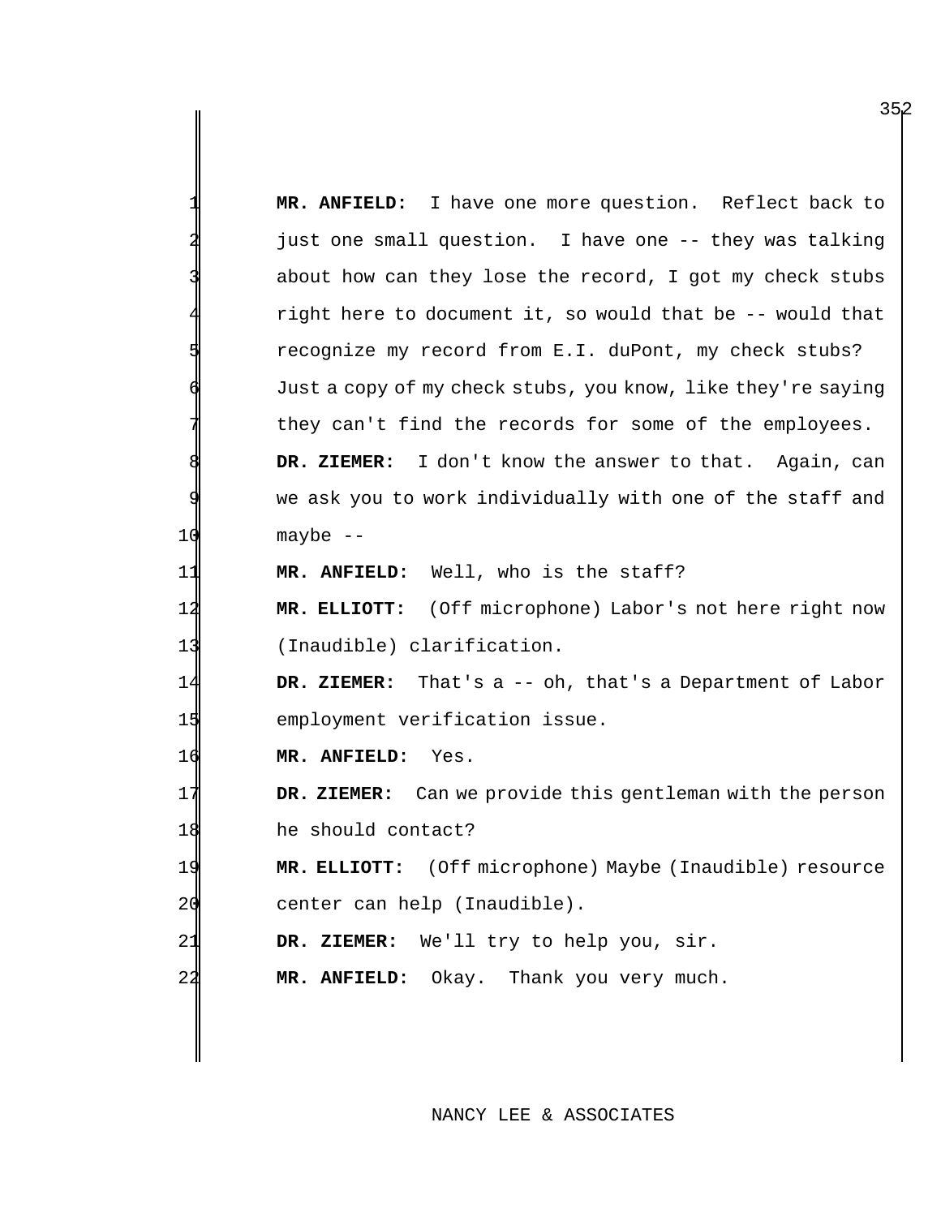**MR. ANFIELD:** I have one more question. Reflect back to just one small question. I have one -- they was talking about how can they lose the record, I got my check stubs right here to document it, so would that be -- would that recognize my record from E.I. duPont, my check stubs? Just a copy of my check stubs, you know, like they're saying they can't find the records for some of the employees.

**DR. ZIEMER:** I don't know the answer to that. Again, can we ask you to work individually with one of the staff and maybe --

**MR. ANFIELD:** Well, who is the staff?

**MR. ELLIOTT:** (Off microphone) Labor's not here right now (Inaudible) clarification.

**DR. ZIEMER:** That's a -- oh, that's a Department of Labor employment verification issue.

**MR. ANFIELD:** Yes.

**DR. ZIEMER:** Can we provide this gentleman with the person he should contact?

**MR. ELLIOTT:** (Off microphone) Maybe (Inaudible) resource center can help (Inaudible).

**DR. ZIEMER:** We'll try to help you, sir.

**MR. ANFIELD:** Okay. Thank you very much.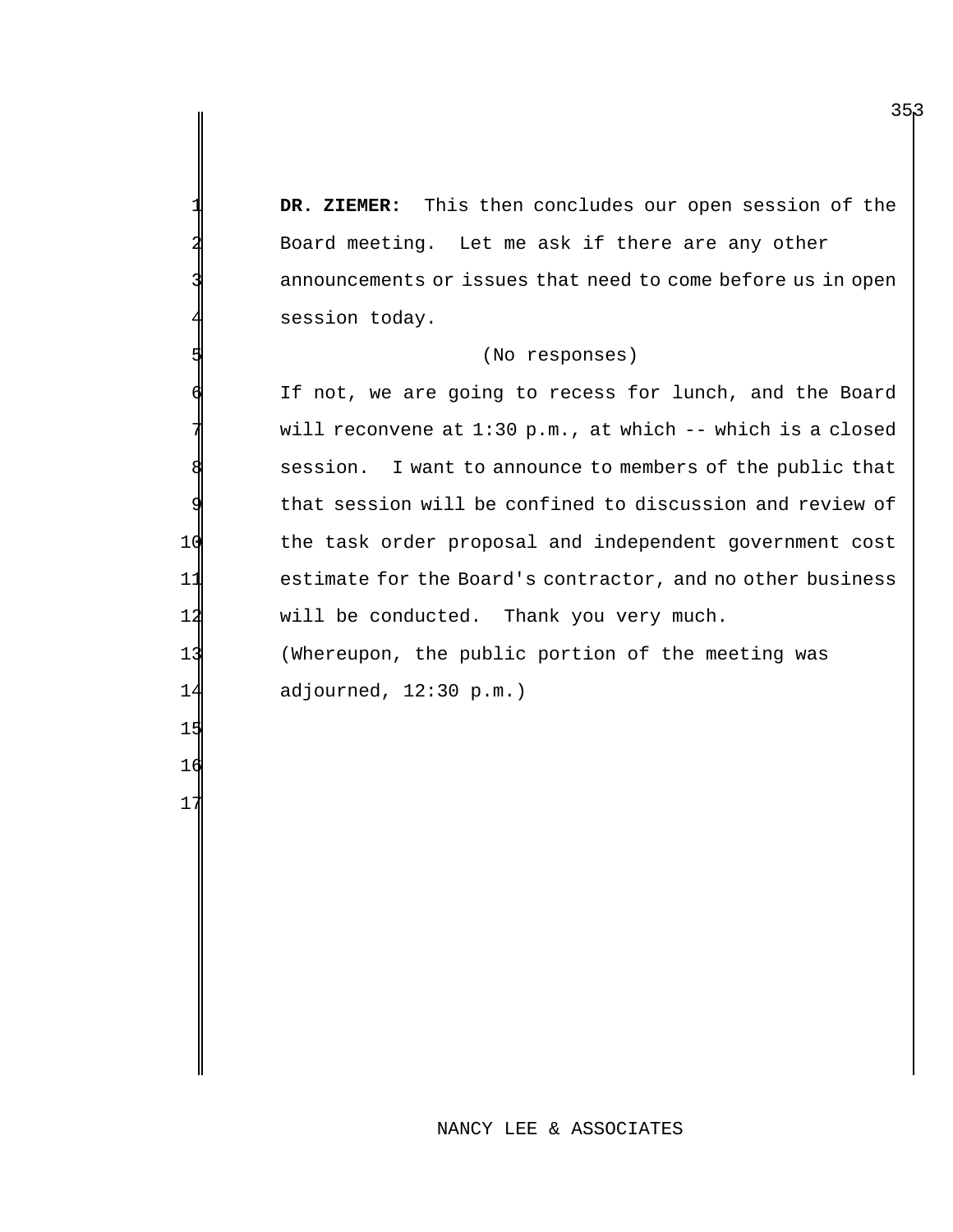**DR. ZIEMER:** This then concludes our open session of the Board meeting. Let me ask if there are any other announcements or issues that need to come before us in open session today.

(No responses)

If not, we are going to recess for lunch, and the Board will reconvene at 1:30 p.m., at which -- which is a closed session. I want to announce to members of the public that that session will be confined to discussion and review of the task order proposal and independent government cost estimate for the Board's contractor, and no other business will be conducted. Thank you very much.

(Whereupon, the public portion of the meeting was adjourned, 12:30 p.m.)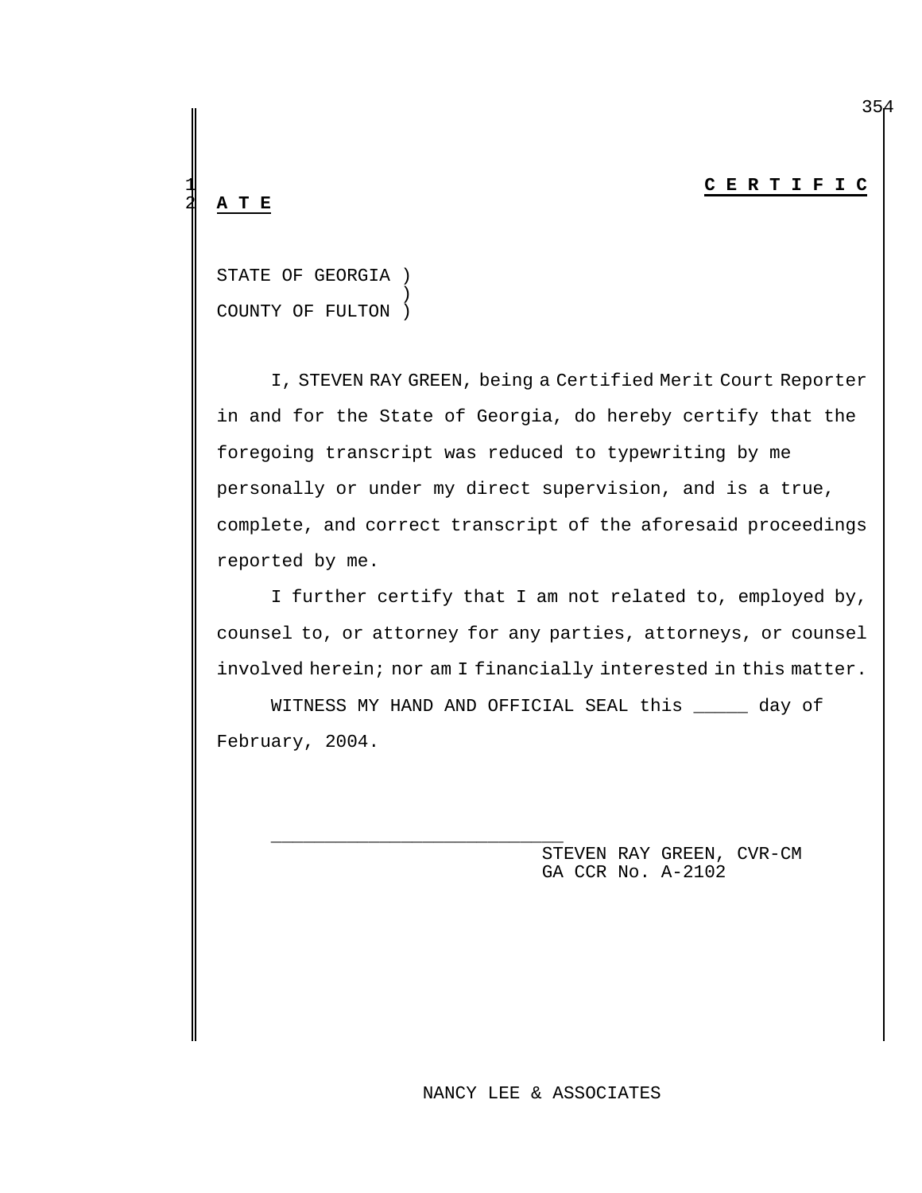**C E R T I F I C A T E**

STATE OF GEORGIA )
)
COUNTY OF FULTON )

I, STEVEN RAY GREEN, being a Certified Merit Court Reporter in and for the State of Georgia, do hereby certify that the foregoing transcript was reduced to typewriting by me personally or under my direct supervision, and is a true, complete, and correct transcript of the aforesaid proceedings reported by me.

I further certify that I am not related to, employed by, counsel to, or attorney for any parties, attorneys, or counsel involved herein; nor am I financially interested in this matter.

WITNESS MY HAND AND OFFICIAL SEAL this _____ day of February, 2004.

___________________________
STEVEN RAY GREEN, CVR-CM
GA CCR No. A-2102